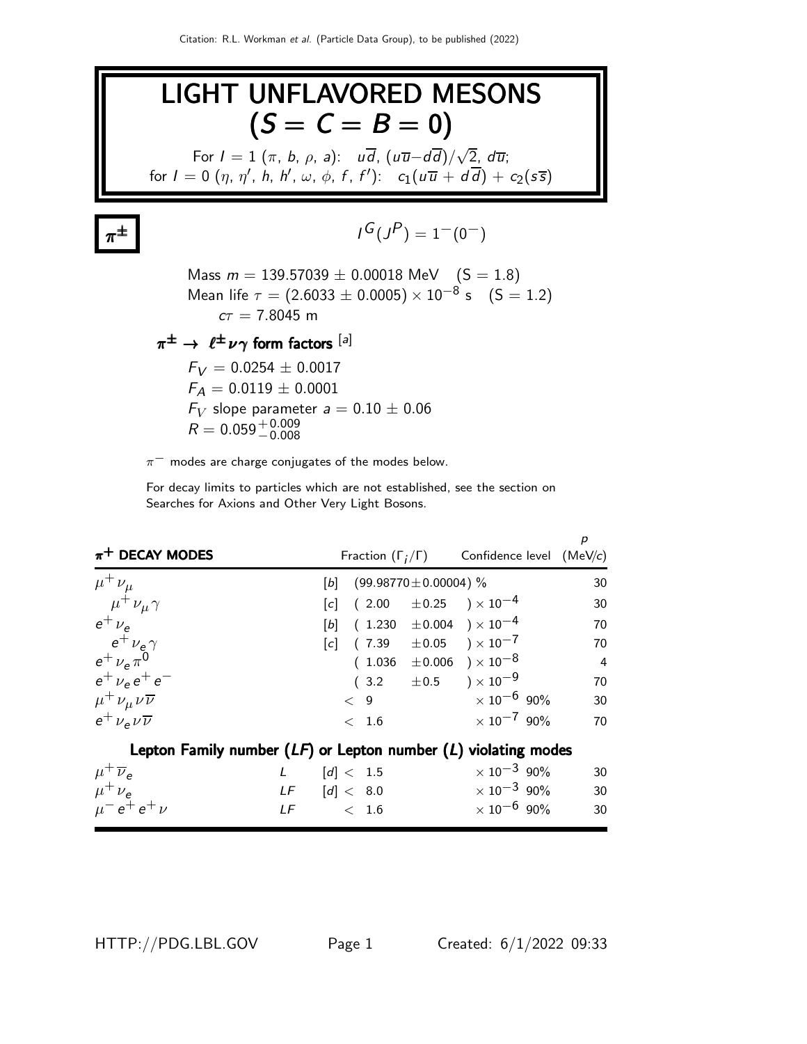Citation: R.L. Workman *et al.* (Particle Data Group), to be published (2022)

# LIGHT UNFLAVORED MESONS ($S = C = B = 0$)

For $I = 1$ ($\pi$, $b$, $\rho$, $a$): $u\overline{d}$, $(u\overline{u} - d\overline{d})/\sqrt{2}$, $d\overline{u}$;
for $I = 0$ ($\eta$, $\eta'$, $h$, $h'$, $\omega$, $\phi$, $f$, $f'$): $c_1(u\overline{u} + d\overline{d}) + c_2(s\overline{s})$

## $\pi^{\pm}$

$I^G(J^P) = 1^-(0^-)$

Mass $m = 139.57039 \pm 0.00018$ MeV (S = 1.8)
Mean life $\tau = (2.6033 \pm 0.0005) \times 10^{-8}$ s (S = 1.2)
$c\tau = 7.8045$ m

### $\pi^{\pm} \to \ell^{\pm}\nu\gamma$ form factors [a]

$F_V = 0.0254 \pm 0.0017$
$F_A = 0.0119 \pm 0.0001$
$F_V$ slope parameter $a = 0.10 \pm 0.06$
$R = 0.059^{+0.009}_{-0.008}$

$\pi^-$ modes are charge conjugates of the modes below.

For decay limits to particles which are not established, see the section on Searches for Axions and Other Very Light Bosons.

| $\pi^+$ DECAY MODES | | Fraction ($\Gamma_i/\Gamma$) | Confidence level | $p$ (MeV/$c$) |
|---|---|---|---|---|
| $\mu^+\nu_\mu$ | [b] | $(99.98770 \pm 0.00004)$ % | | 30 |
| $\mu^+\nu_\mu\gamma$ | [c] | $(2.00 \pm 0.25) \times 10^{-4}$ | | 30 |
| $e^+\nu_e$ | [b] | $(1.230 \pm 0.004) \times 10^{-4}$ | | 70 |
| $e^+\nu_e\gamma$ | [c] | $(7.39 \pm 0.05) \times 10^{-7}$ | | 70 |
| $e^+\nu_e\pi^0$ | | $(1.036 \pm 0.006) \times 10^{-8}$ | | 4 |
| $e^+\nu_e e^+ e^-$ | | $(3.2 \pm 0.5) \times 10^{-9}$ | | 70 |
| $\mu^+\nu_\mu\nu\overline{\nu}$ | | $< 9 \times 10^{-6}$ | 90% | 30 |
| $e^+\nu_e\nu\overline{\nu}$ | | $< 1.6 \times 10^{-7}$ | 90% | 70 |
| **Lepton Family number ($LF$) or Lepton number ($L$) violating modes** | | | | |
| $\mu^+\overline{\nu}_e$ | $L$ [d] | $< 1.5 \times 10^{-3}$ | 90% | 30 |
| $\mu^+\nu_e$ | $LF$ [d] | $< 8.0 \times 10^{-3}$ | 90% | 30 |
| $\mu^- e^+ e^+ \nu$ | $LF$ | $< 1.6 \times 10^{-6}$ | 90% | 30 |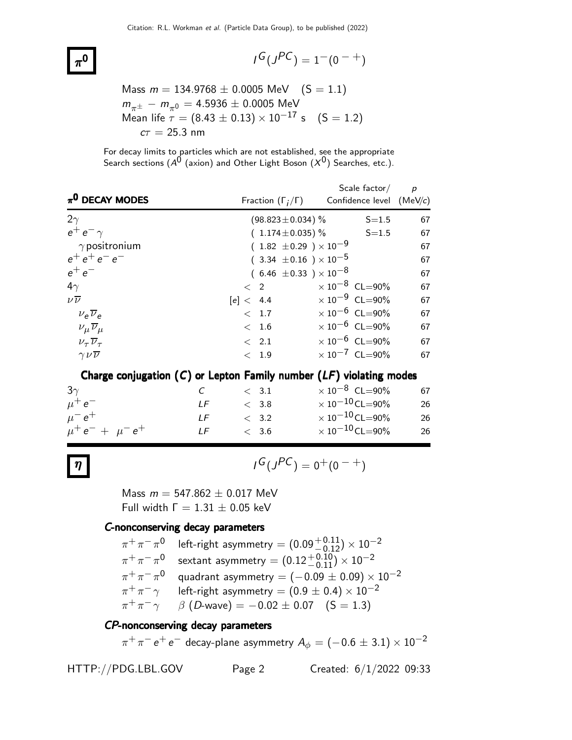# $\pi^0$

$I^G(J^{PC}) = 1^-(0^{-+})$

Mass $m = 134.9768 \pm 0.0005$ MeV   (S = 1.1)
$m_{\pi^\pm} - m_{\pi^0} = 4.5936 \pm 0.0005$ MeV
Mean life $\tau = (8.43 \pm 0.13) \times 10^{-17}$ s   (S = 1.2)
$c\tau = 25.3$ nm

For decay limits to particles which are not established, see the appropriate Search sections ($A^0$ (axion) and Other Light Boson ($X^0$) Searches, etc.).

| $\pi^0$ DECAY MODES | | Fraction ($\Gamma_i/\Gamma$) | Scale factor/ Confidence level | $p$ (MeV/$c$) |
|---|---|---|---|---|
| $2\gamma$ | | $(98.823 \pm 0.034)$ % | S=1.5 | 67 |
| $e^+e^-\gamma$ | | $(1.174 \pm 0.035)$ % | S=1.5 | 67 |
| $\gamma$ positronium | | $(1.82 \pm 0.29) \times 10^{-9}$ | | 67 |
| $e^+e^+e^-e^-$ | | $(3.34 \pm 0.16) \times 10^{-5}$ | | 67 |
| $e^+e^-$ | | $(6.46 \pm 0.33) \times 10^{-8}$ | | 67 |
| $4\gamma$ | | $< 2 \times 10^{-8}$ | CL=90% | 67 |
| $\nu\overline{\nu}$ | | [e] $< 4.4 \times 10^{-9}$ | CL=90% | 67 |
| $\nu_e\overline{\nu}_e$ | | $< 1.7 \times 10^{-6}$ | CL=90% | 67 |
| $\nu_\mu\overline{\nu}_\mu$ | | $< 1.6 \times 10^{-6}$ | CL=90% | 67 |
| $\nu_\tau\overline{\nu}_\tau$ | | $< 2.1 \times 10^{-6}$ | CL=90% | 67 |
| $\gamma\nu\overline{\nu}$ | | $< 1.9 \times 10^{-7}$ | CL=90% | 67 |
| **Charge conjugation ($C$) or Lepton Family number ($LF$) violating modes** | | | | |
| $3\gamma$ | $C$ | $< 3.1 \times 10^{-8}$ | CL=90% | 67 |
| $\mu^+e^-$ | $LF$ | $< 3.8 \times 10^{-10}$ | CL=90% | 26 |
| $\mu^-e^+$ | $LF$ | $< 3.2 \times 10^{-10}$ | CL=90% | 26 |
| $\mu^+e^- + \mu^-e^+$ | $LF$ | $< 3.6 \times 10^{-10}$ | CL=90% | 26 |

# $\eta$

$I^G(J^{PC}) = 0^+(0^{-+})$

Mass $m = 547.862 \pm 0.017$ MeV
Full width $\Gamma = 1.31 \pm 0.05$ keV

### $C$-nonconserving decay parameters

$\pi^+\pi^-\pi^0$   left-right asymmetry $= (0.09^{+0.11}_{-0.12}) \times 10^{-2}$
$\pi^+\pi^-\pi^0$   sextant asymmetry $= (0.12^{+0.10}_{-0.11}) \times 10^{-2}$
$\pi^+\pi^-\pi^0$   quadrant asymmetry $= (-0.09 \pm 0.09) \times 10^{-2}$
$\pi^+\pi^-\gamma$   left-right asymmetry $= (0.9 \pm 0.4) \times 10^{-2}$
$\pi^+\pi^-\gamma$   $\beta$ ($D$-wave) $= -0.02 \pm 0.07$   (S = 1.3)

### $CP$-nonconserving decay parameters

$\pi^+\pi^-e^+e^-$ decay-plane asymmetry $A_\phi = (-0.6 \pm 3.1) \times 10^{-2}$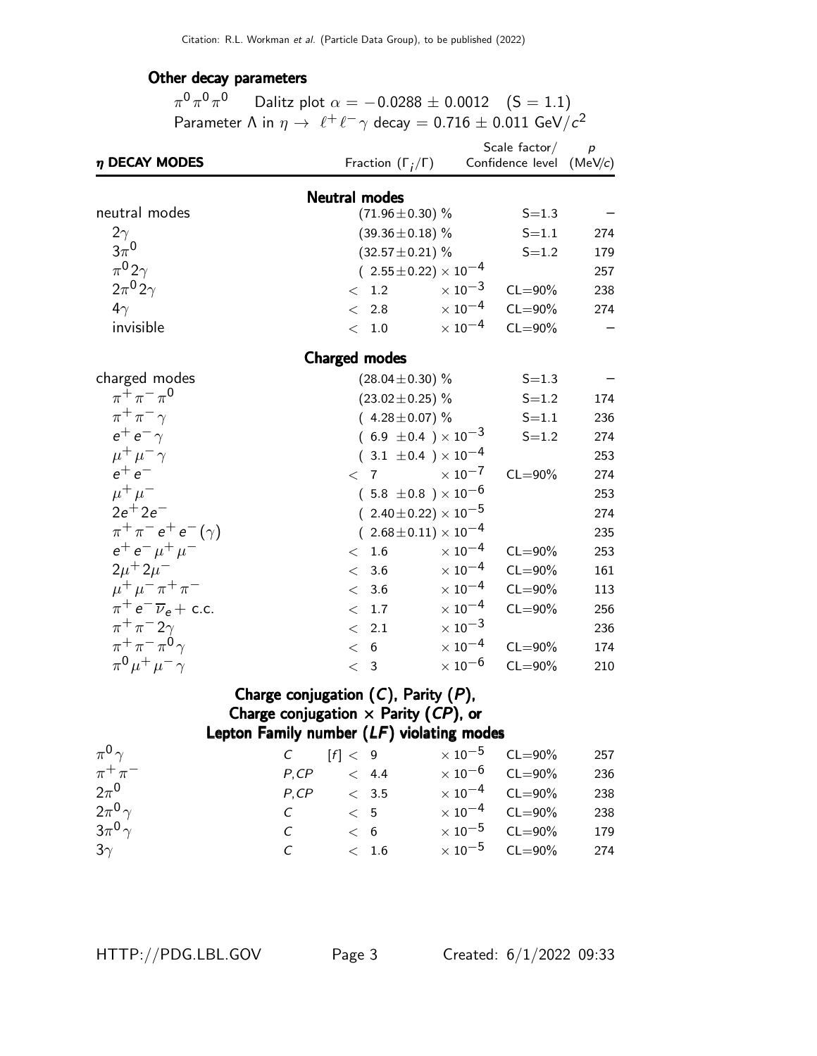#### Other decay parameters

$\pi^0\pi^0\pi^0$ Dalitz plot $\alpha = -0.0288 \pm 0.0012$ (S = 1.1)

Parameter $\Lambda$ in $\eta \rightarrow \ell^+\ell^-\gamma$ decay $= 0.716 \pm 0.011$ GeV/$c^2$

| $\eta$ DECAY MODES | | Fraction ($\Gamma_i/\Gamma$) | Scale factor/ Confidence level | $p$ (MeV/c) |
|---|---|---|---|---|
| **Neutral modes** | | | | |
| neutral modes | | $(71.96 \pm 0.30)$ % | S=1.3 | – |
| $2\gamma$ | | $(39.36 \pm 0.18)$ % | S=1.1 | 274 |
| $3\pi^0$ | | $(32.57 \pm 0.21)$ % | S=1.2 | 179 |
| $\pi^0 2\gamma$ | | $(2.55 \pm 0.22) \times 10^{-4}$ | | 257 |
| $2\pi^0 2\gamma$ | | $< 1.2 \times 10^{-3}$ | CL=90% | 238 |
| $4\gamma$ | | $< 2.8 \times 10^{-4}$ | CL=90% | 274 |
| invisible | | $< 1.0 \times 10^{-4}$ | CL=90% | – |
| **Charged modes** | | | | |
| charged modes | | $(28.04 \pm 0.30)$ % | S=1.3 | – |
| $\pi^+\pi^-\pi^0$ | | $(23.02 \pm 0.25)$ % | S=1.2 | 174 |
| $\pi^+\pi^-\gamma$ | | $(4.28 \pm 0.07)$ % | S=1.1 | 236 |
| $e^+e^-\gamma$ | | $(6.9 \pm 0.4) \times 10^{-3}$ | S=1.2 | 274 |
| $\mu^+\mu^-\gamma$ | | $(3.1 \pm 0.4) \times 10^{-4}$ | | 253 |
| $e^+e^-$ | | $< 7 \times 10^{-7}$ | CL=90% | 274 |
| $\mu^+\mu^-$ | | $(5.8 \pm 0.8) \times 10^{-6}$ | | 253 |
| $2e^+2e^-$ | | $(2.40 \pm 0.22) \times 10^{-5}$ | | 274 |
| $\pi^+\pi^-e^+e^-(\gamma)$ | | $(2.68 \pm 0.11) \times 10^{-4}$ | | 235 |
| $e^+e^-\mu^+\mu^-$ | | $< 1.6 \times 10^{-4}$ | CL=90% | 253 |
| $2\mu^+2\mu^-$ | | $< 3.6 \times 10^{-4}$ | CL=90% | 161 |
| $\mu^+\mu^-\pi^+\pi^-$ | | $< 3.6 \times 10^{-4}$ | CL=90% | 113 |
| $\pi^+e^-\overline{\nu}_e +$ c.c. | | $< 1.7 \times 10^{-4}$ | CL=90% | 256 |
| $\pi^+\pi^-2\gamma$ | | $< 2.1 \times 10^{-3}$ | | 236 |
| $\pi^+\pi^-\pi^0\gamma$ | | $< 6 \times 10^{-4}$ | CL=90% | 174 |
| $\pi^0\mu^+\mu^-\gamma$ | | $< 3 \times 10^{-6}$ | CL=90% | 210 |
| **Charge conjugation ($C$), Parity ($P$), Charge conjugation $\times$ Parity ($CP$), or Lepton Family number ($LF$) violating modes** | | | | |
| $\pi^0\gamma$ | $C$ | [f] $< 9 \times 10^{-5}$ | CL=90% | 257 |
| $\pi^+\pi^-$ | $P,CP$ | $< 4.4 \times 10^{-6}$ | CL=90% | 236 |
| $2\pi^0$ | $P,CP$ | $< 3.5 \times 10^{-4}$ | CL=90% | 238 |
| $2\pi^0\gamma$ | $C$ | $< 5 \times 10^{-4}$ | CL=90% | 238 |
| $3\pi^0\gamma$ | $C$ | $< 6 \times 10^{-5}$ | CL=90% | 179 |
| $3\gamma$ | $C$ | $< 1.6 \times 10^{-5}$ | CL=90% | 274 |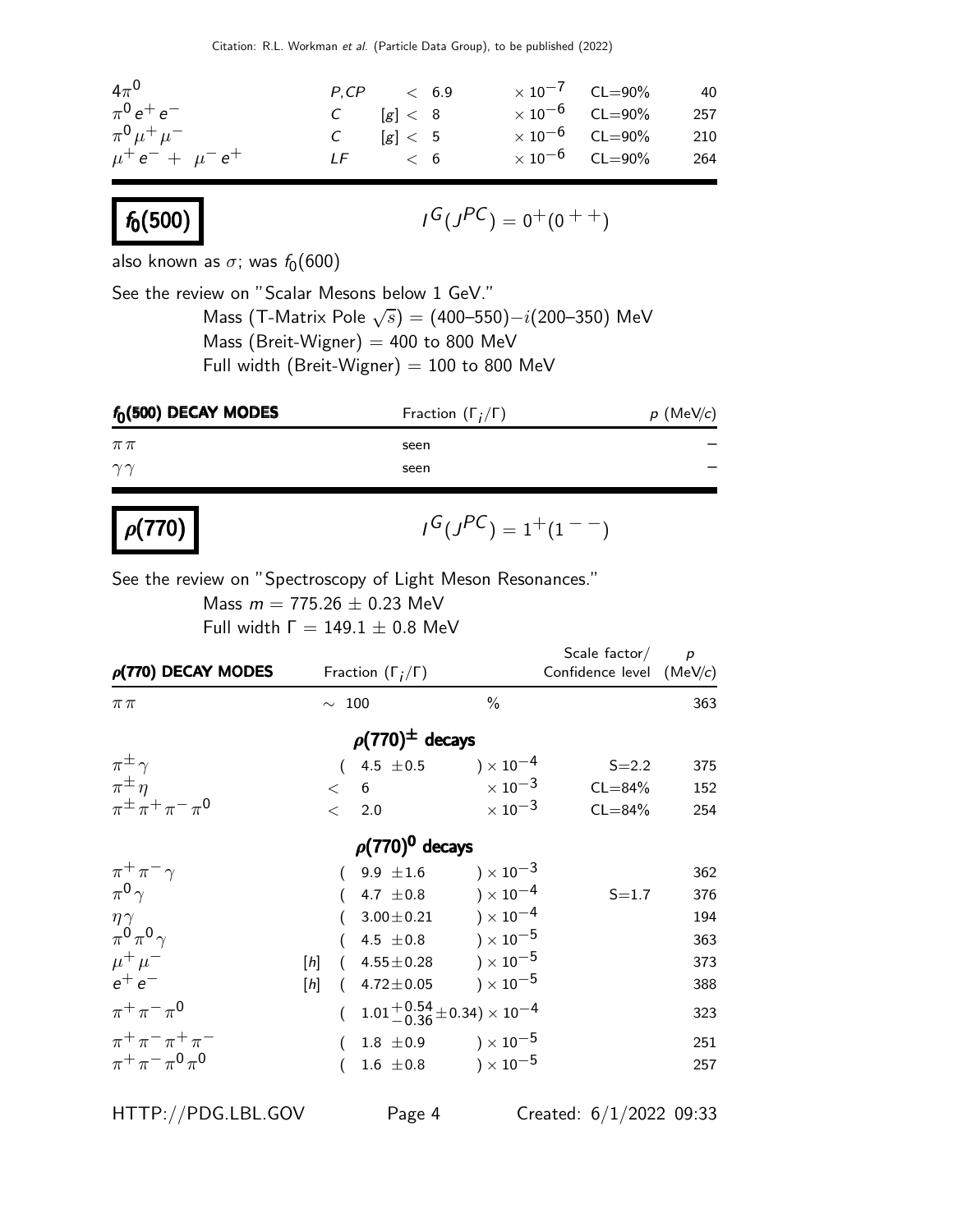| | | | | | |
|---|---|---|---|---|---|
| $4\pi^0$ | $P,CP$ | $< 6.9$ | $\times 10^{-7}$ | CL=90% | 40 |
| $\pi^0 e^+ e^-$ | $C$ | [g] $< 8$ | $\times 10^{-6}$ | CL=90% | 257 |
| $\pi^0 \mu^+ \mu^-$ | $C$ | [g] $< 5$ | $\times 10^{-6}$ | CL=90% | 210 |
| $\mu^+ e^- + \mu^- e^+$ | $LF$ | $< 6$ | $\times 10^{-6}$ | CL=90% | 264 |

# $f_0(500)$

$I^G(J^{PC}) = 0^+(0^{++})$

also known as $\sigma$; was $f_0(600)$

See the review on "Scalar Mesons below 1 GeV."

Mass (T-Matrix Pole $\sqrt{s}$) = (400–550)$-i$(200–350) MeV
Mass (Breit-Wigner) = 400 to 800 MeV
Full width (Breit-Wigner) = 100 to 800 MeV

| $f_0(500)$ DECAY MODES | Fraction ($\Gamma_i/\Gamma$) | $p$ (MeV/$c$) |
|---|---|---|
| $\pi\pi$ | seen | – |
| $\gamma\gamma$ | seen | – |

# $\rho(770)$

$I^G(J^{PC}) = 1^+(1^{--})$

See the review on "Spectroscopy of Light Meson Resonances."

Mass $m = 775.26 \pm 0.23$ MeV
Full width $\Gamma = 149.1 \pm 0.8$ MeV

| $\rho(770)$ DECAY MODES | Fraction ($\Gamma_i/\Gamma$) | Scale factor/ Confidence level | $p$ (MeV/$c$) |
|---|---|---|---|
| $\pi\pi$ | $\sim 100$ % | | 363 |
| **$\rho(770)^{\pm}$ decays** | | | |
| $\pi^{\pm}\gamma$ | $(4.5 \pm 0.5) \times 10^{-4}$ | S=2.2 | 375 |
| $\pi^{\pm}\eta$ | $< 6 \times 10^{-3}$ | CL=84% | 152 |
| $\pi^{\pm}\pi^+\pi^-\pi^0$ | $< 2.0 \times 10^{-3}$ | CL=84% | 254 |
| **$\rho(770)^0$ decays** | | | |
| $\pi^+\pi^-\gamma$ | $(9.9 \pm 1.6) \times 10^{-3}$ | | 362 |
| $\pi^0\gamma$ | $(4.7 \pm 0.8) \times 10^{-4}$ | S=1.7 | 376 |
| $\eta\gamma$ | $(3.00 \pm 0.21) \times 10^{-4}$ | | 194 |
| $\pi^0\pi^0\gamma$ | $(4.5 \pm 0.8) \times 10^{-5}$ | | 363 |
| $\mu^+\mu^-$ | [h] $(4.55 \pm 0.28) \times 10^{-5}$ | | 373 |
| $e^+e^-$ | [h] $(4.72 \pm 0.05) \times 10^{-5}$ | | 388 |
| $\pi^+\pi^-\pi^0$ | $(1.01^{+0.54}_{-0.36} \pm 0.34) \times 10^{-4}$ | | 323 |
| $\pi^+\pi^-\pi^+\pi^-$ | $(1.8 \pm 0.9) \times 10^{-5}$ | | 251 |
| $\pi^+\pi^-\pi^0\pi^0$ | $(1.6 \pm 0.8) \times 10^{-5}$ | | 257 |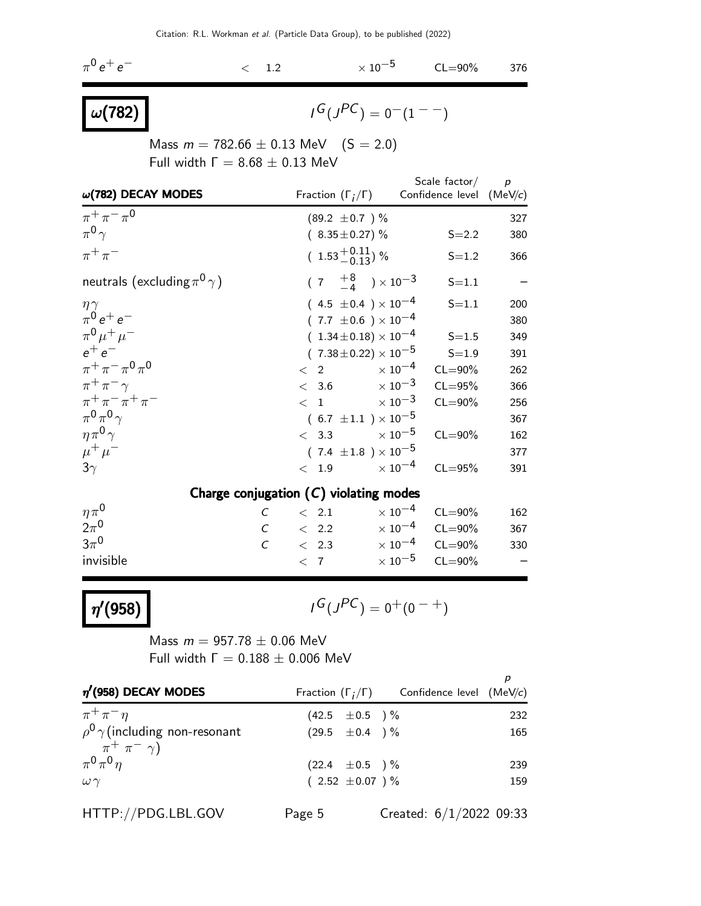| | | | | |
|---|---|---|---|---|
| $\pi^0 e^+ e^-$ | $< 1.2$ | $\times 10^{-5}$ | CL=90% | 376 |

# $\omega(782)$

$I^G(J^{PC}) = 0^-(1^{--})$

Mass $m = 782.66 \pm 0.13$ MeV  (S = 2.0)
Full width $\Gamma = 8.68 \pm 0.13$ MeV

| $\omega$(782) DECAY MODES | Fraction ($\Gamma_i/\Gamma$) | Scale factor/ Confidence level | $p$ (MeV/$c$) |
|---|---|---|---|
| $\pi^+\pi^-\pi^0$ | $(89.2 \pm 0.7)$ % | | 327 |
| $\pi^0\gamma$ | $(8.35 \pm 0.27)$ % | S=2.2 | 380 |
| $\pi^+\pi^-$ | $(1.53^{+0.11}_{-0.13})$ % | S=1.2 | 366 |
| neutrals (excluding $\pi^0\gamma$) | $(7 \ {}^{+8}_{-4}) \times 10^{-3}$ | S=1.1 | – |
| $\eta\gamma$ | $(4.5 \pm 0.4) \times 10^{-4}$ | S=1.1 | 200 |
| $\pi^0 e^+ e^-$ | $(7.7 \pm 0.6) \times 10^{-4}$ | | 380 |
| $\pi^0 \mu^+ \mu^-$ | $(1.34 \pm 0.18) \times 10^{-4}$ | S=1.5 | 349 |
| $e^+ e^-$ | $(7.38 \pm 0.22) \times 10^{-5}$ | S=1.9 | 391 |
| $\pi^+\pi^-\pi^0\pi^0$ | $< 2 \times 10^{-4}$ | CL=90% | 262 |
| $\pi^+\pi^-\gamma$ | $< 3.6 \times 10^{-3}$ | CL=95% | 366 |
| $\pi^+\pi^-\pi^+\pi^-$ | $< 1 \times 10^{-3}$ | CL=90% | 256 |
| $\pi^0\pi^0\gamma$ | $(6.7 \pm 1.1) \times 10^{-5}$ | | 367 |
| $\eta\pi^0\gamma$ | $< 3.3 \times 10^{-5}$ | CL=90% | 162 |
| $\mu^+\mu^-$ | $(7.4 \pm 1.8) \times 10^{-5}$ | | 377 |
| $3\gamma$ | $< 1.9 \times 10^{-4}$ | CL=95% | 391 |

**Charge conjugation ($C$) violating modes**

| | | | | |
|---|---|---|---|---|
| $\eta\pi^0$ | $C$ | $< 2.1 \times 10^{-4}$ | CL=90% | 162 |
| $2\pi^0$ | $C$ | $< 2.2 \times 10^{-4}$ | CL=90% | 367 |
| $3\pi^0$ | $C$ | $< 2.3 \times 10^{-4}$ | CL=90% | 330 |
| invisible | | $< 7 \times 10^{-5}$ | CL=90% | – |

# $\eta'(958)$

$I^G(J^{PC}) = 0^+(0^{-+})$

Mass $m = 957.78 \pm 0.06$ MeV
Full width $\Gamma = 0.188 \pm 0.006$ MeV

| $\eta'$(958) DECAY MODES | Fraction ($\Gamma_i/\Gamma$) | Confidence level | $p$ (MeV/$c$) |
|---|---|---|---|
| $\pi^+\pi^-\eta$ | $(42.5 \pm 0.5)$ % | | 232 |
| $\rho^0\gamma$ (including non-resonant $\pi^+\pi^-\gamma$) | $(29.5 \pm 0.4)$ % | | 165 |
| $\pi^0\pi^0\eta$ | $(22.4 \pm 0.5)$ % | | 239 |
| $\omega\gamma$ | $(2.52 \pm 0.07)$ % | | 159 |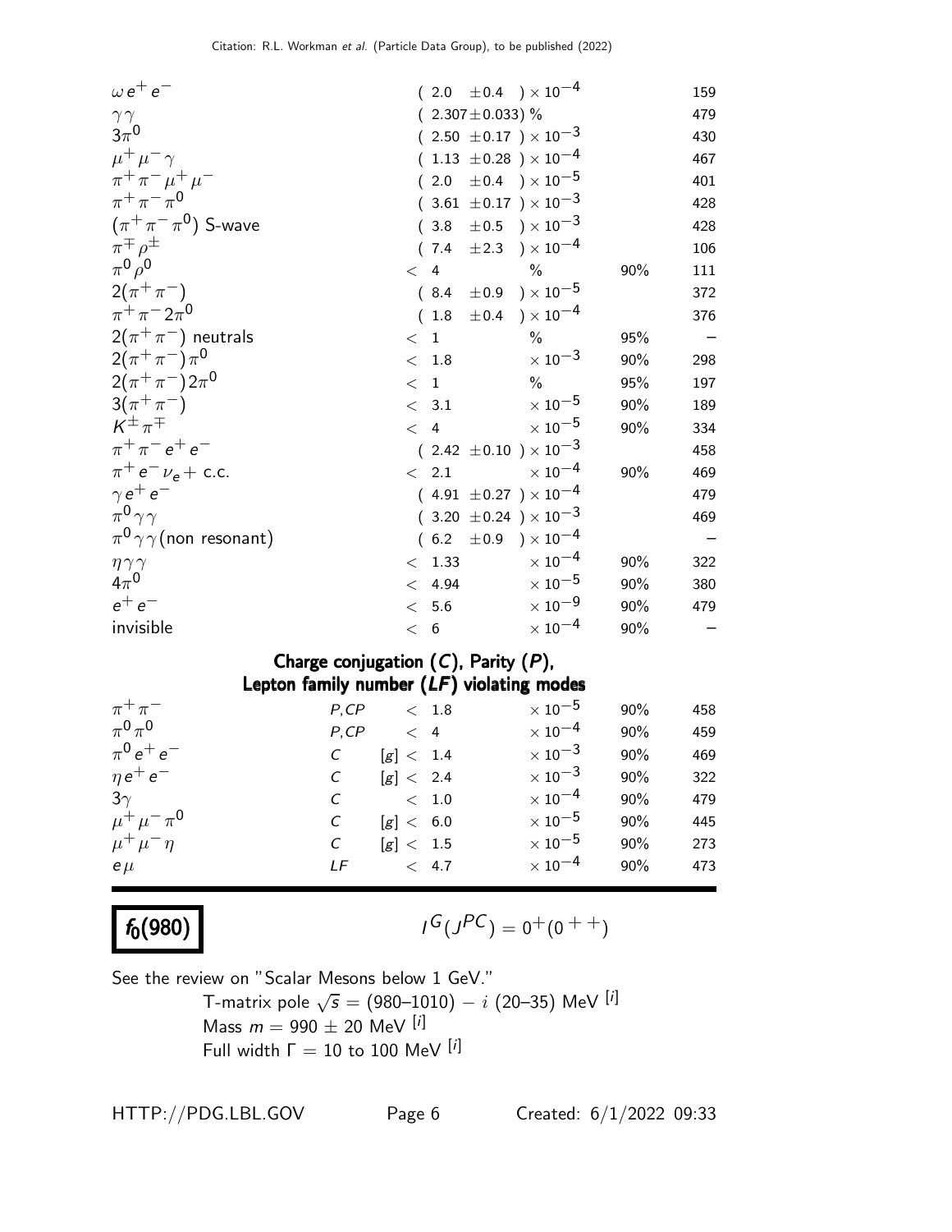| Mode | | Fraction ($\Gamma_i/\Gamma$) | Confidence level | $p$ (MeV/c) |
|---|---|---|---|---|
| $\omega e^+ e^-$ | | $(2.0 \pm 0.4) \times 10^{-4}$ | | 159 |
| $\gamma\gamma$ | | $(2.307 \pm 0.033)$ % | | 479 |
| $3\pi^0$ | | $(2.50 \pm 0.17) \times 10^{-3}$ | | 430 |
| $\mu^+ \mu^- \gamma$ | | $(1.13 \pm 0.28) \times 10^{-4}$ | | 467 |
| $\pi^+ \pi^- \mu^+ \mu^-$ | | $(2.0 \pm 0.4) \times 10^{-5}$ | | 401 |
| $\pi^+ \pi^- \pi^0$ | | $(3.61 \pm 0.17) \times 10^{-3}$ | | 428 |
| $(\pi^+ \pi^- \pi^0)$ S-wave | | $(3.8 \pm 0.5) \times 10^{-3}$ | | 428 |
| $\pi^\mp \rho^\pm$ | | $(7.4 \pm 2.3) \times 10^{-4}$ | | 106 |
| $\pi^0 \rho^0$ | | $< 4$ % | 90% | 111 |
| $2(\pi^+ \pi^-)$ | | $(8.4 \pm 0.9) \times 10^{-5}$ | | 372 |
| $\pi^+ \pi^- 2\pi^0$ | | $(1.8 \pm 0.4) \times 10^{-4}$ | | 376 |
| $2(\pi^+ \pi^-)$ neutrals | | $< 1$ % | 95% | – |
| $2(\pi^+ \pi^-)\pi^0$ | | $< 1.8 \times 10^{-3}$ | 90% | 298 |
| $2(\pi^+ \pi^-)2\pi^0$ | | $< 1$ % | 95% | 197 |
| $3(\pi^+ \pi^-)$ | | $< 3.1 \times 10^{-5}$ | 90% | 189 |
| $K^\pm \pi^\mp$ | | $< 4 \times 10^{-5}$ | 90% | 334 |
| $\pi^+ \pi^- e^+ e^-$ | | $(2.42 \pm 0.10) \times 10^{-3}$ | | 458 |
| $\pi^+ e^- \nu_e +$ c.c. | | $< 2.1 \times 10^{-4}$ | 90% | 469 |
| $\gamma e^+ e^-$ | | $(4.91 \pm 0.27) \times 10^{-4}$ | | 479 |
| $\pi^0 \gamma\gamma$ | | $(3.20 \pm 0.24) \times 10^{-3}$ | | 469 |
| $\pi^0 \gamma\gamma$(non resonant) | | $(6.2 \pm 0.9) \times 10^{-4}$ | | – |
| $\eta\gamma\gamma$ | | $< 1.33 \times 10^{-4}$ | 90% | 322 |
| $4\pi^0$ | | $< 4.94 \times 10^{-5}$ | 90% | 380 |
| $e^+ e^-$ | | $< 5.6 \times 10^{-9}$ | 90% | 479 |
| invisible | | $< 6 \times 10^{-4}$ | 90% | – |

### Charge conjugation ($C$), Parity ($P$), Lepton family number ($LF$) violating modes

| Mode | Violation | Fraction ($\Gamma_i/\Gamma$) | Confidence level | $p$ (MeV/c) |
|---|---|---|---|---|
| $\pi^+ \pi^-$ | $P,CP$ | $< 1.8 \times 10^{-5}$ | 90% | 458 |
| $\pi^0 \pi^0$ | $P,CP$ | $< 4 \times 10^{-4}$ | 90% | 459 |
| $\pi^0 e^+ e^-$ | $C$ | [g] $< 1.4 \times 10^{-3}$ | 90% | 469 |
| $\eta e^+ e^-$ | $C$ | [g] $< 2.4 \times 10^{-3}$ | 90% | 322 |
| $3\gamma$ | $C$ | $< 1.0 \times 10^{-4}$ | 90% | 479 |
| $\mu^+ \mu^- \pi^0$ | $C$ | [g] $< 6.0 \times 10^{-5}$ | 90% | 445 |
| $\mu^+ \mu^- \eta$ | $C$ | [g] $< 1.5 \times 10^{-5}$ | 90% | 273 |
| $e\mu$ | $LF$ | $< 4.7 \times 10^{-4}$ | 90% | 473 |

## $f_0(980)$

$$I^G(J^{PC}) = 0^+(0^{++})$$

See the review on "Scalar Mesons below 1 GeV."

T-matrix pole $\sqrt{s} = (980\text{–}1010) - i\ (20\text{–}35)$ MeV [i]
Mass $m = 990 \pm 20$ MeV [i]
Full width $\Gamma = 10$ to $100$ MeV [i]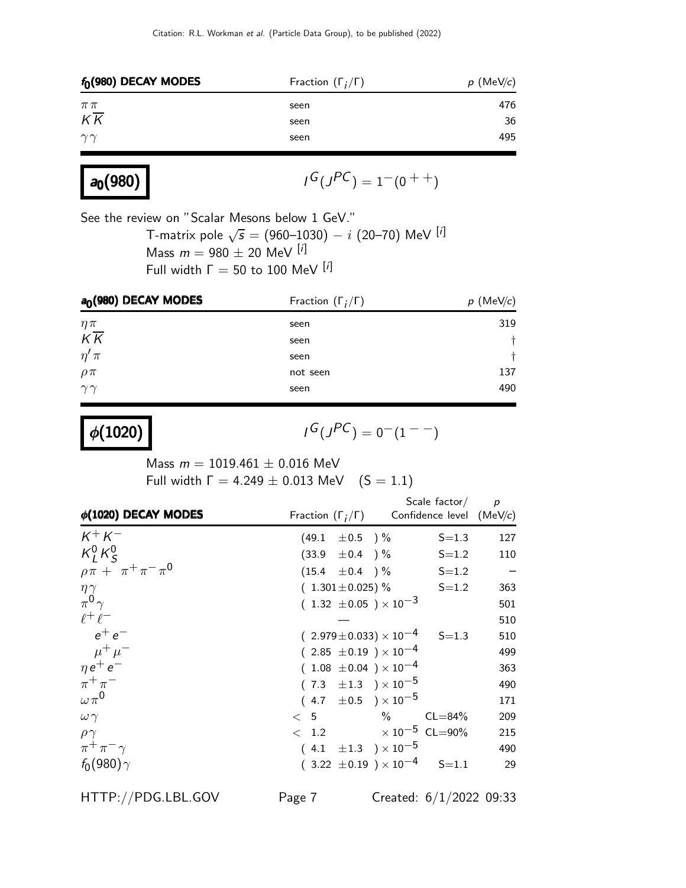| $f_0(980)$ DECAY MODES | Fraction ($\Gamma_i/\Gamma$) | $p$ (MeV/$c$) |
|---|---|---|
| $\pi\pi$ | seen | 476 |
| $K\overline{K}$ | seen | 36 |
| $\gamma\gamma$ | seen | 495 |

## $a_0(980)$

$I^G(J^{PC}) = 1^-(0^{++})$

See the review on "Scalar Mesons below 1 GeV."

T-matrix pole $\sqrt{s}$ = (960–1030) $- i$ (20–70) MeV [i]

Mass $m = 980 \pm 20$ MeV [i]

Full width $\Gamma = 50$ to 100 MeV [i]

| $a_0(980)$ DECAY MODES | Fraction ($\Gamma_i/\Gamma$) | $p$ (MeV/$c$) |
|---|---|---|
| $\eta\pi$ | seen | 319 |
| $K\overline{K}$ | seen | † |
| $\eta'\pi$ | seen | † |
| $\rho\pi$ | not seen | 137 |
| $\gamma\gamma$ | seen | 490 |

## $\phi(1020)$

$I^G(J^{PC}) = 0^-(1^{--})$

Mass $m = 1019.461 \pm 0.016$ MeV

Full width $\Gamma = 4.249 \pm 0.013$ MeV (S = 1.1)

| $\phi(1020)$ DECAY MODES | Fraction ($\Gamma_i/\Gamma$) | Scale factor/ Confidence level | $p$ (MeV/$c$) |
|---|---|---|---|
| $K^+K^-$ | $(49.1 \pm 0.5)$ % | S=1.3 | 127 |
| $K^0_L K^0_S$ | $(33.9 \pm 0.4)$ % | S=1.2 | 110 |
| $\rho\pi + \pi^+\pi^-\pi^0$ | $(15.4 \pm 0.4)$ % | S=1.2 | – |
| $\eta\gamma$ | $(1.301 \pm 0.025)$ % | S=1.2 | 363 |
| $\pi^0\gamma$ | $(1.32 \pm 0.05) \times 10^{-3}$ | | 501 |
| $\ell^+\ell^-$ | — | | 510 |
| $e^+e^-$ | $(2.979 \pm 0.033) \times 10^{-4}$ | S=1.3 | 510 |
| $\mu^+\mu^-$ | $(2.85 \pm 0.19) \times 10^{-4}$ | | 499 |
| $\eta e^+e^-$ | $(1.08 \pm 0.04) \times 10^{-4}$ | | 363 |
| $\pi^+\pi^-$ | $(7.3 \pm 1.3) \times 10^{-5}$ | | 490 |
| $\omega\pi^0$ | $(4.7 \pm 0.5) \times 10^{-5}$ | | 171 |
| $\omega\gamma$ | $< 5$ % | CL=84% | 209 |
| $\rho\gamma$ | $< 1.2 \times 10^{-5}$ | CL=90% | 215 |
| $\pi^+\pi^-\gamma$ | $(4.1 \pm 1.3) \times 10^{-5}$ | | 490 |
| $f_0(980)\gamma$ | $(3.22 \pm 0.19) \times 10^{-4}$ | S=1.1 | 29 |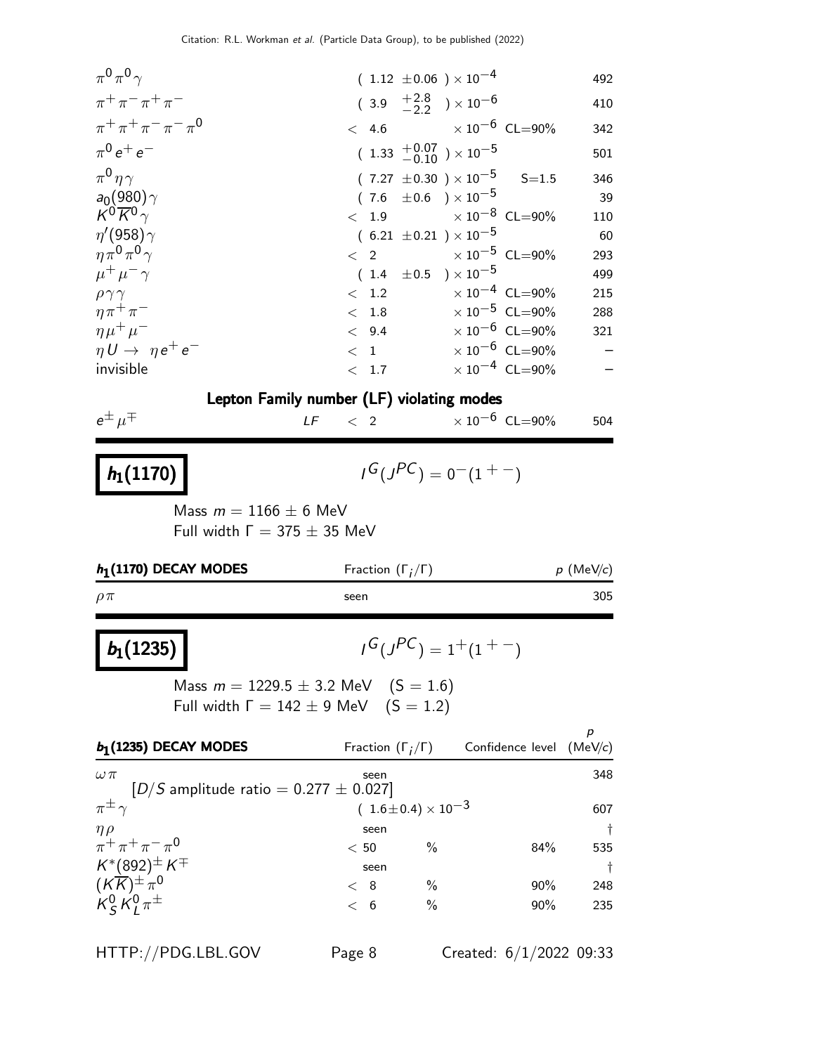| | | | |
|---|---|---|---|
| $\pi^0\pi^0\gamma$ | $(1.12 \pm 0.06) \times 10^{-4}$ | | 492 |
| $\pi^+\pi^-\pi^+\pi^-$ | $(3.9 \ {}^{+2.8}_{-2.2}) \times 10^{-6}$ | | 410 |
| $\pi^+\pi^+\pi^-\pi^-\pi^0$ | $< 4.6 \times 10^{-6}$ | CL=90% | 342 |
| $\pi^0 e^+ e^-$ | $(1.33 \ {}^{+0.07}_{-0.10}) \times 10^{-5}$ | | 501 |
| $\pi^0\eta\gamma$ | $(7.27 \pm 0.30) \times 10^{-5}$ | S=1.5 | 346 |
| $a_0(980)\gamma$ | $(7.6 \pm 0.6) \times 10^{-5}$ | | 39 |
| $K^0\overline{K}^0\gamma$ | $< 1.9 \times 10^{-8}$ | CL=90% | 110 |
| $\eta'(958)\gamma$ | $(6.21 \pm 0.21) \times 10^{-5}$ | | 60 |
| $\eta\pi^0\pi^0\gamma$ | $< 2 \times 10^{-5}$ | CL=90% | 293 |
| $\mu^+\mu^-\gamma$ | $(1.4 \pm 0.5) \times 10^{-5}$ | | 499 |
| $\rho\gamma\gamma$ | $< 1.2 \times 10^{-4}$ | CL=90% | 215 |
| $\eta\pi^+\pi^-$ | $< 1.8 \times 10^{-5}$ | CL=90% | 288 |
| $\eta\mu^+\mu^-$ | $< 9.4 \times 10^{-6}$ | CL=90% | 321 |
| $\eta U \to \eta e^+ e^-$ | $< 1 \times 10^{-6}$ | CL=90% | – |
| invisible | $< 1.7 \times 10^{-4}$ | CL=90% | – |

**Lepton Family number (LF) violating modes**

| | | | | |
|---|---|---|---|---|
| $e^\pm\mu^\mp$ | LF | $< 2 \times 10^{-6}$ | CL=90% | 504 |

# $h_1(1170)$

$I^G(J^{PC}) = 0^-(1^{+-})$

Mass $m = 1166 \pm 6$ MeV
Full width $\Gamma = 375 \pm 35$ MeV

| $h_1$(1170) DECAY MODES | Fraction ($\Gamma_i/\Gamma$) | $p$ (MeV/$c$) |
|---|---|---|
| $\rho\pi$ | seen | 305 |

# $b_1(1235)$

$I^G(J^{PC}) = 1^+(1^{+-})$

Mass $m = 1229.5 \pm 3.2$ MeV (S = 1.6)
Full width $\Gamma = 142 \pm 9$ MeV (S = 1.2)

| $b_1$(1235) DECAY MODES | Fraction ($\Gamma_i/\Gamma$) | Confidence level | $p$ (MeV/$c$) |
|---|---|---|---|
| $\omega\pi$ | seen | | 348 |
| [$D/S$ amplitude ratio = $0.277 \pm 0.027$] | | | |
| $\pi^\pm\gamma$ | $(1.6 \pm 0.4) \times 10^{-3}$ | | 607 |
| $\eta\rho$ | seen | | † |
| $\pi^+\pi^+\pi^-\pi^0$ | $< 50$ % | 84% | 535 |
| $K^*(892)^\pm K^\mp$ | seen | | † |
| $(K\overline{K})^\pm\pi^0$ | $< 8$ % | 90% | 248 |
| $K^0_S K^0_L \pi^\pm$ | $< 6$ % | 90% | 235 |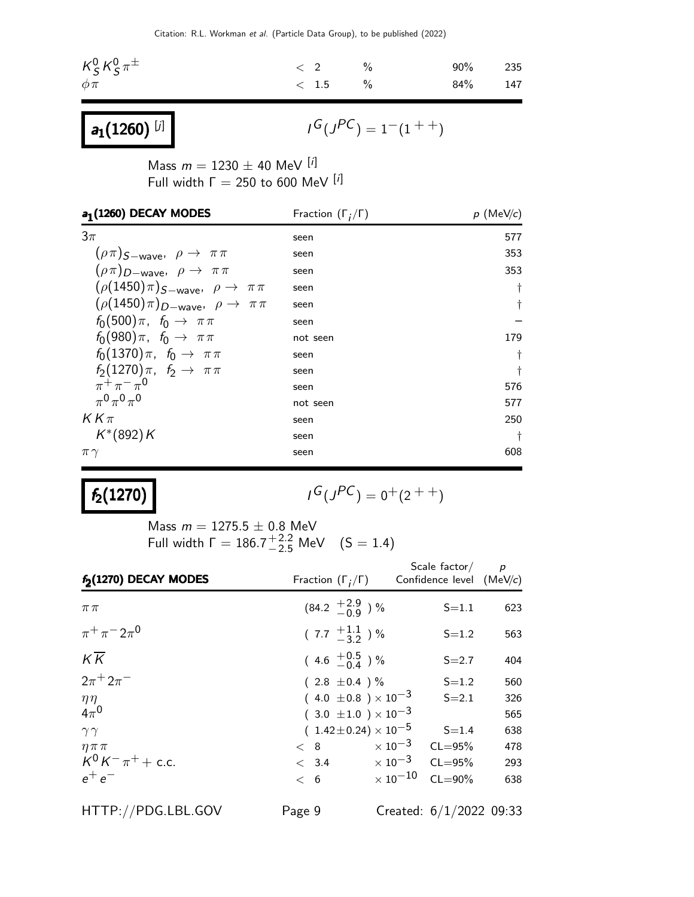| | | | | |
|---|---|---|---|---|
| $K^0_S K^0_S \pi^\pm$ | $<$ 2 | % | 90% | 235 |
| $\phi\pi$ | $<$ 1.5 | % | 84% | 147 |

## $a_1(1260)$ [j]

$I^G(J^{PC}) = 1^-(1^{++})$

Mass $m = 1230 \pm 40$ MeV [i]
Full width $\Gamma = 250$ to $600$ MeV [i]

| $a_1(1260)$ DECAY MODES | Fraction ($\Gamma_i/\Gamma$) | $p$ (MeV/$c$) |
|---|---|---|
| $3\pi$ | seen | 577 |
| $(\rho\pi)_{S-\text{wave}}$, $\rho \to \pi\pi$ | seen | 353 |
| $(\rho\pi)_{D-\text{wave}}$, $\rho \to \pi\pi$ | seen | 353 |
| $(\rho(1450)\pi)_{S-\text{wave}}$, $\rho \to \pi\pi$ | seen | † |
| $(\rho(1450)\pi)_{D-\text{wave}}$, $\rho \to \pi\pi$ | seen | † |
| $f_0(500)\pi$, $f_0 \to \pi\pi$ | seen | – |
| $f_0(980)\pi$, $f_0 \to \pi\pi$ | not seen | 179 |
| $f_0(1370)\pi$, $f_0 \to \pi\pi$ | seen | † |
| $f_2(1270)\pi$, $f_2 \to \pi\pi$ | seen | † |
| $\pi^+\pi^-\pi^0$ | seen | 576 |
| $\pi^0\pi^0\pi^0$ | not seen | 577 |
| $KK\pi$ | seen | 250 |
| $K^*(892)K$ | seen | † |
| $\pi\gamma$ | seen | 608 |

## $f_2(1270)$

$I^G(J^{PC}) = 0^+(2^{++})$

Mass $m = 1275.5 \pm 0.8$ MeV
Full width $\Gamma = 186.7^{+2.2}_{-2.5}$ MeV (S = 1.4)

| $f_2(1270)$ DECAY MODES | Fraction ($\Gamma_i/\Gamma$) | Scale factor/ Confidence level | $p$ (MeV/$c$) |
|---|---|---|---|
| $\pi\pi$ | $(84.2\ ^{+2.9}_{-0.9})$ % | S=1.1 | 623 |
| $\pi^+\pi^- 2\pi^0$ | $(7.7\ ^{+1.1}_{-3.2})$ % | S=1.2 | 563 |
| $K\overline{K}$ | $(4.6\ ^{+0.5}_{-0.4})$ % | S=2.7 | 404 |
| $2\pi^+ 2\pi^-$ | $(2.8 \pm 0.4)$ % | S=1.2 | 560 |
| $\eta\eta$ | $(4.0 \pm 0.8) \times 10^{-3}$ | S=2.1 | 326 |
| $4\pi^0$ | $(3.0 \pm 1.0) \times 10^{-3}$ | | 565 |
| $\gamma\gamma$ | $(1.42 \pm 0.24) \times 10^{-5}$ | S=1.4 | 638 |
| $\eta\pi\pi$ | $< 8 \times 10^{-3}$ | CL=95% | 478 |
| $K^0 K^- \pi^+ +$ c.c. | $< 3.4 \times 10^{-3}$ | CL=95% | 293 |
| $e^+e^-$ | $< 6 \times 10^{-10}$ | CL=90% | 638 |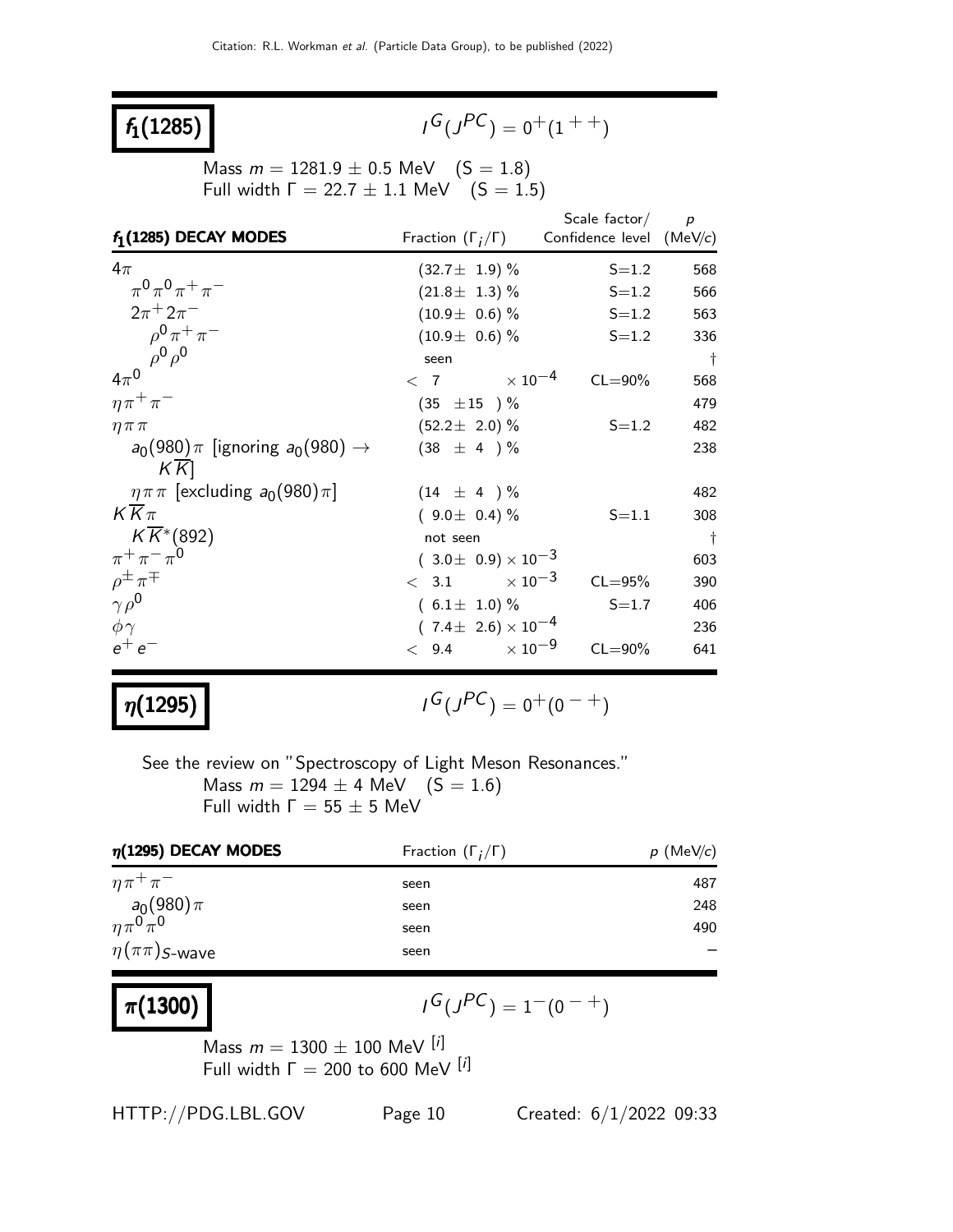# $f_1(1285)$

$I^G(J^{PC}) = 0^+(1^{++})$

Mass $m = 1281.9 \pm 0.5$ MeV (S = 1.8)
Full width $\Gamma = 22.7 \pm 1.1$ MeV (S = 1.5)

| $f_1(1285)$ DECAY MODES | Fraction ($\Gamma_i/\Gamma$) | Scale factor/ Confidence level | $p$ (MeV/$c$) |
|---|---|---|---|
| $4\pi$ | $(32.7 \pm 1.9)$ % | S=1.2 | 568 |
| $\pi^0\pi^0\pi^+\pi^-$ | $(21.8 \pm 1.3)$ % | S=1.2 | 566 |
| $2\pi^+2\pi^-$ | $(10.9 \pm 0.6)$ % | S=1.2 | 563 |
| $\rho^0\pi^+\pi^-$ | $(10.9 \pm 0.6)$ % | S=1.2 | 336 |
| $\rho^0\rho^0$ | seen | | † |
| $4\pi^0$ | $< 7 \times 10^{-4}$ | CL=90% | 568 |
| $\eta\pi^+\pi^-$ | $(35 \pm 15)$ % | | 479 |
| $\eta\pi\pi$ | $(52.2 \pm 2.0)$ % | S=1.2 | 482 |
| $a_0(980)\pi$ [ignoring $a_0(980) \to K\overline{K}$] | $(38 \pm 4)$ % | | 238 |
| $\eta\pi\pi$ [excluding $a_0(980)\pi$] | $(14 \pm 4)$ % | | 482 |
| $K\overline{K}\pi$ | $(9.0 \pm 0.4)$ % | S=1.1 | 308 |
| $K\overline{K}^*(892)$ | not seen | | † |
| $\pi^+\pi^-\pi^0$ | $(3.0 \pm 0.9) \times 10^{-3}$ | | 603 |
| $\rho^\pm\pi^\mp$ | $< 3.1 \times 10^{-3}$ | CL=95% | 390 |
| $\gamma\rho^0$ | $(6.1 \pm 1.0)$ % | S=1.7 | 406 |
| $\phi\gamma$ | $(7.4 \pm 2.6) \times 10^{-4}$ | | 236 |
| $e^+e^-$ | $< 9.4 \times 10^{-9}$ | CL=90% | 641 |

# $\eta(1295)$

$I^G(J^{PC}) = 0^+(0^{-+})$

See the review on "Spectroscopy of Light Meson Resonances."
Mass $m = 1294 \pm 4$ MeV (S = 1.6)
Full width $\Gamma = 55 \pm 5$ MeV

| $\eta(1295)$ DECAY MODES | Fraction ($\Gamma_i/\Gamma$) | $p$ (MeV/$c$) |
|---|---|---|
| $\eta\pi^+\pi^-$ | seen | 487 |
| $a_0(980)\pi$ | seen | 248 |
| $\eta\pi^0\pi^0$ | seen | 490 |
| $\eta(\pi\pi)_{S\text{-wave}}$ | seen | – |

# $\pi(1300)$

$I^G(J^{PC}) = 1^-(0^{-+})$

Mass $m = 1300 \pm 100$ MeV [i]
Full width $\Gamma = 200$ to $600$ MeV [i]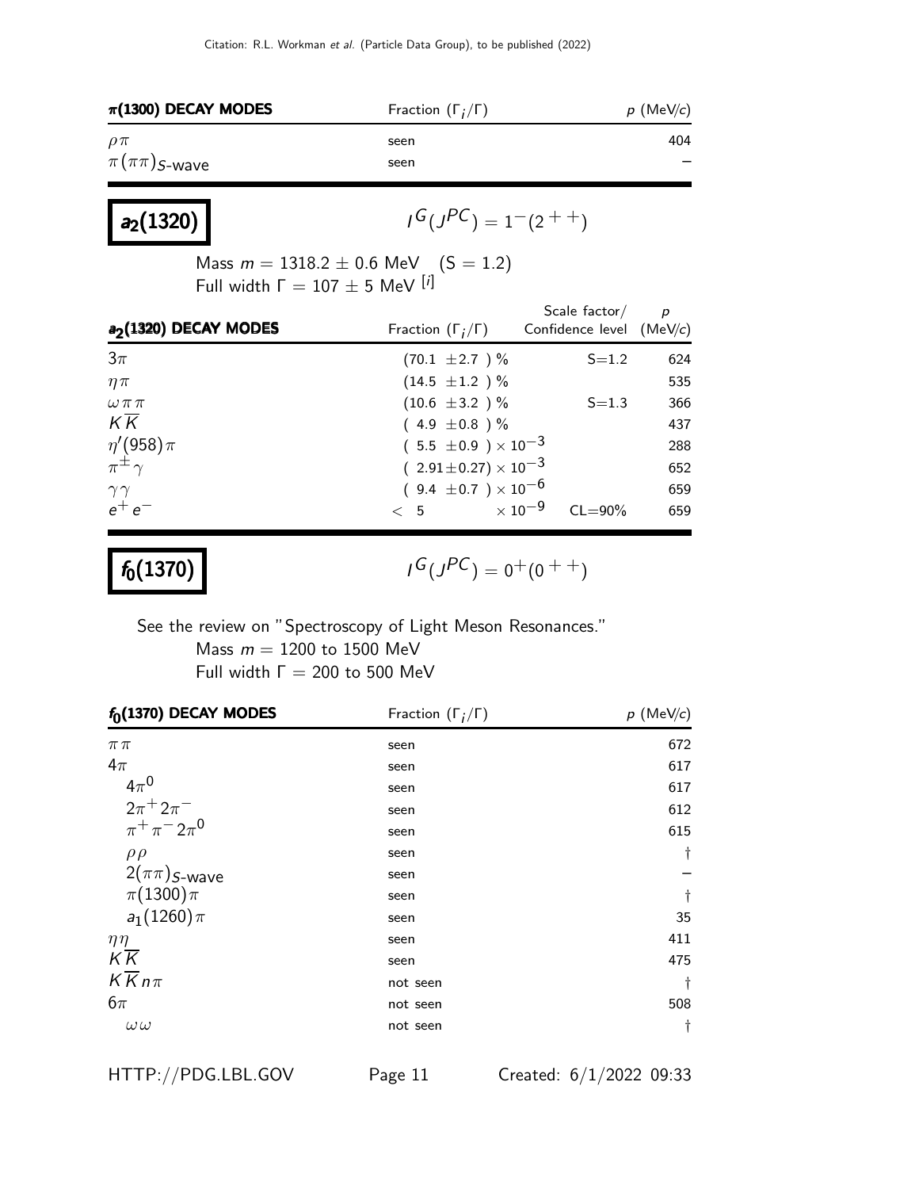| $\pi(1300)$ DECAY MODES | Fraction ($\Gamma_i/\Gamma$) | $p$ (MeV/$c$) |
|---|---|---|
| $\rho\pi$ | seen | 404 |
| $\pi(\pi\pi)_{S\text{-wave}}$ | seen | – |

# $a_2(1320)$

$I^G(J^{PC}) = 1^-(2^{++})$

Mass $m = 1318.2 \pm 0.6$ MeV $\quad$ (S = 1.2)
Full width $\Gamma = 107 \pm 5$ MeV [i]

| $a_2(1320)$ DECAY MODES | Fraction ($\Gamma_i/\Gamma$) | Scale factor/ Confidence level | $p$ (MeV/$c$) |
|---|---|---|---|
| $3\pi$ | $(70.1 \pm 2.7)$ % | S=1.2 | 624 |
| $\eta\pi$ | $(14.5 \pm 1.2)$ % | | 535 |
| $\omega\pi\pi$ | $(10.6 \pm 3.2)$ % | S=1.3 | 366 |
| $K\overline{K}$ | $(4.9 \pm 0.8)$ % | | 437 |
| $\eta'(958)\pi$ | $(5.5 \pm 0.9) \times 10^{-3}$ | | 288 |
| $\pi^{\pm}\gamma$ | $(2.91 \pm 0.27) \times 10^{-3}$ | | 652 |
| $\gamma\gamma$ | $(9.4 \pm 0.7) \times 10^{-6}$ | | 659 |
| $e^+e^-$ | $< 5 \times 10^{-9}$ | CL=90% | 659 |

# $f_0(1370)$

$I^G(J^{PC}) = 0^+(0^{++})$

See the review on "Spectroscopy of Light Meson Resonances."
Mass $m = 1200$ to $1500$ MeV
Full width $\Gamma = 200$ to $500$ MeV

| $f_0(1370)$ DECAY MODES | Fraction ($\Gamma_i/\Gamma$) | $p$ (MeV/$c$) |
|---|---|---|
| $\pi\pi$ | seen | 672 |
| $4\pi$ | seen | 617 |
| $\quad 4\pi^0$ | seen | 617 |
| $\quad 2\pi^+2\pi^-$ | seen | 612 |
| $\quad \pi^+\pi^-2\pi^0$ | seen | 615 |
| $\quad \rho\rho$ | seen | † |
| $\quad 2(\pi\pi)_{S\text{-wave}}$ | seen | – |
| $\quad \pi(1300)\pi$ | seen | † |
| $\quad a_1(1260)\pi$ | seen | 35 |
| $\eta\eta$ | seen | 411 |
| $K\overline{K}$ | seen | 475 |
| $K\overline{K}n\pi$ | not seen | † |
| $6\pi$ | not seen | 508 |
| $\quad \omega\omega$ | not seen | † |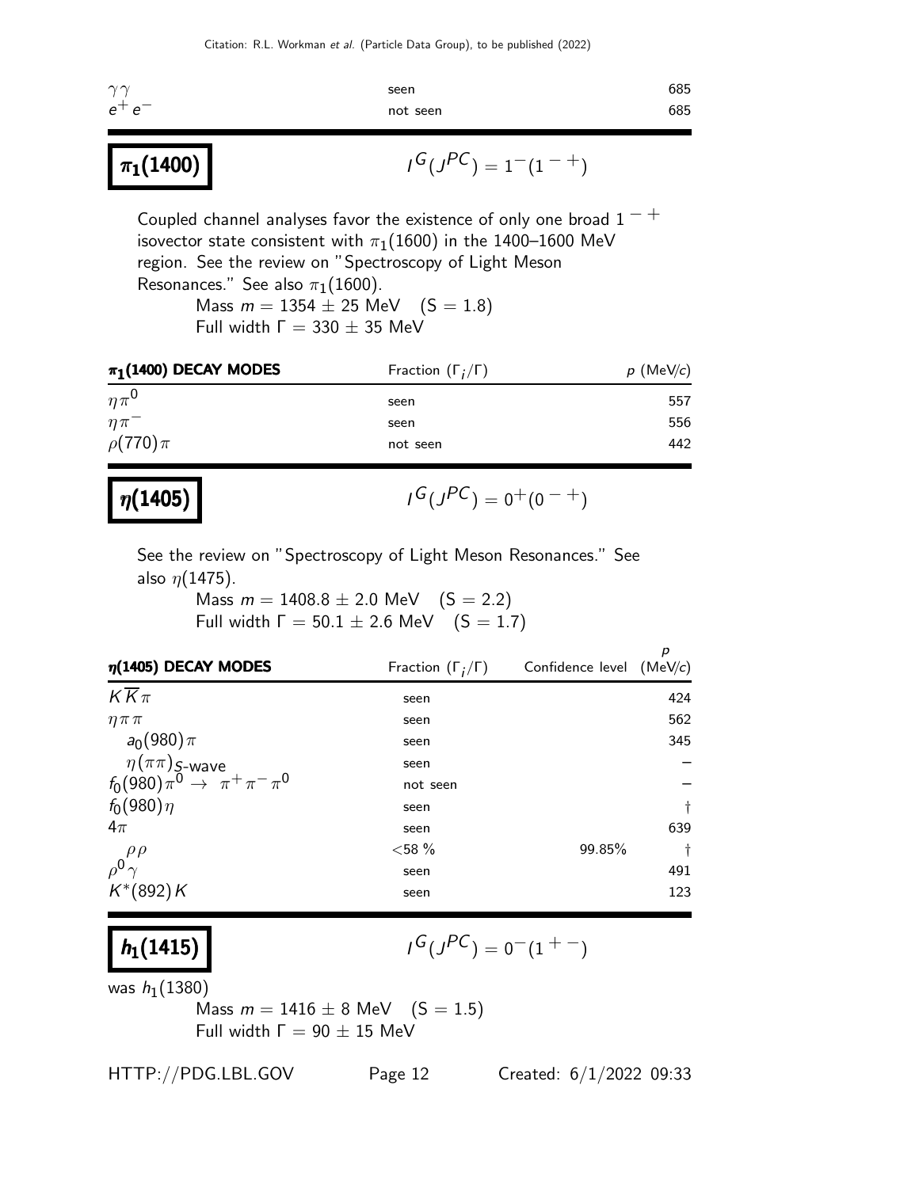| | | |
|---|---|---|
| $\gamma\gamma$ | seen | 685 |
| $e^+e^-$ | not seen | 685 |

## $\pi_1(1400)$ $\quad I^G(J^{PC}) = 1^-(1^{-+})$

Coupled channel analyses favor the existence of only one broad $1^{-+}$ isovector state consistent with $\pi_1(1600)$ in the 1400–1600 MeV region. See the review on "Spectroscopy of Light Meson Resonances." See also $\pi_1(1600)$.

Mass $m = 1354 \pm 25$ MeV $\quad$ (S = 1.8)
Full width $\Gamma = 330 \pm 35$ MeV

| $\pi_1$(1400) DECAY MODES | Fraction ($\Gamma_i/\Gamma$) | $p$ (MeV/$c$) |
|---|---|---|
| $\eta\pi^0$ | seen | 557 |
| $\eta\pi^-$ | seen | 556 |
| $\rho(770)\pi$ | not seen | 442 |

## $\eta(1405)$ $\quad I^G(J^{PC}) = 0^+(0^{-+})$

See the review on "Spectroscopy of Light Meson Resonances." See also $\eta(1475)$.

Mass $m = 1408.8 \pm 2.0$ MeV $\quad$ (S = 2.2)
Full width $\Gamma = 50.1 \pm 2.6$ MeV $\quad$ (S = 1.7)

| $\eta$(1405) DECAY MODES | Fraction ($\Gamma_i/\Gamma$) | Confidence level | $p$ (MeV/$c$) |
|---|---|---|---|
| $K\overline{K}\pi$ | seen | | 424 |
| $\eta\pi\pi$ | seen | | 562 |
| $\quad a_0(980)\pi$ | seen | | 345 |
| $\quad \eta(\pi\pi)_{S\text{-wave}}$ | seen | | – |
| $f_0(980)\pi^0 \rightarrow \pi^+\pi^-\pi^0$ | not seen | | – |
| $f_0(980)\eta$ | seen | | † |
| $4\pi$ | seen | | 639 |
| $\quad \rho\rho$ | <58 % | 99.85% | † |
| $\rho^0\gamma$ | seen | | 491 |
| $K^*(892)K$ | seen | | 123 |

## $h_1(1415)$ $\quad I^G(J^{PC}) = 0^-(1^{+-})$

was $h_1(1380)$

Mass $m = 1416 \pm 8$ MeV $\quad$ (S = 1.5)
Full width $\Gamma = 90 \pm 15$ MeV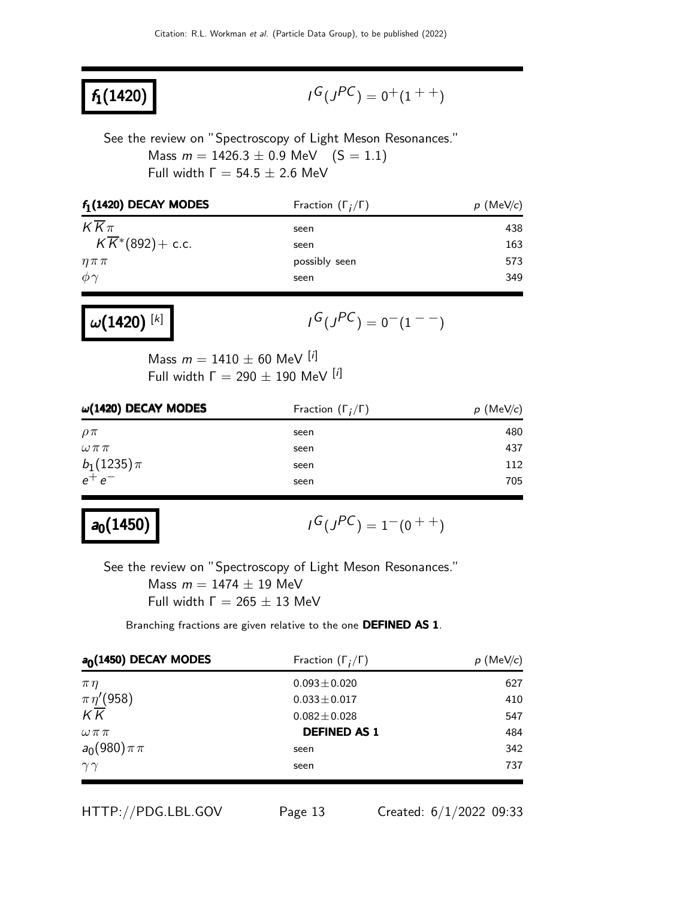# $f_1(1420)$

$I^G(J^{PC}) = 0^+(1^{++})$

See the review on "Spectroscopy of Light Meson Resonances."

Mass $m = 1426.3 \pm 0.9$ MeV (S = 1.1)
Full width $\Gamma = 54.5 \pm 2.6$ MeV

| $f_1(1420)$ DECAY MODES | Fraction ($\Gamma_i/\Gamma$) | $p$ (MeV/$c$) |
|---|---|---|
| $K\overline{K}\pi$ | seen | 438 |
| $K\overline{K}^*(892)+$ c.c. | seen | 163 |
| $\eta\pi\pi$ | possibly seen | 573 |
| $\phi\gamma$ | seen | 349 |

# $\omega(1420)$ [k]

$I^G(J^{PC}) = 0^-(1^{--})$

Mass $m = 1410 \pm 60$ MeV [i]
Full width $\Gamma = 290 \pm 190$ MeV [i]

| $\omega(1420)$ DECAY MODES | Fraction ($\Gamma_i/\Gamma$) | $p$ (MeV/$c$) |
|---|---|---|
| $\rho\pi$ | seen | 480 |
| $\omega\pi\pi$ | seen | 437 |
| $b_1(1235)\pi$ | seen | 112 |
| $e^+e^-$ | seen | 705 |

# $a_0(1450)$

$I^G(J^{PC}) = 1^-(0^{++})$

See the review on "Spectroscopy of Light Meson Resonances."

Mass $m = 1474 \pm 19$ MeV
Full width $\Gamma = 265 \pm 13$ MeV

Branching fractions are given relative to the one **DEFINED AS 1**.

| $a_0(1450)$ DECAY MODES | Fraction ($\Gamma_i/\Gamma$) | $p$ (MeV/$c$) |
|---|---|---|
| $\pi\eta$ | $0.093 \pm 0.020$ | 627 |
| $\pi\eta'(958)$ | $0.033 \pm 0.017$ | 410 |
| $K\overline{K}$ | $0.082 \pm 0.028$ | 547 |
| $\omega\pi\pi$ | **DEFINED AS 1** | 484 |
| $a_0(980)\pi\pi$ | seen | 342 |
| $\gamma\gamma$ | seen | 737 |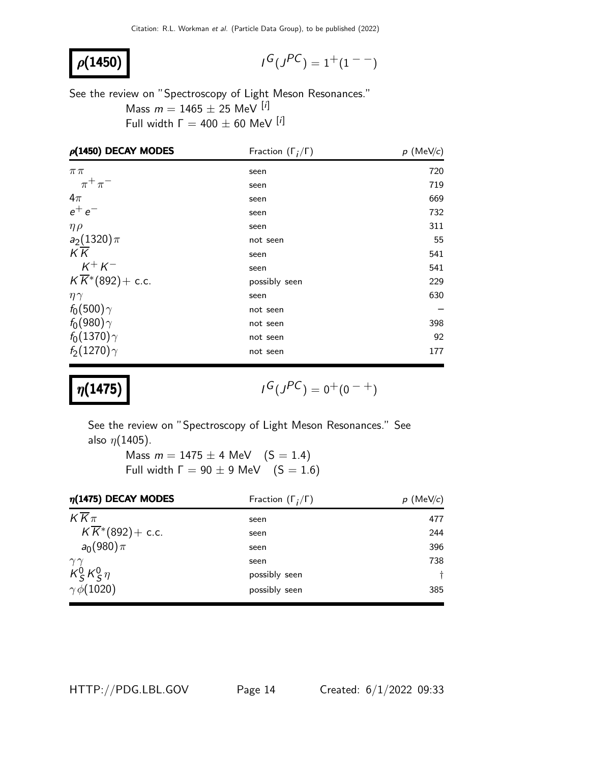# $\rho(1450)$

$I^G(J^{PC}) = 1^+(1^{--})$

See the review on "Spectroscopy of Light Meson Resonances."

Mass $m = 1465 \pm 25$ MeV [i]
Full width $\Gamma = 400 \pm 60$ MeV [i]

| $\rho(1450)$ DECAY MODES | Fraction ($\Gamma_i/\Gamma$) | $p$ (MeV/$c$) |
|---|---|---|
| $\pi\pi$ | seen | 720 |
| $\pi^+\pi^-$ | seen | 719 |
| $4\pi$ | seen | 669 |
| $e^+e^-$ | seen | 732 |
| $\eta\rho$ | seen | 311 |
| $a_2(1320)\pi$ | not seen | 55 |
| $K\overline{K}$ | seen | 541 |
| $K^+K^-$ | seen | 541 |
| $K\overline{K}^*(892)+$ c.c. | possibly seen | 229 |
| $\eta\gamma$ | seen | 630 |
| $f_0(500)\gamma$ | not seen | – |
| $f_0(980)\gamma$ | not seen | 398 |
| $f_0(1370)\gamma$ | not seen | 92 |
| $f_2(1270)\gamma$ | not seen | 177 |

# $\eta(1475)$

$I^G(J^{PC}) = 0^+(0^{-+})$

See the review on "Spectroscopy of Light Meson Resonances." See also $\eta(1405)$.

Mass $m = 1475 \pm 4$ MeV (S = 1.4)
Full width $\Gamma = 90 \pm 9$ MeV (S = 1.6)

| $\eta(1475)$ DECAY MODES | Fraction ($\Gamma_i/\Gamma$) | $p$ (MeV/$c$) |
|---|---|---|
| $K\overline{K}\pi$ | seen | 477 |
| $K\overline{K}^*(892)+$ c.c. | seen | 244 |
| $a_0(980)\pi$ | seen | 396 |
| $\gamma\gamma$ | seen | 738 |
| $K^0_S K^0_S \eta$ | possibly seen | † |
| $\gamma\phi(1020)$ | possibly seen | 385 |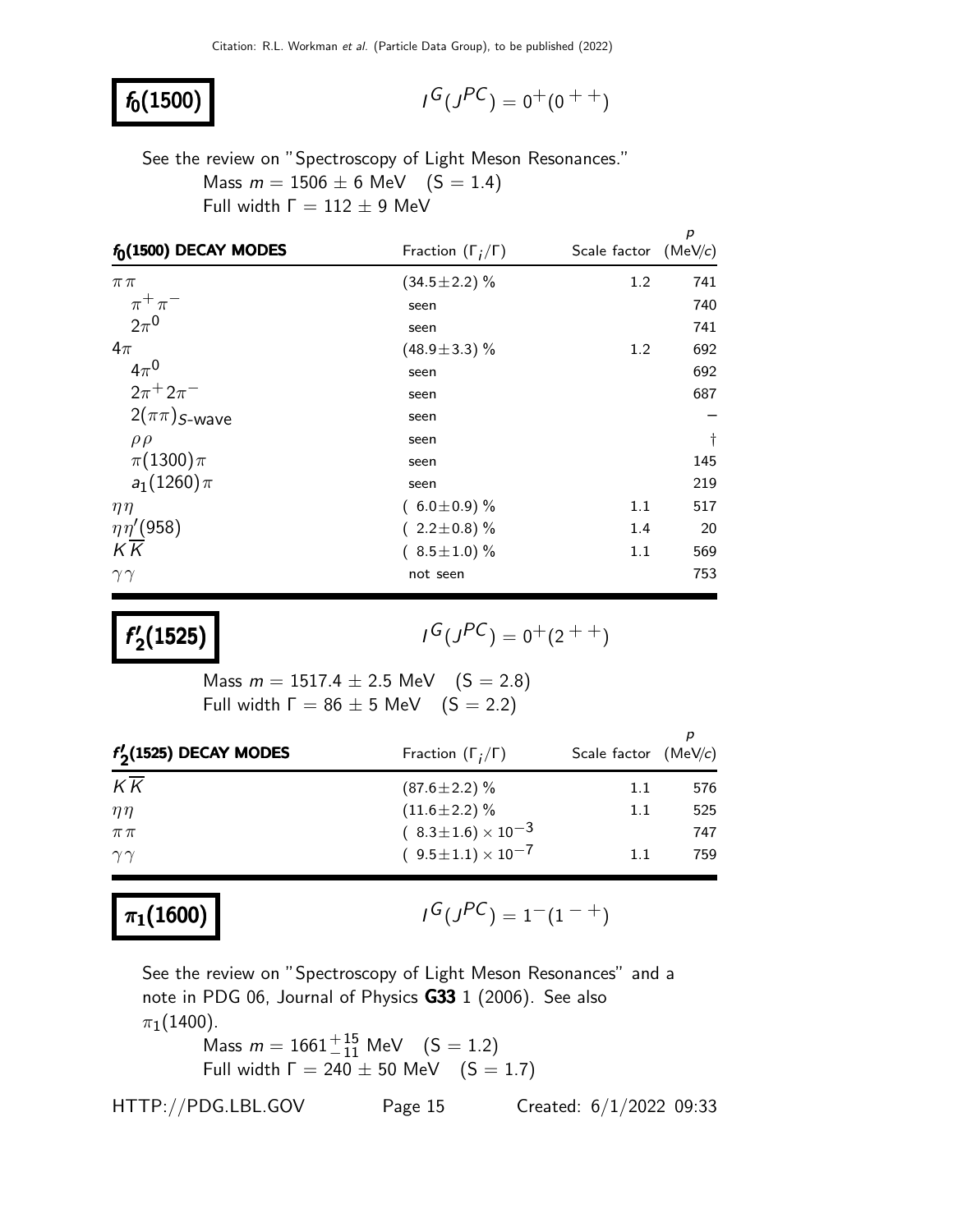## $f_0(1500)$

$I^G(J^{PC}) = 0^+(0^{++})$

See the review on "Spectroscopy of Light Meson Resonances."

Mass $m = 1506 \pm 6$ MeV (S = 1.4)
Full width $\Gamma = 112 \pm 9$ MeV

| $f_0(1500)$ DECAY MODES | Fraction $(\Gamma_i/\Gamma)$ | Scale factor | $p$ (MeV/$c$) |
|---|---|---|---|
| $\pi\pi$ | $(34.5\pm2.2)$ % | 1.2 | 741 |
| $\pi^+\pi^-$ | seen | | 740 |
| $2\pi^0$ | seen | | 741 |
| $4\pi$ | $(48.9\pm3.3)$ % | 1.2 | 692 |
| $4\pi^0$ | seen | | 692 |
| $2\pi^+2\pi^-$ | seen | | 687 |
| $2(\pi\pi)_{S\text{-wave}}$ | seen | | – |
| $\rho\rho$ | seen | | † |
| $\pi(1300)\pi$ | seen | | 145 |
| $a_1(1260)\pi$ | seen | | 219 |
| $\eta\eta$ | $(6.0\pm0.9)$ % | 1.1 | 517 |
| $\eta\eta'(958)$ | $(2.2\pm0.8)$ % | 1.4 | 20 |
| $K\overline{K}$ | $(8.5\pm1.0)$ % | 1.1 | 569 |
| $\gamma\gamma$ | not seen | | 753 |

## $f_2'(1525)$

$I^G(J^{PC}) = 0^+(2^{++})$

Mass $m = 1517.4 \pm 2.5$ MeV (S = 2.8)
Full width $\Gamma = 86 \pm 5$ MeV (S = 2.2)

| $f_2'(1525)$ DECAY MODES | Fraction $(\Gamma_i/\Gamma)$ | Scale factor | $p$ (MeV/$c$) |
|---|---|---|---|
| $K\overline{K}$ | $(87.6\pm2.2)$ % | 1.1 | 576 |
| $\eta\eta$ | $(11.6\pm2.2)$ % | 1.1 | 525 |
| $\pi\pi$ | $(8.3\pm1.6)\times10^{-3}$ | | 747 |
| $\gamma\gamma$ | $(9.5\pm1.1)\times10^{-7}$ | 1.1 | 759 |

## $\pi_1(1600)$

$I^G(J^{PC}) = 1^-(1^{-+})$

See the review on "Spectroscopy of Light Meson Resonances" and a note in PDG 06, Journal of Physics **G33** 1 (2006). See also $\pi_1(1400)$.

Mass $m = 1661^{+15}_{-11}$ MeV (S = 1.2)
Full width $\Gamma = 240 \pm 50$ MeV (S = 1.7)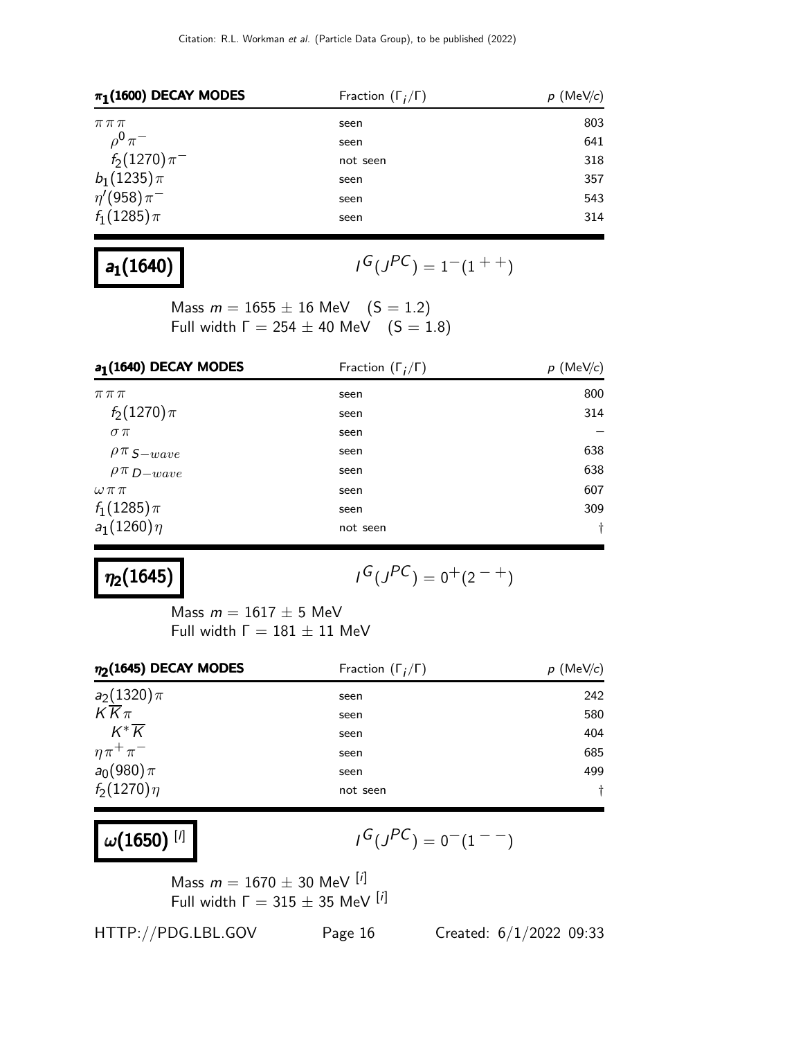| $\pi_1(1600)$ DECAY MODES | Fraction ($\Gamma_i/\Gamma$) | $p$ (MeV/$c$) |
|---|---|---|
| $\pi\pi\pi$ | seen | 803 |
| $\rho^0\pi^-$ | seen | 641 |
| $f_2(1270)\pi^-$ | not seen | 318 |
| $b_1(1235)\pi$ | seen | 357 |
| $\eta'(958)\pi^-$ | seen | 543 |
| $f_1(1285)\pi$ | seen | 314 |

## $a_1(1640)$

$I^G(J^{PC}) = 1^-(1^{++})$

Mass $m = 1655 \pm 16$ MeV (S = 1.2)
Full width $\Gamma = 254 \pm 40$ MeV (S = 1.8)

| $a_1(1640)$ DECAY MODES | Fraction ($\Gamma_i/\Gamma$) | $p$ (MeV/$c$) |
|---|---|---|
| $\pi\pi\pi$ | seen | 800 |
| $f_2(1270)\pi$ | seen | 314 |
| $\sigma\pi$ | seen | – |
| $\rho\pi$ $S-wave$ | seen | 638 |
| $\rho\pi$ $D-wave$ | seen | 638 |
| $\omega\pi\pi$ | seen | 607 |
| $f_1(1285)\pi$ | seen | 309 |
| $a_1(1260)\eta$ | not seen | † |

## $\eta_2(1645)$

$I^G(J^{PC}) = 0^+(2^{-+})$

Mass $m = 1617 \pm 5$ MeV
Full width $\Gamma = 181 \pm 11$ MeV

| $\eta_2(1645)$ DECAY MODES | Fraction ($\Gamma_i/\Gamma$) | $p$ (MeV/$c$) |
|---|---|---|
| $a_2(1320)\pi$ | seen | 242 |
| $K\overline{K}\pi$ | seen | 580 |
| $K^*\overline{K}$ | seen | 404 |
| $\eta\pi^+\pi^-$ | seen | 685 |
| $a_0(980)\pi$ | seen | 499 |
| $f_2(1270)\eta$ | not seen | † |

## $\omega(1650)$ [l]

$I^G(J^{PC}) = 0^-(1^{--})$

Mass $m = 1670 \pm 30$ MeV [i]
Full width $\Gamma = 315 \pm 35$ MeV [i]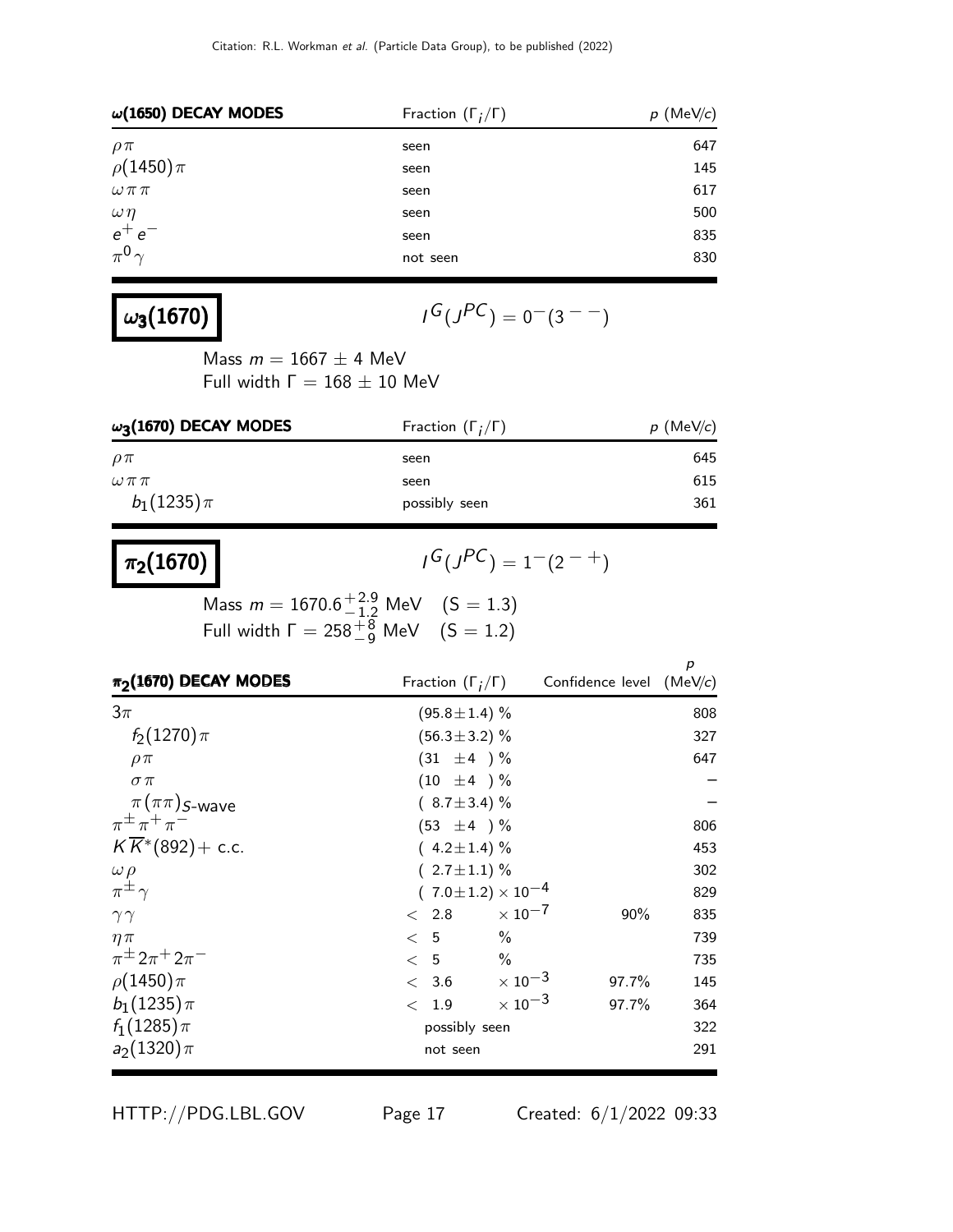| $\omega(1650)$ DECAY MODES | Fraction ($\Gamma_i/\Gamma$) | $p$ (MeV/$c$) |
|---|---|---|
| $\rho\pi$ | seen | 647 |
| $\rho(1450)\pi$ | seen | 145 |
| $\omega\pi\pi$ | seen | 617 |
| $\omega\eta$ | seen | 500 |
| $e^+e^-$ | seen | 835 |
| $\pi^0\gamma$ | not seen | 830 |

## $\omega_3(1670)$

$I^G(J^{PC}) = 0^-(3^{--})$

Mass $m = 1667 \pm 4$ MeV
Full width $\Gamma = 168 \pm 10$ MeV

| $\omega_3(1670)$ DECAY MODES | Fraction ($\Gamma_i/\Gamma$) | $p$ (MeV/$c$) |
|---|---|---|
| $\rho\pi$ | seen | 645 |
| $\omega\pi\pi$ | seen | 615 |
| $b_1(1235)\pi$ | possibly seen | 361 |

## $\pi_2(1670)$

$I^G(J^{PC}) = 1^-(2^{-+})$

Mass $m = 1670.6^{+2.9}_{-1.2}$ MeV (S = 1.3)
Full width $\Gamma = 258^{+8}_{-9}$ MeV (S = 1.2)

| $\pi_2(1670)$ DECAY MODES | Fraction ($\Gamma_i/\Gamma$) | Confidence level | $p$ (MeV/$c$) |
|---|---|---|---|
| $3\pi$ | $(95.8\pm1.4)$ % | | 808 |
| $f_2(1270)\pi$ | $(56.3\pm3.2)$ % | | 327 |
| $\rho\pi$ | $(31 \pm4)$ % | | 647 |
| $\sigma\pi$ | $(10 \pm4)$ % | | – |
| $\pi(\pi\pi)_{S\text{-wave}}$ | $(8.7\pm3.4)$ % | | – |
| $\pi^\pm\pi^+\pi^-$ | $(53 \pm4)$ % | | 806 |
| $K\overline{K}^*(892)+$ c.c. | $(4.2\pm1.4)$ % | | 453 |
| $\omega\rho$ | $(2.7\pm1.1)$ % | | 302 |
| $\pi^\pm\gamma$ | $(7.0\pm1.2)\times10^{-4}$ | | 829 |
| $\gamma\gamma$ | $< 2.8 \times10^{-7}$ | 90% | 835 |
| $\eta\pi$ | $< 5$ % | | 739 |
| $\pi^\pm 2\pi^+ 2\pi^-$ | $< 5$ % | | 735 |
| $\rho(1450)\pi$ | $< 3.6 \times10^{-3}$ | 97.7% | 145 |
| $b_1(1235)\pi$ | $< 1.9 \times10^{-3}$ | 97.7% | 364 |
| $f_1(1285)\pi$ | possibly seen | | 322 |
| $a_2(1320)\pi$ | not seen | | 291 |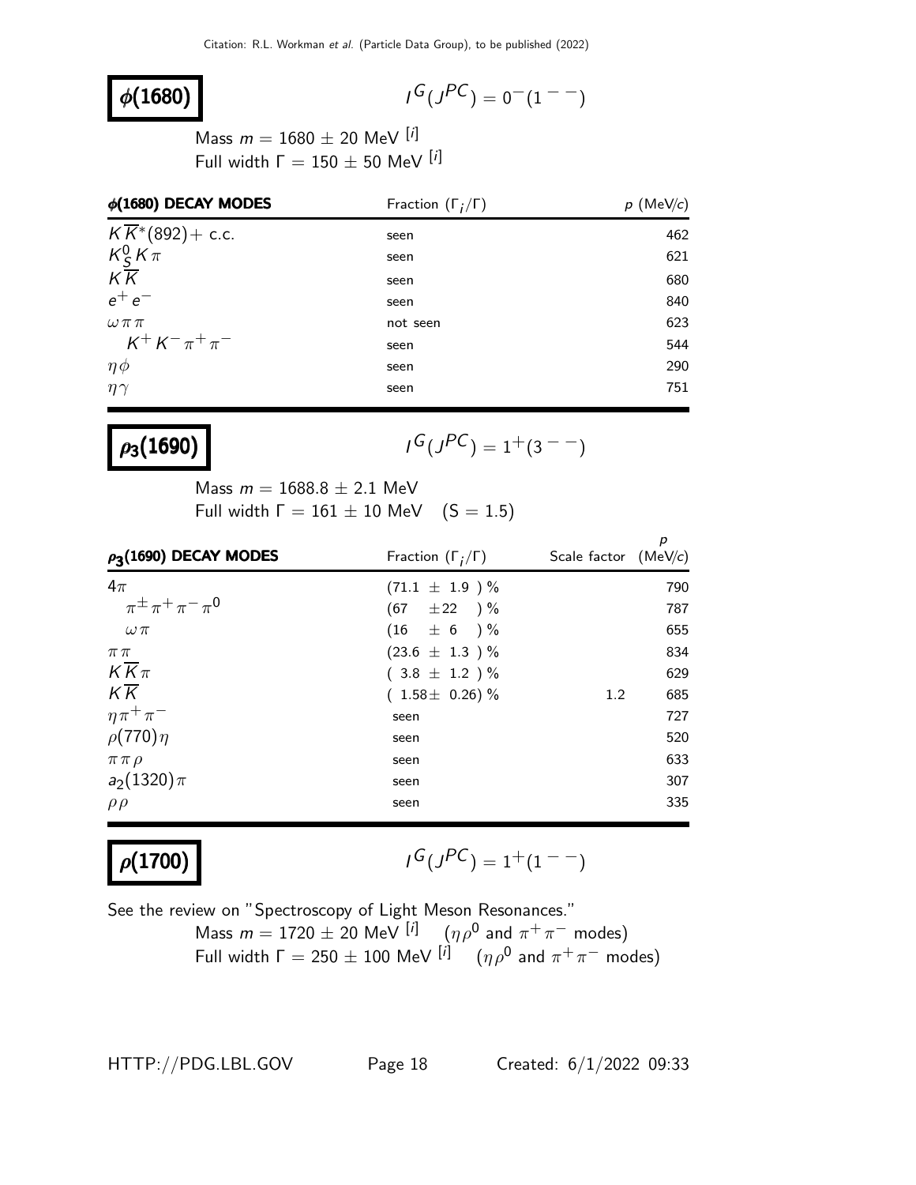# $\phi(1680)$

$I^G(J^{PC}) = 0^-(1^{--})$

Mass $m = 1680 \pm 20$ MeV [i]
Full width $\Gamma = 150 \pm 50$ MeV [i]

| $\phi(1680)$ DECAY MODES | Fraction ($\Gamma_i/\Gamma$) | $p$ (MeV/$c$) |
|---|---|---|
| $K\overline{K}^*(892)+$ c.c. | seen | 462 |
| $K_S^0 K\pi$ | seen | 621 |
| $K\overline{K}$ | seen | 680 |
| $e^+e^-$ | seen | 840 |
| $\omega\pi\pi$ | not seen | 623 |
| $\quad K^+K^-\pi^+\pi^-$ | seen | 544 |
| $\eta\phi$ | seen | 290 |
| $\eta\gamma$ | seen | 751 |

# $\rho_3(1690)$

$I^G(J^{PC}) = 1^+(3^{--})$

Mass $m = 1688.8 \pm 2.1$ MeV
Full width $\Gamma = 161 \pm 10$ MeV $\quad$ (S = 1.5)

| $\rho_3(1690)$ DECAY MODES | Fraction ($\Gamma_i/\Gamma$) | Scale factor | $p$ (MeV/$c$) |
|---|---|---|---|
| $4\pi$ | $(71.1 \pm 1.9)$ % | | 790 |
| $\quad \pi^\pm\pi^+\pi^-\pi^0$ | $(67 \pm 22)$ % | | 787 |
| $\quad \omega\pi$ | $(16 \pm 6)$ % | | 655 |
| $\pi\pi$ | $(23.6 \pm 1.3)$ % | | 834 |
| $K\overline{K}\pi$ | $(3.8 \pm 1.2)$ % | | 629 |
| $K\overline{K}$ | $(1.58 \pm 0.26)$ % | 1.2 | 685 |
| $\eta\pi^+\pi^-$ | seen | | 727 |
| $\rho(770)\eta$ | seen | | 520 |
| $\pi\pi\rho$ | seen | | 633 |
| $a_2(1320)\pi$ | seen | | 307 |
| $\rho\rho$ | seen | | 335 |

# $\rho(1700)$

$I^G(J^{PC}) = 1^+(1^{--})$

See the review on "Spectroscopy of Light Meson Resonances."

Mass $m = 1720 \pm 20$ MeV [i] $\quad$ ($\eta\rho^0$ and $\pi^+\pi^-$ modes)
Full width $\Gamma = 250 \pm 100$ MeV [i] $\quad$ ($\eta\rho^0$ and $\pi^+\pi^-$ modes)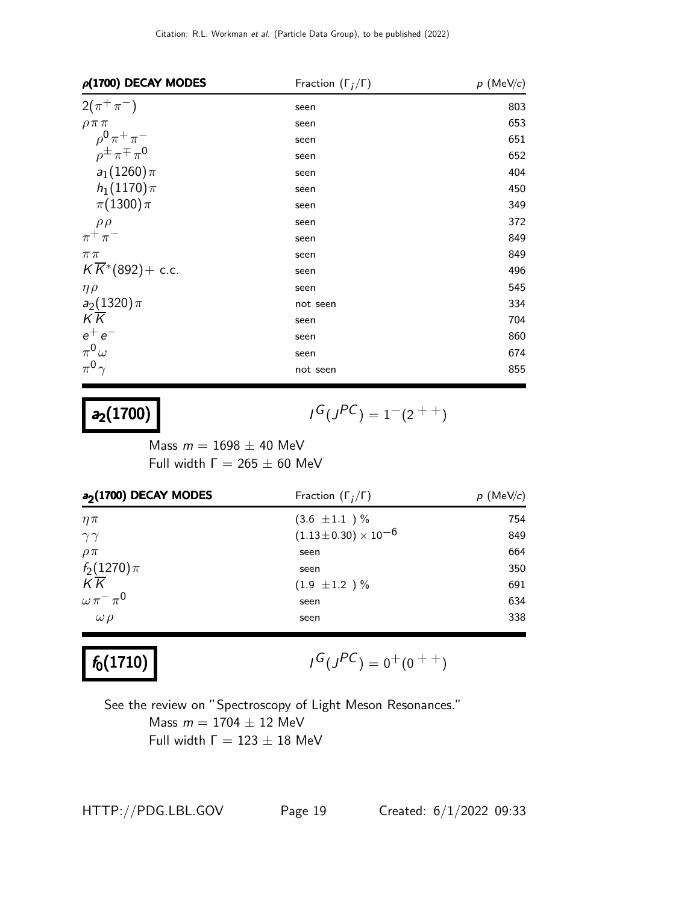| $\rho(1700)$ DECAY MODES | Fraction ($\Gamma_i/\Gamma$) | $p$ (MeV/$c$) |
|---|---|---|
| $2(\pi^+\pi^-)$ | seen | 803 |
| $\rho\pi\pi$ | seen | 653 |
| $\rho^0\pi^+\pi^-$ | seen | 651 |
| $\rho^\pm\pi^\mp\pi^0$ | seen | 652 |
| $a_1(1260)\pi$ | seen | 404 |
| $h_1(1170)\pi$ | seen | 450 |
| $\pi(1300)\pi$ | seen | 349 |
| $\rho\rho$ | seen | 372 |
| $\pi^+\pi^-$ | seen | 849 |
| $\pi\pi$ | seen | 849 |
| $K\overline{K}^*(892)+$ c.c. | seen | 496 |
| $\eta\rho$ | seen | 545 |
| $a_2(1320)\pi$ | not seen | 334 |
| $K\overline{K}$ | seen | 704 |
| $e^+e^-$ | seen | 860 |
| $\pi^0\omega$ | seen | 674 |
| $\pi^0\gamma$ | not seen | 855 |

## $a_2(1700)$

$$I^G(J^{PC}) = 1^-(2^{++})$$

Mass $m = 1698 \pm 40$ MeV
Full width $\Gamma = 265 \pm 60$ MeV

| $a_2(1700)$ DECAY MODES | Fraction ($\Gamma_i/\Gamma$) | $p$ (MeV/$c$) |
|---|---|---|
| $\eta\pi$ | $(3.6 \pm 1.1)$ % | 754 |
| $\gamma\gamma$ | $(1.13\pm0.30) \times 10^{-6}$ | 849 |
| $\rho\pi$ | seen | 664 |
| $f_2(1270)\pi$ | seen | 350 |
| $K\overline{K}$ | $(1.9 \pm 1.2)$ % | 691 |
| $\omega\pi^-\pi^0$ | seen | 634 |
| $\omega\rho$ | seen | 338 |

## $f_0(1710)$

$$I^G(J^{PC}) = 0^+(0^{++})$$

See the review on "Spectroscopy of Light Meson Resonances."

Mass $m = 1704 \pm 12$ MeV
Full width $\Gamma = 123 \pm 18$ MeV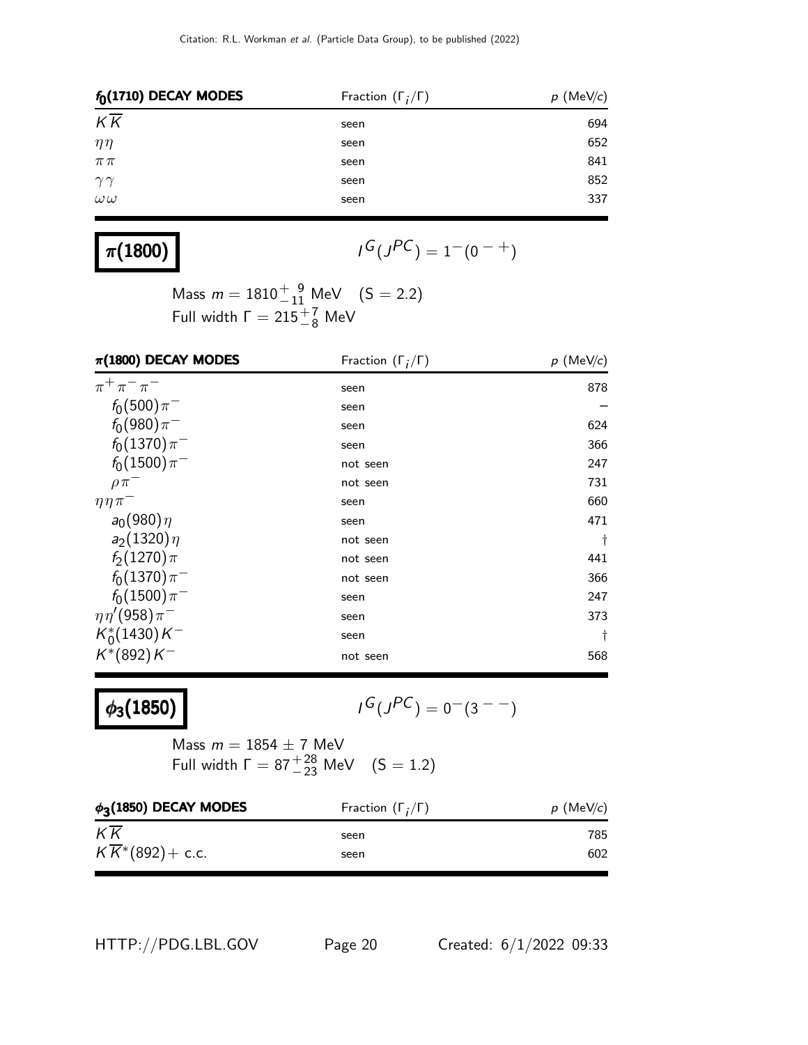| $f_0(1710)$ DECAY MODES | Fraction ($\Gamma_i/\Gamma$) | $p$ (MeV/$c$) |
|---|---|---|
| $K\overline{K}$ | seen | 694 |
| $\eta\eta$ | seen | 652 |
| $\pi\pi$ | seen | 841 |
| $\gamma\gamma$ | seen | 852 |
| $\omega\omega$ | seen | 337 |

## $\pi(1800)$

$I^G(J^{PC}) = 1^-(0^{-+})$

Mass $m = 1810^{+\ 9}_{-11}$ MeV (S = 2.2)
Full width $\Gamma = 215^{+7}_{-8}$ MeV

| $\pi(1800)$ DECAY MODES | Fraction ($\Gamma_i/\Gamma$) | $p$ (MeV/$c$) |
|---|---|---|
| $\pi^+\pi^-\pi^-$ | seen | 878 |
| $f_0(500)\pi^-$ | seen | – |
| $f_0(980)\pi^-$ | seen | 624 |
| $f_0(1370)\pi^-$ | seen | 366 |
| $f_0(1500)\pi^-$ | not seen | 247 |
| $\rho\pi^-$ | not seen | 731 |
| $\eta\eta\pi^-$ | seen | 660 |
| $a_0(980)\eta$ | seen | 471 |
| $a_2(1320)\eta$ | not seen | † |
| $f_2(1270)\pi$ | not seen | 441 |
| $f_0(1370)\pi^-$ | not seen | 366 |
| $f_0(1500)\pi^-$ | seen | 247 |
| $\eta\eta'(958)\pi^-$ | seen | 373 |
| $K_0^*(1430)K^-$ | seen | † |
| $K^*(892)K^-$ | not seen | 568 |

## $\phi_3(1850)$

$I^G(J^{PC}) = 0^-(3^{--})$

Mass $m = 1854 \pm 7$ MeV
Full width $\Gamma = 87^{+28}_{-23}$ MeV (S = 1.2)

| $\phi_3(1850)$ DECAY MODES | Fraction ($\Gamma_i/\Gamma$) | $p$ (MeV/$c$) |
|---|---|---|
| $K\overline{K}$ | seen | 785 |
| $K\overline{K}^*(892)+$ c.c. | seen | 602 |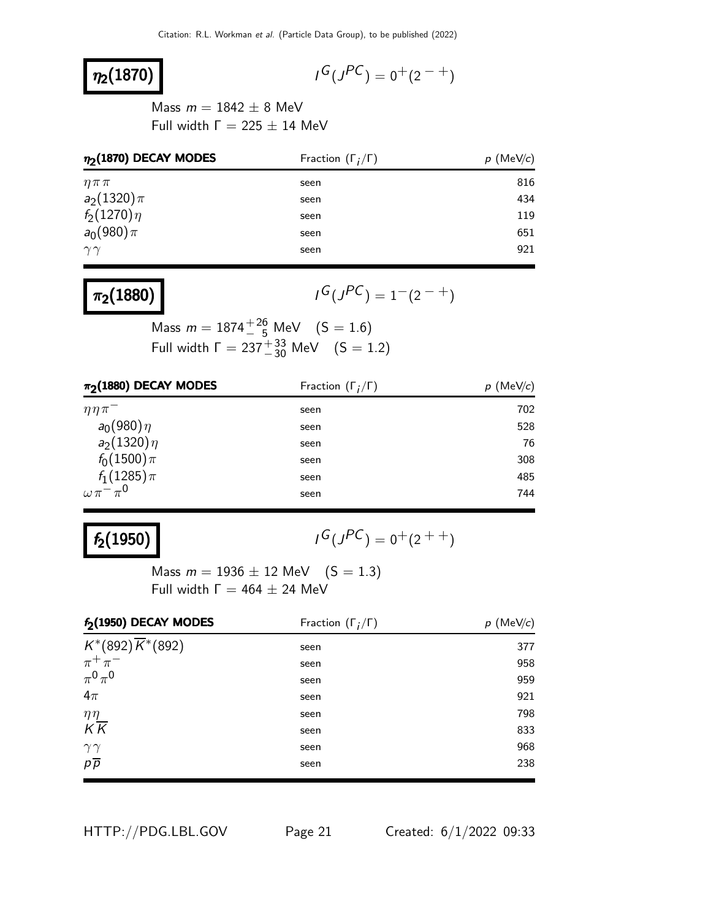# $\eta_2(1870)$

$I^G(J^{PC}) = 0^+(2^{-+})$

Mass $m = 1842 \pm 8$ MeV
Full width $\Gamma = 225 \pm 14$ MeV

| $\eta_2(1870)$ DECAY MODES | Fraction ($\Gamma_i/\Gamma$) | $p$ (MeV/$c$) |
|---|---|---|
| $\eta\pi\pi$ | seen | 816 |
| $a_2(1320)\pi$ | seen | 434 |
| $f_2(1270)\eta$ | seen | 119 |
| $a_0(980)\pi$ | seen | 651 |
| $\gamma\gamma$ | seen | 921 |

# $\pi_2(1880)$

$I^G(J^{PC}) = 1^-(2^{-+})$

Mass $m = 1874^{+26}_{-5}$ MeV (S = 1.6)
Full width $\Gamma = 237^{+33}_{-30}$ MeV (S = 1.2)

| $\pi_2(1880)$ DECAY MODES | Fraction ($\Gamma_i/\Gamma$) | $p$ (MeV/$c$) |
|---|---|---|
| $\eta\eta\pi^-$ | seen | 702 |
| $a_0(980)\eta$ | seen | 528 |
| $a_2(1320)\eta$ | seen | 76 |
| $f_0(1500)\pi$ | seen | 308 |
| $f_1(1285)\pi$ | seen | 485 |
| $\omega\pi^-\pi^0$ | seen | 744 |

# $f_2(1950)$

$I^G(J^{PC}) = 0^+(2^{++})$

Mass $m = 1936 \pm 12$ MeV (S = 1.3)
Full width $\Gamma = 464 \pm 24$ MeV

| $f_2(1950)$ DECAY MODES | Fraction ($\Gamma_i/\Gamma$) | $p$ (MeV/$c$) |
|---|---|---|
| $K^*(892)\overline{K}^*(892)$ | seen | 377 |
| $\pi^+\pi^-$ | seen | 958 |
| $\pi^0\pi^0$ | seen | 959 |
| $4\pi$ | seen | 921 |
| $\eta\eta$ | seen | 798 |
| $K\overline{K}$ | seen | 833 |
| $\gamma\gamma$ | seen | 968 |
| $p\overline{p}$ | seen | 238 |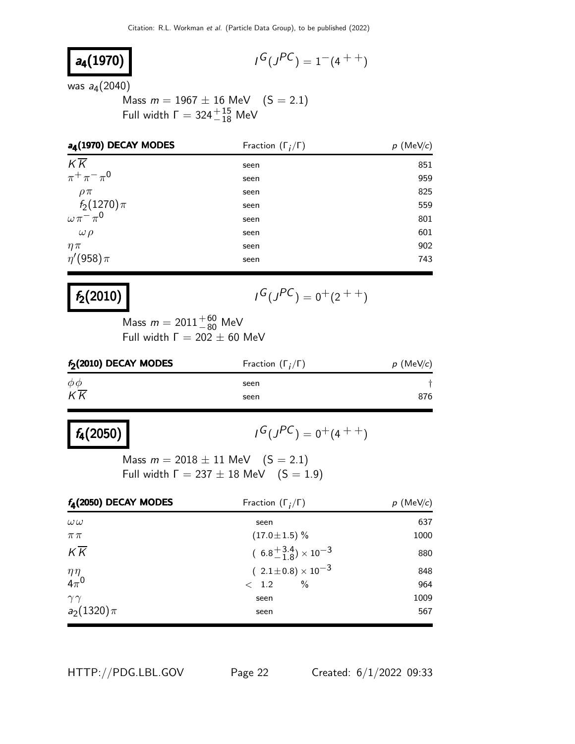# $a_4(1970)$

$I^G(J^{PC}) = 1^-(4^{++})$

was $a_4(2040)$

Mass $m = 1967 \pm 16$ MeV (S = 2.1)
Full width $\Gamma = 324^{+15}_{-18}$ MeV

| $a_4(1970)$ DECAY MODES | Fraction $(\Gamma_i/\Gamma)$ | $p$ (MeV/$c$) |
|---|---|---|
| $K\overline{K}$ | seen | 851 |
| $\pi^+\pi^-\pi^0$ | seen | 959 |
| $\rho\pi$ | seen | 825 |
| $f_2(1270)\pi$ | seen | 559 |
| $\omega\pi^-\pi^0$ | seen | 801 |
| $\omega\rho$ | seen | 601 |
| $\eta\pi$ | seen | 902 |
| $\eta'(958)\pi$ | seen | 743 |

# $f_2(2010)$

$I^G(J^{PC}) = 0^+(2^{++})$

Mass $m = 2011^{+60}_{-80}$ MeV
Full width $\Gamma = 202 \pm 60$ MeV

| $f_2(2010)$ DECAY MODES | Fraction $(\Gamma_i/\Gamma)$ | $p$ (MeV/$c$) |
|---|---|---|
| $\phi\phi$ | seen | † |
| $K\overline{K}$ | seen | 876 |

# $f_4(2050)$

$I^G(J^{PC}) = 0^+(4^{++})$

Mass $m = 2018 \pm 11$ MeV (S = 2.1)
Full width $\Gamma = 237 \pm 18$ MeV (S = 1.9)

| $f_4(2050)$ DECAY MODES | Fraction $(\Gamma_i/\Gamma)$ | $p$ (MeV/$c$) |
|---|---|---|
| $\omega\omega$ | seen | 637 |
| $\pi\pi$ | $(17.0\pm1.5)$ % | 1000 |
| $K\overline{K}$ | $(6.8^{+3.4}_{-1.8}) \times 10^{-3}$ | 880 |
| $\eta\eta$ | $(2.1\pm0.8) \times 10^{-3}$ | 848 |
| $4\pi^0$ | $< 1.2$ % | 964 |
| $\gamma\gamma$ | seen | 1009 |
| $a_2(1320)\pi$ | seen | 567 |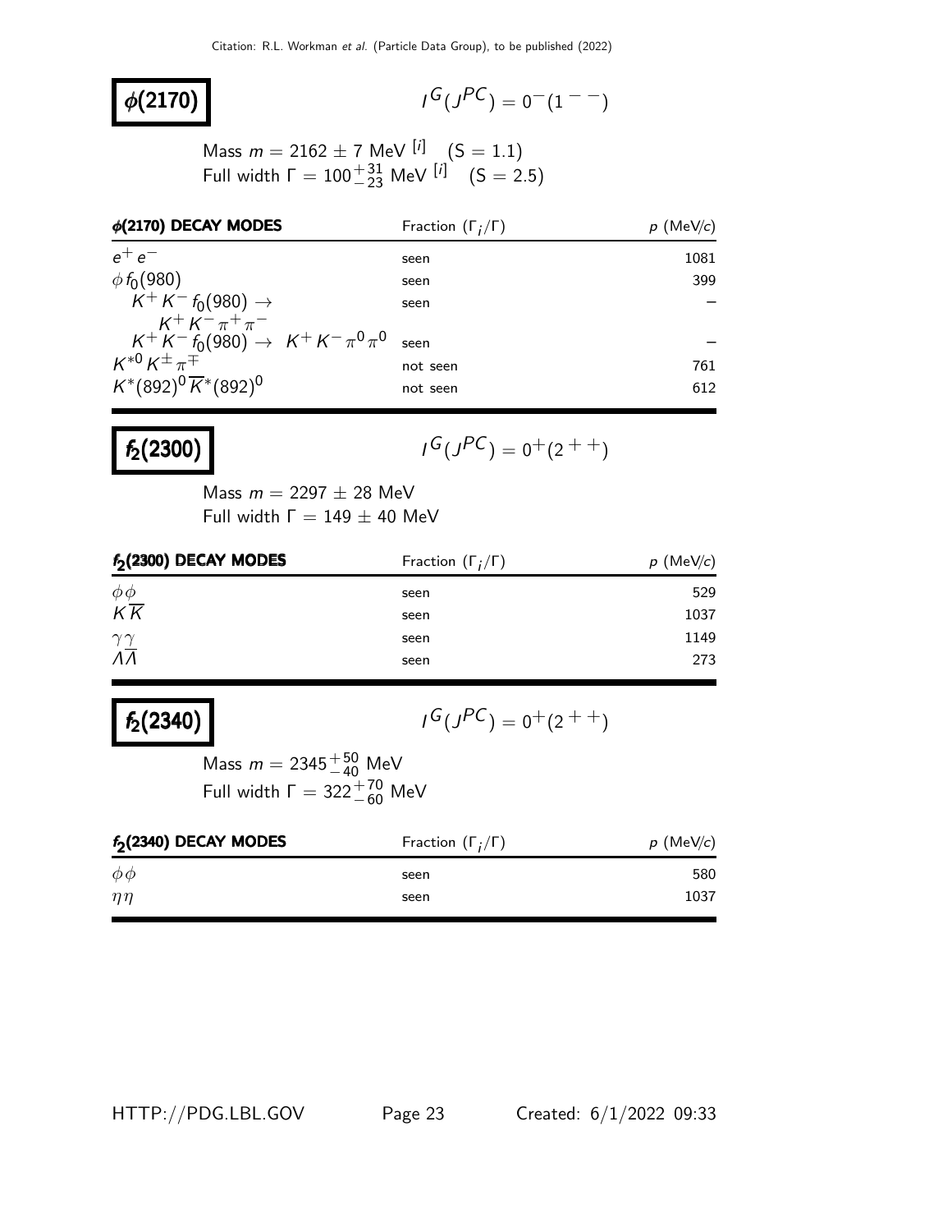# $\phi(2170)$

$I^G(J^{PC}) = 0^-(1^{--})$

Mass $m = 2162 \pm 7$ MeV [i] (S = 1.1)
Full width $\Gamma = 100^{+31}_{-23}$ MeV [i] (S = 2.5)

| $\phi(2170)$ DECAY MODES | Fraction ($\Gamma_i/\Gamma$) | $p$ (MeV/$c$) |
|---|---|---|
| $e^+e^-$ | seen | 1081 |
| $\phi f_0(980)$ | seen | 399 |
| $K^+K^- f_0(980) \rightarrow K^+K^-\pi^+\pi^-$ | seen | – |
| $K^+K^- f_0(980) \rightarrow K^+K^-\pi^0\pi^0$ | seen | – |
| $K^{*0}K^{\pm}\pi^{\mp}$ | not seen | 761 |
| $K^*(892)^0\overline{K}^*(892)^0$ | not seen | 612 |

# $f_2(2300)$

$I^G(J^{PC}) = 0^+(2^{++})$

Mass $m = 2297 \pm 28$ MeV
Full width $\Gamma = 149 \pm 40$ MeV

| $f_2(2300)$ DECAY MODES | Fraction ($\Gamma_i/\Gamma$) | $p$ (MeV/$c$) |
|---|---|---|
| $\phi\phi$ | seen | 529 |
| $K\overline{K}$ | seen | 1037 |
| $\gamma\gamma$ | seen | 1149 |
| $\Lambda\overline{\Lambda}$ | seen | 273 |

# $f_2(2340)$

$I^G(J^{PC}) = 0^+(2^{++})$

Mass $m = 2345^{+50}_{-40}$ MeV
Full width $\Gamma = 322^{+70}_{-60}$ MeV

| $f_2(2340)$ DECAY MODES | Fraction ($\Gamma_i/\Gamma$) | $p$ (MeV/$c$) |
|---|---|---|
| $\phi\phi$ | seen | 580 |
| $\eta\eta$ | seen | 1037 |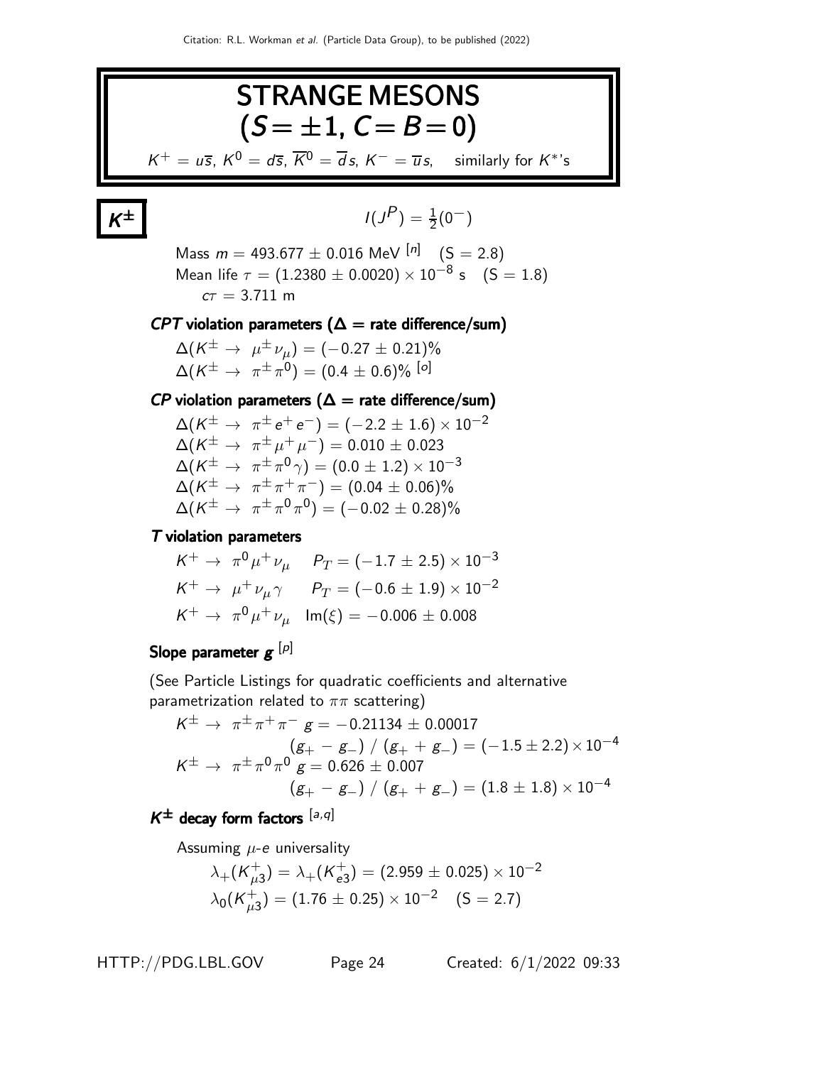# STRANGE MESONS ($S = \pm 1$, $C = B = 0$)

$K^+ = u\overline{s}$, $K^0 = d\overline{s}$, $\overline{K}^0 = \overline{d}s$, $K^- = \overline{u}s$, similarly for $K^*$'s

## $K^{\pm}$

$I(J^P) = \frac{1}{2}(0^-)$

Mass $m = 493.677 \pm 0.016$ MeV [n] (S = 2.8)
Mean life $\tau = (1.2380 \pm 0.0020) \times 10^{-8}$ s (S = 1.8)
$c\tau = 3.711$ m

### *CPT* violation parameters ($\Delta$ = rate difference/sum)

$\Delta(K^{\pm} \to \mu^{\pm}\nu_{\mu}) = (-0.27 \pm 0.21)\%$
$\Delta(K^{\pm} \to \pi^{\pm}\pi^0) = (0.4 \pm 0.6)\%$ [o]

### *CP* violation parameters ($\Delta$ = rate difference/sum)

$\Delta(K^{\pm} \to \pi^{\pm}e^+e^-) = (-2.2 \pm 1.6) \times 10^{-2}$
$\Delta(K^{\pm} \to \pi^{\pm}\mu^+\mu^-) = 0.010 \pm 0.023$
$\Delta(K^{\pm} \to \pi^{\pm}\pi^0\gamma) = (0.0 \pm 1.2) \times 10^{-3}$
$\Delta(K^{\pm} \to \pi^{\pm}\pi^+\pi^-) = (0.04 \pm 0.06)\%$
$\Delta(K^{\pm} \to \pi^{\pm}\pi^0\pi^0) = (-0.02 \pm 0.28)\%$

### *T* violation parameters

$K^+ \to \pi^0\mu^+\nu_{\mu}$ $P_T = (-1.7 \pm 2.5) \times 10^{-3}$
$K^+ \to \mu^+\nu_{\mu}\gamma$ $P_T = (-0.6 \pm 1.9) \times 10^{-2}$
$K^+ \to \pi^0\mu^+\nu_{\mu}$ $\text{Im}(\xi) = -0.006 \pm 0.008$

### Slope parameter $g$ [p]

(See Particle Listings for quadratic coefficients and alternative parametrization related to $\pi\pi$ scattering)

$K^{\pm} \to \pi^{\pm}\pi^+\pi^-$ $g = -0.21134 \pm 0.00017$
$(g_+ - g_-) / (g_+ + g_-) = (-1.5 \pm 2.2) \times 10^{-4}$
$K^{\pm} \to \pi^{\pm}\pi^0\pi^0$ $g = 0.626 \pm 0.007$
$(g_+ - g_-) / (g_+ + g_-) = (1.8 \pm 1.8) \times 10^{-4}$

### $K^{\pm}$ decay form factors [a,q]

Assuming $\mu$-$e$ universality

$\lambda_+(K^+_{\mu 3}) = \lambda_+(K^+_{e3}) = (2.959 \pm 0.025) \times 10^{-2}$
$\lambda_0(K^+_{\mu 3}) = (1.76 \pm 0.25) \times 10^{-2}$ (S = 2.7)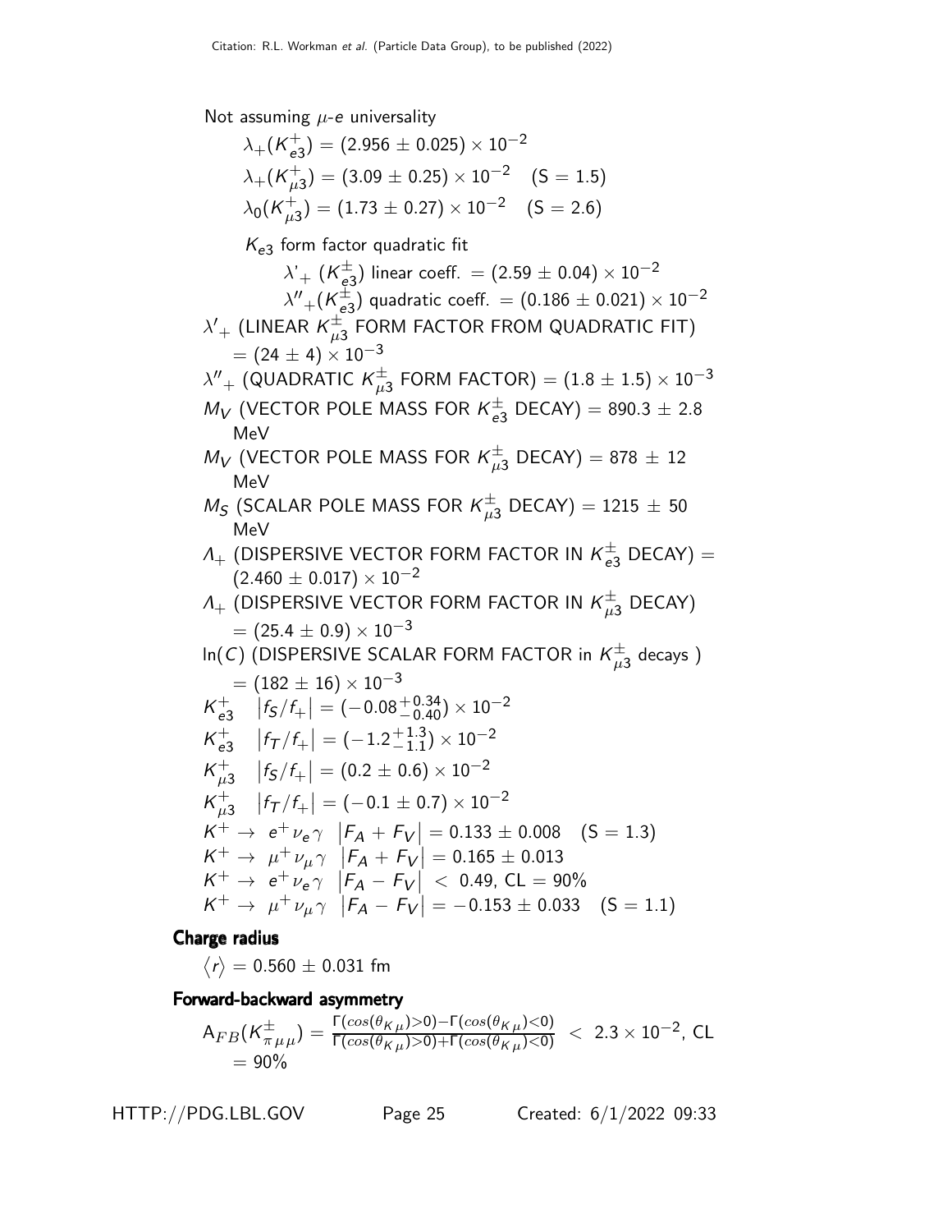Not assuming $\mu$-$e$ universality

$\lambda_+(K^+_{e3}) = (2.956 \pm 0.025) \times 10^{-2}$

$\lambda_+(K^+_{\mu 3}) = (3.09 \pm 0.25) \times 10^{-2}$ (S = 1.5)

$\lambda_0(K^+_{\mu 3}) = (1.73 \pm 0.27) \times 10^{-2}$ (S = 2.6)

$K_{e3}$ form factor quadratic fit

$\lambda'_+$ ($K^\pm_{e3}$) linear coeff. $= (2.59 \pm 0.04) \times 10^{-2}$

$\lambda''_+(K^\pm_{e3})$ quadratic coeff. $= (0.186 \pm 0.021) \times 10^{-2}$

$\lambda'_+$ (LINEAR $K^\pm_{\mu 3}$ FORM FACTOR FROM QUADRATIC FIT) $= (24 \pm 4) \times 10^{-3}$

$\lambda''_+$ (QUADRATIC $K^\pm_{\mu 3}$ FORM FACTOR) $= (1.8 \pm 1.5) \times 10^{-3}$

$M_V$ (VECTOR POLE MASS FOR $K^\pm_{e3}$ DECAY) $= 890.3 \pm 2.8$ MeV

$M_V$ (VECTOR POLE MASS FOR $K^\pm_{\mu 3}$ DECAY) $= 878 \pm 12$ MeV

$M_S$ (SCALAR POLE MASS FOR $K^\pm_{\mu 3}$ DECAY) $= 1215 \pm 50$ MeV

$\Lambda_+$ (DISPERSIVE VECTOR FORM FACTOR IN $K^\pm_{e3}$ DECAY) $= (2.460 \pm 0.017) \times 10^{-2}$

$\Lambda_+$ (DISPERSIVE VECTOR FORM FACTOR IN $K^\pm_{\mu 3}$ DECAY) $= (25.4 \pm 0.9) \times 10^{-3}$

$\ln(C)$ (DISPERSIVE SCALAR FORM FACTOR in $K^\pm_{\mu 3}$ decays ) $= (182 \pm 16) \times 10^{-3}$

$K^+_{e3}$ $\left|f_S/f_+\right| = (-0.08^{+0.34}_{-0.40}) \times 10^{-2}$

$K^+_{e3}$ $\left|f_T/f_+\right| = (-1.2^{+1.3}_{-1.1}) \times 10^{-2}$

$K^+_{\mu 3}$ $\left|f_S/f_+\right| = (0.2 \pm 0.6) \times 10^{-2}$

$K^+_{\mu 3}$ $\left|f_T/f_+\right| = (-0.1 \pm 0.7) \times 10^{-2}$

$K^+ \to e^+\nu_e\gamma$ $\left|F_A + F_V\right| = 0.133 \pm 0.008$ (S = 1.3)

$K^+ \to \mu^+\nu_\mu\gamma$ $\left|F_A + F_V\right| = 0.165 \pm 0.013$

$K^+ \to e^+\nu_e\gamma$ $\left|F_A - F_V\right| < 0.49$, CL = 90%

$K^+ \to \mu^+\nu_\mu\gamma$ $\left|F_A - F_V\right| = -0.153 \pm 0.033$ (S = 1.1)

**Charge radius**

$\langle r \rangle = 0.560 \pm 0.031$ fm

**Forward-backward asymmetry**

$\mathrm{A}_{FB}(K^\pm_{\pi\mu\mu}) = \frac{\Gamma(cos(\theta_{K\mu})>0) - \Gamma(cos(\theta_{K\mu})<0)}{\Gamma(cos(\theta_{K\mu})>0) + \Gamma(cos(\theta_{K\mu})<0)} < 2.3 \times 10^{-2}$, CL = 90%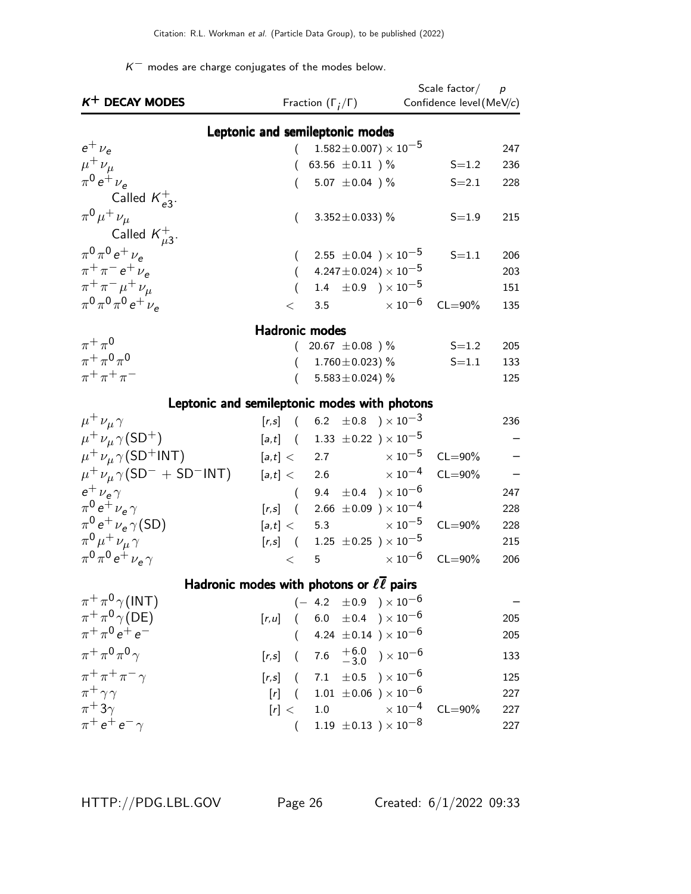$K^-$ modes are charge conjugates of the modes below.

| $K^+$ DECAY MODES | | Fraction $(\Gamma_i/\Gamma)$ | Scale factor/ Confidence level | $p$ (MeV/$c$) |
|---|---|---|---|---|
| **Leptonic and semileptonic modes** | | | | |
| $e^+\nu_e$ | | $(1.582\pm0.007)\times10^{-5}$ | | 247 |
| $\mu^+\nu_\mu$ | | $(63.56\ \pm0.11\ )\ \%$ | S=1.2 | 236 |
| $\pi^0 e^+\nu_e$ | | $(5.07\ \pm0.04\ )\ \%$ | S=2.1 | 228 |
| Called $K^+_{e3}$. | | | | |
| $\pi^0\mu^+\nu_\mu$ | | $(3.352\pm0.033)\ \%$ | S=1.9 | 215 |
| Called $K^+_{\mu3}$. | | | | |
| $\pi^0\pi^0 e^+\nu_e$ | | $(2.55\ \pm0.04\ )\times10^{-5}$ | S=1.1 | 206 |
| $\pi^+\pi^- e^+\nu_e$ | | $(4.247\pm0.024)\times10^{-5}$ | | 203 |
| $\pi^+\pi^-\mu^+\nu_\mu$ | | $(1.4\ \pm0.9\ )\times10^{-5}$ | | 151 |
| $\pi^0\pi^0\pi^0 e^+\nu_e$ | | $<3.5\times10^{-6}$ | CL=90% | 135 |
| **Hadronic modes** | | | | |
| $\pi^+\pi^0$ | | $(20.67\ \pm0.08\ )\ \%$ | S=1.2 | 205 |
| $\pi^+\pi^0\pi^0$ | | $(1.760\pm0.023)\ \%$ | S=1.1 | 133 |
| $\pi^+\pi^+\pi^-$ | | $(5.583\pm0.024)\ \%$ | | 125 |
| **Leptonic and semileptonic modes with photons** | | | | |
| $\mu^+\nu_\mu\gamma$ | [r,s] | $(6.2\ \pm0.8\ )\times10^{-3}$ | | 236 |
| $\mu^+\nu_\mu\gamma(\text{SD}^+)$ | [a,t] | $(1.33\ \pm0.22\ )\times10^{-5}$ | | – |
| $\mu^+\nu_\mu\gamma(\text{SD}^+\text{INT})$ | [a,t] | $<2.7\times10^{-5}$ | CL=90% | – |
| $\mu^+\nu_\mu\gamma(\text{SD}^- + \text{SD}^-\text{INT})$ | [a,t] | $<2.6\times10^{-4}$ | CL=90% | – |
| $e^+\nu_e\gamma$ | | $(9.4\ \pm0.4\ )\times10^{-6}$ | | 247 |
| $\pi^0 e^+\nu_e\gamma$ | [r,s] | $(2.66\ \pm0.09\ )\times10^{-4}$ | | 228 |
| $\pi^0 e^+\nu_e\gamma(\text{SD})$ | [a,t] | $<5.3\times10^{-5}$ | CL=90% | 228 |
| $\pi^0\mu^+\nu_\mu\gamma$ | [r,s] | $(1.25\ \pm0.25\ )\times10^{-5}$ | | 215 |
| $\pi^0\pi^0 e^+\nu_e\gamma$ | | $<5\times10^{-6}$ | CL=90% | 206 |
| **Hadronic modes with photons or $\ell\overline{\ell}$ pairs** | | | | |
| $\pi^+\pi^0\gamma(\text{INT})$ | | $(-4.2\ \pm0.9\ )\times10^{-6}$ | | – |
| $\pi^+\pi^0\gamma(\text{DE})$ | [r,u] | $(6.0\ \pm0.4\ )\times10^{-6}$ | | 205 |
| $\pi^+\pi^0 e^+e^-$ | | $(4.24\ \pm0.14\ )\times10^{-6}$ | | 205 |
| $\pi^+\pi^0\pi^0\gamma$ | [r,s] | $(7.6\ ^{+6.0}_{-3.0}\ )\times10^{-6}$ | | 133 |
| $\pi^+\pi^+\pi^-\gamma$ | [r,s] | $(7.1\ \pm0.5\ )\times10^{-6}$ | | 125 |
| $\pi^+\gamma\gamma$ | [r] | $(1.01\ \pm0.06\ )\times10^{-6}$ | | 227 |
| $\pi^+ 3\gamma$ | [r] | $<1.0\times10^{-4}$ | CL=90% | 227 |
| $\pi^+ e^+e^-\gamma$ | | $(1.19\ \pm0.13\ )\times10^{-8}$ | | 227 |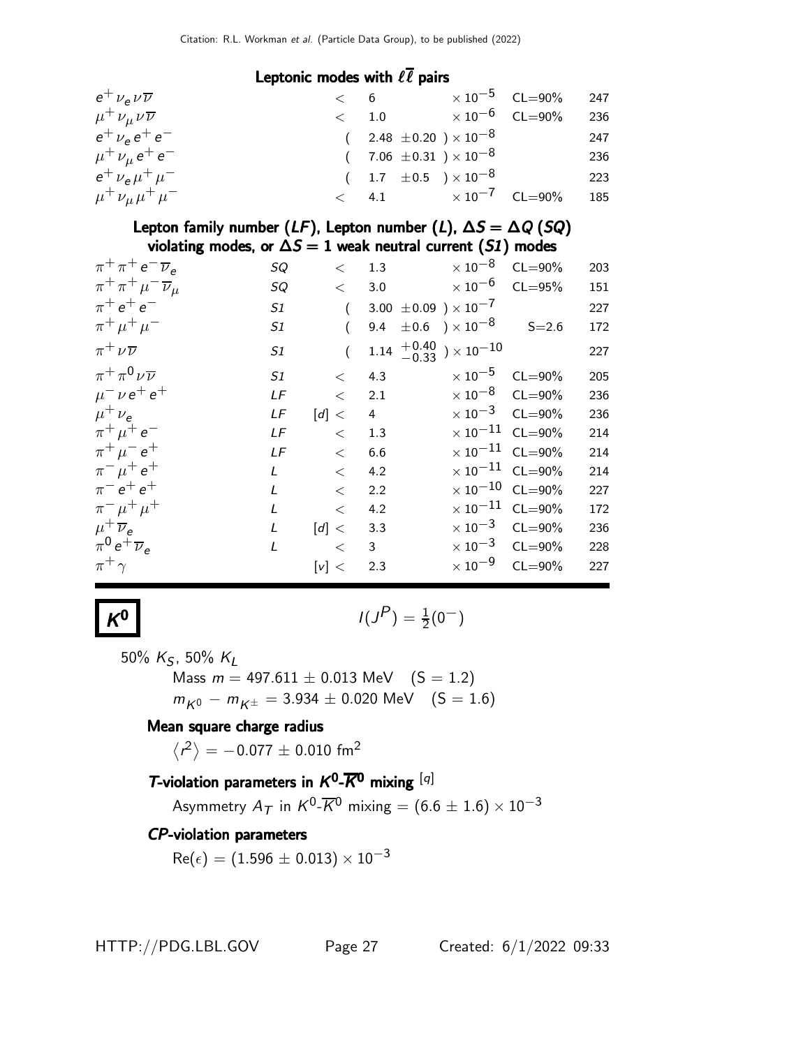### Leptonic modes with $\ell\overline{\ell}$ pairs

| Mode | | | Fraction | | | $p$ (MeV/c) |
|---|---|---|---|---|---|---|
| $e^+ \nu_e \nu \overline{\nu}$ | | < | 6 | $\times 10^{-5}$ | CL=90% | 247 |
| $\mu^+ \nu_\mu \nu \overline{\nu}$ | | < | 1.0 | $\times 10^{-6}$ | CL=90% | 236 |
| $e^+ \nu_e e^+ e^-$ | | | $(2.48 \pm 0.20) \times 10^{-8}$ | | | 247 |
| $\mu^+ \nu_\mu e^+ e^-$ | | | $(7.06 \pm 0.31) \times 10^{-8}$ | | | 236 |
| $e^+ \nu_e \mu^+ \mu^-$ | | | $(1.7 \pm 0.5) \times 10^{-8}$ | | | 223 |
| $\mu^+ \nu_\mu \mu^+ \mu^-$ | | < | 4.1 | $\times 10^{-7}$ | CL=90% | 185 |

### Lepton family number (*LF*), Lepton number (*L*), $\Delta S = \Delta Q$ (*SQ*) violating modes, or $\Delta S = 1$ weak neutral current (*S1*) modes

| Mode | | | Fraction | | | $p$ (MeV/c) |
|---|---|---|---|---|---|---|
| $\pi^+ \pi^+ e^- \overline{\nu}_e$ | *SQ* | < | 1.3 | $\times 10^{-8}$ | CL=90% | 203 |
| $\pi^+ \pi^+ \mu^- \overline{\nu}_\mu$ | *SQ* | < | 3.0 | $\times 10^{-6}$ | CL=95% | 151 |
| $\pi^+ e^+ e^-$ | *S1* | | $(3.00 \pm 0.09) \times 10^{-7}$ | | | 227 |
| $\pi^+ \mu^+ \mu^-$ | *S1* | | $(9.4 \pm 0.6) \times 10^{-8}$ | | S=2.6 | 172 |
| $\pi^+ \nu \overline{\nu}$ | *S1* | | $(1.14 {}^{+0.40}_{-0.33}) \times 10^{-10}$ | | | 227 |
| $\pi^+ \pi^0 \nu \overline{\nu}$ | *S1* | < | 4.3 | $\times 10^{-5}$ | CL=90% | 205 |
| $\mu^- \nu e^+ e^+$ | *LF* | < | 2.1 | $\times 10^{-8}$ | CL=90% | 236 |
| $\mu^+ \nu_e$ | *LF* | [d] < | 4 | $\times 10^{-3}$ | CL=90% | 236 |
| $\pi^+ \mu^+ e^-$ | *LF* | < | 1.3 | $\times 10^{-11}$ | CL=90% | 214 |
| $\pi^+ \mu^- e^+$ | *LF* | < | 6.6 | $\times 10^{-11}$ | CL=90% | 214 |
| $\pi^- \mu^+ e^+$ | *L* | < | 4.2 | $\times 10^{-11}$ | CL=90% | 214 |
| $\pi^- e^+ e^+$ | *L* | < | 2.2 | $\times 10^{-10}$ | CL=90% | 227 |
| $\pi^- \mu^+ \mu^+$ | *L* | < | 4.2 | $\times 10^{-11}$ | CL=90% | 172 |
| $\mu^+ \overline{\nu}_e$ | *L* | [d] < | 3.3 | $\times 10^{-3}$ | CL=90% | 236 |
| $\pi^0 e^+ \overline{\nu}_e$ | *L* | < | 3 | $\times 10^{-3}$ | CL=90% | 228 |
| $\pi^+ \gamma$ | | [v] < | 2.3 | $\times 10^{-9}$ | CL=90% | 227 |

# $K^0$

$I(J^P) = \frac{1}{2}(0^-)$

50% $K_S$, 50% $K_L$

Mass $m = 497.611 \pm 0.013$ MeV (S = 1.2)

$m_{K^0} - m_{K^\pm} = 3.934 \pm 0.020$ MeV (S = 1.6)

### Mean square charge radius

$\langle r^2 \rangle = -0.077 \pm 0.010$ fm$^2$

### *T*-violation parameters in $K^0$-$\overline{K}^0$ mixing [q]

Asymmetry $A_T$ in $K^0$-$\overline{K}^0$ mixing $= (6.6 \pm 1.6) \times 10^{-3}$

### *CP*-violation parameters

$\mathrm{Re}(\epsilon) = (1.596 \pm 0.013) \times 10^{-3}$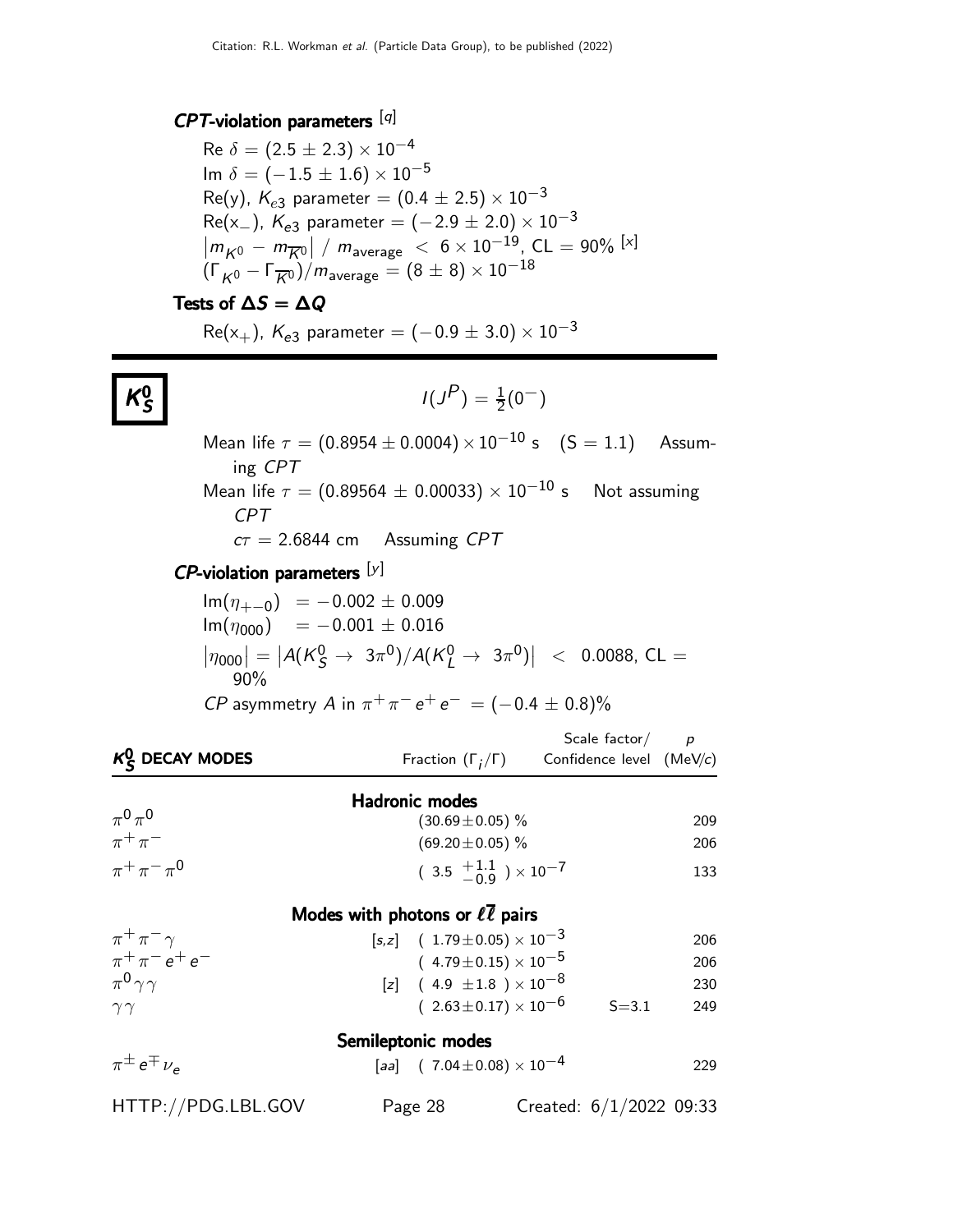### *CPT*-violation parameters [q]

Re $\delta = (2.5 \pm 2.3) \times 10^{-4}$
Im $\delta = (-1.5 \pm 1.6) \times 10^{-5}$
Re(y), $K_{e3}$ parameter $= (0.4 \pm 2.5) \times 10^{-3}$
Re($x_-$), $K_{e3}$ parameter $= (-2.9 \pm 2.0) \times 10^{-3}$
$\left| m_{K^0} - m_{\overline{K}^0} \right| / m_{\text{average}} < 6 \times 10^{-19}$, CL = 90% [x]
$(\Gamma_{K^0} - \Gamma_{\overline{K}^0})/m_{\text{average}} = (8 \pm 8) \times 10^{-18}$

### Tests of $\Delta S = \Delta Q$

Re($x_+$), $K_{e3}$ parameter $= (-0.9 \pm 3.0) \times 10^{-3}$

---

## $K^0_S$

$I(J^P) = \frac{1}{2}(0^-)$

Mean life $\tau = (0.8954 \pm 0.0004) \times 10^{-10}$ s (S = 1.1) Assuming *CPT*
Mean life $\tau = (0.89564 \pm 0.00033) \times 10^{-10}$ s Not assuming *CPT*
$c\tau = 2.6844$ cm Assuming *CPT*

### *CP*-violation parameters [y]

$\text{Im}(\eta_{+-0}) = -0.002 \pm 0.009$
$\text{Im}(\eta_{000}) = -0.001 \pm 0.016$
$\left|\eta_{000}\right| = \left|A(K^0_S \to 3\pi^0)/A(K^0_L \to 3\pi^0)\right| < 0.0088$, CL = 90%
*CP* asymmetry *A* in $\pi^+\pi^- e^+ e^- = (-0.4 \pm 0.8)\%$

| $K^0_S$ DECAY MODES | | Fraction $(\Gamma_i/\Gamma)$ | Scale factor/ Confidence level | $p$ (MeV/$c$) |
|---|---|---|---|---|
| **Hadronic modes** | | | | |
| $\pi^0\pi^0$ | | $(30.69 \pm 0.05)$ % | | 209 |
| $\pi^+\pi^-$ | | $(69.20 \pm 0.05)$ % | | 206 |
| $\pi^+\pi^-\pi^0$ | | $(3.5\ ^{+1.1}_{-0.9}) \times 10^{-7}$ | | 133 |
| **Modes with photons or $\ell\overline{\ell}$ pairs** | | | | |
| $\pi^+\pi^-\gamma$ | [s,z] | $(1.79 \pm 0.05) \times 10^{-3}$ | | 206 |
| $\pi^+\pi^- e^+ e^-$ | | $(4.79 \pm 0.15) \times 10^{-5}$ | | 206 |
| $\pi^0\gamma\gamma$ | [z] | $(4.9 \pm 1.8) \times 10^{-8}$ | | 230 |
| $\gamma\gamma$ | | $(2.63 \pm 0.17) \times 10^{-6}$ | S=3.1 | 249 |
| **Semileptonic modes** | | | | |
| $\pi^\pm e^\mp \nu_e$ | [aa] | $(7.04 \pm 0.08) \times 10^{-4}$ | | 229 |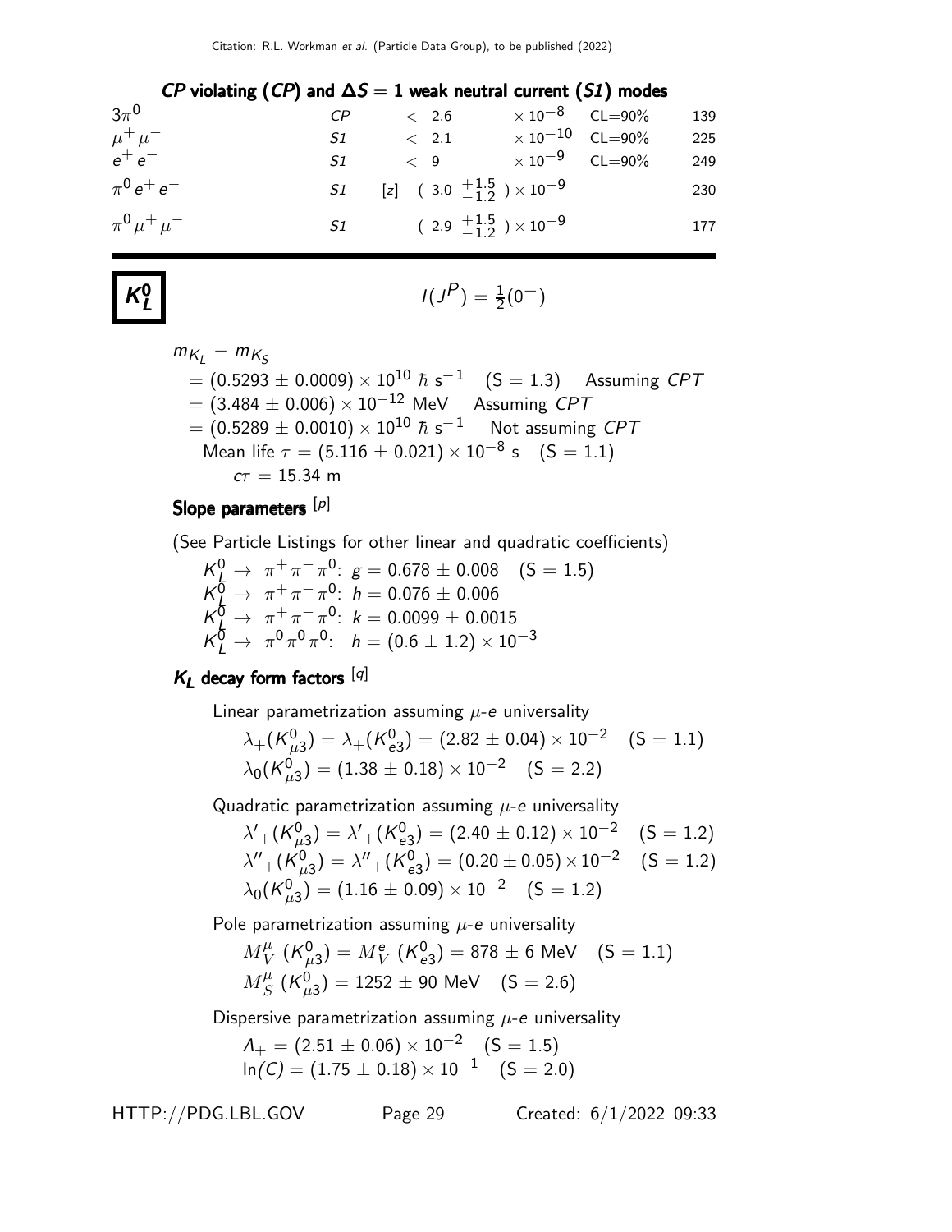### *CP* violating (*CP*) and $\Delta S = 1$ weak neutral current (*S1*) modes

| | | | | |
|---|---|---|---|---|
| $3\pi^0$ | *CP* | $< 2.6$ $\times 10^{-8}$ | CL=90% | 139 |
| $\mu^+\mu^-$ | *S1* | $< 2.1$ $\times 10^{-10}$ | CL=90% | 225 |
| $e^+e^-$ | *S1* | $< 9$ $\times 10^{-9}$ | CL=90% | 249 |
| $\pi^0 e^+ e^-$ | *S1* | [z] $( 3.0 \ ^{+1.5}_{-1.2} ) \times 10^{-9}$ | | 230 |
| $\pi^0 \mu^+ \mu^-$ | *S1* | $( 2.9 \ ^{+1.5}_{-1.2} ) \times 10^{-9}$ | | 177 |

# $K^0_L$

$I(J^P) = \frac{1}{2}(0^-)$

$m_{K_L} - m_{K_S}$
$= (0.5293 \pm 0.0009) \times 10^{10}\ \hbar\ \mathrm{s}^{-1}$ (S = 1.3) Assuming *CPT*
$= (3.484 \pm 0.006) \times 10^{-12}$ MeV Assuming *CPT*
$= (0.5289 \pm 0.0010) \times 10^{10}\ \hbar\ \mathrm{s}^{-1}$ Not assuming *CPT*
Mean life $\tau = (5.116 \pm 0.021) \times 10^{-8}$ s (S = 1.1)
$c\tau = 15.34$ m

## Slope parameters [p]

(See Particle Listings for other linear and quadratic coefficients)

$K^0_L \to \pi^+\pi^-\pi^0$: $g = 0.678 \pm 0.008$ (S = 1.5)
$K^0_L \to \pi^+\pi^-\pi^0$: $h = 0.076 \pm 0.006$
$K^0_L \to \pi^+\pi^-\pi^0$: $k = 0.0099 \pm 0.0015$
$K^0_L \to \pi^0\pi^0\pi^0$: $h = (0.6 \pm 1.2) \times 10^{-3}$

## $K_L$ decay form factors [q]

Linear parametrization assuming $\mu$-$e$ universality

$\lambda_+(K^0_{\mu 3}) = \lambda_+(K^0_{e3}) = (2.82 \pm 0.04) \times 10^{-2}$ (S = 1.1)
$\lambda_0(K^0_{\mu 3}) = (1.38 \pm 0.18) \times 10^{-2}$ (S = 2.2)

Quadratic parametrization assuming $\mu$-$e$ universality

$\lambda'_+(K^0_{\mu 3}) = \lambda'_+(K^0_{e3}) = (2.40 \pm 0.12) \times 10^{-2}$ (S = 1.2)
$\lambda''_+(K^0_{\mu 3}) = \lambda''_+(K^0_{e3}) = (0.20 \pm 0.05) \times 10^{-2}$ (S = 1.2)
$\lambda_0(K^0_{\mu 3}) = (1.16 \pm 0.09) \times 10^{-2}$ (S = 1.2)

Pole parametrization assuming $\mu$-$e$ universality

$M^{\mu}_V\ (K^0_{\mu 3}) = M^{e}_V\ (K^0_{e3}) = 878 \pm 6$ MeV (S = 1.1)
$M^{\mu}_S\ (K^0_{\mu 3}) = 1252 \pm 90$ MeV (S = 2.6)

Dispersive parametrization assuming $\mu$-$e$ universality

$\Lambda_+ = (2.51 \pm 0.06) \times 10^{-2}$ (S = 1.5)
$\ln(C) = (1.75 \pm 0.18) \times 10^{-1}$ (S = 2.0)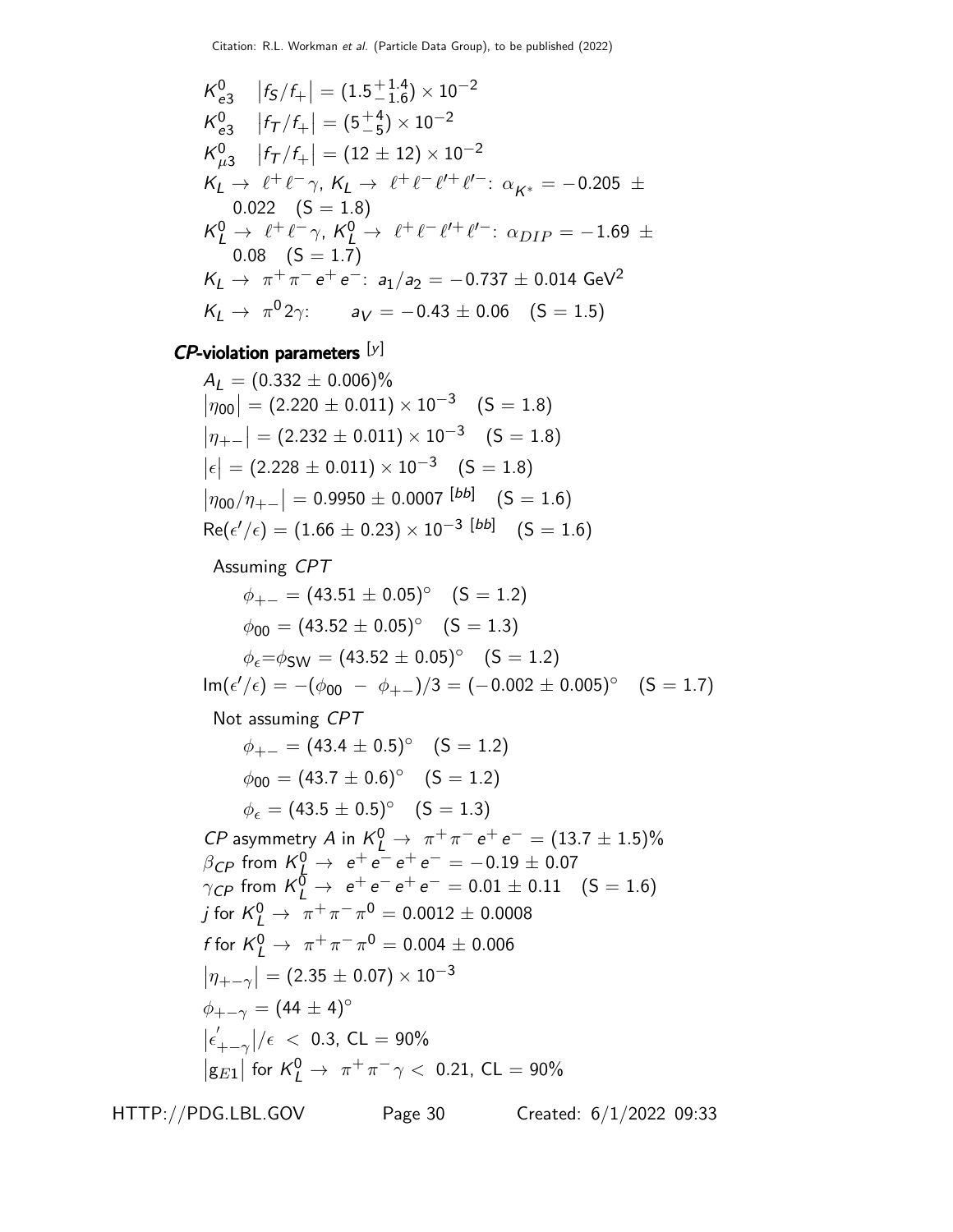$K^0_{e3}$ $\left|f_S/f_+\right| = (1.5^{+1.4}_{-1.6}) \times 10^{-2}$

$K^0_{e3}$ $\left|f_T/f_+\right| = (5^{+4}_{-5}) \times 10^{-2}$

$K^0_{\mu 3}$ $\left|f_T/f_+\right| = (12 \pm 12) \times 10^{-2}$

$K_L \to \ell^+\ell^-\gamma$, $K_L \to \ell^+\ell^-\ell'^+\ell'^-$: $\alpha_{K^*} = -0.205 \pm 0.022$ (S = 1.8)

$K^0_L \to \ell^+\ell^-\gamma$, $K^0_L \to \ell^+\ell^-\ell'^+\ell'^-$: $\alpha_{DIP} = -1.69 \pm 0.08$ (S = 1.7)

$K_L \to \pi^+\pi^-e^+e^-$: $a_1/a_2 = -0.737 \pm 0.014$ GeV$^2$

$K_L \to \pi^0 2\gamma$: $a_V = -0.43 \pm 0.06$ (S = 1.5)

### *CP*-violation parameters [y]

$A_L = (0.332 \pm 0.006)\%$

$\left|\eta_{00}\right| = (2.220 \pm 0.011) \times 10^{-3}$ (S = 1.8)

$\left|\eta_{+-}\right| = (2.232 \pm 0.011) \times 10^{-3}$ (S = 1.8)

$\left|\epsilon\right| = (2.228 \pm 0.011) \times 10^{-3}$ (S = 1.8)

$\left|\eta_{00}/\eta_{+-}\right| = 0.9950 \pm 0.0007$ [bb] (S = 1.6)

$\mathrm{Re}(\epsilon'/\epsilon) = (1.66 \pm 0.23) \times 10^{-3}$ [bb] (S = 1.6)

Assuming *CPT*

- $\phi_{+-} = (43.51 \pm 0.05)^\circ$ (S = 1.2)
- $\phi_{00} = (43.52 \pm 0.05)^\circ$ (S = 1.3)
- $\phi_\epsilon = \phi_{\mathrm{SW}} = (43.52 \pm 0.05)^\circ$ (S = 1.2)

$\mathrm{Im}(\epsilon'/\epsilon) = -(\phi_{00} - \phi_{+-})/3 = (-0.002 \pm 0.005)^\circ$ (S = 1.7)

Not assuming *CPT*

- $\phi_{+-} = (43.4 \pm 0.5)^\circ$ (S = 1.2)
- $\phi_{00} = (43.7 \pm 0.6)^\circ$ (S = 1.2)
- $\phi_\epsilon = (43.5 \pm 0.5)^\circ$ (S = 1.3)

*CP* asymmetry $A$ in $K^0_L \to \pi^+\pi^-e^+e^- = (13.7 \pm 1.5)\%$

$\beta_{CP}$ from $K^0_L \to e^+e^-e^+e^- = -0.19 \pm 0.07$

$\gamma_{CP}$ from $K^0_L \to e^+e^-e^+e^- = 0.01 \pm 0.11$ (S = 1.6)

$j$ for $K^0_L \to \pi^+\pi^-\pi^0 = 0.0012 \pm 0.0008$

$f$ for $K^0_L \to \pi^+\pi^-\pi^0 = 0.004 \pm 0.006$

$\left|\eta_{+-\gamma}\right| = (2.35 \pm 0.07) \times 10^{-3}$

$\phi_{+-\gamma} = (44 \pm 4)^\circ$

$\left|\epsilon'_{+-\gamma}\right|/\epsilon < 0.3$, CL = 90%

$\left|g_{E1}\right|$ for $K^0_L \to \pi^+\pi^-\gamma < 0.21$, CL = 90%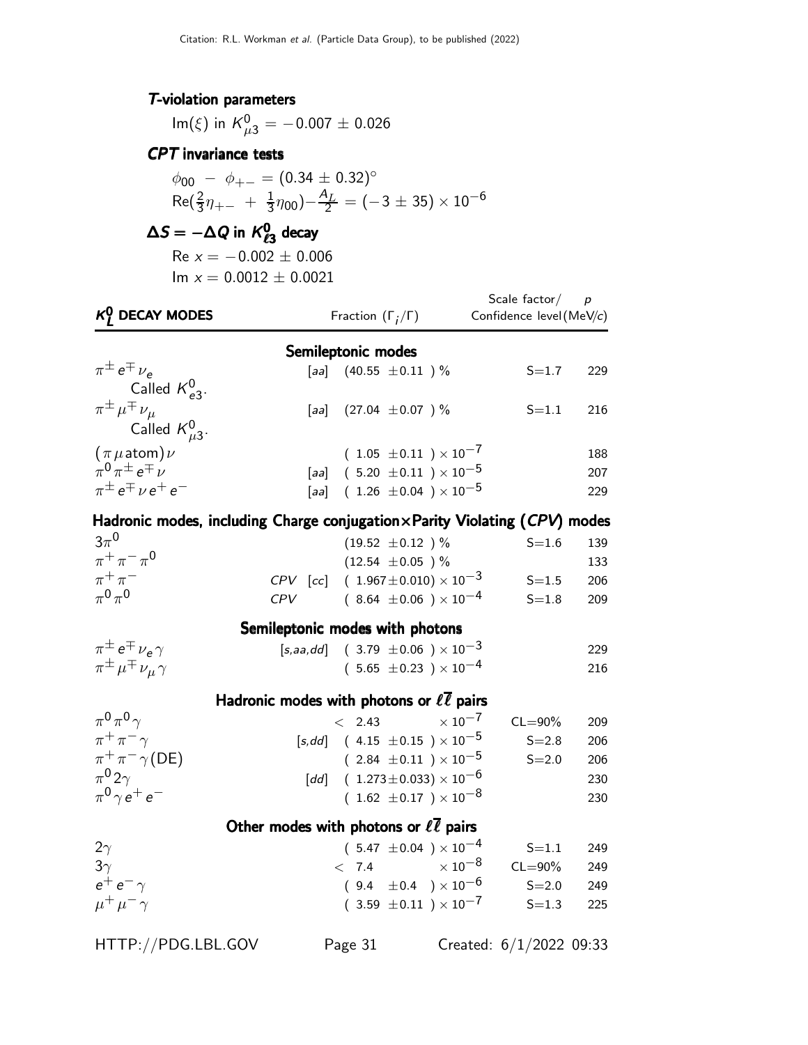### *T*-violation parameters

Im($\xi$) in $K^0_{\mu 3} = -0.007 \pm 0.026$

### *CPT* invariance tests

$\phi_{00} - \phi_{+-} = (0.34 \pm 0.32)^\circ$

$\mathrm{Re}(\frac{2}{3}\eta_{+-} + \frac{1}{3}\eta_{00}) - \frac{A_L}{2} = (-3 \pm 35) \times 10^{-6}$

### $\Delta S = -\Delta Q$ in $K^0_{\ell 3}$ decay

Re $x = -0.002 \pm 0.006$

Im $x = 0.0012 \pm 0.0021$

| $K^0_L$ DECAY MODES | | Fraction ($\Gamma_i/\Gamma$) | Scale factor/ Confidence level | $p$ (MeV/c) |
|---|---|---|---|---|
| **Semileptonic modes** | | | | |
| $\pi^\pm e^\mp \nu_e$ Called $K^0_{e3}$. | [aa] | $(40.55 \pm 0.11)$ % | S=1.7 | 229 |
| $\pi^\pm \mu^\mp \nu_\mu$ Called $K^0_{\mu 3}$. | [aa] | $(27.04 \pm 0.07)$ % | S=1.1 | 216 |
| $(\pi \mu \,\mathrm{atom})\nu$ | | $(1.05 \pm 0.11) \times 10^{-7}$ | | 188 |
| $\pi^0 \pi^\pm e^\mp \nu$ | [aa] | $(5.20 \pm 0.11) \times 10^{-5}$ | | 207 |
| $\pi^\pm e^\mp \nu e^+ e^-$ | [aa] | $(1.26 \pm 0.04) \times 10^{-5}$ | | 229 |
| **Hadronic modes, including Charge conjugation×Parity Violating (*CPV*) modes** | | | | |
| $3\pi^0$ | | $(19.52 \pm 0.12)$ % | S=1.6 | 139 |
| $\pi^+ \pi^- \pi^0$ | | $(12.54 \pm 0.05)$ % | | 133 |
| $\pi^+ \pi^-$ | *CPV* [cc] | $(1.967 \pm 0.010) \times 10^{-3}$ | S=1.5 | 206 |
| $\pi^0 \pi^0$ | *CPV* | $(8.64 \pm 0.06) \times 10^{-4}$ | S=1.8 | 209 |
| **Semileptonic modes with photons** | | | | |
| $\pi^\pm e^\mp \nu_e \gamma$ | [s,aa,dd] | $(3.79 \pm 0.06) \times 10^{-3}$ | | 229 |
| $\pi^\pm \mu^\mp \nu_\mu \gamma$ | | $(5.65 \pm 0.23) \times 10^{-4}$ | | 216 |
| **Hadronic modes with photons or $\ell\overline{\ell}$ pairs** | | | | |
| $\pi^0 \pi^0 \gamma$ | | $< 2.43 \times 10^{-7}$ | CL=90% | 209 |
| $\pi^+ \pi^- \gamma$ | [s,dd] | $(4.15 \pm 0.15) \times 10^{-5}$ | S=2.8 | 206 |
| $\pi^+ \pi^- \gamma$(DE) | | $(2.84 \pm 0.11) \times 10^{-5}$ | S=2.0 | 206 |
| $\pi^0 2\gamma$ | [dd] | $(1.273 \pm 0.033) \times 10^{-6}$ | | 230 |
| $\pi^0 \gamma e^+ e^-$ | | $(1.62 \pm 0.17) \times 10^{-8}$ | | 230 |
| **Other modes with photons or $\ell\overline{\ell}$ pairs** | | | | |
| $2\gamma$ | | $(5.47 \pm 0.04) \times 10^{-4}$ | S=1.1 | 249 |
| $3\gamma$ | | $< 7.4 \times 10^{-8}$ | CL=90% | 249 |
| $e^+ e^- \gamma$ | | $(9.4 \pm 0.4) \times 10^{-6}$ | S=2.0 | 249 |
| $\mu^+ \mu^- \gamma$ | | $(3.59 \pm 0.11) \times 10^{-7}$ | S=1.3 | 225 |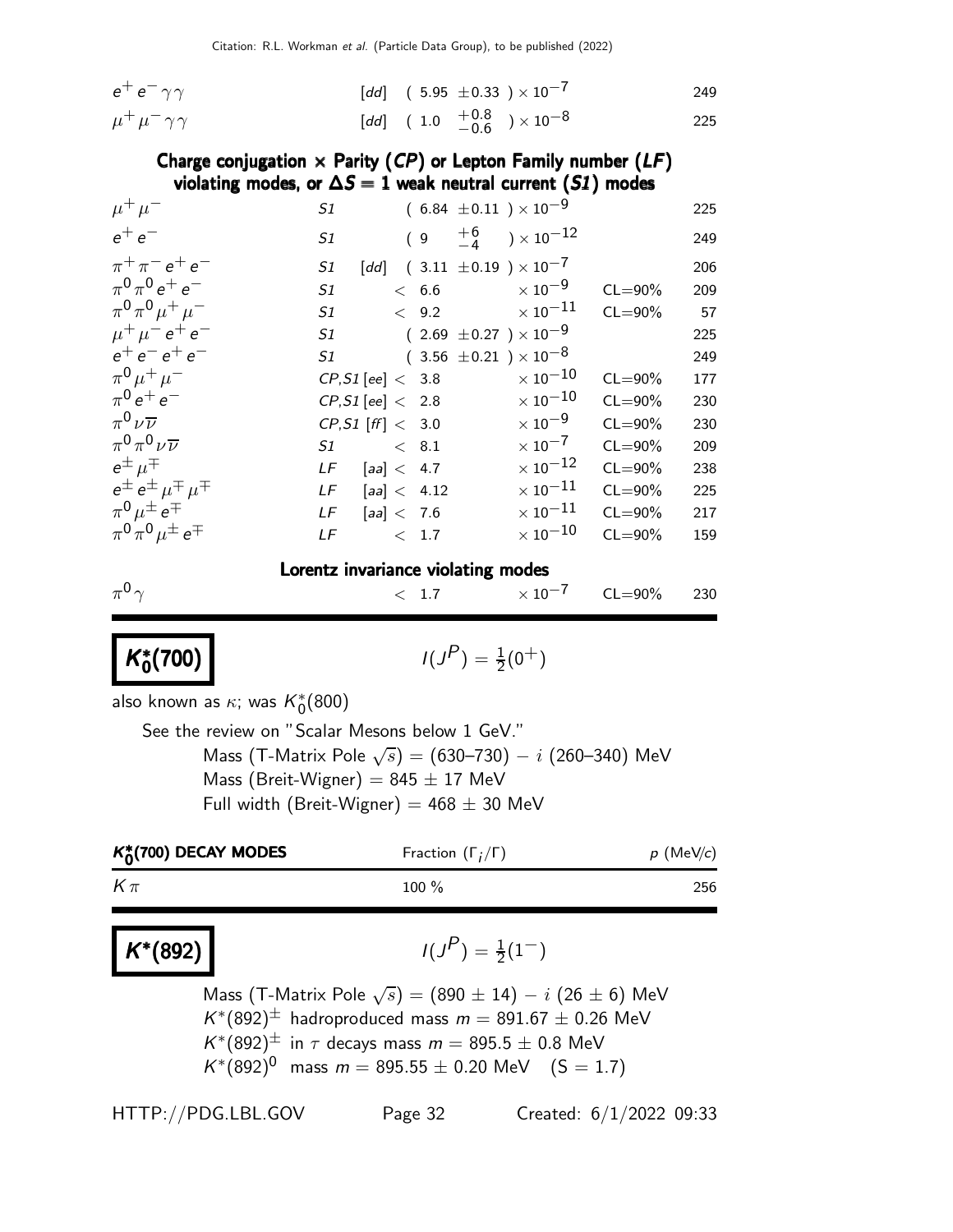| | | | | |
|---|---|---|---|---|
| $e^+ e^- \gamma\gamma$ | [dd] | $(5.95 \pm 0.33) \times 10^{-7}$ | | 249 |
| $\mu^+ \mu^- \gamma\gamma$ | [dd] | $(1.0 \ {}^{+0.8}_{-0.6}) \times 10^{-8}$ | | 225 |

### Charge conjugation × Parity (*CP*) or Lepton Family number (*LF*) violating modes, or $\Delta S = 1$ weak neutral current (*S1*) modes

| | | | | |
|---|---|---|---|---|
| $\mu^+ \mu^-$ | S1 | $(6.84 \pm 0.11) \times 10^{-9}$ | | 225 |
| $e^+ e^-$ | S1 | $(9 \ {}^{+6}_{-4}) \times 10^{-12}$ | | 249 |
| $\pi^+ \pi^- e^+ e^-$ | S1 [dd] | $(3.11 \pm 0.19) \times 10^{-7}$ | | 206 |
| $\pi^0 \pi^0 e^+ e^-$ | S1 | $< 6.6 \times 10^{-9}$ | CL=90% | 209 |
| $\pi^0 \pi^0 \mu^+ \mu^-$ | S1 | $< 9.2 \times 10^{-11}$ | CL=90% | 57 |
| $\mu^+ \mu^- e^+ e^-$ | S1 | $(2.69 \pm 0.27) \times 10^{-9}$ | | 225 |
| $e^+ e^- e^+ e^-$ | S1 | $(3.56 \pm 0.21) \times 10^{-8}$ | | 249 |
| $\pi^0 \mu^+ \mu^-$ | CP,S1 [ee] | $< 3.8 \times 10^{-10}$ | CL=90% | 177 |
| $\pi^0 e^+ e^-$ | CP,S1 [ee] | $< 2.8 \times 10^{-10}$ | CL=90% | 230 |
| $\pi^0 \nu \overline{\nu}$ | CP,S1 [ff] | $< 3.0 \times 10^{-9}$ | CL=90% | 230 |
| $\pi^0 \pi^0 \nu \overline{\nu}$ | S1 | $< 8.1 \times 10^{-7}$ | CL=90% | 209 |
| $e^\pm \mu^\mp$ | LF [aa] | $< 4.7 \times 10^{-12}$ | CL=90% | 238 |
| $e^\pm e^\pm \mu^\mp \mu^\mp$ | LF [aa] | $< 4.12 \times 10^{-11}$ | CL=90% | 225 |
| $\pi^0 \mu^\pm e^\mp$ | LF [aa] | $< 7.6 \times 10^{-11}$ | CL=90% | 217 |
| $\pi^0 \pi^0 \mu^\pm e^\mp$ | LF | $< 1.7 \times 10^{-10}$ | CL=90% | 159 |

### Lorentz invariance violating modes

| | | | | |
|---|---|---|---|---|
| $\pi^0 \gamma$ | | $< 1.7 \times 10^{-7}$ | CL=90% | 230 |

## $K_0^*(700)$

$I(J^P) = \frac{1}{2}(0^+)$

also known as $\kappa$; was $K_0^*(800)$

See the review on "Scalar Mesons below 1 GeV."

Mass (T-Matrix Pole $\sqrt{s}$) = (630–730) $- i$ (260–340) MeV
Mass (Breit-Wigner) = $845 \pm 17$ MeV
Full width (Breit-Wigner) = $468 \pm 30$ MeV

| $K_0^*(700)$ DECAY MODES | Fraction $(\Gamma_i/\Gamma)$ | $p$ (MeV/$c$) |
|---|---|---|
| $K\pi$ | 100 % | 256 |

## $K^*(892)$

$I(J^P) = \frac{1}{2}(1^-)$

Mass (T-Matrix Pole $\sqrt{s}$) = $(890 \pm 14) - i\ (26 \pm 6)$ MeV
$K^*(892)^\pm$ hadroproduced mass $m = 891.67 \pm 0.26$ MeV
$K^*(892)^\pm$ in $\tau$ decays mass $m = 895.5 \pm 0.8$ MeV
$K^*(892)^0$ mass $m = 895.55 \pm 0.20$ MeV (S = 1.7)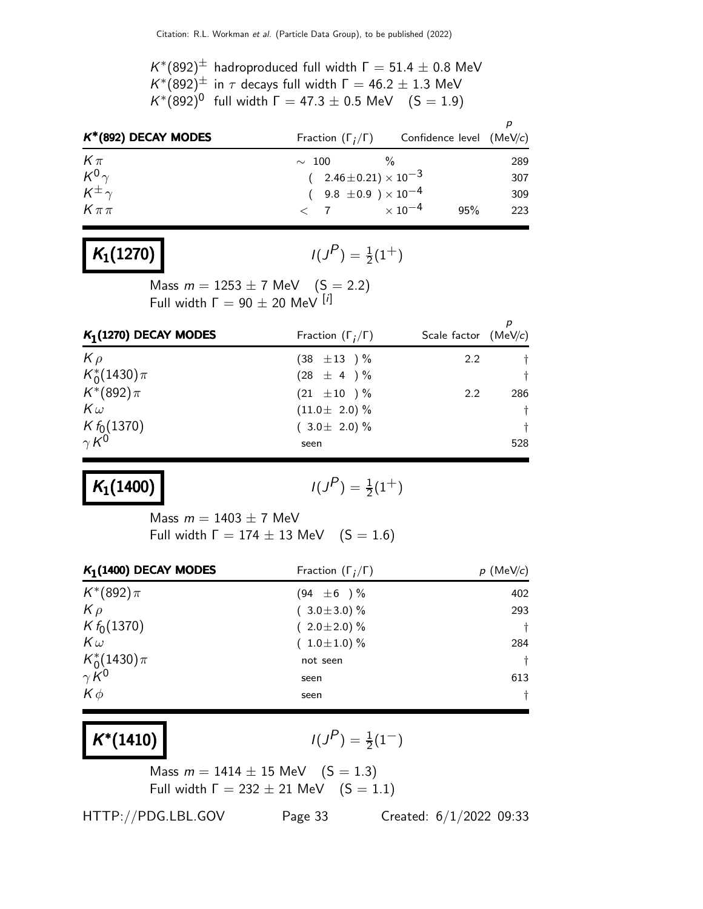$K^*(892)^{\pm}$ hadroproduced full width $\Gamma = 51.4 \pm 0.8$ MeV
$K^*(892)^{\pm}$ in $\tau$ decays full width $\Gamma = 46.2 \pm 1.3$ MeV
$K^*(892)^0$ full width $\Gamma = 47.3 \pm 0.5$ MeV (S = 1.9)

| **$K^*$(892) DECAY MODES** | Fraction ($\Gamma_i/\Gamma$) | Confidence level | $p$ (MeV/$c$) |
|---|---|---|---|
| $K\pi$ | $\sim$ 100 % | | 289 |
| $K^0\gamma$ | $(2.46\pm0.21)\times10^{-3}$ | | 307 |
| $K^{\pm}\gamma$ | $(9.8\pm0.9)\times10^{-4}$ | | 309 |
| $K\pi\pi$ | $< 7 \times10^{-4}$ | 95% | 223 |

## $K_1(1270)$

$I(J^P) = \frac{1}{2}(1^+)$

Mass $m = 1253 \pm 7$ MeV (S = 2.2)
Full width $\Gamma = 90 \pm 20$ MeV [i]

| **$K_1$(1270) DECAY MODES** | Fraction ($\Gamma_i/\Gamma$) | Scale factor | $p$ (MeV/$c$) |
|---|---|---|---|
| $K\rho$ | (38 $\pm$13 ) % | 2.2 | † |
| $K_0^*(1430)\pi$ | (28 $\pm$ 4 ) % | | † |
| $K^*(892)\pi$ | (21 $\pm$10 ) % | 2.2 | 286 |
| $K\omega$ | (11.0$\pm$ 2.0) % | | † |
| $K f_0(1370)$ | ( 3.0$\pm$ 2.0) % | | † |
| $\gamma K^0$ | seen | | 528 |

## $K_1(1400)$

$I(J^P) = \frac{1}{2}(1^+)$

Mass $m = 1403 \pm 7$ MeV
Full width $\Gamma = 174 \pm 13$ MeV (S = 1.6)

| **$K_1$(1400) DECAY MODES** | Fraction ($\Gamma_i/\Gamma$) | $p$ (MeV/$c$) |
|---|---|---|
| $K^*(892)\pi$ | (94 $\pm$6 ) % | 402 |
| $K\rho$ | ( 3.0$\pm$3.0) % | 293 |
| $K f_0(1370)$ | ( 2.0$\pm$2.0) % | † |
| $K\omega$ | ( 1.0$\pm$1.0) % | 284 |
| $K_0^*(1430)\pi$ | not seen | † |
| $\gamma K^0$ | seen | 613 |
| $K\phi$ | seen | † |

## $K^*(1410)$

$I(J^P) = \frac{1}{2}(1^-)$

Mass $m = 1414 \pm 15$ MeV (S = 1.3)
Full width $\Gamma = 232 \pm 21$ MeV (S = 1.1)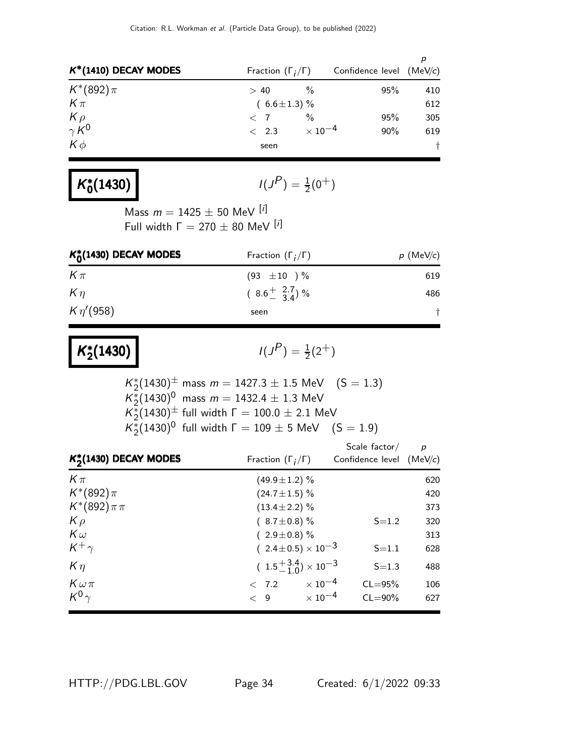| $K^*(1410)$ DECAY MODES | Fraction $(\Gamma_i/\Gamma)$ | Confidence level | $p$ (MeV/$c$) |
|---|---|---|---|
| $K^*(892)\pi$ | $> 40$ % | 95% | 410 |
| $K\pi$ | $(6.6\pm1.3)$ % | | 612 |
| $K\rho$ | $< 7$ % | 95% | 305 |
| $\gamma K^0$ | $< 2.3 \times 10^{-4}$ | 90% | 619 |
| $K\phi$ | seen | | † |

## $K_0^*(1430)$

$I(J^P) = \frac{1}{2}(0^+)$

Mass $m = 1425 \pm 50$ MeV [i]
Full width $\Gamma = 270 \pm 80$ MeV [i]

| $K_0^*(1430)$ DECAY MODES | Fraction $(\Gamma_i/\Gamma)$ | $p$ (MeV/$c$) |
|---|---|---|
| $K\pi$ | $(93 \pm 10)$ % | 619 |
| $K\eta$ | $(8.6^{+2.7}_{-3.4})$ % | 486 |
| $K\eta'(958)$ | seen | † |

## $K_2^*(1430)$

$I(J^P) = \frac{1}{2}(2^+)$

$K_2^*(1430)^{\pm}$ mass $m = 1427.3 \pm 1.5$ MeV (S = 1.3)
$K_2^*(1430)^0$ mass $m = 1432.4 \pm 1.3$ MeV
$K_2^*(1430)^{\pm}$ full width $\Gamma = 100.0 \pm 2.1$ MeV
$K_2^*(1430)^0$ full width $\Gamma = 109 \pm 5$ MeV (S = 1.9)

| $K_2^*(1430)$ DECAY MODES | Fraction $(\Gamma_i/\Gamma)$ | Scale factor/ Confidence level | $p$ (MeV/$c$) |
|---|---|---|---|
| $K\pi$ | $(49.9\pm1.2)$ % | | 620 |
| $K^*(892)\pi$ | $(24.7\pm1.5)$ % | | 420 |
| $K^*(892)\pi\pi$ | $(13.4\pm2.2)$ % | | 373 |
| $K\rho$ | $(8.7\pm0.8)$ % | S=1.2 | 320 |
| $K\omega$ | $(2.9\pm0.8)$ % | | 313 |
| $K^+\gamma$ | $(2.4\pm0.5) \times 10^{-3}$ | S=1.1 | 628 |
| $K\eta$ | $(1.5^{+3.4}_{-1.0}) \times 10^{-3}$ | S=1.3 | 488 |
| $K\omega\pi$ | $< 7.2 \times 10^{-4}$ | CL=95% | 106 |
| $K^0\gamma$ | $< 9 \times 10^{-4}$ | CL=90% | 627 |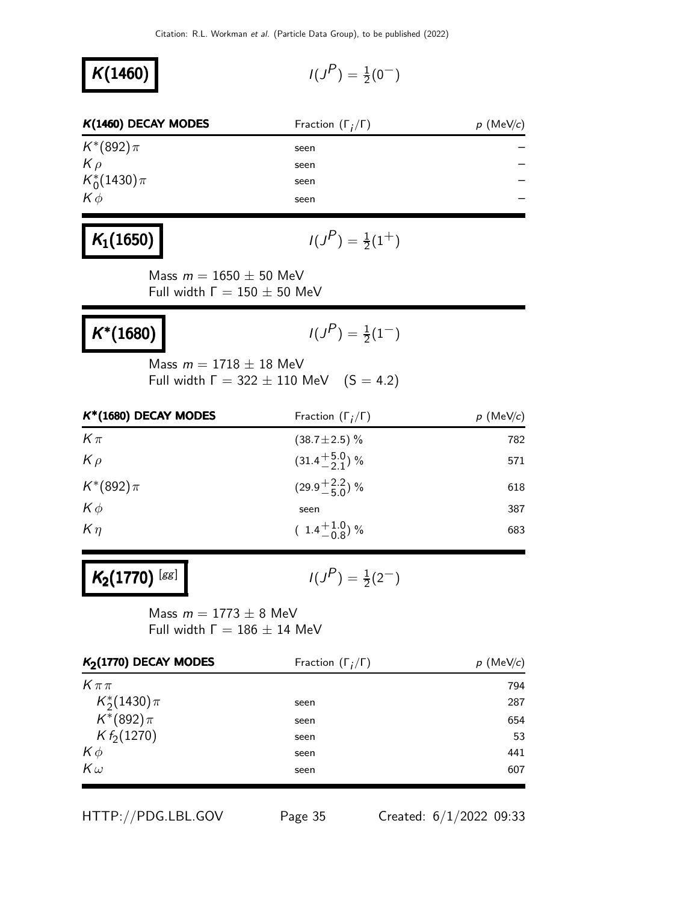# $K(1460)$

$I(J^P) = \frac{1}{2}(0^-)$

| $K(1460)$ DECAY MODES | Fraction $(\Gamma_i/\Gamma)$ | $p$ (MeV/$c$) |
|---|---|---|
| $K^*(892)\pi$ | seen | – |
| $K\rho$ | seen | – |
| $K_0^*(1430)\pi$ | seen | – |
| $K\phi$ | seen | – |

# $K_1(1650)$

$I(J^P) = \frac{1}{2}(1^+)$

Mass $m = 1650 \pm 50$ MeV
Full width $\Gamma = 150 \pm 50$ MeV

# $K^*(1680)$

$I(J^P) = \frac{1}{2}(1^-)$

Mass $m = 1718 \pm 18$ MeV
Full width $\Gamma = 322 \pm 110$ MeV  (S = 4.2)

| $K^*(1680)$ DECAY MODES | Fraction $(\Gamma_i/\Gamma)$ | $p$ (MeV/$c$) |
|---|---|---|
| $K\pi$ | $(38.7\pm2.5)$ % | 782 |
| $K\rho$ | $(31.4^{+5.0}_{-2.1})$ % | 571 |
| $K^*(892)\pi$ | $(29.9^{+2.2}_{-5.0})$ % | 618 |
| $K\phi$ | seen | 387 |
| $K\eta$ | $(1.4^{+1.0}_{-0.8})$ % | 683 |

# $K_2(1770)$ [gg]

$I(J^P) = \frac{1}{2}(2^-)$

Mass $m = 1773 \pm 8$ MeV
Full width $\Gamma = 186 \pm 14$ MeV

| $K_2(1770)$ DECAY MODES | Fraction $(\Gamma_i/\Gamma)$ | $p$ (MeV/$c$) |
|---|---|---|
| $K\pi\pi$ | | 794 |
| $K_2^*(1430)\pi$ | seen | 287 |
| $K^*(892)\pi$ | seen | 654 |
| $K f_2(1270)$ | seen | 53 |
| $K\phi$ | seen | 441 |
| $K\omega$ | seen | 607 |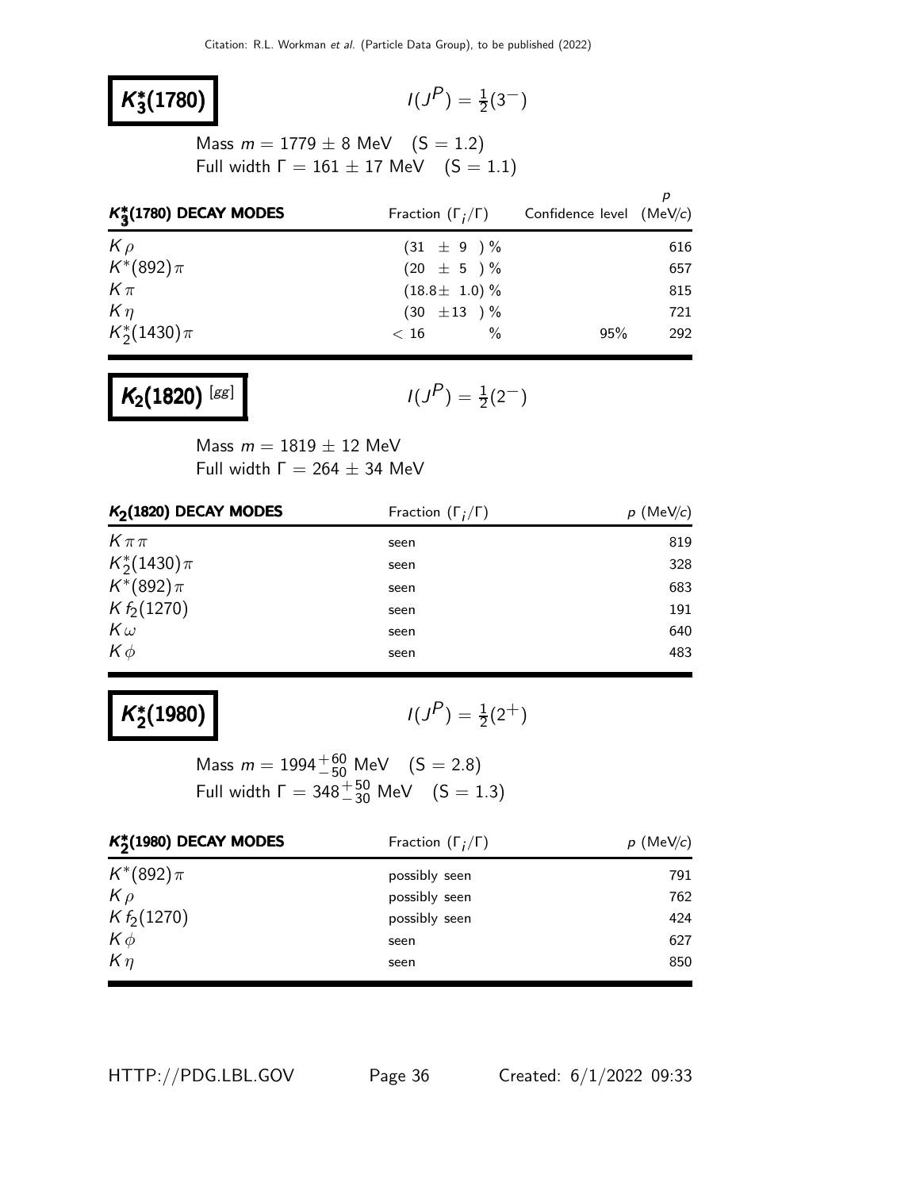## $K_3^*(1780)$

$I(J^P) = \frac{1}{2}(3^-)$

Mass $m = 1779 \pm 8$ MeV (S = 1.2)
Full width $\Gamma = 161 \pm 17$ MeV (S = 1.1)

| $K_3^*(1780)$ DECAY MODES | Fraction ($\Gamma_i/\Gamma$) | Confidence level | $p$ (MeV/$c$) |
|---|---|---|---|
| $K\rho$ | $(31 \pm 9)$ % | | 616 |
| $K^*(892)\pi$ | $(20 \pm 5)$ % | | 657 |
| $K\pi$ | $(18.8 \pm 1.0)$ % | | 815 |
| $K\eta$ | $(30 \pm 13)$ % | | 721 |
| $K_2^*(1430)\pi$ | $< 16$ % | 95% | 292 |

## $K_2(1820)$ [gg]

$I(J^P) = \frac{1}{2}(2^-)$

Mass $m = 1819 \pm 12$ MeV
Full width $\Gamma = 264 \pm 34$ MeV

| $K_2(1820)$ DECAY MODES | Fraction ($\Gamma_i/\Gamma$) | $p$ (MeV/$c$) |
|---|---|---|
| $K\pi\pi$ | seen | 819 |
| $K_2^*(1430)\pi$ | seen | 328 |
| $K^*(892)\pi$ | seen | 683 |
| $K f_2(1270)$ | seen | 191 |
| $K\omega$ | seen | 640 |
| $K\phi$ | seen | 483 |

## $K_2^*(1980)$

$I(J^P) = \frac{1}{2}(2^+)$

Mass $m = 1994^{+60}_{-50}$ MeV (S = 2.8)
Full width $\Gamma = 348^{+50}_{-30}$ MeV (S = 1.3)

| $K_2^*(1980)$ DECAY MODES | Fraction ($\Gamma_i/\Gamma$) | $p$ (MeV/$c$) |
|---|---|---|
| $K^*(892)\pi$ | possibly seen | 791 |
| $K\rho$ | possibly seen | 762 |
| $K f_2(1270)$ | possibly seen | 424 |
| $K\phi$ | seen | 627 |
| $K\eta$ | seen | 850 |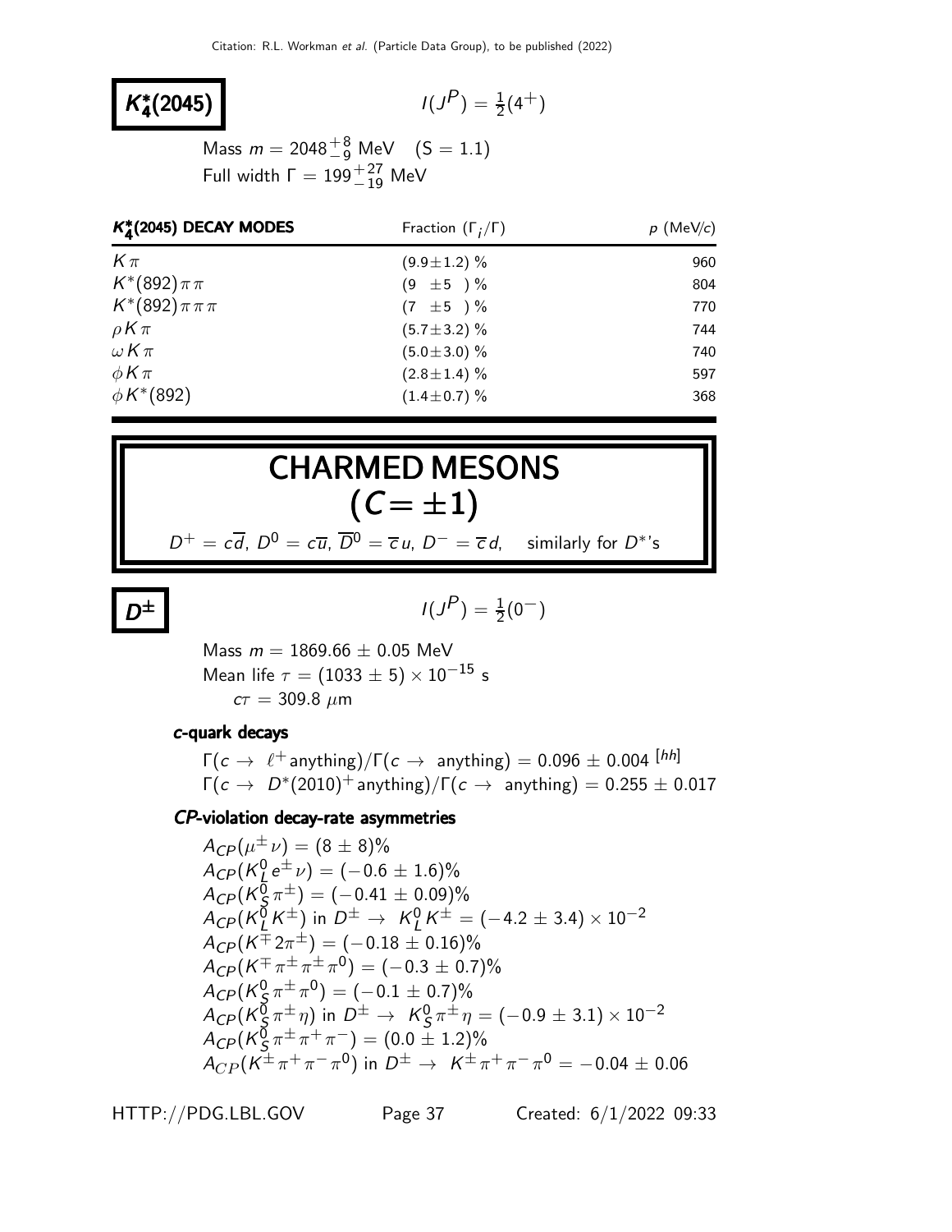## $K_4^*(2045)$

$I(J^P) = \frac{1}{2}(4^+)$

Mass $m = 2048^{+8}_{-9}$ MeV (S = 1.1)
Full width $\Gamma = 199^{+27}_{-19}$ MeV

| $K_4^*(2045)$ DECAY MODES | Fraction ($\Gamma_i/\Gamma$) | $p$ (MeV/$c$) |
|---|---|---|
| $K\pi$ | $(9.9\pm1.2)$ % | 960 |
| $K^*(892)\pi\pi$ | $(9\ \pm5\ )$ % | 804 |
| $K^*(892)\pi\pi\pi$ | $(7\ \pm5\ )$ % | 770 |
| $\rho K\pi$ | $(5.7\pm3.2)$ % | 744 |
| $\omega K\pi$ | $(5.0\pm3.0)$ % | 740 |
| $\phi K\pi$ | $(2.8\pm1.4)$ % | 597 |
| $\phi K^*(892)$ | $(1.4\pm0.7)$ % | 368 |

# CHARMED MESONS ($C = \pm1$)

$D^+ = c\overline{d}$, $D^0 = c\overline{u}$, $\overline{D}^0 = \overline{c}\,u$, $D^- = \overline{c}\,d$, similarly for $D^*$'s

## $D^{\pm}$

$I(J^P) = \frac{1}{2}(0^-)$

Mass $m = 1869.66 \pm 0.05$ MeV
Mean life $\tau = (1033 \pm 5) \times 10^{-15}$ s
$c\tau = 309.8\ \mu$m

### *c*-quark decays

$\Gamma(c \to \ \ell^+ \text{anything})/\Gamma(c \to \ \text{anything}) = 0.096 \pm 0.004$ [hh]
$\Gamma(c \to \ D^*(2010)^+ \text{anything})/\Gamma(c \to \ \text{anything}) = 0.255 \pm 0.017$

### *CP*-violation decay-rate asymmetries

$A_{CP}(\mu^\pm \nu) = (8 \pm 8)\%$
$A_{CP}(K_L^0 e^\pm \nu) = (-0.6 \pm 1.6)\%$
$A_{CP}(K_S^0 \pi^\pm) = (-0.41 \pm 0.09)\%$
$A_{CP}(K_L^0 K^\pm)$ in $D^\pm \to \ K_L^0 K^\pm = (-4.2 \pm 3.4) \times 10^{-2}$
$A_{CP}(K^\mp 2\pi^\pm) = (-0.18 \pm 0.16)\%$
$A_{CP}(K^\mp \pi^\pm \pi^\pm \pi^0) = (-0.3 \pm 0.7)\%$
$A_{CP}(K_S^0 \pi^\pm \pi^0) = (-0.1 \pm 0.7)\%$
$A_{CP}(K_S^0 \pi^\pm \eta)$ in $D^\pm \to \ K_S^0 \pi^\pm \eta = (-0.9 \pm 3.1) \times 10^{-2}$
$A_{CP}(K_S^0 \pi^\pm \pi^+ \pi^-) = (0.0 \pm 1.2)\%$
$A_{CP}(K^\pm \pi^+ \pi^- \pi^0)$ in $D^\pm \to \ K^\pm \pi^+ \pi^- \pi^0 = -0.04 \pm 0.06$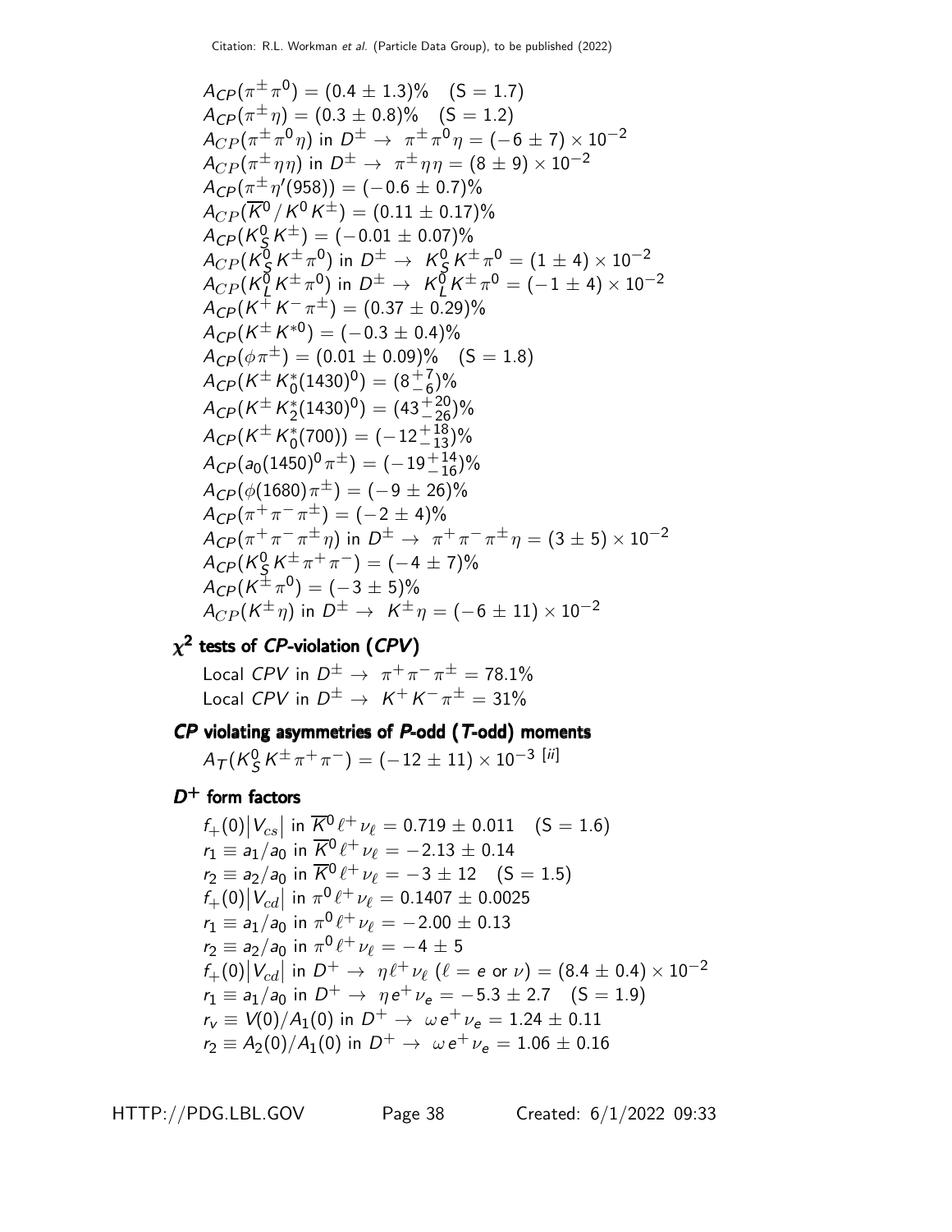$A_{CP}(\pi^{\pm}\pi^{0}) = (0.4 \pm 1.3)\%$ (S = 1.7)
$A_{CP}(\pi^{\pm}\eta) = (0.3 \pm 0.8)\%$ (S = 1.2)
$A_{CP}(\pi^{\pm}\pi^{0}\eta)$ in $D^{\pm} \rightarrow \pi^{\pm}\pi^{0}\eta = (-6 \pm 7) \times 10^{-2}$
$A_{CP}(\pi^{\pm}\eta\eta)$ in $D^{\pm} \rightarrow \pi^{\pm}\eta\eta = (8 \pm 9) \times 10^{-2}$
$A_{CP}(\pi^{\pm}\eta'(958)) = (-0.6 \pm 0.7)\%$
$A_{CP}(\overline{K}^{0}/K^{0}K^{\pm}) = (0.11 \pm 0.17)\%$
$A_{CP}(K^{0}_{S}K^{\pm}) = (-0.01 \pm 0.07)\%$
$A_{CP}(K^{0}_{S}K^{\pm}\pi^{0})$ in $D^{\pm} \rightarrow K^{0}_{S}K^{\pm}\pi^{0} = (1 \pm 4) \times 10^{-2}$
$A_{CP}(K^{0}_{L}K^{\pm}\pi^{0})$ in $D^{\pm} \rightarrow K^{0}_{L}K^{\pm}\pi^{0} = (-1 \pm 4) \times 10^{-2}$
$A_{CP}(K^{+}K^{-}\pi^{\pm}) = (0.37 \pm 0.29)\%$
$A_{CP}(K^{\pm}K^{*0}) = (-0.3 \pm 0.4)\%$
$A_{CP}(\phi\pi^{\pm}) = (0.01 \pm 0.09)\%$ (S = 1.8)
$A_{CP}(K^{\pm}K^{*}_{0}(1430)^{0}) = (8^{+7}_{-6})\%$
$A_{CP}(K^{\pm}K^{*}_{2}(1430)^{0}) = (43^{+20}_{-26})\%$
$A_{CP}(K^{\pm}K^{*}_{0}(700)) = (-12^{+18}_{-13})\%$
$A_{CP}(a_{0}(1450)^{0}\pi^{\pm}) = (-19^{+14}_{-16})\%$
$A_{CP}(\phi(1680)\pi^{\pm}) = (-9 \pm 26)\%$
$A_{CP}(\pi^{+}\pi^{-}\pi^{\pm}) = (-2 \pm 4)\%$
$A_{CP}(\pi^{+}\pi^{-}\pi^{\pm}\eta)$ in $D^{\pm} \rightarrow \pi^{+}\pi^{-}\pi^{\pm}\eta = (3 \pm 5) \times 10^{-2}$
$A_{CP}(K^{0}_{S}K^{\pm}\pi^{+}\pi^{-}) = (-4 \pm 7)\%$
$A_{CP}(K^{\pm}\pi^{0}) = (-3 \pm 5)\%$
$A_{CP}(K^{\pm}\eta)$ in $D^{\pm} \rightarrow K^{\pm}\eta = (-6 \pm 11) \times 10^{-2}$

## $\chi^2$ tests of *CP*-violation (*CPV*)

Local *CPV* in $D^{\pm} \rightarrow \pi^{+}\pi^{-}\pi^{\pm} = 78.1\%$
Local *CPV* in $D^{\pm} \rightarrow K^{+}K^{-}\pi^{\pm} = 31\%$

## *CP* violating asymmetries of *P*-odd (*T*-odd) moments

$A_{T}(K^{0}_{S}K^{\pm}\pi^{+}\pi^{-}) = (-12 \pm 11) \times 10^{-3}$ [ii]

## $D^{+}$ form factors

$f_{+}(0)|V_{cs}|$ in $\overline{K}^{0}\ell^{+}\nu_{\ell} = 0.719 \pm 0.011$ (S = 1.6)
$r_{1} \equiv a_{1}/a_{0}$ in $\overline{K}^{0}\ell^{+}\nu_{\ell} = -2.13 \pm 0.14$
$r_{2} \equiv a_{2}/a_{0}$ in $\overline{K}^{0}\ell^{+}\nu_{\ell} = -3 \pm 12$ (S = 1.5)
$f_{+}(0)|V_{cd}|$ in $\pi^{0}\ell^{+}\nu_{\ell} = 0.1407 \pm 0.0025$
$r_{1} \equiv a_{1}/a_{0}$ in $\pi^{0}\ell^{+}\nu_{\ell} = -2.00 \pm 0.13$
$r_{2} \equiv a_{2}/a_{0}$ in $\pi^{0}\ell^{+}\nu_{\ell} = -4 \pm 5$
$f_{+}(0)|V_{cd}|$ in $D^{+} \rightarrow \eta\ell^{+}\nu_{\ell}$ ($\ell = e$ or $\nu$) $= (8.4 \pm 0.4) \times 10^{-2}$
$r_{1} \equiv a_{1}/a_{0}$ in $D^{+} \rightarrow \eta e^{+}\nu_{e} = -5.3 \pm 2.7$ (S = 1.9)
$r_{v} \equiv V(0)/A_{1}(0)$ in $D^{+} \rightarrow \omega e^{+}\nu_{e} = 1.24 \pm 0.11$
$r_{2} \equiv A_{2}(0)/A_{1}(0)$ in $D^{+} \rightarrow \omega e^{+}\nu_{e} = 1.06 \pm 0.16$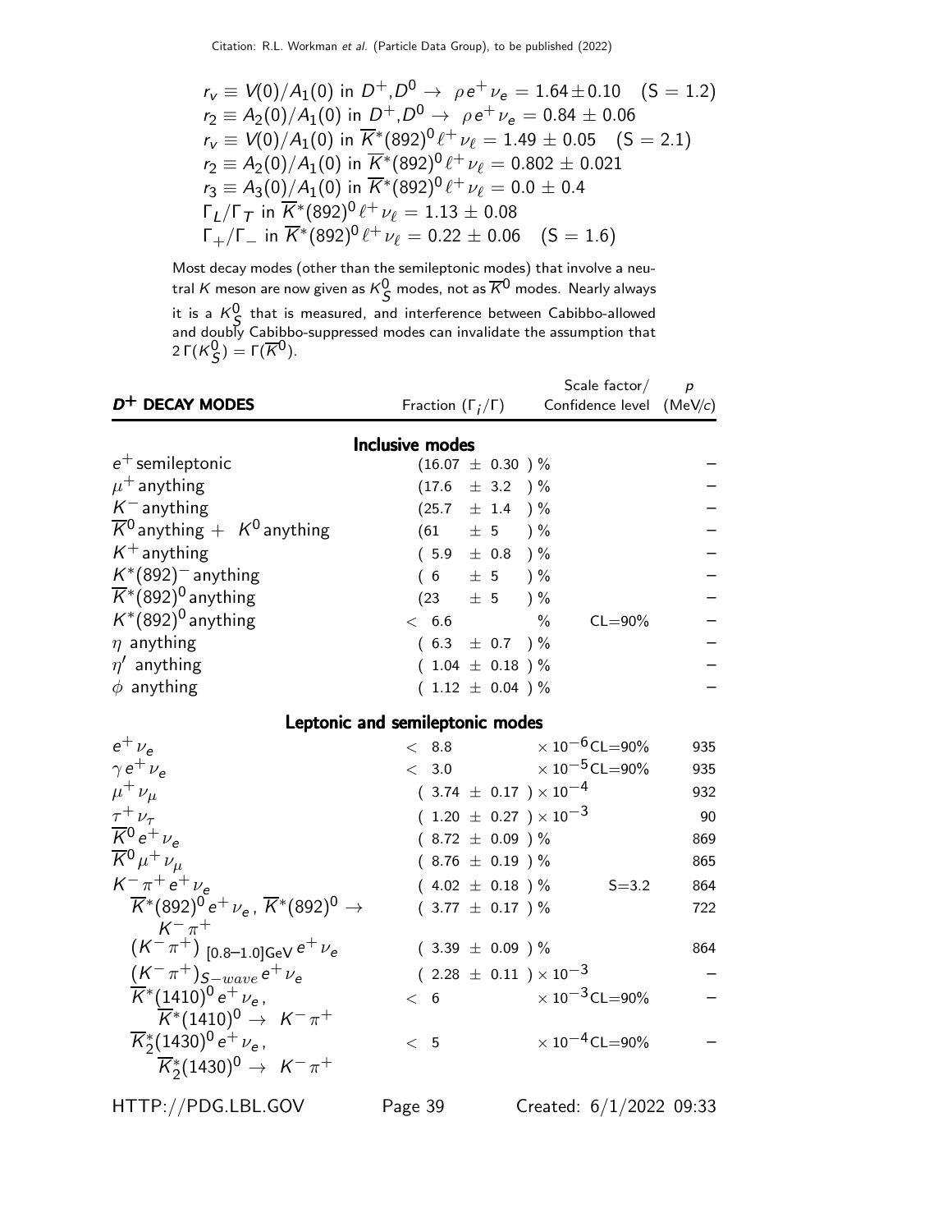$r_v \equiv V(0)/A_1(0)$ in $D^+,D^0 \to \rho e^+ \nu_e = 1.64 \pm 0.10$ (S = 1.2)
$r_2 \equiv A_2(0)/A_1(0)$ in $D^+,D^0 \to \rho e^+ \nu_e = 0.84 \pm 0.06$
$r_v \equiv V(0)/A_1(0)$ in $\overline{K}^*(892)^0 \ell^+ \nu_\ell = 1.49 \pm 0.05$ (S = 2.1)
$r_2 \equiv A_2(0)/A_1(0)$ in $\overline{K}^*(892)^0 \ell^+ \nu_\ell = 0.802 \pm 0.021$
$r_3 \equiv A_3(0)/A_1(0)$ in $\overline{K}^*(892)^0 \ell^+ \nu_\ell = 0.0 \pm 0.4$
$\Gamma_L/\Gamma_T$ in $\overline{K}^*(892)^0 \ell^+ \nu_\ell = 1.13 \pm 0.08$
$\Gamma_+/\Gamma_-$ in $\overline{K}^*(892)^0 \ell^+ \nu_\ell = 0.22 \pm 0.06$ (S = 1.6)

Most decay modes (other than the semileptonic modes) that involve a neutral $K$ meson are now given as $K_S^0$ modes, not as $\overline{K}^0$ modes. Nearly always it is a $K_S^0$ that is measured, and interference between Cabibbo-allowed and doubly Cabibbo-suppressed modes can invalidate the assumption that $2\,\Gamma(K_S^0) = \Gamma(\overline{K}^0)$.

| $D^+$ DECAY MODES | Fraction ($\Gamma_i/\Gamma$) | Scale factor/ Confidence level | $p$ (MeV/$c$) |
|---|---|---|---|
| **Inclusive modes** | | | |
| $e^+$ semileptonic | $(16.07 \pm 0.30)$ % | | – |
| $\mu^+$ anything | $(17.6 \pm 3.2)$ % | | – |
| $K^-$ anything | $(25.7 \pm 1.4)$ % | | – |
| $\overline{K}^0$ anything + $K^0$ anything | $(61 \pm 5)$ % | | – |
| $K^+$ anything | $(5.9 \pm 0.8)$ % | | – |
| $K^*(892)^-$ anything | $(6 \pm 5)$ % | | – |
| $\overline{K}^*(892)^0$ anything | $(23 \pm 5)$ % | | – |
| $K^*(892)^0$ anything | $< 6.6$ % | CL=90% | – |
| $\eta$ anything | $(6.3 \pm 0.7)$ % | | – |
| $\eta'$ anything | $(1.04 \pm 0.18)$ % | | – |
| $\phi$ anything | $(1.12 \pm 0.04)$ % | | – |
| **Leptonic and semileptonic modes** | | | |
| $e^+ \nu_e$ | $< 8.8 \times 10^{-6}$ | CL=90% | 935 |
| $\gamma e^+ \nu_e$ | $< 3.0 \times 10^{-5}$ | CL=90% | 935 |
| $\mu^+ \nu_\mu$ | $(3.74 \pm 0.17) \times 10^{-4}$ | | 932 |
| $\tau^+ \nu_\tau$ | $(1.20 \pm 0.27) \times 10^{-3}$ | | 90 |
| $\overline{K}^0 e^+ \nu_e$ | $(8.72 \pm 0.09)$ % | | 869 |
| $\overline{K}^0 \mu^+ \nu_\mu$ | $(8.76 \pm 0.19)$ % | | 865 |
| $K^- \pi^+ e^+ \nu_e$ | $(4.02 \pm 0.18)$ % | S=3.2 | 864 |
| $\overline{K}^*(892)^0 e^+ \nu_e$, $\overline{K}^*(892)^0 \to K^- \pi^+$ | $(3.77 \pm 0.17)$ % | | 722 |
| $(K^- \pi^+)_{[0.8\text{–}1.0]\text{GeV}}\, e^+ \nu_e$ | $(3.39 \pm 0.09)$ % | | 864 |
| $(K^- \pi^+)_{S-wave}\, e^+ \nu_e$ | $(2.28 \pm 0.11) \times 10^{-3}$ | | – |
| $\overline{K}^*(1410)^0 e^+ \nu_e$, $\overline{K}^*(1410)^0 \to K^- \pi^+$ | $< 6 \times 10^{-3}$ | CL=90% | – |
| $\overline{K}_2^*(1430)^0 e^+ \nu_e$, $\overline{K}_2^*(1430)^0 \to K^- \pi^+$ | $< 5 \times 10^{-4}$ | CL=90% | – |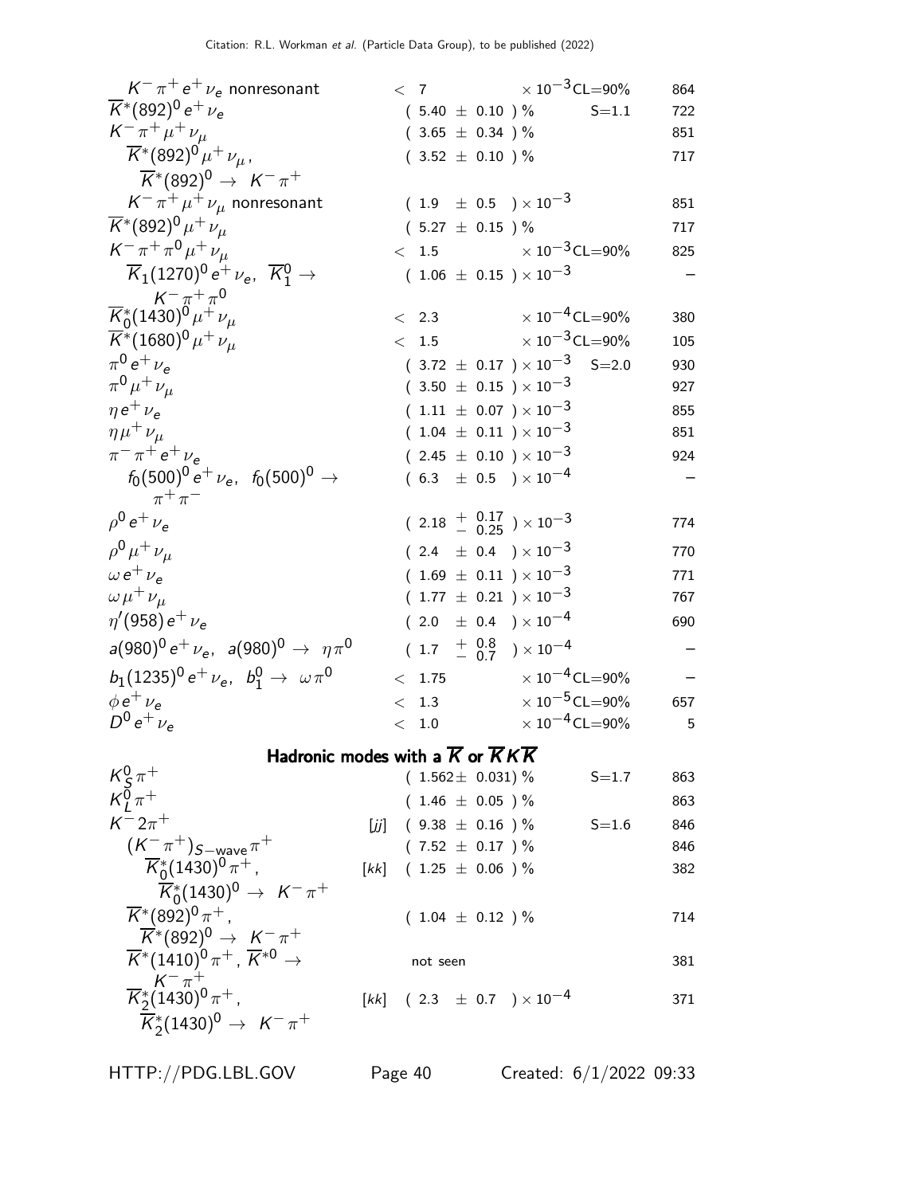| Mode | | Fraction | Scale/CL | p (MeV/c) |
|---|---|---|---|---|
| $K^- \pi^+ e^+ \nu_e$ nonresonant | | $< 7$ | $\times 10^{-3}$ CL=90% | 864 |
| $\overline{K}^*(892)^0 e^+ \nu_e$ | | $( 5.40 \pm 0.10 )$ % | S=1.1 | 722 |
| $K^- \pi^+ \mu^+ \nu_\mu$ | | $( 3.65 \pm 0.34 )$ % | | 851 |
| $\overline{K}^*(892)^0 \mu^+ \nu_\mu$, $\overline{K}^*(892)^0 \to K^- \pi^+$ | | $( 3.52 \pm 0.10 )$ % | | 717 |
| $K^- \pi^+ \mu^+ \nu_\mu$ nonresonant | | $( 1.9 \pm 0.5 ) \times 10^{-3}$ | | 851 |
| $\overline{K}^*(892)^0 \mu^+ \nu_\mu$ | | $( 5.27 \pm 0.15 )$ % | | 717 |
| $K^- \pi^+ \pi^0 \mu^+ \nu_\mu$ | | $< 1.5$ | $\times 10^{-3}$ CL=90% | 825 |
| $\overline{K}_1(1270)^0 e^+ \nu_e$, $\overline{K}^0_1 \to K^- \pi^+ \pi^0$ | | $( 1.06 \pm 0.15 ) \times 10^{-3}$ | | – |
| $\overline{K}^*_0(1430)^0 \mu^+ \nu_\mu$ | | $< 2.3$ | $\times 10^{-4}$ CL=90% | 380 |
| $\overline{K}^*(1680)^0 \mu^+ \nu_\mu$ | | $< 1.5$ | $\times 10^{-3}$ CL=90% | 105 |
| $\pi^0 e^+ \nu_e$ | | $( 3.72 \pm 0.17 ) \times 10^{-3}$ | S=2.0 | 930 |
| $\pi^0 \mu^+ \nu_\mu$ | | $( 3.50 \pm 0.15 ) \times 10^{-3}$ | | 927 |
| $\eta e^+ \nu_e$ | | $( 1.11 \pm 0.07 ) \times 10^{-3}$ | | 855 |
| $\eta \mu^+ \nu_\mu$ | | $( 1.04 \pm 0.11 ) \times 10^{-3}$ | | 851 |
| $\pi^- \pi^+ e^+ \nu_e$ | | $( 2.45 \pm 0.10 ) \times 10^{-3}$ | | 924 |
| $f_0(500)^0 e^+ \nu_e$, $f_0(500)^0 \to \pi^+ \pi^-$ | | $( 6.3 \pm 0.5 ) \times 10^{-4}$ | | – |
| $\rho^0 e^+ \nu_e$ | | $( 2.18 ^{+0.17}_{-0.25} ) \times 10^{-3}$ | | 774 |
| $\rho^0 \mu^+ \nu_\mu$ | | $( 2.4 \pm 0.4 ) \times 10^{-3}$ | | 770 |
| $\omega e^+ \nu_e$ | | $( 1.69 \pm 0.11 ) \times 10^{-3}$ | | 771 |
| $\omega \mu^+ \nu_\mu$ | | $( 1.77 \pm 0.21 ) \times 10^{-3}$ | | 767 |
| $\eta'(958) e^+ \nu_e$ | | $( 2.0 \pm 0.4 ) \times 10^{-4}$ | | 690 |
| $a(980)^0 e^+ \nu_e$, $a(980)^0 \to \eta \pi^0$ | | $( 1.7 ^{+0.8}_{-0.7} ) \times 10^{-4}$ | | – |
| $b_1(1235)^0 e^+ \nu_e$, $b^0_1 \to \omega \pi^0$ | | $< 1.75$ | $\times 10^{-4}$ CL=90% | – |
| $\phi e^+ \nu_e$ | | $< 1.3$ | $\times 10^{-5}$ CL=90% | 657 |
| $D^0 e^+ \nu_e$ | | $< 1.0$ | $\times 10^{-4}$ CL=90% | 5 |

## Hadronic modes with a $\overline{K}$ or $\overline{K} K \overline{K}$

| Mode | | Fraction | Scale/CL | p (MeV/c) |
|---|---|---|---|---|
| $K^0_S \pi^+$ | | $( 1.562 \pm 0.031)$ % | S=1.7 | 863 |
| $K^0_L \pi^+$ | | $( 1.46 \pm 0.05 )$ % | | 863 |
| $K^- 2\pi^+$ | [jj] | $( 9.38 \pm 0.16 )$ % | S=1.6 | 846 |
| $(K^- \pi^+)_{S-\text{wave}} \pi^+$ | | $( 7.52 \pm 0.17 )$ % | | 846 |
| $\overline{K}^*_0(1430)^0 \pi^+$, $\overline{K}^*_0(1430)^0 \to K^- \pi^+$ | [kk] | $( 1.25 \pm 0.06 )$ % | | 382 |
| $\overline{K}^*(892)^0 \pi^+$, $\overline{K}^*(892)^0 \to K^- \pi^+$ | | $( 1.04 \pm 0.12 )$ % | | 714 |
| $\overline{K}^*(1410)^0 \pi^+$, $\overline{K}^{*0} \to K^- \pi^+$ | | not seen | | 381 |
| $\overline{K}^*_2(1430)^0 \pi^+$, $\overline{K}^*_2(1430)^0 \to K^- \pi^+$ | [kk] | $( 2.3 \pm 0.7 ) \times 10^{-4}$ | | 371 |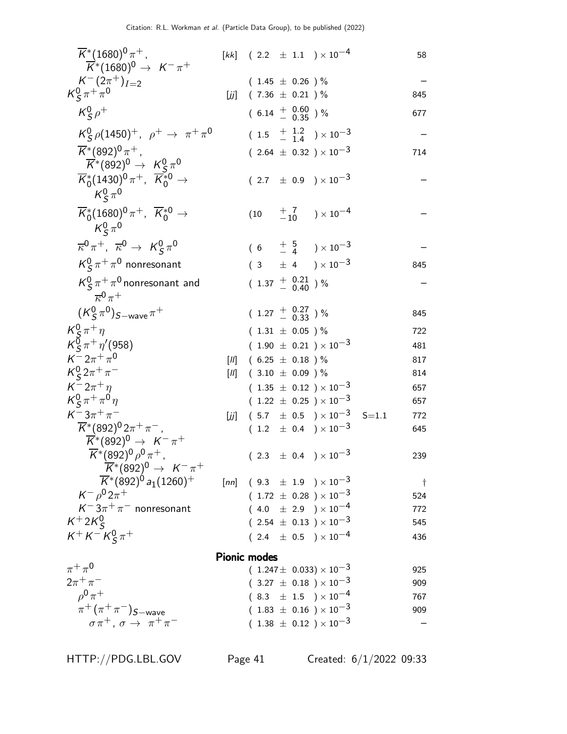| Mode | | Fraction ($\Gamma_i/\Gamma$) | Scale factor | p (MeV/c) |
|---|---|---|---|---|
| $\overline{K}^*(1680)^0\pi^+$, $\overline{K}^*(1680)^0 \to K^-\pi^+$ | [kk] | $(2.2 \pm 1.1) \times 10^{-4}$ | | 58 |
| $K^-(2\pi^+)_{I=2}$ | | $(1.45 \pm 0.26)$ % | | – |
| $K^0_S\pi^+\pi^0$ | [jj] | $(7.36 \pm 0.21)$ % | | 845 |
| $K^0_S\rho^+$ | | $(6.14\ ^{+\ 0.60}_{-\ 0.35})$ % | | 677 |
| $K^0_S\rho(1450)^+$, $\rho^+ \to \pi^+\pi^0$ | | $(1.5\ ^{+\ 1.2}_{-\ 1.4}) \times 10^{-3}$ | | – |
| $\overline{K}^*(892)^0\pi^+$, $\overline{K}^*(892)^0 \to K^0_S\pi^0$ | | $(2.64 \pm 0.32) \times 10^{-3}$ | | 714 |
| $\overline{K}^*_0(1430)^0\pi^+$, $\overline{K}^{*0}_0 \to K^0_S\pi^0$ | | $(2.7 \pm 0.9) \times 10^{-3}$ | | – |
| $\overline{K}^*_0(1680)^0\pi^+$, $\overline{K}^{*0}_0 \to K^0_S\pi^0$ | | $(10\ ^{+\ 7}_{-10}) \times 10^{-4}$ | | – |
| $\overline{\kappa}^0\pi^+$, $\overline{\kappa}^0 \to K^0_S\pi^0$ | | $(6\ ^{+\ 5}_{-\ 4}) \times 10^{-3}$ | | – |
| $K^0_S\pi^+\pi^0$ nonresonant | | $(3 \pm 4) \times 10^{-3}$ | | 845 |
| $K^0_S\pi^+\pi^0$ nonresonant and $\overline{\kappa}^0\pi^+$ | | $(1.37\ ^{+\ 0.21}_{-\ 0.40})$ % | | – |
| $(K^0_S\pi^0)_{S-\text{wave}}\pi^+$ | | $(1.27\ ^{+\ 0.27}_{-\ 0.33})$ % | | 845 |
| $K^0_S\pi^+\eta$ | | $(1.31 \pm 0.05)$ % | | 722 |
| $K^0_S\pi^+\eta'(958)$ | | $(1.90 \pm 0.21) \times 10^{-3}$ | | 481 |
| $K^-2\pi^+\pi^0$ | [ll] | $(6.25 \pm 0.18)$ % | | 817 |
| $K^0_S2\pi^+\pi^-$ | [ll] | $(3.10 \pm 0.09)$ % | | 814 |
| $K^-2\pi^+\eta$ | | $(1.35 \pm 0.12) \times 10^{-3}$ | | 657 |
| $K^0_S\pi^+\pi^0\eta$ | | $(1.22 \pm 0.25) \times 10^{-3}$ | | 657 |
| $K^-3\pi^+\pi^-$ | [jj] | $(5.7 \pm 0.5) \times 10^{-3}$ | S=1.1 | 772 |
| $\overline{K}^*(892)^02\pi^+\pi^-$, $\overline{K}^*(892)^0 \to K^-\pi^+$ | | $(1.2 \pm 0.4) \times 10^{-3}$ | | 645 |
| $\overline{K}^*(892)^0\rho^0\pi^+$, $\overline{K}^*(892)^0 \to K^-\pi^+$ | | $(2.3 \pm 0.4) \times 10^{-3}$ | | 239 |
| $\overline{K}^*(892)^0a_1(1260)^+$ | [nn] | $(9.3 \pm 1.9) \times 10^{-3}$ | | † |
| $K^-\rho^02\pi^+$ | | $(1.72 \pm 0.28) \times 10^{-3}$ | | 524 |
| $K^-3\pi^+\pi^-$ nonresonant | | $(4.0 \pm 2.9) \times 10^{-4}$ | | 772 |
| $K^+2K^0_S$ | | $(2.54 \pm 0.13) \times 10^{-3}$ | | 545 |
| $K^+K^-K^0_S\pi^+$ | | $(2.4 \pm 0.5) \times 10^{-4}$ | | 436 |
| **Pionic modes** | | | | |
| $\pi^+\pi^0$ | | $(1.247 \pm 0.033) \times 10^{-3}$ | | 925 |
| $2\pi^+\pi^-$ | | $(3.27 \pm 0.18) \times 10^{-3}$ | | 909 |
| $\rho^0\pi^+$ | | $(8.3 \pm 1.5) \times 10^{-4}$ | | 767 |
| $\pi^+(\pi^+\pi^-)_{S-\text{wave}}$ | | $(1.83 \pm 0.16) \times 10^{-3}$ | | 909 |
| $\sigma\pi^+$, $\sigma \to \pi^+\pi^-$ | | $(1.38 \pm 0.12) \times 10^{-3}$ | | – |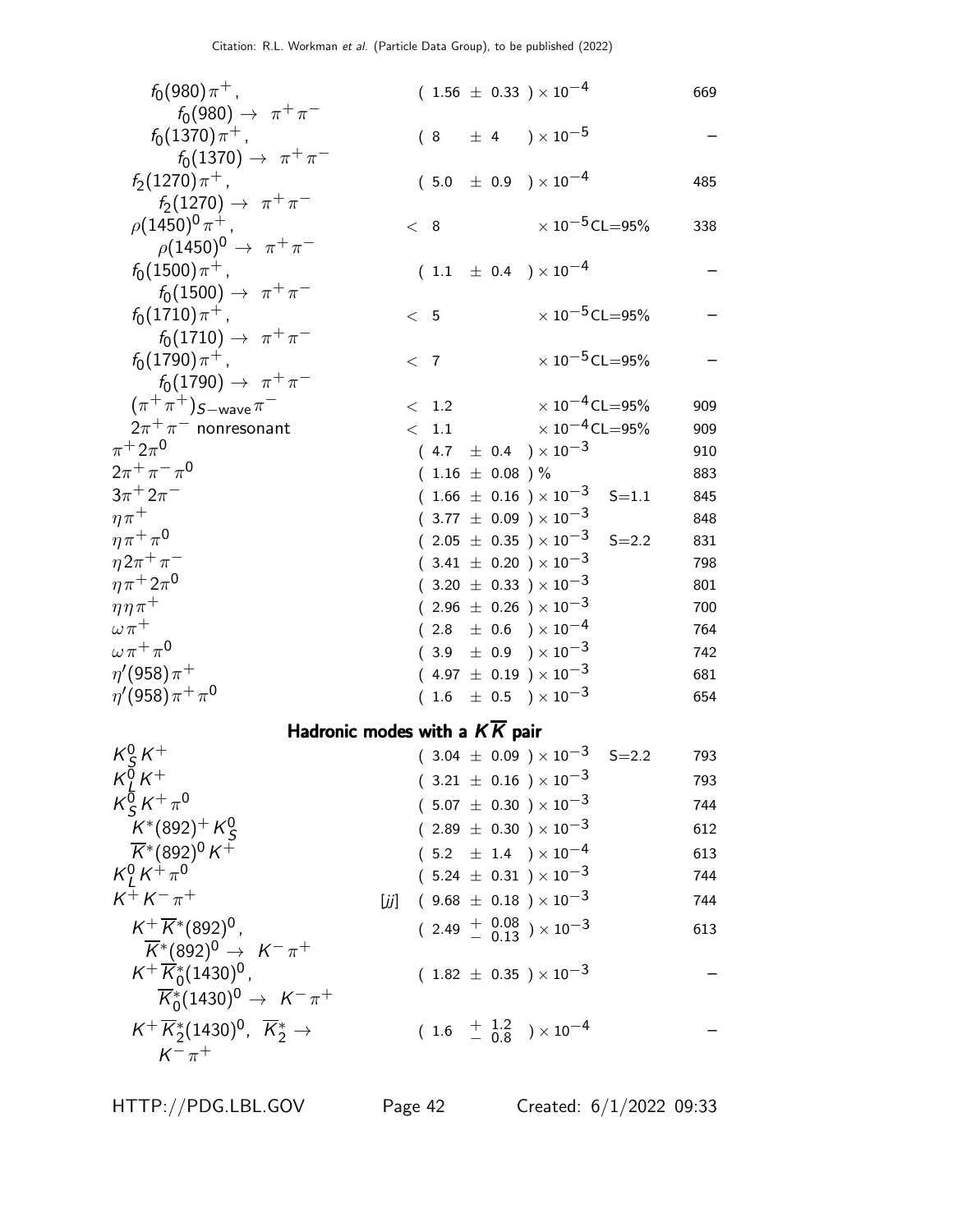| Mode | | Fraction ($\Gamma_i/\Gamma$) | Scale factor/ Confidence level | $p$ (MeV/$c$) |
|---|---|---|---|---|
| $f_0(980)\pi^+$, $f_0(980) \to \pi^+\pi^-$ | | $(1.56 \pm 0.33) \times 10^{-4}$ | | 669 |
| $f_0(1370)\pi^+$, $f_0(1370) \to \pi^+\pi^-$ | | $(8 \pm 4) \times 10^{-5}$ | | – |
| $f_2(1270)\pi^+$, $f_2(1270) \to \pi^+\pi^-$ | | $(5.0 \pm 0.9) \times 10^{-4}$ | | 485 |
| $\rho(1450)^0\pi^+$, $\rho(1450)^0 \to \pi^+\pi^-$ | | $< 8 \times 10^{-5}$ | CL=95% | 338 |
| $f_0(1500)\pi^+$, $f_0(1500) \to \pi^+\pi^-$ | | $(1.1 \pm 0.4) \times 10^{-4}$ | | – |
| $f_0(1710)\pi^+$, $f_0(1710) \to \pi^+\pi^-$ | | $< 5 \times 10^{-5}$ | CL=95% | – |
| $f_0(1790)\pi^+$, $f_0(1790) \to \pi^+\pi^-$ | | $< 7 \times 10^{-5}$ | CL=95% | – |
| $(\pi^+\pi^+)_{S-\text{wave}}\pi^-$ | | $< 1.2 \times 10^{-4}$ | CL=95% | 909 |
| $2\pi^+\pi^-$ nonresonant | | $< 1.1 \times 10^{-4}$ | CL=95% | 909 |
| $\pi^+ 2\pi^0$ | | $(4.7 \pm 0.4) \times 10^{-3}$ | | 910 |
| $2\pi^+\pi^-\pi^0$ | | $(1.16 \pm 0.08)$ % | | 883 |
| $3\pi^+ 2\pi^-$ | | $(1.66 \pm 0.16) \times 10^{-3}$ | S=1.1 | 845 |
| $\eta\pi^+$ | | $(3.77 \pm 0.09) \times 10^{-3}$ | | 848 |
| $\eta\pi^+\pi^0$ | | $(2.05 \pm 0.35) \times 10^{-3}$ | S=2.2 | 831 |
| $\eta 2\pi^+\pi^-$ | | $(3.41 \pm 0.20) \times 10^{-3}$ | | 798 |
| $\eta\pi^+ 2\pi^0$ | | $(3.20 \pm 0.33) \times 10^{-3}$ | | 801 |
| $\eta\eta\pi^+$ | | $(2.96 \pm 0.26) \times 10^{-3}$ | | 700 |
| $\omega\pi^+$ | | $(2.8 \pm 0.6) \times 10^{-4}$ | | 764 |
| $\omega\pi^+\pi^0$ | | $(3.9 \pm 0.9) \times 10^{-3}$ | | 742 |
| $\eta'(958)\pi^+$ | | $(4.97 \pm 0.19) \times 10^{-3}$ | | 681 |
| $\eta'(958)\pi^+\pi^0$ | | $(1.6 \pm 0.5) \times 10^{-3}$ | | 654 |

## Hadronic modes with a $K\overline{K}$ pair

| Mode | | Fraction ($\Gamma_i/\Gamma$) | Scale factor/ Confidence level | $p$ (MeV/$c$) |
|---|---|---|---|---|
| $K^0_S K^+$ | | $(3.04 \pm 0.09) \times 10^{-3}$ | S=2.2 | 793 |
| $K^0_L K^+$ | | $(3.21 \pm 0.16) \times 10^{-3}$ | | 793 |
| $K^0_S K^+\pi^0$ | | $(5.07 \pm 0.30) \times 10^{-3}$ | | 744 |
| $K^*(892)^+ K^0_S$ | | $(2.89 \pm 0.30) \times 10^{-3}$ | | 612 |
| $\overline{K}^*(892)^0 K^+$ | | $(5.2 \pm 1.4) \times 10^{-4}$ | | 613 |
| $K^0_L K^+\pi^0$ | | $(5.24 \pm 0.31) \times 10^{-3}$ | | 744 |
| $K^+ K^-\pi^+$ | [jj] | $(9.68 \pm 0.18) \times 10^{-3}$ | | 744 |
| $K^+\overline{K}^*(892)^0$, $\overline{K}^*(892)^0 \to K^-\pi^+$ | | $(2.49 {+0.08 \atop -0.13}) \times 10^{-3}$ | | 613 |
| $K^+\overline{K}^*_0(1430)^0$, $\overline{K}^*_0(1430)^0 \to K^-\pi^+$ | | $(1.82 \pm 0.35) \times 10^{-3}$ | | – |
| $K^+\overline{K}^*_2(1430)^0$, $\overline{K}^*_2 \to K^-\pi^+$ | | $(1.6 {+1.2 \atop -0.8}) \times 10^{-4}$ | | – |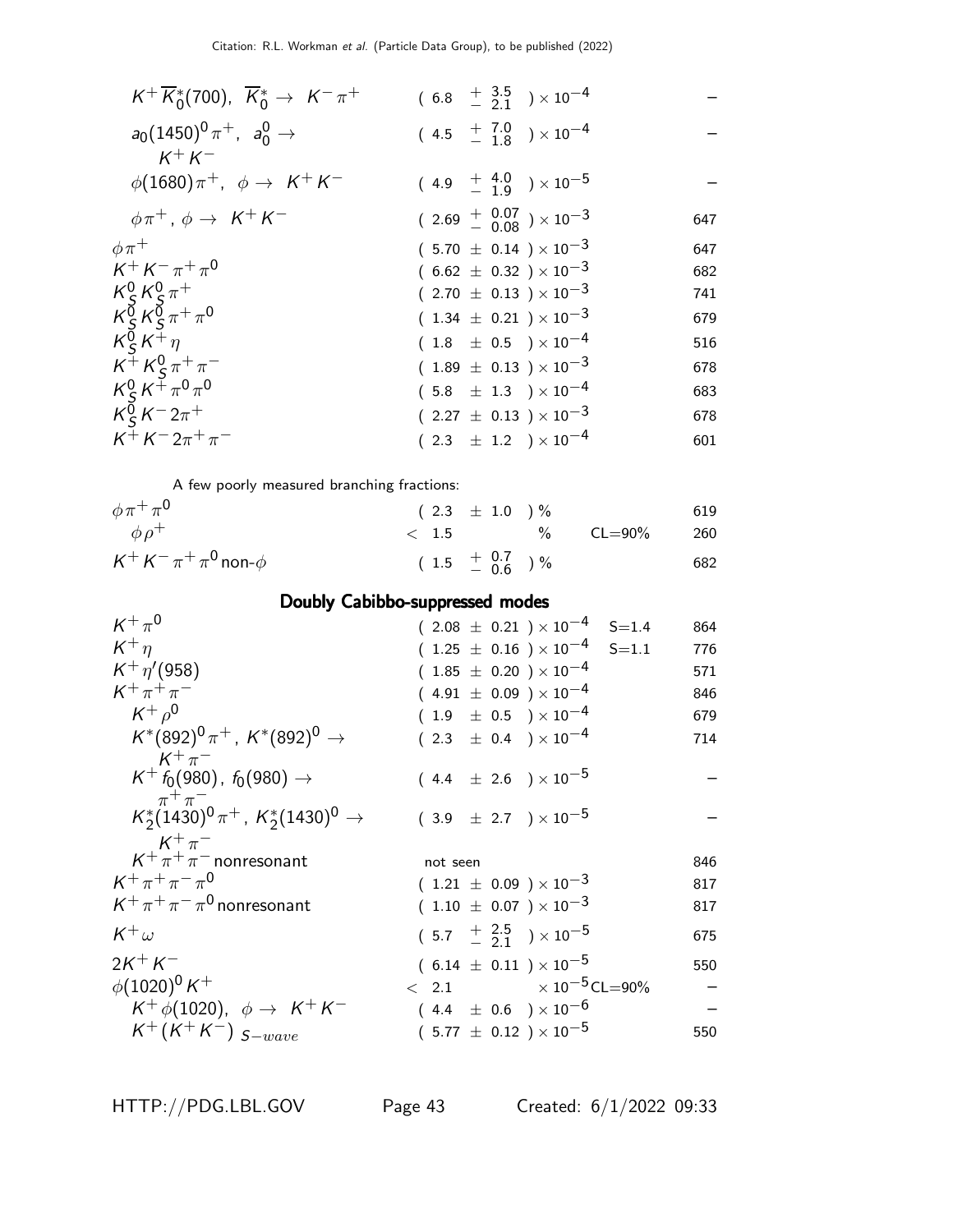| Mode | Fraction ($\Gamma_i/\Gamma$) | Scale factor/ Confidence level | p (MeV/c) |
|---|---|---|---|
| $K^+ \overline{K}{}^*_0(700)$, $\overline{K}{}^*_0 \to K^- \pi^+$ | $(6.8 \ ^{+\ 3.5}_{-\ 2.1}) \times 10^{-4}$ | | – |
| $a_0(1450)^0 \pi^+$, $a_0^0 \to K^+ K^-$ | $(4.5 \ ^{+\ 7.0}_{-\ 1.8}) \times 10^{-4}$ | | – |
| $\phi(1680) \pi^+$, $\phi \to K^+ K^-$ | $(4.9 \ ^{+\ 4.0}_{-\ 1.9}) \times 10^{-5}$ | | – |
| $\phi \pi^+$, $\phi \to K^+ K^-$ | $(2.69 \ ^{+\ 0.07}_{-\ 0.08}) \times 10^{-3}$ | | 647 |
| $\phi \pi^+$ | $(5.70 \pm 0.14) \times 10^{-3}$ | | 647 |
| $K^+ K^- \pi^+ \pi^0$ | $(6.62 \pm 0.32) \times 10^{-3}$ | | 682 |
| $K^0_S K^0_S \pi^+$ | $(2.70 \pm 0.13) \times 10^{-3}$ | | 741 |
| $K^0_S K^0_S \pi^+ \pi^0$ | $(1.34 \pm 0.21) \times 10^{-3}$ | | 679 |
| $K^0_S K^+ \eta$ | $(1.8 \pm 0.5) \times 10^{-4}$ | | 516 |
| $K^+ K^0_S \pi^+ \pi^-$ | $(1.89 \pm 0.13) \times 10^{-3}$ | | 678 |
| $K^0_S K^+ \pi^0 \pi^0$ | $(5.8 \pm 1.3) \times 10^{-4}$ | | 683 |
| $K^0_S K^- 2\pi^+$ | $(2.27 \pm 0.13) \times 10^{-3}$ | | 678 |
| $K^+ K^- 2\pi^+ \pi^-$ | $(2.3 \pm 1.2) \times 10^{-4}$ | | 601 |

A few poorly measured branching fractions:

| Mode | Fraction ($\Gamma_i/\Gamma$) | Scale factor/ Confidence level | p (MeV/c) |
|---|---|---|---|
| $\phi \pi^+ \pi^0$ | $(2.3 \pm 1.0)$ % | | 619 |
| $\phi \rho^+$ | $< 1.5$ % | CL=90% | 260 |
| $K^+ K^- \pi^+ \pi^0$ non-$\phi$ | $(1.5 \ ^{+\ 0.7}_{-\ 0.6})$ % | | 682 |

## Doubly Cabibbo-suppressed modes

| Mode | Fraction ($\Gamma_i/\Gamma$) | Scale factor/ Confidence level | p (MeV/c) |
|---|---|---|---|
| $K^+ \pi^0$ | $(2.08 \pm 0.21) \times 10^{-4}$ | S=1.4 | 864 |
| $K^+ \eta$ | $(1.25 \pm 0.16) \times 10^{-4}$ | S=1.1 | 776 |
| $K^+ \eta'(958)$ | $(1.85 \pm 0.20) \times 10^{-4}$ | | 571 |
| $K^+ \pi^+ \pi^-$ | $(4.91 \pm 0.09) \times 10^{-4}$ | | 846 |
| $K^+ \rho^0$ | $(1.9 \pm 0.5) \times 10^{-4}$ | | 679 |
| $K^*(892)^0 \pi^+$, $K^*(892)^0 \to K^+ \pi^-$ | $(2.3 \pm 0.4) \times 10^{-4}$ | | 714 |
| $K^+ f_0(980)$, $f_0(980) \to \pi^+ \pi^-$ | $(4.4 \pm 2.6) \times 10^{-5}$ | | – |
| $K^*_2(1430)^0 \pi^+$, $K^*_2(1430)^0 \to K^+ \pi^-$ | $(3.9 \pm 2.7) \times 10^{-5}$ | | – |
| $K^+ \pi^+ \pi^-$ nonresonant | not seen | | 846 |
| $K^+ \pi^+ \pi^- \pi^0$ | $(1.21 \pm 0.09) \times 10^{-3}$ | | 817 |
| $K^+ \pi^+ \pi^- \pi^0$ nonresonant | $(1.10 \pm 0.07) \times 10^{-3}$ | | 817 |
| $K^+ \omega$ | $(5.7 \ ^{+\ 2.5}_{-\ 2.1}) \times 10^{-5}$ | | 675 |
| $2K^+ K^-$ | $(6.14 \pm 0.11) \times 10^{-5}$ | | 550 |
| $\phi(1020)^0 K^+$ | $< 2.1 \times 10^{-5}$ | CL=90% | – |
| $K^+ \phi(1020)$, $\phi \to K^+ K^-$ | $(4.4 \pm 0.6) \times 10^{-6}$ | | – |
| $K^+ (K^+ K^-)_{S-wave}$ | $(5.77 \pm 0.12) \times 10^{-5}$ | | 550 |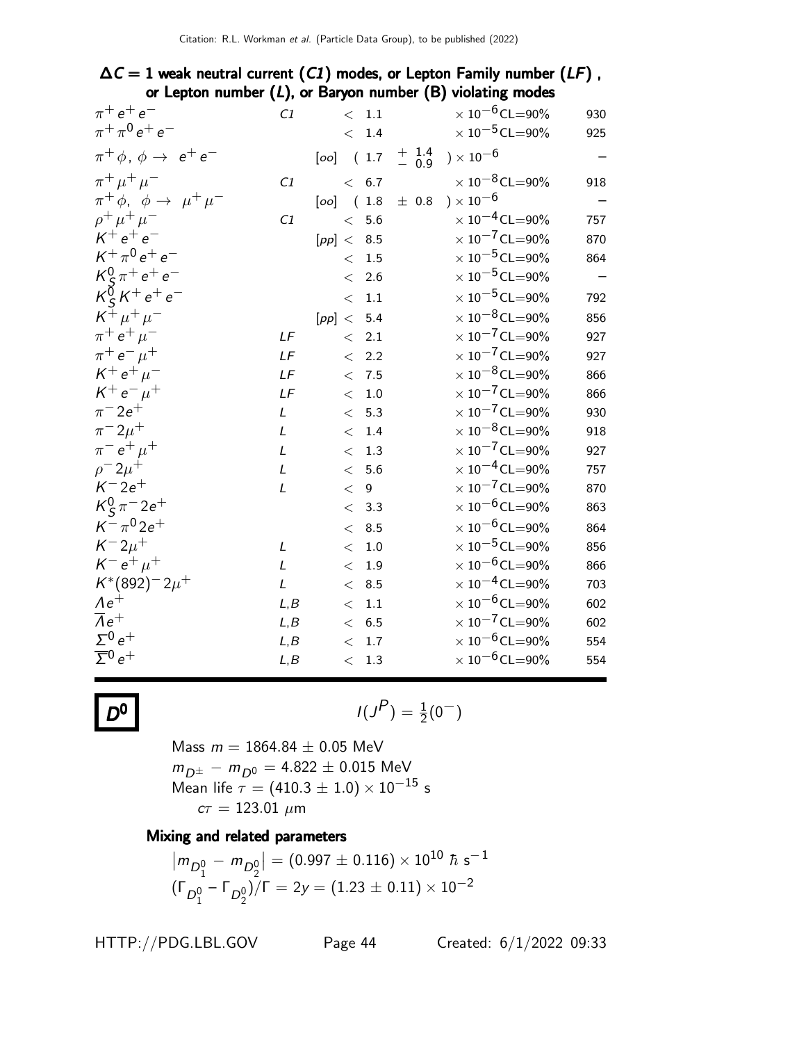### $\Delta C = 1$ weak neutral current (*C1*) modes, or Lepton Family number (*LF*), or Lepton number (*L*), or Baryon number (*B*) violating modes

| Mode | | | Fraction | | p (MeV/c) |
|---|---|---|---|---|---|
| $\pi^+ e^+ e^-$ | *C1* | | $< 1.1$ | $\times 10^{-6}$ CL=90% | 930 |
| $\pi^+ \pi^0 e^+ e^-$ | | | $< 1.4$ | $\times 10^{-5}$ CL=90% | 925 |
| $\pi^+ \phi,\ \phi \to e^+ e^-$ | | [oo] | $(1.7\ {}^{+1.4}_{-0.9}) \times 10^{-6}$ | | – |
| $\pi^+ \mu^+ \mu^-$ | *C1* | | $< 6.7$ | $\times 10^{-8}$ CL=90% | 918 |
| $\pi^+ \phi,\ \phi \to \mu^+ \mu^-$ | | [oo] | $(1.8 \pm 0.8) \times 10^{-6}$ | | – |
| $\rho^+ \mu^+ \mu^-$ | *C1* | | $< 5.6$ | $\times 10^{-4}$ CL=90% | 757 |
| $K^+ e^+ e^-$ | | [pp] | $< 8.5$ | $\times 10^{-7}$ CL=90% | 870 |
| $K^+ \pi^0 e^+ e^-$ | | | $< 1.5$ | $\times 10^{-5}$ CL=90% | 864 |
| $K^0_S \pi^+ e^+ e^-$ | | | $< 2.6$ | $\times 10^{-5}$ CL=90% | – |
| $K^0_S K^+ e^+ e^-$ | | | $< 1.1$ | $\times 10^{-5}$ CL=90% | 792 |
| $K^+ \mu^+ \mu^-$ | | [pp] | $< 5.4$ | $\times 10^{-8}$ CL=90% | 856 |
| $\pi^+ e^+ \mu^-$ | *LF* | | $< 2.1$ | $\times 10^{-7}$ CL=90% | 927 |
| $\pi^+ e^- \mu^+$ | *LF* | | $< 2.2$ | $\times 10^{-7}$ CL=90% | 927 |
| $K^+ e^+ \mu^-$ | *LF* | | $< 7.5$ | $\times 10^{-8}$ CL=90% | 866 |
| $K^+ e^- \mu^+$ | *LF* | | $< 1.0$ | $\times 10^{-7}$ CL=90% | 866 |
| $\pi^- 2e^+$ | *L* | | $< 5.3$ | $\times 10^{-7}$ CL=90% | 930 |
| $\pi^- 2\mu^+$ | *L* | | $< 1.4$ | $\times 10^{-8}$ CL=90% | 918 |
| $\pi^- e^+ \mu^+$ | *L* | | $< 1.3$ | $\times 10^{-7}$ CL=90% | 927 |
| $\rho^- 2\mu^+$ | *L* | | $< 5.6$ | $\times 10^{-4}$ CL=90% | 757 |
| $K^- 2e^+$ | *L* | | $< 9$ | $\times 10^{-7}$ CL=90% | 870 |
| $K^0_S \pi^- 2e^+$ | | | $< 3.3$ | $\times 10^{-6}$ CL=90% | 863 |
| $K^- \pi^0 2e^+$ | | | $< 8.5$ | $\times 10^{-6}$ CL=90% | 864 |
| $K^- 2\mu^+$ | *L* | | $< 1.0$ | $\times 10^{-5}$ CL=90% | 856 |
| $K^- e^+ \mu^+$ | *L* | | $< 1.9$ | $\times 10^{-6}$ CL=90% | 866 |
| $K^*(892)^- 2\mu^+$ | *L* | | $< 8.5$ | $\times 10^{-4}$ CL=90% | 703 |
| $\Lambda e^+$ | *L,B* | | $< 1.1$ | $\times 10^{-6}$ CL=90% | 602 |
| $\overline{\Lambda} e^+$ | *L,B* | | $< 6.5$ | $\times 10^{-7}$ CL=90% | 602 |
| $\Sigma^0 e^+$ | *L,B* | | $< 1.7$ | $\times 10^{-6}$ CL=90% | 554 |
| $\overline{\Sigma}^0 e^+$ | *L,B* | | $< 1.3$ | $\times 10^{-6}$ CL=90% | 554 |

# $D^0$

$$I(J^P) = \tfrac{1}{2}(0^-)$$

Mass $m = 1864.84 \pm 0.05$ MeV

$m_{D^\pm} - m_{D^0} = 4.822 \pm 0.015$ MeV

Mean life $\tau = (410.3 \pm 1.0) \times 10^{-15}$ s

$c\tau = 123.01\ \mu$m

### Mixing and related parameters

$\left| m_{D^0_1} - m_{D^0_2} \right| = (0.997 \pm 0.116) \times 10^{10}\ \hbar\ \text{s}^{-1}$

$(\Gamma_{D^0_1} - \Gamma_{D^0_2})/\Gamma = 2y = (1.23 \pm 0.11) \times 10^{-2}$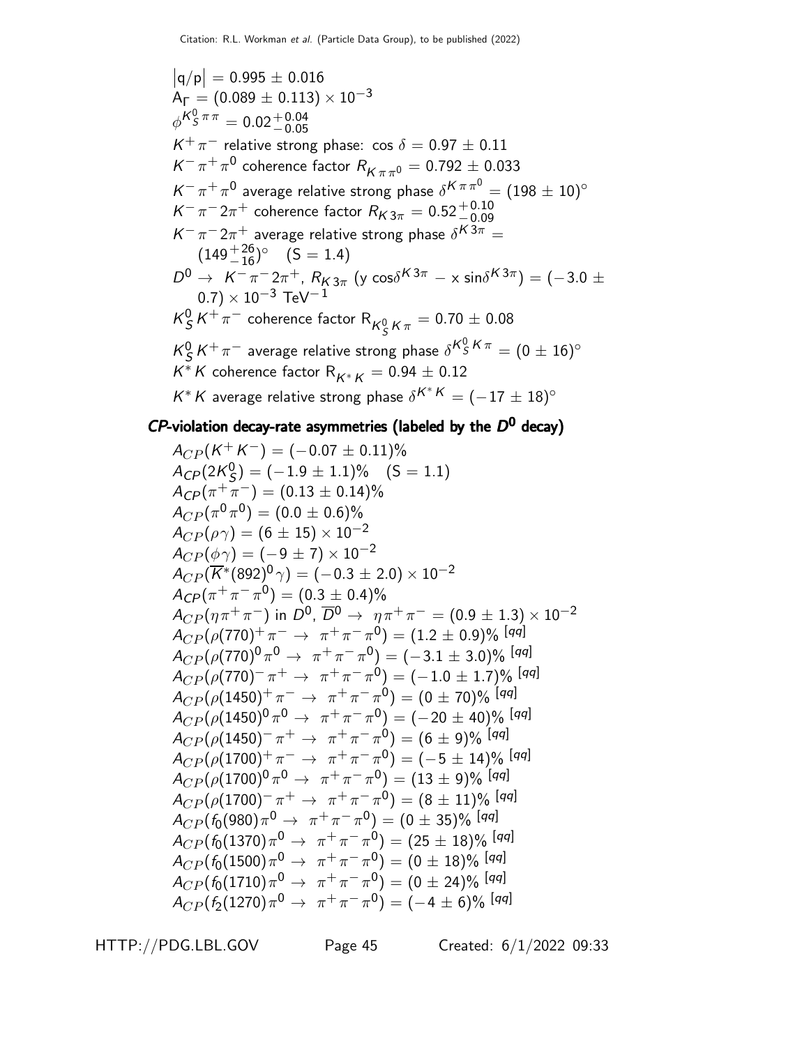$\left|q/p\right| = 0.995 \pm 0.016$
$A_\Gamma = (0.089 \pm 0.113) \times 10^{-3}$
$\phi^{K^0_S \pi\pi} = 0.02^{+0.04}_{-0.05}$
$K^+\pi^-$ relative strong phase: $\cos\delta = 0.97 \pm 0.11$
$K^-\pi^+\pi^0$ coherence factor $R_{K\pi\pi^0} = 0.792 \pm 0.033$
$K^-\pi^+\pi^0$ average relative strong phase $\delta^{K\pi\pi^0} = (198 \pm 10)^\circ$
$K^-\pi^- 2\pi^+$ coherence factor $R_{K3\pi} = 0.52^{+0.10}_{-0.09}$
$K^-\pi^- 2\pi^+$ average relative strong phase $\delta^{K3\pi} = (149^{+26}_{-16})^\circ$ (S = 1.4)
$D^0 \to K^-\pi^- 2\pi^+$, $R_{K3\pi}$ $(y\cos\delta^{K3\pi} - x\sin\delta^{K3\pi}) = (-3.0 \pm 0.7) \times 10^{-3}$ TeV$^{-1}$
$K^0_S K^+\pi^-$ coherence factor $R_{K^0_S K\pi} = 0.70 \pm 0.08$
$K^0_S K^+\pi^-$ average relative strong phase $\delta^{K^0_S K\pi} = (0 \pm 16)^\circ$
$K^*K$ coherence factor $R_{K^*K} = 0.94 \pm 0.12$
$K^*K$ average relative strong phase $\delta^{K^*K} = (-17 \pm 18)^\circ$

### *CP*-violation decay-rate asymmetries (labeled by the $D^0$ decay)

$A_{CP}(K^+K^-) = (-0.07 \pm 0.11)\%$
$A_{CP}(2K^0_S) = (-1.9 \pm 1.1)\%$ (S = 1.1)
$A_{CP}(\pi^+\pi^-) = (0.13 \pm 0.14)\%$
$A_{CP}(\pi^0\pi^0) = (0.0 \pm 0.6)\%$
$A_{CP}(\rho\gamma) = (6 \pm 15) \times 10^{-2}$
$A_{CP}(\phi\gamma) = (-9 \pm 7) \times 10^{-2}$
$A_{CP}(\overline{K}^*(892)^0\gamma) = (-0.3 \pm 2.0) \times 10^{-2}$
$A_{CP}(\pi^+\pi^-\pi^0) = (0.3 \pm 0.4)\%$
$A_{CP}(\eta\pi^+\pi^-)$ in $D^0$, $\overline{D}^0 \to \eta\pi^+\pi^- = (0.9 \pm 1.3) \times 10^{-2}$
$A_{CP}(\rho(770)^+\pi^- \to \pi^+\pi^-\pi^0) = (1.2 \pm 0.9)\%$ [qq]
$A_{CP}(\rho(770)^0\pi^0 \to \pi^+\pi^-\pi^0) = (-3.1 \pm 3.0)\%$ [qq]
$A_{CP}(\rho(770)^-\pi^+ \to \pi^+\pi^-\pi^0) = (-1.0 \pm 1.7)\%$ [qq]
$A_{CP}(\rho(1450)^+\pi^- \to \pi^+\pi^-\pi^0) = (0 \pm 70)\%$ [qq]
$A_{CP}(\rho(1450)^0\pi^0 \to \pi^+\pi^-\pi^0) = (-20 \pm 40)\%$ [qq]
$A_{CP}(\rho(1450)^-\pi^+ \to \pi^+\pi^-\pi^0) = (6 \pm 9)\%$ [qq]
$A_{CP}(\rho(1700)^+\pi^- \to \pi^+\pi^-\pi^0) = (-5 \pm 14)\%$ [qq]
$A_{CP}(\rho(1700)^0\pi^0 \to \pi^+\pi^-\pi^0) = (13 \pm 9)\%$ [qq]
$A_{CP}(\rho(1700)^-\pi^+ \to \pi^+\pi^-\pi^0) = (8 \pm 11)\%$ [qq]
$A_{CP}(f_0(980)\pi^0 \to \pi^+\pi^-\pi^0) = (0 \pm 35)\%$ [qq]
$A_{CP}(f_0(1370)\pi^0 \to \pi^+\pi^-\pi^0) = (25 \pm 18)\%$ [qq]
$A_{CP}(f_0(1500)\pi^0 \to \pi^+\pi^-\pi^0) = (0 \pm 18)\%$ [qq]
$A_{CP}(f_0(1710)\pi^0 \to \pi^+\pi^-\pi^0) = (0 \pm 24)\%$ [qq]
$A_{CP}(f_2(1270)\pi^0 \to \pi^+\pi^-\pi^0) = (-4 \pm 6)\%$ [qq]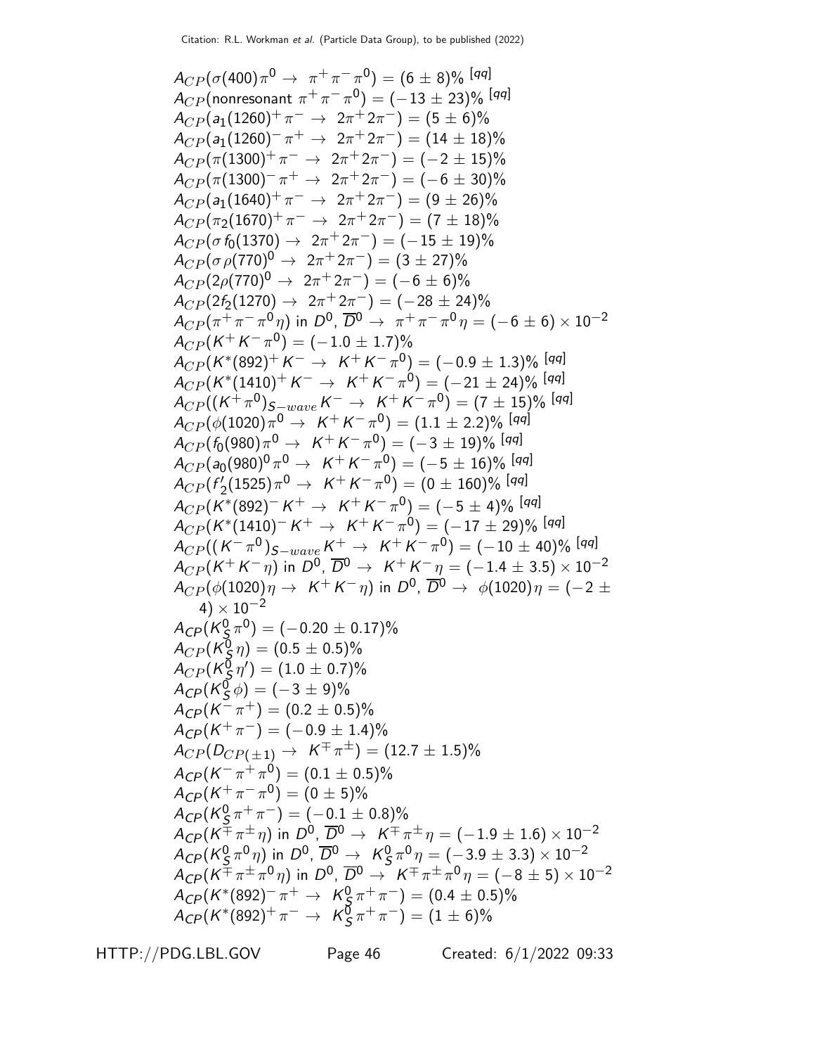$A_{CP}(\sigma(400)\pi^0 \to \pi^+\pi^-\pi^0) = (6 \pm 8)\%$ [qq]

$A_{CP}(\text{nonresonant } \pi^+\pi^-\pi^0) = (-13 \pm 23)\%$ [qq]

$A_{CP}(a_1(1260)^+\pi^- \to 2\pi^+2\pi^-) = (5 \pm 6)\%$

$A_{CP}(a_1(1260)^-\pi^+ \to 2\pi^+2\pi^-) = (14 \pm 18)\%$

$A_{CP}(\pi(1300)^+\pi^- \to 2\pi^+2\pi^-) = (-2 \pm 15)\%$

$A_{CP}(\pi(1300)^-\pi^+ \to 2\pi^+2\pi^-) = (-6 \pm 30)\%$

$A_{CP}(a_1(1640)^+\pi^- \to 2\pi^+2\pi^-) = (9 \pm 26)\%$

$A_{CP}(\pi_2(1670)^+\pi^- \to 2\pi^+2\pi^-) = (7 \pm 18)\%$

$A_{CP}(\sigma f_0(1370) \to 2\pi^+2\pi^-) = (-15 \pm 19)\%$

$A_{CP}(\sigma \rho(770)^0 \to 2\pi^+2\pi^-) = (3 \pm 27)\%$

$A_{CP}(2\rho(770)^0 \to 2\pi^+2\pi^-) = (-6 \pm 6)\%$

$A_{CP}(2f_2(1270) \to 2\pi^+2\pi^-) = (-28 \pm 24)\%$

$A_{CP}(\pi^+\pi^-\pi^0\eta)$ in $D^0$, $\overline{D}^0 \to \pi^+\pi^-\pi^0\eta = (-6 \pm 6) \times 10^{-2}$

$A_{CP}(K^+K^-\pi^0) = (-1.0 \pm 1.7)\%$

$A_{CP}(K^*(892)^+K^- \to K^+K^-\pi^0) = (-0.9 \pm 1.3)\%$ [qq]

$A_{CP}(K^*(1410)^+K^- \to K^+K^-\pi^0) = (-21 \pm 24)\%$ [qq]

$A_{CP}((K^+\pi^0)_{S-wave}K^- \to K^+K^-\pi^0) = (7 \pm 15)\%$ [qq]

$A_{CP}(\phi(1020)\pi^0 \to K^+K^-\pi^0) = (1.1 \pm 2.2)\%$ [qq]

$A_{CP}(f_0(980)\pi^0 \to K^+K^-\pi^0) = (-3 \pm 19)\%$ [qq]

$A_{CP}(a_0(980)^0\pi^0 \to K^+K^-\pi^0) = (-5 \pm 16)\%$ [qq]

$A_{CP}(f_2'(1525)\pi^0 \to K^+K^-\pi^0) = (0 \pm 160)\%$ [qq]

$A_{CP}(K^*(892)^-K^+ \to K^+K^-\pi^0) = (-5 \pm 4)\%$ [qq]

$A_{CP}(K^*(1410)^-K^+ \to K^+K^-\pi^0) = (-17 \pm 29)\%$ [qq]

$A_{CP}((K^-\pi^0)_{S-wave}K^+ \to K^+K^-\pi^0) = (-10 \pm 40)\%$ [qq]

$A_{CP}(K^+K^-\eta)$ in $D^0$, $\overline{D}^0 \to K^+K^-\eta = (-1.4 \pm 3.5) \times 10^{-2}$

$A_{CP}(\phi(1020)\eta \to K^+K^-\eta)$ in $D^0$, $\overline{D}^0 \to \phi(1020)\eta = (-2 \pm 4) \times 10^{-2}$

$A_{CP}(K_S^0\pi^0) = (-0.20 \pm 0.17)\%$

$A_{CP}(K_S^0\eta) = (0.5 \pm 0.5)\%$

$A_{CP}(K_S^0\eta') = (1.0 \pm 0.7)\%$

$A_{CP}(K_S^0\phi) = (-3 \pm 9)\%$

$A_{CP}(K^-\pi^+) = (0.2 \pm 0.5)\%$

$A_{CP}(K^+\pi^-) = (-0.9 \pm 1.4)\%$

$A_{CP}(D_{CP(\pm 1)} \to K^\mp\pi^\pm) = (12.7 \pm 1.5)\%$

$A_{CP}(K^-\pi^+\pi^0) = (0.1 \pm 0.5)\%$

$A_{CP}(K^+\pi^-\pi^0) = (0 \pm 5)\%$

$A_{CP}(K_S^0\pi^+\pi^-) = (-0.1 \pm 0.8)\%$

$A_{CP}(K^\mp\pi^\pm\eta)$ in $D^0$, $\overline{D}^0 \to K^\mp\pi^\pm\eta = (-1.9 \pm 1.6) \times 10^{-2}$

$A_{CP}(K_S^0\pi^0\eta)$ in $D^0$, $\overline{D}^0 \to K_S^0\pi^0\eta = (-3.9 \pm 3.3) \times 10^{-2}$

$A_{CP}(K^\mp\pi^\pm\pi^0\eta)$ in $D^0$, $\overline{D}^0 \to K^\mp\pi^\pm\pi^0\eta = (-8 \pm 5) \times 10^{-2}$

$A_{CP}(K^*(892)^-\pi^+ \to K_S^0\pi^+\pi^-) = (0.4 \pm 0.5)\%$

$A_{CP}(K^*(892)^+\pi^- \to K_S^0\pi^+\pi^-) = (1 \pm 6)\%$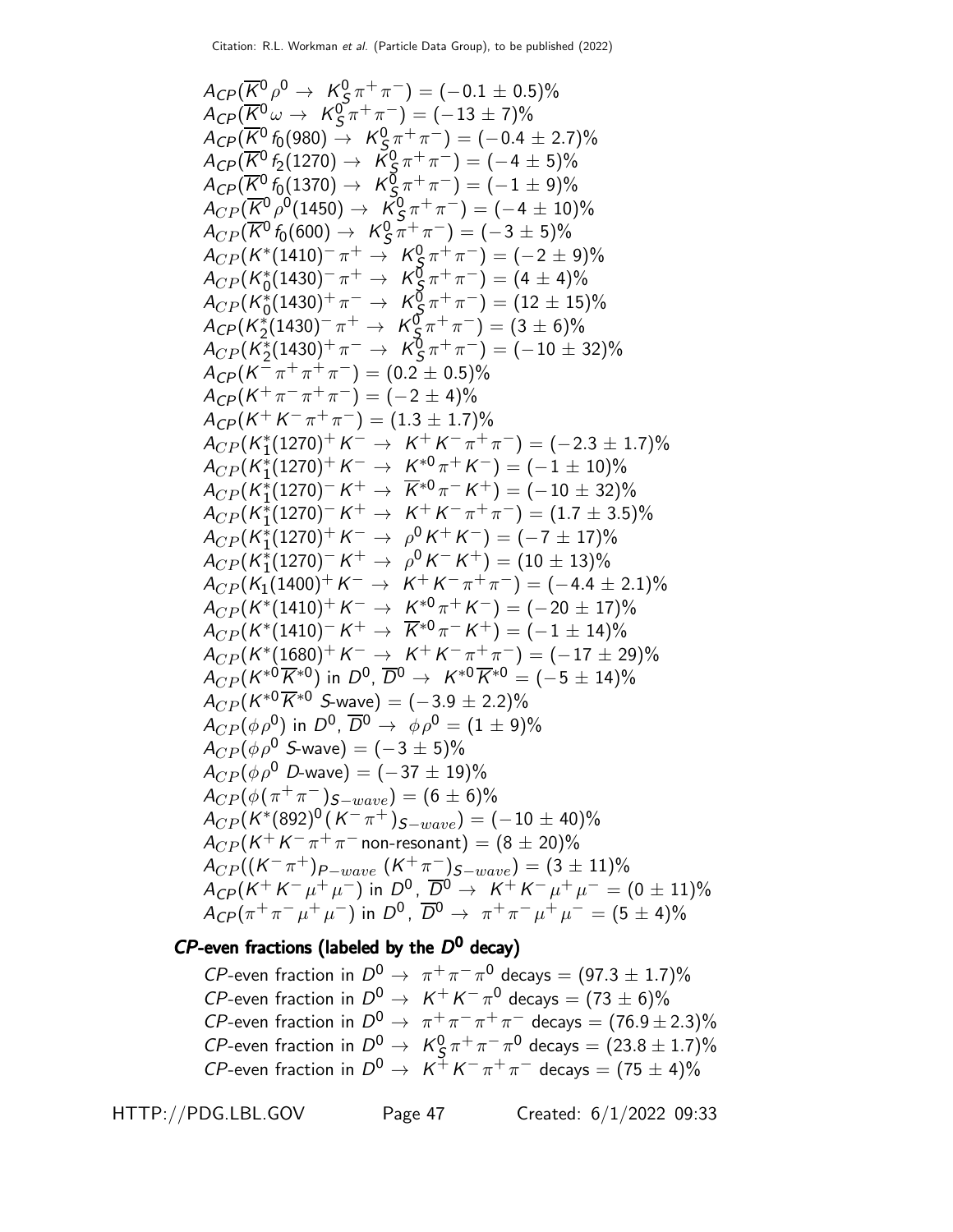$A_{CP}(\overline{K}^0 \rho^0 \to K^0_S \pi^+ \pi^-) = (-0.1 \pm 0.5)\%$
$A_{CP}(\overline{K}^0 \omega \to K^0_S \pi^+ \pi^-) = (-13 \pm 7)\%$
$A_{CP}(\overline{K}^0 f_0(980) \to K^0_S \pi^+ \pi^-) = (-0.4 \pm 2.7)\%$
$A_{CP}(\overline{K}^0 f_2(1270) \to K^0_S \pi^+ \pi^-) = (-4 \pm 5)\%$
$A_{CP}(\overline{K}^0 f_0(1370) \to K^0_S \pi^+ \pi^-) = (-1 \pm 9)\%$
$A_{CP}(\overline{K}^0 \rho^0(1450) \to K^0_S \pi^+ \pi^-) = (-4 \pm 10)\%$
$A_{CP}(\overline{K}^0 f_0(600) \to K^0_S \pi^+ \pi^-) = (-3 \pm 5)\%$
$A_{CP}(K^*(1410)^- \pi^+ \to K^0_S \pi^+ \pi^-) = (-2 \pm 9)\%$
$A_{CP}(K^*_0(1430)^- \pi^+ \to K^0_S \pi^+ \pi^-) = (4 \pm 4)\%$
$A_{CP}(K^*_0(1430)^+ \pi^- \to K^0_S \pi^+ \pi^-) = (12 \pm 15)\%$
$A_{CP}(K^*_2(1430)^- \pi^+ \to K^0_S \pi^+ \pi^-) = (3 \pm 6)\%$
$A_{CP}(K^*_2(1430)^+ \pi^- \to K^0_S \pi^+ \pi^-) = (-10 \pm 32)\%$
$A_{CP}(K^- \pi^+ \pi^+ \pi^-) = (0.2 \pm 0.5)\%$
$A_{CP}(K^+ \pi^- \pi^+ \pi^-) = (-2 \pm 4)\%$
$A_{CP}(K^+ K^- \pi^+ \pi^-) = (1.3 \pm 1.7)\%$
$A_{CP}(K^*_1(1270)^+ K^- \to K^+ K^- \pi^+ \pi^-) = (-2.3 \pm 1.7)\%$
$A_{CP}(K^*_1(1270)^+ K^- \to K^{*0} \pi^+ K^-) = (-1 \pm 10)\%$
$A_{CP}(K^*_1(1270)^- K^+ \to \overline{K}^{*0} \pi^- K^+) = (-10 \pm 32)\%$
$A_{CP}(K^*_1(1270)^- K^+ \to K^+ K^- \pi^+ \pi^-) = (1.7 \pm 3.5)\%$
$A_{CP}(K^*_1(1270)^+ K^- \to \rho^0 K^+ K^-) = (-7 \pm 17)\%$
$A_{CP}(K^*_1(1270)^- K^+ \to \rho^0 K^- K^+) = (10 \pm 13)\%$
$A_{CP}(K_1(1400)^+ K^- \to K^+ K^- \pi^+ \pi^-) = (-4.4 \pm 2.1)\%$
$A_{CP}(K^*(1410)^+ K^- \to K^{*0} \pi^+ K^-) = (-20 \pm 17)\%$
$A_{CP}(K^*(1410)^- K^+ \to \overline{K}^{*0} \pi^- K^+) = (-1 \pm 14)\%$
$A_{CP}(K^*(1680)^+ K^- \to K^+ K^- \pi^+ \pi^-) = (-17 \pm 29)\%$
$A_{CP}(K^{*0} \overline{K}^{*0})$ in $D^0$, $\overline{D}^0 \to K^{*0} \overline{K}^{*0} = (-5 \pm 14)\%$
$A_{CP}(K^{*0} \overline{K}^{*0}$ $S$-wave$) = (-3.9 \pm 2.2)\%$
$A_{CP}(\phi \rho^0)$ in $D^0$, $\overline{D}^0 \to \phi \rho^0 = (1 \pm 9)\%$
$A_{CP}(\phi \rho^0$ $S$-wave$) = (-3 \pm 5)\%$
$A_{CP}(\phi \rho^0$ $D$-wave$) = (-37 \pm 19)\%$
$A_{CP}(\phi (\pi^+ \pi^-)_{S-wave}) = (6 \pm 6)\%$
$A_{CP}(K^*(892)^0 (K^- \pi^+)_{S-wave}) = (-10 \pm 40)\%$
$A_{CP}(K^+ K^- \pi^+ \pi^-$ non-resonant$) = (8 \pm 20)\%$
$A_{CP}((K^- \pi^+)_{P-wave} \, (K^+ \pi^-)_{S-wave}) = (3 \pm 11)\%$
$A_{CP}(K^+ K^- \mu^+ \mu^-)$ in $D^0$, $\overline{D}^0 \to K^+ K^- \mu^+ \mu^- = (0 \pm 11)\%$
$A_{CP}(\pi^+ \pi^- \mu^+ \mu^-)$ in $D^0$, $\overline{D}^0 \to \pi^+ \pi^- \mu^+ \mu^- = (5 \pm 4)\%$

## *CP*-even fractions (labeled by the $D^0$ decay)

*CP*-even fraction in $D^0 \to \pi^+ \pi^- \pi^0$ decays $= (97.3 \pm 1.7)\%$
*CP*-even fraction in $D^0 \to K^+ K^- \pi^0$ decays $= (73 \pm 6)\%$
*CP*-even fraction in $D^0 \to \pi^+ \pi^- \pi^+ \pi^-$ decays $= (76.9 \pm 2.3)\%$
*CP*-even fraction in $D^0 \to K^0_S \pi^+ \pi^- \pi^0$ decays $= (23.8 \pm 1.7)\%$
*CP*-even fraction in $D^0 \to K^+ K^- \pi^+ \pi^-$ decays $= (75 \pm 4)\%$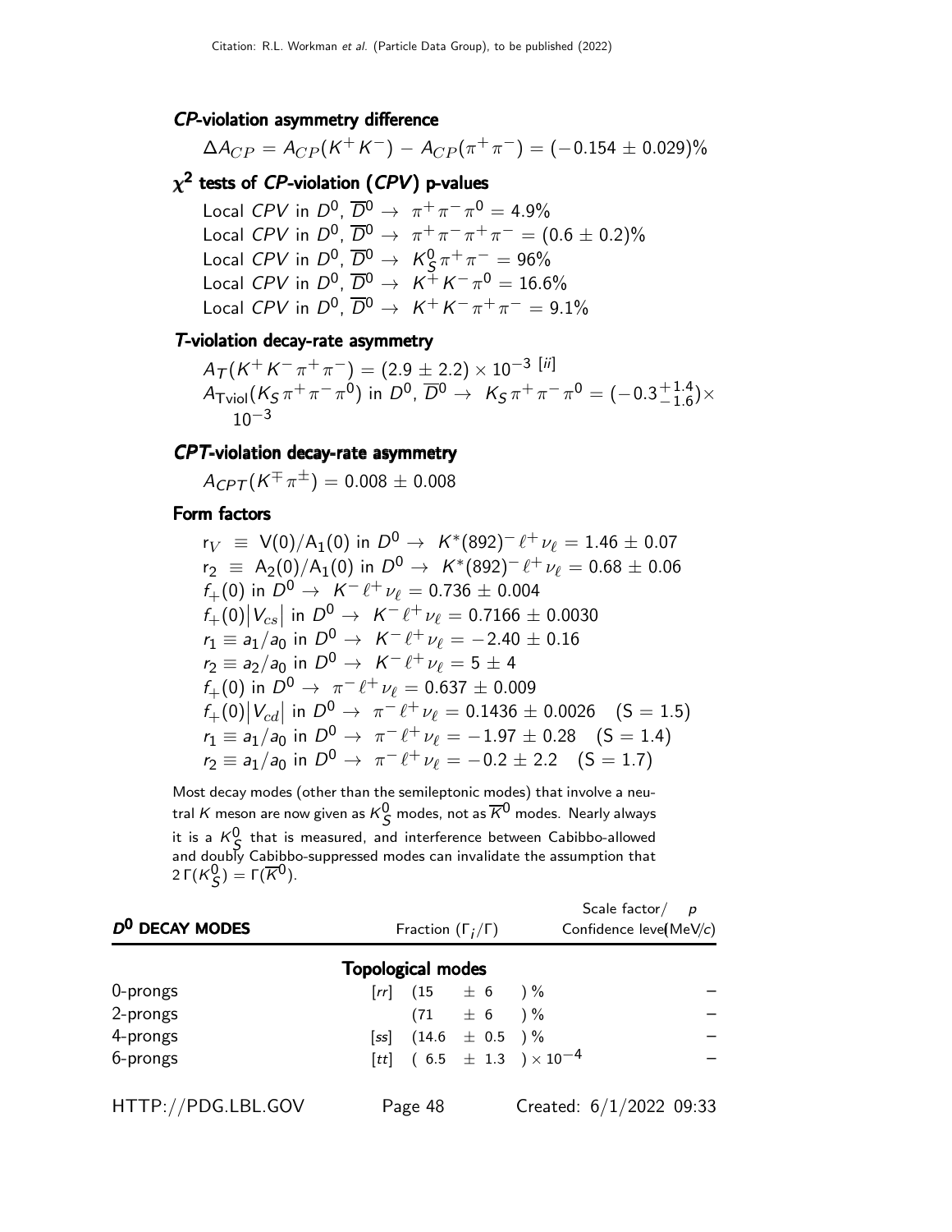### *CP*-violation asymmetry difference

$\Delta A_{CP} = A_{CP}(K^+K^-) - A_{CP}(\pi^+\pi^-) = (-0.154 \pm 0.029)\%$

### $\chi^2$ tests of *CP*-violation (*CPV*) p-values

Local *CPV* in $D^0$, $\overline{D}^0 \to \pi^+\pi^-\pi^0 = 4.9\%$
Local *CPV* in $D^0$, $\overline{D}^0 \to \pi^+\pi^-\pi^+\pi^- = (0.6 \pm 0.2)\%$
Local *CPV* in $D^0$, $\overline{D}^0 \to K^0_S\pi^+\pi^- = 96\%$
Local *CPV* in $D^0$, $\overline{D}^0 \to K^+K^-\pi^0 = 16.6\%$
Local *CPV* in $D^0$, $\overline{D}^0 \to K^+K^-\pi^+\pi^- = 9.1\%$

### *T*-violation decay-rate asymmetry

$A_T(K^+K^-\pi^+\pi^-) = (2.9 \pm 2.2) \times 10^{-3}$ [ii]
$A_{T\text{viol}}(K_S\pi^+\pi^-\pi^0)$ in $D^0$, $\overline{D}^0 \to K_S\pi^+\pi^-\pi^0 = (-0.3^{+1.4}_{-1.6}) \times 10^{-3}$

### *CPT*-violation decay-rate asymmetry

$A_{CPT}(K^\mp\pi^\pm) = 0.008 \pm 0.008$

### Form factors

$r_V \equiv V(0)/A_1(0)$ in $D^0 \to K^*(892)^-\ell^+\nu_\ell = 1.46 \pm 0.07$
$r_2 \equiv A_2(0)/A_1(0)$ in $D^0 \to K^*(892)^-\ell^+\nu_\ell = 0.68 \pm 0.06$
$f_+(0)$ in $D^0 \to K^-\ell^+\nu_\ell = 0.736 \pm 0.004$
$f_+(0)|V_{cs}|$ in $D^0 \to K^-\ell^+\nu_\ell = 0.7166 \pm 0.0030$
$r_1 \equiv a_1/a_0$ in $D^0 \to K^-\ell^+\nu_\ell = -2.40 \pm 0.16$
$r_2 \equiv a_2/a_0$ in $D^0 \to K^-\ell^+\nu_\ell = 5 \pm 4$
$f_+(0)$ in $D^0 \to \pi^-\ell^+\nu_\ell = 0.637 \pm 0.009$
$f_+(0)|V_{cd}|$ in $D^0 \to \pi^-\ell^+\nu_\ell = 0.1436 \pm 0.0026$ (S = 1.5)
$r_1 \equiv a_1/a_0$ in $D^0 \to \pi^-\ell^+\nu_\ell = -1.97 \pm 0.28$ (S = 1.4)
$r_2 \equiv a_1/a_0$ in $D^0 \to \pi^-\ell^+\nu_\ell = -0.2 \pm 2.2$ (S = 1.7)

Most decay modes (other than the semileptonic modes) that involve a neutral $K$ meson are now given as $K^0_S$ modes, not as $\overline{K}^0$ modes. Nearly always it is a $K^0_S$ that is measured, and interference between Cabibbo-allowed and doubly Cabibbo-suppressed modes can invalidate the assumption that $2\,\Gamma(K^0_S) = \Gamma(\overline{K}^0)$.

| $D^0$ DECAY MODES | | Fraction ($\Gamma_i/\Gamma$) | Scale factor/ Confidence level | $p$ (MeV/$c$) |
|---|---|---|---|---|
| | | **Topological modes** | | |
| 0-prongs | [rr] | (15 $\pm$ 6 ) % | | – |
| 2-prongs | | (71 $\pm$ 6 ) % | | – |
| 4-prongs | [ss] | (14.6 $\pm$ 0.5 ) % | | – |
| 6-prongs | [tt] | ( 6.5 $\pm$ 1.3 ) $\times 10^{-4}$ | | – |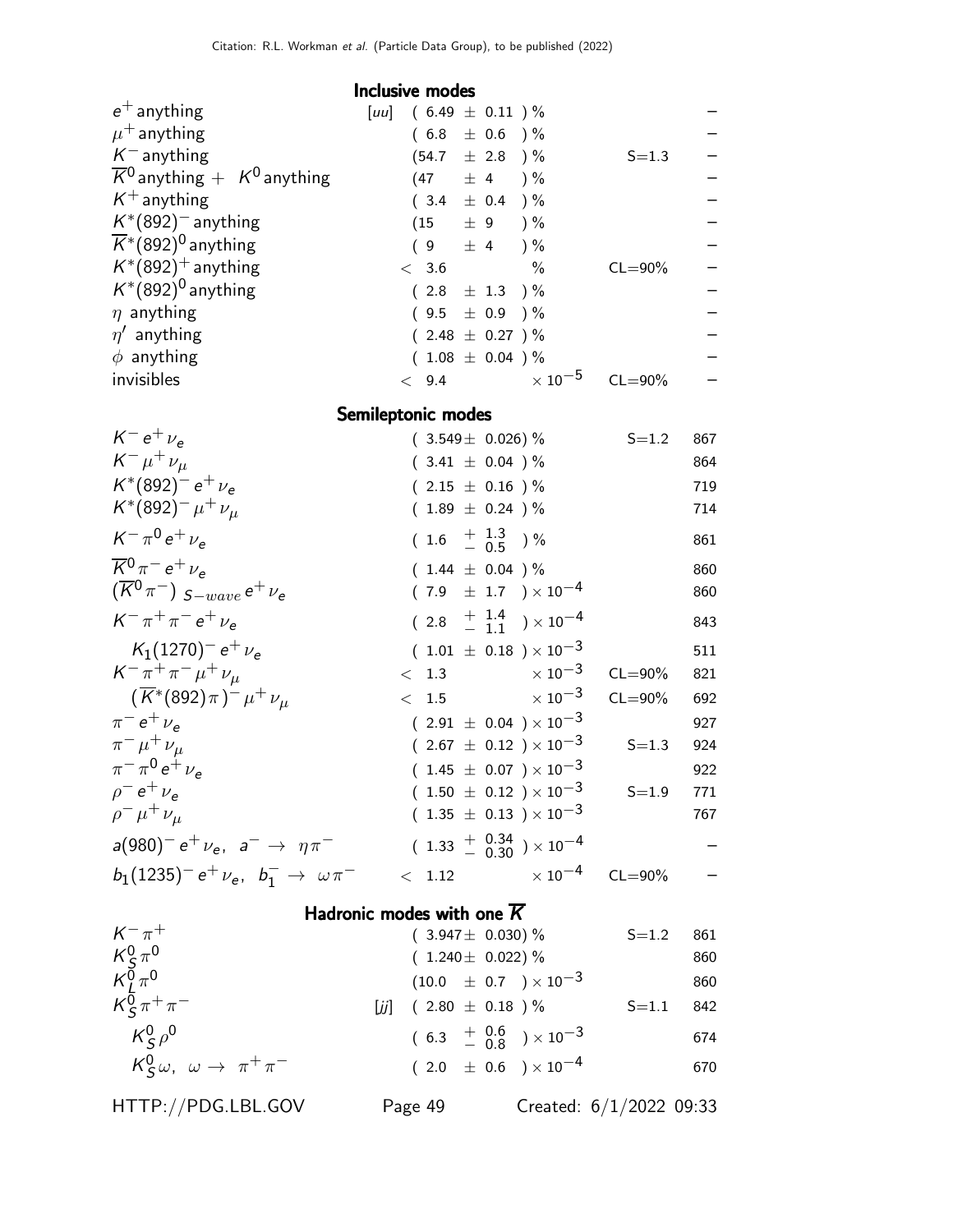## Inclusive modes

| Mode | | Fraction | Scale factor/ Confidence level | p (MeV/c) |
|---|---|---|---|---|
| $e^+$ anything | [uu] | $(6.49 \pm 0.11)$ % | | – |
| $\mu^+$ anything | | $(6.8 \pm 0.6)$ % | | – |
| $K^-$ anything | | $(54.7 \pm 2.8)$ % | S=1.3 | – |
| $\overline{K}^0$ anything + $K^0$ anything | | $(47 \pm 4)$ % | | – |
| $K^+$ anything | | $(3.4 \pm 0.4)$ % | | – |
| $K^*(892)^-$ anything | | $(15 \pm 9)$ % | | – |
| $\overline{K}^*(892)^0$ anything | | $(9 \pm 4)$ % | | – |
| $K^*(892)^+$ anything | | $< 3.6$ % | CL=90% | – |
| $K^*(892)^0$ anything | | $(2.8 \pm 1.3)$ % | | – |
| $\eta$ anything | | $(9.5 \pm 0.9)$ % | | – |
| $\eta'$ anything | | $(2.48 \pm 0.27)$ % | | – |
| $\phi$ anything | | $(1.08 \pm 0.04)$ % | | – |
| invisibles | | $< 9.4 \times 10^{-5}$ | CL=90% | – |

## Semileptonic modes

| Mode | | Fraction | Scale factor/ Confidence level | p (MeV/c) |
|---|---|---|---|---|
| $K^- e^+ \nu_e$ | | $(3.549 \pm 0.026)$ % | S=1.2 | 867 |
| $K^- \mu^+ \nu_\mu$ | | $(3.41 \pm 0.04)$ % | | 864 |
| $K^*(892)^- e^+ \nu_e$ | | $(2.15 \pm 0.16)$ % | | 719 |
| $K^*(892)^- \mu^+ \nu_\mu$ | | $(1.89 \pm 0.24)$ % | | 714 |
| $K^- \pi^0 e^+ \nu_e$ | | $(1.6 \, ^{+1.3}_{-0.5})$ % | | 861 |
| $\overline{K}^0 \pi^- e^+ \nu_e$ | | $(1.44 \pm 0.04)$ % | | 860 |
| $(\overline{K}^0 \pi^-)_{S-wave} e^+ \nu_e$ | | $(7.9 \pm 1.7) \times 10^{-4}$ | | 860 |
| $K^- \pi^+ \pi^- e^+ \nu_e$ | | $(2.8 \, ^{+1.4}_{-1.1}) \times 10^{-4}$ | | 843 |
| $K_1(1270)^- e^+ \nu_e$ | | $(1.01 \pm 0.18) \times 10^{-3}$ | | 511 |
| $K^- \pi^+ \pi^- \mu^+ \nu_\mu$ | | $< 1.3 \times 10^{-3}$ | CL=90% | 821 |
| $(\overline{K}^*(892)\pi)^- \mu^+ \nu_\mu$ | | $< 1.5 \times 10^{-3}$ | CL=90% | 692 |
| $\pi^- e^+ \nu_e$ | | $(2.91 \pm 0.04) \times 10^{-3}$ | | 927 |
| $\pi^- \mu^+ \nu_\mu$ | | $(2.67 \pm 0.12) \times 10^{-3}$ | S=1.3 | 924 |
| $\pi^- \pi^0 e^+ \nu_e$ | | $(1.45 \pm 0.07) \times 10^{-3}$ | | 922 |
| $\rho^- e^+ \nu_e$ | | $(1.50 \pm 0.12) \times 10^{-3}$ | S=1.9 | 771 |
| $\rho^- \mu^+ \nu_\mu$ | | $(1.35 \pm 0.13) \times 10^{-3}$ | | 767 |
| $a(980)^- e^+ \nu_e$, $a^- \to \eta \pi^-$ | | $(1.33 \, ^{+0.34}_{-0.30}) \times 10^{-4}$ | | – |
| $b_1(1235)^- e^+ \nu_e$, $b_1^- \to \omega \pi^-$ | | $< 1.12 \times 10^{-4}$ | CL=90% | – |

## Hadronic modes with one $\overline{K}$

| Mode | | Fraction | Scale factor/ Confidence level | p (MeV/c) |
|---|---|---|---|---|
| $K^- \pi^+$ | | $(3.947 \pm 0.030)$ % | S=1.2 | 861 |
| $K^0_S \pi^0$ | | $(1.240 \pm 0.022)$ % | | 860 |
| $K^0_L \pi^0$ | | $(10.0 \pm 0.7) \times 10^{-3}$ | | 860 |
| $K^0_S \pi^+ \pi^-$ | [jj] | $(2.80 \pm 0.18)$ % | S=1.1 | 842 |
| $K^0_S \rho^0$ | | $(6.3 \, ^{+0.6}_{-0.8}) \times 10^{-3}$ | | 674 |
| $K^0_S \omega$, $\omega \to \pi^+ \pi^-$ | | $(2.0 \pm 0.6) \times 10^{-4}$ | | 670 |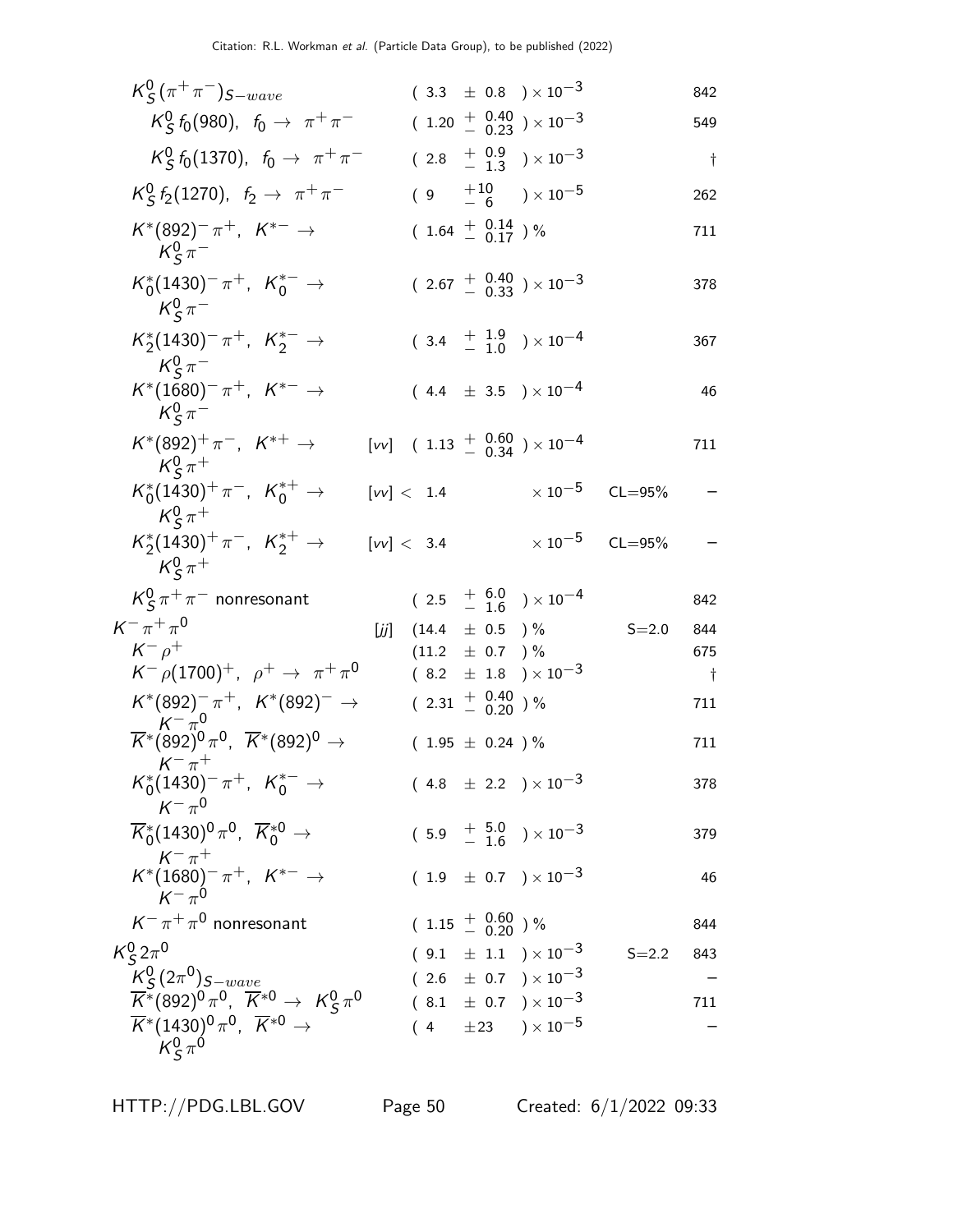| Mode | | Fraction ($\Gamma_i/\Gamma$) | Scale factor/ Confidence level | p (MeV/c) |
|---|---|---|---|---|
| $K^0_S(\pi^+\pi^-)_{S-wave}$ | | $(3.3 \pm 0.8) \times 10^{-3}$ | | 842 |
| $K^0_S f_0(980)$, $f_0 \to \pi^+\pi^-$ | | $(1.20 \,{}^{+0.40}_{-0.23}) \times 10^{-3}$ | | 549 |
| $K^0_S f_0(1370)$, $f_0 \to \pi^+\pi^-$ | | $(2.8 \,{}^{+0.9}_{-1.3}) \times 10^{-3}$ | | † |
| $K^0_S f_2(1270)$, $f_2 \to \pi^+\pi^-$ | | $(9 \,{}^{+10}_{-6}) \times 10^{-5}$ | | 262 |
| $K^*(892)^-\pi^+$, $K^{*-} \to K^0_S\pi^-$ | | $(1.64 \,{}^{+0.14}_{-0.17})$ % | | 711 |
| $K^*_0(1430)^-\pi^+$, $K^{*-}_0 \to K^0_S\pi^-$ | | $(2.67 \,{}^{+0.40}_{-0.33}) \times 10^{-3}$ | | 378 |
| $K^*_2(1430)^-\pi^+$, $K^{*-}_2 \to K^0_S\pi^-$ | | $(3.4 \,{}^{+1.9}_{-1.0}) \times 10^{-4}$ | | 367 |
| $K^*(1680)^-\pi^+$, $K^{*-} \to K^0_S\pi^-$ | | $(4.4 \pm 3.5) \times 10^{-4}$ | | 46 |
| $K^*(892)^+\pi^-$, $K^{*+} \to K^0_S\pi^+$ | [vv] | $(1.13 \,{}^{+0.60}_{-0.34}) \times 10^{-4}$ | | 711 |
| $K^*_0(1430)^+\pi^-$, $K^{*+}_0 \to K^0_S\pi^+$ | [vv] | $< 1.4 \times 10^{-5}$ | CL=95% | – |
| $K^*_2(1430)^+\pi^-$, $K^{*+}_2 \to K^0_S\pi^+$ | [vv] | $< 3.4 \times 10^{-5}$ | CL=95% | – |
| $K^0_S\pi^+\pi^-$ nonresonant | | $(2.5 \,{}^{+6.0}_{-1.6}) \times 10^{-4}$ | | 842 |
| $K^-\pi^+\pi^0$ | [jj] | $(14.4 \pm 0.5)$ % | S=2.0 | 844 |
| $K^-\rho^+$ | | $(11.2 \pm 0.7)$ % | | 675 |
| $K^-\rho(1700)^+$, $\rho^+ \to \pi^+\pi^0$ | | $(8.2 \pm 1.8) \times 10^{-3}$ | | † |
| $K^*(892)^-\pi^+$, $K^*(892)^- \to K^-\pi^0$ | | $(2.31 \,{}^{+0.40}_{-0.20})$ % | | 711 |
| $\overline{K}^*(892)^0\pi^0$, $\overline{K}^*(892)^0 \to K^-\pi^+$ | | $(1.95 \pm 0.24)$ % | | 711 |
| $K^*_0(1430)^-\pi^+$, $K^{*-}_0 \to K^-\pi^0$ | | $(4.8 \pm 2.2) \times 10^{-3}$ | | 378 |
| $\overline{K}^*_0(1430)^0\pi^0$, $\overline{K}^{*0}_0 \to K^-\pi^+$ | | $(5.9 \,{}^{+5.0}_{-1.6}) \times 10^{-3}$ | | 379 |
| $K^*(1680)^-\pi^+$, $K^{*-} \to K^-\pi^0$ | | $(1.9 \pm 0.7) \times 10^{-3}$ | | 46 |
| $K^-\pi^+\pi^0$ nonresonant | | $(1.15 \,{}^{+0.60}_{-0.20})$ % | | 844 |
| $K^0_S 2\pi^0$ | | $(9.1 \pm 1.1) \times 10^{-3}$ | S=2.2 | 843 |
| $K^0_S(2\pi^0)_{S-wave}$ | | $(2.6 \pm 0.7) \times 10^{-3}$ | | – |
| $\overline{K}^*(892)^0\pi^0$, $\overline{K}^{*0} \to K^0_S\pi^0$ | | $(8.1 \pm 0.7) \times 10^{-3}$ | | 711 |
| $\overline{K}^*(1430)^0\pi^0$, $\overline{K}^{*0} \to K^0_S\pi^0$ | | $(4 \pm 23) \times 10^{-5}$ | | – |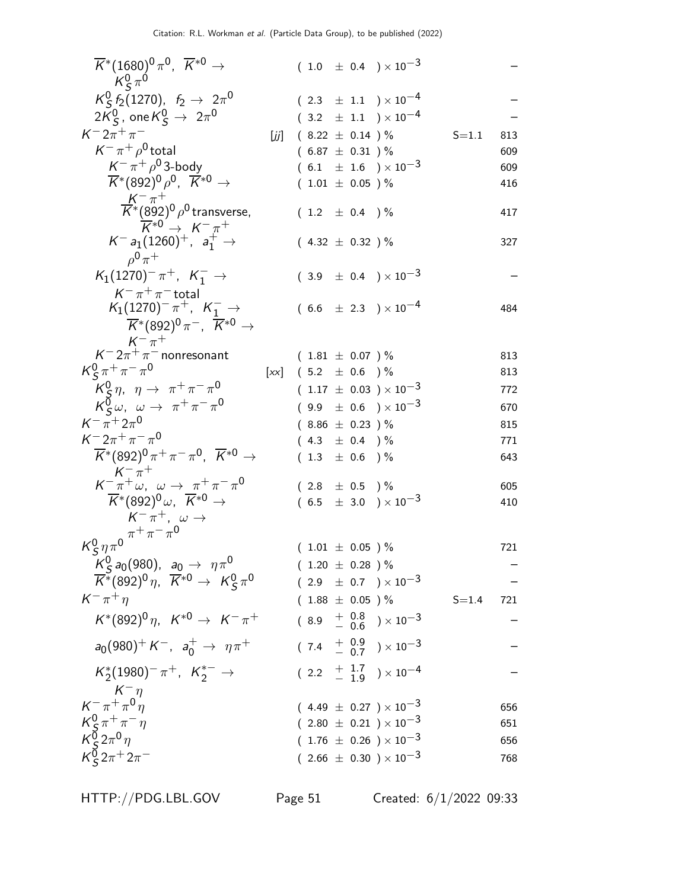| Mode | | Fraction ($\Gamma_i/\Gamma$) | Scale factor | p (MeV/c) |
|---|---|---|---|---|
| $\overline{K}^*(1680)^0\pi^0$, $\overline{K}^{*0} \to K^0_S\pi^0$ | | $(1.0 \pm 0.4) \times 10^{-3}$ | | – |
| $K^0_S f_2(1270)$, $f_2 \to 2\pi^0$ | | $(2.3 \pm 1.1) \times 10^{-4}$ | | – |
| $2K^0_S$, one $K^0_S \to 2\pi^0$ | | $(3.2 \pm 1.1) \times 10^{-4}$ | | – |
| $K^- 2\pi^+\pi^-$ | [jj] | $(8.22 \pm 0.14)$ % | S=1.1 | 813 |
| $K^-\pi^+\rho^0$ total | | $(6.87 \pm 0.31)$ % | | 609 |
| $K^-\pi^+\rho^0$ 3-body | | $(6.1 \pm 1.6) \times 10^{-3}$ | | 609 |
| $\overline{K}^*(892)^0\rho^0$, $\overline{K}^{*0} \to K^-\pi^+$ | | $(1.01 \pm 0.05)$ % | | 416 |
| $\overline{K}^*(892)^0\rho^0$ transverse, $\overline{K}^{*0} \to K^-\pi^+$ | | $(1.2 \pm 0.4)$ % | | 417 |
| $K^- a_1(1260)^+$, $a_1^+ \to \rho^0\pi^+$ | | $(4.32 \pm 0.32)$ % | | 327 |
| $K_1(1270)^-\pi^+$, $K_1^- \to K^-\pi^+\pi^-$ total | | $(3.9 \pm 0.4) \times 10^{-3}$ | | – |
| $K_1(1270)^-\pi^+$, $K_1^- \to \overline{K}^*(892)^0\pi^-$, $\overline{K}^{*0} \to K^-\pi^+$ | | $(6.6 \pm 2.3) \times 10^{-4}$ | | 484 |
| $K^- 2\pi^+\pi^-$ nonresonant | | $(1.81 \pm 0.07)$ % | | 813 |
| $K^0_S\pi^+\pi^-\pi^0$ | [xx] | $(5.2 \pm 0.6)$ % | | 813 |
| $K^0_S\eta$, $\eta \to \pi^+\pi^-\pi^0$ | | $(1.17 \pm 0.03) \times 10^{-3}$ | | 772 |
| $K^0_S\omega$, $\omega \to \pi^+\pi^-\pi^0$ | | $(9.9 \pm 0.6) \times 10^{-3}$ | | 670 |
| $K^-\pi^+ 2\pi^0$ | | $(8.86 \pm 0.23)$ % | | 815 |
| $K^- 2\pi^+\pi^-\pi^0$ | | $(4.3 \pm 0.4)$ % | | 771 |
| $\overline{K}^*(892)^0\pi^+\pi^-\pi^0$, $\overline{K}^{*0} \to K^-\pi^+$ | | $(1.3 \pm 0.6)$ % | | 643 |
| $K^-\pi^+\omega$, $\omega \to \pi^+\pi^-\pi^0$ | | $(2.8 \pm 0.5)$ % | | 605 |
| $\overline{K}^*(892)^0\omega$, $\overline{K}^{*0} \to K^-\pi^+$, $\omega \to \pi^+\pi^-\pi^0$ | | $(6.5 \pm 3.0) \times 10^{-3}$ | | 410 |
| $K^0_S\eta\pi^0$ | | $(1.01 \pm 0.05)$ % | | 721 |
| $K^0_S a_0(980)$, $a_0 \to \eta\pi^0$ | | $(1.20 \pm 0.28)$ % | | – |
| $\overline{K}^*(892)^0\eta$, $\overline{K}^{*0} \to K^0_S\pi^0$ | | $(2.9 \pm 0.7) \times 10^{-3}$ | | – |
| $K^-\pi^+\eta$ | | $(1.88 \pm 0.05)$ % | S=1.4 | 721 |
| $K^*(892)^0\eta$, $K^{*0} \to K^-\pi^+$ | | $(8.9 \, ^{+0.8}_{-0.6}) \times 10^{-3}$ | | – |
| $a_0(980)^+K^-$, $a_0^+ \to \eta\pi^+$ | | $(7.4 \, ^{+0.9}_{-0.7}) \times 10^{-3}$ | | – |
| $K_2^*(1980)^-\pi^+$, $K_2^{*-} \to K^-\eta$ | | $(2.2 \, ^{+1.7}_{-1.9}) \times 10^{-4}$ | | – |
| $K^-\pi^+\pi^0\eta$ | | $(4.49 \pm 0.27) \times 10^{-3}$ | | 656 |
| $K^0_S\pi^+\pi^-\eta$ | | $(2.80 \pm 0.21) \times 10^{-3}$ | | 651 |
| $K^0_S 2\pi^0\eta$ | | $(1.76 \pm 0.26) \times 10^{-3}$ | | 656 |
| $K^0_S 2\pi^+ 2\pi^-$ | | $(2.66 \pm 0.30) \times 10^{-3}$ | | 768 |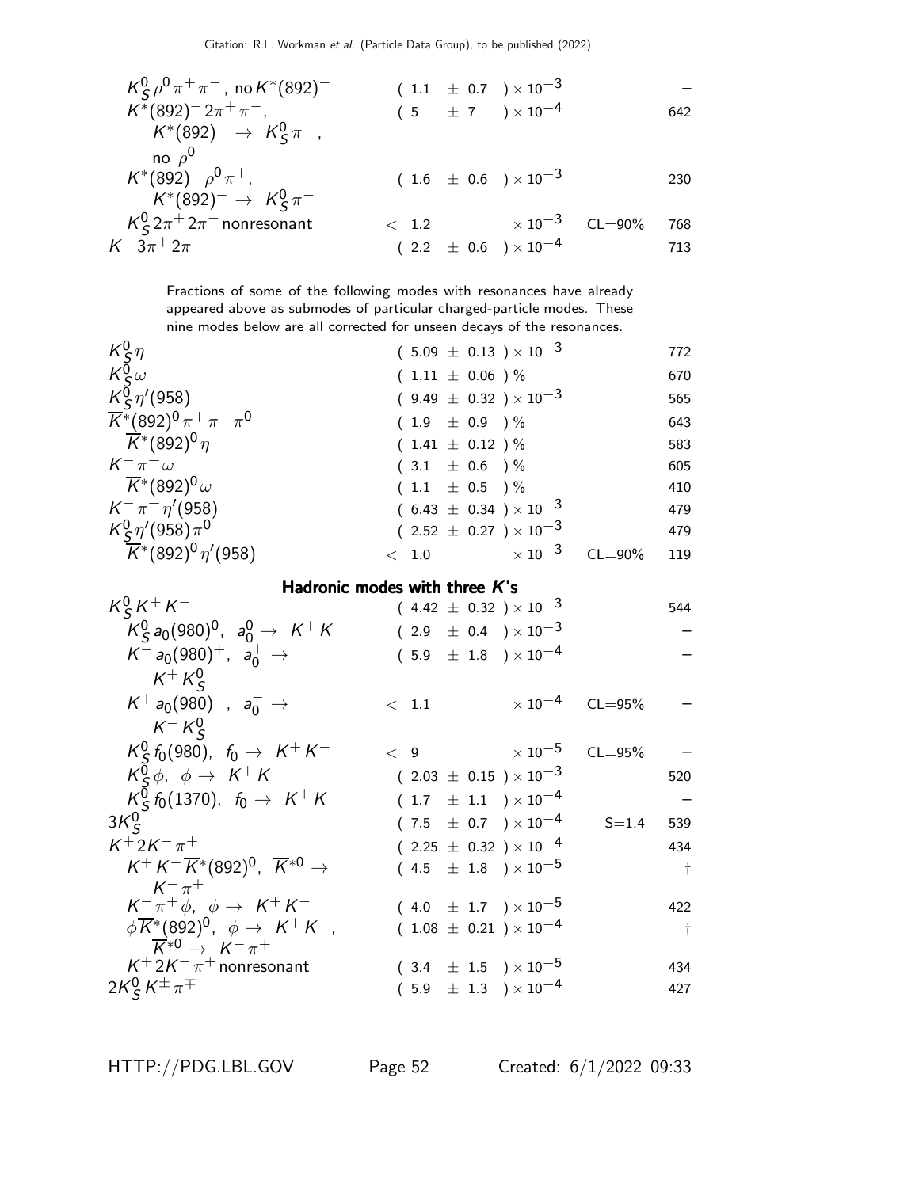| Mode | Fraction ($\Gamma_i/\Gamma$) | Scale factor/ Confidence level | p (MeV/c) |
|---|---|---|---|
| $K^0_S \rho^0 \pi^+ \pi^-$, no $K^*(892)^-$ | $(1.1 \pm 0.7) \times 10^{-3}$ | | – |
| $K^*(892)^- 2\pi^+ \pi^-$, $K^*(892)^- \to K^0_S \pi^-$, no $\rho^0$ | $(5 \pm 7) \times 10^{-4}$ | | 642 |
| $K^*(892)^- \rho^0 \pi^+$, $K^*(892)^- \to K^0_S \pi^-$ | $(1.6 \pm 0.6) \times 10^{-3}$ | | 230 |
| $K^0_S 2\pi^+ 2\pi^-$ nonresonant | $< 1.2 \times 10^{-3}$ | CL=90% | 768 |
| $K^- 3\pi^+ 2\pi^-$ | $(2.2 \pm 0.6) \times 10^{-4}$ | | 713 |

Fractions of some of the following modes with resonances have already appeared above as submodes of particular charged-particle modes. These nine modes below are all corrected for unseen decays of the resonances.

| Mode | Fraction ($\Gamma_i/\Gamma$) | Scale factor/ Confidence level | p (MeV/c) |
|---|---|---|---|
| $K^0_S \eta$ | $(5.09 \pm 0.13) \times 10^{-3}$ | | 772 |
| $K^0_S \omega$ | $(1.11 \pm 0.06)$ % | | 670 |
| $K^0_S \eta'(958)$ | $(9.49 \pm 0.32) \times 10^{-3}$ | | 565 |
| $\overline{K}^*(892)^0 \pi^+ \pi^- \pi^0$ | $(1.9 \pm 0.9)$ % | | 643 |
| $\overline{K}^*(892)^0 \eta$ | $(1.41 \pm 0.12)$ % | | 583 |
| $K^- \pi^+ \omega$ | $(3.1 \pm 0.6)$ % | | 605 |
| $\overline{K}^*(892)^0 \omega$ | $(1.1 \pm 0.5)$ % | | 410 |
| $K^- \pi^+ \eta'(958)$ | $(6.43 \pm 0.34) \times 10^{-3}$ | | 479 |
| $K^0_S \eta'(958) \pi^0$ | $(2.52 \pm 0.27) \times 10^{-3}$ | | 479 |
| $\overline{K}^*(892)^0 \eta'(958)$ | $< 1.0 \times 10^{-3}$ | CL=90% | 119 |

## Hadronic modes with three $K$'s

| Mode | Fraction ($\Gamma_i/\Gamma$) | Scale factor/ Confidence level | p (MeV/c) |
|---|---|---|---|
| $K^0_S K^+ K^-$ | $(4.42 \pm 0.32) \times 10^{-3}$ | | 544 |
| $K^0_S a_0(980)^0$, $a^0_0 \to K^+ K^-$ | $(2.9 \pm 0.4) \times 10^{-3}$ | | – |
| $K^- a_0(980)^+$, $a^+_0 \to K^+ K^0_S$ | $(5.9 \pm 1.8) \times 10^{-4}$ | | – |
| $K^+ a_0(980)^-$, $a^-_0 \to K^- K^0_S$ | $< 1.1 \times 10^{-4}$ | CL=95% | – |
| $K^0_S f_0(980)$, $f_0 \to K^+ K^-$ | $< 9 \times 10^{-5}$ | CL=95% | – |
| $K^0_S \phi$, $\phi \to K^+ K^-$ | $(2.03 \pm 0.15) \times 10^{-3}$ | | 520 |
| $K^0_S f_0(1370)$, $f_0 \to K^+ K^-$ | $(1.7 \pm 1.1) \times 10^{-4}$ | | – |
| $3K^0_S$ | $(7.5 \pm 0.7) \times 10^{-4}$ | S=1.4 | 539 |
| $K^+ 2K^- \pi^+$ | $(2.25 \pm 0.32) \times 10^{-4}$ | | 434 |
| $K^+ K^- \overline{K}^*(892)^0$, $\overline{K}^{*0} \to K^- \pi^+$ | $(4.5 \pm 1.8) \times 10^{-5}$ | | † |
| $K^- \pi^+ \phi$, $\phi \to K^+ K^-$ | $(4.0 \pm 1.7) \times 10^{-5}$ | | 422 |
| $\phi \overline{K}^*(892)^0$, $\phi \to K^+ K^-$, $\overline{K}^{*0} \to K^- \pi^+$ | $(1.08 \pm 0.21) \times 10^{-4}$ | | † |
| $K^+ 2K^- \pi^+$ nonresonant | $(3.4 \pm 1.5) \times 10^{-5}$ | | 434 |
| $2K^0_S K^\pm \pi^\mp$ | $(5.9 \pm 1.3) \times 10^{-4}$ | | 427 |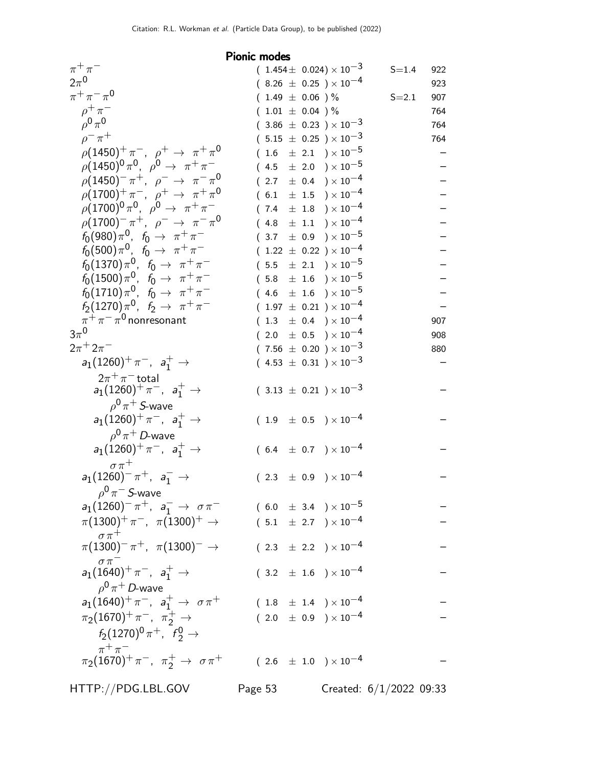## Pionic modes

| Mode | Fraction ($\Gamma_i/\Gamma$) | Scale factor | p (MeV/c) |
|---|---|---|---|
| $\pi^+\pi^-$ | $(1.454\pm 0.024)\times 10^{-3}$ | S=1.4 | 922 |
| $2\pi^0$ | $(8.26\ \pm 0.25\ )\times 10^{-4}$ | | 923 |
| $\pi^+\pi^-\pi^0$ | $(1.49\ \pm 0.06\ )\ \%$ | S=2.1 | 907 |
| $\rho^+\pi^-$ | $(1.01\ \pm 0.04\ )\ \%$ | | 764 |
| $\rho^0\pi^0$ | $(3.86\ \pm 0.23\ )\times 10^{-3}$ | | 764 |
| $\rho^-\pi^+$ | $(5.15\ \pm 0.25\ )\times 10^{-3}$ | | 764 |
| $\rho(1450)^+\pi^-$, $\rho^+\to\pi^+\pi^0$ | $(1.6\ \pm 2.1\ )\times 10^{-5}$ | | – |
| $\rho(1450)^0\pi^0$, $\rho^0\to\pi^+\pi^-$ | $(4.5\ \pm 2.0\ )\times 10^{-5}$ | | – |
| $\rho(1450)^-\pi^+$, $\rho^-\to\pi^-\pi^0$ | $(2.7\ \pm 0.4\ )\times 10^{-4}$ | | – |
| $\rho(1700)^+\pi^-$, $\rho^+\to\pi^+\pi^0$ | $(6.1\ \pm 1.5\ )\times 10^{-4}$ | | – |
| $\rho(1700)^0\pi^0$, $\rho^0\to\pi^+\pi^-$ | $(7.4\ \pm 1.8\ )\times 10^{-4}$ | | – |
| $\rho(1700)^-\pi^+$, $\rho^-\to\pi^-\pi^0$ | $(4.8\ \pm 1.1\ )\times 10^{-4}$ | | – |
| $f_0(980)\pi^0$, $f_0\to\pi^+\pi^-$ | $(3.7\ \pm 0.9\ )\times 10^{-5}$ | | – |
| $f_0(500)\pi^0$, $f_0\to\pi^+\pi^-$ | $(1.22\ \pm 0.22\ )\times 10^{-4}$ | | – |
| $f_0(1370)\pi^0$, $f_0\to\pi^+\pi^-$ | $(5.5\ \pm 2.1\ )\times 10^{-5}$ | | – |
| $f_0(1500)\pi^0$, $f_0\to\pi^+\pi^-$ | $(5.8\ \pm 1.6\ )\times 10^{-5}$ | | – |
| $f_0(1710)\pi^0$, $f_0\to\pi^+\pi^-$ | $(4.6\ \pm 1.6\ )\times 10^{-5}$ | | – |
| $f_2(1270)\pi^0$, $f_2\to\pi^+\pi^-$ | $(1.97\ \pm 0.21\ )\times 10^{-4}$ | | – |
| $\pi^+\pi^-\pi^0$ nonresonant | $(1.3\ \pm 0.4\ )\times 10^{-4}$ | | 907 |
| $3\pi^0$ | $(2.0\ \pm 0.5\ )\times 10^{-4}$ | | 908 |
| $2\pi^+2\pi^-$ | $(7.56\ \pm 0.20\ )\times 10^{-3}$ | | 880 |
| $a_1(1260)^+\pi^-$, $a_1^+\to 2\pi^+\pi^-$ total | $(4.53\ \pm 0.31\ )\times 10^{-3}$ | | – |
| $a_1(1260)^+\pi^-$, $a_1^+\to\rho^0\pi^+$ *S*-wave | $(3.13\ \pm 0.21\ )\times 10^{-3}$ | | – |
| $a_1(1260)^+\pi^-$, $a_1^+\to\rho^0\pi^+$ *D*-wave | $(1.9\ \pm 0.5\ )\times 10^{-4}$ | | – |
| $a_1(1260)^+\pi^-$, $a_1^+\to\sigma\pi^+$ | $(6.4\ \pm 0.7\ )\times 10^{-4}$ | | – |
| $a_1(1260)^-\pi^+$, $a_1^-\to\rho^0\pi^-$ *S*-wave | $(2.3\ \pm 0.9\ )\times 10^{-4}$ | | – |
| $a_1(1260)^-\pi^+$, $a_1^-\to\sigma\pi^-$ | $(6.0\ \pm 3.4\ )\times 10^{-5}$ | | – |
| $\pi(1300)^+\pi^-$, $\pi(1300)^+\to\sigma\pi^+$ | $(5.1\ \pm 2.7\ )\times 10^{-4}$ | | – |
| $\pi(1300)^-\pi^+$, $\pi(1300)^-\to\sigma\pi^-$ | $(2.3\ \pm 2.2\ )\times 10^{-4}$ | | – |
| $a_1(1640)^+\pi^-$, $a_1^+\to\rho^0\pi^+$ *D*-wave | $(3.2\ \pm 1.6\ )\times 10^{-4}$ | | – |
| $a_1(1640)^+\pi^-$, $a_1^+\to\sigma\pi^+$ | $(1.8\ \pm 1.4\ )\times 10^{-4}$ | | – |
| $\pi_2(1670)^+\pi^-$, $\pi_2^+\to f_2(1270)^0\pi^+$, $f_2^0\to\pi^+\pi^-$ | $(2.0\ \pm 0.9\ )\times 10^{-4}$ | | – |
| $\pi_2(1670)^+\pi^-$, $\pi_2^+\to\sigma\pi^+$ | $(2.6\ \pm 1.0\ )\times 10^{-4}$ | | – |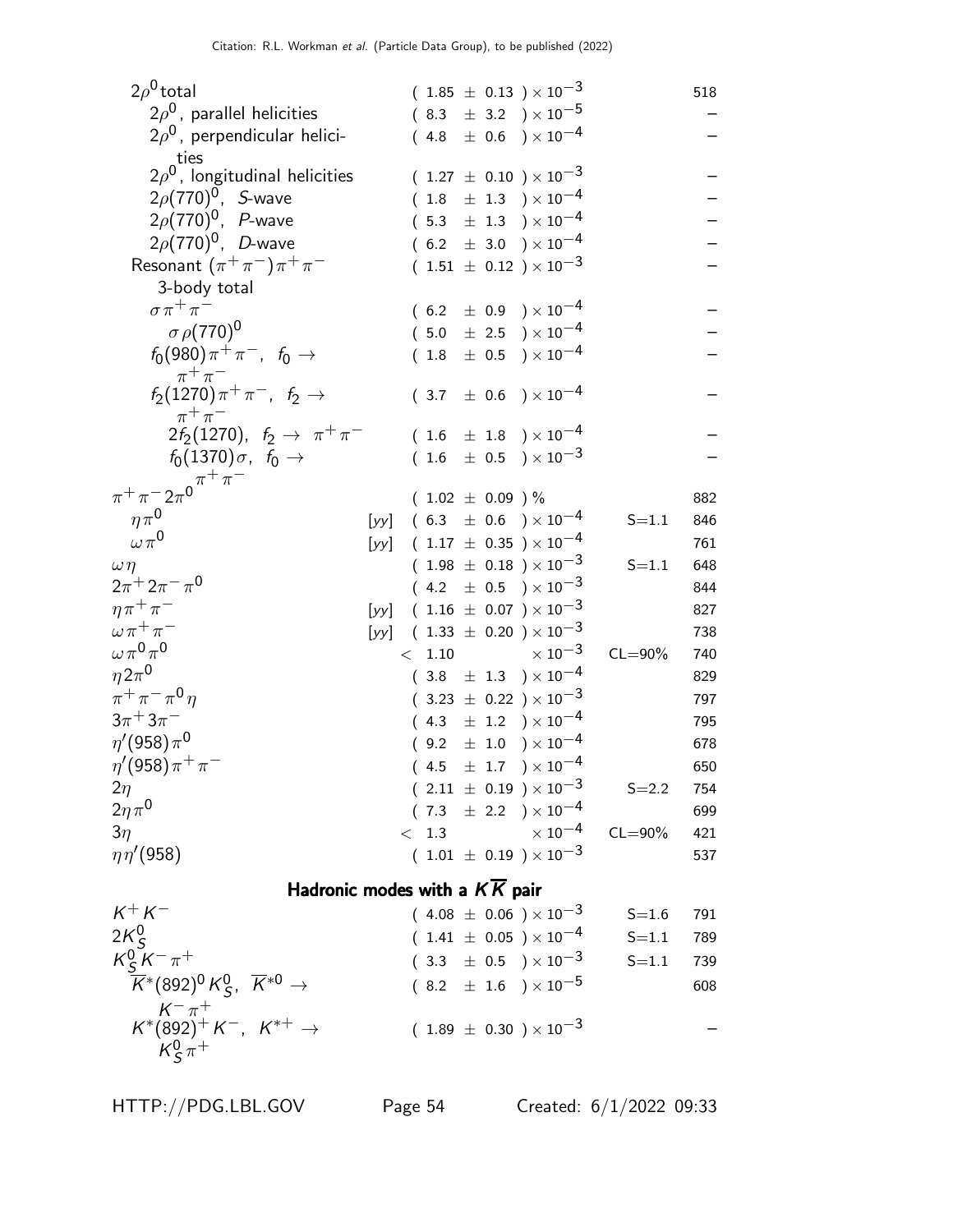| Mode | | Fraction ($\Gamma_i/\Gamma$) | Scale factor/ Confidence level | $p$ (MeV/c) |
|---|---|---|---|---|
| $2\rho^0$ total | | $(1.85 \pm 0.13) \times 10^{-3}$ | | 518 |
| $2\rho^0$, parallel helicities | | $(8.3 \pm 3.2) \times 10^{-5}$ | | – |
| $2\rho^0$, perpendicular helicities | | $(4.8 \pm 0.6) \times 10^{-4}$ | | – |
| $2\rho^0$, longitudinal helicities | | $(1.27 \pm 0.10) \times 10^{-3}$ | | – |
| $2\rho(770)^0$, $S$-wave | | $(1.8 \pm 1.3) \times 10^{-4}$ | | – |
| $2\rho(770)^0$, $P$-wave | | $(5.3 \pm 1.3) \times 10^{-4}$ | | – |
| $2\rho(770)^0$, $D$-wave | | $(6.2 \pm 3.0) \times 10^{-4}$ | | – |
| Resonant $(\pi^+\pi^-)\pi^+\pi^-$ 3-body total | | $(1.51 \pm 0.12) \times 10^{-3}$ | | – |
| $\sigma\pi^+\pi^-$ | | $(6.2 \pm 0.9) \times 10^{-4}$ | | – |
| $\sigma\rho(770)^0$ | | $(5.0 \pm 2.5) \times 10^{-4}$ | | – |
| $f_0(980)\pi^+\pi^-$, $f_0 \to \pi^+\pi^-$ | | $(1.8 \pm 0.5) \times 10^{-4}$ | | – |
| $f_2(1270)\pi^+\pi^-$, $f_2 \to \pi^+\pi^-$ | | $(3.7 \pm 0.6) \times 10^{-4}$ | | – |
| $2f_2(1270)$, $f_2 \to \pi^+\pi^-$ | | $(1.6 \pm 1.8) \times 10^{-4}$ | | – |
| $f_0(1370)\sigma$, $f_0 \to \pi^+\pi^-$ | | $(1.6 \pm 0.5) \times 10^{-3}$ | | – |
| $\pi^+\pi^-2\pi^0$ | | $(1.02 \pm 0.09)$ % | | 882 |
| $\eta\pi^0$ | [yy] | $(6.3 \pm 0.6) \times 10^{-4}$ | S=1.1 | 846 |
| $\omega\pi^0$ | [yy] | $(1.17 \pm 0.35) \times 10^{-4}$ | | 761 |
| $\omega\eta$ | | $(1.98 \pm 0.18) \times 10^{-3}$ | S=1.1 | 648 |
| $2\pi^+2\pi^-\pi^0$ | | $(4.2 \pm 0.5) \times 10^{-3}$ | | 844 |
| $\eta\pi^+\pi^-$ | [yy] | $(1.16 \pm 0.07) \times 10^{-3}$ | | 827 |
| $\omega\pi^+\pi^-$ | [yy] | $(1.33 \pm 0.20) \times 10^{-3}$ | | 738 |
| $\omega\pi^0\pi^0$ | | $< 1.10 \times 10^{-3}$ | CL=90% | 740 |
| $\eta 2\pi^0$ | | $(3.8 \pm 1.3) \times 10^{-4}$ | | 829 |
| $\pi^+\pi^-\pi^0\eta$ | | $(3.23 \pm 0.22) \times 10^{-3}$ | | 797 |
| $3\pi^+3\pi^-$ | | $(4.3 \pm 1.2) \times 10^{-4}$ | | 795 |
| $\eta'(958)\pi^0$ | | $(9.2 \pm 1.0) \times 10^{-4}$ | | 678 |
| $\eta'(958)\pi^+\pi^-$ | | $(4.5 \pm 1.7) \times 10^{-4}$ | | 650 |
| $2\eta$ | | $(2.11 \pm 0.19) \times 10^{-3}$ | S=2.2 | 754 |
| $2\eta\pi^0$ | | $(7.3 \pm 2.2) \times 10^{-4}$ | | 699 |
| $3\eta$ | | $< 1.3 \times 10^{-4}$ | CL=90% | 421 |
| $\eta\eta'(958)$ | | $(1.01 \pm 0.19) \times 10^{-3}$ | | 537 |

## Hadronic modes with a $K\overline{K}$ pair

| Mode | | Fraction ($\Gamma_i/\Gamma$) | Scale factor/ Confidence level | $p$ (MeV/c) |
|---|---|---|---|---|
| $K^+K^-$ | | $(4.08 \pm 0.06) \times 10^{-3}$ | S=1.6 | 791 |
| $2K^0_S$ | | $(1.41 \pm 0.05) \times 10^{-4}$ | S=1.1 | 789 |
| $K^0_S K^-\pi^+$ | | $(3.3 \pm 0.5) \times 10^{-3}$ | S=1.1 | 739 |
| $\overline{K}^*(892)^0 K^0_S$, $\overline{K}^{*0} \to K^-\pi^+$ | | $(8.2 \pm 1.6) \times 10^{-5}$ | | 608 |
| $K^*(892)^+K^-$, $K^{*+} \to K^0_S\pi^+$ | | $(1.89 \pm 0.30) \times 10^{-3}$ | | – |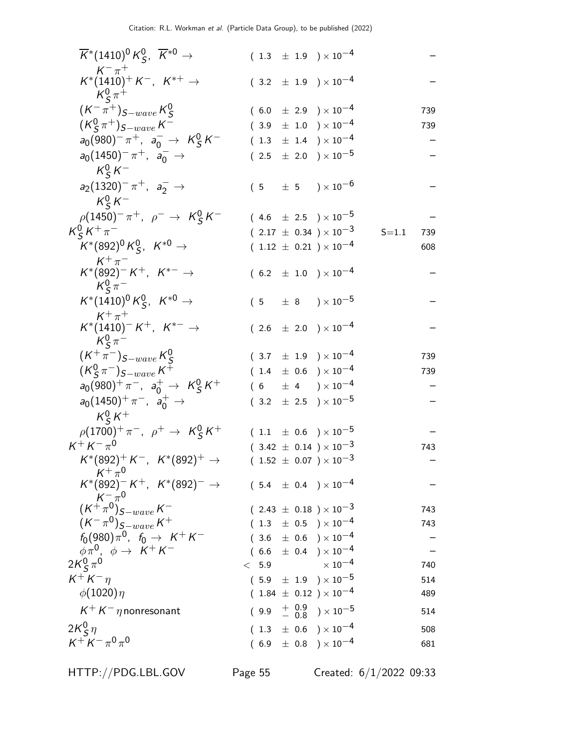| Mode | Fraction | Scale factor | p (MeV/c) |
|---|---|---|---|
| $\overline{K}^*(1410)^0 K^0_S$, $\overline{K}^{*0} \to K^-\pi^+$ | $(1.3 \pm 1.9) \times 10^{-4}$ | | – |
| $K^*(1410)^+ K^-$, $K^{*+} \to K^0_S\pi^+$ | $(3.2 \pm 1.9) \times 10^{-4}$ | | – |
| $(K^-\pi^+)_{S-wave} K^0_S$ | $(6.0 \pm 2.9) \times 10^{-4}$ | | 739 |
| $(K^0_S\pi^+)_{S-wave} K^-$ | $(3.9 \pm 1.0) \times 10^{-4}$ | | 739 |
| $a_0(980)^-\pi^+$, $a_0^- \to K^0_S K^-$ | $(1.3 \pm 1.4) \times 10^{-4}$ | | – |
| $a_0(1450)^-\pi^+$, $a_0^- \to K^0_S K^-$ | $(2.5 \pm 2.0) \times 10^{-5}$ | | – |
| $a_2(1320)^-\pi^+$, $a_2^- \to K^0_S K^-$ | $(5 \pm 5) \times 10^{-6}$ | | – |
| $\rho(1450)^-\pi^+$, $\rho^- \to K^0_S K^-$ | $(4.6 \pm 2.5) \times 10^{-5}$ | | – |
| $K^0_S K^+\pi^-$ | $(2.17 \pm 0.34) \times 10^{-3}$ | S=1.1 | 739 |
| $K^*(892)^0 K^0_S$, $K^{*0} \to K^+\pi^-$ | $(1.12 \pm 0.21) \times 10^{-4}$ | | 608 |
| $K^*(892)^- K^+$, $K^{*-} \to K^0_S\pi^-$ | $(6.2 \pm 1.0) \times 10^{-4}$ | | – |
| $K^*(1410)^0 K^0_S$, $K^{*0} \to K^+\pi^+$ | $(5 \pm 8) \times 10^{-5}$ | | – |
| $K^*(1410)^- K^+$, $K^{*-} \to K^0_S\pi^-$ | $(2.6 \pm 2.0) \times 10^{-4}$ | | – |
| $(K^+\pi^-)_{S-wave} K^0_S$ | $(3.7 \pm 1.9) \times 10^{-4}$ | | 739 |
| $(K^0_S\pi^-)_{S-wave} K^+$ | $(1.4 \pm 0.6) \times 10^{-4}$ | | 739 |
| $a_0(980)^+\pi^-$, $a_0^+ \to K^0_S K^+$ | $(6 \pm 4) \times 10^{-4}$ | | – |
| $a_0(1450)^+\pi^-$, $a_0^+ \to K^0_S K^+$ | $(3.2 \pm 2.5) \times 10^{-5}$ | | – |
| $\rho(1700)^+\pi^-$, $\rho^+ \to K^0_S K^+$ | $(1.1 \pm 0.6) \times 10^{-5}$ | | – |
| $K^+K^-\pi^0$ | $(3.42 \pm 0.14) \times 10^{-3}$ | | 743 |
| $K^*(892)^+ K^-$, $K^*(892)^+ \to K^+\pi^0$ | $(1.52 \pm 0.07) \times 10^{-3}$ | | – |
| $K^*(892)^- K^+$, $K^*(892)^- \to K^-\pi^0$ | $(5.4 \pm 0.4) \times 10^{-4}$ | | – |
| $(K^+\pi^0)_{S-wave} K^-$ | $(2.43 \pm 0.18) \times 10^{-3}$ | | 743 |
| $(K^-\pi^0)_{S-wave} K^+$ | $(1.3 \pm 0.5) \times 10^{-4}$ | | 743 |
| $f_0(980)\pi^0$, $f_0 \to K^+K^-$ | $(3.6 \pm 0.6) \times 10^{-4}$ | | – |
| $\phi\pi^0$, $\phi \to K^+K^-$ | $(6.6 \pm 0.4) \times 10^{-4}$ | | – |
| $2K^0_S\pi^0$ | $< 5.9 \times 10^{-4}$ | | 740 |
| $K^+K^-\eta$ | $(5.9 \pm 1.9) \times 10^{-5}$ | | 514 |
| $\phi(1020)\eta$ | $(1.84 \pm 0.12) \times 10^{-4}$ | | 489 |
| $K^+K^-\eta$ nonresonant | $(9.9 ^{+0.9}_{-0.8}) \times 10^{-5}$ | | 514 |
| $2K^0_S\eta$ | $(1.3 \pm 0.6) \times 10^{-4}$ | | 508 |
| $K^+K^-\pi^0\pi^0$ | $(6.9 \pm 0.8) \times 10^{-4}$ | | 681 |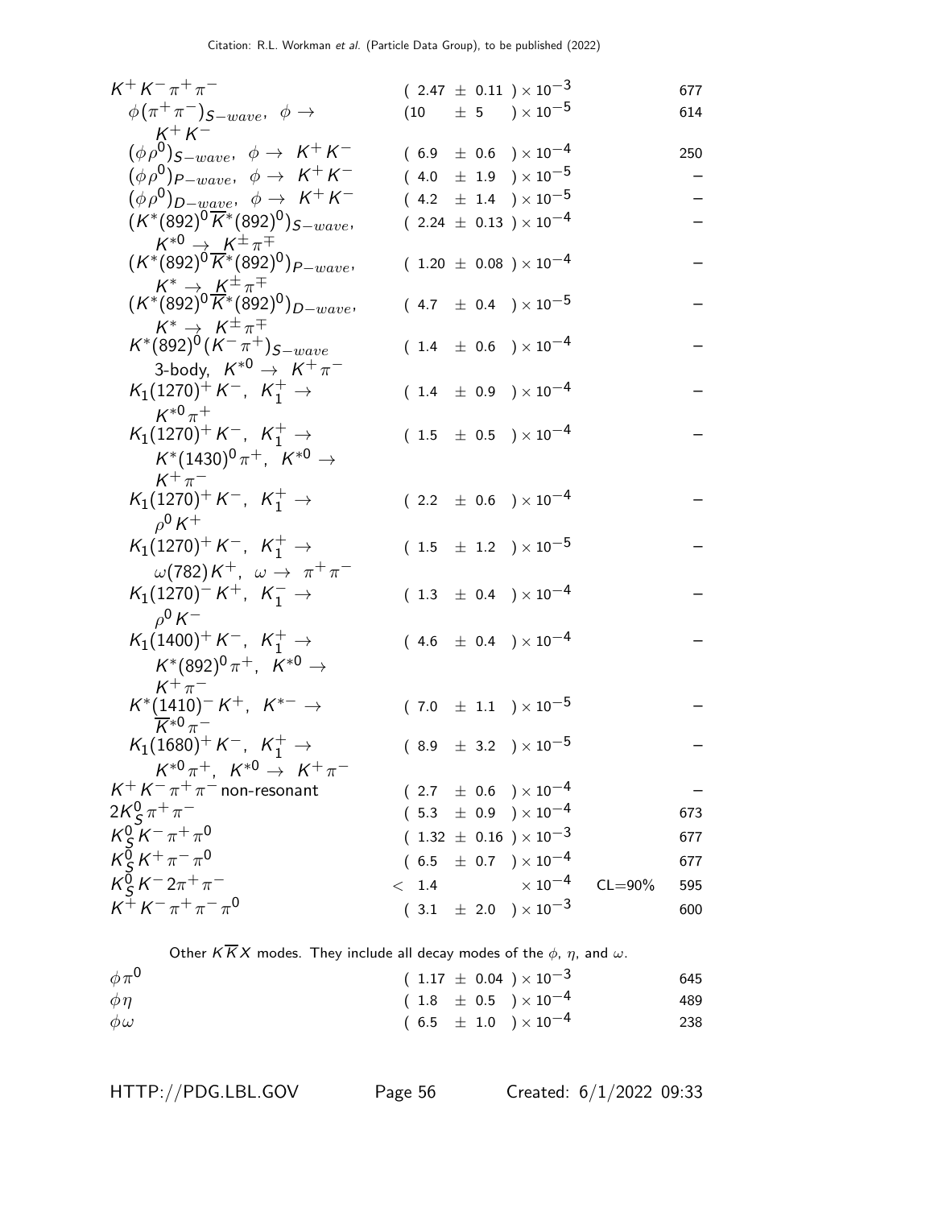| Mode | Fraction ($\Gamma_i/\Gamma$) | | $p$ (MeV/c) |
|---|---|---|---|
| $K^+ K^- \pi^+ \pi^-$ | $(2.47 \pm 0.11) \times 10^{-3}$ | | 677 |
| $\phi(\pi^+\pi^-)_{S-wave}$, $\phi \to K^+ K^-$ | $(10 \pm 5) \times 10^{-5}$ | | 614 |
| $(\phi \rho^0)_{S-wave}$, $\phi \to K^+ K^-$ | $(6.9 \pm 0.6) \times 10^{-4}$ | | 250 |
| $(\phi \rho^0)_{P-wave}$, $\phi \to K^+ K^-$ | $(4.0 \pm 1.9) \times 10^{-5}$ | | – |
| $(\phi \rho^0)_{D-wave}$, $\phi \to K^+ K^-$ | $(4.2 \pm 1.4) \times 10^{-5}$ | | – |
| $(K^*(892)^0 \overline{K}^*(892)^0)_{S-wave}$, $K^{*0} \to K^\pm \pi^\mp$ | $(2.24 \pm 0.13) \times 10^{-4}$ | | – |
| $(K^*(892)^0 \overline{K}^*(892)^0)_{P-wave}$, $K^* \to K^\pm \pi^\mp$ | $(1.20 \pm 0.08) \times 10^{-4}$ | | – |
| $(K^*(892)^0 \overline{K}^*(892)^0)_{D-wave}$, $K^* \to K^\pm \pi^\mp$ | $(4.7 \pm 0.4) \times 10^{-5}$ | | – |
| $K^*(892)^0 (K^- \pi^+)_{S-wave}$ 3-body, $K^{*0} \to K^+ \pi^-$ | $(1.4 \pm 0.6) \times 10^{-4}$ | | – |
| $K_1(1270)^+ K^-$, $K_1^+ \to K^{*0} \pi^+$ | $(1.4 \pm 0.9) \times 10^{-4}$ | | – |
| $K_1(1270)^+ K^-$, $K_1^+ \to K^*(1430)^0 \pi^+$, $K^{*0} \to K^+ \pi^-$ | $(1.5 \pm 0.5) \times 10^{-4}$ | | – |
| $K_1(1270)^+ K^-$, $K_1^+ \to \rho^0 K^+$ | $(2.2 \pm 0.6) \times 10^{-4}$ | | – |
| $K_1(1270)^+ K^-$, $K_1^+ \to \omega(782) K^+$, $\omega \to \pi^+ \pi^-$ | $(1.5 \pm 1.2) \times 10^{-5}$ | | – |
| $K_1(1270)^- K^+$, $K_1^- \to \rho^0 K^-$ | $(1.3 \pm 0.4) \times 10^{-4}$ | | – |
| $K_1(1400)^+ K^-$, $K_1^+ \to K^*(892)^0 \pi^+$, $K^{*0} \to K^+ \pi^-$ | $(4.6 \pm 0.4) \times 10^{-4}$ | | – |
| $K^*(1410)^- K^+$, $K^{*-} \to \overline{K}^{*0} \pi^-$ | $(7.0 \pm 1.1) \times 10^{-5}$ | | – |
| $K_1(1680)^+ K^-$, $K_1^+ \to K^{*0} \pi^+$, $K^{*0} \to K^+ \pi^-$ | $(8.9 \pm 3.2) \times 10^{-5}$ | | – |
| $K^+ K^- \pi^+ \pi^-$ non-resonant | $(2.7 \pm 0.6) \times 10^{-4}$ | | – |
| $2K_S^0 \pi^+ \pi^-$ | $(5.3 \pm 0.9) \times 10^{-4}$ | | 673 |
| $K_S^0 K^- \pi^+ \pi^0$ | $(1.32 \pm 0.16) \times 10^{-3}$ | | 677 |
| $K_S^0 K^+ \pi^- \pi^0$ | $(6.5 \pm 0.7) \times 10^{-4}$ | | 677 |
| $K_S^0 K^- 2\pi^+ \pi^-$ | $< 1.4 \times 10^{-4}$ | CL=90% | 595 |
| $K^+ K^- \pi^+ \pi^- \pi^0$ | $(3.1 \pm 2.0) \times 10^{-3}$ | | 600 |

Other $K\overline{K}X$ modes. They include all decay modes of the $\phi$, $\eta$, and $\omega$.

| Mode | Fraction ($\Gamma_i/\Gamma$) | | $p$ (MeV/c) |
|---|---|---|---|
| $\phi \pi^0$ | $(1.17 \pm 0.04) \times 10^{-3}$ | | 645 |
| $\phi \eta$ | $(1.8 \pm 0.5) \times 10^{-4}$ | | 489 |
| $\phi \omega$ | $(6.5 \pm 1.0) \times 10^{-4}$ | | 238 |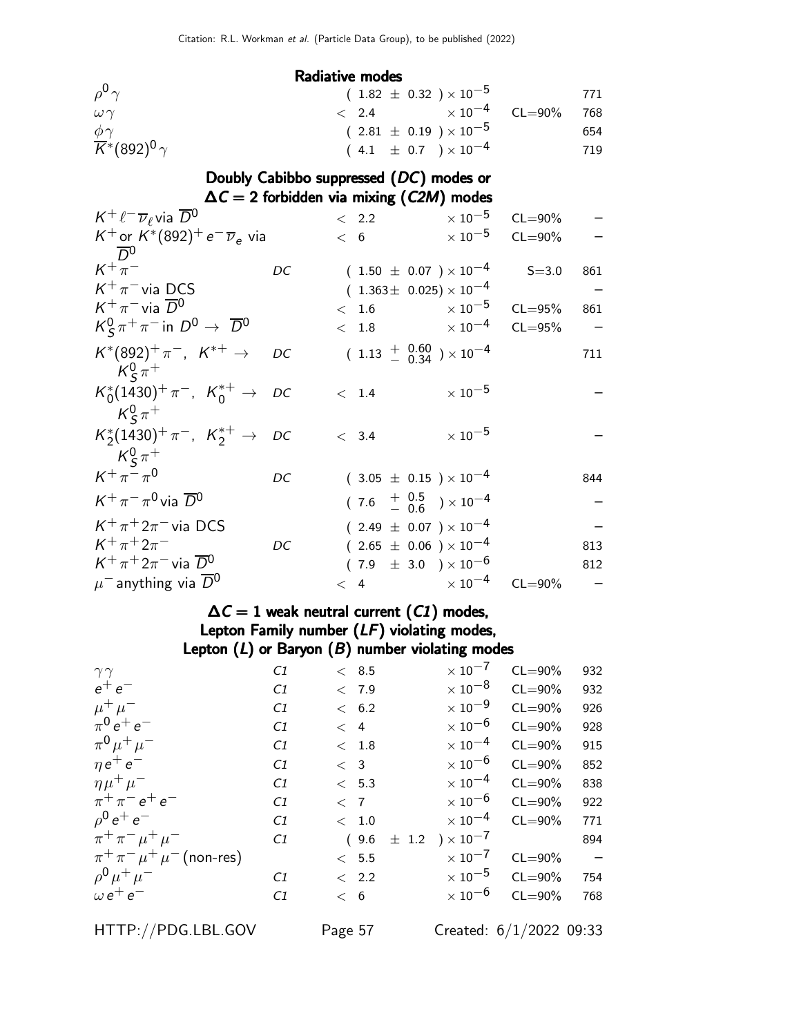## Radiative modes

| Mode | | Fraction ($\Gamma_i/\Gamma$) | Scale factor/ Confidence level | $p$ (MeV/c) |
|---|---|---|---|---|
| $\rho^0\gamma$ | | $(1.82 \pm 0.32) \times 10^{-5}$ | | 771 |
| $\omega\gamma$ | | $< 2.4 \times 10^{-4}$ | CL=90% | 768 |
| $\phi\gamma$ | | $(2.81 \pm 0.19) \times 10^{-5}$ | | 654 |
| $\overline{K}^*(892)^0\gamma$ | | $(4.1 \pm 0.7) \times 10^{-4}$ | | 719 |

## Doubly Cabibbo suppressed (*DC*) modes or $\Delta C = 2$ forbidden via mixing (*C2M*) modes

| Mode | | Fraction ($\Gamma_i/\Gamma$) | Scale factor/ Confidence level | $p$ (MeV/c) |
|---|---|---|---|---|
| $K^+\ell^-\overline{\nu}_\ell$ via $\overline{D}^0$ | | $< 2.2 \times 10^{-5}$ | CL=90% | – |
| $K^+$ or $K^*(892)^+e^-\overline{\nu}_e$ via $\overline{D}^0$ | | $< 6 \times 10^{-5}$ | CL=90% | – |
| $K^+\pi^-$ | DC | $(1.50 \pm 0.07) \times 10^{-4}$ | S=3.0 | 861 |
| $K^+\pi^-$ via DCS | | $(1.363 \pm 0.025) \times 10^{-4}$ | | – |
| $K^+\pi^-$ via $\overline{D}^0$ | | $< 1.6 \times 10^{-5}$ | CL=95% | 861 |
| $K^0_S\pi^+\pi^-$ in $D^0 \to \overline{D}^0$ | | $< 1.8 \times 10^{-4}$ | CL=95% | – |
| $K^*(892)^+\pi^-$, $K^{*+} \to K^0_S\pi^+$ | DC | $(1.13\ ^{+0.60}_{-0.34}) \times 10^{-4}$ | | 711 |
| $K^*_0(1430)^+\pi^-$, $K^{*+}_0 \to K^0_S\pi^+$ | DC | $< 1.4 \times 10^{-5}$ | | – |
| $K^*_2(1430)^+\pi^-$, $K^{*+}_2 \to K^0_S\pi^+$ | DC | $< 3.4 \times 10^{-5}$ | | – |
| $K^+\pi^-\pi^0$ | DC | $(3.05 \pm 0.15) \times 10^{-4}$ | | 844 |
| $K^+\pi^-\pi^0$ via $\overline{D}^0$ | | $(7.6\ ^{+0.5}_{-0.6}) \times 10^{-4}$ | | – |
| $K^+\pi^+2\pi^-$ via DCS | | $(2.49 \pm 0.07) \times 10^{-4}$ | | – |
| $K^+\pi^+2\pi^-$ | DC | $(2.65 \pm 0.06) \times 10^{-4}$ | | 813 |
| $K^+\pi^+2\pi^-$ via $\overline{D}^0$ | | $(7.9 \pm 3.0) \times 10^{-6}$ | | 812 |
| $\mu^-$ anything via $\overline{D}^0$ | | $< 4 \times 10^{-4}$ | CL=90% | – |

## $\Delta C = 1$ weak neutral current (*C1*) modes, Lepton Family number (*LF*) violating modes, Lepton (*L*) or Baryon (*B*) number violating modes

| Mode | | Fraction ($\Gamma_i/\Gamma$) | Scale factor/ Confidence level | $p$ (MeV/c) |
|---|---|---|---|---|
| $\gamma\gamma$ | C1 | $< 8.5 \times 10^{-7}$ | CL=90% | 932 |
| $e^+e^-$ | C1 | $< 7.9 \times 10^{-8}$ | CL=90% | 932 |
| $\mu^+\mu^-$ | C1 | $< 6.2 \times 10^{-9}$ | CL=90% | 926 |
| $\pi^0e^+e^-$ | C1 | $< 4 \times 10^{-6}$ | CL=90% | 928 |
| $\pi^0\mu^+\mu^-$ | C1 | $< 1.8 \times 10^{-4}$ | CL=90% | 915 |
| $\eta e^+e^-$ | C1 | $< 3 \times 10^{-6}$ | CL=90% | 852 |
| $\eta\mu^+\mu^-$ | C1 | $< 5.3 \times 10^{-4}$ | CL=90% | 838 |
| $\pi^+\pi^-e^+e^-$ | C1 | $< 7 \times 10^{-6}$ | CL=90% | 922 |
| $\rho^0e^+e^-$ | C1 | $< 1.0 \times 10^{-4}$ | CL=90% | 771 |
| $\pi^+\pi^-\mu^+\mu^-$ | C1 | $(9.6 \pm 1.2) \times 10^{-7}$ | | 894 |
| $\pi^+\pi^-\mu^+\mu^-$ (non-res) | | $< 5.5 \times 10^{-7}$ | CL=90% | – |
| $\rho^0\mu^+\mu^-$ | C1 | $< 2.2 \times 10^{-5}$ | CL=90% | 754 |
| $\omega e^+e^-$ | C1 | $< 6 \times 10^{-6}$ | CL=90% | 768 |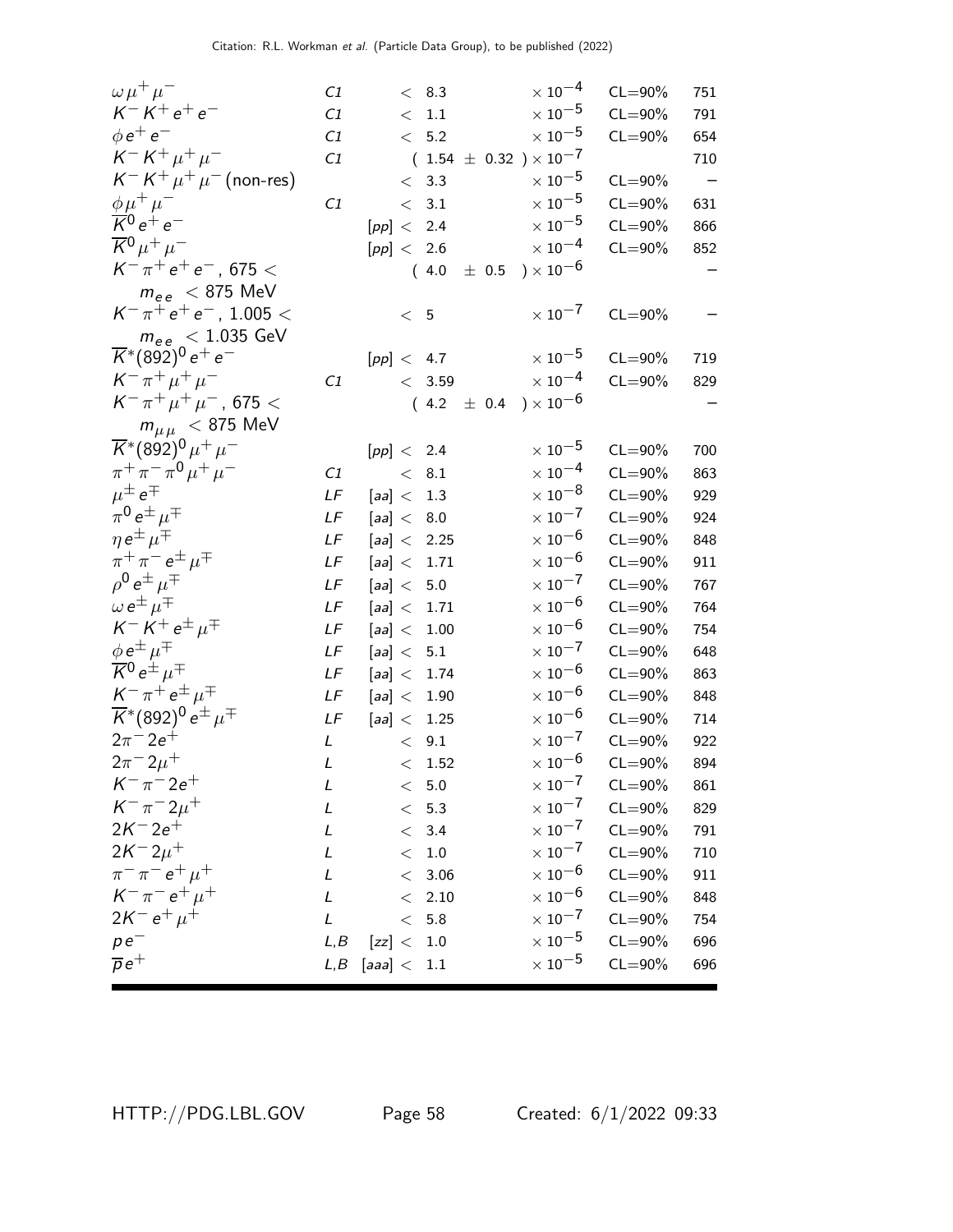| | | | | | |
|---|---|---|---|---|---|
| $\omega\mu^+\mu^-$ | C1 | $<$ 8.3 | $\times 10^{-4}$ | CL=90% | 751 |
| $K^-K^+e^+e^-$ | C1 | $<$ 1.1 | $\times 10^{-5}$ | CL=90% | 791 |
| $\phi e^+e^-$ | C1 | $<$ 5.2 | $\times 10^{-5}$ | CL=90% | 654 |
| $K^-K^+\mu^+\mu^-$ | C1 | ( 1.54 $\pm$ 0.32 ) $\times 10^{-7}$ | | | 710 |
| $K^-K^+\mu^+\mu^-$ (non-res) | | $<$ 3.3 | $\times 10^{-5}$ | CL=90% | – |
| $\phi\mu^+\mu^-$ | C1 | $<$ 3.1 | $\times 10^{-5}$ | CL=90% | 631 |
| $\overline{K}^0 e^+e^-$ | | [pp] $<$ 2.4 | $\times 10^{-5}$ | CL=90% | 866 |
| $\overline{K}^0 \mu^+\mu^-$ | | [pp] $<$ 2.6 | $\times 10^{-4}$ | CL=90% | 852 |
| $K^-\pi^+e^+e^-$, 675 $<$ $m_{ee}$ $<$ 875 MeV | | ( 4.0 $\pm$ 0.5 ) $\times 10^{-6}$ | | | – |
| $K^-\pi^+e^+e^-$, 1.005 $<$ $m_{ee}$ $<$ 1.035 GeV | | $<$ 5 | $\times 10^{-7}$ | CL=90% | – |
| $\overline{K}^*(892)^0 e^+e^-$ | | [pp] $<$ 4.7 | $\times 10^{-5}$ | CL=90% | 719 |
| $K^-\pi^+\mu^+\mu^-$ | C1 | $<$ 3.59 | $\times 10^{-4}$ | CL=90% | 829 |
| $K^-\pi^+\mu^+\mu^-$, 675 $<$ $m_{\mu\mu}$ $<$ 875 MeV | | ( 4.2 $\pm$ 0.4 ) $\times 10^{-6}$ | | | – |
| $\overline{K}^*(892)^0\mu^+\mu^-$ | | [pp] $<$ 2.4 | $\times 10^{-5}$ | CL=90% | 700 |
| $\pi^+\pi^-\pi^0\mu^+\mu^-$ | C1 | $<$ 8.1 | $\times 10^{-4}$ | CL=90% | 863 |
| $\mu^\pm e^\mp$ | LF | [aa] $<$ 1.3 | $\times 10^{-8}$ | CL=90% | 929 |
| $\pi^0 e^\pm\mu^\mp$ | LF | [aa] $<$ 8.0 | $\times 10^{-7}$ | CL=90% | 924 |
| $\eta e^\pm\mu^\mp$ | LF | [aa] $<$ 2.25 | $\times 10^{-6}$ | CL=90% | 848 |
| $\pi^+\pi^- e^\pm\mu^\mp$ | LF | [aa] $<$ 1.71 | $\times 10^{-6}$ | CL=90% | 911 |
| $\rho^0 e^\pm\mu^\mp$ | LF | [aa] $<$ 5.0 | $\times 10^{-7}$ | CL=90% | 767 |
| $\omega e^\pm\mu^\mp$ | LF | [aa] $<$ 1.71 | $\times 10^{-6}$ | CL=90% | 764 |
| $K^-K^+e^\pm\mu^\mp$ | LF | [aa] $<$ 1.00 | $\times 10^{-6}$ | CL=90% | 754 |
| $\phi e^\pm\mu^\mp$ | LF | [aa] $<$ 5.1 | $\times 10^{-7}$ | CL=90% | 648 |
| $\overline{K}^0 e^\pm\mu^\mp$ | LF | [aa] $<$ 1.74 | $\times 10^{-6}$ | CL=90% | 863 |
| $K^-\pi^+e^\pm\mu^\mp$ | LF | [aa] $<$ 1.90 | $\times 10^{-6}$ | CL=90% | 848 |
| $\overline{K}^*(892)^0 e^\pm\mu^\mp$ | LF | [aa] $<$ 1.25 | $\times 10^{-6}$ | CL=90% | 714 |
| $2\pi^- 2e^+$ | L | $<$ 9.1 | $\times 10^{-7}$ | CL=90% | 922 |
| $2\pi^- 2\mu^+$ | L | $<$ 1.52 | $\times 10^{-6}$ | CL=90% | 894 |
| $K^-\pi^- 2e^+$ | L | $<$ 5.0 | $\times 10^{-7}$ | CL=90% | 861 |
| $K^-\pi^- 2\mu^+$ | L | $<$ 5.3 | $\times 10^{-7}$ | CL=90% | 829 |
| $2K^- 2e^+$ | L | $<$ 3.4 | $\times 10^{-7}$ | CL=90% | 791 |
| $2K^- 2\mu^+$ | L | $<$ 1.0 | $\times 10^{-7}$ | CL=90% | 710 |
| $\pi^-\pi^- e^+\mu^+$ | L | $<$ 3.06 | $\times 10^{-6}$ | CL=90% | 911 |
| $K^-\pi^- e^+\mu^+$ | L | $<$ 2.10 | $\times 10^{-6}$ | CL=90% | 848 |
| $2K^- e^+\mu^+$ | L | $<$ 5.8 | $\times 10^{-7}$ | CL=90% | 754 |
| $pe^-$ | L,B | [zz] $<$ 1.0 | $\times 10^{-5}$ | CL=90% | 696 |
| $\overline{p}e^+$ | L,B | [aaa] $<$ 1.1 | $\times 10^{-5}$ | CL=90% | 696 |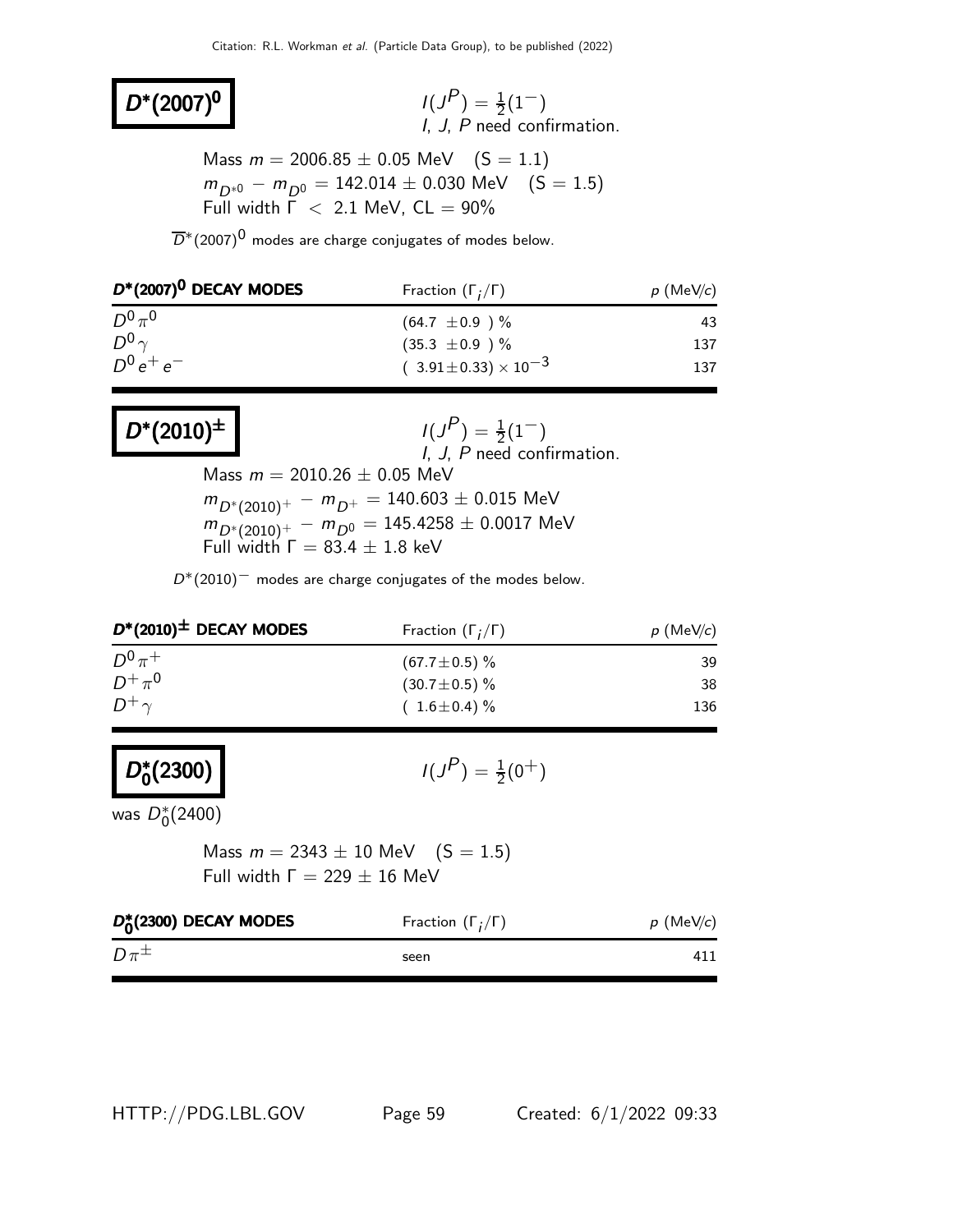# $D^*(2007)^0$

$I(J^P) = \frac{1}{2}(1^-)$
I, J, P need confirmation.

Mass $m = 2006.85 \pm 0.05$ MeV (S = 1.1)
$m_{D^{*0}} - m_{D^0} = 142.014 \pm 0.030$ MeV (S = 1.5)
Full width $\Gamma < 2.1$ MeV, CL = 90%

$\overline{D}^*(2007)^0$ modes are charge conjugates of modes below.

| $D^*(2007)^0$ DECAY MODES | Fraction ($\Gamma_i/\Gamma$) | $p$ (MeV/$c$) |
|---|---|---|
| $D^0\pi^0$ | $(64.7 \pm 0.9)$ % | 43 |
| $D^0\gamma$ | $(35.3 \pm 0.9)$ % | 137 |
| $D^0 e^+ e^-$ | $(3.91 \pm 0.33) \times 10^{-3}$ | 137 |

# $D^*(2010)^\pm$

$I(J^P) = \frac{1}{2}(1^-)$
I, J, P need confirmation.

Mass $m = 2010.26 \pm 0.05$ MeV
$m_{D^*(2010)^+} - m_{D^+} = 140.603 \pm 0.015$ MeV
$m_{D^*(2010)^+} - m_{D^0} = 145.4258 \pm 0.0017$ MeV
Full width $\Gamma = 83.4 \pm 1.8$ keV

$D^*(2010)^-$ modes are charge conjugates of the modes below.

| $D^*(2010)^\pm$ DECAY MODES | Fraction ($\Gamma_i/\Gamma$) | $p$ (MeV/$c$) |
|---|---|---|
| $D^0\pi^+$ | $(67.7 \pm 0.5)$ % | 39 |
| $D^+\pi^0$ | $(30.7 \pm 0.5)$ % | 38 |
| $D^+\gamma$ | $(1.6 \pm 0.4)$ % | 136 |

# $D_0^*(2300)$

$I(J^P) = \frac{1}{2}(0^+)$

was $D_0^*(2400)$

Mass $m = 2343 \pm 10$ MeV (S = 1.5)
Full width $\Gamma = 229 \pm 16$ MeV

| $D_0^*(2300)$ DECAY MODES | Fraction ($\Gamma_i/\Gamma$) | $p$ (MeV/$c$) |
|---|---|---|
| $D\pi^\pm$ | seen | 411 |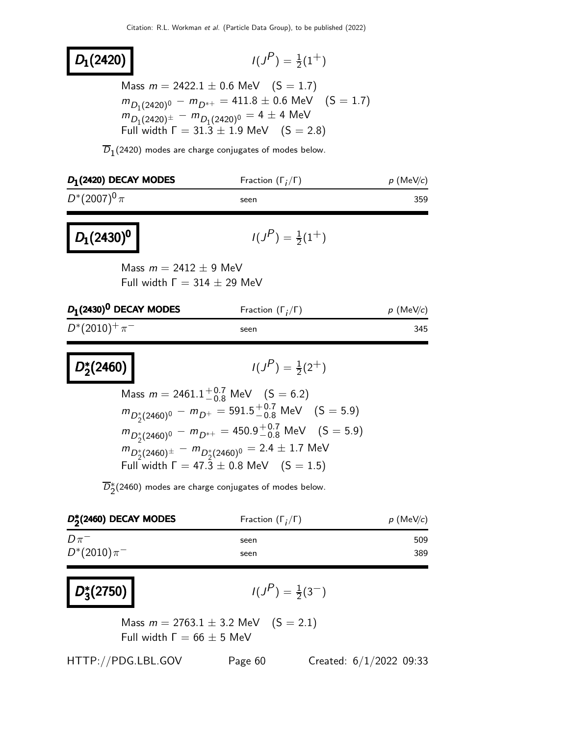# $D_1(2420)$

$I(J^P) = \frac{1}{2}(1^+)$

Mass $m = 2422.1 \pm 0.6$ MeV (S = 1.7)
$m_{D_1(2420)^0} - m_{D^{*+}} = 411.8 \pm 0.6$ MeV (S = 1.7)
$m_{D_1(2420)^\pm} - m_{D_1(2420)^0} = 4 \pm 4$ MeV
Full width $\Gamma = 31.3 \pm 1.9$ MeV (S = 2.8)

$\overline{D}_1(2420)$ modes are charge conjugates of modes below.

| $D_1$(2420) DECAY MODES | Fraction ($\Gamma_i/\Gamma$) | $p$ (MeV/$c$) |
|---|---|---|
| $D^*(2007)^0\pi$ | seen | 359 |

# $D_1(2430)^0$

$I(J^P) = \frac{1}{2}(1^+)$

Mass $m = 2412 \pm 9$ MeV
Full width $\Gamma = 314 \pm 29$ MeV

| $D_1(2430)^0$ DECAY MODES | Fraction ($\Gamma_i/\Gamma$) | $p$ (MeV/$c$) |
|---|---|---|
| $D^*(2010)^+\pi^-$ | seen | 345 |

# $D_2^*(2460)$

$I(J^P) = \frac{1}{2}(2^+)$

Mass $m = 2461.1^{+0.7}_{-0.8}$ MeV (S = 6.2)
$m_{D_2^*(2460)^0} - m_{D^+} = 591.5^{+0.7}_{-0.8}$ MeV (S = 5.9)
$m_{D_2^*(2460)^0} - m_{D^{*+}} = 450.9^{+0.7}_{-0.8}$ MeV (S = 5.9)
$m_{D_2^*(2460)^\pm} - m_{D_2^*(2460)^0} = 2.4 \pm 1.7$ MeV
Full width $\Gamma = 47.3 \pm 0.8$ MeV (S = 1.5)

$\overline{D}_2^*(2460)$ modes are charge conjugates of modes below.

| $D_2^*$(2460) DECAY MODES | Fraction ($\Gamma_i/\Gamma$) | $p$ (MeV/$c$) |
|---|---|---|
| $D\pi^-$ | seen | 509 |
| $D^*(2010)\pi^-$ | seen | 389 |

# $D_3^*(2750)$

$I(J^P) = \frac{1}{2}(3^-)$

Mass $m = 2763.1 \pm 3.2$ MeV (S = 2.1)
Full width $\Gamma = 66 \pm 5$ MeV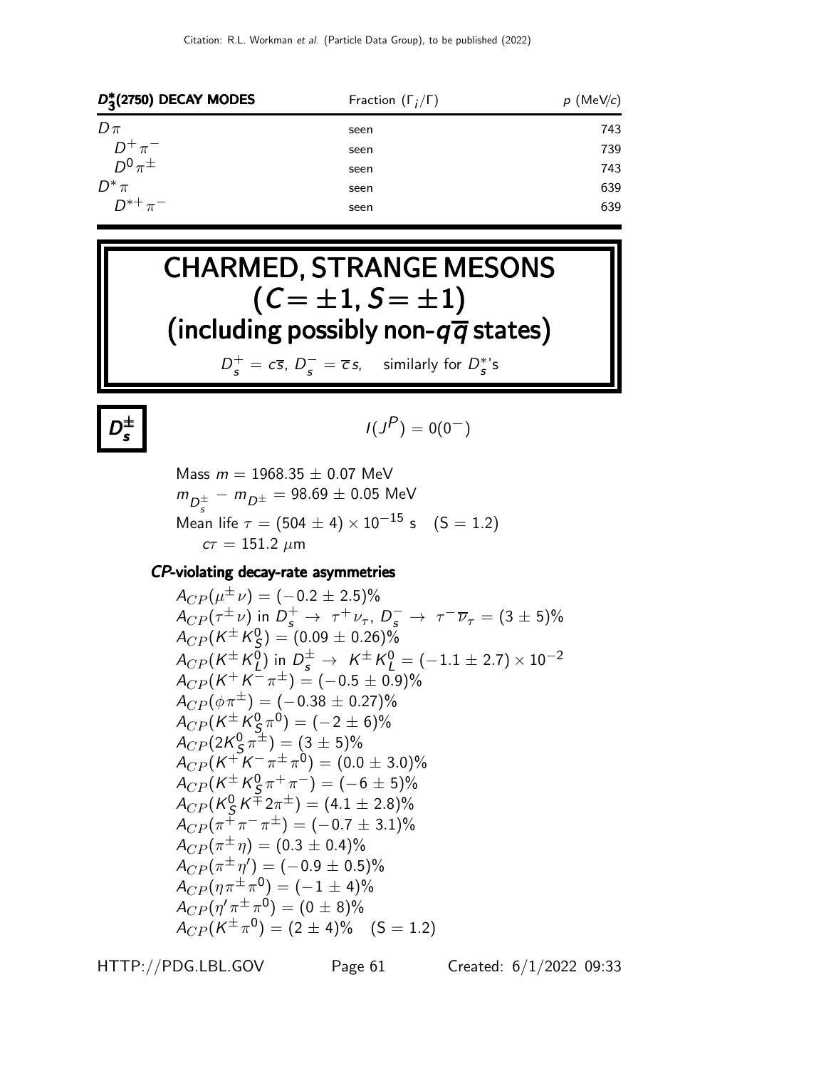| $D_3^*(2750)$ DECAY MODES | Fraction $(\Gamma_i/\Gamma)$ | $p$ (MeV/$c$) |
| --- | --- | --- |
| $D\pi$ | seen | 743 |
| $D^+\pi^-$ | seen | 739 |
| $D^0\pi^\pm$ | seen | 743 |
| $D^*\pi$ | seen | 639 |
| $D^{*+}\pi^-$ | seen | 639 |

# CHARMED, STRANGE MESONS $(C=\pm1, S=\pm1)$ (including possibly non-$q\overline{q}$ states)

$D_s^+ = c\overline{s}$, $D_s^- = \overline{c}s$, similarly for $D_s^*$'s

## $D_s^\pm$

$I(J^P) = 0(0^-)$

Mass $m = 1968.35 \pm 0.07$ MeV

$m_{D_s^\pm} - m_{D^\pm} = 98.69 \pm 0.05$ MeV

Mean life $\tau = (504 \pm 4) \times 10^{-15}$ s (S = 1.2)

$c\tau = 151.2$ $\mu$m

### *CP*-violating decay-rate asymmetries

$A_{CP}(\mu^\pm\nu) = (-0.2 \pm 2.5)\%$

$A_{CP}(\tau^\pm\nu)$ in $D_s^+ \to \tau^+\nu_\tau$, $D_s^- \to \tau^-\overline{\nu}_\tau = (3 \pm 5)\%$

$A_{CP}(K^\pm K_S^0) = (0.09 \pm 0.26)\%$

$A_{CP}(K^\pm K_L^0)$ in $D_s^\pm \to K^\pm K_L^0 = (-1.1 \pm 2.7) \times 10^{-2}$

$A_{CP}(K^+K^-\pi^\pm) = (-0.5 \pm 0.9)\%$

$A_{CP}(\phi\pi^\pm) = (-0.38 \pm 0.27)\%$

$A_{CP}(K^\pm K_S^0\pi^0) = (-2 \pm 6)\%$

$A_{CP}(2K_S^0\pi^\pm) = (3 \pm 5)\%$

$A_{CP}(K^+K^-\pi^\pm\pi^0) = (0.0 \pm 3.0)\%$

$A_{CP}(K^\pm K_S^0\pi^+\pi^-) = (-6 \pm 5)\%$

$A_{CP}(K_S^0K^\mp 2\pi^\pm) = (4.1 \pm 2.8)\%$

$A_{CP}(\pi^+\pi^-\pi^\pm) = (-0.7 \pm 3.1)\%$

$A_{CP}(\pi^\pm\eta) = (0.3 \pm 0.4)\%$

$A_{CP}(\pi^\pm\eta') = (-0.9 \pm 0.5)\%$

$A_{CP}(\eta\pi^\pm\pi^0) = (-1 \pm 4)\%$

$A_{CP}(\eta'\pi^\pm\pi^0) = (0 \pm 8)\%$

$A_{CP}(K^\pm\pi^0) = (2 \pm 4)\%$ (S = 1.2)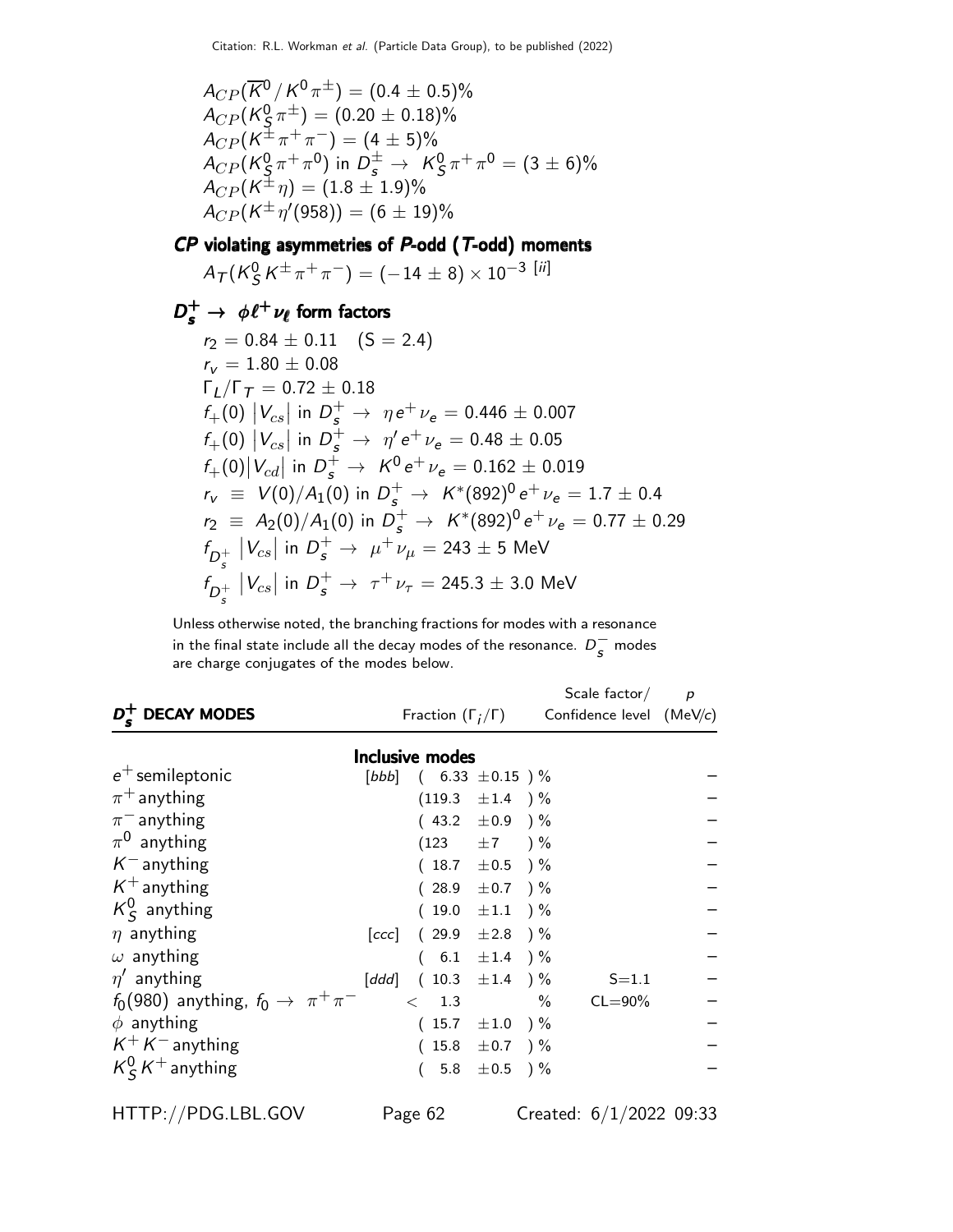$A_{CP}(\overline{K}^0/K^0\pi^\pm) = (0.4 \pm 0.5)\%$
$A_{CP}(K^0_S\pi^\pm) = (0.20 \pm 0.18)\%$
$A_{CP}(K^\pm\pi^+\pi^-) = (4 \pm 5)\%$
$A_{CP}(K^0_S\pi^+\pi^0)$ in $D_s^\pm \rightarrow K^0_S\pi^+\pi^0 = (3 \pm 6)\%$
$A_{CP}(K^\pm\eta) = (1.8 \pm 1.9)\%$
$A_{CP}(K^\pm\eta'(958)) = (6 \pm 19)\%$

### *CP* violating asymmetries of *P*-odd (*T*-odd) moments

$A_T(K^0_S K^\pm\pi^+\pi^-) = (-14 \pm 8) \times 10^{-3}$ [ii]

### $D_s^+ \rightarrow \phi\ell^+\nu_\ell$ form factors

$r_2 = 0.84 \pm 0.11 \quad (S = 2.4)$
$r_v = 1.80 \pm 0.08$
$\Gamma_L/\Gamma_T = 0.72 \pm 0.18$
$f_+(0)\,|V_{cs}|$ in $D_s^+ \rightarrow \eta e^+\nu_e = 0.446 \pm 0.007$
$f_+(0)\,|V_{cs}|$ in $D_s^+ \rightarrow \eta' e^+\nu_e = 0.48 \pm 0.05$
$f_+(0)|V_{cd}|$ in $D_s^+ \rightarrow K^0 e^+\nu_e = 0.162 \pm 0.019$
$r_v \equiv V(0)/A_1(0)$ in $D_s^+ \rightarrow K^*(892)^0 e^+\nu_e = 1.7 \pm 0.4$
$r_2 \equiv A_2(0)/A_1(0)$ in $D_s^+ \rightarrow K^*(892)^0 e^+\nu_e = 0.77 \pm 0.29$
$f_{D_s^+}\,|V_{cs}|$ in $D_s^+ \rightarrow \mu^+\nu_\mu = 243 \pm 5$ MeV
$f_{D_s^+}\,|V_{cs}|$ in $D_s^+ \rightarrow \tau^+\nu_\tau = 245.3 \pm 3.0$ MeV

Unless otherwise noted, the branching fractions for modes with a resonance in the final state include all the decay modes of the resonance. $D_s^-$ modes are charge conjugates of the modes below.

| $D_s^+$ DECAY MODES | Fraction $(\Gamma_i/\Gamma)$ | Scale factor/ Confidence level | $p$ (MeV/$c$) |
|---|---|---|---|
| **Inclusive modes** | | | |
| $e^+$ semileptonic [bbb] | $(6.33 \pm 0.15)\%$ | | – |
| $\pi^+$ anything | $(119.3 \pm 1.4)\%$ | | – |
| $\pi^-$ anything | $(43.2 \pm 0.9)\%$ | | – |
| $\pi^0$ anything | $(123 \pm 7)\%$ | | – |
| $K^-$ anything | $(18.7 \pm 0.5)\%$ | | – |
| $K^+$ anything | $(28.9 \pm 0.7)\%$ | | – |
| $K^0_S$ anything | $(19.0 \pm 1.1)\%$ | | – |
| $\eta$ anything [ccc] | $(29.9 \pm 2.8)\%$ | | – |
| $\omega$ anything | $(6.1 \pm 1.4)\%$ | | – |
| $\eta'$ anything [ddd] | $(10.3 \pm 1.4)\%$ | S=1.1 | – |
| $f_0(980)$ anything, $f_0 \rightarrow \pi^+\pi^-$ | $< 1.3\%$ | CL=90% | – |
| $\phi$ anything | $(15.7 \pm 1.0)\%$ | | – |
| $K^+K^-$ anything | $(15.8 \pm 0.7)\%$ | | – |
| $K^0_S K^+$ anything | $(5.8 \pm 0.5)\%$ | | – |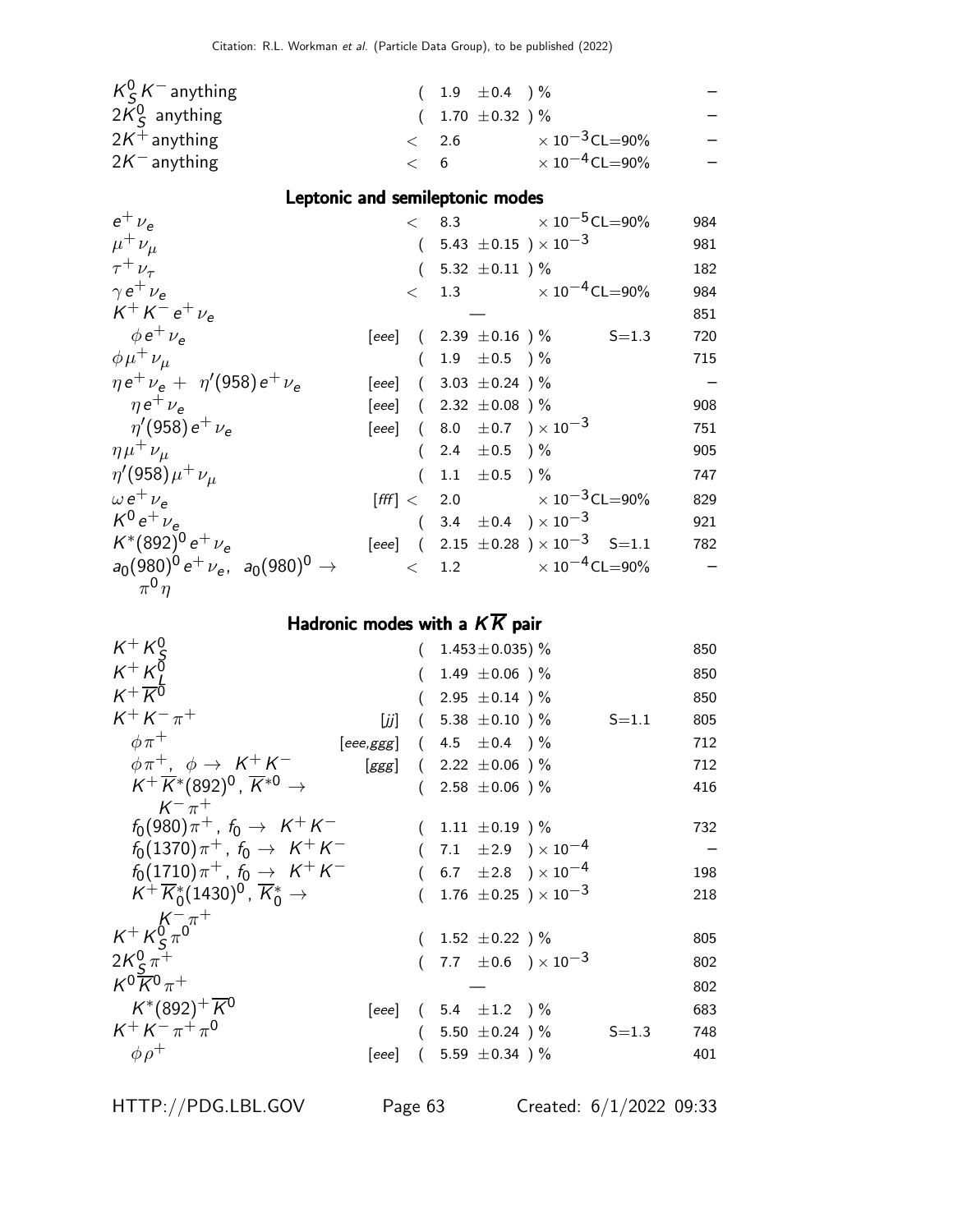| Mode | | Fraction ($\Gamma_i/\Gamma$) | Scale factor/ Confidence level | $p$ (MeV/c) |
|---|---|---|---|---|
| $K^0_S K^-$ anything | | $(1.9 \pm 0.4)$ % | | – |
| $2K^0_S$ anything | | $(1.70 \pm 0.32)$ % | | – |
| $2K^+$ anything | | $< 2.6 \times 10^{-3}$ | CL=90% | – |
| $2K^-$ anything | | $< 6 \times 10^{-4}$ | CL=90% | – |
| **Leptonic and semileptonic modes** | | | | |
| $e^+ \nu_e$ | | $< 8.3 \times 10^{-5}$ | CL=90% | 984 |
| $\mu^+ \nu_\mu$ | | $(5.43 \pm 0.15) \times 10^{-3}$ | | 981 |
| $\tau^+ \nu_\tau$ | | $(5.32 \pm 0.11)$ % | | 182 |
| $\gamma e^+ \nu_e$ | | $< 1.3 \times 10^{-4}$ | CL=90% | 984 |
| $K^+ K^- e^+ \nu_e$ | | — | | 851 |
| $\phi e^+ \nu_e$ | [eee] | $(2.39 \pm 0.16)$ % | S=1.3 | 720 |
| $\phi \mu^+ \nu_\mu$ | | $(1.9 \pm 0.5)$ % | | 715 |
| $\eta e^+ \nu_e + \eta'(958) e^+ \nu_e$ | [eee] | $(3.03 \pm 0.24)$ % | | – |
| $\eta e^+ \nu_e$ | [eee] | $(2.32 \pm 0.08)$ % | | 908 |
| $\eta'(958) e^+ \nu_e$ | [eee] | $(8.0 \pm 0.7) \times 10^{-3}$ | | 751 |
| $\eta \mu^+ \nu_\mu$ | | $(2.4 \pm 0.5)$ % | | 905 |
| $\eta'(958) \mu^+ \nu_\mu$ | | $(1.1 \pm 0.5)$ % | | 747 |
| $\omega e^+ \nu_e$ | [fff] | $< 2.0 \times 10^{-3}$ | CL=90% | 829 |
| $K^0 e^+ \nu_e$ | | $(3.4 \pm 0.4) \times 10^{-3}$ | | 921 |
| $K^*(892)^0 e^+ \nu_e$ | [eee] | $(2.15 \pm 0.28) \times 10^{-3}$ | S=1.1 | 782 |
| $a_0(980)^0 e^+ \nu_e$, $a_0(980)^0 \to \pi^0 \eta$ | | $< 1.2 \times 10^{-4}$ | CL=90% | – |
| **Hadronic modes with a $K\overline{K}$ pair** | | | | |
| $K^+ K^0_S$ | | $(1.453 \pm 0.035)$ % | | 850 |
| $K^+ K^0_L$ | | $(1.49 \pm 0.06)$ % | | 850 |
| $K^+ \overline{K}{}^0$ | | $(2.95 \pm 0.14)$ % | | 850 |
| $K^+ K^- \pi^+$ | [jj] | $(5.38 \pm 0.10)$ % | S=1.1 | 805 |
| $\phi \pi^+$ | [eee,ggg] | $(4.5 \pm 0.4)$ % | | 712 |
| $\phi \pi^+$, $\phi \to K^+ K^-$ | [ggg] | $(2.22 \pm 0.06)$ % | | 712 |
| $K^+ \overline{K}{}^*(892)^0$, $\overline{K}{}^{*0} \to K^- \pi^+$ | | $(2.58 \pm 0.06)$ % | | 416 |
| $f_0(980) \pi^+$, $f_0 \to K^+ K^-$ | | $(1.11 \pm 0.19)$ % | | 732 |
| $f_0(1370) \pi^+$, $f_0 \to K^+ K^-$ | | $(7.1 \pm 2.9) \times 10^{-4}$ | | – |
| $f_0(1710) \pi^+$, $f_0 \to K^+ K^-$ | | $(6.7 \pm 2.8) \times 10^{-4}$ | | 198 |
| $K^+ \overline{K}{}^*_0(1430)^0$, $\overline{K}{}^*_0 \to K^- \pi^+$ | | $(1.76 \pm 0.25) \times 10^{-3}$ | | 218 |
| $K^+ K^0_S \pi^0$ | | $(1.52 \pm 0.22)$ % | | 805 |
| $2K^0_S \pi^+$ | | $(7.7 \pm 0.6) \times 10^{-3}$ | | 802 |
| $K^0 \overline{K}{}^0 \pi^+$ | | — | | 802 |
| $K^*(892)^+ \overline{K}{}^0$ | [eee] | $(5.4 \pm 1.2)$ % | | 683 |
| $K^+ K^- \pi^+ \pi^0$ | | $(5.50 \pm 0.24)$ % | S=1.3 | 748 |
| $\phi \rho^+$ | [eee] | $(5.59 \pm 0.34)$ % | | 401 |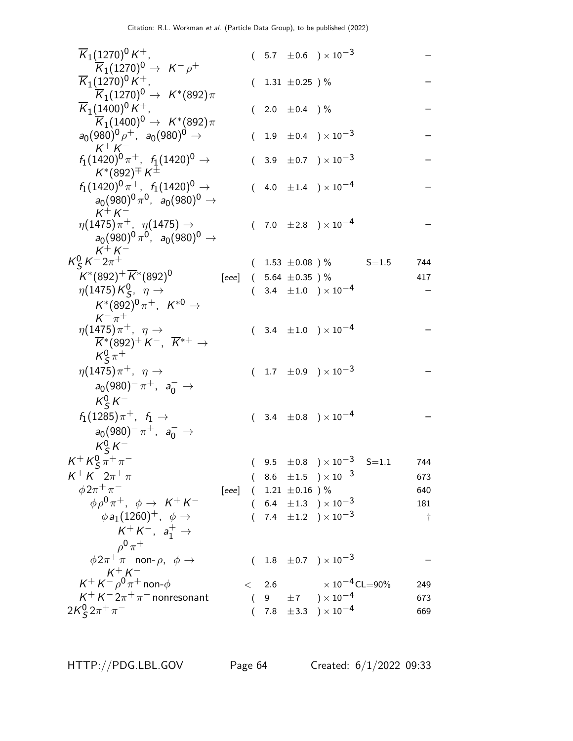| Mode | | Fraction ($\Gamma_i/\Gamma$) | Scale factor/ Confidence level | $p$ (MeV/c) |
|---|---|---|---|---|
| $\overline{K}_1(1270)^0 K^+$, $\overline{K}_1(1270)^0 \to K^- \rho^+$ | | $(5.7 \pm 0.6) \times 10^{-3}$ | | – |
| $\overline{K}_1(1270)^0 K^+$, $\overline{K}_1(1270)^0 \to K^*(892)\pi$ | | $(1.31 \pm 0.25)$ % | | – |
| $\overline{K}_1(1400)^0 K^+$, $\overline{K}_1(1400)^0 \to K^*(892)\pi$ | | $(2.0 \pm 0.4)$ % | | – |
| $a_0(980)^0 \rho^+$, $a_0(980)^0 \to K^+ K^-$ | | $(1.9 \pm 0.4) \times 10^{-3}$ | | – |
| $f_1(1420)^0 \pi^+$, $f_1(1420)^0 \to K^*(892)^\mp K^\pm$ | | $(3.9 \pm 0.7) \times 10^{-3}$ | | – |
| $f_1(1420)^0 \pi^+$, $f_1(1420)^0 \to a_0(980)^0 \pi^0$, $a_0(980)^0 \to K^+ K^-$ | | $(4.0 \pm 1.4) \times 10^{-4}$ | | – |
| $\eta(1475)\pi^+$, $\eta(1475) \to a_0(980)^0 \pi^0$, $a_0(980)^0 \to K^+ K^-$ | | $(7.0 \pm 2.8) \times 10^{-4}$ | | – |
| $K^0_S K^- 2\pi^+$ | | $(1.53 \pm 0.08)$ % | S=1.5 | 744 |
| $K^*(892)^+ \overline{K}^*(892)^0$ | [eee] | $(5.64 \pm 0.35)$ % | | 417 |
| $\eta(1475) K^0_S$, $\eta \to K^*(892)^0 \pi^+$, $K^{*0} \to K^- \pi^+$ | | $(3.4 \pm 1.0) \times 10^{-4}$ | | – |
| $\eta(1475)\pi^+$, $\eta \to \overline{K}^*(892)^+ K^-$, $\overline{K}^{*+} \to K^0_S \pi^+$ | | $(3.4 \pm 1.0) \times 10^{-4}$ | | – |
| $\eta(1475)\pi^+$, $\eta \to a_0(980)^- \pi^+$, $a_0^- \to K^0_S K^-$ | | $(1.7 \pm 0.9) \times 10^{-3}$ | | – |
| $f_1(1285)\pi^+$, $f_1 \to a_0(980)^- \pi^+$, $a_0^- \to K^0_S K^-$ | | $(3.4 \pm 0.8) \times 10^{-4}$ | | – |
| $K^+ K^0_S \pi^+ \pi^-$ | | $(9.5 \pm 0.8) \times 10^{-3}$ | S=1.1 | 744 |
| $K^+ K^- 2\pi^+ \pi^-$ | | $(8.6 \pm 1.5) \times 10^{-3}$ | | 673 |
| $\phi 2\pi^+ \pi^-$ | [eee] | $(1.21 \pm 0.16)$ % | | 640 |
| $\phi \rho^0 \pi^+$, $\phi \to K^+ K^-$ | | $(6.4 \pm 1.3) \times 10^{-3}$ | | 181 |
| $\phi a_1(1260)^+$, $\phi \to K^+ K^-$, $a_1^+ \to \rho^0 \pi^+$ | | $(7.4 \pm 1.2) \times 10^{-3}$ | | † |
| $\phi 2\pi^+ \pi^-$ non-$\rho$, $\phi \to K^+ K^-$ | | $(1.8 \pm 0.7) \times 10^{-3}$ | | – |
| $K^+ K^- \rho^0 \pi^+$ non-$\phi$ | | $< 2.6 \times 10^{-4}$ | CL=90% | 249 |
| $K^+ K^- 2\pi^+ \pi^-$ nonresonant | | $(9 \pm 7) \times 10^{-4}$ | | 673 |
| $2K^0_S 2\pi^+ \pi^-$ | | $(7.8 \pm 3.3) \times 10^{-4}$ | | 669 |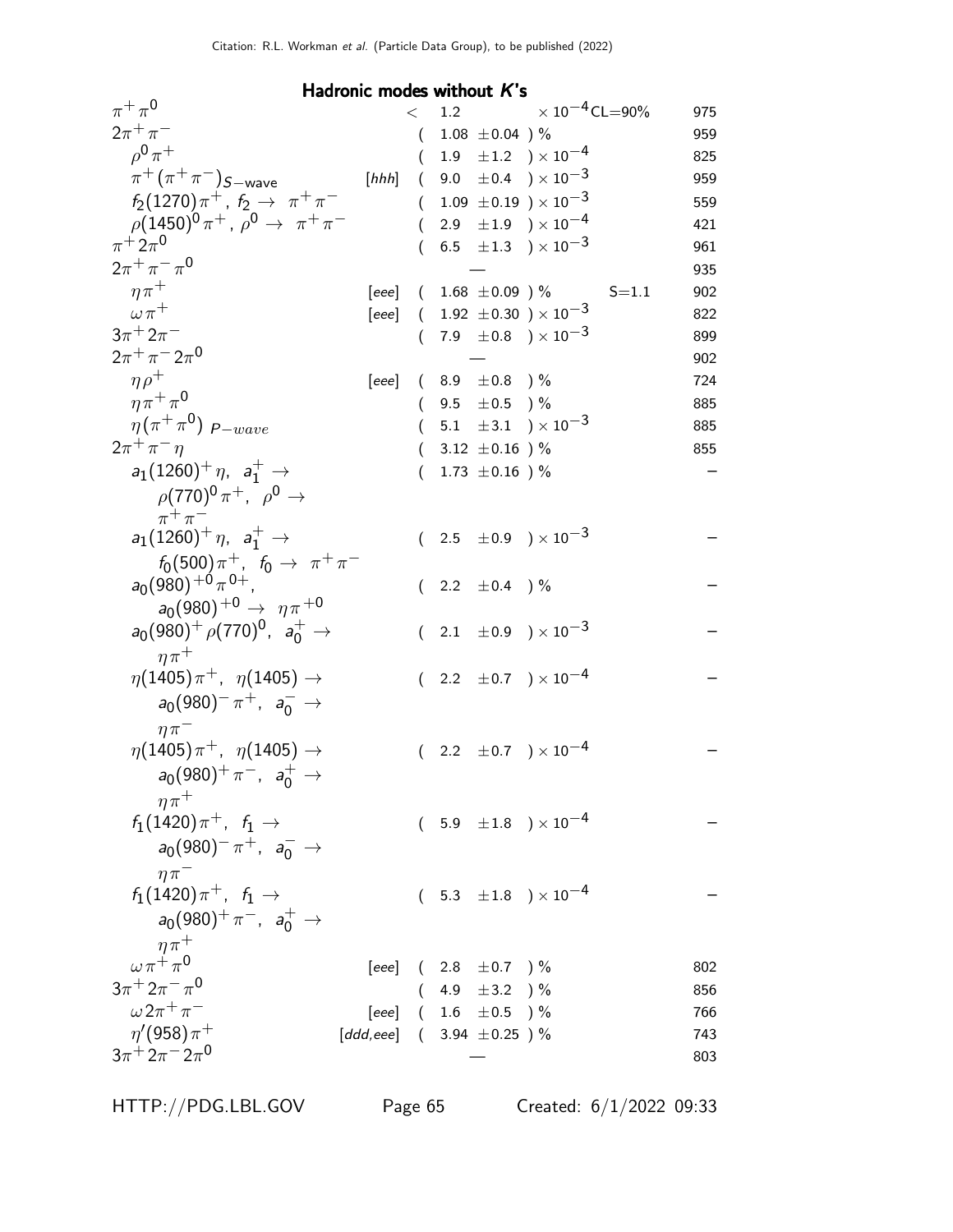## Hadronic modes without $K$'s

| Mode | | Fraction ($\Gamma_i/\Gamma$) | Scale factor/ Conf. level | $p$ (MeV/$c$) |
|---|---|---|---|---|
| $\pi^+\pi^0$ | | $< 1.2 \times 10^{-4}$ | CL=90% | 975 |
| $2\pi^+\pi^-$ | | $(1.08 \pm 0.04)$ % | | 959 |
| $\rho^0\pi^+$ | | $(1.9 \pm 1.2) \times 10^{-4}$ | | 825 |
| $\pi^+(\pi^+\pi^-)_{S-\text{wave}}$ | [hhh] | $(9.0 \pm 0.4) \times 10^{-3}$ | | 959 |
| $f_2(1270)\pi^+$, $f_2 \to \pi^+\pi^-$ | | $(1.09 \pm 0.19) \times 10^{-3}$ | | 559 |
| $\rho(1450)^0\pi^+$, $\rho^0 \to \pi^+\pi^-$ | | $(2.9 \pm 1.9) \times 10^{-4}$ | | 421 |
| $\pi^+ 2\pi^0$ | | $(6.5 \pm 1.3) \times 10^{-3}$ | | 961 |
| $2\pi^+\pi^-\pi^0$ | | — | | 935 |
| $\eta\pi^+$ | [eee] | $(1.68 \pm 0.09)$ % | S=1.1 | 902 |
| $\omega\pi^+$ | [eee] | $(1.92 \pm 0.30) \times 10^{-3}$ | | 822 |
| $3\pi^+ 2\pi^-$ | | $(7.9 \pm 0.8) \times 10^{-3}$ | | 899 |
| $2\pi^+\pi^- 2\pi^0$ | | — | | 902 |
| $\eta\rho^+$ | [eee] | $(8.9 \pm 0.8)$ % | | 724 |
| $\eta\pi^+\pi^0$ | | $(9.5 \pm 0.5)$ % | | 885 |
| $\eta(\pi^+\pi^0)_{P-wave}$ | | $(5.1 \pm 3.1) \times 10^{-3}$ | | 885 |
| $2\pi^+\pi^-\eta$ | | $(3.12 \pm 0.16)$ % | | 855 |
| $a_1(1260)^+\eta$, $a_1^+ \to \rho(770)^0\pi^+$, $\rho^0 \to \pi^+\pi^-$ | | $(1.73 \pm 0.16)$ % | | – |
| $a_1(1260)^+\eta$, $a_1^+ \to f_0(500)\pi^+$, $f_0 \to \pi^+\pi^-$ | | $(2.5 \pm 0.9) \times 10^{-3}$ | | – |
| $a_0(980)^{+0}\pi^{0+}$, $a_0(980)^{+0} \to \eta\pi^{+0}$ | | $(2.2 \pm 0.4)$ % | | – |
| $a_0(980)^+\rho(770)^0$, $a_0^+ \to \eta\pi^+$ | | $(2.1 \pm 0.9) \times 10^{-3}$ | | – |
| $\eta(1405)\pi^+$, $\eta(1405) \to a_0(980)^-\pi^+$, $a_0^- \to \eta\pi^-$ | | $(2.2 \pm 0.7) \times 10^{-4}$ | | – |
| $\eta(1405)\pi^+$, $\eta(1405) \to a_0(980)^+\pi^-$, $a_0^+ \to \eta\pi^+$ | | $(2.2 \pm 0.7) \times 10^{-4}$ | | – |
| $f_1(1420)\pi^+$, $f_1 \to a_0(980)^-\pi^+$, $a_0^- \to \eta\pi^-$ | | $(5.9 \pm 1.8) \times 10^{-4}$ | | – |
| $f_1(1420)\pi^+$, $f_1 \to a_0(980)^+\pi^-$, $a_0^+ \to \eta\pi^+$ | | $(5.3 \pm 1.8) \times 10^{-4}$ | | – |
| $\omega\pi^+\pi^0$ | [eee] | $(2.8 \pm 0.7)$ % | | 802 |
| $3\pi^+ 2\pi^-\pi^0$ | | $(4.9 \pm 3.2)$ % | | 856 |
| $\omega 2\pi^+\pi^-$ | [eee] | $(1.6 \pm 0.5)$ % | | 766 |
| $\eta'(958)\pi^+$ | [ddd,eee] | $(3.94 \pm 0.25)$ % | | 743 |
| $3\pi^+ 2\pi^- 2\pi^0$ | | — | | 803 |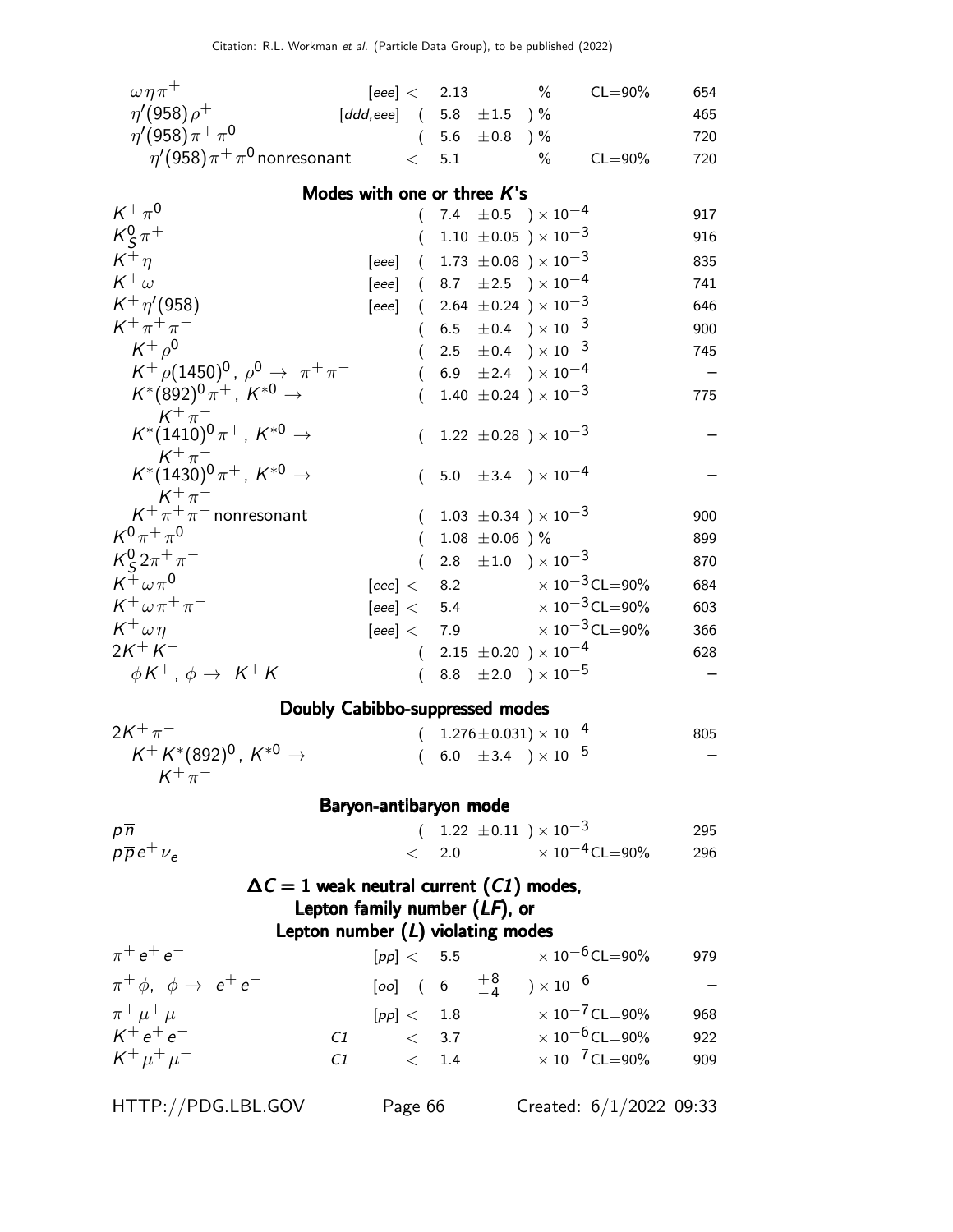| Mode | | Fraction | Confidence level | p (MeV/c) |
|---|---|---|---|---|
| $\omega \eta \pi^+$ | [eee] | $< 2.13$ % | CL=90% | 654 |
| $\eta'(958) \rho^+$ | [ddd,eee] | $(5.8 \pm 1.5)$ % | | 465 |
| $\eta'(958) \pi^+ \pi^0$ | | $(5.6 \pm 0.8)$ % | | 720 |
| $\eta'(958) \pi^+ \pi^0$ nonresonant | | $< 5.1$ % | CL=90% | 720 |

**Modes with one or three $K$'s**

| Mode | | Fraction | Confidence level | p (MeV/c) |
|---|---|---|---|---|
| $K^+ \pi^0$ | | $(7.4 \pm 0.5) \times 10^{-4}$ | | 917 |
| $K^0_S \pi^+$ | | $(1.10 \pm 0.05) \times 10^{-3}$ | | 916 |
| $K^+ \eta$ | [eee] | $(1.73 \pm 0.08) \times 10^{-3}$ | | 835 |
| $K^+ \omega$ | [eee] | $(8.7 \pm 2.5) \times 10^{-4}$ | | 741 |
| $K^+ \eta'(958)$ | [eee] | $(2.64 \pm 0.24) \times 10^{-3}$ | | 646 |
| $K^+ \pi^+ \pi^-$ | | $(6.5 \pm 0.4) \times 10^{-3}$ | | 900 |
| $K^+ \rho^0$ | | $(2.5 \pm 0.4) \times 10^{-3}$ | | 745 |
| $K^+ \rho(1450)^0$, $\rho^0 \to \pi^+ \pi^-$ | | $(6.9 \pm 2.4) \times 10^{-4}$ | | – |
| $K^*(892)^0 \pi^+$, $K^{*0} \to K^+ \pi^-$ | | $(1.40 \pm 0.24) \times 10^{-3}$ | | 775 |
| $K^*(1410)^0 \pi^+$, $K^{*0} \to K^+ \pi^-$ | | $(1.22 \pm 0.28) \times 10^{-3}$ | | – |
| $K^*(1430)^0 \pi^+$, $K^{*0} \to K^+ \pi^-$ | | $(5.0 \pm 3.4) \times 10^{-4}$ | | – |
| $K^+ \pi^+ \pi^-$ nonresonant | | $(1.03 \pm 0.34) \times 10^{-3}$ | | 900 |
| $K^0 \pi^+ \pi^0$ | | $(1.08 \pm 0.06)$ % | | 899 |
| $K^0_S 2\pi^+ \pi^-$ | | $(2.8 \pm 1.0) \times 10^{-3}$ | | 870 |
| $K^+ \omega \pi^0$ | [eee] | $< 8.2 \times 10^{-3}$ | CL=90% | 684 |
| $K^+ \omega \pi^+ \pi^-$ | [eee] | $< 5.4 \times 10^{-3}$ | CL=90% | 603 |
| $K^+ \omega \eta$ | [eee] | $< 7.9 \times 10^{-3}$ | CL=90% | 366 |
| $2K^+ K^-$ | | $(2.15 \pm 0.20) \times 10^{-4}$ | | 628 |
| $\phi K^+$, $\phi \to K^+ K^-$ | | $(8.8 \pm 2.0) \times 10^{-5}$ | | – |

**Doubly Cabibbo-suppressed modes**

| Mode | | Fraction | Confidence level | p (MeV/c) |
|---|---|---|---|---|
| $2K^+ \pi^-$ | | $(1.276 \pm 0.031) \times 10^{-4}$ | | 805 |
| $K^+ K^*(892)^0$, $K^{*0} \to K^+ \pi^-$ | | $(6.0 \pm 3.4) \times 10^{-5}$ | | – |

**Baryon-antibaryon mode**

| Mode | | Fraction | Confidence level | p (MeV/c) |
|---|---|---|---|---|
| $p \overline{n}$ | | $(1.22 \pm 0.11) \times 10^{-3}$ | | 295 |
| $p \overline{p} e^+ \nu_e$ | | $< 2.0 \times 10^{-4}$ | CL=90% | 296 |

**$\Delta C = 1$ weak neutral current ($C1$) modes, Lepton family number ($LF$), or Lepton number ($L$) violating modes**

| Mode | | Fraction | Confidence level | p (MeV/c) |
|---|---|---|---|---|
| $\pi^+ e^+ e^-$ | [pp] | $< 5.5 \times 10^{-6}$ | CL=90% | 979 |
| $\pi^+ \phi$, $\phi \to e^+ e^-$ | [oo] | $(6 {}^{+8}_{-4}) \times 10^{-6}$ | | – |
| $\pi^+ \mu^+ \mu^-$ | [pp] | $< 1.8 \times 10^{-7}$ | CL=90% | 968 |
| $K^+ e^+ e^-$ | C1 | $< 3.7 \times 10^{-6}$ | CL=90% | 922 |
| $K^+ \mu^+ \mu^-$ | C1 | $< 1.4 \times 10^{-7}$ | CL=90% | 909 |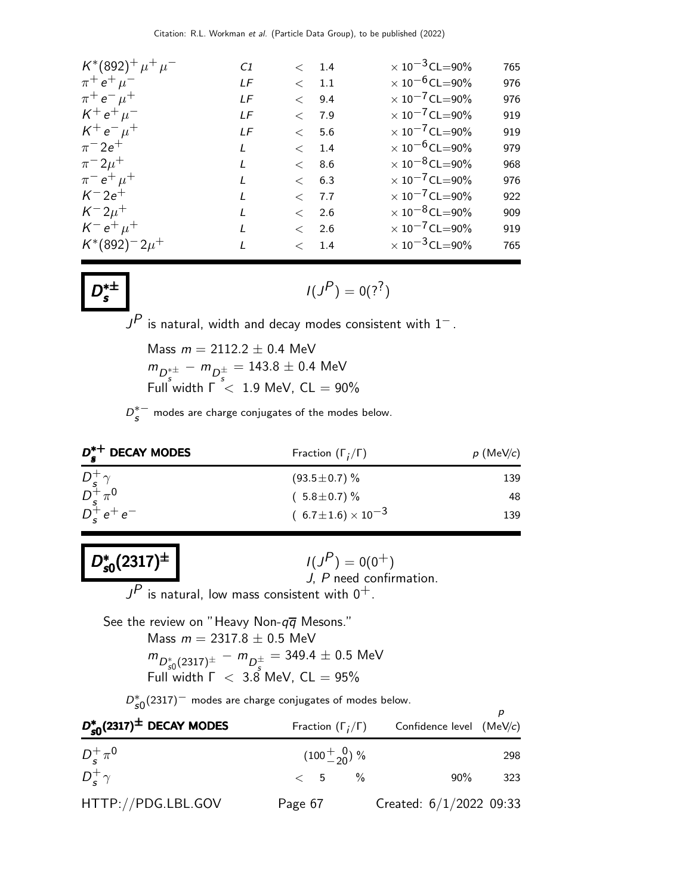| | | | | |
|---|---|---|---|---|
| $K^*(892)^+ \mu^+ \mu^-$ | C1 | $<$ 1.4 | $\times 10^{-3}$ CL=90% | 765 |
| $\pi^+ e^+ \mu^-$ | LF | $<$ 1.1 | $\times 10^{-6}$ CL=90% | 976 |
| $\pi^+ e^- \mu^+$ | LF | $<$ 9.4 | $\times 10^{-7}$ CL=90% | 976 |
| $K^+ e^+ \mu^-$ | LF | $<$ 7.9 | $\times 10^{-7}$ CL=90% | 919 |
| $K^+ e^- \mu^+$ | LF | $<$ 5.6 | $\times 10^{-7}$ CL=90% | 919 |
| $\pi^- 2e^+$ | L | $<$ 1.4 | $\times 10^{-6}$ CL=90% | 979 |
| $\pi^- 2\mu^+$ | L | $<$ 8.6 | $\times 10^{-8}$ CL=90% | 968 |
| $\pi^- e^+ \mu^+$ | L | $<$ 6.3 | $\times 10^{-7}$ CL=90% | 976 |
| $K^- 2e^+$ | L | $<$ 7.7 | $\times 10^{-7}$ CL=90% | 922 |
| $K^- 2\mu^+$ | L | $<$ 2.6 | $\times 10^{-8}$ CL=90% | 909 |
| $K^- e^+ \mu^+$ | L | $<$ 2.6 | $\times 10^{-7}$ CL=90% | 919 |
| $K^*(892)^- 2\mu^+$ | L | $<$ 1.4 | $\times 10^{-3}$ CL=90% | 765 |

## $D_s^{*\pm}$

$I(J^P) = 0(?^?)$

$J^P$ is natural, width and decay modes consistent with $1^-$.

Mass $m = 2112.2 \pm 0.4$ MeV
$m_{D_s^{*\pm}} - m_{D_s^\pm} = 143.8 \pm 0.4$ MeV
Full width $\Gamma < 1.9$ MeV, CL = 90%

$D_s^{*-}$ modes are charge conjugates of the modes below.

| $D_s^{*+}$ DECAY MODES | Fraction ($\Gamma_i/\Gamma$) | $p$ (MeV/$c$) |
|---|---|---|
| $D_s^+ \gamma$ | $(93.5 \pm 0.7)$ % | 139 |
| $D_s^+ \pi^0$ | $(5.8 \pm 0.7)$ % | 48 |
| $D_s^+ e^+ e^-$ | $(6.7 \pm 1.6) \times 10^{-3}$ | 139 |

## $D_{s0}^*(2317)^\pm$

$I(J^P) = 0(0^+)$
$J$, $P$ need confirmation.

$J^P$ is natural, low mass consistent with $0^+$.

See the review on "Heavy Non-$q\overline{q}$ Mesons."

Mass $m = 2317.8 \pm 0.5$ MeV
$m_{D_{s0}^*(2317)^\pm} - m_{D_s^\pm} = 349.4 \pm 0.5$ MeV
Full width $\Gamma < 3.8$ MeV, CL = 95%

$D_{s0}^*(2317)^-$ modes are charge conjugates of modes below.

| $D_{s0}^*(2317)^\pm$ DECAY MODES | Fraction ($\Gamma_i/\Gamma$) | Confidence level | $p$ (MeV/$c$) |
|---|---|---|---|
| $D_s^+ \pi^0$ | $(100^{+\ 0}_{-20})$ % | | 298 |
| $D_s^+ \gamma$ | $<$ 5 % | 90% | 323 |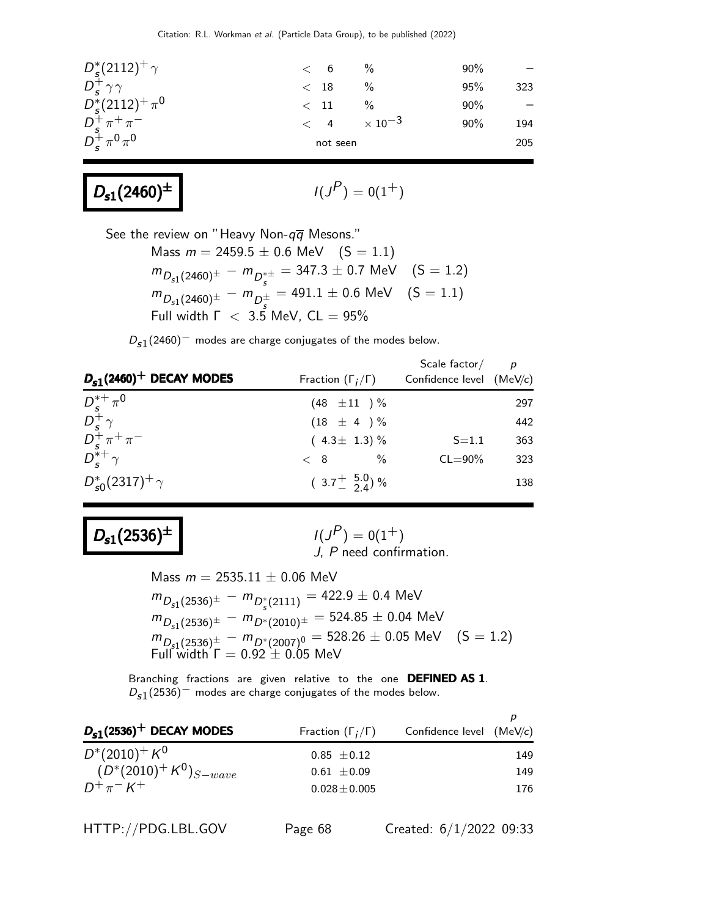| | | | | |
|---|---|---|---|---|
| $D_s^*(2112)^+\gamma$ | $<$ 6 | % | 90% | – |
| $D_s^+\gamma\gamma$ | $<$ 18 | % | 95% | 323 |
| $D_s^*(2112)^+\pi^0$ | $<$ 11 | % | 90% | – |
| $D_s^+\pi^+\pi^-$ | $<$ 4 | $\times 10^{-3}$ | 90% | 194 |
| $D_s^+\pi^0\pi^0$ | not seen | | | 205 |

# $D_{s1}(2460)^{\pm}$

$I(J^P) = 0(1^+)$

See the review on "Heavy Non-$q\overline{q}$ Mesons."

Mass $m = 2459.5 \pm 0.6$ MeV $(S = 1.1)$

$m_{D_{s1}(2460)^{\pm}} - m_{D_s^{*\pm}} = 347.3 \pm 0.7$ MeV $(S = 1.2)$

$m_{D_{s1}(2460)^{\pm}} - m_{D_s^{\pm}} = 491.1 \pm 0.6$ MeV $(S = 1.1)$

Full width $\Gamma < 3.5$ MeV, CL = 95%

$D_{s1}(2460)^-$ modes are charge conjugates of the modes below.

| $D_{s1}(2460)^+$ DECAY MODES | Fraction $(\Gamma_i/\Gamma)$ | Scale factor/ Confidence level | $p$ (MeV/$c$) |
|---|---|---|---|
| $D_s^{*+}\pi^0$ | $(48 \pm 11)$ % | | 297 |
| $D_s^+\gamma$ | $(18 \pm 4)$ % | | 442 |
| $D_s^+\pi^+\pi^-$ | $(4.3 \pm 1.3)$ % | S=1.1 | 363 |
| $D_s^{*+}\gamma$ | $<$ 8 % | CL=90% | 323 |
| $D_{s0}^*(2317)^+\gamma$ | $(3.7^{+5.0}_{-2.4})$ % | | 138 |

# $D_{s1}(2536)^{\pm}$

$I(J^P) = 0(1^+)$
J, P need confirmation.

Mass $m = 2535.11 \pm 0.06$ MeV

$m_{D_{s1}(2536)^{\pm}} - m_{D_s^*(2111)} = 422.9 \pm 0.4$ MeV

$m_{D_{s1}(2536)^{\pm}} - m_{D^*(2010)^{\pm}} = 524.85 \pm 0.04$ MeV

$m_{D_{s1}(2536)^{\pm}} - m_{D^*(2007)^0} = 528.26 \pm 0.05$ MeV $(S = 1.2)$

Full width $\Gamma = 0.92 \pm 0.05$ MeV

Branching fractions are given relative to the one **DEFINED AS 1**. $D_{s1}(2536)^-$ modes are charge conjugates of the modes below.

| $D_{s1}(2536)^+$ DECAY MODES | Fraction $(\Gamma_i/\Gamma)$ | Confidence level | $p$ (MeV/$c$) |
|---|---|---|---|
| $D^*(2010)^+K^0$ | $0.85 \pm 0.12$ | | 149 |
| $(D^*(2010)^+K^0)_{S-wave}$ | $0.61 \pm 0.09$ | | 149 |
| $D^+\pi^-K^+$ | $0.028 \pm 0.005$ | | 176 |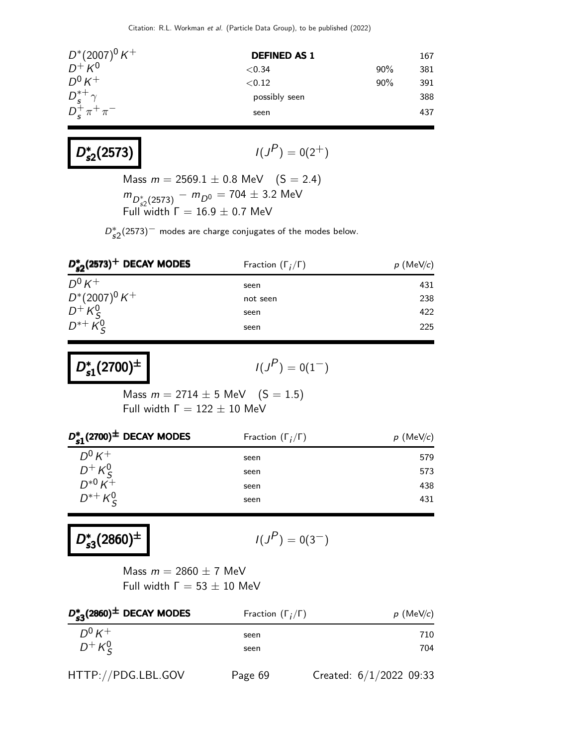| | | | |
|---|---|---|---|
| $D^*(2007)^0 K^+$ | **DEFINED AS 1** | | 167 |
| $D^+ K^0$ | <0.34 | 90% | 381 |
| $D^0 K^+$ | <0.12 | 90% | 391 |
| $D_s^{*+} \gamma$ | possibly seen | | 388 |
| $D_s^+ \pi^+ \pi^-$ | seen | | 437 |

# $D_{s2}^*(2573)$

$I(J^P) = 0(2^+)$

Mass $m = 2569.1 \pm 0.8$ MeV (S = 2.4)
$m_{D_{s2}^*(2573)} - m_{D^0} = 704 \pm 3.2$ MeV
Full width $\Gamma = 16.9 \pm 0.7$ MeV

$D_{s2}^*(2573)^-$ modes are charge conjugates of the modes below.

| $D_{s2}^*(2573)^+$ DECAY MODES | Fraction ($\Gamma_i/\Gamma$) | $p$ (MeV/$c$) |
|---|---|---|
| $D^0 K^+$ | seen | 431 |
| $D^*(2007)^0 K^+$ | not seen | 238 |
| $D^+ K_S^0$ | seen | 422 |
| $D^{*+} K_S^0$ | seen | 225 |

# $D_{s1}^*(2700)^\pm$

$I(J^P) = 0(1^-)$

Mass $m = 2714 \pm 5$ MeV (S = 1.5)
Full width $\Gamma = 122 \pm 10$ MeV

| $D_{s1}^*(2700)^\pm$ DECAY MODES | Fraction ($\Gamma_i/\Gamma$) | $p$ (MeV/$c$) |
|---|---|---|
| $D^0 K^+$ | seen | 579 |
| $D^+ K_S^0$ | seen | 573 |
| $D^{*0} K^+$ | seen | 438 |
| $D^{*+} K_S^0$ | seen | 431 |

# $D_{s3}^*(2860)^\pm$

$I(J^P) = 0(3^-)$

Mass $m = 2860 \pm 7$ MeV
Full width $\Gamma = 53 \pm 10$ MeV

| $D_{s3}^*(2860)^\pm$ DECAY MODES | Fraction ($\Gamma_i/\Gamma$) | $p$ (MeV/$c$) |
|---|---|---|
| $D^0 K^+$ | seen | 710 |
| $D^+ K_S^0$ | seen | 704 |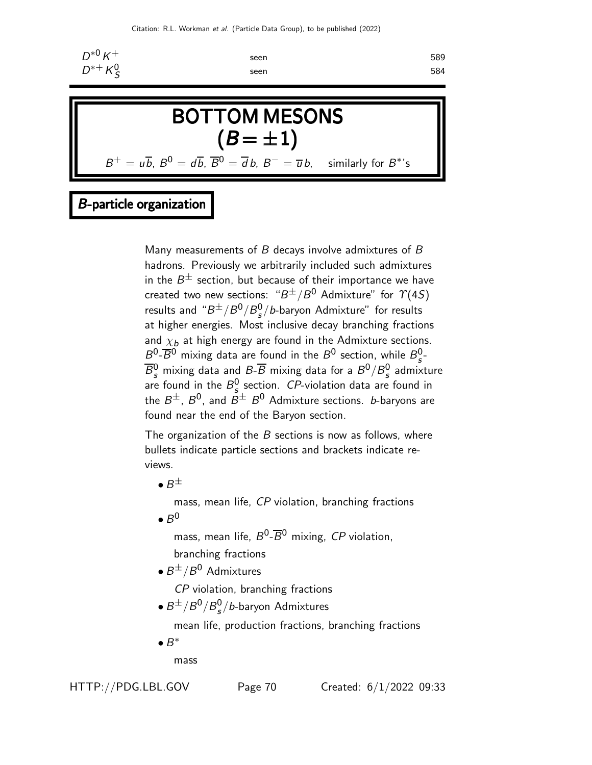| | | |
|---|---|---|
| $D^{*0} K^+$ | seen | 589 |
| $D^{*+} K^0_S$ | seen | 584 |

# BOTTOM MESONS
# $(B = \pm 1)$

$B^+ = u\overline{b}$, $B^0 = d\overline{b}$, $\overline{B}^0 = \overline{d}\,b$, $B^- = \overline{u}\,b$, similarly for $B^*$'s

## *B*-particle organization

Many measurements of $B$ decays involve admixtures of $B$ hadrons. Previously we arbitrarily included such admixtures in the $B^\pm$ section, but because of their importance we have created two new sections: "$B^\pm/B^0$ Admixture" for $\Upsilon(4S)$ results and "$B^\pm/B^0/B^0_s/b$-baryon Admixture" for results at higher energies. Most inclusive decay branching fractions and $\chi_b$ at high energy are found in the Admixture sections. $B^0$-$\overline{B}^0$ mixing data are found in the $B^0$ section, while $B^0_s$-$\overline{B}^0_s$ mixing data and $B$-$\overline{B}$ mixing data for a $B^0/B^0_s$ admixture are found in the $B^0_s$ section. *CP*-violation data are found in the $B^\pm$, $B^0$, and $B^\pm$ $B^0$ Admixture sections. *b*-baryons are found near the end of the Baryon section.

The organization of the $B$ sections is now as follows, where bullets indicate particle sections and brackets indicate reviews.

- $B^\pm$

  mass, mean life, *CP* violation, branching fractions
- $B^0$

  mass, mean life, $B^0$-$\overline{B}^0$ mixing, *CP* violation, branching fractions
- $B^\pm/B^0$ Admixtures

  *CP* violation, branching fractions
- $B^\pm/B^0/B^0_s/b$-baryon Admixtures

  mean life, production fractions, branching fractions
- $B^*$

  mass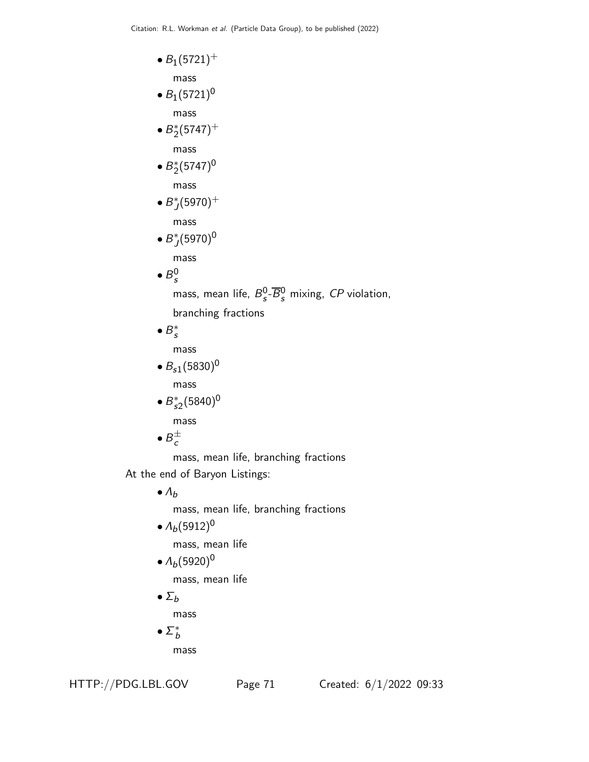- $B_1(5721)^+$

  mass
- $B_1(5721)^0$

  mass
- $B_2^*(5747)^+$

  mass
- $B_2^*(5747)^0$

  mass
- $B_J^*(5970)^+$

  mass
- $B_J^*(5970)^0$

  mass
- $B_s^0$

  mass, mean life, $B_s^0$-$\overline{B}_s^0$ mixing, *CP* violation,

  branching fractions
- $B_s^*$

  mass
- $B_{s1}(5830)^0$

  mass
- $B_{s2}^*(5840)^0$

  mass
- $B_c^\pm$

  mass, mean life, branching fractions

At the end of Baryon Listings:

- $\Lambda_b$

  mass, mean life, branching fractions
- $\Lambda_b(5912)^0$

  mass, mean life
- $\Lambda_b(5920)^0$

  mass, mean life
- $\Sigma_b$

  mass
- $\Sigma_b^*$

  mass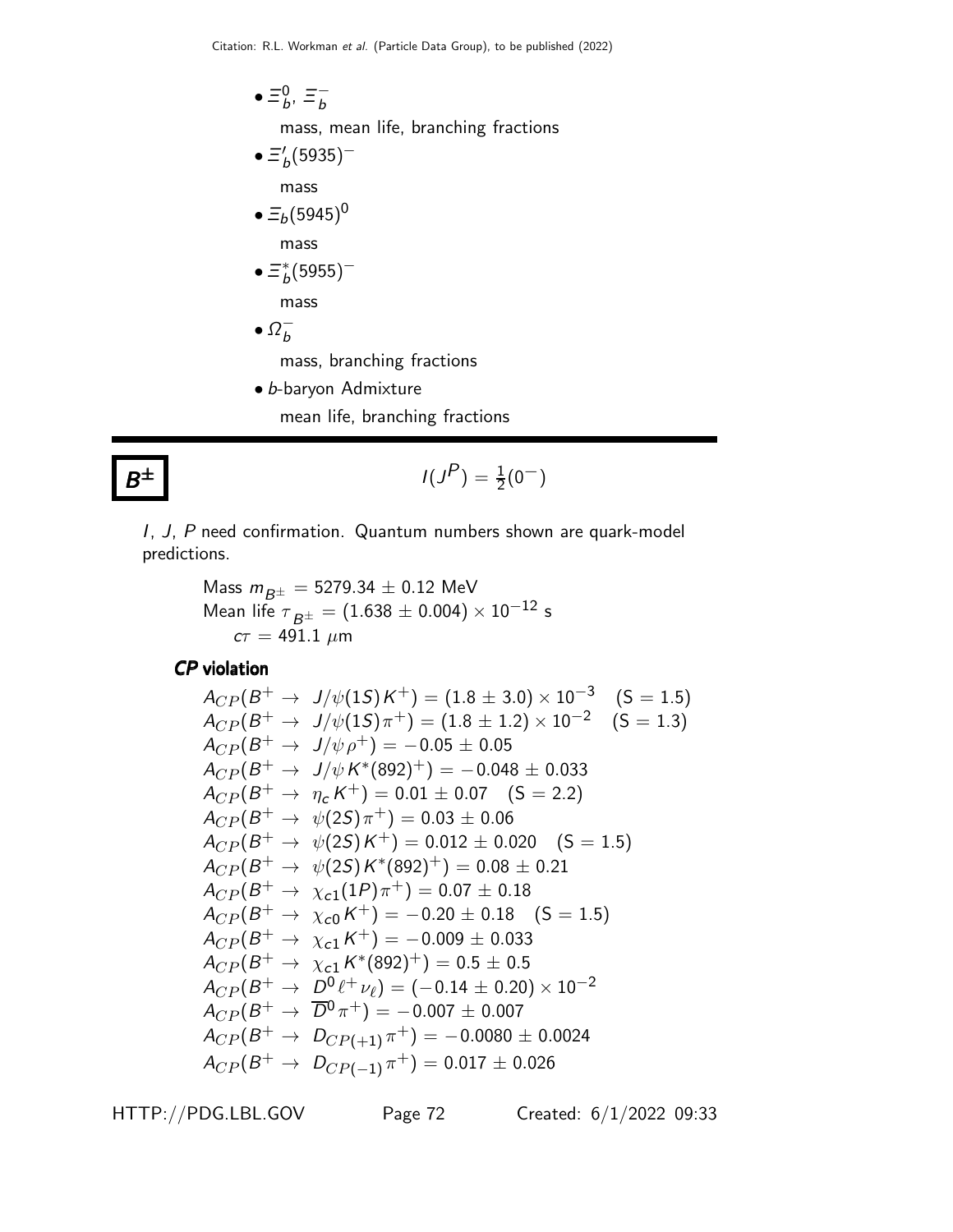- $\Xi_b^0$, $\Xi_b^-$

  mass, mean life, branching fractions
- $\Xi_b'(5935)^-$

  mass
- $\Xi_b(5945)^0$

  mass
- $\Xi_b^*(5955)^-$

  mass
- $\Omega_b^-$

  mass, branching fractions
- *b*-baryon Admixture

  mean life, branching fractions

# $B^{\pm}$

$$I(J^P) = \tfrac{1}{2}(0^-)$$

*I*, *J*, *P* need confirmation. Quantum numbers shown are quark-model predictions.

Mass $m_{B^\pm} = 5279.34 \pm 0.12$ MeV
Mean life $\tau_{B^\pm} = (1.638 \pm 0.004) \times 10^{-12}$ s
$c\tau = 491.1$ $\mu$m

### *CP* violation

$A_{CP}(B^+ \to J/\psi(1S) K^+) = (1.8 \pm 3.0) \times 10^{-3}$ (S = 1.5)
$A_{CP}(B^+ \to J/\psi(1S) \pi^+) = (1.8 \pm 1.2) \times 10^{-2}$ (S = 1.3)
$A_{CP}(B^+ \to J/\psi \rho^+) = -0.05 \pm 0.05$
$A_{CP}(B^+ \to J/\psi K^*(892)^+) = -0.048 \pm 0.033$
$A_{CP}(B^+ \to \eta_c K^+) = 0.01 \pm 0.07$ (S = 2.2)
$A_{CP}(B^+ \to \psi(2S) \pi^+) = 0.03 \pm 0.06$
$A_{CP}(B^+ \to \psi(2S) K^+) = 0.012 \pm 0.020$ (S = 1.5)
$A_{CP}(B^+ \to \psi(2S) K^*(892)^+) = 0.08 \pm 0.21$
$A_{CP}(B^+ \to \chi_{c1}(1P) \pi^+) = 0.07 \pm 0.18$
$A_{CP}(B^+ \to \chi_{c0} K^+) = -0.20 \pm 0.18$ (S = 1.5)
$A_{CP}(B^+ \to \chi_{c1} K^+) = -0.009 \pm 0.033$
$A_{CP}(B^+ \to \chi_{c1} K^*(892)^+) = 0.5 \pm 0.5$
$A_{CP}(B^+ \to D^0 \ell^+ \nu_\ell) = (-0.14 \pm 0.20) \times 10^{-2}$
$A_{CP}(B^+ \to \overline{D}^0 \pi^+) = -0.007 \pm 0.007$
$A_{CP}(B^+ \to D_{CP(+1)} \pi^+) = -0.0080 \pm 0.0024$
$A_{CP}(B^+ \to D_{CP(-1)} \pi^+) = 0.017 \pm 0.026$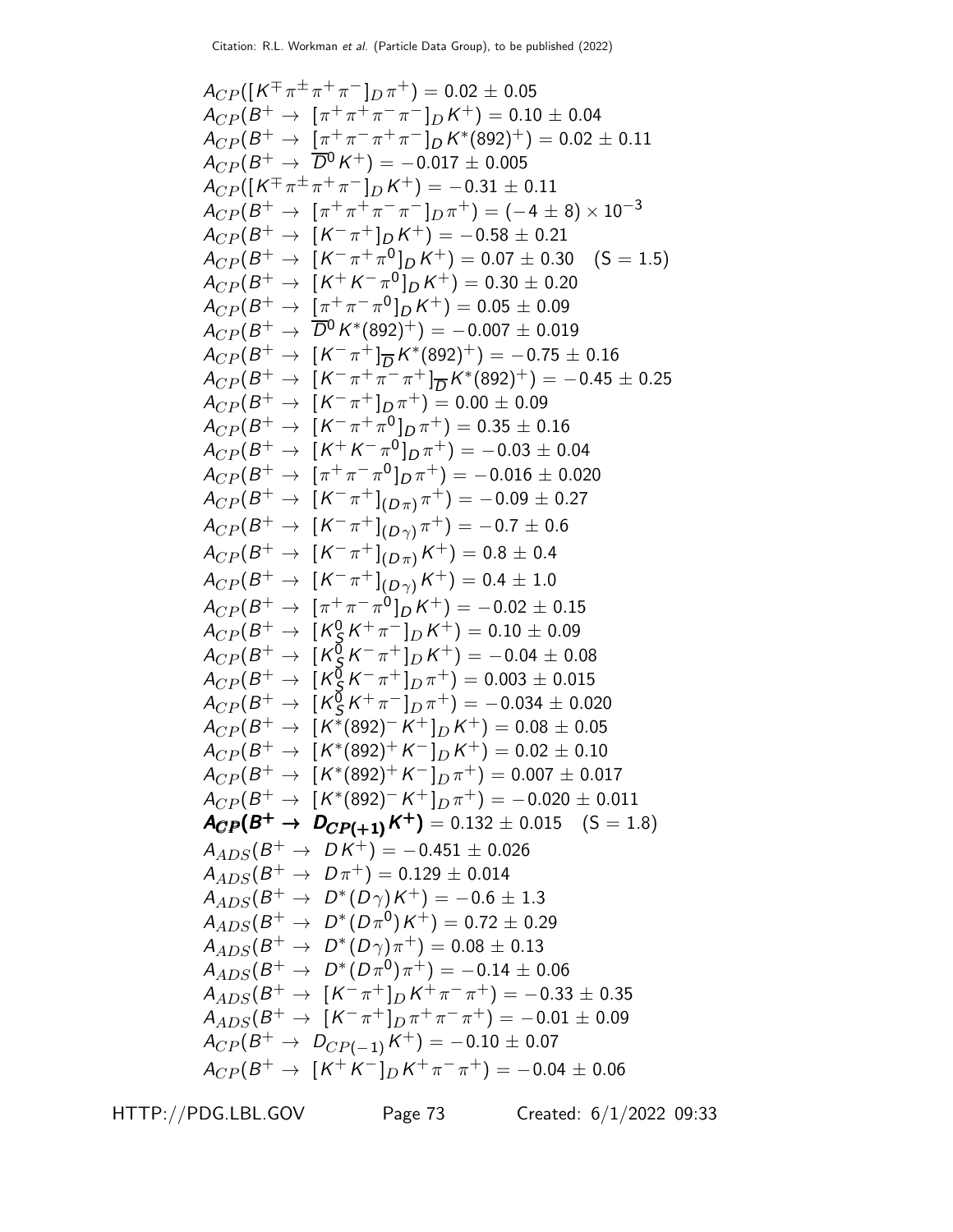$A_{CP}([K^{\mp}\pi^{\pm}\pi^{+}\pi^{-}]_D \pi^{+}) = 0.02 \pm 0.05$
$A_{CP}(B^{+} \to [\pi^{+}\pi^{+}\pi^{-}\pi^{-}]_D K^{+}) = 0.10 \pm 0.04$
$A_{CP}(B^{+} \to [\pi^{+}\pi^{-}\pi^{+}\pi^{-}]_D K^{*}(892)^{+}) = 0.02 \pm 0.11$
$A_{CP}(B^{+} \to \overline{D}^{0} K^{+}) = -0.017 \pm 0.005$
$A_{CP}([K^{\mp}\pi^{\pm}\pi^{+}\pi^{-}]_D K^{+}) = -0.31 \pm 0.11$
$A_{CP}(B^{+} \to [\pi^{+}\pi^{+}\pi^{-}\pi^{-}]_D \pi^{+}) = (-4 \pm 8) \times 10^{-3}$
$A_{CP}(B^{+} \to [K^{-}\pi^{+}]_D K^{+}) = -0.58 \pm 0.21$
$A_{CP}(B^{+} \to [K^{-}\pi^{+}\pi^{0}]_D K^{+}) = 0.07 \pm 0.30 \quad (S = 1.5)$
$A_{CP}(B^{+} \to [K^{+}K^{-}\pi^{0}]_D K^{+}) = 0.30 \pm 0.20$
$A_{CP}(B^{+} \to [\pi^{+}\pi^{-}\pi^{0}]_D K^{+}) = 0.05 \pm 0.09$
$A_{CP}(B^{+} \to \overline{D}^{0} K^{*}(892)^{+}) = -0.007 \pm 0.019$
$A_{CP}(B^{+} \to [K^{-}\pi^{+}]_{\overline{D}} K^{*}(892)^{+}) = -0.75 \pm 0.16$
$A_{CP}(B^{+} \to [K^{-}\pi^{+}\pi^{-}\pi^{+}]_{\overline{D}} K^{*}(892)^{+}) = -0.45 \pm 0.25$
$A_{CP}(B^{+} \to [K^{-}\pi^{+}]_D \pi^{+}) = 0.00 \pm 0.09$
$A_{CP}(B^{+} \to [K^{-}\pi^{+}\pi^{0}]_D \pi^{+}) = 0.35 \pm 0.16$
$A_{CP}(B^{+} \to [K^{+}K^{-}\pi^{0}]_D \pi^{+}) = -0.03 \pm 0.04$
$A_{CP}(B^{+} \to [\pi^{+}\pi^{-}\pi^{0}]_D \pi^{+}) = -0.016 \pm 0.020$
$A_{CP}(B^{+} \to [K^{-}\pi^{+}]_{(D\pi)} \pi^{+}) = -0.09 \pm 0.27$
$A_{CP}(B^{+} \to [K^{-}\pi^{+}]_{(D\gamma)} \pi^{+}) = -0.7 \pm 0.6$
$A_{CP}(B^{+} \to [K^{-}\pi^{+}]_{(D\pi)} K^{+}) = 0.8 \pm 0.4$
$A_{CP}(B^{+} \to [K^{-}\pi^{+}]_{(D\gamma)} K^{+}) = 0.4 \pm 1.0$
$A_{CP}(B^{+} \to [\pi^{+}\pi^{-}\pi^{0}]_D K^{+}) = -0.02 \pm 0.15$
$A_{CP}(B^{+} \to [K^{0}_{S} K^{+}\pi^{-}]_D K^{+}) = 0.10 \pm 0.09$
$A_{CP}(B^{+} \to [K^{0}_{S} K^{-}\pi^{+}]_D K^{+}) = -0.04 \pm 0.08$
$A_{CP}(B^{+} \to [K^{0}_{S} K^{-}\pi^{+}]_D \pi^{+}) = 0.003 \pm 0.015$
$A_{CP}(B^{+} \to [K^{0}_{S} K^{+}\pi^{-}]_D \pi^{+}) = -0.034 \pm 0.020$
$A_{CP}(B^{+} \to [K^{*}(892)^{-} K^{+}]_D K^{+}) = 0.08 \pm 0.05$
$A_{CP}(B^{+} \to [K^{*}(892)^{+} K^{-}]_D K^{+}) = 0.02 \pm 0.10$
$A_{CP}(B^{+} \to [K^{*}(892)^{+} K^{-}]_D \pi^{+}) = 0.007 \pm 0.017$
$A_{CP}(B^{+} \to [K^{*}(892)^{-} K^{+}]_D \pi^{+}) = -0.020 \pm 0.011$
$\boldsymbol{A_{CP}(B^{+} \to D_{CP(+1)} K^{+})} = 0.132 \pm 0.015 \quad (S = 1.8)$
$A_{ADS}(B^{+} \to D K^{+}) = -0.451 \pm 0.026$
$A_{ADS}(B^{+} \to D \pi^{+}) = 0.129 \pm 0.014$
$A_{ADS}(B^{+} \to D^{*}(D\gamma) K^{+}) = -0.6 \pm 1.3$
$A_{ADS}(B^{+} \to D^{*}(D\pi^{0}) K^{+}) = 0.72 \pm 0.29$
$A_{ADS}(B^{+} \to D^{*}(D\gamma) \pi^{+}) = 0.08 \pm 0.13$
$A_{ADS}(B^{+} \to D^{*}(D\pi^{0}) \pi^{+}) = -0.14 \pm 0.06$
$A_{ADS}(B^{+} \to [K^{-}\pi^{+}]_D K^{+}\pi^{-}\pi^{+}) = -0.33 \pm 0.35$
$A_{ADS}(B^{+} \to [K^{-}\pi^{+}]_D \pi^{+}\pi^{-}\pi^{+}) = -0.01 \pm 0.09$
$A_{CP}(B^{+} \to D_{CP(-1)} K^{+}) = -0.10 \pm 0.07$
$A_{CP}(B^{+} \to [K^{+}K^{-}]_D K^{+}\pi^{-}\pi^{+}) = -0.04 \pm 0.06$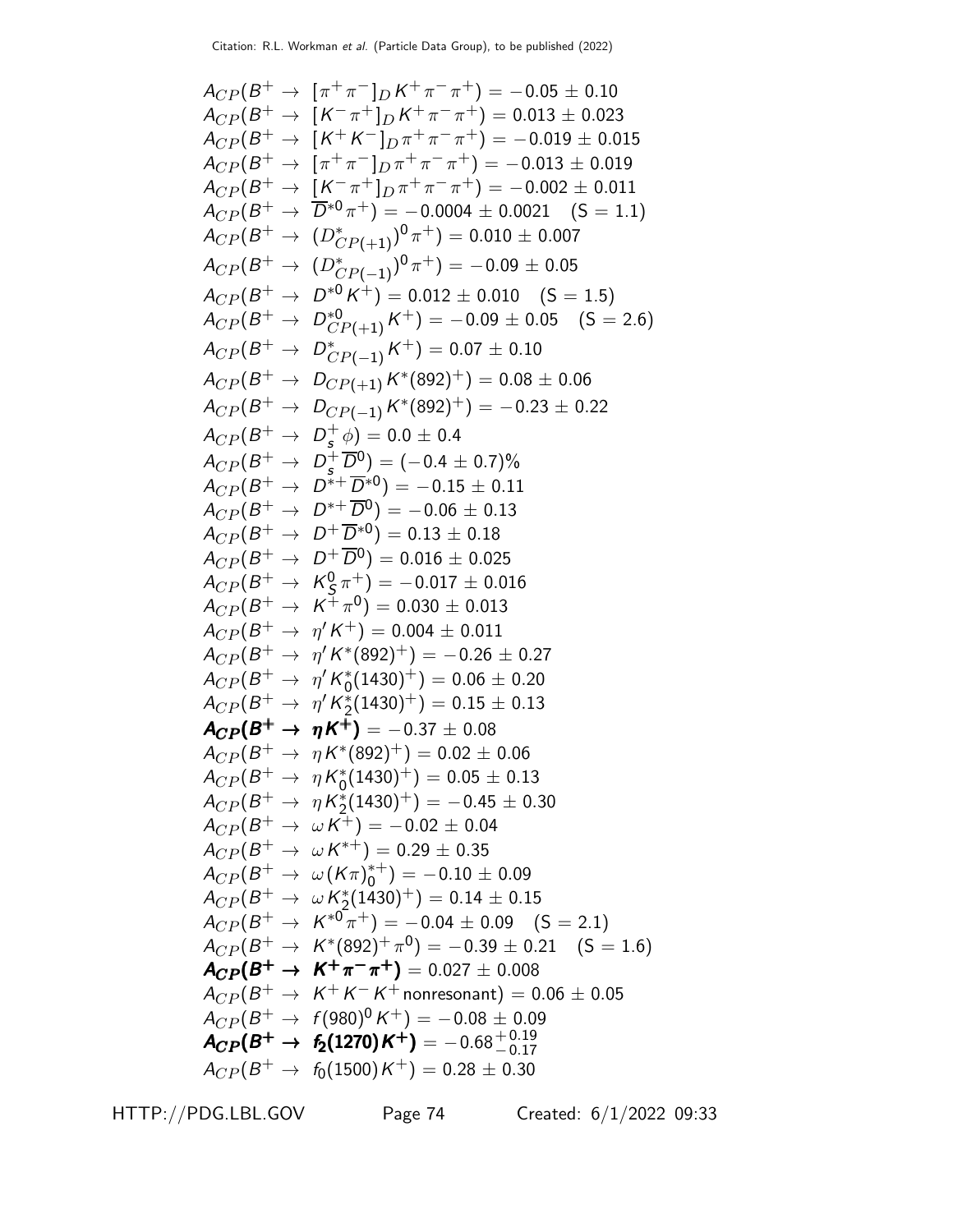$A_{CP}(B^+ \rightarrow\ [\pi^+\pi^-]_D K^+\pi^-\pi^+) = -0.05 \pm 0.10$

$A_{CP}(B^+ \rightarrow\ [K^-\pi^+]_D K^+\pi^-\pi^+) = 0.013 \pm 0.023$

$A_{CP}(B^+ \rightarrow\ [K^+K^-]_D \pi^+\pi^-\pi^+) = -0.019 \pm 0.015$

$A_{CP}(B^+ \rightarrow\ [\pi^+\pi^-]_D \pi^+\pi^-\pi^+) = -0.013 \pm 0.019$

$A_{CP}(B^+ \rightarrow\ [K^-\pi^+]_D \pi^+\pi^-\pi^+) = -0.002 \pm 0.011$

$A_{CP}(B^+ \rightarrow\ \overline{D}^{*0}\pi^+) = -0.0004 \pm 0.0021 \quad (S = 1.1)$

$A_{CP}(B^+ \rightarrow\ (D^*_{CP(+1)})^0\pi^+) = 0.010 \pm 0.007$

$A_{CP}(B^+ \rightarrow\ (D^*_{CP(-1)})^0\pi^+) = -0.09 \pm 0.05$

$A_{CP}(B^+ \rightarrow\ D^{*0}K^+) = 0.012 \pm 0.010 \quad (S = 1.5)$

$A_{CP}(B^+ \rightarrow\ D^{*0}_{CP(+1)}K^+) = -0.09 \pm 0.05 \quad (S = 2.6)$

$A_{CP}(B^+ \rightarrow\ D^*_{CP(-1)}K^+) = 0.07 \pm 0.10$

$A_{CP}(B^+ \rightarrow\ D_{CP(+1)}K^*(892)^+) = 0.08 \pm 0.06$

$A_{CP}(B^+ \rightarrow\ D_{CP(-1)}K^*(892)^+) = -0.23 \pm 0.22$

$A_{CP}(B^+ \rightarrow\ D_s^+\phi) = 0.0 \pm 0.4$

$A_{CP}(B^+ \rightarrow\ D_s^+\overline{D}^0) = (-0.4 \pm 0.7)\%$

$A_{CP}(B^+ \rightarrow\ D^{*+}\overline{D}^{*0}) = -0.15 \pm 0.11$

$A_{CP}(B^+ \rightarrow\ D^{*+}\overline{D}^0) = -0.06 \pm 0.13$

$A_{CP}(B^+ \rightarrow\ D^+\overline{D}^{*0}) = 0.13 \pm 0.18$

$A_{CP}(B^+ \rightarrow\ D^+\overline{D}^0) = 0.016 \pm 0.025$

$A_{CP}(B^+ \rightarrow\ K^0_S\pi^+) = -0.017 \pm 0.016$

$A_{CP}(B^+ \rightarrow\ K^+\pi^0) = 0.030 \pm 0.013$

$A_{CP}(B^+ \rightarrow\ \eta' K^+) = 0.004 \pm 0.011$

$A_{CP}(B^+ \rightarrow\ \eta' K^*(892)^+) = -0.26 \pm 0.27$

$A_{CP}(B^+ \rightarrow\ \eta' K^*_0(1430)^+) = 0.06 \pm 0.20$

$A_{CP}(B^+ \rightarrow\ \eta' K^*_2(1430)^+) = 0.15 \pm 0.13$

$\boldsymbol{A_{CP}(B^+ \rightarrow\ \eta K^+)} = -0.37 \pm 0.08$

$A_{CP}(B^+ \rightarrow\ \eta K^*(892)^+) = 0.02 \pm 0.06$

$A_{CP}(B^+ \rightarrow\ \eta K^*_0(1430)^+) = 0.05 \pm 0.13$

$A_{CP}(B^+ \rightarrow\ \eta K^*_2(1430)^+) = -0.45 \pm 0.30$

$A_{CP}(B^+ \rightarrow\ \omega K^+) = -0.02 \pm 0.04$

$A_{CP}(B^+ \rightarrow\ \omega K^{*+}) = 0.29 \pm 0.35$

$A_{CP}(B^+ \rightarrow\ \omega (K\pi)^{*+}_0) = -0.10 \pm 0.09$

$A_{CP}(B^+ \rightarrow\ \omega K^*_2(1430)^+) = 0.14 \pm 0.15$

$A_{CP}(B^+ \rightarrow\ K^{*0}\pi^+) = -0.04 \pm 0.09 \quad (S = 2.1)$

$A_{CP}(B^+ \rightarrow\ K^*(892)^+\pi^0) = -0.39 \pm 0.21 \quad (S = 1.6)$

$\boldsymbol{A_{CP}(B^+ \rightarrow\ K^+\pi^-\pi^+)} = 0.027 \pm 0.008$

$A_{CP}(B^+ \rightarrow\ K^+K^-K^+ \text{nonresonant}) = 0.06 \pm 0.05$

$A_{CP}(B^+ \rightarrow\ f(980)^0 K^+) = -0.08 \pm 0.09$

$\boldsymbol{A_{CP}(B^+ \rightarrow\ f_2(1270)K^+)} = -0.68^{+0.19}_{-0.17}$

$A_{CP}(B^+ \rightarrow\ f_0(1500)K^+) = 0.28 \pm 0.30$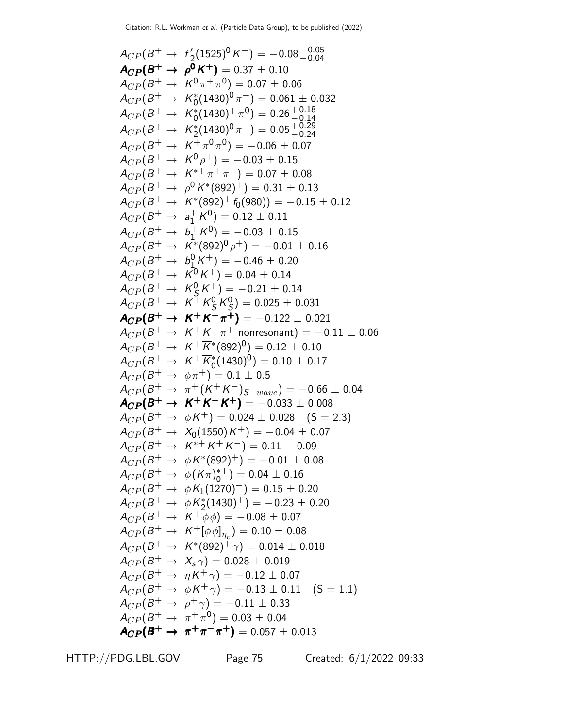$A_{CP}(B^+ \to f_2'(1525)^0 K^+) = -0.08^{+0.05}_{-0.04}$

$\boldsymbol{A_{CP}(B^+ \to \rho^0 K^+)} = 0.37 \pm 0.10$

$A_{CP}(B^+ \to K^0 \pi^+ \pi^0) = 0.07 \pm 0.06$

$A_{CP}(B^+ \to K_0^*(1430)^0 \pi^+) = 0.061 \pm 0.032$

$A_{CP}(B^+ \to K_0^*(1430)^+ \pi^0) = 0.26^{+0.18}_{-0.14}$

$A_{CP}(B^+ \to K_2^*(1430)^0 \pi^+) = 0.05^{+0.29}_{-0.24}$

$A_{CP}(B^+ \to K^+ \pi^0 \pi^0) = -0.06 \pm 0.07$

$A_{CP}(B^+ \to K^0 \rho^+) = -0.03 \pm 0.15$

$A_{CP}(B^+ \to K^{*+} \pi^+ \pi^-) = 0.07 \pm 0.08$

$A_{CP}(B^+ \to \rho^0 K^*(892)^+) = 0.31 \pm 0.13$

$A_{CP}(B^+ \to K^*(892)^+ f_0(980)) = -0.15 \pm 0.12$

$A_{CP}(B^+ \to a_1^+ K^0) = 0.12 \pm 0.11$

$A_{CP}(B^+ \to b_1^+ K^0) = -0.03 \pm 0.15$

$A_{CP}(B^+ \to K^*(892)^0 \rho^+) = -0.01 \pm 0.16$

$A_{CP}(B^+ \to b_1^0 K^+) = -0.46 \pm 0.20$

$A_{CP}(B^+ \to \overline{K}^0 K^+) = 0.04 \pm 0.14$

$A_{CP}(B^+ \to K_S^0 K^+) = -0.21 \pm 0.14$

$A_{CP}(B^+ \to K^+ K_S^0 K_S^0) = 0.025 \pm 0.031$

$\boldsymbol{A_{CP}(B^+ \to K^+ K^- \pi^+)} = -0.122 \pm 0.021$

$A_{CP}(B^+ \to K^+ K^- \pi^+ \text{ nonresonant}) = -0.11 \pm 0.06$

$A_{CP}(B^+ \to K^+ \overline{K}^*(892)^0) = 0.12 \pm 0.10$

$A_{CP}(B^+ \to K^+ \overline{K}_0^*(1430)^0) = 0.10 \pm 0.17$

$A_{CP}(B^+ \to \phi \pi^+) = 0.1 \pm 0.5$

$A_{CP}(B^+ \to \pi^+ (K^+ K^-)_{S-wave}) = -0.66 \pm 0.04$

$\boldsymbol{A_{CP}(B^+ \to K^+ K^- K^+)} = -0.033 \pm 0.008$

$A_{CP}(B^+ \to \phi K^+) = 0.024 \pm 0.028 \quad (S = 2.3)$

$A_{CP}(B^+ \to X_0(1550) K^+) = -0.04 \pm 0.07$

$A_{CP}(B^+ \to K^{*+} K^+ K^-) = 0.11 \pm 0.09$

$A_{CP}(B^+ \to \phi K^*(892)^+) = -0.01 \pm 0.08$

$A_{CP}(B^+ \to \phi (K\pi)_0^{*+}) = 0.04 \pm 0.16$

$A_{CP}(B^+ \to \phi K_1(1270)^+) = 0.15 \pm 0.20$

$A_{CP}(B^+ \to \phi K_2^*(1430)^+) = -0.23 \pm 0.20$

$A_{CP}(B^+ \to K^+ \phi \phi) = -0.08 \pm 0.07$

$A_{CP}(B^+ \to K^+ [\phi\phi]_{\eta_c}) = 0.10 \pm 0.08$

$A_{CP}(B^+ \to K^*(892)^+ \gamma) = 0.014 \pm 0.018$

$A_{CP}(B^+ \to X_s \gamma) = 0.028 \pm 0.019$

$A_{CP}(B^+ \to \eta K^+ \gamma) = -0.12 \pm 0.07$

$A_{CP}(B^+ \to \phi K^+ \gamma) = -0.13 \pm 0.11 \quad (S = 1.1)$

$A_{CP}(B^+ \to \rho^+ \gamma) = -0.11 \pm 0.33$

$A_{CP}(B^+ \to \pi^+ \pi^0) = 0.03 \pm 0.04$

$\boldsymbol{A_{CP}(B^+ \to \pi^+ \pi^- \pi^+)} = 0.057 \pm 0.013$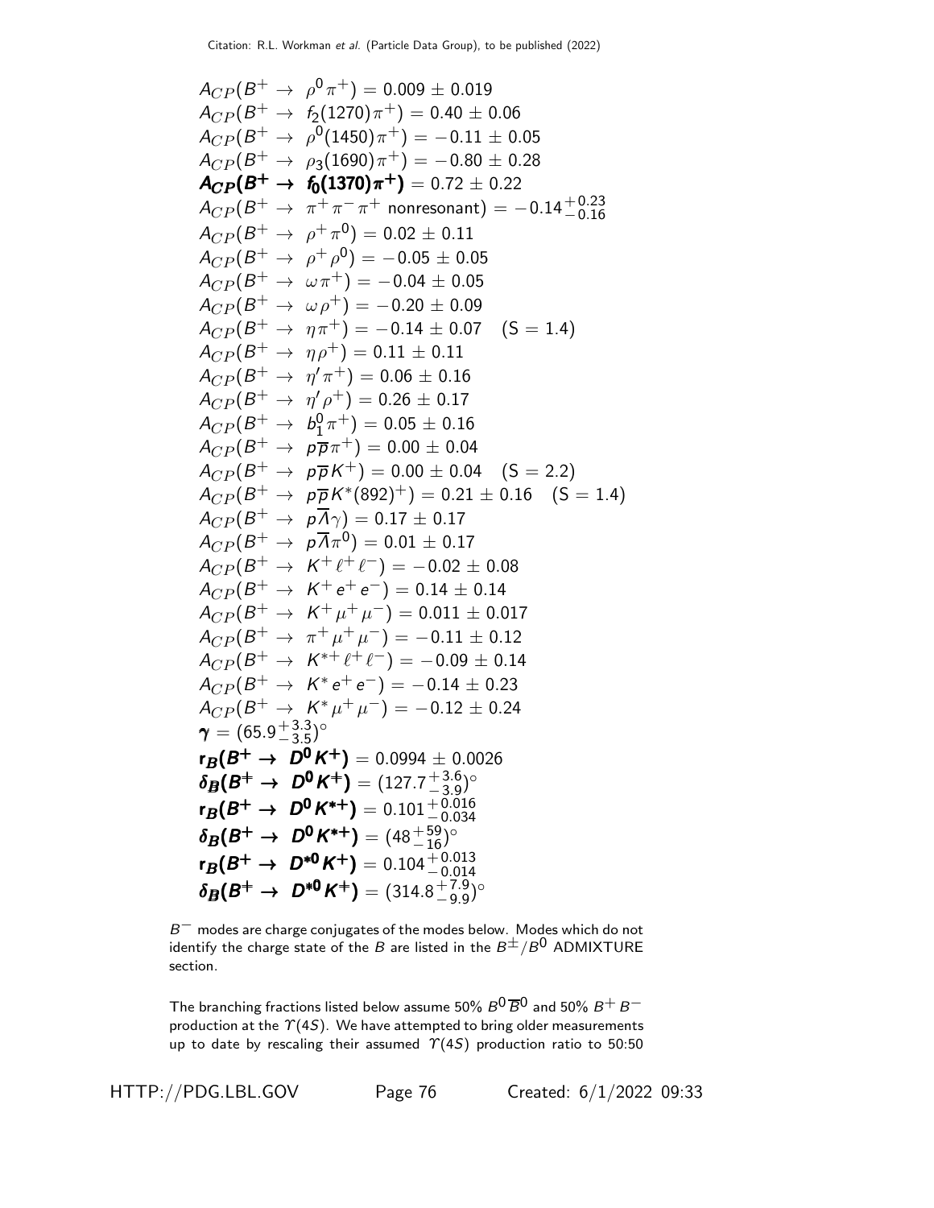$A_{CP}(B^+ \to \rho^0 \pi^+) = 0.009 \pm 0.019$
$A_{CP}(B^+ \to f_2(1270)\pi^+) = 0.40 \pm 0.06$
$A_{CP}(B^+ \to \rho^0(1450)\pi^+) = -0.11 \pm 0.05$
$A_{CP}(B^+ \to \rho_3(1690)\pi^+) = -0.80 \pm 0.28$
$\boldsymbol{A_{CP}(B^+ \to f_0(1370)\pi^+)} = 0.72 \pm 0.22$
$A_{CP}(B^+ \to \pi^+\pi^-\pi^+ \text{ nonresonant}) = -0.14^{+0.23}_{-0.16}$
$A_{CP}(B^+ \to \rho^+ \pi^0) = 0.02 \pm 0.11$
$A_{CP}(B^+ \to \rho^+ \rho^0) = -0.05 \pm 0.05$
$A_{CP}(B^+ \to \omega \pi^+) = -0.04 \pm 0.05$
$A_{CP}(B^+ \to \omega \rho^+) = -0.20 \pm 0.09$
$A_{CP}(B^+ \to \eta \pi^+) = -0.14 \pm 0.07$ (S = 1.4)
$A_{CP}(B^+ \to \eta \rho^+) = 0.11 \pm 0.11$
$A_{CP}(B^+ \to \eta' \pi^+) = 0.06 \pm 0.16$
$A_{CP}(B^+ \to \eta' \rho^+) = 0.26 \pm 0.17$
$A_{CP}(B^+ \to b_1^0 \pi^+) = 0.05 \pm 0.16$
$A_{CP}(B^+ \to p\overline{p}\pi^+) = 0.00 \pm 0.04$
$A_{CP}(B^+ \to p\overline{p}K^+) = 0.00 \pm 0.04$ (S = 2.2)
$A_{CP}(B^+ \to p\overline{p}K^*(892)^+) = 0.21 \pm 0.16$ (S = 1.4)
$A_{CP}(B^+ \to p\overline{\Lambda}\gamma) = 0.17 \pm 0.17$
$A_{CP}(B^+ \to p\overline{\Lambda}\pi^0) = 0.01 \pm 0.17$
$A_{CP}(B^+ \to K^+ \ell^+ \ell^-) = -0.02 \pm 0.08$
$A_{CP}(B^+ \to K^+ e^+ e^-) = 0.14 \pm 0.14$
$A_{CP}(B^+ \to K^+ \mu^+ \mu^-) = 0.011 \pm 0.017$
$A_{CP}(B^+ \to \pi^+ \mu^+ \mu^-) = -0.11 \pm 0.12$
$A_{CP}(B^+ \to K^{*+} \ell^+ \ell^-) = -0.09 \pm 0.14$
$A_{CP}(B^+ \to K^* e^+ e^-) = -0.14 \pm 0.23$
$A_{CP}(B^+ \to K^* \mu^+ \mu^-) = -0.12 \pm 0.24$
$\boldsymbol{\gamma} = (65.9^{+3.3}_{-3.5})^\circ$
$\boldsymbol{r_B(B^+ \to D^0 K^+)} = 0.0994 \pm 0.0026$
$\boldsymbol{\delta_B(B^+ \to D^0 K^+)} = (127.7^{+3.6}_{-3.9})^\circ$
$\boldsymbol{r_B(B^+ \to D^0 K^{*+})} = 0.101^{+0.016}_{-0.034}$
$\boldsymbol{\delta_B(B^+ \to D^0 K^{*+})} = (48^{+59}_{-16})^\circ$
$\boldsymbol{r_B(B^+ \to D^{*0} K^+)} = 0.104^{+0.013}_{-0.014}$
$\boldsymbol{\delta_B(B^+ \to D^{*0} K^+)} = (314.8^{+7.9}_{-9.9})^\circ$

$B^-$ modes are charge conjugates of the modes below. Modes which do not identify the charge state of the $B$ are listed in the $B^\pm/B^0$ ADMIXTURE section.

The branching fractions listed below assume 50% $B^0\overline{B}^0$ and 50% $B^+B^-$ production at the $\Upsilon(4S)$. We have attempted to bring older measurements up to date by rescaling their assumed $\Upsilon(4S)$ production ratio to 50:50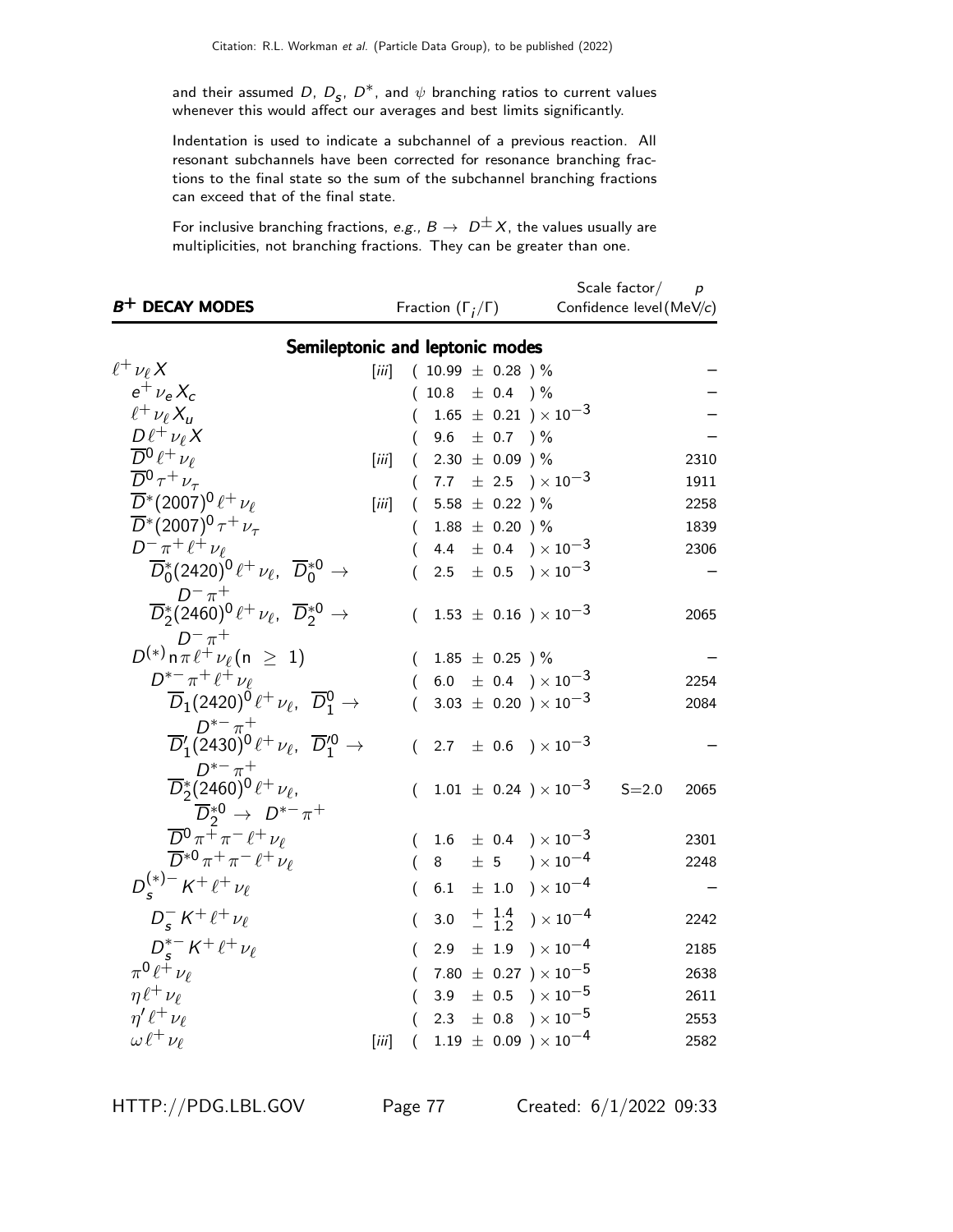and their assumed $D$, $D_s$, $D^*$, and $\psi$ branching ratios to current values whenever this would affect our averages and best limits significantly.

Indentation is used to indicate a subchannel of a previous reaction. All resonant subchannels have been corrected for resonance branching fractions to the final state so the sum of the subchannel branching fractions can exceed that of the final state.

For inclusive branching fractions, *e.g.*, $B \to D^{\pm} X$, the values usually are multiplicities, not branching fractions. They can be greater than one.

| $B^+$ DECAY MODES | | Fraction $(\Gamma_i/\Gamma)$ | Scale factor/ Confidence level | $p$ (MeV/$c$) |
|---|---|---|---|---|
| **Semileptonic and leptonic modes** | | | | |
| $\ell^+ \nu_\ell X$ | [iii] | $(10.99 \pm 0.28)$ % | | – |
| $\quad e^+ \nu_e X_c$ | | $(10.8 \pm 0.4)$ % | | – |
| $\quad \ell^+ \nu_\ell X_u$ | | $(1.65 \pm 0.21) \times 10^{-3}$ | | – |
| $\quad D \ell^+ \nu_\ell X$ | | $(9.6 \pm 0.7)$ % | | – |
| $\quad \overline{D}^0 \ell^+ \nu_\ell$ | [iii] | $(2.30 \pm 0.09)$ % | | 2310 |
| $\quad \overline{D}^0 \tau^+ \nu_\tau$ | | $(7.7 \pm 2.5) \times 10^{-3}$ | | 1911 |
| $\quad \overline{D}^*(2007)^0 \ell^+ \nu_\ell$ | [iii] | $(5.58 \pm 0.22)$ % | | 2258 |
| $\quad \overline{D}^*(2007)^0 \tau^+ \nu_\tau$ | | $(1.88 \pm 0.20)$ % | | 1839 |
| $\quad D^- \pi^+ \ell^+ \nu_\ell$ | | $(4.4 \pm 0.4) \times 10^{-3}$ | | 2306 |
| $\quad\quad \overline{D}_0^*(2420)^0 \ell^+ \nu_\ell$, $\overline{D}_0^{*0} \to D^- \pi^+$ | | $(2.5 \pm 0.5) \times 10^{-3}$ | | – |
| $\quad\quad \overline{D}_2^*(2460)^0 \ell^+ \nu_\ell$, $\overline{D}_2^{*0} \to D^- \pi^+$ | | $(1.53 \pm 0.16) \times 10^{-3}$ | | 2065 |
| $\quad D^{(*)} n \pi \ell^+ \nu_\ell (n \geq 1)$ | | $(1.85 \pm 0.25)$ % | | – |
| $\quad D^{*-} \pi^+ \ell^+ \nu_\ell$ | | $(6.0 \pm 0.4) \times 10^{-3}$ | | 2254 |
| $\quad\quad \overline{D}_1(2420)^0 \ell^+ \nu_\ell$, $\overline{D}_1^0 \to D^{*-} \pi^+$ | | $(3.03 \pm 0.20) \times 10^{-3}$ | | 2084 |
| $\quad\quad \overline{D}_1'(2430)^0 \ell^+ \nu_\ell$, $\overline{D}_1'^0 \to D^{*-} \pi^+$ | | $(2.7 \pm 0.6) \times 10^{-3}$ | | – |
| $\quad\quad \overline{D}_2^*(2460)^0 \ell^+ \nu_\ell$, $\overline{D}_2^{*0} \to D^{*-} \pi^+$ | | $(1.01 \pm 0.24) \times 10^{-3}$ | S=2.0 | 2065 |
| $\quad\quad \overline{D}^0 \pi^+ \pi^- \ell^+ \nu_\ell$ | | $(1.6 \pm 0.4) \times 10^{-3}$ | | 2301 |
| $\quad\quad \overline{D}^{*0} \pi^+ \pi^- \ell^+ \nu_\ell$ | | $(8 \pm 5) \times 10^{-4}$ | | 2248 |
| $\quad D_s^{(*)-} K^+ \ell^+ \nu_\ell$ | | $(6.1 \pm 1.0) \times 10^{-4}$ | | – |
| $\quad\quad D_s^- K^+ \ell^+ \nu_\ell$ | | $(3.0 \ {}^{+1.4}_{-1.2}) \times 10^{-4}$ | | 2242 |
| $\quad\quad D_s^{*-} K^+ \ell^+ \nu_\ell$ | | $(2.9 \pm 1.9) \times 10^{-4}$ | | 2185 |
| $\quad \pi^0 \ell^+ \nu_\ell$ | | $(7.80 \pm 0.27) \times 10^{-5}$ | | 2638 |
| $\quad \eta \ell^+ \nu_\ell$ | | $(3.9 \pm 0.5) \times 10^{-5}$ | | 2611 |
| $\quad \eta' \ell^+ \nu_\ell$ | | $(2.3 \pm 0.8) \times 10^{-5}$ | | 2553 |
| $\quad \omega \ell^+ \nu_\ell$ | [iii] | $(1.19 \pm 0.09) \times 10^{-4}$ | | 2582 |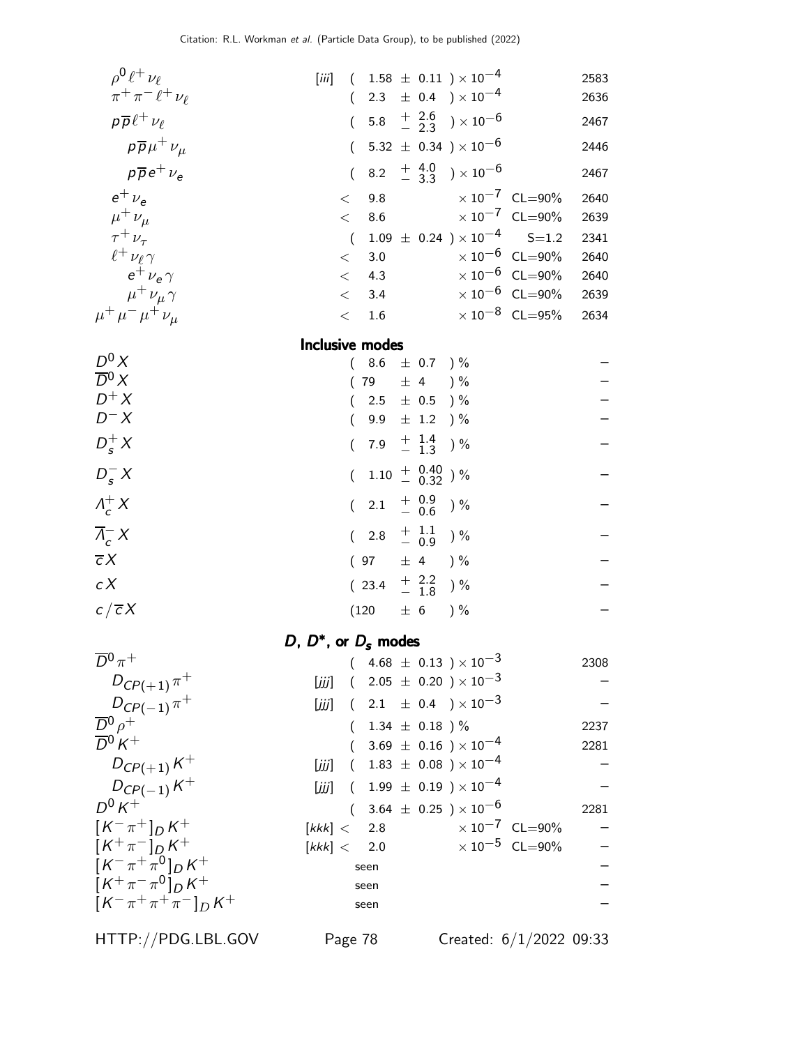| Mode | | Fraction ($\Gamma_i/\Gamma$) | Scale factor/ Confidence level | $p$ (MeV/c) |
|---|---|---|---|---|
| $\rho^0 \ell^+ \nu_\ell$ | [iii] | $(1.58 \pm 0.11) \times 10^{-4}$ | | 2583 |
| $\pi^+ \pi^- \ell^+ \nu_\ell$ | | $(2.3 \pm 0.4) \times 10^{-4}$ | | 2636 |
| $p \overline{p} \ell^+ \nu_\ell$ | | $(5.8 \, ^{+\,2.6}_{-\,2.3}) \times 10^{-6}$ | | 2467 |
| $p \overline{p} \mu^+ \nu_\mu$ | | $(5.32 \pm 0.34) \times 10^{-6}$ | | 2446 |
| $p \overline{p} e^+ \nu_e$ | | $(8.2 \, ^{+\,4.0}_{-\,3.3}) \times 10^{-6}$ | | 2467 |
| $e^+ \nu_e$ | | $< 9.8 \times 10^{-7}$ | CL=90% | 2640 |
| $\mu^+ \nu_\mu$ | | $< 8.6 \times 10^{-7}$ | CL=90% | 2639 |
| $\tau^+ \nu_\tau$ | | $(1.09 \pm 0.24) \times 10^{-4}$ | S=1.2 | 2341 |
| $\ell^+ \nu_\ell \gamma$ | | $< 3.0 \times 10^{-6}$ | CL=90% | 2640 |
| $e^+ \nu_e \gamma$ | | $< 4.3 \times 10^{-6}$ | CL=90% | 2640 |
| $\mu^+ \nu_\mu \gamma$ | | $< 3.4 \times 10^{-6}$ | CL=90% | 2639 |
| $\mu^+ \mu^- \mu^+ \nu_\mu$ | | $< 1.6 \times 10^{-8}$ | CL=95% | 2634 |

## Inclusive modes

| Mode | | Fraction ($\Gamma_i/\Gamma$) | Scale factor/ Confidence level | $p$ (MeV/c) |
|---|---|---|---|---|
| $D^0 X$ | | $(8.6 \pm 0.7)$ % | | – |
| $\overline{D}^0 X$ | | $(79 \pm 4)$ % | | – |
| $D^+ X$ | | $(2.5 \pm 0.5)$ % | | – |
| $D^- X$ | | $(9.9 \pm 1.2)$ % | | – |
| $D_s^+ X$ | | $(7.9 \, ^{+\,1.4}_{-\,1.3})$ % | | – |
| $D_s^- X$ | | $(1.10 \, ^{+\,0.40}_{-\,0.32})$ % | | – |
| $\Lambda_c^+ X$ | | $(2.1 \, ^{+\,0.9}_{-\,0.6})$ % | | – |
| $\overline{\Lambda}_c^- X$ | | $(2.8 \, ^{+\,1.1}_{-\,0.9})$ % | | – |
| $\overline{c} X$ | | $(97 \pm 4)$ % | | – |
| $c X$ | | $(23.4 \, ^{+\,2.2}_{-\,1.8})$ % | | – |
| $c / \overline{c} X$ | | $(120 \pm 6)$ % | | – |

## $D$, $D^*$, or $D_s$ modes

| Mode | | Fraction ($\Gamma_i/\Gamma$) | Scale factor/ Confidence level | $p$ (MeV/c) |
|---|---|---|---|---|
| $\overline{D}^0 \pi^+$ | | $(4.68 \pm 0.13) \times 10^{-3}$ | | 2308 |
| $D_{CP(+1)} \pi^+$ | [jjj] | $(2.05 \pm 0.20) \times 10^{-3}$ | | – |
| $D_{CP(-1)} \pi^+$ | [jjj] | $(2.1 \pm 0.4) \times 10^{-3}$ | | – |
| $\overline{D}^0 \rho^+$ | | $(1.34 \pm 0.18)$ % | | 2237 |
| $\overline{D}^0 K^+$ | | $(3.69 \pm 0.16) \times 10^{-4}$ | | 2281 |
| $D_{CP(+1)} K^+$ | [jjj] | $(1.83 \pm 0.08) \times 10^{-4}$ | | – |
| $D_{CP(-1)} K^+$ | [jjj] | $(1.99 \pm 0.19) \times 10^{-4}$ | | – |
| $D^0 K^+$ | | $(3.64 \pm 0.25) \times 10^{-6}$ | | 2281 |
| $[K^- \pi^+]_D K^+$ | [kkk] | $< 2.8 \times 10^{-7}$ | CL=90% | – |
| $[K^+ \pi^-]_D K^+$ | [kkk] | $< 2.0 \times 10^{-5}$ | CL=90% | – |
| $[K^- \pi^+ \pi^0]_D K^+$ | | seen | | – |
| $[K^+ \pi^- \pi^0]_D K^+$ | | seen | | – |
| $[K^- \pi^+ \pi^+ \pi^-]_D K^+$ | | seen | | – |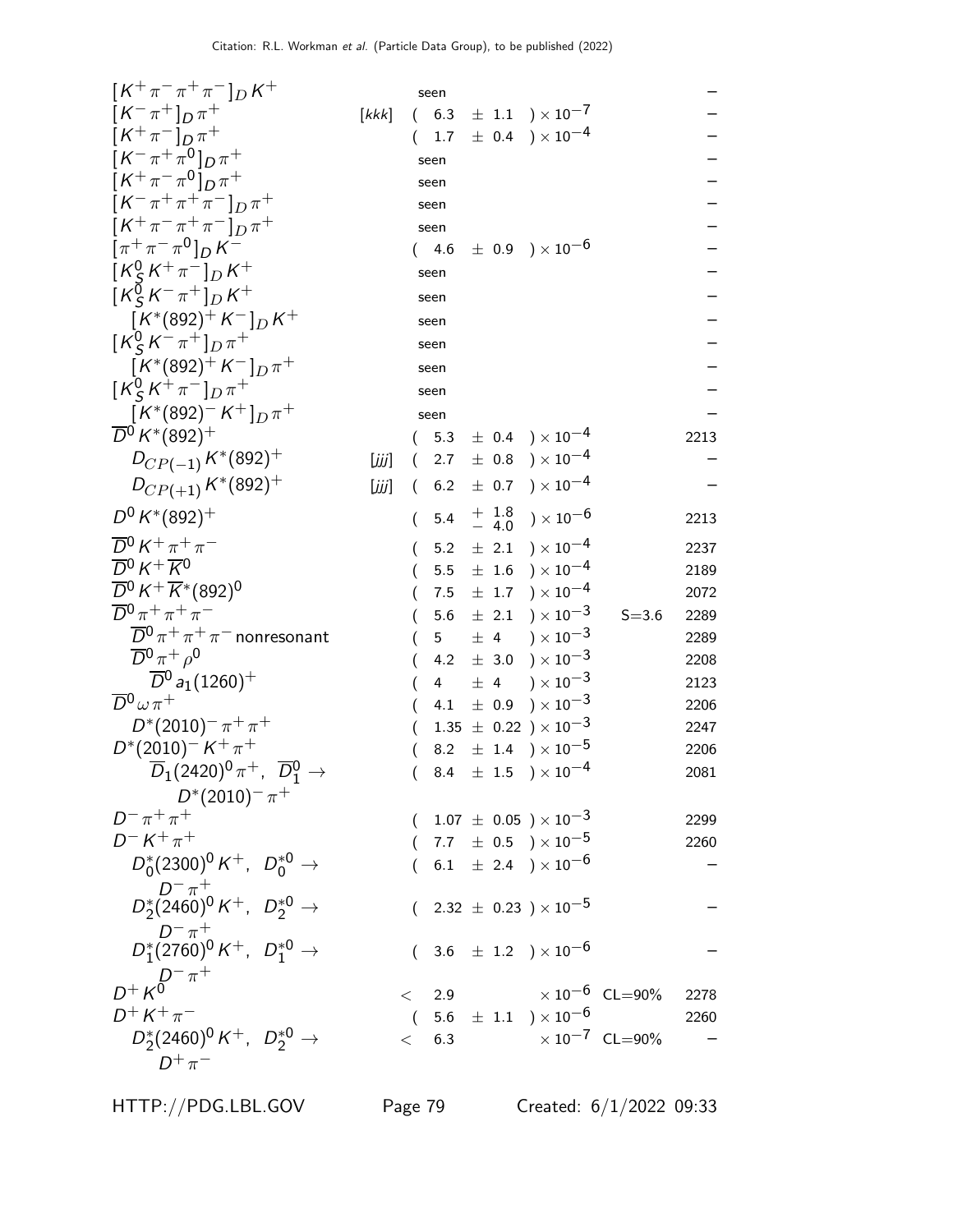| Mode | | Fraction ($\Gamma_i/\Gamma$) | Scale factor/ Confidence level | $p$ (MeV/$c$) |
|---|---|---|---|---|
| $[K^+\pi^-\pi^+\pi^-]_D K^+$ | | seen | | – |
| $[K^-\pi^+]_D \pi^+$ | [kkk] | $(6.3 \pm 1.1) \times 10^{-7}$ | | – |
| $[K^+\pi^-]_D \pi^+$ | | $(1.7 \pm 0.4) \times 10^{-4}$ | | – |
| $[K^-\pi^+\pi^0]_D \pi^+$ | | seen | | – |
| $[K^+\pi^-\pi^0]_D \pi^+$ | | seen | | – |
| $[K^-\pi^+\pi^+\pi^-]_D \pi^+$ | | seen | | – |
| $[K^+\pi^-\pi^+\pi^-]_D \pi^+$ | | seen | | – |
| $[\pi^+\pi^-\pi^0]_D K^-$ | | $(4.6 \pm 0.9) \times 10^{-6}$ | | – |
| $[K^0_S K^+\pi^-]_D K^+$ | | seen | | – |
| $[K^0_S K^-\pi^+]_D K^+$ | | seen | | – |
| $[K^*(892)^+ K^-]_D K^+$ | | seen | | – |
| $[K^0_S K^-\pi^+]_D \pi^+$ | | seen | | – |
| $[K^*(892)^+ K^-]_D \pi^+$ | | seen | | – |
| $[K^0_S K^+\pi^-]_D \pi^+$ | | seen | | – |
| $[K^*(892)^- K^+]_D \pi^+$ | | seen | | – |
| $\overline{D}^0 K^*(892)^+$ | | $(5.3 \pm 0.4) \times 10^{-4}$ | | 2213 |
| $D_{CP(-1)} K^*(892)^+$ | [jjj] | $(2.7 \pm 0.8) \times 10^{-4}$ | | – |
| $D_{CP(+1)} K^*(892)^+$ | [jjj] | $(6.2 \pm 0.7) \times 10^{-4}$ | | – |
| $D^0 K^*(892)^+$ | | $(5.4 \, ^{+1.8}_{-4.0}) \times 10^{-6}$ | | 2213 |
| $\overline{D}^0 K^+\pi^+\pi^-$ | | $(5.2 \pm 2.1) \times 10^{-4}$ | | 2237 |
| $\overline{D}^0 K^+\overline{K}^0$ | | $(5.5 \pm 1.6) \times 10^{-4}$ | | 2189 |
| $\overline{D}^0 K^+\overline{K}^*(892)^0$ | | $(7.5 \pm 1.7) \times 10^{-4}$ | | 2072 |
| $\overline{D}^0 \pi^+\pi^+\pi^-$ | | $(5.6 \pm 2.1) \times 10^{-3}$ | S=3.6 | 2289 |
| $\overline{D}^0 \pi^+\pi^+\pi^-$ nonresonant | | $(5 \pm 4) \times 10^{-3}$ | | 2289 |
| $\overline{D}^0 \pi^+\rho^0$ | | $(4.2 \pm 3.0) \times 10^{-3}$ | | 2208 |
| $\overline{D}^0 a_1(1260)^+$ | | $(4 \pm 4) \times 10^{-3}$ | | 2123 |
| $\overline{D}^0 \omega\pi^+$ | | $(4.1 \pm 0.9) \times 10^{-3}$ | | 2206 |
| $D^*(2010)^-\pi^+\pi^+$ | | $(1.35 \pm 0.22) \times 10^{-3}$ | | 2247 |
| $D^*(2010)^- K^+\pi^+$ | | $(8.2 \pm 1.4) \times 10^{-5}$ | | 2206 |
| $\overline{D}_1(2420)^0\pi^+$, $\overline{D}^0_1 \to D^*(2010)^-\pi^+$ | | $(8.4 \pm 1.5) \times 10^{-4}$ | | 2081 |
| $D^-\pi^+\pi^+$ | | $(1.07 \pm 0.05) \times 10^{-3}$ | | 2299 |
| $D^- K^+\pi^+$ | | $(7.7 \pm 0.5) \times 10^{-5}$ | | 2260 |
| $D^*_0(2300)^0 K^+$, $D^{*0}_0 \to D^-\pi^+$ | | $(6.1 \pm 2.4) \times 10^{-6}$ | | – |
| $D^*_2(2460)^0 K^+$, $D^{*0}_2 \to D^-\pi^+$ | | $(2.32 \pm 0.23) \times 10^{-5}$ | | – |
| $D^*_1(2760)^0 K^+$, $D^{*0}_1 \to D^-\pi^+$ | | $(3.6 \pm 1.2) \times 10^{-6}$ | | – |
| $D^+ K^0$ | | $< 2.9 \times 10^{-6}$ | CL=90% | 2278 |
| $D^+ K^+\pi^-$ | | $(5.6 \pm 1.1) \times 10^{-6}$ | | 2260 |
| $D^*_2(2460)^0 K^+$, $D^{*0}_2 \to D^+\pi^-$ | | $< 6.3 \times 10^{-7}$ | CL=90% | – |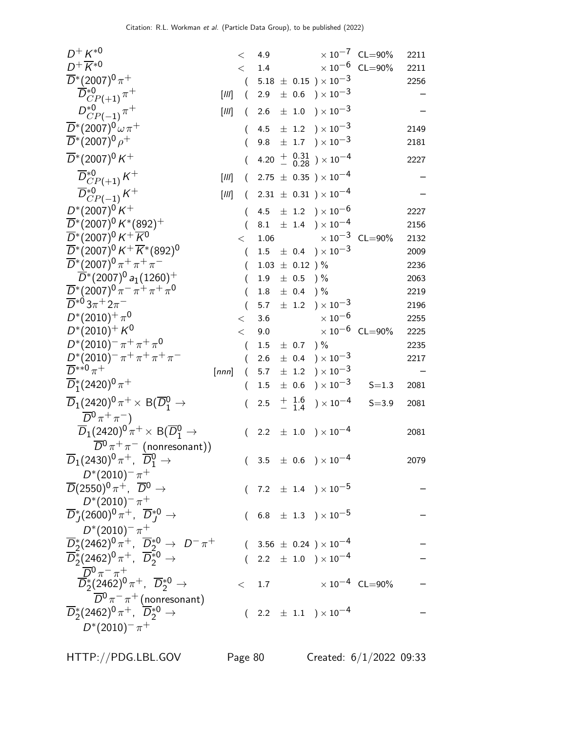| Mode | | Fraction ($\Gamma_i/\Gamma$) | Scale factor/ Confidence level | $p$ (MeV/c) |
|---|---|---|---|---|
| $D^+ K^{*0}$ | | $< 4.9 \times 10^{-7}$ | CL=90% | 2211 |
| $D^+ \overline{K}^{*0}$ | | $< 1.4 \times 10^{-6}$ | CL=90% | 2211 |
| $\overline{D}^*(2007)^0 \pi^+$ | | $( 5.18 \pm 0.15 ) \times 10^{-3}$ | | 2256 |
| $\overline{D}^{*0}_{CP(+1)} \pi^+$ | [lll] | $( 2.9 \pm 0.6 ) \times 10^{-3}$ | | – |
| $D^{*0}_{CP(-1)} \pi^+$ | [lll] | $( 2.6 \pm 1.0 ) \times 10^{-3}$ | | – |
| $\overline{D}^*(2007)^0 \omega \pi^+$ | | $( 4.5 \pm 1.2 ) \times 10^{-3}$ | | 2149 |
| $\overline{D}^*(2007)^0 \rho^+$ | | $( 9.8 \pm 1.7 ) \times 10^{-3}$ | | 2181 |
| $\overline{D}^*(2007)^0 K^+$ | | $( 4.20 {}^{+0.31}_{-0.28} ) \times 10^{-4}$ | | 2227 |
| $\overline{D}^{*0}_{CP(+1)} K^+$ | [lll] | $( 2.75 \pm 0.35 ) \times 10^{-4}$ | | – |
| $\overline{D}^{*0}_{CP(-1)} K^+$ | [lll] | $( 2.31 \pm 0.31 ) \times 10^{-4}$ | | – |
| $D^*(2007)^0 K^+$ | | $( 4.5 \pm 1.2 ) \times 10^{-6}$ | | 2227 |
| $\overline{D}^*(2007)^0 K^*(892)^+$ | | $( 8.1 \pm 1.4 ) \times 10^{-4}$ | | 2156 |
| $\overline{D}^*(2007)^0 K^+ \overline{K}^0$ | | $< 1.06 \times 10^{-3}$ | CL=90% | 2132 |
| $\overline{D}^*(2007)^0 K^+ \overline{K}^*(892)^0$ | | $( 1.5 \pm 0.4 ) \times 10^{-3}$ | | 2009 |
| $\overline{D}^*(2007)^0 \pi^+ \pi^+ \pi^-$ | | $( 1.03 \pm 0.12 )$ % | | 2236 |
| $\overline{D}^*(2007)^0 a_1(1260)^+$ | | $( 1.9 \pm 0.5 )$ % | | 2063 |
| $\overline{D}^*(2007)^0 \pi^- \pi^+ \pi^+ \pi^0$ | | $( 1.8 \pm 0.4 )$ % | | 2219 |
| $\overline{D}^{*0} 3\pi^+ 2\pi^-$ | | $( 5.7 \pm 1.2 ) \times 10^{-3}$ | | 2196 |
| $D^*(2010)^+ \pi^0$ | | $< 3.6 \times 10^{-6}$ | | 2255 |
| $D^*(2010)^+ K^0$ | | $< 9.0 \times 10^{-6}$ | CL=90% | 2225 |
| $D^*(2010)^- \pi^+ \pi^+ \pi^0$ | | $( 1.5 \pm 0.7 )$ % | | 2235 |
| $D^*(2010)^- \pi^+ \pi^+ \pi^+ \pi^-$ | | $( 2.6 \pm 0.4 ) \times 10^{-3}$ | | 2217 |
| $\overline{D}^{**0} \pi^+$ | [nnn] | $( 5.7 \pm 1.2 ) \times 10^{-3}$ | | – |
| $\overline{D}^*_1(2420)^0 \pi^+$ | | $( 1.5 \pm 0.6 ) \times 10^{-3}$ | S=1.3 | 2081 |
| $\overline{D}_1(2420)^0 \pi^+ \times$ B($\overline{D}^0_1 \to \overline{D}^0 \pi^+ \pi^-$) | | $( 2.5 {}^{+1.6}_{-1.4} ) \times 10^{-4}$ | S=3.9 | 2081 |
| $\overline{D}_1(2420)^0 \pi^+ \times$ B($\overline{D}^0_1 \to \overline{D}^0 \pi^+ \pi^-$ (nonresonant)) | | $( 2.2 \pm 1.0 ) \times 10^{-4}$ | | 2081 |
| $\overline{D}_1(2430)^0 \pi^+$, $\overline{D}^0_1 \to D^*(2010)^- \pi^+$ | | $( 3.5 \pm 0.6 ) \times 10^{-4}$ | | 2079 |
| $\overline{D}(2550)^0 \pi^+$, $\overline{D}^0 \to D^*(2010)^- \pi^+$ | | $( 7.2 \pm 1.4 ) \times 10^{-5}$ | | – |
| $\overline{D}^*_J(2600)^0 \pi^+$, $\overline{D}^{*0}_J \to D^*(2010)^- \pi^+$ | | $( 6.8 \pm 1.3 ) \times 10^{-5}$ | | – |
| $\overline{D}^*_2(2462)^0 \pi^+$, $\overline{D}^{*0}_2 \to D^- \pi^+$ | | $( 3.56 \pm 0.24 ) \times 10^{-4}$ | | – |
| $\overline{D}^*_2(2462)^0 \pi^+$, $\overline{D}^{*0}_2 \to \overline{D}^0 \pi^- \pi^+$ | | $( 2.2 \pm 1.0 ) \times 10^{-4}$ | | – |
| $\overline{D}^*_2(2462)^0 \pi^+$, $\overline{D}^{*0}_2 \to \overline{D}^0 \pi^- \pi^+$ (nonresonant) | | $< 1.7 \times 10^{-4}$ | CL=90% | – |
| $\overline{D}^*_2(2462)^0 \pi^+$, $\overline{D}^{*0}_2 \to D^*(2010)^- \pi^+$ | | $( 2.2 \pm 1.1 ) \times 10^{-4}$ | | – |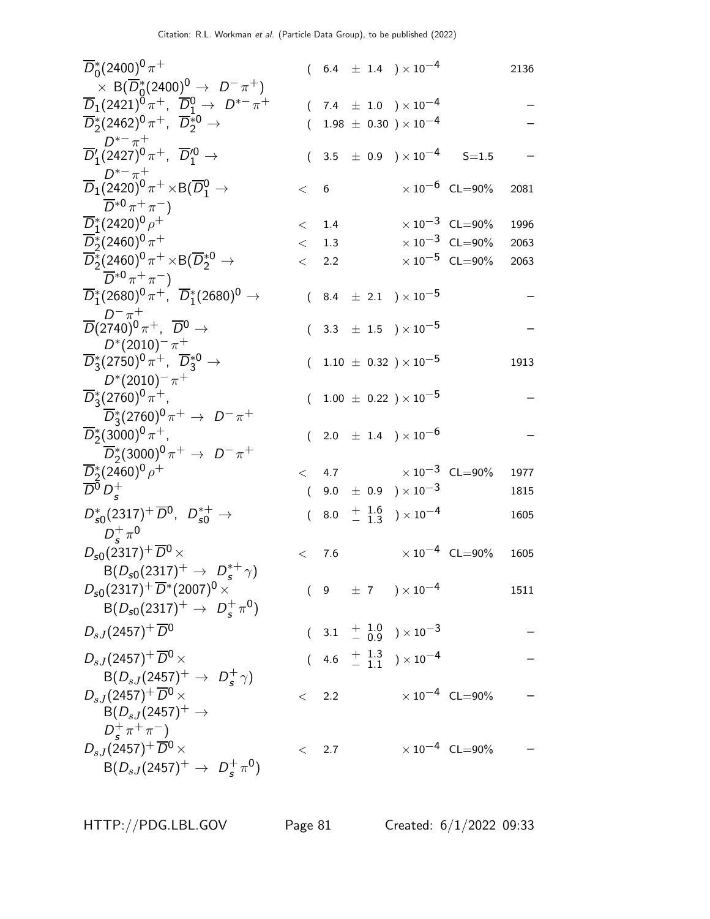| Mode | Fraction ($\Gamma_i/\Gamma$) | Scale factor/ Confidence level | $p$ (MeV/c) |
|---|---|---|---|
| $\overline{D}{}^*_0(2400)^0\pi^+ \times \mathrm{B}(\overline{D}{}^*_0(2400)^0 \to D^-\pi^+)$ | $(6.4 \pm 1.4) \times 10^{-4}$ | | 2136 |
| $\overline{D}_1(2421)^0\pi^+$, $\overline{D}{}^0_1 \to D^{*-}\pi^+$ | $(7.4 \pm 1.0) \times 10^{-4}$ | | – |
| $\overline{D}{}^*_2(2462)^0\pi^+$, $\overline{D}{}^{*0}_2 \to D^{*-}\pi^+$ | $(1.98 \pm 0.30) \times 10^{-4}$ | | – |
| $\overline{D}{}'_1(2427)^0\pi^+$, $\overline{D}{}'^0_1 \to D^{*-}\pi^+$ | $(3.5 \pm 0.9) \times 10^{-4}$ | S=1.5 | – |
| $\overline{D}_1(2420)^0\pi^+ \times \mathrm{B}(\overline{D}{}^0_1 \to \overline{D}{}^{*0}\pi^+\pi^-)$ | $< 6 \times 10^{-6}$ | CL=90% | 2081 |
| $\overline{D}{}^*_1(2420)^0\rho^+$ | $< 1.4 \times 10^{-3}$ | CL=90% | 1996 |
| $\overline{D}{}^*_2(2460)^0\pi^+$ | $< 1.3 \times 10^{-3}$ | CL=90% | 2063 |
| $\overline{D}{}^*_2(2460)^0\pi^+ \times \mathrm{B}(\overline{D}{}^{*0}_2 \to \overline{D}{}^{*0}\pi^+\pi^-)$ | $< 2.2 \times 10^{-5}$ | CL=90% | 2063 |
| $\overline{D}{}^*_1(2680)^0\pi^+$, $\overline{D}{}^*_1(2680)^0 \to D^-\pi^+$ | $(8.4 \pm 2.1) \times 10^{-5}$ | | – |
| $\overline{D}(2740)^0\pi^+$, $\overline{D}{}^0 \to D^*(2010)^-\pi^+$ | $(3.3 \pm 1.5) \times 10^{-5}$ | | – |
| $\overline{D}{}^*_3(2750)^0\pi^+$, $\overline{D}{}^{*0}_3 \to D^*(2010)^-\pi^+$ | $(1.10 \pm 0.32) \times 10^{-5}$ | | 1913 |
| $\overline{D}{}^*_3(2760)^0\pi^+$, $\overline{D}{}^*_3(2760)^0\pi^+ \to D^-\pi^+$ | $(1.00 \pm 0.22) \times 10^{-5}$ | | – |
| $\overline{D}{}^*_2(3000)^0\pi^+$, $\overline{D}{}^*_2(3000)^0\pi^+ \to D^-\pi^+$ | $(2.0 \pm 1.4) \times 10^{-6}$ | | – |
| $\overline{D}{}^*_2(2460)^0\rho^+$ | $< 4.7 \times 10^{-3}$ | CL=90% | 1977 |
| $\overline{D}{}^0 D^+_s$ | $(9.0 \pm 0.9) \times 10^{-3}$ | | 1815 |
| $D^*_{s0}(2317)^+\overline{D}{}^0$, $D^{*+}_{s0} \to D^+_s\pi^0$ | $(8.0 \, ^{+1.6}_{-1.3}) \times 10^{-4}$ | | 1605 |
| $D_{s0}(2317)^+\overline{D}{}^0 \times \mathrm{B}(D_{s0}(2317)^+ \to D^{*+}_s\gamma)$ | $< 7.6 \times 10^{-4}$ | CL=90% | 1605 |
| $D_{s0}(2317)^+\overline{D}{}^*(2007)^0 \times \mathrm{B}(D_{s0}(2317)^+ \to D^+_s\pi^0)$ | $(9 \pm 7) \times 10^{-4}$ | | 1511 |
| $D_{sJ}(2457)^+\overline{D}{}^0$ | $(3.1 \, ^{+1.0}_{-0.9}) \times 10^{-3}$ | | – |
| $D_{sJ}(2457)^+\overline{D}{}^0 \times \mathrm{B}(D_{sJ}(2457)^+ \to D^+_s\gamma)$ | $(4.6 \, ^{+1.3}_{-1.1}) \times 10^{-4}$ | | – |
| $D_{sJ}(2457)^+\overline{D}{}^0 \times \mathrm{B}(D_{sJ}(2457)^+ \to D^+_s\pi^+\pi^-)$ | $< 2.2 \times 10^{-4}$ | CL=90% | – |
| $D_{sJ}(2457)^+\overline{D}{}^0 \times \mathrm{B}(D_{sJ}(2457)^+ \to D^+_s\pi^0)$ | $< 2.7 \times 10^{-4}$ | CL=90% | – |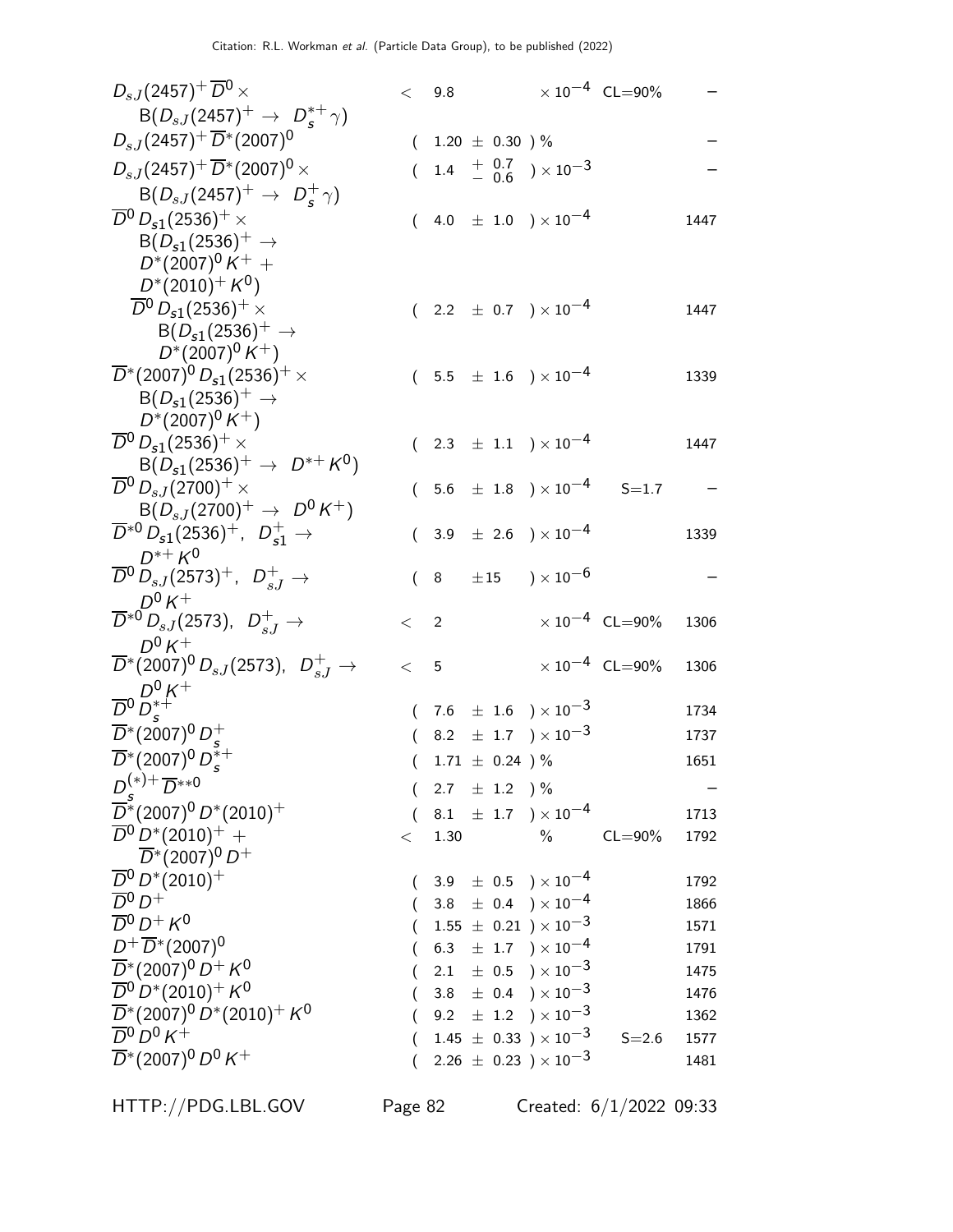| Mode | Fraction ($\Gamma_i/\Gamma$) | Scale factor/ Confidence level | p (MeV/c) |
|---|---|---|---|
| $D_{sJ}(2457)^+ \overline{D}^0 \times \mathrm{B}(D_{sJ}(2457)^+ \to D_s^{*+}\gamma)$ | $< 9.8 \times 10^{-4}$ | CL=90% | – |
| $D_{sJ}(2457)^+ \overline{D}^*(2007)^0$ | $(1.20 \pm 0.30)\ \%$ | | – |
| $D_{sJ}(2457)^+ \overline{D}^*(2007)^0 \times \mathrm{B}(D_{sJ}(2457)^+ \to D_s^+\gamma)$ | $(1.4\ ^{+\ 0.7}_{-\ 0.6}) \times 10^{-3}$ | | – |
| $\overline{D}^0 D_{s1}(2536)^+ \times \mathrm{B}(D_{s1}(2536)^+ \to D^*(2007)^0 K^+ + D^*(2010)^+ K^0)$ | $(4.0 \pm 1.0) \times 10^{-4}$ | | 1447 |
| $\quad \overline{D}^0 D_{s1}(2536)^+ \times \mathrm{B}(D_{s1}(2536)^+ \to D^*(2007)^0 K^+)$ | $(2.2 \pm 0.7) \times 10^{-4}$ | | 1447 |
| $\overline{D}^*(2007)^0 D_{s1}(2536)^+ \times \mathrm{B}(D_{s1}(2536)^+ \to D^*(2007)^0 K^+)$ | $(5.5 \pm 1.6) \times 10^{-4}$ | | 1339 |
| $\overline{D}^0 D_{s1}(2536)^+ \times \mathrm{B}(D_{s1}(2536)^+ \to D^{*+} K^0)$ | $(2.3 \pm 1.1) \times 10^{-4}$ | | 1447 |
| $\overline{D}^0 D_{sJ}(2700)^+ \times \mathrm{B}(D_{sJ}(2700)^+ \to D^0 K^+)$ | $(5.6 \pm 1.8) \times 10^{-4}$ | S=1.7 | – |
| $\overline{D}^{*0} D_{s1}(2536)^+,\ D_{s1}^+ \to D^{*+} K^0$ | $(3.9 \pm 2.6) \times 10^{-4}$ | | 1339 |
| $\overline{D}^0 D_{sJ}(2573)^+,\ D_{sJ}^+ \to D^0 K^+$ | $(8 \pm 15) \times 10^{-6}$ | | – |
| $\overline{D}^{*0} D_{sJ}(2573),\ D_{sJ}^+ \to D^0 K^+$ | $< 2 \times 10^{-4}$ | CL=90% | 1306 |
| $\overline{D}^*(2007)^0 D_{sJ}(2573),\ D_{sJ}^+ \to D^0 K^+$ | $< 5 \times 10^{-4}$ | CL=90% | 1306 |
| $\overline{D}^0 D_s^{*+}$ | $(7.6 \pm 1.6) \times 10^{-3}$ | | 1734 |
| $\overline{D}^*(2007)^0 D_s^+$ | $(8.2 \pm 1.7) \times 10^{-3}$ | | 1737 |
| $\overline{D}^*(2007)^0 D_s^{*+}$ | $(1.71 \pm 0.24)\ \%$ | | 1651 |
| $D_s^{(*)+} \overline{D}^{**0}$ | $(2.7 \pm 1.2)\ \%$ | | – |
| $\overline{D}^*(2007)^0 D^*(2010)^+$ | $(8.1 \pm 1.7) \times 10^{-4}$ | | 1713 |
| $\overline{D}^0 D^*(2010)^+ + \overline{D}^*(2007)^0 D^+$ | $< 1.30\ \%$ | CL=90% | 1792 |
| $\overline{D}^0 D^*(2010)^+$ | $(3.9 \pm 0.5) \times 10^{-4}$ | | 1792 |
| $\overline{D}^0 D^+$ | $(3.8 \pm 0.4) \times 10^{-4}$ | | 1866 |
| $\overline{D}^0 D^+ K^0$ | $(1.55 \pm 0.21) \times 10^{-3}$ | | 1571 |
| $D^+ \overline{D}^*(2007)^0$ | $(6.3 \pm 1.7) \times 10^{-4}$ | | 1791 |
| $\overline{D}^*(2007)^0 D^+ K^0$ | $(2.1 \pm 0.5) \times 10^{-3}$ | | 1475 |
| $\overline{D}^0 D^*(2010)^+ K^0$ | $(3.8 \pm 0.4) \times 10^{-3}$ | | 1476 |
| $\overline{D}^*(2007)^0 D^*(2010)^+ K^0$ | $(9.2 \pm 1.2) \times 10^{-3}$ | | 1362 |
| $\overline{D}^0 D^0 K^+$ | $(1.45 \pm 0.33) \times 10^{-3}$ | S=2.6 | 1577 |
| $\overline{D}^*(2007)^0 D^0 K^+$ | $(2.26 \pm 0.23) \times 10^{-3}$ | | 1481 |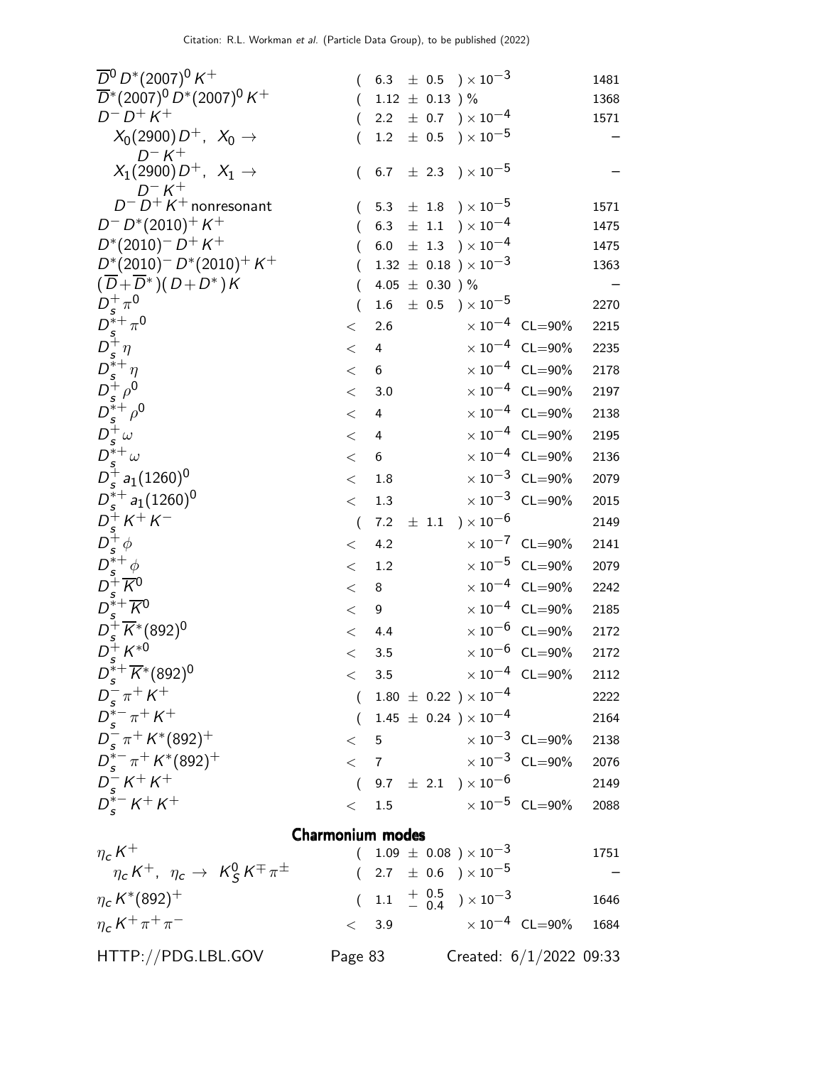| Mode | Fraction ($\Gamma_i/\Gamma$) | Scale factor/ Confidence level | $p$ (MeV/$c$) |
|---|---|---|---|
| $\overline{D}^0 D^*(2007)^0 K^+$ | $(6.3 \pm 0.5) \times 10^{-3}$ | | 1481 |
| $\overline{D}^*(2007)^0 D^*(2007)^0 K^+$ | $(1.12 \pm 0.13)$ % | | 1368 |
| $D^- D^+ K^+$ | $(2.2 \pm 0.7) \times 10^{-4}$ | | 1571 |
| $X_0(2900) D^+$, $X_0 \to D^- K^+$ | $(1.2 \pm 0.5) \times 10^{-5}$ | | – |
| $X_1(2900) D^+$, $X_1 \to D^- K^+$ | $(6.7 \pm 2.3) \times 10^{-5}$ | | – |
| $D^- D^+ K^+$ nonresonant | $(5.3 \pm 1.8) \times 10^{-5}$ | | 1571 |
| $D^- D^*(2010)^+ K^+$ | $(6.3 \pm 1.1) \times 10^{-4}$ | | 1475 |
| $D^*(2010)^- D^+ K^+$ | $(6.0 \pm 1.3) \times 10^{-4}$ | | 1475 |
| $D^*(2010)^- D^*(2010)^+ K^+$ | $(1.32 \pm 0.18) \times 10^{-3}$ | | 1363 |
| $(\overline{D}+\overline{D}^*)(D+D^*)K$ | $(4.05 \pm 0.30)$ % | | – |
| $D_s^+ \pi^0$ | $(1.6 \pm 0.5) \times 10^{-5}$ | | 2270 |
| $D_s^{*+} \pi^0$ | $< 2.6 \times 10^{-4}$ | CL=90% | 2215 |
| $D_s^+ \eta$ | $< 4 \times 10^{-4}$ | CL=90% | 2235 |
| $D_s^{*+} \eta$ | $< 6 \times 10^{-4}$ | CL=90% | 2178 |
| $D_s^+ \rho^0$ | $< 3.0 \times 10^{-4}$ | CL=90% | 2197 |
| $D_s^{*+} \rho^0$ | $< 4 \times 10^{-4}$ | CL=90% | 2138 |
| $D_s^+ \omega$ | $< 4 \times 10^{-4}$ | CL=90% | 2195 |
| $D_s^{*+} \omega$ | $< 6 \times 10^{-4}$ | CL=90% | 2136 |
| $D_s^+ a_1(1260)^0$ | $< 1.8 \times 10^{-3}$ | CL=90% | 2079 |
| $D_s^{*+} a_1(1260)^0$ | $< 1.3 \times 10^{-3}$ | CL=90% | 2015 |
| $D_s^+ K^+ K^-$ | $(7.2 \pm 1.1) \times 10^{-6}$ | | 2149 |
| $D_s^+ \phi$ | $< 4.2 \times 10^{-7}$ | CL=90% | 2141 |
| $D_s^{*+} \phi$ | $< 1.2 \times 10^{-5}$ | CL=90% | 2079 |
| $D_s^+ \overline{K}^0$ | $< 8 \times 10^{-4}$ | CL=90% | 2242 |
| $D_s^{*+} \overline{K}^0$ | $< 9 \times 10^{-4}$ | CL=90% | 2185 |
| $D_s^+ \overline{K}^*(892)^0$ | $< 4.4 \times 10^{-6}$ | CL=90% | 2172 |
| $D_s^+ K^{*0}$ | $< 3.5 \times 10^{-6}$ | CL=90% | 2172 |
| $D_s^{*+} \overline{K}^*(892)^0$ | $< 3.5 \times 10^{-4}$ | CL=90% | 2112 |
| $D_s^- \pi^+ K^+$ | $(1.80 \pm 0.22) \times 10^{-4}$ | | 2222 |
| $D_s^{*-} \pi^+ K^+$ | $(1.45 \pm 0.24) \times 10^{-4}$ | | 2164 |
| $D_s^- \pi^+ K^*(892)^+$ | $< 5 \times 10^{-3}$ | CL=90% | 2138 |
| $D_s^{*-} \pi^+ K^*(892)^+$ | $< 7 \times 10^{-3}$ | CL=90% | 2076 |
| $D_s^- K^+ K^+$ | $(9.7 \pm 2.1) \times 10^{-6}$ | | 2149 |
| $D_s^{*-} K^+ K^+$ | $< 1.5 \times 10^{-5}$ | CL=90% | 2088 |

## Charmonium modes

| Mode | Fraction ($\Gamma_i/\Gamma$) | Scale factor/ Confidence level | $p$ (MeV/$c$) |
|---|---|---|---|
| $\eta_c K^+$ | $(1.09 \pm 0.08) \times 10^{-3}$ | | 1751 |
| $\eta_c K^+$, $\eta_c \to K_S^0 K^\mp \pi^\pm$ | $(2.7 \pm 0.6) \times 10^{-5}$ | | – |
| $\eta_c K^*(892)^+$ | $(1.1 ^{+0.5}_{-0.4}) \times 10^{-3}$ | | 1646 |
| $\eta_c K^+ \pi^+ \pi^-$ | $< 3.9 \times 10^{-4}$ | CL=90% | 1684 |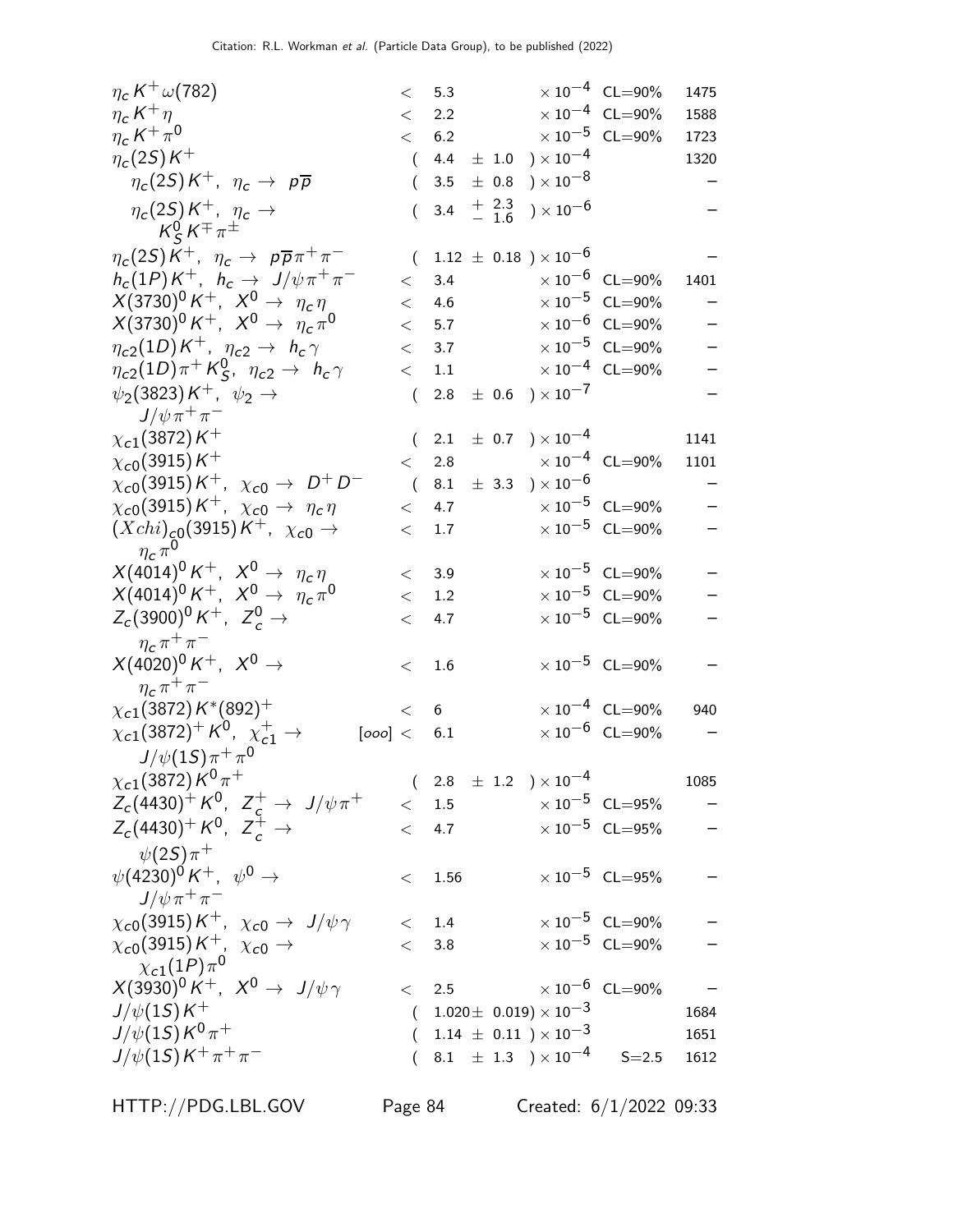| Mode | Fraction ($\Gamma_i/\Gamma$) | Scale factor/Confidence level | $p$ (MeV/c) |
|---|---|---|---|
| $\eta_c K^+ \omega(782)$ | $< 5.3 \times 10^{-4}$ | CL=90% | 1475 |
| $\eta_c K^+ \eta$ | $< 2.2 \times 10^{-4}$ | CL=90% | 1588 |
| $\eta_c K^+ \pi^0$ | $< 6.2 \times 10^{-5}$ | CL=90% | 1723 |
| $\eta_c(2S) K^+$ | $(4.4 \pm 1.0) \times 10^{-4}$ | | 1320 |
| $\eta_c(2S) K^+$, $\eta_c \to p\overline{p}$ | $(3.5 \pm 0.8) \times 10^{-8}$ | | – |
| $\eta_c(2S) K^+$, $\eta_c \to K^0_S K^\mp \pi^\pm$ | $(3.4 {}^{+2.3}_{-1.6}) \times 10^{-6}$ | | – |
| $\eta_c(2S) K^+$, $\eta_c \to p\overline{p}\pi^+\pi^-$ | $(1.12 \pm 0.18) \times 10^{-6}$ | | – |
| $h_c(1P) K^+$, $h_c \to J/\psi \pi^+\pi^-$ | $< 3.4 \times 10^{-6}$ | CL=90% | 1401 |
| $X(3730)^0 K^+$, $X^0 \to \eta_c \eta$ | $< 4.6 \times 10^{-5}$ | CL=90% | – |
| $X(3730)^0 K^+$, $X^0 \to \eta_c \pi^0$ | $< 5.7 \times 10^{-6}$ | CL=90% | – |
| $\eta_{c2}(1D) K^+$, $\eta_{c2} \to h_c \gamma$ | $< 3.7 \times 10^{-5}$ | CL=90% | – |
| $\eta_{c2}(1D) \pi^+ K^0_S$, $\eta_{c2} \to h_c \gamma$ | $< 1.1 \times 10^{-4}$ | CL=90% | – |
| $\psi_2(3823) K^+$, $\psi_2 \to J/\psi \pi^+\pi^-$ | $(2.8 \pm 0.6) \times 10^{-7}$ | | – |
| $\chi_{c1}(3872) K^+$ | $(2.1 \pm 0.7) \times 10^{-4}$ | | 1141 |
| $\chi_{c0}(3915) K^+$ | $< 2.8 \times 10^{-4}$ | CL=90% | 1101 |
| $\chi_{c0}(3915) K^+$, $\chi_{c0} \to D^+ D^-$ | $(8.1 \pm 3.3) \times 10^{-6}$ | | – |
| $\chi_{c0}(3915) K^+$, $\chi_{c0} \to \eta_c \eta$ | $< 4.7 \times 10^{-5}$ | CL=90% | – |
| $(Xchi)_{c0}(3915) K^+$, $\chi_{c0} \to \eta_c \pi^0$ | $< 1.7 \times 10^{-5}$ | CL=90% | – |
| $X(4014)^0 K^+$, $X^0 \to \eta_c \eta$ | $< 3.9 \times 10^{-5}$ | CL=90% | – |
| $X(4014)^0 K^+$, $X^0 \to \eta_c \pi^0$ | $< 1.2 \times 10^{-5}$ | CL=90% | – |
| $Z_c(3900)^0 K^+$, $Z^0_c \to \eta_c \pi^+\pi^-$ | $< 4.7 \times 10^{-5}$ | CL=90% | – |
| $X(4020)^0 K^+$, $X^0 \to \eta_c \pi^+\pi^-$ | $< 1.6 \times 10^{-5}$ | CL=90% | – |
| $\chi_{c1}(3872) K^*(892)^+$ | $< 6 \times 10^{-4}$ | CL=90% | 940 |
| $\chi_{c1}(3872)^+ K^0$, $\chi^+_{c1} \to J/\psi(1S) \pi^+ \pi^0$ [ooo] | $< 6.1 \times 10^{-6}$ | CL=90% | – |
| $\chi_{c1}(3872) K^0 \pi^+$ | $(2.8 \pm 1.2) \times 10^{-4}$ | | 1085 |
| $Z_c(4430)^+ K^0$, $Z^+_c \to J/\psi \pi^+$ | $< 1.5 \times 10^{-5}$ | CL=95% | – |
| $Z_c(4430)^+ K^0$, $Z^+_c \to \psi(2S) \pi^+$ | $< 4.7 \times 10^{-5}$ | CL=95% | – |
| $\psi(4230)^0 K^+$, $\psi^0 \to J/\psi \pi^+\pi^-$ | $< 1.56 \times 10^{-5}$ | CL=95% | – |
| $\chi_{c0}(3915) K^+$, $\chi_{c0} \to J/\psi \gamma$ | $< 1.4 \times 10^{-5}$ | CL=90% | – |
| $\chi_{c0}(3915) K^+$, $\chi_{c0} \to \chi_{c1}(1P) \pi^0$ | $< 3.8 \times 10^{-5}$ | CL=90% | – |
| $X(3930)^0 K^+$, $X^0 \to J/\psi \gamma$ | $< 2.5 \times 10^{-6}$ | CL=90% | – |
| $J/\psi(1S) K^+$ | $(1.020 \pm 0.019) \times 10^{-3}$ | | 1684 |
| $J/\psi(1S) K^0 \pi^+$ | $(1.14 \pm 0.11) \times 10^{-3}$ | | 1651 |
| $J/\psi(1S) K^+ \pi^+ \pi^-$ | $(8.1 \pm 1.3) \times 10^{-4}$ | S=2.5 | 1612 |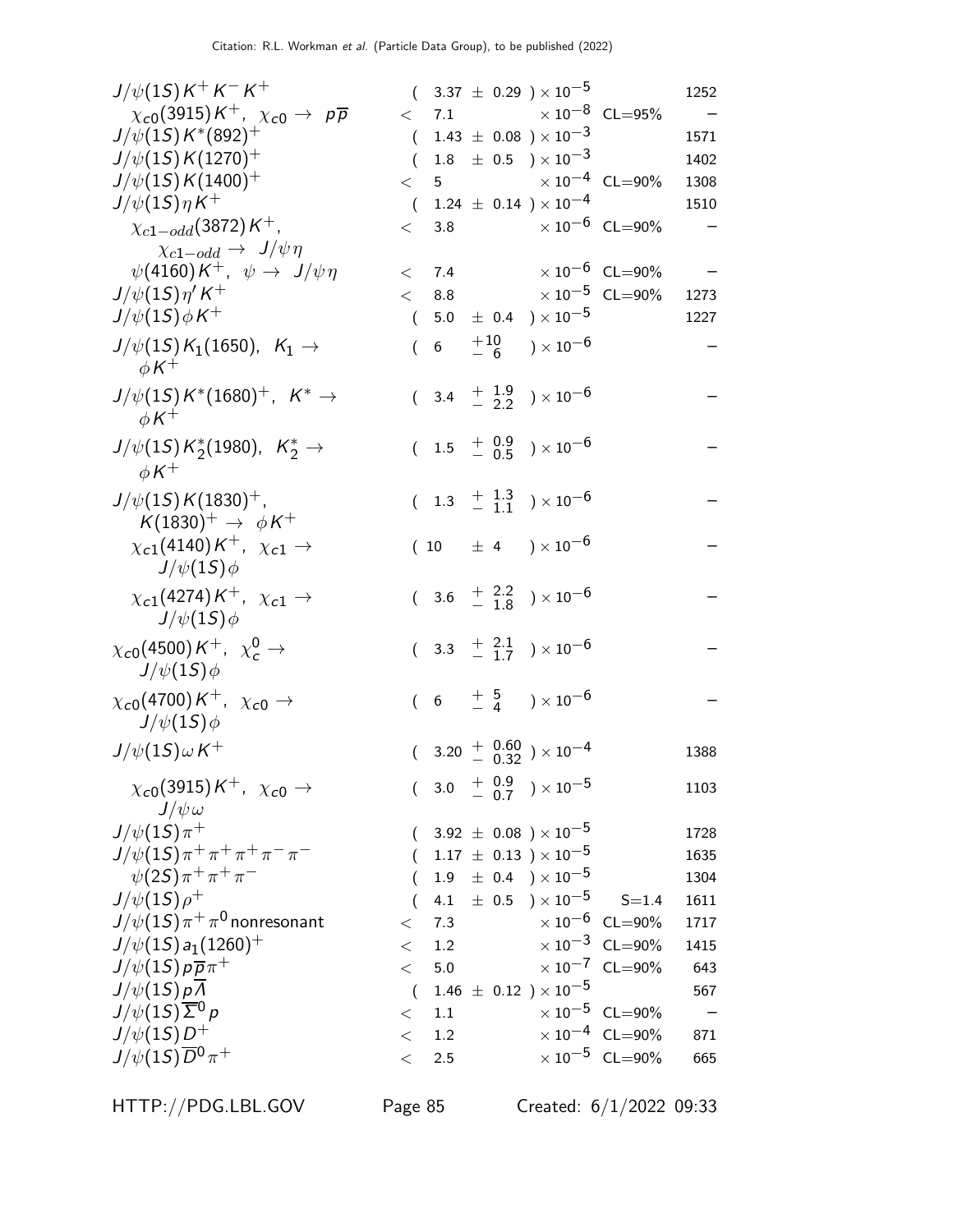| Mode | Fraction ($\Gamma_i/\Gamma$) | Scale factor/ Confidence level | $p$ (MeV/c) |
|---|---|---|---|
| $J/\psi(1S)K^+K^-K^+$ | $(3.37 \pm 0.29) \times 10^{-5}$ | | 1252 |
| $\chi_{c0}(3915)K^+$, $\chi_{c0} \to p\overline{p}$ | $< 7.1 \times 10^{-8}$ | CL=95% | – |
| $J/\psi(1S)K^*(892)^+$ | $(1.43 \pm 0.08) \times 10^{-3}$ | | 1571 |
| $J/\psi(1S)K(1270)^+$ | $(1.8 \pm 0.5) \times 10^{-3}$ | | 1402 |
| $J/\psi(1S)K(1400)^+$ | $< 5 \times 10^{-4}$ | CL=90% | 1308 |
| $J/\psi(1S)\eta K^+$ | $(1.24 \pm 0.14) \times 10^{-4}$ | | 1510 |
| $\chi_{c1-odd}(3872)K^+$, $\chi_{c1-odd} \to J/\psi\eta$ | $< 3.8 \times 10^{-6}$ | CL=90% | – |
| $\psi(4160)K^+$, $\psi \to J/\psi\eta$ | $< 7.4 \times 10^{-6}$ | CL=90% | – |
| $J/\psi(1S)\eta' K^+$ | $< 8.8 \times 10^{-5}$ | CL=90% | 1273 |
| $J/\psi(1S)\phi K^+$ | $(5.0 \pm 0.4) \times 10^{-5}$ | | 1227 |
| $J/\psi(1S)K_1(1650)$, $K_1 \to \phi K^+$ | $(6 {}^{+10}_{-6}) \times 10^{-6}$ | | – |
| $J/\psi(1S)K^*(1680)^+$, $K^* \to \phi K^+$ | $(3.4 {}^{+1.9}_{-2.2}) \times 10^{-6}$ | | – |
| $J/\psi(1S)K_2^*(1980)$, $K_2^* \to \phi K^+$ | $(1.5 {}^{+0.9}_{-0.5}) \times 10^{-6}$ | | – |
| $J/\psi(1S)K(1830)^+$, $K(1830)^+ \to \phi K^+$ | $(1.3 {}^{+1.3}_{-1.1}) \times 10^{-6}$ | | – |
| $\chi_{c1}(4140)K^+$, $\chi_{c1} \to J/\psi(1S)\phi$ | $(10 \pm 4) \times 10^{-6}$ | | – |
| $\chi_{c1}(4274)K^+$, $\chi_{c1} \to J/\psi(1S)\phi$ | $(3.6 {}^{+2.2}_{-1.8}) \times 10^{-6}$ | | – |
| $\chi_{c0}(4500)K^+$, $\chi_c^0 \to J/\psi(1S)\phi$ | $(3.3 {}^{+2.1}_{-1.7}) \times 10^{-6}$ | | – |
| $\chi_{c0}(4700)K^+$, $\chi_{c0} \to J/\psi(1S)\phi$ | $(6 {}^{+5}_{-4}) \times 10^{-6}$ | | – |
| $J/\psi(1S)\omega K^+$ | $(3.20 {}^{+0.60}_{-0.32}) \times 10^{-4}$ | | 1388 |
| $\chi_{c0}(3915)K^+$, $\chi_{c0} \to J/\psi\omega$ | $(3.0 {}^{+0.9}_{-0.7}) \times 10^{-5}$ | | 1103 |
| $J/\psi(1S)\pi^+$ | $(3.92 \pm 0.08) \times 10^{-5}$ | | 1728 |
| $J/\psi(1S)\pi^+\pi^+\pi^+\pi^-\pi^-$ | $(1.17 \pm 0.13) \times 10^{-5}$ | | 1635 |
| $\psi(2S)\pi^+\pi^+\pi^-$ | $(1.9 \pm 0.4) \times 10^{-5}$ | | 1304 |
| $J/\psi(1S)\rho^+$ | $(4.1 \pm 0.5) \times 10^{-5}$ | S=1.4 | 1611 |
| $J/\psi(1S)\pi^+\pi^0$ nonresonant | $< 7.3 \times 10^{-6}$ | CL=90% | 1717 |
| $J/\psi(1S)a_1(1260)^+$ | $< 1.2 \times 10^{-3}$ | CL=90% | 1415 |
| $J/\psi(1S)p\overline{p}\pi^+$ | $< 5.0 \times 10^{-7}$ | CL=90% | 643 |
| $J/\psi(1S)p\overline{\Lambda}$ | $(1.46 \pm 0.12) \times 10^{-5}$ | | 567 |
| $J/\psi(1S)\overline{\Sigma}^0 p$ | $< 1.1 \times 10^{-5}$ | CL=90% | – |
| $J/\psi(1S)D^+$ | $< 1.2 \times 10^{-4}$ | CL=90% | 871 |
| $J/\psi(1S)\overline{D}^0\pi^+$ | $< 2.5 \times 10^{-5}$ | CL=90% | 665 |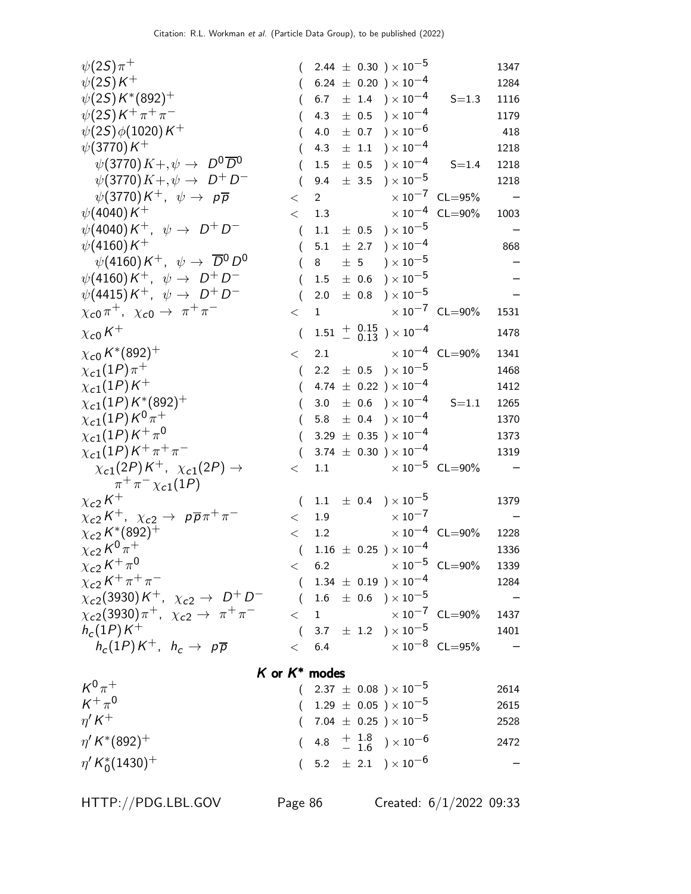| Mode | Fraction | Scale factor/Confidence level | p (MeV/c) |
|---|---|---|---|
| $\psi(2S)\pi^+$ | $(2.44 \pm 0.30) \times 10^{-5}$ | | 1347 |
| $\psi(2S)K^+$ | $(6.24 \pm 0.20) \times 10^{-4}$ | | 1284 |
| $\psi(2S)K^*(892)^+$ | $(6.7 \pm 1.4) \times 10^{-4}$ | S=1.3 | 1116 |
| $\psi(2S)K^+\pi^+\pi^-$ | $(4.3 \pm 0.5) \times 10^{-4}$ | | 1179 |
| $\psi(2S)\phi(1020)K^+$ | $(4.0 \pm 0.7) \times 10^{-6}$ | | 418 |
| $\psi(3770)K^+$ | $(4.3 \pm 1.1) \times 10^{-4}$ | | 1218 |
| $\psi(3770)K+, \psi \to D^0\overline{D}^0$ | $(1.5 \pm 0.5) \times 10^{-4}$ | S=1.4 | 1218 |
| $\psi(3770)K+, \psi \to D^+D^-$ | $(9.4 \pm 3.5) \times 10^{-5}$ | | 1218 |
| $\psi(3770)K^+,\ \psi \to p\overline{p}$ | $< 2 \times 10^{-7}$ | CL=95% | – |
| $\psi(4040)K^+$ | $< 1.3 \times 10^{-4}$ | CL=90% | 1003 |
| $\psi(4040)K^+,\ \psi \to D^+D^-$ | $(1.1 \pm 0.5) \times 10^{-5}$ | | – |
| $\psi(4160)K^+$ | $(5.1 \pm 2.7) \times 10^{-4}$ | | 868 |
| $\psi(4160)K^+,\ \psi \to \overline{D}^0D^0$ | $(8 \pm 5) \times 10^{-5}$ | | – |
| $\psi(4160)K^+,\ \psi \to D^+D^-$ | $(1.5 \pm 0.6) \times 10^{-5}$ | | – |
| $\psi(4415)K^+,\ \psi \to D^+D^-$ | $(2.0 \pm 0.8) \times 10^{-5}$ | | – |
| $\chi_{c0}\pi^+,\ \chi_{c0} \to \pi^+\pi^-$ | $< 1 \times 10^{-7}$ | CL=90% | 1531 |
| $\chi_{c0}K^+$ | $(1.51 {}^{+0.15}_{-0.13}) \times 10^{-4}$ | | 1478 |
| $\chi_{c0}K^*(892)^+$ | $< 2.1 \times 10^{-4}$ | CL=90% | 1341 |
| $\chi_{c1}(1P)\pi^+$ | $(2.2 \pm 0.5) \times 10^{-5}$ | | 1468 |
| $\chi_{c1}(1P)K^+$ | $(4.74 \pm 0.22) \times 10^{-4}$ | | 1412 |
| $\chi_{c1}(1P)K^*(892)^+$ | $(3.0 \pm 0.6) \times 10^{-4}$ | S=1.1 | 1265 |
| $\chi_{c1}(1P)K^0\pi^+$ | $(5.8 \pm 0.4) \times 10^{-4}$ | | 1370 |
| $\chi_{c1}(1P)K^+\pi^0$ | $(3.29 \pm 0.35) \times 10^{-4}$ | | 1373 |
| $\chi_{c1}(1P)K^+\pi^+\pi^-$ | $(3.74 \pm 0.30) \times 10^{-4}$ | | 1319 |
| $\chi_{c1}(2P)K^+,\ \chi_{c1}(2P) \to \pi^+\pi^-\chi_{c1}(1P)$ | $< 1.1 \times 10^{-5}$ | CL=90% | – |
| $\chi_{c2}K^+$ | $(1.1 \pm 0.4) \times 10^{-5}$ | | 1379 |
| $\chi_{c2}K^+,\ \chi_{c2} \to p\overline{p}\pi^+\pi^-$ | $< 1.9 \times 10^{-7}$ | | – |
| $\chi_{c2}K^*(892)^+$ | $< 1.2 \times 10^{-4}$ | CL=90% | 1228 |
| $\chi_{c2}K^0\pi^+$ | $(1.16 \pm 0.25) \times 10^{-4}$ | | 1336 |
| $\chi_{c2}K^+\pi^0$ | $< 6.2 \times 10^{-5}$ | CL=90% | 1339 |
| $\chi_{c2}K^+\pi^+\pi^-$ | $(1.34 \pm 0.19) \times 10^{-4}$ | | 1284 |
| $\chi_{c2}(3930)K^+,\ \chi_{c2} \to D^+D^-$ | $(1.6 \pm 0.6) \times 10^{-5}$ | | – |
| $\chi_{c2}(3930)\pi^+,\ \chi_{c2} \to \pi^+\pi^-$ | $< 1 \times 10^{-7}$ | CL=90% | 1437 |
| $h_c(1P)K^+$ | $(3.7 \pm 1.2) \times 10^{-5}$ | | 1401 |
| $h_c(1P)K^+,\ h_c \to p\overline{p}$ | $< 6.4 \times 10^{-8}$ | CL=95% | – |

## $K$ or $K^*$ modes

| Mode | Fraction | Scale factor/Confidence level | p (MeV/c) |
|---|---|---|---|
| $K^0\pi^+$ | $(2.37 \pm 0.08) \times 10^{-5}$ | | 2614 |
| $K^+\pi^0$ | $(1.29 \pm 0.05) \times 10^{-5}$ | | 2615 |
| $\eta' K^+$ | $(7.04 \pm 0.25) \times 10^{-5}$ | | 2528 |
| $\eta' K^*(892)^+$ | $(4.8 {}^{+1.8}_{-1.6}) \times 10^{-6}$ | | 2472 |
| $\eta' K_0^*(1430)^+$ | $(5.2 \pm 2.1) \times 10^{-6}$ | | – |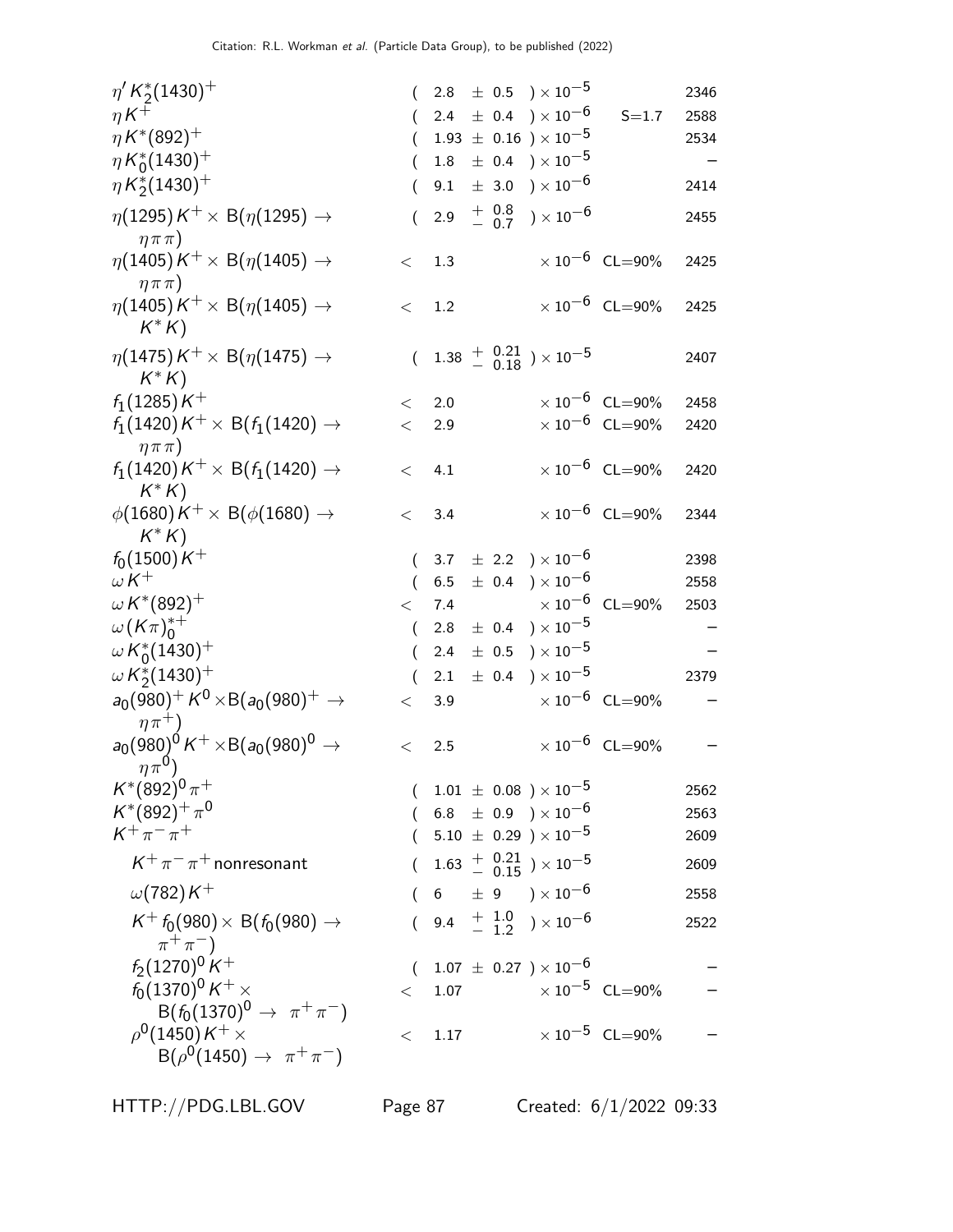| Mode | Fraction | Scale factor/ Confidence level | p (MeV/c) |
|---|---|---|---|
| $\eta' K_2^*(1430)^+$ | $(2.8 \pm 0.5) \times 10^{-5}$ | | 2346 |
| $\eta K^+$ | $(2.4 \pm 0.4) \times 10^{-6}$ | S=1.7 | 2588 |
| $\eta K^*(892)^+$ | $(1.93 \pm 0.16) \times 10^{-5}$ | | 2534 |
| $\eta K_0^*(1430)^+$ | $(1.8 \pm 0.4) \times 10^{-5}$ | | – |
| $\eta K_2^*(1430)^+$ | $(9.1 \pm 3.0) \times 10^{-6}$ | | 2414 |
| $\eta(1295) K^+ \times$ B($\eta(1295) \to \eta\pi\pi$) | $(2.9 {}^{+0.8}_{-0.7}) \times 10^{-6}$ | | 2455 |
| $\eta(1405) K^+ \times$ B($\eta(1405) \to \eta\pi\pi$) | $< 1.3 \times 10^{-6}$ | CL=90% | 2425 |
| $\eta(1405) K^+ \times$ B($\eta(1405) \to K^* K$) | $< 1.2 \times 10^{-6}$ | CL=90% | 2425 |
| $\eta(1475) K^+ \times$ B($\eta(1475) \to K^* K$) | $(1.38 {}^{+0.21}_{-0.18}) \times 10^{-5}$ | | 2407 |
| $f_1(1285) K^+$ | $< 2.0 \times 10^{-6}$ | CL=90% | 2458 |
| $f_1(1420) K^+ \times$ B($f_1(1420) \to \eta\pi\pi$) | $< 2.9 \times 10^{-6}$ | CL=90% | 2420 |
| $f_1(1420) K^+ \times$ B($f_1(1420) \to K^* K$) | $< 4.1 \times 10^{-6}$ | CL=90% | 2420 |
| $\phi(1680) K^+ \times$ B($\phi(1680) \to K^* K$) | $< 3.4 \times 10^{-6}$ | CL=90% | 2344 |
| $f_0(1500) K^+$ | $(3.7 \pm 2.2) \times 10^{-6}$ | | 2398 |
| $\omega K^+$ | $(6.5 \pm 0.4) \times 10^{-6}$ | | 2558 |
| $\omega K^*(892)^+$ | $< 7.4 \times 10^{-6}$ | CL=90% | 2503 |
| $\omega (K\pi)_0^{*+}$ | $(2.8 \pm 0.4) \times 10^{-5}$ | | – |
| $\omega K_0^*(1430)^+$ | $(2.4 \pm 0.5) \times 10^{-5}$ | | – |
| $\omega K_2^*(1430)^+$ | $(2.1 \pm 0.4) \times 10^{-5}$ | | 2379 |
| $a_0(980)^+ K^0 \times$B($a_0(980)^+ \to \eta\pi^+$) | $< 3.9 \times 10^{-6}$ | CL=90% | – |
| $a_0(980)^0 K^+ \times$B($a_0(980)^0 \to \eta\pi^0$) | $< 2.5 \times 10^{-6}$ | CL=90% | – |
| $K^*(892)^0 \pi^+$ | $(1.01 \pm 0.08) \times 10^{-5}$ | | 2562 |
| $K^*(892)^+ \pi^0$ | $(6.8 \pm 0.9) \times 10^{-6}$ | | 2563 |
| $K^+ \pi^- \pi^+$ | $(5.10 \pm 0.29) \times 10^{-5}$ | | 2609 |
| $K^+ \pi^- \pi^+$ nonresonant | $(1.63 {}^{+0.21}_{-0.15}) \times 10^{-5}$ | | 2609 |
| $\omega(782) K^+$ | $(6 \pm 9) \times 10^{-6}$ | | 2558 |
| $K^+ f_0(980) \times$ B($f_0(980) \to \pi^+\pi^-$) | $(9.4 {}^{+1.0}_{-1.2}) \times 10^{-6}$ | | 2522 |
| $f_2(1270)^0 K^+$ | $(1.07 \pm 0.27) \times 10^{-6}$ | | – |
| $f_0(1370)^0 K^+ \times$ B($f_0(1370)^0 \to \pi^+\pi^-$) | $< 1.07 \times 10^{-5}$ | CL=90% | – |
| $\rho^0(1450) K^+ \times$ B($\rho^0(1450) \to \pi^+\pi^-$) | $< 1.17 \times 10^{-5}$ | CL=90% | – |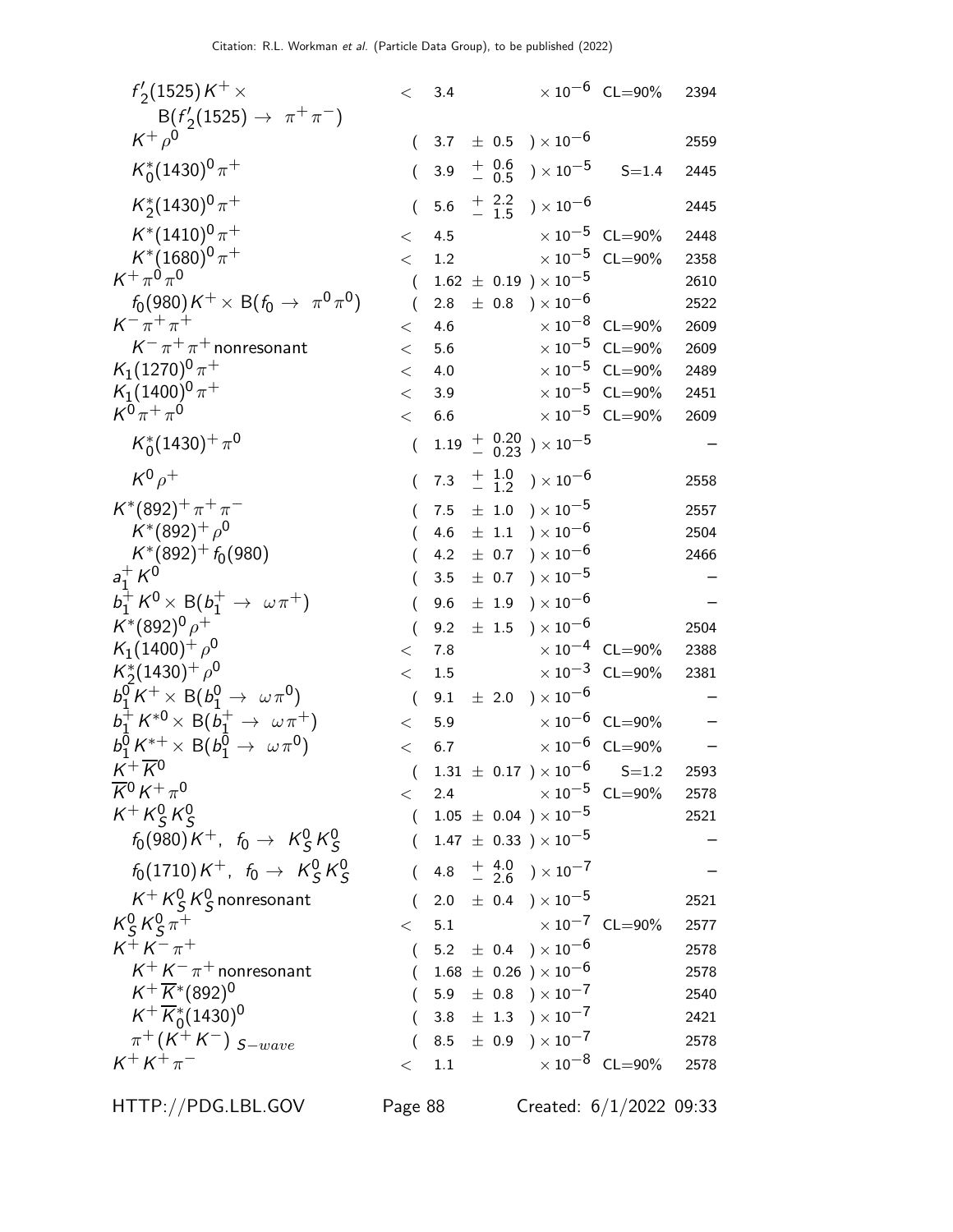| Mode | Fraction ($\Gamma_i/\Gamma$) | Scale factor/ Confidence level | $p$ (MeV/c) |
|---|---|---|---|
| $f_2'(1525) K^+ \times$ B$(f_2'(1525) \to \pi^+\pi^-)$ | $< 3.4 \times 10^{-6}$ | CL=90% | 2394 |
| $K^+\rho^0$ | $(3.7 \pm 0.5) \times 10^{-6}$ | | 2559 |
| $K_0^*(1430)^0\pi^+$ | $(3.9 \ ^{+\ 0.6}_{-\ 0.5}) \times 10^{-5}$ | S=1.4 | 2445 |
| $K_2^*(1430)^0\pi^+$ | $(5.6 \ ^{+\ 2.2}_{-\ 1.5}) \times 10^{-6}$ | | 2445 |
| $K^*(1410)^0\pi^+$ | $< 4.5 \times 10^{-5}$ | CL=90% | 2448 |
| $K^*(1680)^0\pi^+$ | $< 1.2 \times 10^{-5}$ | CL=90% | 2358 |
| $K^+\pi^0\pi^0$ | $(1.62 \pm 0.19) \times 10^{-5}$ | | 2610 |
| $f_0(980) K^+ \times$ B$(f_0 \to \pi^0\pi^0)$ | $(2.8 \pm 0.8) \times 10^{-6}$ | | 2522 |
| $K^-\pi^+\pi^+$ | $< 4.6 \times 10^{-8}$ | CL=90% | 2609 |
| $K^-\pi^+\pi^+$ nonresonant | $< 5.6 \times 10^{-5}$ | CL=90% | 2609 |
| $K_1(1270)^0\pi^+$ | $< 4.0 \times 10^{-5}$ | CL=90% | 2489 |
| $K_1(1400)^0\pi^+$ | $< 3.9 \times 10^{-5}$ | CL=90% | 2451 |
| $K^0\pi^+\pi^0$ | $< 6.6 \times 10^{-5}$ | CL=90% | 2609 |
| $K_0^*(1430)^+\pi^0$ | $(1.19 \ ^{+\ 0.20}_{-\ 0.23}) \times 10^{-5}$ | | – |
| $K^0\rho^+$ | $(7.3 \ ^{+\ 1.0}_{-\ 1.2}) \times 10^{-6}$ | | 2558 |
| $K^*(892)^+\pi^+\pi^-$ | $(7.5 \pm 1.0) \times 10^{-5}$ | | 2557 |
| $K^*(892)^+\rho^0$ | $(4.6 \pm 1.1) \times 10^{-6}$ | | 2504 |
| $K^*(892)^+ f_0(980)$ | $(4.2 \pm 0.7) \times 10^{-6}$ | | 2466 |
| $a_1^+ K^0$ | $(3.5 \pm 0.7) \times 10^{-5}$ | | – |
| $b_1^+ K^0 \times$ B$(b_1^+ \to \omega\pi^+)$ | $(9.6 \pm 1.9) \times 10^{-6}$ | | – |
| $K^*(892)^0\rho^+$ | $(9.2 \pm 1.5) \times 10^{-6}$ | | 2504 |
| $K_1(1400)^+\rho^0$ | $< 7.8 \times 10^{-4}$ | CL=90% | 2388 |
| $K_2^*(1430)^+\rho^0$ | $< 1.5 \times 10^{-3}$ | CL=90% | 2381 |
| $b_1^0 K^+ \times$ B$(b_1^0 \to \omega\pi^0)$ | $(9.1 \pm 2.0) \times 10^{-6}$ | | – |
| $b_1^+ K^{*0} \times$ B$(b_1^+ \to \omega\pi^+)$ | $< 5.9 \times 10^{-6}$ | CL=90% | – |
| $b_1^0 K^{*+} \times$ B$(b_1^0 \to \omega\pi^0)$ | $< 6.7 \times 10^{-6}$ | CL=90% | – |
| $K^+\overline{K}^0$ | $(1.31 \pm 0.17) \times 10^{-6}$ | S=1.2 | 2593 |
| $\overline{K}^0 K^+\pi^0$ | $< 2.4 \times 10^{-5}$ | CL=90% | 2578 |
| $K^+ K_S^0 K_S^0$ | $(1.05 \pm 0.04) \times 10^{-5}$ | | 2521 |
| $f_0(980) K^+$, $f_0 \to K_S^0 K_S^0$ | $(1.47 \pm 0.33) \times 10^{-5}$ | | – |
| $f_0(1710) K^+$, $f_0 \to K_S^0 K_S^0$ | $(4.8 \ ^{+\ 4.0}_{-\ 2.6}) \times 10^{-7}$ | | – |
| $K^+ K_S^0 K_S^0$ nonresonant | $(2.0 \pm 0.4) \times 10^{-5}$ | | 2521 |
| $K_S^0 K_S^0 \pi^+$ | $< 5.1 \times 10^{-7}$ | CL=90% | 2577 |
| $K^+ K^-\pi^+$ | $(5.2 \pm 0.4) \times 10^{-6}$ | | 2578 |
| $K^+ K^-\pi^+$ nonresonant | $(1.68 \pm 0.26) \times 10^{-6}$ | | 2578 |
| $K^+\overline{K}^*(892)^0$ | $(5.9 \pm 0.8) \times 10^{-7}$ | | 2540 |
| $K^+\overline{K}_0^*(1430)^0$ | $(3.8 \pm 1.3) \times 10^{-7}$ | | 2421 |
| $\pi^+(K^+K^-)_{S-wave}$ | $(8.5 \pm 0.9) \times 10^{-7}$ | | 2578 |
| $K^+ K^+\pi^-$ | $< 1.1 \times 10^{-8}$ | CL=90% | 2578 |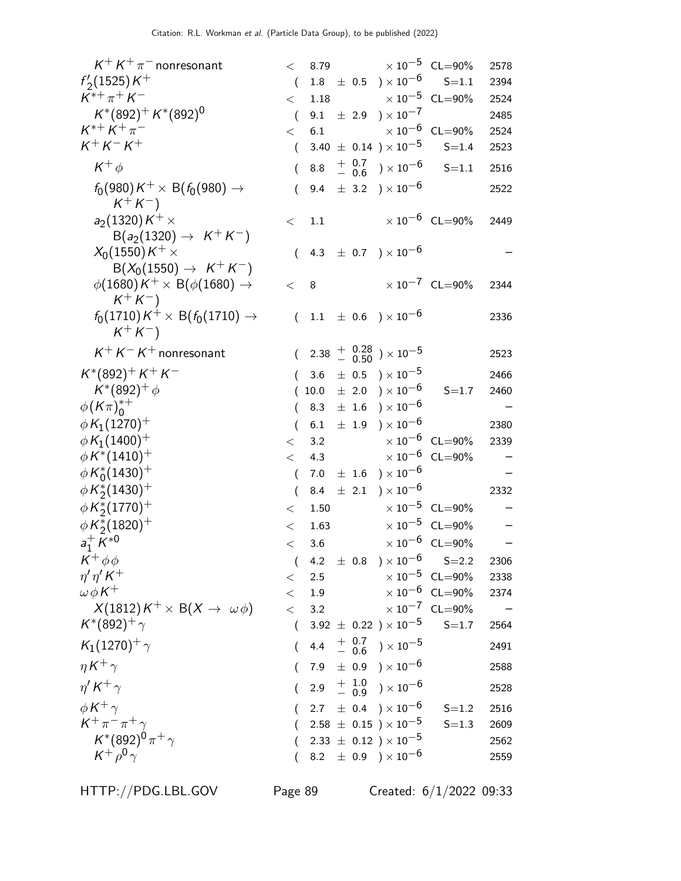| Mode | | Fraction | | Scale factor/ Conf. level | p (MeV/c) |
|---|---|---|---|---|---|
| $K^+ K^+ \pi^-$ nonresonant | $<$ | $8.79$ | $\times 10^{-5}$ | CL=90% | 2578 |
| $f_2'(1525) K^+$ | | $(1.8 \pm 0.5$ | $) \times 10^{-6}$ | S=1.1 | 2394 |
| $K^{*+} \pi^+ K^-$ | $<$ | $1.18$ | $\times 10^{-5}$ | CL=90% | 2524 |
| $K^*(892)^+ K^*(892)^0$ | | $(9.1 \pm 2.9$ | $) \times 10^{-7}$ | | 2485 |
| $K^{*+} K^+ \pi^-$ | $<$ | $6.1$ | $\times 10^{-6}$ | CL=90% | 2524 |
| $K^+ K^- K^+$ | | $(3.40 \pm 0.14$ | $) \times 10^{-5}$ | S=1.4 | 2523 |
| $K^+ \phi$ | | $(8.8 {}^{+0.7}_{-0.6}$ | $) \times 10^{-6}$ | S=1.1 | 2516 |
| $f_0(980) K^+ \times$ B$(f_0(980) \to K^+ K^-)$ | | $(9.4 \pm 3.2$ | $) \times 10^{-6}$ | | 2522 |
| $a_2(1320) K^+ \times$ B$(a_2(1320) \to K^+ K^-)$ | $<$ | $1.1$ | $\times 10^{-6}$ | CL=90% | 2449 |
| $X_0(1550) K^+ \times$ B$(X_0(1550) \to K^+ K^-)$ | | $(4.3 \pm 0.7$ | $) \times 10^{-6}$ | | – |
| $\phi(1680) K^+ \times$ B$(\phi(1680) \to K^+ K^-)$ | $<$ | $8$ | $\times 10^{-7}$ | CL=90% | 2344 |
| $f_0(1710) K^+ \times$ B$(f_0(1710) \to K^+ K^-)$ | | $(1.1 \pm 0.6$ | $) \times 10^{-6}$ | | 2336 |
| $K^+ K^- K^+$ nonresonant | | $(2.38 {}^{+0.28}_{-0.50}$ | $) \times 10^{-5}$ | | 2523 |
| $K^*(892)^+ K^+ K^-$ | | $(3.6 \pm 0.5$ | $) \times 10^{-5}$ | | 2466 |
| $K^*(892)^+ \phi$ | | $(10.0 \pm 2.0$ | $) \times 10^{-6}$ | S=1.7 | 2460 |
| $\phi (K\pi)_0^{*+}$ | | $(8.3 \pm 1.6$ | $) \times 10^{-6}$ | | – |
| $\phi K_1(1270)^+$ | | $(6.1 \pm 1.9$ | $) \times 10^{-6}$ | | 2380 |
| $\phi K_1(1400)^+$ | $<$ | $3.2$ | $\times 10^{-6}$ | CL=90% | 2339 |
| $\phi K^*(1410)^+$ | $<$ | $4.3$ | $\times 10^{-6}$ | CL=90% | – |
| $\phi K_0^*(1430)^+$ | | $(7.0 \pm 1.6$ | $) \times 10^{-6}$ | | – |
| $\phi K_2^*(1430)^+$ | | $(8.4 \pm 2.1$ | $) \times 10^{-6}$ | | 2332 |
| $\phi K_2^*(1770)^+$ | $<$ | $1.50$ | $\times 10^{-5}$ | CL=90% | – |
| $\phi K_2^*(1820)^+$ | $<$ | $1.63$ | $\times 10^{-5}$ | CL=90% | – |
| $a_1^+ K^{*0}$ | $<$ | $3.6$ | $\times 10^{-6}$ | CL=90% | – |
| $K^+ \phi \phi$ | | $(4.2 \pm 0.8$ | $) \times 10^{-6}$ | S=2.2 | 2306 |
| $\eta' \eta' K^+$ | $<$ | $2.5$ | $\times 10^{-5}$ | CL=90% | 2338 |
| $\omega \phi K^+$ | $<$ | $1.9$ | $\times 10^{-6}$ | CL=90% | 2374 |
| $X(1812) K^+ \times$ B$(X \to \omega \phi)$ | $<$ | $3.2$ | $\times 10^{-7}$ | CL=90% | – |
| $K^*(892)^+ \gamma$ | | $(3.92 \pm 0.22$ | $) \times 10^{-5}$ | S=1.7 | 2564 |
| $K_1(1270)^+ \gamma$ | | $(4.4 {}^{+0.7}_{-0.6}$ | $) \times 10^{-5}$ | | 2491 |
| $\eta K^+ \gamma$ | | $(7.9 \pm 0.9$ | $) \times 10^{-6}$ | | 2588 |
| $\eta' K^+ \gamma$ | | $(2.9 {}^{+1.0}_{-0.9}$ | $) \times 10^{-6}$ | | 2528 |
| $\phi K^+ \gamma$ | | $(2.7 \pm 0.4$ | $) \times 10^{-6}$ | S=1.2 | 2516 |
| $K^+ \pi^- \pi^+ \gamma$ | | $(2.58 \pm 0.15$ | $) \times 10^{-5}$ | S=1.3 | 2609 |
| $K^*(892)^0 \pi^+ \gamma$ | | $(2.33 \pm 0.12$ | $) \times 10^{-5}$ | | 2562 |
| $K^+ \rho^0 \gamma$ | | $(8.2 \pm 0.9$ | $) \times 10^{-6}$ | | 2559 |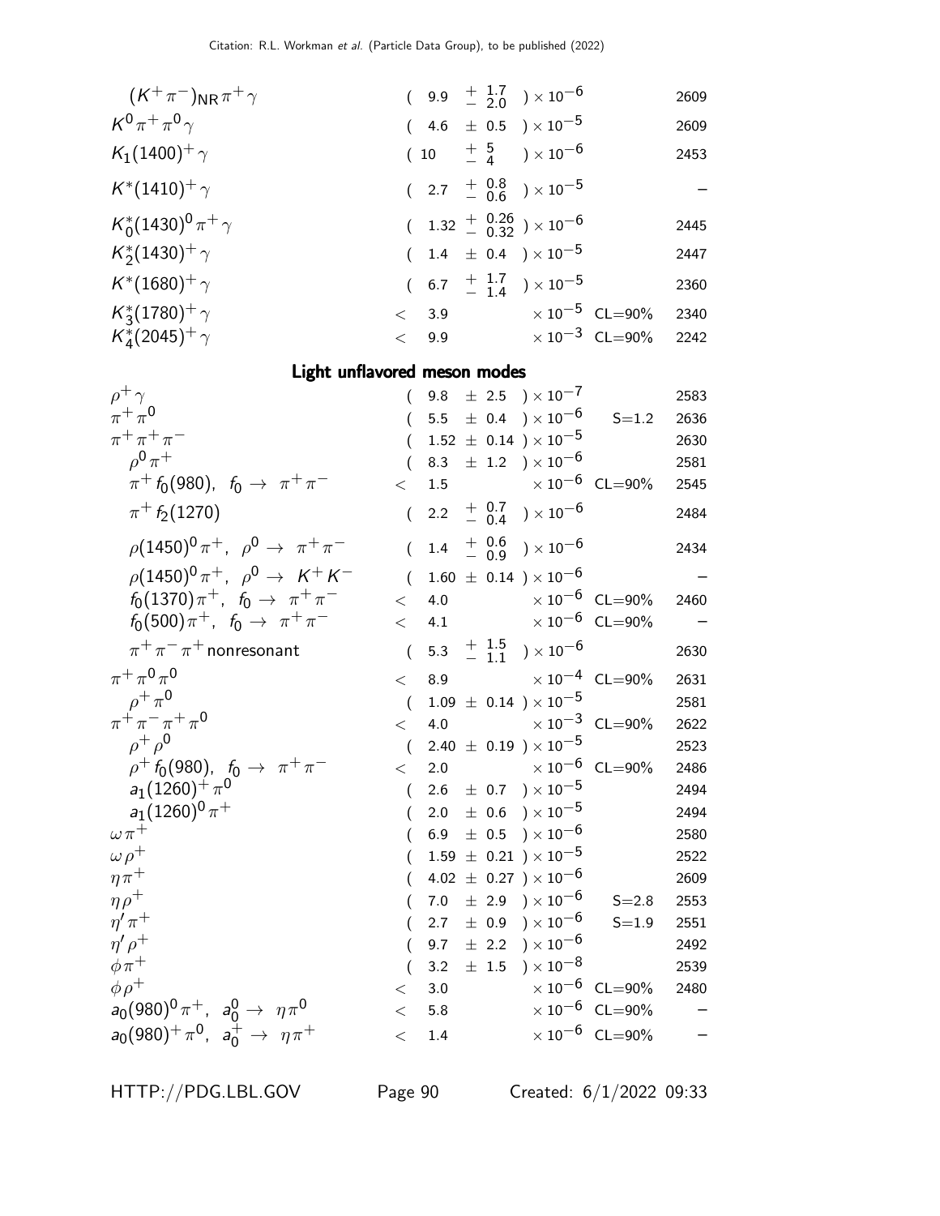| Mode | Fraction | | p (MeV/c) |
|---|---|---|---|
| $(K^+\pi^-)_{NR}\pi^+\gamma$ | $(9.9\ ^{+\ 1.7}_{-\ 2.0})\times10^{-6}$ | | 2609 |
| $K^0\pi^+\pi^0\gamma$ | $(4.6\ \pm 0.5)\times10^{-5}$ | | 2609 |
| $K_1(1400)^+\gamma$ | $(10\ ^{+\ 5}_{-\ 4})\times10^{-6}$ | | 2453 |
| $K^*(1410)^+\gamma$ | $(2.7\ ^{+\ 0.8}_{-\ 0.6})\times10^{-5}$ | | – |
| $K_0^*(1430)^0\pi^+\gamma$ | $(1.32\ ^{+\ 0.26}_{-\ 0.32})\times10^{-6}$ | | 2445 |
| $K_2^*(1430)^+\gamma$ | $(1.4\ \pm 0.4)\times10^{-5}$ | | 2447 |
| $K^*(1680)^+\gamma$ | $(6.7\ ^{+\ 1.7}_{-\ 1.4})\times10^{-5}$ | | 2360 |
| $K_3^*(1780)^+\gamma$ | $< 3.9\times10^{-5}$ | CL=90% | 2340 |
| $K_4^*(2045)^+\gamma$ | $< 9.9\times10^{-3}$ | CL=90% | 2242 |

## Light unflavored meson modes

| Mode | Fraction | | p (MeV/c) |
|---|---|---|---|
| $\rho^+\gamma$ | $(9.8\ \pm 2.5)\times10^{-7}$ | | 2583 |
| $\pi^+\pi^0$ | $(5.5\ \pm 0.4)\times10^{-6}$ | S=1.2 | 2636 |
| $\pi^+\pi^+\pi^-$ | $(1.52\ \pm 0.14)\times10^{-5}$ | | 2630 |
| $\rho^0\pi^+$ | $(8.3\ \pm 1.2)\times10^{-6}$ | | 2581 |
| $\pi^+ f_0(980),\ f_0\to\pi^+\pi^-$ | $< 1.5\times10^{-6}$ | CL=90% | 2545 |
| $\pi^+ f_2(1270)$ | $(2.2\ ^{+\ 0.7}_{-\ 0.4})\times10^{-6}$ | | 2484 |
| $\rho(1450)^0\pi^+,\ \rho^0\to\pi^+\pi^-$ | $(1.4\ ^{+\ 0.6}_{-\ 0.9})\times10^{-6}$ | | 2434 |
| $\rho(1450)^0\pi^+,\ \rho^0\to K^+K^-$ | $(1.60\ \pm 0.14)\times10^{-6}$ | | – |
| $f_0(1370)\pi^+,\ f_0\to\pi^+\pi^-$ | $< 4.0\times10^{-6}$ | CL=90% | 2460 |
| $f_0(500)\pi^+,\ f_0\to\pi^+\pi^-$ | $< 4.1\times10^{-6}$ | CL=90% | – |
| $\pi^+\pi^-\pi^+$ nonresonant | $(5.3\ ^{+\ 1.5}_{-\ 1.1})\times10^{-6}$ | | 2630 |
| $\pi^+\pi^0\pi^0$ | $< 8.9\times10^{-4}$ | CL=90% | 2631 |
| $\rho^+\pi^0$ | $(1.09\ \pm 0.14)\times10^{-5}$ | | 2581 |
| $\pi^+\pi^-\pi^+\pi^0$ | $< 4.0\times10^{-3}$ | CL=90% | 2622 |
| $\rho^+\rho^0$ | $(2.40\ \pm 0.19)\times10^{-5}$ | | 2523 |
| $\rho^+ f_0(980),\ f_0\to\pi^+\pi^-$ | $< 2.0\times10^{-6}$ | CL=90% | 2486 |
| $a_1(1260)^+\pi^0$ | $(2.6\ \pm 0.7)\times10^{-5}$ | | 2494 |
| $a_1(1260)^0\pi^+$ | $(2.0\ \pm 0.6)\times10^{-5}$ | | 2494 |
| $\omega\pi^+$ | $(6.9\ \pm 0.5)\times10^{-6}$ | | 2580 |
| $\omega\rho^+$ | $(1.59\ \pm 0.21)\times10^{-5}$ | | 2522 |
| $\eta\pi^+$ | $(4.02\ \pm 0.27)\times10^{-6}$ | | 2609 |
| $\eta\rho^+$ | $(7.0\ \pm 2.9)\times10^{-6}$ | S=2.8 | 2553 |
| $\eta'\pi^+$ | $(2.7\ \pm 0.9)\times10^{-6}$ | S=1.9 | 2551 |
| $\eta'\rho^+$ | $(9.7\ \pm 2.2)\times10^{-6}$ | | 2492 |
| $\phi\pi^+$ | $(3.2\ \pm 1.5)\times10^{-8}$ | | 2539 |
| $\phi\rho^+$ | $< 3.0\times10^{-6}$ | CL=90% | 2480 |
| $a_0(980)^0\pi^+,\ a_0^0\to\eta\pi^0$ | $< 5.8\times10^{-6}$ | CL=90% | – |
| $a_0(980)^+\pi^0,\ a_0^+\to\eta\pi^+$ | $< 1.4\times10^{-6}$ | CL=90% | – |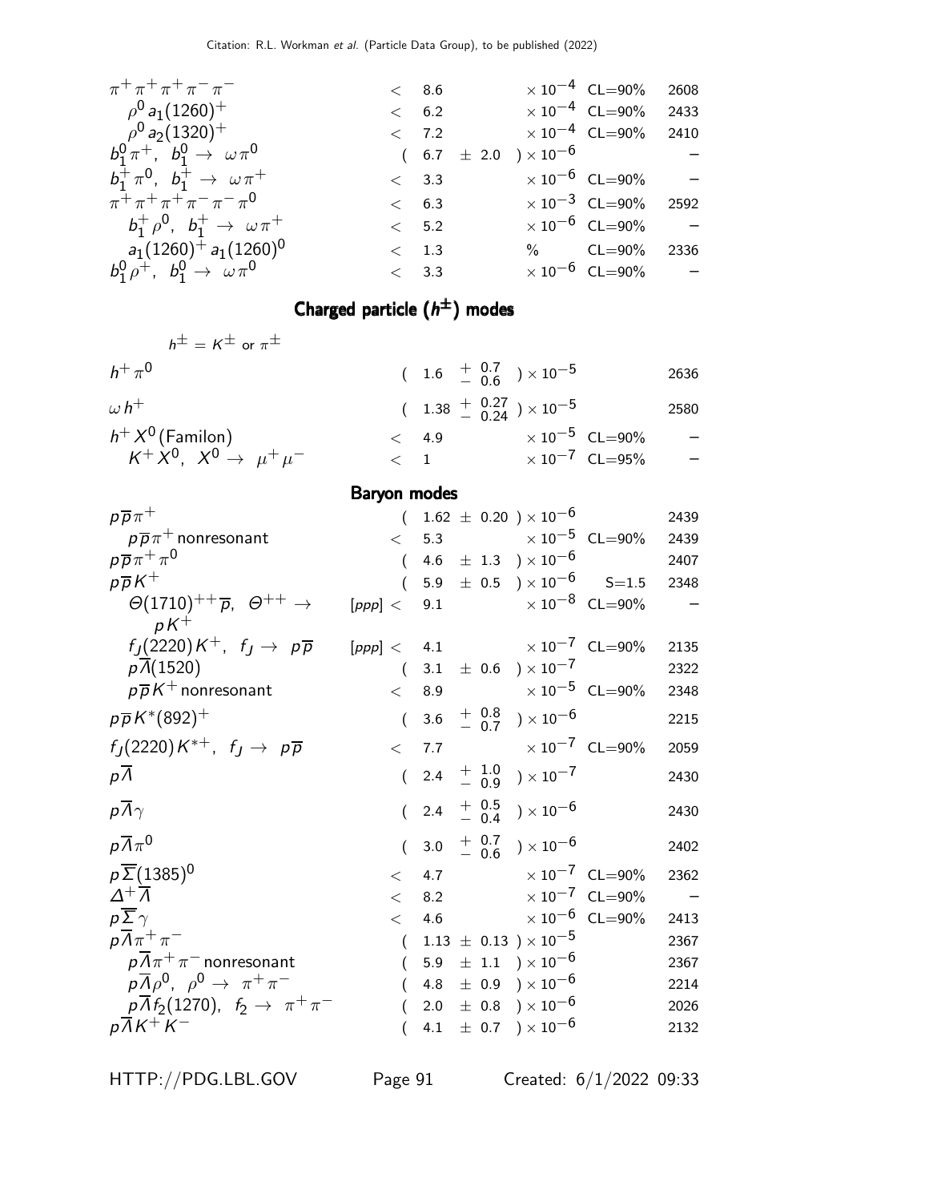| Mode | | Fraction | | Scale/CL | p (MeV/c) |
|---|---|---|---|---|---|
| $\pi^+\pi^+\pi^+\pi^-\pi^-$ | < | 8.6 | $\times 10^{-4}$ | CL=90% | 2608 |
| $\rho^0 a_1(1260)^+$ | < | 6.2 | $\times 10^{-4}$ | CL=90% | 2433 |
| $\rho^0 a_2(1320)^+$ | < | 7.2 | $\times 10^{-4}$ | CL=90% | 2410 |
| $b_1^0\pi^+$, $b_1^0 \to \omega\pi^0$ | | ( 6.7 $\pm$ 2.0 ) | $\times 10^{-6}$ | | – |
| $b_1^+\pi^0$, $b_1^+ \to \omega\pi^+$ | < | 3.3 | $\times 10^{-6}$ | CL=90% | – |
| $\pi^+\pi^+\pi^+\pi^-\pi^-\pi^0$ | < | 6.3 | $\times 10^{-3}$ | CL=90% | 2592 |
| $b_1^+\rho^0$, $b_1^+ \to \omega\pi^+$ | < | 5.2 | $\times 10^{-6}$ | CL=90% | – |
| $a_1(1260)^+ a_1(1260)^0$ | < | 1.3 | % | CL=90% | 2336 |
| $b_1^0\rho^+$, $b_1^0 \to \omega\pi^0$ | < | 3.3 | $\times 10^{-6}$ | CL=90% | – |

## Charged particle ($h^\pm$) modes

$h^\pm = K^\pm$ or $\pi^\pm$

| Mode | | Fraction | | Scale/CL | p (MeV/c) |
|---|---|---|---|---|---|
| $h^+\pi^0$ | | ( $1.6\ ^{+\ 0.7}_{-\ 0.6}$ ) | $\times 10^{-5}$ | | 2636 |
| $\omega h^+$ | | ( $1.38\ ^{+\ 0.27}_{-\ 0.24}$ ) | $\times 10^{-5}$ | | 2580 |
| $h^+ X^0$ (Familon) | < | 4.9 | $\times 10^{-5}$ | CL=90% | – |
| $K^+ X^0$, $X^0 \to \mu^+\mu^-$ | < | 1 | $\times 10^{-7}$ | CL=95% | – |

## Baryon modes

| Mode | | Fraction | | Scale/CL | p (MeV/c) |
|---|---|---|---|---|---|
| $p\overline{p}\pi^+$ | | ( 1.62 $\pm$ 0.20 ) | $\times 10^{-6}$ | | 2439 |
| $p\overline{p}\pi^+$ nonresonant | < | 5.3 | $\times 10^{-5}$ | CL=90% | 2439 |
| $p\overline{p}\pi^+\pi^0$ | | ( 4.6 $\pm$ 1.3 ) | $\times 10^{-6}$ | | 2407 |
| $p\overline{p}K^+$ | | ( 5.9 $\pm$ 0.5 ) | $\times 10^{-6}$ | S=1.5 | 2348 |
| $\Theta(1710)^{++}\overline{p}$, $\Theta^{++} \to pK^+$ | [ppp] < | 9.1 | $\times 10^{-8}$ | CL=90% | – |
| $f_J(2220)K^+$, $f_J \to p\overline{p}$ | [ppp] < | 4.1 | $\times 10^{-7}$ | CL=90% | 2135 |
| $p\overline{\Lambda}(1520)$ | | ( 3.1 $\pm$ 0.6 ) | $\times 10^{-7}$ | | 2322 |
| $p\overline{p}K^+$ nonresonant | < | 8.9 | $\times 10^{-5}$ | CL=90% | 2348 |
| $p\overline{p}K^*(892)^+$ | | ( $3.6\ ^{+\ 0.8}_{-\ 0.7}$ ) | $\times 10^{-6}$ | | 2215 |
| $f_J(2220)K^{*+}$, $f_J \to p\overline{p}$ | < | 7.7 | $\times 10^{-7}$ | CL=90% | 2059 |
| $p\overline{\Lambda}$ | | ( $2.4\ ^{+\ 1.0}_{-\ 0.9}$ ) | $\times 10^{-7}$ | | 2430 |
| $p\overline{\Lambda}\gamma$ | | ( $2.4\ ^{+\ 0.5}_{-\ 0.4}$ ) | $\times 10^{-6}$ | | 2430 |
| $p\overline{\Lambda}\pi^0$ | | ( $3.0\ ^{+\ 0.7}_{-\ 0.6}$ ) | $\times 10^{-6}$ | | 2402 |
| $p\overline{\Sigma}(1385)^0$ | < | 4.7 | $\times 10^{-7}$ | CL=90% | 2362 |
| $\Delta^+\overline{\Lambda}$ | < | 8.2 | $\times 10^{-7}$ | CL=90% | – |
| $p\overline{\Sigma}\gamma$ | < | 4.6 | $\times 10^{-6}$ | CL=90% | 2413 |
| $p\overline{\Lambda}\pi^+\pi^-$ | | ( 1.13 $\pm$ 0.13 ) | $\times 10^{-5}$ | | 2367 |
| $p\overline{\Lambda}\pi^+\pi^-$ nonresonant | | ( 5.9 $\pm$ 1.1 ) | $\times 10^{-6}$ | | 2367 |
| $p\overline{\Lambda}\rho^0$, $\rho^0 \to \pi^+\pi^-$ | | ( 4.8 $\pm$ 0.9 ) | $\times 10^{-6}$ | | 2214 |
| $p\overline{\Lambda}f_2(1270)$, $f_2 \to \pi^+\pi^-$ | | ( 2.0 $\pm$ 0.8 ) | $\times 10^{-6}$ | | 2026 |
| $p\overline{\Lambda}K^+K^-$ | | ( 4.1 $\pm$ 0.7 ) | $\times 10^{-6}$ | | 2132 |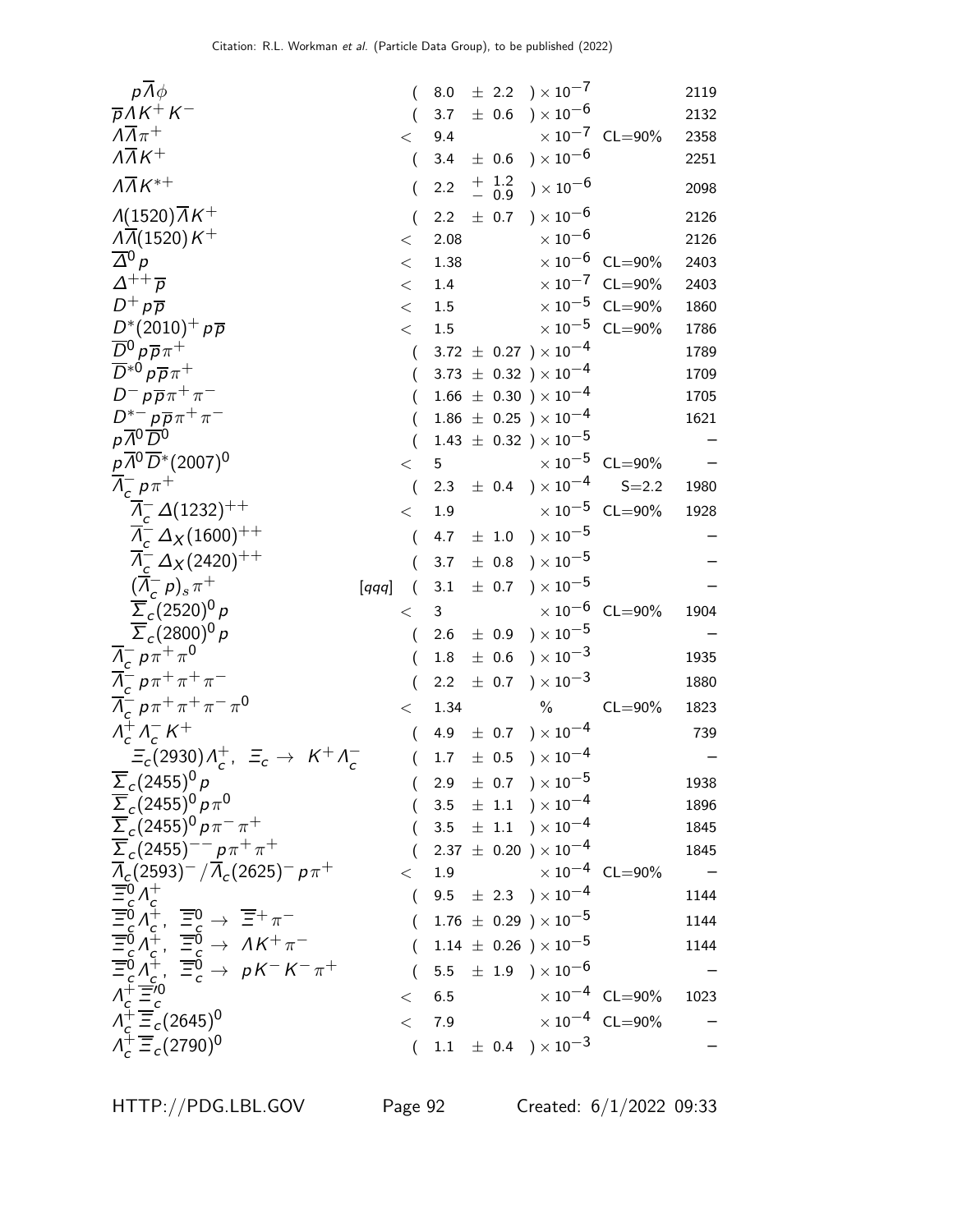| Mode | Fraction ($\Gamma_i/\Gamma$) | Scale factor/ Confidence level | $p$ (MeV/c) |
|---|---|---|---|
| $p\overline{\Lambda}\phi$ | $(8.0 \pm 2.2) \times 10^{-7}$ | | 2119 |
| $\overline{p}\Lambda K^+ K^-$ | $(3.7 \pm 0.6) \times 10^{-6}$ | | 2132 |
| $\Lambda\overline{\Lambda}\pi^+$ | $< 9.4 \times 10^{-7}$ | CL=90% | 2358 |
| $\Lambda\overline{\Lambda}K^+$ | $(3.4 \pm 0.6) \times 10^{-6}$ | | 2251 |
| $\Lambda\overline{\Lambda}K^{*+}$ | $(2.2 \, {}^{+1.2}_{-0.9}) \times 10^{-6}$ | | 2098 |
| $\Lambda(1520)\overline{\Lambda}K^+$ | $(2.2 \pm 0.7) \times 10^{-6}$ | | 2126 |
| $\Lambda\overline{\Lambda}(1520)K^+$ | $< 2.08 \times 10^{-6}$ | | 2126 |
| $\overline{\Delta}^0 p$ | $< 1.38 \times 10^{-6}$ | CL=90% | 2403 |
| $\Delta^{++}\overline{p}$ | $< 1.4 \times 10^{-7}$ | CL=90% | 2403 |
| $D^+ p\overline{p}$ | $< 1.5 \times 10^{-5}$ | CL=90% | 1860 |
| $D^*(2010)^+ p\overline{p}$ | $< 1.5 \times 10^{-5}$ | CL=90% | 1786 |
| $\overline{D}^0 p\overline{p}\pi^+$ | $(3.72 \pm 0.27) \times 10^{-4}$ | | 1789 |
| $\overline{D}^{*0} p\overline{p}\pi^+$ | $(3.73 \pm 0.32) \times 10^{-4}$ | | 1709 |
| $D^- p\overline{p}\pi^+\pi^-$ | $(1.66 \pm 0.30) \times 10^{-4}$ | | 1705 |
| $D^{*-} p\overline{p}\pi^+\pi^-$ | $(1.86 \pm 0.25) \times 10^{-4}$ | | 1621 |
| $p\overline{\Lambda}^0\overline{D}^0$ | $(1.43 \pm 0.32) \times 10^{-5}$ | | – |
| $p\overline{\Lambda}^0\overline{D}^*(2007)^0$ | $< 5 \times 10^{-5}$ | CL=90% | – |
| $\overline{\Lambda}_c^- p\pi^+$ | $(2.3 \pm 0.4) \times 10^{-4}$ | S=2.2 | 1980 |
| $\overline{\Lambda}_c^- \Delta(1232)^{++}$ | $< 1.9 \times 10^{-5}$ | CL=90% | 1928 |
| $\overline{\Lambda}_c^- \Delta_X(1600)^{++}$ | $(4.7 \pm 1.0) \times 10^{-5}$ | | – |
| $\overline{\Lambda}_c^- \Delta_X(2420)^{++}$ | $(3.7 \pm 0.8) \times 10^{-5}$ | | – |
| $(\overline{\Lambda}_c^- p)_s \pi^+$ [qqq] | $(3.1 \pm 0.7) \times 10^{-5}$ | | – |
| $\overline{\Sigma}_c(2520)^0 p$ | $< 3 \times 10^{-6}$ | CL=90% | 1904 |
| $\overline{\Sigma}_c(2800)^0 p$ | $(2.6 \pm 0.9) \times 10^{-5}$ | | – |
| $\overline{\Lambda}_c^- p\pi^+\pi^0$ | $(1.8 \pm 0.6) \times 10^{-3}$ | | 1935 |
| $\overline{\Lambda}_c^- p\pi^+\pi^+\pi^-$ | $(2.2 \pm 0.7) \times 10^{-3}$ | | 1880 |
| $\overline{\Lambda}_c^- p\pi^+\pi^+\pi^-\pi^0$ | $< 1.34$ % | CL=90% | 1823 |
| $\Lambda_c^+\Lambda_c^- K^+$ | $(4.9 \pm 0.7) \times 10^{-4}$ | | 739 |
| $\Xi_c(2930)\Lambda_c^+$, $\Xi_c \to K^+\Lambda_c^-$ | $(1.7 \pm 0.5) \times 10^{-4}$ | | – |
| $\overline{\Sigma}_c(2455)^0 p$ | $(2.9 \pm 0.7) \times 10^{-5}$ | | 1938 |
| $\overline{\Sigma}_c(2455)^0 p\pi^0$ | $(3.5 \pm 1.1) \times 10^{-4}$ | | 1896 |
| $\overline{\Sigma}_c(2455)^0 p\pi^-\pi^+$ | $(3.5 \pm 1.1) \times 10^{-4}$ | | 1845 |
| $\overline{\Sigma}_c(2455)^{--} p\pi^+\pi^+$ | $(2.37 \pm 0.20) \times 10^{-4}$ | | 1845 |
| $\overline{\Lambda}_c(2593)^- / \overline{\Lambda}_c(2625)^- p\pi^+$ | $< 1.9 \times 10^{-4}$ | CL=90% | – |
| $\overline{\Xi}_c^0 \Lambda_c^+$ | $(9.5 \pm 2.3) \times 10^{-4}$ | | 1144 |
| $\overline{\Xi}_c^0 \Lambda_c^+$, $\overline{\Xi}_c^0 \to \overline{\Xi}^+\pi^-$ | $(1.76 \pm 0.29) \times 10^{-5}$ | | 1144 |
| $\overline{\Xi}_c^0 \Lambda_c^+$, $\overline{\Xi}_c^0 \to \Lambda K^+\pi^-$ | $(1.14 \pm 0.26) \times 10^{-5}$ | | 1144 |
| $\overline{\Xi}_c^0 \Lambda_c^+$, $\overline{\Xi}_c^0 \to pK^-K^-\pi^+$ | $(5.5 \pm 1.9) \times 10^{-6}$ | | – |
| $\Lambda_c^+\overline{\Xi}_c'^0$ | $< 6.5 \times 10^{-4}$ | CL=90% | 1023 |
| $\Lambda_c^+\overline{\Xi}_c(2645)^0$ | $< 7.9 \times 10^{-4}$ | CL=90% | – |
| $\Lambda_c^+\overline{\Xi}_c(2790)^0$ | $(1.1 \pm 0.4) \times 10^{-3}$ | | – |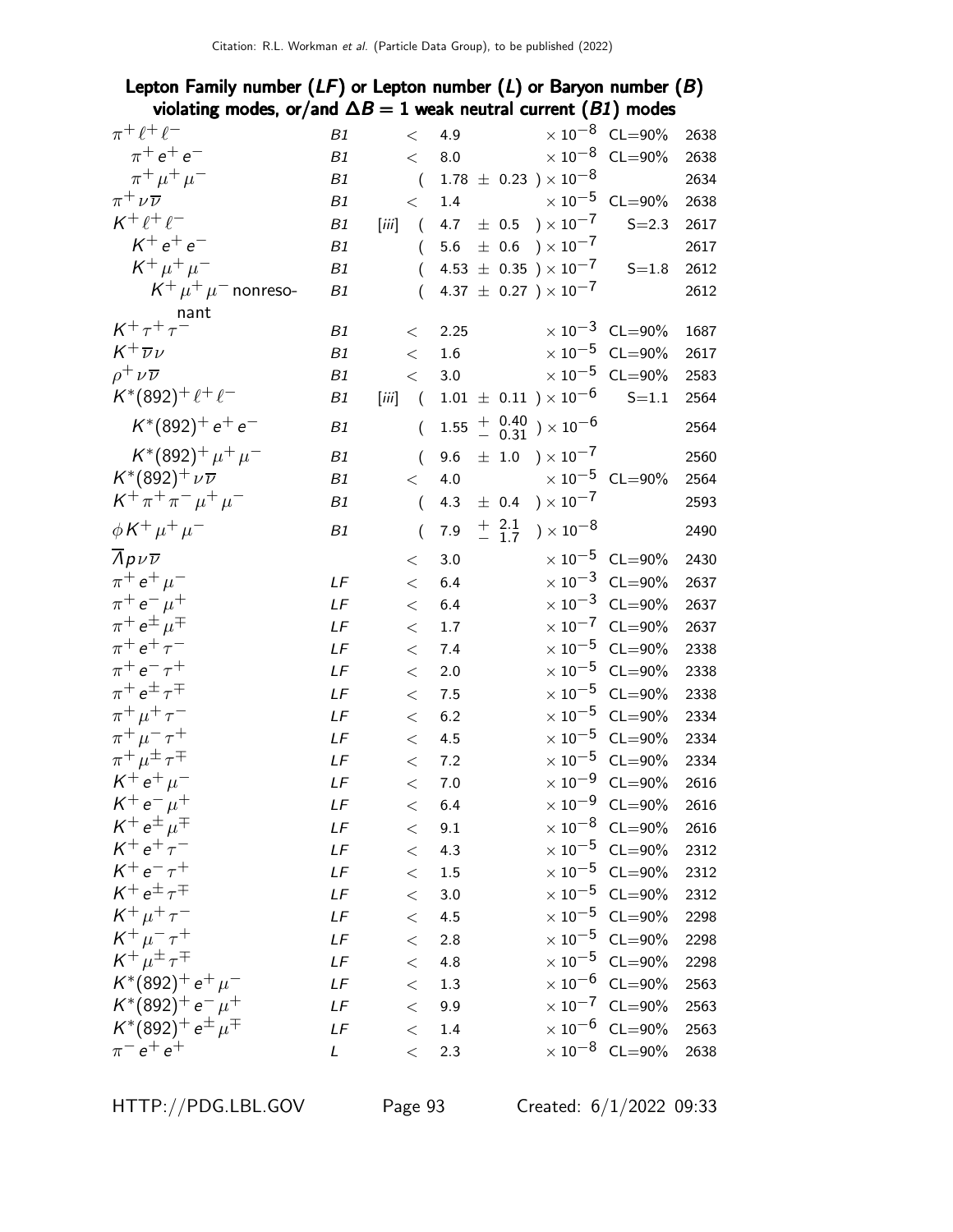### Lepton Family number (*LF*) or Lepton number (*L*) or Baryon number (*B*) violating modes, or/and $\Delta B = 1$ weak neutral current (*B1*) modes

| Mode | | | Fraction | | |
|---|---|---|---|---|---|
| $\pi^+ \ell^+ \ell^-$ | B1 | | $< 4.9 \times 10^{-8}$ | CL=90% | 2638 |
| $\pi^+ e^+ e^-$ | B1 | | $< 8.0 \times 10^{-8}$ | CL=90% | 2638 |
| $\pi^+ \mu^+ \mu^-$ | B1 | | $(1.78 \pm 0.23) \times 10^{-8}$ | | 2634 |
| $\pi^+ \nu \overline{\nu}$ | B1 | | $< 1.4 \times 10^{-5}$ | CL=90% | 2638 |
| $K^+ \ell^+ \ell^-$ | B1 | [iii] | $(4.7 \pm 0.5) \times 10^{-7}$ | S=2.3 | 2617 |
| $K^+ e^+ e^-$ | B1 | | $(5.6 \pm 0.6) \times 10^{-7}$ | | 2617 |
| $K^+ \mu^+ \mu^-$ | B1 | | $(4.53 \pm 0.35) \times 10^{-7}$ | S=1.8 | 2612 |
| $K^+ \mu^+ \mu^-$ nonresonant | B1 | | $(4.37 \pm 0.27) \times 10^{-7}$ | | 2612 |
| $K^+ \tau^+ \tau^-$ | B1 | | $< 2.25 \times 10^{-3}$ | CL=90% | 1687 |
| $K^+ \overline{\nu} \nu$ | B1 | | $< 1.6 \times 10^{-5}$ | CL=90% | 2617 |
| $\rho^+ \nu \overline{\nu}$ | B1 | | $< 3.0 \times 10^{-5}$ | CL=90% | 2583 |
| $K^*(892)^+ \ell^+ \ell^-$ | B1 | [iii] | $(1.01 \pm 0.11) \times 10^{-6}$ | S=1.1 | 2564 |
| $K^*(892)^+ e^+ e^-$ | B1 | | $(1.55 {}^{+0.40}_{-0.31}) \times 10^{-6}$ | | 2564 |
| $K^*(892)^+ \mu^+ \mu^-$ | B1 | | $(9.6 \pm 1.0) \times 10^{-7}$ | | 2560 |
| $K^*(892)^+ \nu \overline{\nu}$ | B1 | | $< 4.0 \times 10^{-5}$ | CL=90% | 2564 |
| $K^+ \pi^+ \pi^- \mu^+ \mu^-$ | B1 | | $(4.3 \pm 0.4) \times 10^{-7}$ | | 2593 |
| $\phi K^+ \mu^+ \mu^-$ | B1 | | $(7.9 {}^{+2.1}_{-1.7}) \times 10^{-8}$ | | 2490 |
| $\overline{\Lambda} p \nu \overline{\nu}$ | | | $< 3.0 \times 10^{-5}$ | CL=90% | 2430 |
| $\pi^+ e^+ \mu^-$ | LF | | $< 6.4 \times 10^{-3}$ | CL=90% | 2637 |
| $\pi^+ e^- \mu^+$ | LF | | $< 6.4 \times 10^{-3}$ | CL=90% | 2637 |
| $\pi^+ e^\pm \mu^\mp$ | LF | | $< 1.7 \times 10^{-7}$ | CL=90% | 2637 |
| $\pi^+ e^+ \tau^-$ | LF | | $< 7.4 \times 10^{-5}$ | CL=90% | 2338 |
| $\pi^+ e^- \tau^+$ | LF | | $< 2.0 \times 10^{-5}$ | CL=90% | 2338 |
| $\pi^+ e^\pm \tau^\mp$ | LF | | $< 7.5 \times 10^{-5}$ | CL=90% | 2338 |
| $\pi^+ \mu^+ \tau^-$ | LF | | $< 6.2 \times 10^{-5}$ | CL=90% | 2334 |
| $\pi^+ \mu^- \tau^+$ | LF | | $< 4.5 \times 10^{-5}$ | CL=90% | 2334 |
| $\pi^+ \mu^\pm \tau^\mp$ | LF | | $< 7.2 \times 10^{-5}$ | CL=90% | 2334 |
| $K^+ e^+ \mu^-$ | LF | | $< 7.0 \times 10^{-9}$ | CL=90% | 2616 |
| $K^+ e^- \mu^+$ | LF | | $< 6.4 \times 10^{-9}$ | CL=90% | 2616 |
| $K^+ e^\pm \mu^\mp$ | LF | | $< 9.1 \times 10^{-8}$ | CL=90% | 2616 |
| $K^+ e^+ \tau^-$ | LF | | $< 4.3 \times 10^{-5}$ | CL=90% | 2312 |
| $K^+ e^- \tau^+$ | LF | | $< 1.5 \times 10^{-5}$ | CL=90% | 2312 |
| $K^+ e^\pm \tau^\mp$ | LF | | $< 3.0 \times 10^{-5}$ | CL=90% | 2312 |
| $K^+ \mu^+ \tau^-$ | LF | | $< 4.5 \times 10^{-5}$ | CL=90% | 2298 |
| $K^+ \mu^- \tau^+$ | LF | | $< 2.8 \times 10^{-5}$ | CL=90% | 2298 |
| $K^+ \mu^\pm \tau^\mp$ | LF | | $< 4.8 \times 10^{-5}$ | CL=90% | 2298 |
| $K^*(892)^+ e^+ \mu^-$ | LF | | $< 1.3 \times 10^{-6}$ | CL=90% | 2563 |
| $K^*(892)^+ e^- \mu^+$ | LF | | $< 9.9 \times 10^{-7}$ | CL=90% | 2563 |
| $K^*(892)^+ e^\pm \mu^\mp$ | LF | | $< 1.4 \times 10^{-6}$ | CL=90% | 2563 |
| $\pi^- e^+ e^+$ | L | | $< 2.3 \times 10^{-8}$ | CL=90% | 2638 |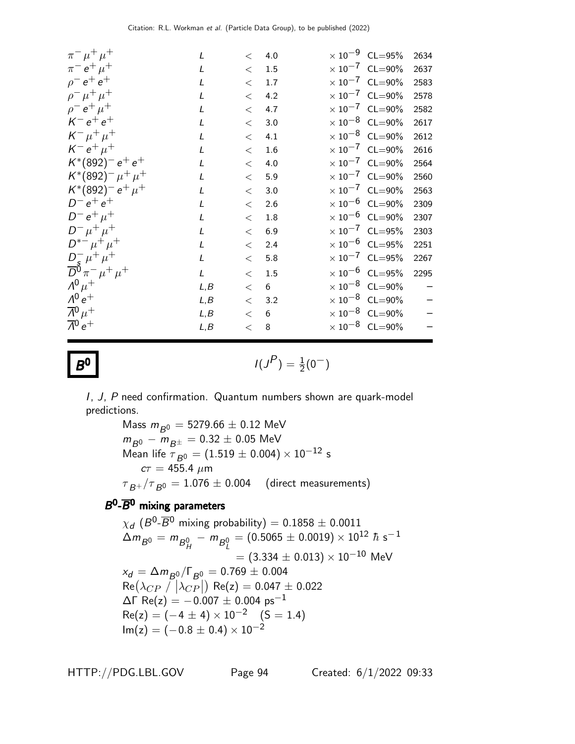| | | | | | | |
|---|---|---|---|---|---|---|
| $\pi^- \mu^+ \mu^+$ | $L$ | $<$ | 4.0 | $\times 10^{-9}$ | CL=95% | 2634 |
| $\pi^- e^+ \mu^+$ | $L$ | $<$ | 1.5 | $\times 10^{-7}$ | CL=90% | 2637 |
| $\rho^- e^+ e^+$ | $L$ | $<$ | 1.7 | $\times 10^{-7}$ | CL=90% | 2583 |
| $\rho^- \mu^+ \mu^+$ | $L$ | $<$ | 4.2 | $\times 10^{-7}$ | CL=90% | 2578 |
| $\rho^- e^+ \mu^+$ | $L$ | $<$ | 4.7 | $\times 10^{-7}$ | CL=90% | 2582 |
| $K^- e^+ e^+$ | $L$ | $<$ | 3.0 | $\times 10^{-8}$ | CL=90% | 2617 |
| $K^- \mu^+ \mu^+$ | $L$ | $<$ | 4.1 | $\times 10^{-8}$ | CL=90% | 2612 |
| $K^- e^+ \mu^+$ | $L$ | $<$ | 1.6 | $\times 10^{-7}$ | CL=90% | 2616 |
| $K^*(892)^- e^+ e^+$ | $L$ | $<$ | 4.0 | $\times 10^{-7}$ | CL=90% | 2564 |
| $K^*(892)^- \mu^+ \mu^+$ | $L$ | $<$ | 5.9 | $\times 10^{-7}$ | CL=90% | 2560 |
| $K^*(892)^- e^+ \mu^+$ | $L$ | $<$ | 3.0 | $\times 10^{-7}$ | CL=90% | 2563 |
| $D^- e^+ e^+$ | $L$ | $<$ | 2.6 | $\times 10^{-6}$ | CL=90% | 2309 |
| $D^- e^+ \mu^+$ | $L$ | $<$ | 1.8 | $\times 10^{-6}$ | CL=90% | 2307 |
| $D^- \mu^+ \mu^+$ | $L$ | $<$ | 6.9 | $\times 10^{-7}$ | CL=95% | 2303 |
| $D^{*-} \mu^+ \mu^+$ | $L$ | $<$ | 2.4 | $\times 10^{-6}$ | CL=95% | 2251 |
| $D_s^- \mu^+ \mu^+$ | $L$ | $<$ | 5.8 | $\times 10^{-7}$ | CL=95% | 2267 |
| $\overline{D}^0 \pi^- \mu^+ \mu^+$ | $L$ | $<$ | 1.5 | $\times 10^{-6}$ | CL=95% | 2295 |
| $\Lambda^0 \mu^+$ | $L,B$ | $<$ | 6 | $\times 10^{-8}$ | CL=90% | – |
| $\Lambda^0 e^+$ | $L,B$ | $<$ | 3.2 | $\times 10^{-8}$ | CL=90% | – |
| $\overline{\Lambda}^0 \mu^+$ | $L,B$ | $<$ | 6 | $\times 10^{-8}$ | CL=90% | – |
| $\overline{\Lambda}^0 e^+$ | $L,B$ | $<$ | 8 | $\times 10^{-8}$ | CL=90% | – |

# $B^0$

$I(J^P) = \frac{1}{2}(0^-)$

$I$, $J$, $P$ need confirmation. Quantum numbers shown are quark-model predictions.

Mass $m_{B^0} = 5279.66 \pm 0.12$ MeV
$m_{B^0} - m_{B^\pm} = 0.32 \pm 0.05$ MeV
Mean life $\tau_{B^0} = (1.519 \pm 0.004) \times 10^{-12}$ s
$c\tau = 455.4$ $\mu$m
$\tau_{B^+}/\tau_{B^0} = 1.076 \pm 0.004$ (direct measurements)

## $B^0$-$\overline{B}^0$ mixing parameters

$\chi_d$ ($B^0$-$\overline{B}^0$ mixing probability) $= 0.1858 \pm 0.0011$
$\Delta m_{B^0} = m_{B^0_H} - m_{B^0_L} = (0.5065 \pm 0.0019) \times 10^{12}$ $\hbar$ s$^{-1}$
$= (3.334 \pm 0.013) \times 10^{-10}$ MeV
$x_d = \Delta m_{B^0}/\Gamma_{B^0} = 0.769 \pm 0.004$
$\text{Re}(\lambda_{CP} / |\lambda_{CP}|)$ $\text{Re}(z) = 0.047 \pm 0.022$
$\Delta\Gamma$ $\text{Re}(z) = -0.007 \pm 0.004$ ps$^{-1}$
$\text{Re}(z) = (-4 \pm 4) \times 10^{-2}$ (S = 1.4)
$\text{Im}(z) = (-0.8 \pm 0.4) \times 10^{-2}$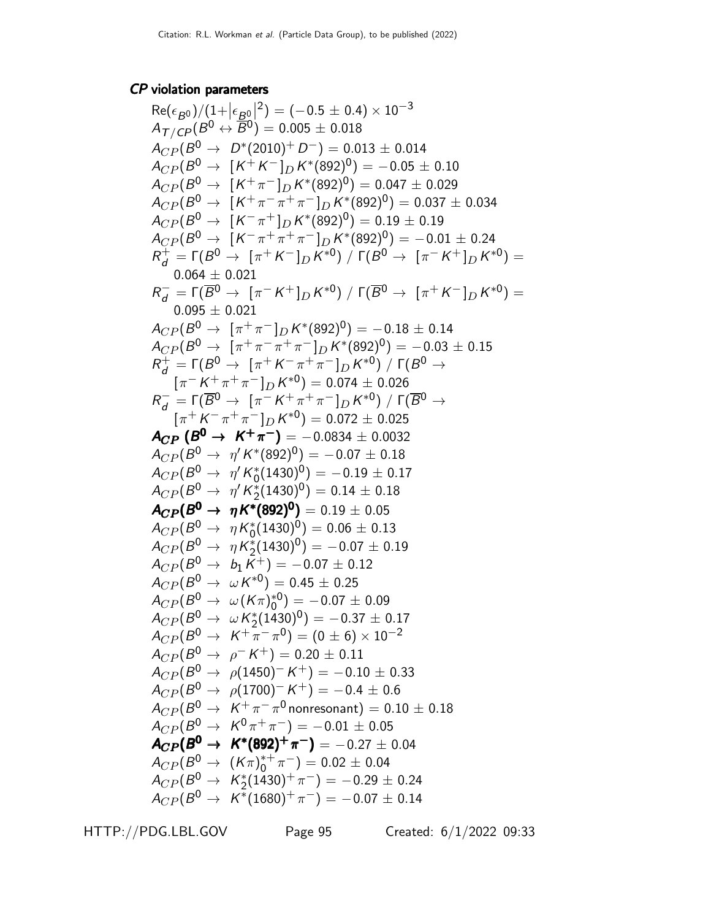### *CP* violation parameters

$\text{Re}(\epsilon_{B^0})/(1+|\epsilon_{B^0}|^2) = (-0.5 \pm 0.4) \times 10^{-3}$

$A_{T/CP}(B^0 \leftrightarrow \overline{B}^0) = 0.005 \pm 0.018$

$A_{CP}(B^0 \to D^*(2010)^+ D^-) = 0.013 \pm 0.014$

$A_{CP}(B^0 \to [K^+ K^-]_D K^*(892)^0) = -0.05 \pm 0.10$

$A_{CP}(B^0 \to [K^+ \pi^-]_D K^*(892)^0) = 0.047 \pm 0.029$

$A_{CP}(B^0 \to [K^+ \pi^- \pi^+ \pi^-]_D K^*(892)^0) = 0.037 \pm 0.034$

$A_{CP}(B^0 \to [K^- \pi^+]_D K^*(892)^0) = 0.19 \pm 0.19$

$A_{CP}(B^0 \to [K^- \pi^+ \pi^+ \pi^-]_D K^*(892)^0) = -0.01 \pm 0.24$

$R_d^+ = \Gamma(B^0 \to [\pi^+ K^-]_D K^{*0}) \ / \ \Gamma(B^0 \to [\pi^- K^+]_D K^{*0}) = 0.064 \pm 0.021$

$R_d^- = \Gamma(\overline{B}^0 \to [\pi^- K^+]_D K^{*0}) \ / \ \Gamma(\overline{B}^0 \to [\pi^+ K^-]_D K^{*0}) = 0.095 \pm 0.021$

$A_{CP}(B^0 \to [\pi^+ \pi^-]_D K^*(892)^0) = -0.18 \pm 0.14$

$A_{CP}(B^0 \to [\pi^+ \pi^- \pi^+ \pi^-]_D K^*(892)^0) = -0.03 \pm 0.15$

$R_d^+ = \Gamma(B^0 \to [\pi^+ K^- \pi^+ \pi^-]_D K^{*0}) \ / \ \Gamma(B^0 \to [\pi^- K^+ \pi^+ \pi^-]_D K^{*0}) = 0.074 \pm 0.026$

$R_d^- = \Gamma(\overline{B}^0 \to [\pi^- K^+ \pi^+ \pi^-]_D K^{*0}) \ / \ \Gamma(\overline{B}^0 \to [\pi^+ K^- \pi^+ \pi^-]_D K^{*0}) = 0.072 \pm 0.025$

$\boldsymbol{A_{CP}(B^0 \to K^+ \pi^-)} = -0.0834 \pm 0.0032$

$A_{CP}(B^0 \to \eta' K^*(892)^0) = -0.07 \pm 0.18$

$A_{CP}(B^0 \to \eta' K_0^*(1430)^0) = -0.19 \pm 0.17$

$A_{CP}(B^0 \to \eta' K_2^*(1430)^0) = 0.14 \pm 0.18$

$\boldsymbol{A_{CP}(B^0 \to \eta K^*(892)^0)} = 0.19 \pm 0.05$

$A_{CP}(B^0 \to \eta K_0^*(1430)^0) = 0.06 \pm 0.13$

$A_{CP}(B^0 \to \eta K_2^*(1430)^0) = -0.07 \pm 0.19$

$A_{CP}(B^0 \to b_1 K^+) = -0.07 \pm 0.12$

$A_{CP}(B^0 \to \omega K^{*0}) = 0.45 \pm 0.25$

$A_{CP}(B^0 \to \omega (K\pi)_0^{*0}) = -0.07 \pm 0.09$

$A_{CP}(B^0 \to \omega K_2^*(1430)^0) = -0.37 \pm 0.17$

$A_{CP}(B^0 \to K^+ \pi^- \pi^0) = (0 \pm 6) \times 10^{-2}$

$A_{CP}(B^0 \to \rho^- K^+) = 0.20 \pm 0.11$

$A_{CP}(B^0 \to \rho(1450)^- K^+) = -0.10 \pm 0.33$

$A_{CP}(B^0 \to \rho(1700)^- K^+) = -0.4 \pm 0.6$

$A_{CP}(B^0 \to K^+ \pi^- \pi^0 \,\text{nonresonant}) = 0.10 \pm 0.18$

$A_{CP}(B^0 \to K^0 \pi^+ \pi^-) = -0.01 \pm 0.05$

$\boldsymbol{A_{CP}(B^0 \to K^*(892)^+ \pi^-)} = -0.27 \pm 0.04$

$A_{CP}(B^0 \to (K\pi)_0^{*+} \pi^-) = 0.02 \pm 0.04$

$A_{CP}(B^0 \to K_2^*(1430)^+ \pi^-) = -0.29 \pm 0.24$

$A_{CP}(B^0 \to K^*(1680)^+ \pi^-) = -0.07 \pm 0.14$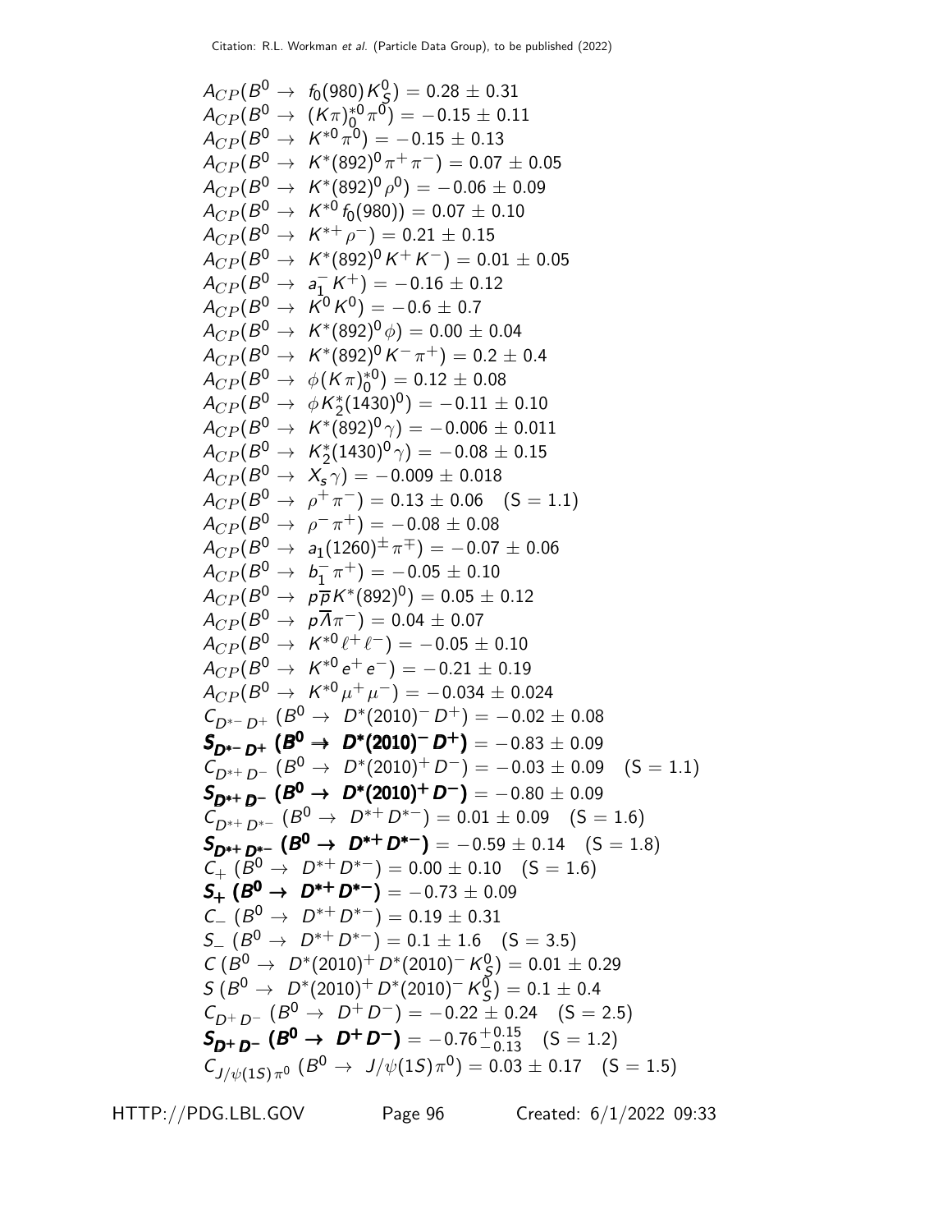$A_{CP}(B^0 \to f_0(980) K^0_S) = 0.28 \pm 0.31$

$A_{CP}(B^0 \to (K\pi)^{*0}_0 \pi^0) = -0.15 \pm 0.11$

$A_{CP}(B^0 \to K^{*0} \pi^0) = -0.15 \pm 0.13$

$A_{CP}(B^0 \to K^*(892)^0 \pi^+ \pi^-) = 0.07 \pm 0.05$

$A_{CP}(B^0 \to K^*(892)^0 \rho^0) = -0.06 \pm 0.09$

$A_{CP}(B^0 \to K^{*0} f_0(980)) = 0.07 \pm 0.10$

$A_{CP}(B^0 \to K^{*+} \rho^-) = 0.21 \pm 0.15$

$A_{CP}(B^0 \to K^*(892)^0 K^+ K^-) = 0.01 \pm 0.05$

$A_{CP}(B^0 \to a_1^- K^+) = -0.16 \pm 0.12$

$A_{CP}(B^0 \to K^0 K^0) = -0.6 \pm 0.7$

$A_{CP}(B^0 \to K^*(892)^0 \phi) = 0.00 \pm 0.04$

$A_{CP}(B^0 \to K^*(892)^0 K^- \pi^+) = 0.2 \pm 0.4$

$A_{CP}(B^0 \to \phi (K\pi)^{*0}_0) = 0.12 \pm 0.08$

$A_{CP}(B^0 \to \phi K^*_2(1430)^0) = -0.11 \pm 0.10$

$A_{CP}(B^0 \to K^*(892)^0 \gamma) = -0.006 \pm 0.011$

$A_{CP}(B^0 \to K^*_2(1430)^0 \gamma) = -0.08 \pm 0.15$

$A_{CP}(B^0 \to X_s \gamma) = -0.009 \pm 0.018$

$A_{CP}(B^0 \to \rho^+ \pi^-) = 0.13 \pm 0.06 \quad (S = 1.1)$

$A_{CP}(B^0 \to \rho^- \pi^+) = -0.08 \pm 0.08$

$A_{CP}(B^0 \to a_1(1260)^\pm \pi^\mp) = -0.07 \pm 0.06$

$A_{CP}(B^0 \to b_1^- \pi^+) = -0.05 \pm 0.10$

$A_{CP}(B^0 \to p \overline{p} K^*(892)^0) = 0.05 \pm 0.12$

$A_{CP}(B^0 \to p \overline{\Lambda} \pi^-) = 0.04 \pm 0.07$

$A_{CP}(B^0 \to K^{*0} \ell^+ \ell^-) = -0.05 \pm 0.10$

$A_{CP}(B^0 \to K^{*0} e^+ e^-) = -0.21 \pm 0.19$

$A_{CP}(B^0 \to K^{*0} \mu^+ \mu^-) = -0.034 \pm 0.024$

$C_{D^{*-} D^+} \; (B^0 \to D^*(2010)^- D^+) = -0.02 \pm 0.08$

$\boldsymbol{S_{D^{*-} D^+} \; (B^0 \to D^*(2010)^- D^+)} = -0.83 \pm 0.09$

$C_{D^{*+} D^-} \; (B^0 \to D^*(2010)^+ D^-) = -0.03 \pm 0.09 \quad (S = 1.1)$

$\boldsymbol{S_{D^{*+} D^-} \; (B^0 \to D^*(2010)^+ D^-)} = -0.80 \pm 0.09$

$C_{D^{*+} D^{*-}} \; (B^0 \to D^{*+} D^{*-}) = 0.01 \pm 0.09 \quad (S = 1.6)$

$\boldsymbol{S_{D^{*+} D^{*-}} \; (B^0 \to D^{*+} D^{*-})} = -0.59 \pm 0.14 \quad (S = 1.8)$

$C_+ \; (B^0 \to D^{*+} D^{*-}) = 0.00 \pm 0.10 \quad (S = 1.6)$

$\boldsymbol{S_+ \; (B^0 \to D^{*+} D^{*-})} = -0.73 \pm 0.09$

$C_- \; (B^0 \to D^{*+} D^{*-}) = 0.19 \pm 0.31$

$S_- \; (B^0 \to D^{*+} D^{*-}) = 0.1 \pm 1.6 \quad (S = 3.5)$

$C \; (B^0 \to D^*(2010)^+ D^*(2010)^- K^0_S) = 0.01 \pm 0.29$

$S \; (B^0 \to D^*(2010)^+ D^*(2010)^- K^0_S) = 0.1 \pm 0.4$

$C_{D^+ D^-} \; (B^0 \to D^+ D^-) = -0.22 \pm 0.24 \quad (S = 2.5)$

$\boldsymbol{S_{D^+ D^-} \; (B^0 \to D^+ D^-)} = -0.76^{+0.15}_{-0.13} \quad (S = 1.2)$

$C_{J/\psi(1S) \pi^0} \; (B^0 \to J/\psi(1S) \pi^0) = 0.03 \pm 0.17 \quad (S = 1.5)$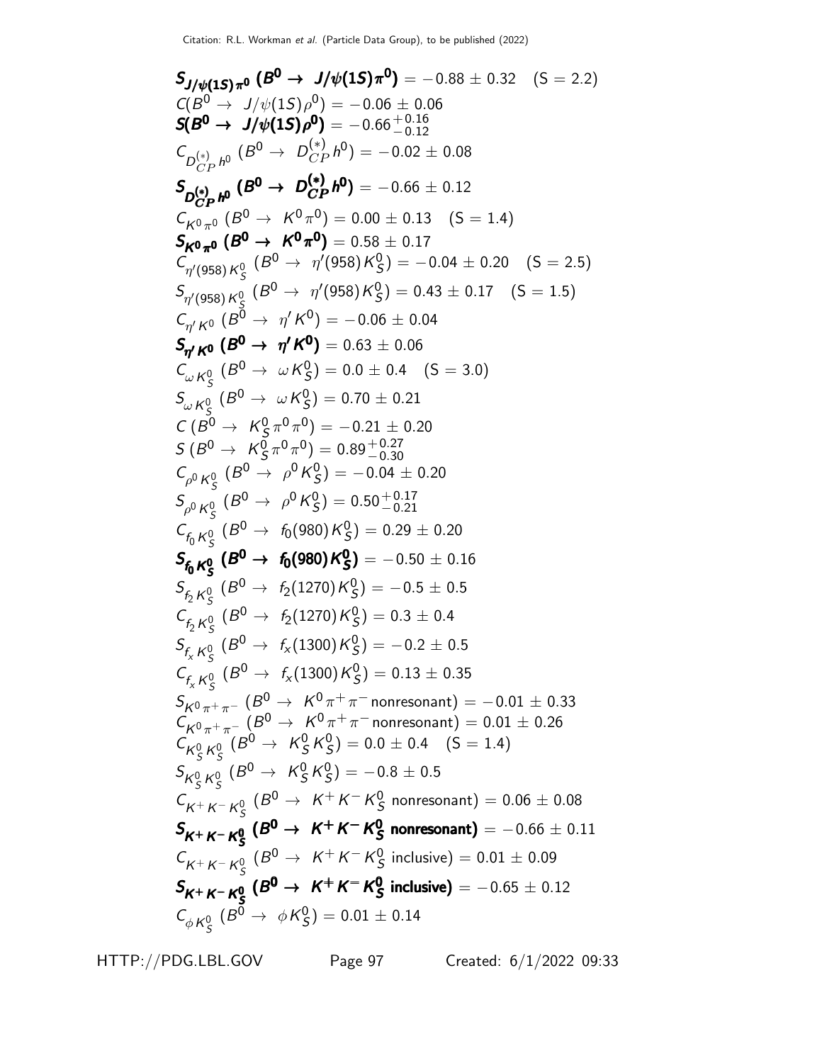**$S_{J/\psi(1S)\pi^0}$ ($B^0 \to J/\psi(1S)\pi^0$)** $= -0.88 \pm 0.32$ (S = 2.2)

$C(B^0 \to J/\psi(1S)\rho^0) = -0.06 \pm 0.06$

**$S(B^0 \to J/\psi(1S)\rho^0)$** $= -0.66^{+0.16}_{-0.12}$

$C_{D^{(*)}_{CP} h^0}$ ($B^0 \to D^{(*)}_{CP} h^0$) $= -0.02 \pm 0.08$

**$S_{D^{(*)}_{CP} h^0}$ ($B^0 \to D^{(*)}_{CP} h^0$)** $= -0.66 \pm 0.12$

$C_{K^0\pi^0}$ ($B^0 \to K^0\pi^0$) $= 0.00 \pm 0.13$ (S = 1.4)

**$S_{K^0\pi^0}$ ($B^0 \to K^0\pi^0$)** $= 0.58 \pm 0.17$

$C_{\eta'(958)K^0_S}$ ($B^0 \to \eta'(958)K^0_S$) $= -0.04 \pm 0.20$ (S = 2.5)

$S_{\eta'(958)K^0_S}$ ($B^0 \to \eta'(958)K^0_S$) $= 0.43 \pm 0.17$ (S = 1.5)

$C_{\eta' K^0}$ ($B^0 \to \eta' K^0$) $= -0.06 \pm 0.04$

**$S_{\eta' K^0}$ ($B^0 \to \eta' K^0$)** $= 0.63 \pm 0.06$

$C_{\omega K^0_S}$ ($B^0 \to \omega K^0_S$) $= 0.0 \pm 0.4$ (S = 3.0)

$S_{\omega K^0_S}$ ($B^0 \to \omega K^0_S$) $= 0.70 \pm 0.21$

$C$ ($B^0 \to K^0_S \pi^0\pi^0$) $= -0.21 \pm 0.20$

$S$ ($B^0 \to K^0_S \pi^0\pi^0$) $= 0.89^{+0.27}_{-0.30}$

$C_{\rho^0 K^0_S}$ ($B^0 \to \rho^0 K^0_S$) $= -0.04 \pm 0.20$

$S_{\rho^0 K^0_S}$ ($B^0 \to \rho^0 K^0_S$) $= 0.50^{+0.17}_{-0.21}$

$C_{f_0 K^0_S}$ ($B^0 \to f_0(980)K^0_S$) $= 0.29 \pm 0.20$

**$S_{f_0 K^0_S}$ ($B^0 \to f_0(980)K^0_S$)** $= -0.50 \pm 0.16$

$S_{f_2 K^0_S}$ ($B^0 \to f_2(1270)K^0_S$) $= -0.5 \pm 0.5$

$C_{f_2 K^0_S}$ ($B^0 \to f_2(1270)K^0_S$) $= 0.3 \pm 0.4$

$S_{f_x K^0_S}$ ($B^0 \to f_x(1300)K^0_S$) $= -0.2 \pm 0.5$

$C_{f_x K^0_S}$ ($B^0 \to f_x(1300)K^0_S$) $= 0.13 \pm 0.35$

$S_{K^0\pi^+\pi^-}$ ($B^0 \to K^0\pi^+\pi^-$ nonresonant) $= -0.01 \pm 0.33$

$C_{K^0\pi^+\pi^-}$ ($B^0 \to K^0\pi^+\pi^-$ nonresonant) $= 0.01 \pm 0.26$

$C_{K^0_S K^0_S}$ ($B^0 \to K^0_S K^0_S$) $= 0.0 \pm 0.4$ (S = 1.4)

$S_{K^0_S K^0_S}$ ($B^0 \to K^0_S K^0_S$) $= -0.8 \pm 0.5$

$C_{K^+K^-K^0_S}$ ($B^0 \to K^+K^-K^0_S$ nonresonant) $= 0.06 \pm 0.08$

**$S_{K^+K^-K^0_S}$ ($B^0 \to K^+K^-K^0_S$ nonresonant)** $= -0.66 \pm 0.11$

$C_{K^+K^-K^0_S}$ ($B^0 \to K^+K^-K^0_S$ inclusive) $= 0.01 \pm 0.09$

**$S_{K^+K^-K^0_S}$ ($B^0 \to K^+K^-K^0_S$ inclusive)** $= -0.65 \pm 0.12$

$C_{\phi K^0_S}$ ($B^0 \to \phi K^0_S$) $= 0.01 \pm 0.14$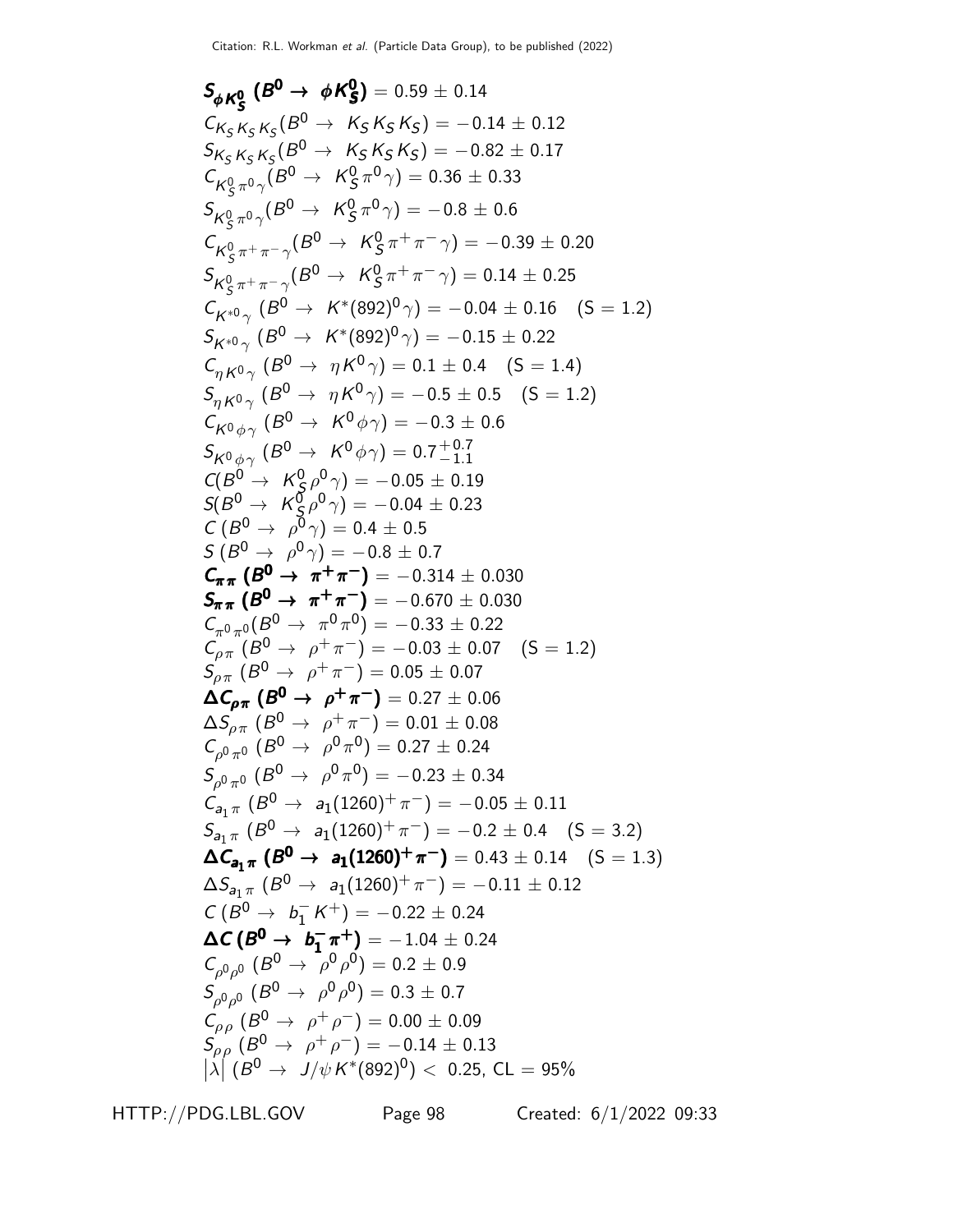$\boldsymbol{S_{\phi K^0_S}}$ **($\boldsymbol{B^0 \to \phi K^0_S}$)** = 0.59 ± 0.14

$C_{K_S K_S K_S}(B^0 \to K_S K_S K_S) = -0.14 \pm 0.12$

$S_{K_S K_S K_S}(B^0 \to K_S K_S K_S) = -0.82 \pm 0.17$

$C_{K^0_S \pi^0 \gamma}(B^0 \to K^0_S \pi^0 \gamma) = 0.36 \pm 0.33$

$S_{K^0_S \pi^0 \gamma}(B^0 \to K^0_S \pi^0 \gamma) = -0.8 \pm 0.6$

$C_{K^0_S \pi^+ \pi^- \gamma}(B^0 \to K^0_S \pi^+ \pi^- \gamma) = -0.39 \pm 0.20$

$S_{K^0_S \pi^+ \pi^- \gamma}(B^0 \to K^0_S \pi^+ \pi^- \gamma) = 0.14 \pm 0.25$

$C_{K^{*0} \gamma}$ $(B^0 \to K^*(892)^0 \gamma) = -0.04 \pm 0.16$ (S = 1.2)

$S_{K^{*0} \gamma}$ $(B^0 \to K^*(892)^0 \gamma) = -0.15 \pm 0.22$

$C_{\eta K^0 \gamma}$ $(B^0 \to \eta K^0 \gamma) = 0.1 \pm 0.4$ (S = 1.4)

$S_{\eta K^0 \gamma}$ $(B^0 \to \eta K^0 \gamma) = -0.5 \pm 0.5$ (S = 1.2)

$C_{K^0 \phi \gamma}$ $(B^0 \to K^0 \phi \gamma) = -0.3 \pm 0.6$

$S_{K^0 \phi \gamma}$ $(B^0 \to K^0 \phi \gamma) = 0.7^{+0.7}_{-1.1}$

$C(B^0 \to K^0_S \rho^0 \gamma) = -0.05 \pm 0.19$

$S(B^0 \to K^0_S \rho^0 \gamma) = -0.04 \pm 0.23$

$C$ $(B^0 \to \rho^0 \gamma) = 0.4 \pm 0.5$

$S$ $(B^0 \to \rho^0 \gamma) = -0.8 \pm 0.7$

$\boldsymbol{C_{\pi\pi}}$ **($\boldsymbol{B^0 \to \pi^+ \pi^-}$)** = −0.314 ± 0.030

$\boldsymbol{S_{\pi\pi}}$ **($\boldsymbol{B^0 \to \pi^+ \pi^-}$)** = −0.670 ± 0.030

$C_{\pi^0 \pi^0}(B^0 \to \pi^0 \pi^0) = -0.33 \pm 0.22$

$C_{\rho\pi}$ $(B^0 \to \rho^+ \pi^-) = -0.03 \pm 0.07$ (S = 1.2)

$S_{\rho\pi}$ $(B^0 \to \rho^+ \pi^-) = 0.05 \pm 0.07$

$\boldsymbol{\Delta C_{\rho\pi}}$ **($\boldsymbol{B^0 \to \rho^+ \pi^-}$)** = 0.27 ± 0.06

$\Delta S_{\rho\pi}$ $(B^0 \to \rho^+ \pi^-) = 0.01 \pm 0.08$

$C_{\rho^0 \pi^0}$ $(B^0 \to \rho^0 \pi^0) = 0.27 \pm 0.24$

$S_{\rho^0 \pi^0}$ $(B^0 \to \rho^0 \pi^0) = -0.23 \pm 0.34$

$C_{a_1 \pi}$ $(B^0 \to a_1(1260)^+ \pi^-) = -0.05 \pm 0.11$

$S_{a_1 \pi}$ $(B^0 \to a_1(1260)^+ \pi^-) = -0.2 \pm 0.4$ (S = 3.2)

$\boldsymbol{\Delta C_{a_1 \pi}}$ **($\boldsymbol{B^0 \to a_1(1260)^+ \pi^-}$)** = 0.43 ± 0.14 (S = 1.3)

$\Delta S_{a_1 \pi}$ $(B^0 \to a_1(1260)^+ \pi^-) = -0.11 \pm 0.12$

$C$ $(B^0 \to b_1^- K^+) = -0.22 \pm 0.24$

$\boldsymbol{\Delta C}$ **($\boldsymbol{B^0 \to b_1^- \pi^+}$)** = −1.04 ± 0.24

$C_{\rho^0 \rho^0}$ $(B^0 \to \rho^0 \rho^0) = 0.2 \pm 0.9$

$S_{\rho^0 \rho^0}$ $(B^0 \to \rho^0 \rho^0) = 0.3 \pm 0.7$

$C_{\rho\rho}$ $(B^0 \to \rho^+ \rho^-) = 0.00 \pm 0.09$

$S_{\rho\rho}$ $(B^0 \to \rho^+ \rho^-) = -0.14 \pm 0.13$

$|\lambda|$ $(B^0 \to J/\psi K^*(892)^0) <$ 0.25, CL = 95%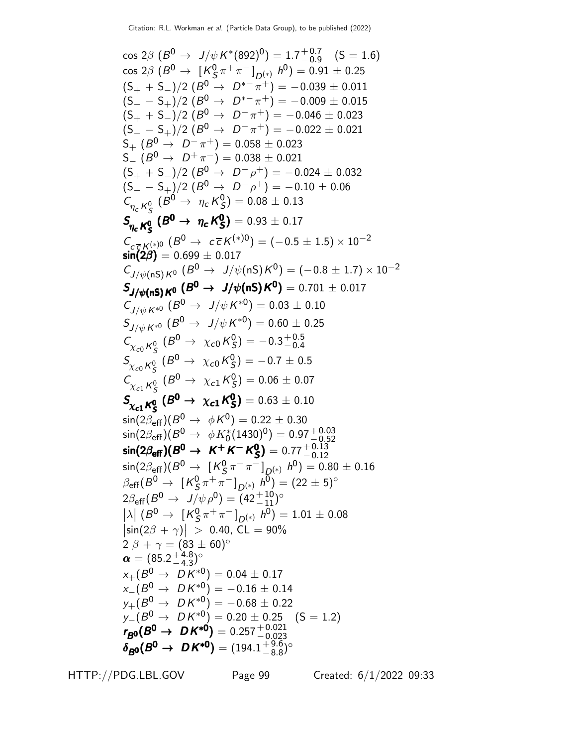$\cos 2\beta$ ($B^0 \to J/\psi K^*(892)^0$) $= 1.7^{+0.7}_{-0.9}$ (S = 1.6)
$\cos 2\beta$ ($B^0 \to [K^0_S \pi^+\pi^-]_{D^{(*)}} h^0$) $= 0.91 \pm 0.25$
$(S_+ + S_-)/2$ ($B^0 \to D^{*-}\pi^+$) $= -0.039 \pm 0.011$
$(S_- - S_+)/2$ ($B^0 \to D^{*-}\pi^+$) $= -0.009 \pm 0.015$
$(S_+ + S_-)/2$ ($B^0 \to D^-\pi^+$) $= -0.046 \pm 0.023$
$(S_- - S_+)/2$ ($B^0 \to D^-\pi^+$) $= -0.022 \pm 0.021$
$S_+$ ($B^0 \to D^-\pi^+$) $= 0.058 \pm 0.023$
$S_-$ ($B^0 \to D^+\pi^-$) $= 0.038 \pm 0.021$
$(S_+ + S_-)/2$ ($B^0 \to D^-\rho^+$) $= -0.024 \pm 0.032$
$(S_- - S_+)/2$ ($B^0 \to D^-\rho^+$) $= -0.10 \pm 0.06$
$C_{\eta_c K^0_S}$ ($B^0 \to \eta_c K^0_S$) $= 0.08 \pm 0.13$
$\boldsymbol{S_{\eta_c K^0_S}}$ **($\boldsymbol{B^0 \to \eta_c K^0_S}$)** $= 0.93 \pm 0.17$
$C_{c\overline{c}K^{(*)0}}$ ($B^0 \to c\overline{c}K^{(*)0}$) $= (-0.5 \pm 1.5) \times 10^{-2}$
$\boldsymbol{\sin(2\beta)}$ $= 0.699 \pm 0.017$
$C_{J/\psi(\text{nS})K^0}$ ($B^0 \to J/\psi(\text{nS})K^0$) $= (-0.8 \pm 1.7) \times 10^{-2}$
$\boldsymbol{S_{J/\psi(\text{nS})K^0}}$ **($\boldsymbol{B^0 \to J/\psi(\text{nS})K^0}$)** $= 0.701 \pm 0.017$
$C_{J/\psi K^{*0}}$ ($B^0 \to J/\psi K^{*0}$) $= 0.03 \pm 0.10$
$S_{J/\psi K^{*0}}$ ($B^0 \to J/\psi K^{*0}$) $= 0.60 \pm 0.25$
$C_{\chi_{c0} K^0_S}$ ($B^0 \to \chi_{c0} K^0_S$) $= -0.3^{+0.5}_{-0.4}$
$S_{\chi_{c0} K^0_S}$ ($B^0 \to \chi_{c0} K^0_S$) $= -0.7 \pm 0.5$
$C_{\chi_{c1} K^0_S}$ ($B^0 \to \chi_{c1} K^0_S$) $= 0.06 \pm 0.07$
$\boldsymbol{S_{\chi_{c1} K^0_S}}$ **($\boldsymbol{B^0 \to \chi_{c1} K^0_S}$)** $= 0.63 \pm 0.10$
$\sin(2\beta_{\text{eff}})(B^0 \to \phi K^0) = 0.22 \pm 0.30$
$\sin(2\beta_{\text{eff}})(B^0 \to \phi K^*_0(1430)^0) = 0.97^{+0.03}_{-0.52}$
$\boldsymbol{\sin(2\beta_{\text{eff}})(B^0 \to K^+K^-K^0_S)} = 0.77^{+0.13}_{-0.12}$
$\sin(2\beta_{\text{eff}})(B^0 \to [K^0_S \pi^+\pi^-]_{D^{(*)}} h^0) = 0.80 \pm 0.16$
$\beta_{\text{eff}}(B^0 \to [K^0_S \pi^+\pi^-]_{D^{(*)}} h^0) = (22 \pm 5)^\circ$
$2\beta_{\text{eff}}(B^0 \to J/\psi \rho^0) = (42^{+10}_{-11})^\circ$
$|\lambda|$ ($B^0 \to [K^0_S \pi^+\pi^-]_{D^{(*)}} h^0$) $= 1.01 \pm 0.08$
$|\sin(2\beta + \gamma)| > 0.40$, CL = 90%
$2\beta + \gamma = (83 \pm 60)^\circ$
$\boldsymbol{\alpha} = (85.2^{+4.8}_{-4.3})^\circ$
$x_+(B^0 \to DK^{*0}) = 0.04 \pm 0.17$
$x_-(B^0 \to DK^{*0}) = -0.16 \pm 0.14$
$y_+(B^0 \to DK^{*0}) = -0.68 \pm 0.22$
$y_-(B^0 \to DK^{*0}) = 0.20 \pm 0.25$ (S = 1.2)
$\boldsymbol{r_{B^0}(B^0 \to DK^{*0})} = 0.257^{+0.021}_{-0.023}$
$\boldsymbol{\delta_{B^0}(B^0 \to DK^{*0})} = (194.1^{+9.6}_{-8.8})^\circ$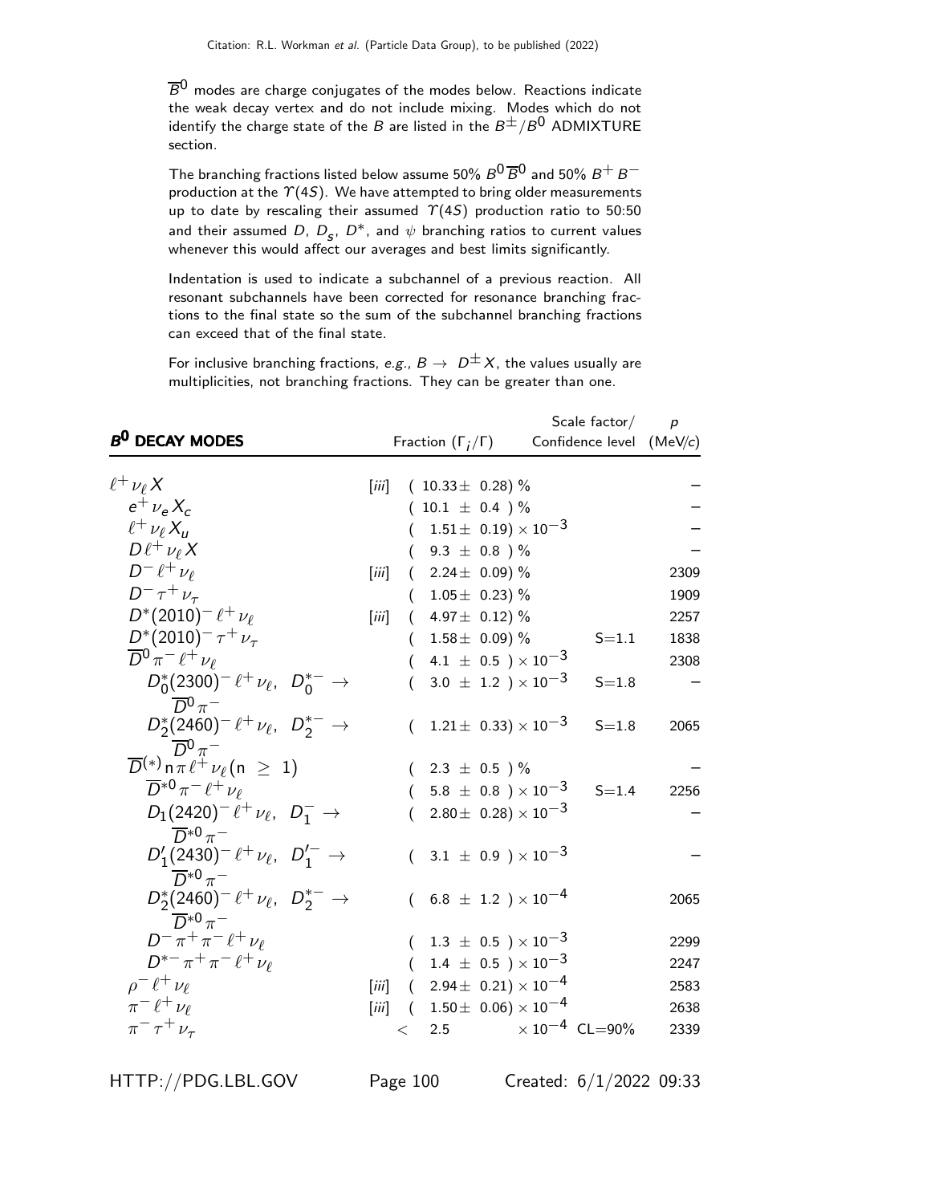$\overline{B}^0$ modes are charge conjugates of the modes below. Reactions indicate the weak decay vertex and do not include mixing. Modes which do not identify the charge state of the $B$ are listed in the $B^{\pm}/B^0$ ADMIXTURE section.

The branching fractions listed below assume 50% $B^0\overline{B}^0$ and 50% $B^+B^-$ production at the $\Upsilon(4S)$. We have attempted to bring older measurements up to date by rescaling their assumed $\Upsilon(4S)$ production ratio to 50:50 and their assumed $D$, $D_s$, $D^*$, and $\psi$ branching ratios to current values whenever this would affect our averages and best limits significantly.

Indentation is used to indicate a subchannel of a previous reaction. All resonant subchannels have been corrected for resonance branching fractions to the final state so the sum of the subchannel branching fractions can exceed that of the final state.

For inclusive branching fractions, *e.g.*, $B \to D^{\pm}X$, the values usually are multiplicities, not branching fractions. They can be greater than one.

| $B^0$ DECAY MODES | | Fraction ($\Gamma_i/\Gamma$) | Scale factor/ Confidence level | $p$ (MeV/$c$) |
|---|---|---|---|---|
| $\ell^+\nu_\ell X$ | [iii] | ( 10.33 ± 0.28) % | | – |
| $e^+\nu_e X_c$ | | ( 10.1 ± 0.4 ) % | | – |
| $\ell^+\nu_\ell X_u$ | | ( 1.51 ± 0.19) $\times 10^{-3}$ | | – |
| $D\ell^+\nu_\ell X$ | | ( 9.3 ± 0.8 ) % | | – |
| $D^-\ell^+\nu_\ell$ | [iii] | ( 2.24 ± 0.09) % | | 2309 |
| $D^-\tau^+\nu_\tau$ | | ( 1.05 ± 0.23) % | | 1909 |
| $D^*(2010)^-\ell^+\nu_\ell$ | [iii] | ( 4.97 ± 0.12) % | | 2257 |
| $D^*(2010)^-\tau^+\nu_\tau$ | | ( 1.58 ± 0.09) % | S=1.1 | 1838 |
| $\overline{D}^0\pi^-\ell^+\nu_\ell$ | | ( 4.1 ± 0.5 ) $\times 10^{-3}$ | | 2308 |
| $D_0^*(2300)^-\ell^+\nu_\ell$, $D_0^{*-} \to \overline{D}^0\pi^-$ | | ( 3.0 ± 1.2 ) $\times 10^{-3}$ | S=1.8 | – |
| $D_2^*(2460)^-\ell^+\nu_\ell$, $D_2^{*-} \to \overline{D}^0\pi^-$ | | ( 1.21 ± 0.33) $\times 10^{-3}$ | S=1.8 | 2065 |
| $\overline{D}^{(*)}\text{n}\pi\ell^+\nu_\ell(\text{n} \geq 1)$ | | ( 2.3 ± 0.5 ) % | | – |
| $\overline{D}^{*0}\pi^-\ell^+\nu_\ell$ | | ( 5.8 ± 0.8 ) $\times 10^{-3}$ | S=1.4 | 2256 |
| $D_1(2420)^-\ell^+\nu_\ell$, $D_1^- \to \overline{D}^{*0}\pi^-$ | | ( 2.80 ± 0.28) $\times 10^{-3}$ | | – |
| $D_1'(2430)^-\ell^+\nu_\ell$, $D_1'^- \to \overline{D}^{*0}\pi^-$ | | ( 3.1 ± 0.9 ) $\times 10^{-3}$ | | – |
| $D_2^*(2460)^-\ell^+\nu_\ell$, $D_2^{*-} \to \overline{D}^{*0}\pi^-$ | | ( 6.8 ± 1.2 ) $\times 10^{-4}$ | | 2065 |
| $D^-\pi^+\pi^-\ell^+\nu_\ell$ | | ( 1.3 ± 0.5 ) $\times 10^{-3}$ | | 2299 |
| $D^{*-}\pi^+\pi^-\ell^+\nu_\ell$ | | ( 1.4 ± 0.5 ) $\times 10^{-3}$ | | 2247 |
| $\rho^-\ell^+\nu_\ell$ | [iii] | ( 2.94 ± 0.21) $\times 10^{-4}$ | | 2583 |
| $\pi^-\ell^+\nu_\ell$ | [iii] | ( 1.50 ± 0.06) $\times 10^{-4}$ | | 2638 |
| $\pi^-\tau^+\nu_\tau$ | | < 2.5 $\times 10^{-4}$ | CL=90% | 2339 |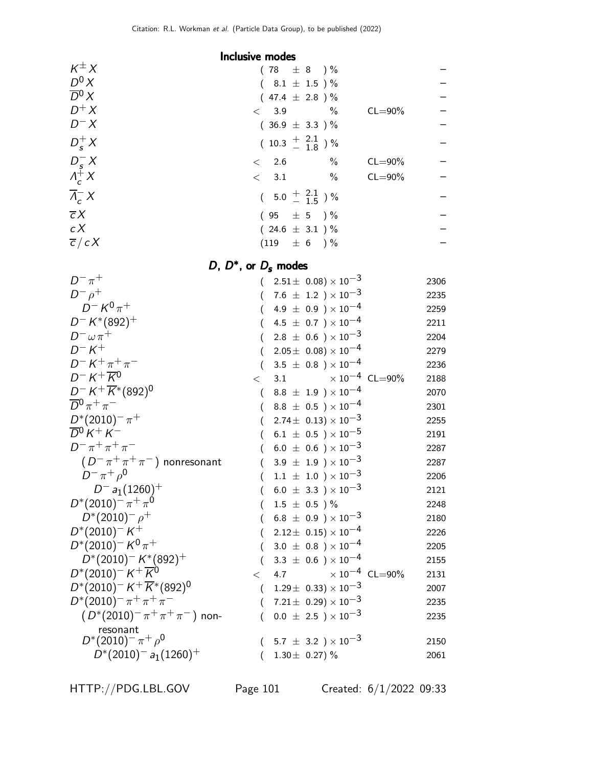## Inclusive modes

| Mode | Fraction | CL | p (MeV/c) |
|---|---|---|---|
| $K^{\pm} X$ | ( 78 ± 8 ) % | | – |
| $D^0 X$ | ( 8.1 ± 1.5 ) % | | – |
| $\overline{D}^0 X$ | ( 47.4 ± 2.8 ) % | | – |
| $D^+ X$ | < 3.9 % | CL=90% | – |
| $D^- X$ | ( 36.9 ± 3.3 ) % | | – |
| $D_s^+ X$ | ( $10.3 {}^{+\ 2.1}_{-\ 1.8}$ ) % | | – |
| $D_s^- X$ | < 2.6 % | CL=90% | – |
| $\Lambda_c^+ X$ | < 3.1 % | CL=90% | – |
| $\overline{\Lambda}_c^- X$ | ( $5.0 {}^{+\ 2.1}_{-\ 1.5}$ ) % | | – |
| $\overline{c} X$ | ( 95 ± 5 ) % | | – |
| $c X$ | ( 24.6 ± 3.1 ) % | | – |
| $\overline{c}/c X$ | (119 ± 6 ) % | | – |

## $D$, $D^*$, or $D_s$ modes

| Mode | Fraction | CL | p (MeV/c) |
|---|---|---|---|
| $D^- \pi^+$ | ( 2.51± 0.08) $\times 10^{-3}$ | | 2306 |
| $D^- \rho^+$ | ( 7.6 ± 1.2 ) $\times 10^{-3}$ | | 2235 |
| $D^- K^0 \pi^+$ | ( 4.9 ± 0.9 ) $\times 10^{-4}$ | | 2259 |
| $D^- K^*(892)^+$ | ( 4.5 ± 0.7 ) $\times 10^{-4}$ | | 2211 |
| $D^- \omega \pi^+$ | ( 2.8 ± 0.6 ) $\times 10^{-3}$ | | 2204 |
| $D^- K^+$ | ( 2.05± 0.08) $\times 10^{-4}$ | | 2279 |
| $D^- K^+ \pi^+ \pi^-$ | ( 3.5 ± 0.8 ) $\times 10^{-4}$ | | 2236 |
| $D^- K^+ \overline{K}^0$ | < 3.1 $\times 10^{-4}$ | CL=90% | 2188 |
| $D^- K^+ \overline{K}^*(892)^0$ | ( 8.8 ± 1.9 ) $\times 10^{-4}$ | | 2070 |
| $\overline{D}^0 \pi^+ \pi^-$ | ( 8.8 ± 0.5 ) $\times 10^{-4}$ | | 2301 |
| $D^*(2010)^- \pi^+$ | ( 2.74± 0.13) $\times 10^{-3}$ | | 2255 |
| $\overline{D}^0 K^+ K^-$ | ( 6.1 ± 0.5 ) $\times 10^{-5}$ | | 2191 |
| $D^- \pi^+ \pi^+ \pi^-$ | ( 6.0 ± 0.6 ) $\times 10^{-3}$ | | 2287 |
| $(D^- \pi^+ \pi^+ \pi^-)$ nonresonant | ( 3.9 ± 1.9 ) $\times 10^{-3}$ | | 2287 |
| $D^- \pi^+ \rho^0$ | ( 1.1 ± 1.0 ) $\times 10^{-3}$ | | 2206 |
| $D^- a_1(1260)^+$ | ( 6.0 ± 3.3 ) $\times 10^{-3}$ | | 2121 |
| $D^*(2010)^- \pi^+ \pi^0$ | ( 1.5 ± 0.5 ) % | | 2248 |
| $D^*(2010)^- \rho^+$ | ( 6.8 ± 0.9 ) $\times 10^{-3}$ | | 2180 |
| $D^*(2010)^- K^+$ | ( 2.12± 0.15) $\times 10^{-4}$ | | 2226 |
| $D^*(2010)^- K^0 \pi^+$ | ( 3.0 ± 0.8 ) $\times 10^{-4}$ | | 2205 |
| $D^*(2010)^- K^*(892)^+$ | ( 3.3 ± 0.6 ) $\times 10^{-4}$ | | 2155 |
| $D^*(2010)^- K^+ \overline{K}^0$ | < 4.7 $\times 10^{-4}$ | CL=90% | 2131 |
| $D^*(2010)^- K^+ \overline{K}^*(892)^0$ | ( 1.29± 0.33) $\times 10^{-3}$ | | 2007 |
| $D^*(2010)^- \pi^+ \pi^+ \pi^-$ | ( 7.21± 0.29) $\times 10^{-3}$ | | 2235 |
| $(D^*(2010)^- \pi^+ \pi^+ \pi^-)$ non-resonant | ( 0.0 ± 2.5 ) $\times 10^{-3}$ | | 2235 |
| $D^*(2010)^- \pi^+ \rho^0$ | ( 5.7 ± 3.2 ) $\times 10^{-3}$ | | 2150 |
| $D^*(2010)^- a_1(1260)^+$ | ( 1.30± 0.27) % | | 2061 |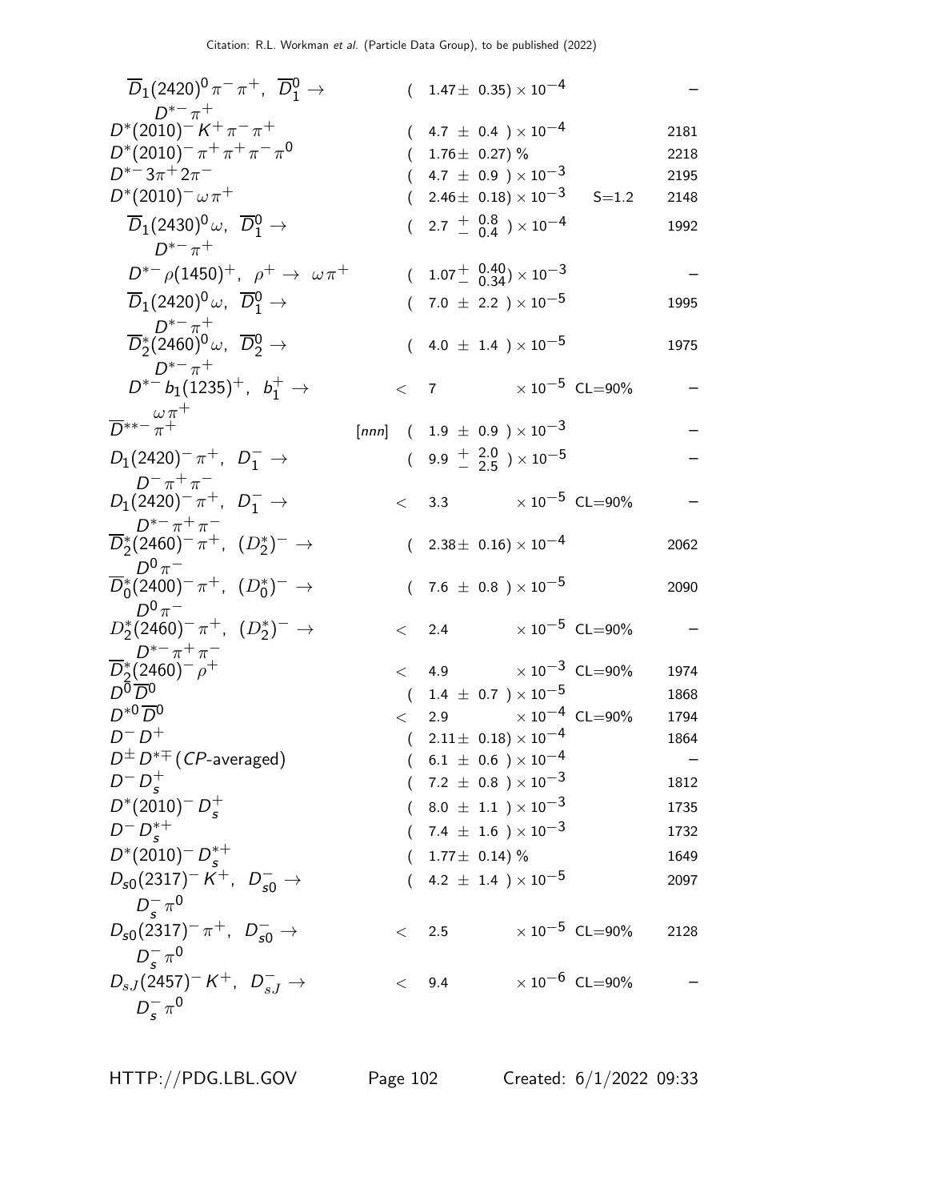| Mode | | Fraction | | Scale / CL | p (MeV/c) |
|---|---|---|---|---|---|
| $\overline{D}_1(2420)^0 \pi^- \pi^+$, $\overline{D}_1^0 \rightarrow D^{*-} \pi^+$ | | $(1.47 \pm 0.35) \times 10^{-4}$ | | | – |
| $D^*(2010)^- K^+ \pi^- \pi^+$ | | $(4.7 \pm 0.4) \times 10^{-4}$ | | | 2181 |
| $D^*(2010)^- \pi^+ \pi^+ \pi^- \pi^0$ | | $(1.76 \pm 0.27)$ % | | | 2218 |
| $D^{*-} 3\pi^+ 2\pi^-$ | | $(4.7 \pm 0.9) \times 10^{-3}$ | | | 2195 |
| $D^*(2010)^- \omega \pi^+$ | | $(2.46 \pm 0.18) \times 10^{-3}$ | | S=1.2 | 2148 |
| $\overline{D}_1(2430)^0 \omega$, $\overline{D}_1^0 \rightarrow D^{*-} \pi^+$ | | $(2.7 \,^{+}_{-}\, ^{0.8}_{0.4}) \times 10^{-4}$ | | | 1992 |
| $D^{*-} \rho(1450)^+$, $\rho^+ \rightarrow \omega \pi^+$ | | $(1.07 \,^{+}_{-}\, ^{0.40}_{0.34}) \times 10^{-3}$ | | | – |
| $\overline{D}_1(2420)^0 \omega$, $\overline{D}_1^0 \rightarrow D^{*-} \pi^+$ | | $(7.0 \pm 2.2) \times 10^{-5}$ | | | 1995 |
| $\overline{D}_2^*(2460)^0 \omega$, $\overline{D}_2^0 \rightarrow D^{*-} \pi^+$ | | $(4.0 \pm 1.4) \times 10^{-5}$ | | | 1975 |
| $D^{*-} b_1(1235)^+$, $b_1^+ \rightarrow \omega \pi^+$ | | $< 7$ | $\times 10^{-5}$ | CL=90% | – |
| $\overline{D}^{**-} \pi^+$ | [nnn] | $(1.9 \pm 0.9) \times 10^{-3}$ | | | – |
| $D_1(2420)^- \pi^+$, $D_1^- \rightarrow D^- \pi^+ \pi^-$ | | $(9.9 \,^{+}_{-}\, ^{2.0}_{2.5}) \times 10^{-5}$ | | | – |
| $D_1(2420)^- \pi^+$, $D_1^- \rightarrow D^{*-} \pi^+ \pi^-$ | | $< 3.3$ | $\times 10^{-5}$ | CL=90% | – |
| $\overline{D}_2^*(2460)^- \pi^+$, $(D_2^*)^- \rightarrow D^0 \pi^-$ | | $(2.38 \pm 0.16) \times 10^{-4}$ | | | 2062 |
| $\overline{D}_0^*(2400)^- \pi^+$, $(D_0^*)^- \rightarrow D^0 \pi^-$ | | $(7.6 \pm 0.8) \times 10^{-5}$ | | | 2090 |
| $D_2^*(2460)^- \pi^+$, $(D_2^*)^- \rightarrow D^{*-} \pi^+ \pi^-$ | | $< 2.4$ | $\times 10^{-5}$ | CL=90% | – |
| $\overline{D}_2^*(2460)^- \rho^+$ | | $< 4.9$ | $\times 10^{-3}$ | CL=90% | 1974 |
| $D^0 \overline{D}^0$ | | $(1.4 \pm 0.7) \times 10^{-5}$ | | | 1868 |
| $D^{*0} \overline{D}^0$ | | $< 2.9$ | $\times 10^{-4}$ | CL=90% | 1794 |
| $D^- D^+$ | | $(2.11 \pm 0.18) \times 10^{-4}$ | | | 1864 |
| $D^\pm D^{*\mp}$ (CP-averaged) | | $(6.1 \pm 0.6) \times 10^{-4}$ | | | – |
| $D^- D_s^+$ | | $(7.2 \pm 0.8) \times 10^{-3}$ | | | 1812 |
| $D^*(2010)^- D_s^+$ | | $(8.0 \pm 1.1) \times 10^{-3}$ | | | 1735 |
| $D^- D_s^{*+}$ | | $(7.4 \pm 1.6) \times 10^{-3}$ | | | 1732 |
| $D^*(2010)^- D_s^{*+}$ | | $(1.77 \pm 0.14)$ % | | | 1649 |
| $D_{s0}(2317)^- K^+$, $D_{s0}^- \rightarrow D_s^- \pi^0$ | | $(4.2 \pm 1.4) \times 10^{-5}$ | | | 2097 |
| $D_{s0}(2317)^- \pi^+$, $D_{s0}^- \rightarrow D_s^- \pi^0$ | | $< 2.5$ | $\times 10^{-5}$ | CL=90% | 2128 |
| $D_{sJ}(2457)^- K^+$, $D_{sJ}^- \rightarrow D_s^- \pi^0$ | | $< 9.4$ | $\times 10^{-6}$ | CL=90% | – |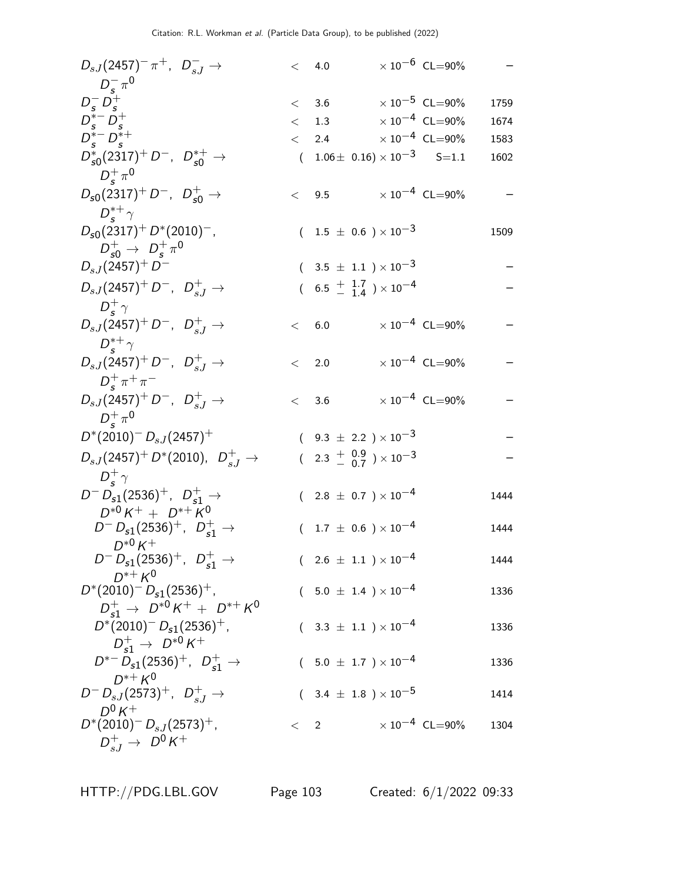| Mode | Fraction ($\Gamma_i/\Gamma$) | Scale factor/ Confidence level | p (MeV/c) |
|---|---|---|---|
| $D_{sJ}(2457)^- \pi^+$, $D_{sJ}^- \to D_s^- \pi^0$ | $< 4.0 \times 10^{-6}$ | CL=90% | – |
| $D_s^- D_s^+$ | $< 3.6 \times 10^{-5}$ | CL=90% | 1759 |
| $D_s^{*-} D_s^+$ | $< 1.3 \times 10^{-4}$ | CL=90% | 1674 |
| $D_s^{*-} D_s^{*+}$ | $< 2.4 \times 10^{-4}$ | CL=90% | 1583 |
| $D_{s0}^*(2317)^+ D^-$, $D_{s0}^{*+} \to D_s^+ \pi^0$ | $(1.06 \pm 0.16) \times 10^{-3}$ | S=1.1 | 1602 |
| $D_{s0}(2317)^+ D^-$, $D_{s0}^+ \to D_s^{*+} \gamma$ | $< 9.5 \times 10^{-4}$ | CL=90% | – |
| $D_{s0}(2317)^+ D^*(2010)^-$, $D_{s0}^+ \to D_s^+ \pi^0$ | $(1.5 \pm 0.6) \times 10^{-3}$ | | 1509 |
| $D_{sJ}(2457)^+ D^-$ | $(3.5 \pm 1.1) \times 10^{-3}$ | | – |
| $D_{sJ}(2457)^+ D^-$, $D_{sJ}^+ \to D_s^+ \gamma$ | $(6.5 {}^{+1.7}_{-1.4}) \times 10^{-4}$ | | – |
| $D_{sJ}(2457)^+ D^-$, $D_{sJ}^+ \to D_s^{*+} \gamma$ | $< 6.0 \times 10^{-4}$ | CL=90% | – |
| $D_{sJ}(2457)^+ D^-$, $D_{sJ}^+ \to D_s^+ \pi^+ \pi^-$ | $< 2.0 \times 10^{-4}$ | CL=90% | – |
| $D_{sJ}(2457)^+ D^-$, $D_{sJ}^+ \to D_s^+ \pi^0$ | $< 3.6 \times 10^{-4}$ | CL=90% | – |
| $D^*(2010)^- D_{sJ}(2457)^+$ | $(9.3 \pm 2.2) \times 10^{-3}$ | | – |
| $D_{sJ}(2457)^+ D^*(2010)$, $D_{sJ}^+ \to D_s^+ \gamma$ | $(2.3 {}^{+0.9}_{-0.7}) \times 10^{-3}$ | | – |
| $D^- D_{s1}(2536)^+$, $D_{s1}^+ \to D^{*0} K^+ + D^{*+} K^0$ | $(2.8 \pm 0.7) \times 10^{-4}$ | | 1444 |
| $D^- D_{s1}(2536)^+$, $D_{s1}^+ \to D^{*0} K^+$ | $(1.7 \pm 0.6) \times 10^{-4}$ | | 1444 |
| $D^- D_{s1}(2536)^+$, $D_{s1}^+ \to D^{*+} K^0$ | $(2.6 \pm 1.1) \times 10^{-4}$ | | 1444 |
| $D^*(2010)^- D_{s1}(2536)^+$, $D_{s1}^+ \to D^{*0} K^+ + D^{*+} K^0$ | $(5.0 \pm 1.4) \times 10^{-4}$ | | 1336 |
| $D^*(2010)^- D_{s1}(2536)^+$, $D_{s1}^+ \to D^{*0} K^+$ | $(3.3 \pm 1.1) \times 10^{-4}$ | | 1336 |
| $D^{*-} D_{s1}(2536)^+$, $D_{s1}^+ \to D^{*+} K^0$ | $(5.0 \pm 1.7) \times 10^{-4}$ | | 1336 |
| $D^- D_{sJ}(2573)^+$, $D_{sJ}^+ \to D^0 K^+$ | $(3.4 \pm 1.8) \times 10^{-5}$ | | 1414 |
| $D^*(2010)^- D_{sJ}(2573)^+$, $D_{sJ}^+ \to D^0 K^+$ | $< 2 \times 10^{-4}$ | CL=90% | 1304 |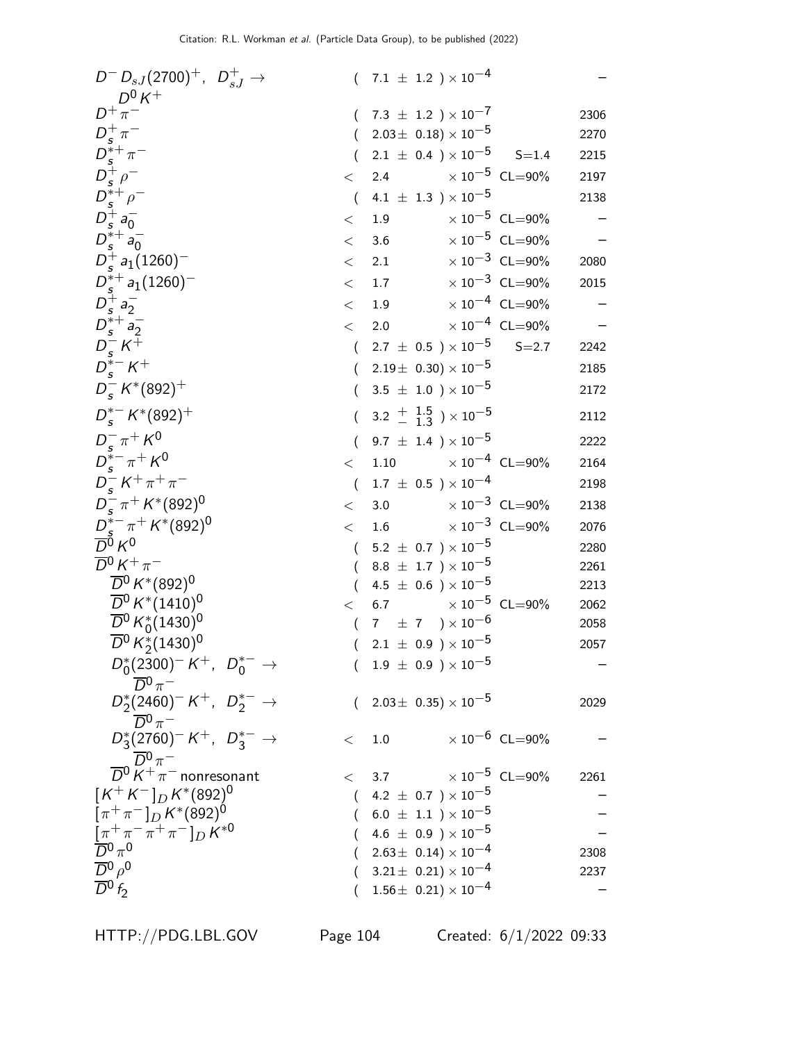| Mode | Fraction ($\Gamma_i/\Gamma$) | Scale factor/ Confidence level | p (MeV/c) |
|---|---|---|---|
| $D^- D_{sJ}(2700)^+$, $D_{sJ}^+ \to D^0 K^+$ | $(7.1 \pm 1.2) \times 10^{-4}$ | | – |
| $D^+ \pi^-$ | $(7.3 \pm 1.2) \times 10^{-7}$ | | 2306 |
| $D_s^+ \pi^-$ | $(2.03 \pm 0.18) \times 10^{-5}$ | | 2270 |
| $D_s^{*+} \pi^-$ | $(2.1 \pm 0.4) \times 10^{-5}$ | S=1.4 | 2215 |
| $D_s^+ \rho^-$ | $< 2.4 \times 10^{-5}$ | CL=90% | 2197 |
| $D_s^{*+} \rho^-$ | $(4.1 \pm 1.3) \times 10^{-5}$ | | 2138 |
| $D_s^+ a_0^-$ | $< 1.9 \times 10^{-5}$ | CL=90% | – |
| $D_s^{*+} a_0^-$ | $< 3.6 \times 10^{-5}$ | CL=90% | – |
| $D_s^+ a_1(1260)^-$ | $< 2.1 \times 10^{-3}$ | CL=90% | 2080 |
| $D_s^{*+} a_1(1260)^-$ | $< 1.7 \times 10^{-3}$ | CL=90% | 2015 |
| $D_s^+ a_2^-$ | $< 1.9 \times 10^{-4}$ | CL=90% | – |
| $D_s^{*+} a_2^-$ | $< 2.0 \times 10^{-4}$ | CL=90% | – |
| $D_s^- K^+$ | $(2.7 \pm 0.5) \times 10^{-5}$ | S=2.7 | 2242 |
| $D_s^{*-} K^+$ | $(2.19 \pm 0.30) \times 10^{-5}$ | | 2185 |
| $D_s^- K^*(892)^+$ | $(3.5 \pm 1.0) \times 10^{-5}$ | | 2172 |
| $D_s^{*-} K^*(892)^+$ | $(3.2 {}^{+1.5}_{-1.3}) \times 10^{-5}$ | | 2112 |
| $D_s^- \pi^+ K^0$ | $(9.7 \pm 1.4) \times 10^{-5}$ | | 2222 |
| $D_s^{*-} \pi^+ K^0$ | $< 1.10 \times 10^{-4}$ | CL=90% | 2164 |
| $D_s^- K^+ \pi^+ \pi^-$ | $(1.7 \pm 0.5) \times 10^{-4}$ | | 2198 |
| $D_s^- \pi^+ K^*(892)^0$ | $< 3.0 \times 10^{-3}$ | CL=90% | 2138 |
| $D_s^{*-} \pi^+ K^*(892)^0$ | $< 1.6 \times 10^{-3}$ | CL=90% | 2076 |
| $\overline{D}^0 K^0$ | $(5.2 \pm 0.7) \times 10^{-5}$ | | 2280 |
| $\overline{D}^0 K^+ \pi^-$ | $(8.8 \pm 1.7) \times 10^{-5}$ | | 2261 |
| $\overline{D}^0 K^*(892)^0$ | $(4.5 \pm 0.6) \times 10^{-5}$ | | 2213 |
| $\overline{D}^0 K^*(1410)^0$ | $< 6.7 \times 10^{-5}$ | CL=90% | 2062 |
| $\overline{D}^0 K_0^*(1430)^0$ | $(7 \pm 7) \times 10^{-6}$ | | 2058 |
| $\overline{D}^0 K_2^*(1430)^0$ | $(2.1 \pm 0.9) \times 10^{-5}$ | | 2057 |
| $D_0^*(2300)^- K^+$, $D_0^{*-} \to \overline{D}^0 \pi^-$ | $(1.9 \pm 0.9) \times 10^{-5}$ | | – |
| $D_2^*(2460)^- K^+$, $D_2^{*-} \to \overline{D}^0 \pi^-$ | $(2.03 \pm 0.35) \times 10^{-5}$ | | 2029 |
| $D_3^*(2760)^- K^+$, $D_3^{*-} \to \overline{D}^0 \pi^-$ | $< 1.0 \times 10^{-6}$ | CL=90% | – |
| $\overline{D}^0 K^+ \pi^-$ nonresonant | $< 3.7 \times 10^{-5}$ | CL=90% | 2261 |
| $[K^+ K^-]_D K^*(892)^0$ | $(4.2 \pm 0.7) \times 10^{-5}$ | | – |
| $[\pi^+ \pi^-]_D K^*(892)^0$ | $(6.0 \pm 1.1) \times 10^{-5}$ | | – |
| $[\pi^+ \pi^- \pi^+ \pi^-]_D K^{*0}$ | $(4.6 \pm 0.9) \times 10^{-5}$ | | – |
| $\overline{D}^0 \pi^0$ | $(2.63 \pm 0.14) \times 10^{-4}$ | | 2308 |
| $\overline{D}^0 \rho^0$ | $(3.21 \pm 0.21) \times 10^{-4}$ | | 2237 |
| $\overline{D}^0 f_2$ | $(1.56 \pm 0.21) \times 10^{-4}$ | | – |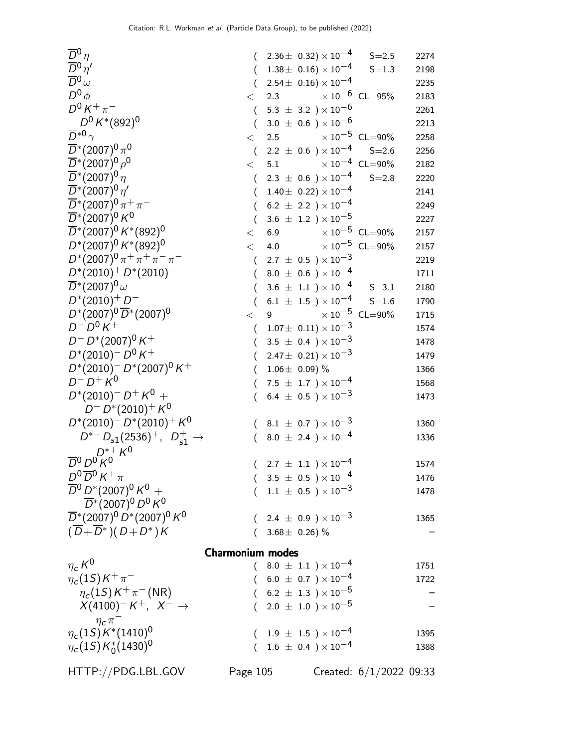| Mode | Fraction | Scale factor/Conf. level | p (MeV/c) |
|---|---|---|---|
| $\overline{D}^0\eta$ | $(2.36\pm 0.32)\times 10^{-4}$ | S=2.5 | 2274 |
| $\overline{D}^0\eta'$ | $(1.38\pm 0.16)\times 10^{-4}$ | S=1.3 | 2198 |
| $\overline{D}^0\omega$ | $(2.54\pm 0.16)\times 10^{-4}$ | | 2235 |
| $D^0\phi$ | $< 2.3 \times 10^{-6}$ | CL=95% | 2183 |
| $D^0 K^+\pi^-$ | $(5.3 \pm 3.2)\times 10^{-6}$ | | 2261 |
| $D^0 K^*(892)^0$ | $(3.0 \pm 0.6)\times 10^{-6}$ | | 2213 |
| $\overline{D}^{*0}\gamma$ | $< 2.5 \times 10^{-5}$ | CL=90% | 2258 |
| $\overline{D}^*(2007)^0\pi^0$ | $(2.2 \pm 0.6)\times 10^{-4}$ | S=2.6 | 2256 |
| $\overline{D}^*(2007)^0\rho^0$ | $< 5.1 \times 10^{-4}$ | CL=90% | 2182 |
| $\overline{D}^*(2007)^0\eta$ | $(2.3 \pm 0.6)\times 10^{-4}$ | S=2.8 | 2220 |
| $\overline{D}^*(2007)^0\eta'$ | $(1.40\pm 0.22)\times 10^{-4}$ | | 2141 |
| $\overline{D}^*(2007)^0\pi^+\pi^-$ | $(6.2 \pm 2.2)\times 10^{-4}$ | | 2249 |
| $\overline{D}^*(2007)^0 K^0$ | $(3.6 \pm 1.2)\times 10^{-5}$ | | 2227 |
| $\overline{D}^*(2007)^0 K^*(892)^0$ | $< 6.9 \times 10^{-5}$ | CL=90% | 2157 |
| $D^*(2007)^0 K^*(892)^0$ | $< 4.0 \times 10^{-5}$ | CL=90% | 2157 |
| $D^*(2007)^0\pi^+\pi^+\pi^-\pi^-$ | $(2.7 \pm 0.5)\times 10^{-3}$ | | 2219 |
| $D^*(2010)^+ D^*(2010)^-$ | $(8.0 \pm 0.6)\times 10^{-4}$ | | 1711 |
| $\overline{D}^*(2007)^0\omega$ | $(3.6 \pm 1.1)\times 10^{-4}$ | S=3.1 | 2180 |
| $D^*(2010)^+ D^-$ | $(6.1 \pm 1.5)\times 10^{-4}$ | S=1.6 | 1790 |
| $D^*(2007)^0\overline{D}^*(2007)^0$ | $< 9 \times 10^{-5}$ | CL=90% | 1715 |
| $D^- D^0 K^+$ | $(1.07\pm 0.11)\times 10^{-3}$ | | 1574 |
| $D^- D^*(2007)^0 K^+$ | $(3.5 \pm 0.4)\times 10^{-3}$ | | 1478 |
| $D^*(2010)^- D^0 K^+$ | $(2.47\pm 0.21)\times 10^{-3}$ | | 1479 |
| $D^*(2010)^- D^*(2007)^0 K^+$ | $(1.06\pm 0.09)$ % | | 1366 |
| $D^- D^+ K^0$ | $(7.5 \pm 1.7)\times 10^{-4}$ | | 1568 |
| $D^*(2010)^- D^+ K^0 + D^- D^*(2010)^+ K^0$ | $(6.4 \pm 0.5)\times 10^{-3}$ | | 1473 |
| $D^*(2010)^- D^*(2010)^+ K^0$ | $(8.1 \pm 0.7)\times 10^{-3}$ | | 1360 |
| $D^{*-} D_{s1}(2536)^+$, $D_{s1}^+ \to D^{*+} K^0$ | $(8.0 \pm 2.4)\times 10^{-4}$ | | 1336 |
| $\overline{D}^0 D^0 K^0$ | $(2.7 \pm 1.1)\times 10^{-4}$ | | 1574 |
| $D^0\overline{D}^0 K^+\pi^-$ | $(3.5 \pm 0.5)\times 10^{-4}$ | | 1476 |
| $\overline{D}^0 D^*(2007)^0 K^0 + \overline{D}^*(2007)^0 D^0 K^0$ | $(1.1 \pm 0.5)\times 10^{-3}$ | | 1478 |
| $\overline{D}^*(2007)^0 D^*(2007)^0 K^0$ | $(2.4 \pm 0.9)\times 10^{-3}$ | | 1365 |
| $(\overline{D}+\overline{D}^*)(D+D^*)K$ | $(3.68\pm 0.26)$ % | | – |

**Charmonium modes**

| Mode | Fraction | Scale factor/Conf. level | p (MeV/c) |
|---|---|---|---|
| $\eta_c K^0$ | $(8.0 \pm 1.1)\times 10^{-4}$ | | 1751 |
| $\eta_c(1S) K^+\pi^-$ | $(6.0 \pm 0.7)\times 10^{-4}$ | | 1722 |
| $\eta_c(1S) K^+\pi^-$ (NR) | $(6.2 \pm 1.3)\times 10^{-5}$ | | – |
| $X(4100)^- K^+$, $X^- \to \eta_c\pi^-$ | $(2.0 \pm 1.0)\times 10^{-5}$ | | – |
| $\eta_c(1S) K^*(1410)^0$ | $(1.9 \pm 1.5)\times 10^{-4}$ | | 1395 |
| $\eta_c(1S) K_0^*(1430)^0$ | $(1.6 \pm 0.4)\times 10^{-4}$ | | 1388 |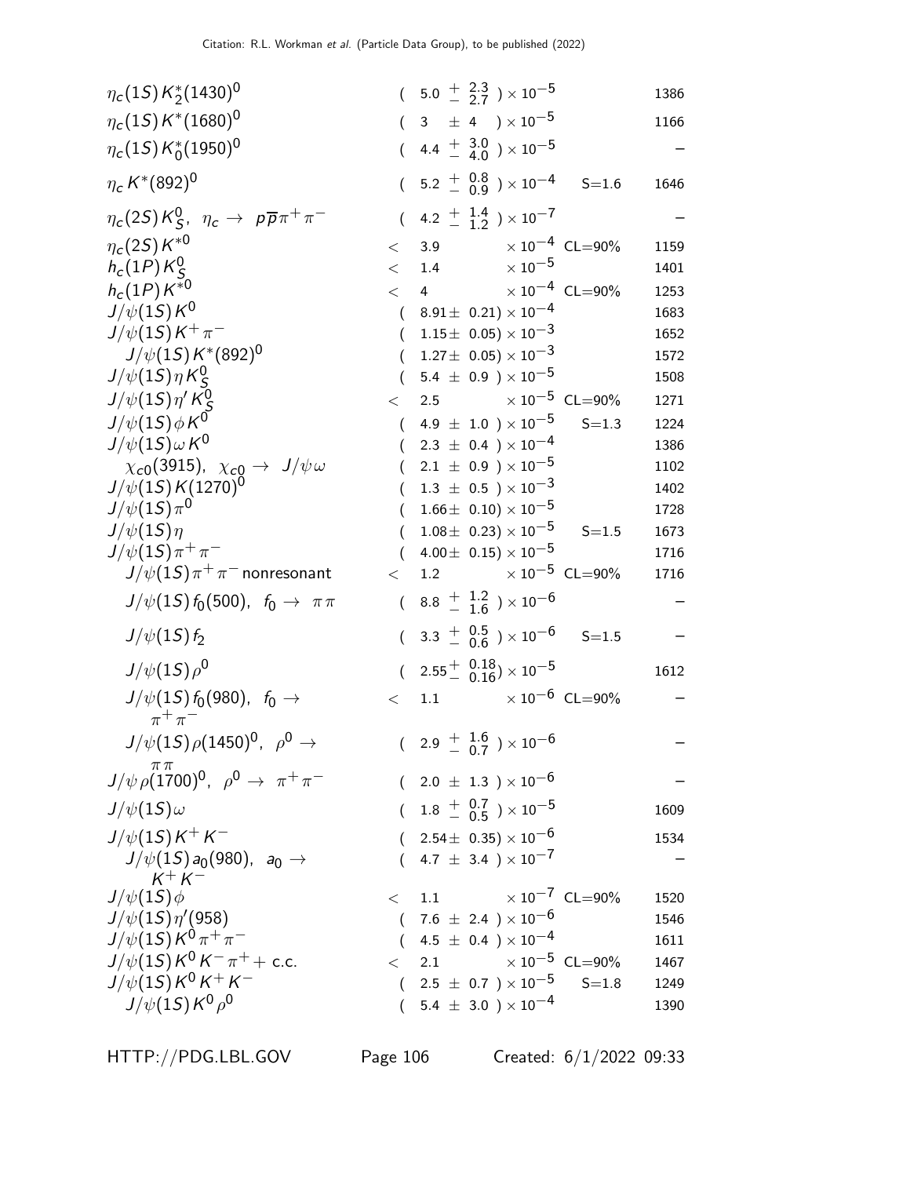| Mode | Fraction ($\Gamma_i/\Gamma$) | Scale factor/ Confidence level | p (MeV/c) |
|---|---|---|---|
| $\eta_c(1S) K_2^*(1430)^0$ | $(5.0\ ^{+\ 2.3}_{-\ 2.7}) \times 10^{-5}$ | | 1386 |
| $\eta_c(1S) K^*(1680)^0$ | $(3\ \pm 4\ ) \times 10^{-5}$ | | 1166 |
| $\eta_c(1S) K_0^*(1950)^0$ | $(4.4\ ^{+\ 3.0}_{-\ 4.0}) \times 10^{-5}$ | | – |
| $\eta_c K^*(892)^0$ | $(5.2\ ^{+\ 0.8}_{-\ 0.9}) \times 10^{-4}$ | S=1.6 | 1646 |
| $\eta_c(2S) K_S^0,\ \ \eta_c \rightarrow\ p\overline{p}\pi^+\pi^-$ | $(4.2\ ^{+\ 1.4}_{-\ 1.2}) \times 10^{-7}$ | | – |
| $\eta_c(2S) K^{*0}$ | $<\ 3.9 \times 10^{-4}$ | CL=90% | 1159 |
| $h_c(1P) K_S^0$ | $<\ 1.4 \times 10^{-5}$ | | 1401 |
| $h_c(1P) K^{*0}$ | $<\ 4 \times 10^{-4}$ | CL=90% | 1253 |
| $J/\psi(1S) K^0$ | $(8.91\pm\ 0.21) \times 10^{-4}$ | | 1683 |
| $J/\psi(1S) K^+\pi^-$ | $(1.15\pm\ 0.05) \times 10^{-3}$ | | 1652 |
| $\quad J/\psi(1S) K^*(892)^0$ | $(1.27\pm\ 0.05) \times 10^{-3}$ | | 1572 |
| $J/\psi(1S) \eta K_S^0$ | $(5.4\ \pm\ 0.9\ ) \times 10^{-5}$ | | 1508 |
| $J/\psi(1S) \eta' K_S^0$ | $<\ 2.5 \times 10^{-5}$ | CL=90% | 1271 |
| $J/\psi(1S) \phi K^0$ | $(4.9\ \pm\ 1.0\ ) \times 10^{-5}$ | S=1.3 | 1224 |
| $J/\psi(1S) \omega K^0$ | $(2.3\ \pm\ 0.4\ ) \times 10^{-4}$ | | 1386 |
| $\quad \chi_{c0}(3915),\ \ \chi_{c0} \rightarrow\ J/\psi\,\omega$ | $(2.1\ \pm\ 0.9\ ) \times 10^{-5}$ | | 1102 |
| $J/\psi(1S) K(1270)^0$ | $(1.3\ \pm\ 0.5\ ) \times 10^{-3}$ | | 1402 |
| $J/\psi(1S) \pi^0$ | $(1.66\pm\ 0.10) \times 10^{-5}$ | | 1728 |
| $J/\psi(1S) \eta$ | $(1.08\pm\ 0.23) \times 10^{-5}$ | S=1.5 | 1673 |
| $J/\psi(1S) \pi^+\pi^-$ | $(4.00\pm\ 0.15) \times 10^{-5}$ | | 1716 |
| $\quad J/\psi(1S) \pi^+\pi^-$ nonresonant | $<\ 1.2 \times 10^{-5}$ | CL=90% | 1716 |
| $\quad J/\psi(1S) f_0(500),\ \ f_0 \rightarrow\ \pi\pi$ | $(8.8\ ^{+\ 1.2}_{-\ 1.6}) \times 10^{-6}$ | | – |
| $\quad J/\psi(1S) f_2$ | $(3.3\ ^{+\ 0.5}_{-\ 0.6}) \times 10^{-6}$ | S=1.5 | – |
| $\quad J/\psi(1S) \rho^0$ | $(2.55\ ^{+\ 0.18}_{-\ 0.16}) \times 10^{-5}$ | | 1612 |
| $\quad J/\psi(1S) f_0(980),\ \ f_0 \rightarrow\ \pi^+\pi^-$ | $<\ 1.1 \times 10^{-6}$ | CL=90% | – |
| $\quad J/\psi(1S) \rho(1450)^0,\ \ \rho^0 \rightarrow\ \pi\pi$ | $(2.9\ ^{+\ 1.6}_{-\ 0.7}) \times 10^{-6}$ | | – |
| $J/\psi \rho(1700)^0,\ \ \rho^0 \rightarrow\ \pi^+\pi^-$ | $(2.0\ \pm\ 1.3\ ) \times 10^{-6}$ | | – |
| $J/\psi(1S) \omega$ | $(1.8\ ^{+\ 0.7}_{-\ 0.5}) \times 10^{-5}$ | | 1609 |
| $J/\psi(1S) K^+K^-$ | $(2.54\pm\ 0.35) \times 10^{-6}$ | | 1534 |
| $\quad J/\psi(1S) a_0(980),\ \ a_0 \rightarrow\ K^+K^-$ | $(4.7\ \pm\ 3.4\ ) \times 10^{-7}$ | | – |
| $J/\psi(1S) \phi$ | $<\ 1.1 \times 10^{-7}$ | CL=90% | 1520 |
| $J/\psi(1S) \eta'(958)$ | $(7.6\ \pm\ 2.4\ ) \times 10^{-6}$ | | 1546 |
| $J/\psi(1S) K^0\pi^+\pi^-$ | $(4.5\ \pm\ 0.4\ ) \times 10^{-4}$ | | 1611 |
| $J/\psi(1S) K^0 K^-\pi^+ +$ c.c. | $<\ 2.1 \times 10^{-5}$ | CL=90% | 1467 |
| $J/\psi(1S) K^0 K^+K^-$ | $(2.5\ \pm\ 0.7\ ) \times 10^{-5}$ | S=1.8 | 1249 |
| $\quad J/\psi(1S) K^0\rho^0$ | $(5.4\ \pm\ 3.0\ ) \times 10^{-4}$ | | 1390 |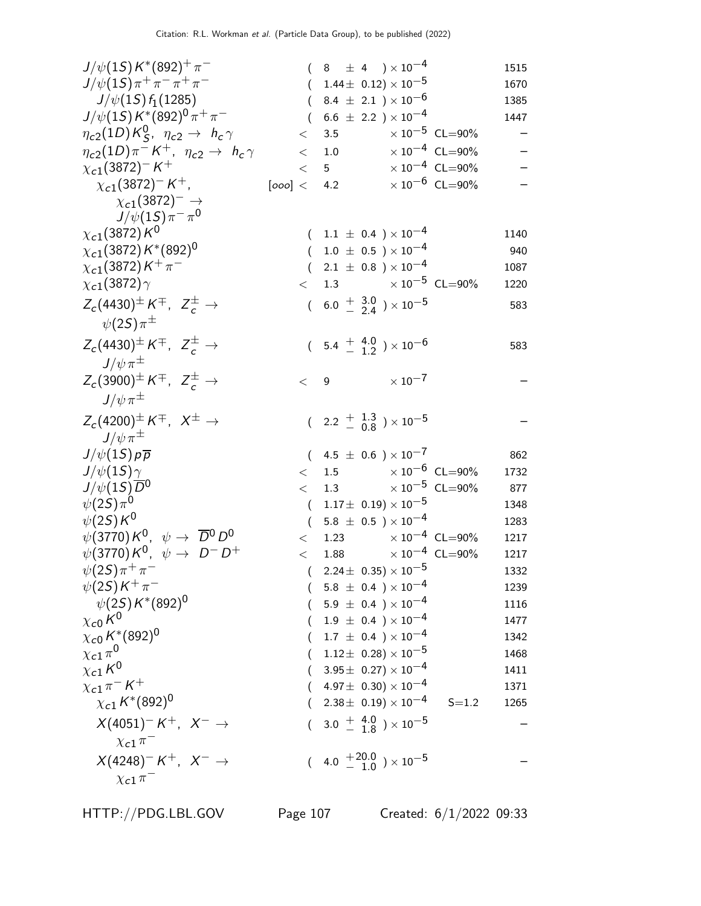| Mode | | Fraction ($\Gamma_i/\Gamma$) | Confidence level | $p$ (MeV/c) |
|---|---|---|---|---|
| $J/\psi(1S) K^*(892)^+ \pi^-$ | | $(8 \pm 4) \times 10^{-4}$ | | 1515 |
| $J/\psi(1S) \pi^+ \pi^- \pi^+ \pi^-$ | | $(1.44 \pm 0.12) \times 10^{-5}$ | | 1670 |
| $J/\psi(1S) f_1(1285)$ | | $(8.4 \pm 2.1) \times 10^{-6}$ | | 1385 |
| $J/\psi(1S) K^*(892)^0 \pi^+ \pi^-$ | | $(6.6 \pm 2.2) \times 10^{-4}$ | | 1447 |
| $\eta_{c2}(1D) K^0_S$, $\eta_{c2} \to h_c \gamma$ | | $< 3.5 \times 10^{-5}$ | CL=90% | – |
| $\eta_{c2}(1D) \pi^- K^+$, $\eta_{c2} \to h_c \gamma$ | | $< 1.0 \times 10^{-4}$ | CL=90% | – |
| $\chi_{c1}(3872)^- K^+$ | | $< 5 \times 10^{-4}$ | CL=90% | – |
| $\chi_{c1}(3872)^- K^+$, $\chi_{c1}(3872)^- \to J/\psi(1S) \pi^- \pi^0$ | [ooo] | $< 4.2 \times 10^{-6}$ | CL=90% | – |
| $\chi_{c1}(3872) K^0$ | | $(1.1 \pm 0.4) \times 10^{-4}$ | | 1140 |
| $\chi_{c1}(3872) K^*(892)^0$ | | $(1.0 \pm 0.5) \times 10^{-4}$ | | 940 |
| $\chi_{c1}(3872) K^+ \pi^-$ | | $(2.1 \pm 0.8) \times 10^{-4}$ | | 1087 |
| $\chi_{c1}(3872) \gamma$ | | $< 1.3 \times 10^{-5}$ | CL=90% | 1220 |
| $Z_c(4430)^\pm K^\mp$, $Z_c^\pm \to \psi(2S) \pi^\pm$ | | $(6.0 ^{+3.0}_{-2.4}) \times 10^{-5}$ | | 583 |
| $Z_c(4430)^\pm K^\mp$, $Z_c^\pm \to J/\psi \pi^\pm$ | | $(5.4 ^{+4.0}_{-1.2}) \times 10^{-6}$ | | 583 |
| $Z_c(3900)^\pm K^\mp$, $Z_c^\pm \to J/\psi \pi^\pm$ | | $< 9 \times 10^{-7}$ | | – |
| $Z_c(4200)^\pm K^\mp$, $X^\pm \to J/\psi \pi^\pm$ | | $(2.2 ^{+1.3}_{-0.8}) \times 10^{-5}$ | | – |
| $J/\psi(1S) p \overline{p}$ | | $(4.5 \pm 0.6) \times 10^{-7}$ | | 862 |
| $J/\psi(1S) \gamma$ | | $< 1.5 \times 10^{-6}$ | CL=90% | 1732 |
| $J/\psi(1S) \overline{D}^0$ | | $< 1.3 \times 10^{-5}$ | CL=90% | 877 |
| $\psi(2S) \pi^0$ | | $(1.17 \pm 0.19) \times 10^{-5}$ | | 1348 |
| $\psi(2S) K^0$ | | $(5.8 \pm 0.5) \times 10^{-4}$ | | 1283 |
| $\psi(3770) K^0$, $\psi \to \overline{D}^0 D^0$ | | $< 1.23 \times 10^{-4}$ | CL=90% | 1217 |
| $\psi(3770) K^0$, $\psi \to D^- D^+$ | | $< 1.88 \times 10^{-4}$ | CL=90% | 1217 |
| $\psi(2S) \pi^+ \pi^-$ | | $(2.24 \pm 0.35) \times 10^{-5}$ | | 1332 |
| $\psi(2S) K^+ \pi^-$ | | $(5.8 \pm 0.4) \times 10^{-4}$ | | 1239 |
| $\psi(2S) K^*(892)^0$ | | $(5.9 \pm 0.4) \times 10^{-4}$ | | 1116 |
| $\chi_{c0} K^0$ | | $(1.9 \pm 0.4) \times 10^{-4}$ | | 1477 |
| $\chi_{c0} K^*(892)^0$ | | $(1.7 \pm 0.4) \times 10^{-4}$ | | 1342 |
| $\chi_{c1} \pi^0$ | | $(1.12 \pm 0.28) \times 10^{-5}$ | | 1468 |
| $\chi_{c1} K^0$ | | $(3.95 \pm 0.27) \times 10^{-4}$ | | 1411 |
| $\chi_{c1} \pi^- K^+$ | | $(4.97 \pm 0.30) \times 10^{-4}$ | | 1371 |
| $\chi_{c1} K^*(892)^0$ | | $(2.38 \pm 0.19) \times 10^{-4}$ | S=1.2 | 1265 |
| $X(4051)^- K^+$, $X^- \to \chi_{c1} \pi^-$ | | $(3.0 ^{+4.0}_{-1.8}) \times 10^{-5}$ | | – |
| $X(4248)^- K^+$, $X^- \to \chi_{c1} \pi^-$ | | $(4.0 ^{+20.0}_{-1.0}) \times 10^{-5}$ | | – |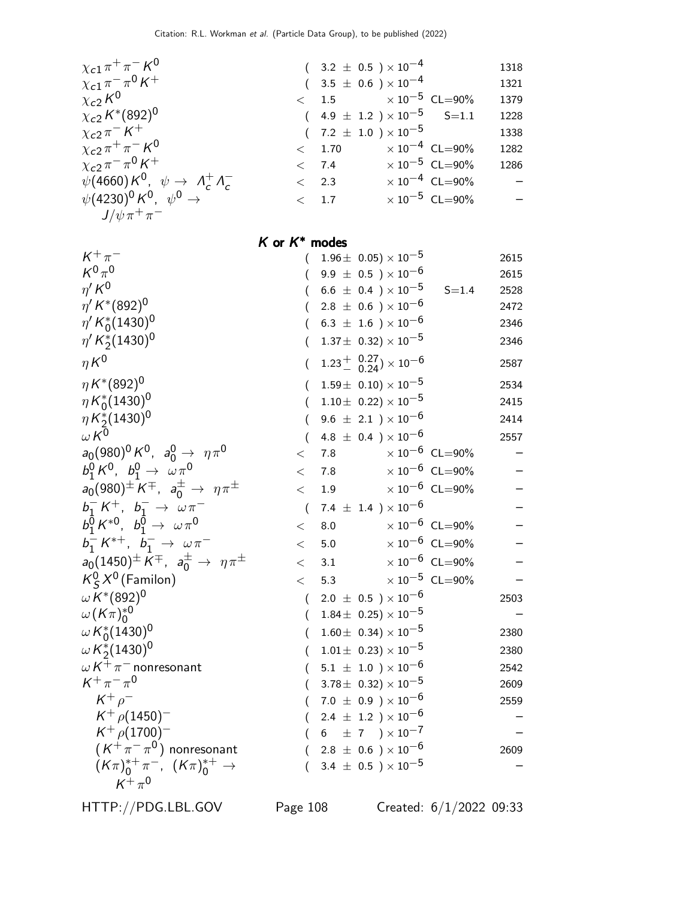| Mode | Fraction ($\Gamma_i/\Gamma$) | Scale factor/ Confidence level | $p$ (MeV/c) |
|---|---|---|---|
| $\chi_{c1}\pi^+\pi^- K^0$ | $(3.2 \pm 0.5) \times 10^{-4}$ | | 1318 |
| $\chi_{c1}\pi^-\pi^0 K^+$ | $(3.5 \pm 0.6) \times 10^{-4}$ | | 1321 |
| $\chi_{c2} K^0$ | $< 1.5 \times 10^{-5}$ | CL=90% | 1379 |
| $\chi_{c2} K^*(892)^0$ | $(4.9 \pm 1.2) \times 10^{-5}$ | S=1.1 | 1228 |
| $\chi_{c2}\pi^- K^+$ | $(7.2 \pm 1.0) \times 10^{-5}$ | | 1338 |
| $\chi_{c2}\pi^+\pi^- K^0$ | $< 1.70 \times 10^{-4}$ | CL=90% | 1282 |
| $\chi_{c2}\pi^-\pi^0 K^+$ | $< 7.4 \times 10^{-5}$ | CL=90% | 1286 |
| $\psi(4660) K^0$, $\psi \to \Lambda_c^+ \Lambda_c^-$ | $< 2.3 \times 10^{-4}$ | CL=90% | – |
| $\psi(4230)^0 K^0$, $\psi^0 \to J/\psi \pi^+\pi^-$ | $< 1.7 \times 10^{-5}$ | CL=90% | – |

## $K$ or $K^*$ modes

| Mode | Fraction ($\Gamma_i/\Gamma$) | Scale factor/ Confidence level | $p$ (MeV/c) |
|---|---|---|---|
| $K^+\pi^-$ | $(1.96 \pm 0.05) \times 10^{-5}$ | | 2615 |
| $K^0\pi^0$ | $(9.9 \pm 0.5) \times 10^{-6}$ | | 2615 |
| $\eta' K^0$ | $(6.6 \pm 0.4) \times 10^{-5}$ | S=1.4 | 2528 |
| $\eta' K^*(892)^0$ | $(2.8 \pm 0.6) \times 10^{-6}$ | | 2472 |
| $\eta' K_0^*(1430)^0$ | $(6.3 \pm 1.6) \times 10^{-6}$ | | 2346 |
| $\eta' K_2^*(1430)^0$ | $(1.37 \pm 0.32) \times 10^{-5}$ | | 2346 |
| $\eta K^0$ | $(1.23^{+0.27}_{-0.24}) \times 10^{-6}$ | | 2587 |
| $\eta K^*(892)^0$ | $(1.59 \pm 0.10) \times 10^{-5}$ | | 2534 |
| $\eta K_0^*(1430)^0$ | $(1.10 \pm 0.22) \times 10^{-5}$ | | 2415 |
| $\eta K_2^*(1430)^0$ | $(9.6 \pm 2.1) \times 10^{-6}$ | | 2414 |
| $\omega K^0$ | $(4.8 \pm 0.4) \times 10^{-6}$ | | 2557 |
| $a_0(980)^0 K^0$, $a_0^0 \to \eta\pi^0$ | $< 7.8 \times 10^{-6}$ | CL=90% | – |
| $b_1^0 K^0$, $b_1^0 \to \omega\pi^0$ | $< 7.8 \times 10^{-6}$ | CL=90% | – |
| $a_0(980)^\pm K^\mp$, $a_0^\pm \to \eta\pi^\pm$ | $< 1.9 \times 10^{-6}$ | CL=90% | – |
| $b_1^- K^+$, $b_1^- \to \omega\pi^-$ | $(7.4 \pm 1.4) \times 10^{-6}$ | | – |
| $b_1^0 K^{*0}$, $b_1^0 \to \omega\pi^0$ | $< 8.0 \times 10^{-6}$ | CL=90% | – |
| $b_1^- K^{*+}$, $b_1^- \to \omega\pi^-$ | $< 5.0 \times 10^{-6}$ | CL=90% | – |
| $a_0(1450)^\pm K^\mp$, $a_0^\pm \to \eta\pi^\pm$ | $< 3.1 \times 10^{-6}$ | CL=90% | – |
| $K_S^0 X^0$ (Familon) | $< 5.3 \times 10^{-5}$ | CL=90% | – |
| $\omega K^*(892)^0$ | $(2.0 \pm 0.5) \times 10^{-6}$ | | 2503 |
| $\omega (K\pi)_0^{*0}$ | $(1.84 \pm 0.25) \times 10^{-5}$ | | – |
| $\omega K_0^*(1430)^0$ | $(1.60 \pm 0.34) \times 10^{-5}$ | | 2380 |
| $\omega K_2^*(1430)^0$ | $(1.01 \pm 0.23) \times 10^{-5}$ | | 2380 |
| $\omega K^+\pi^-$ nonresonant | $(5.1 \pm 1.0) \times 10^{-6}$ | | 2542 |
| $K^+\pi^-\pi^0$ | $(3.78 \pm 0.32) \times 10^{-5}$ | | 2609 |
| $K^+\rho^-$ | $(7.0 \pm 0.9) \times 10^{-6}$ | | 2559 |
| $K^+\rho(1450)^-$ | $(2.4 \pm 1.2) \times 10^{-6}$ | | – |
| $K^+\rho(1700)^-$ | $(6 \pm 7) \times 10^{-7}$ | | – |
| $(K^+\pi^-\pi^0)$ nonresonant | $(2.8 \pm 0.6) \times 10^{-6}$ | | 2609 |
| $(K\pi)_0^{*+}\pi^-$, $(K\pi)_0^{*+} \to K^+\pi^0$ | $(3.4 \pm 0.5) \times 10^{-5}$ | | – |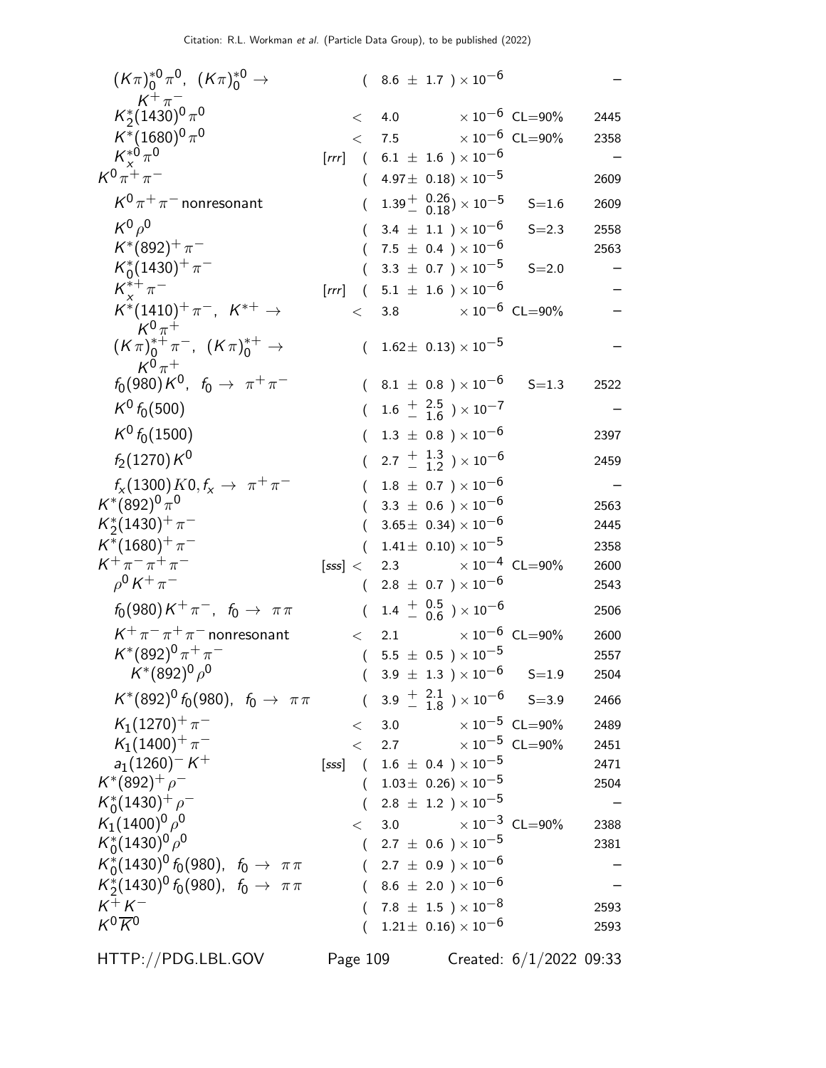| Mode | | Fraction ($\Gamma_i/\Gamma$) | Scale factor/ Confidence level | $p$ (MeV/c) |
|---|---|---|---|---|
| $(K\pi)^{*0}_0\pi^0$, $(K\pi)^{*0}_0 \rightarrow K^+\pi^-$ | | $(8.6 \pm 1.7) \times 10^{-6}$ | | – |
| $K^*_2(1430)^0\pi^0$ | | $< 4.0 \times 10^{-6}$ | CL=90% | 2445 |
| $K^*(1680)^0\pi^0$ | | $< 7.5 \times 10^{-6}$ | CL=90% | 2358 |
| $K^{*0}_x\pi^0$ | [rrr] | $(6.1 \pm 1.6) \times 10^{-6}$ | | – |
| $K^0\pi^+\pi^-$ | | $(4.97 \pm 0.18) \times 10^{-5}$ | | 2609 |
| $K^0\pi^+\pi^-$ nonresonant | | $(1.39^{+0.26}_{-0.18}) \times 10^{-5}$ | S=1.6 | 2609 |
| $K^0\rho^0$ | | $(3.4 \pm 1.1) \times 10^{-6}$ | S=2.3 | 2558 |
| $K^*(892)^+\pi^-$ | | $(7.5 \pm 0.4) \times 10^{-6}$ | | 2563 |
| $K^*_0(1430)^+\pi^-$ | | $(3.3 \pm 0.7) \times 10^{-5}$ | S=2.0 | – |
| $K^{*+}_x\pi^-$ | [rrr] | $(5.1 \pm 1.6) \times 10^{-6}$ | | – |
| $K^*(1410)^+\pi^-$, $K^{*+} \rightarrow K^0\pi^+$ | | $< 3.8 \times 10^{-6}$ | CL=90% | – |
| $(K\pi)^{*+}_0\pi^-$, $(K\pi)^{*+}_0 \rightarrow K^0\pi^+$ | | $(1.62 \pm 0.13) \times 10^{-5}$ | | – |
| $f_0(980)K^0$, $f_0 \rightarrow \pi^+\pi^-$ | | $(8.1 \pm 0.8) \times 10^{-6}$ | S=1.3 | 2522 |
| $K^0 f_0(500)$ | | $(1.6^{+2.5}_{-1.6}) \times 10^{-7}$ | | – |
| $K^0 f_0(1500)$ | | $(1.3 \pm 0.8) \times 10^{-6}$ | | 2397 |
| $f_2(1270)K^0$ | | $(2.7^{+1.3}_{-1.2}) \times 10^{-6}$ | | 2459 |
| $f_x(1300)K0, f_x \rightarrow \pi^+\pi^-$ | | $(1.8 \pm 0.7) \times 10^{-6}$ | | – |
| $K^*(892)^0\pi^0$ | | $(3.3 \pm 0.6) \times 10^{-6}$ | | 2563 |
| $K^*_2(1430)^+\pi^-$ | | $(3.65 \pm 0.34) \times 10^{-6}$ | | 2445 |
| $K^*(1680)^+\pi^-$ | | $(1.41 \pm 0.10) \times 10^{-5}$ | | 2358 |
| $K^+\pi^-\pi^+\pi^-$ | [sss] | $< 2.3 \times 10^{-4}$ | CL=90% | 2600 |
| $\rho^0 K^+\pi^-$ | | $(2.8 \pm 0.7) \times 10^{-6}$ | | 2543 |
| $f_0(980)K^+\pi^-$, $f_0 \rightarrow \pi\pi$ | | $(1.4^{+0.5}_{-0.6}) \times 10^{-6}$ | | 2506 |
| $K^+\pi^-\pi^+\pi^-$ nonresonant | | $< 2.1 \times 10^{-6}$ | CL=90% | 2600 |
| $K^*(892)^0\pi^+\pi^-$ | | $(5.5 \pm 0.5) \times 10^{-5}$ | | 2557 |
| $K^*(892)^0\rho^0$ | | $(3.9 \pm 1.3) \times 10^{-6}$ | S=1.9 | 2504 |
| $K^*(892)^0 f_0(980)$, $f_0 \rightarrow \pi\pi$ | | $(3.9^{+2.1}_{-1.8}) \times 10^{-6}$ | S=3.9 | 2466 |
| $K_1(1270)^+\pi^-$ | | $< 3.0 \times 10^{-5}$ | CL=90% | 2489 |
| $K_1(1400)^+\pi^-$ | | $< 2.7 \times 10^{-5}$ | CL=90% | 2451 |
| $a_1(1260)^- K^+$ | [sss] | $(1.6 \pm 0.4) \times 10^{-5}$ | | 2471 |
| $K^*(892)^+\rho^-$ | | $(1.03 \pm 0.26) \times 10^{-5}$ | | 2504 |
| $K^*_0(1430)^+\rho^-$ | | $(2.8 \pm 1.2) \times 10^{-5}$ | | – |
| $K_1(1400)^0\rho^0$ | | $< 3.0 \times 10^{-3}$ | CL=90% | 2388 |
| $K^*_0(1430)^0\rho^0$ | | $(2.7 \pm 0.6) \times 10^{-5}$ | | 2381 |
| $K^*_0(1430)^0 f_0(980)$, $f_0 \rightarrow \pi\pi$ | | $(2.7 \pm 0.9) \times 10^{-6}$ | | – |
| $K^*_2(1430)^0 f_0(980)$, $f_0 \rightarrow \pi\pi$ | | $(8.6 \pm 2.0) \times 10^{-6}$ | | – |
| $K^+K^-$ | | $(7.8 \pm 1.5) \times 10^{-8}$ | | 2593 |
| $K^0\overline{K}^0$ | | $(1.21 \pm 0.16) \times 10^{-6}$ | | 2593 |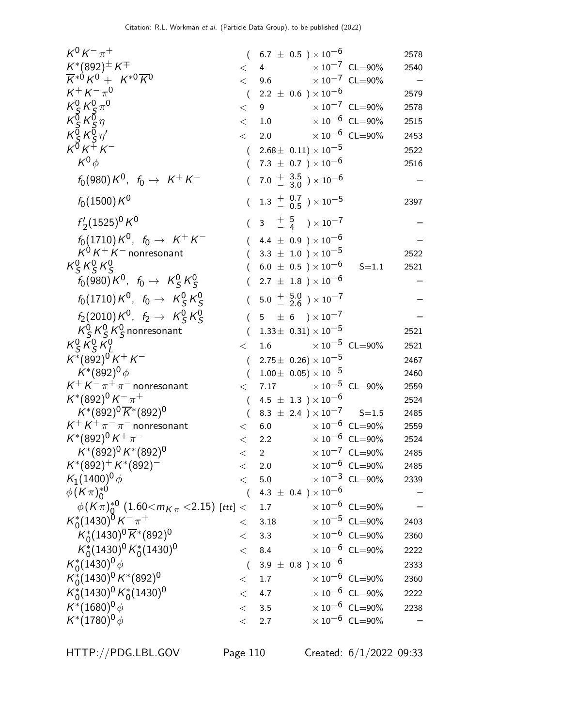| Mode | Fraction | Scale factor / Confidence level | p (MeV/c) |
|---|---|---|---|
| $K^0 K^- \pi^+$ | $(6.7 \pm 0.5) \times 10^{-6}$ | | 2578 |
| $K^*(892)^\pm K^\mp$ | $< 4 \times 10^{-7}$ | CL=90% | 2540 |
| $\overline{K}^{*0} K^0 + K^{*0} \overline{K}^0$ | $< 9.6 \times 10^{-7}$ | CL=90% | – |
| $K^+ K^- \pi^0$ | $(2.2 \pm 0.6) \times 10^{-6}$ | | 2579 |
| $K^0_S K^0_S \pi^0$ | $< 9 \times 10^{-7}$ | CL=90% | 2578 |
| $K^0_S K^0_S \eta$ | $< 1.0 \times 10^{-6}$ | CL=90% | 2515 |
| $K^0_S K^0_S \eta'$ | $< 2.0 \times 10^{-6}$ | CL=90% | 2453 |
| $K^0 K^+ K^-$ | $(2.68 \pm 0.11) \times 10^{-5}$ | | 2522 |
| $K^0 \phi$ | $(7.3 \pm 0.7) \times 10^{-6}$ | | 2516 |
| $f_0(980) K^0,\ f_0 \to K^+ K^-$ | $(7.0 \ {}^{+3.5}_{-3.0}) \times 10^{-6}$ | | – |
| $f_0(1500) K^0$ | $(1.3 \ {}^{+0.7}_{-0.5}) \times 10^{-5}$ | | 2397 |
| $f'_2(1525)^0 K^0$ | $(3 \ {}^{+5}_{-4}) \times 10^{-7}$ | | – |
| $f_0(1710) K^0,\ f_0 \to K^+ K^-$ | $(4.4 \pm 0.9) \times 10^{-6}$ | | – |
| $K^0 K^+ K^-$ nonresonant | $(3.3 \pm 1.0) \times 10^{-5}$ | | 2522 |
| $K^0_S K^0_S K^0_S$ | $(6.0 \pm 0.5) \times 10^{-6}$ | S=1.1 | 2521 |
| $f_0(980) K^0,\ f_0 \to K^0_S K^0_S$ | $(2.7 \pm 1.8) \times 10^{-6}$ | | – |
| $f_0(1710) K^0,\ f_0 \to K^0_S K^0_S$ | $(5.0 \ {}^{+5.0}_{-2.6}) \times 10^{-7}$ | | – |
| $f_2(2010) K^0,\ f_2 \to K^0_S K^0_S$ | $(5 \pm 6) \times 10^{-7}$ | | – |
| $K^0_S K^0_S K^0_S$ nonresonant | $(1.33 \pm 0.31) \times 10^{-5}$ | | 2521 |
| $K^0_S K^0_S K^0_L$ | $< 1.6 \times 10^{-5}$ | CL=90% | 2521 |
| $K^*(892)^0 K^+ K^-$ | $(2.75 \pm 0.26) \times 10^{-5}$ | | 2467 |
| $K^*(892)^0 \phi$ | $(1.00 \pm 0.05) \times 10^{-5}$ | | 2460 |
| $K^+ K^- \pi^+ \pi^-$ nonresonant | $< 7.17 \times 10^{-5}$ | CL=90% | 2559 |
| $K^*(892)^0 K^- \pi^+$ | $(4.5 \pm 1.3) \times 10^{-6}$ | | 2524 |
| $K^*(892)^0 \overline{K}^*(892)^0$ | $(8.3 \pm 2.4) \times 10^{-7}$ | S=1.5 | 2485 |
| $K^+ K^+ \pi^- \pi^-$ nonresonant | $< 6.0 \times 10^{-6}$ | CL=90% | 2559 |
| $K^*(892)^0 K^+ \pi^-$ | $< 2.2 \times 10^{-6}$ | CL=90% | 2524 |
| $K^*(892)^0 K^*(892)^0$ | $< 2 \times 10^{-7}$ | CL=90% | 2485 |
| $K^*(892)^+ K^*(892)^-$ | $< 2.0 \times 10^{-6}$ | CL=90% | 2485 |
| $K_1(1400)^0 \phi$ | $< 5.0 \times 10^{-3}$ | CL=90% | 2339 |
| $\phi (K\pi)^{*0}_0$ | $(4.3 \pm 0.4) \times 10^{-6}$ | | – |
| $\phi (K\pi)^{*0}_0$ $(1.60 < m_{K\pi} < 2.15)$ [ttt] | $< 1.7 \times 10^{-6}$ | CL=90% | – |
| $K^*_0(1430)^0 K^- \pi^+$ | $< 3.18 \times 10^{-5}$ | CL=90% | 2403 |
| $K^*_0(1430)^0 \overline{K}^*(892)^0$ | $< 3.3 \times 10^{-6}$ | CL=90% | 2360 |
| $K^*_0(1430)^0 \overline{K}^*_0(1430)^0$ | $< 8.4 \times 10^{-6}$ | CL=90% | 2222 |
| $K^*_0(1430)^0 \phi$ | $(3.9 \pm 0.8) \times 10^{-6}$ | | 2333 |
| $K^*_0(1430)^0 K^*(892)^0$ | $< 1.7 \times 10^{-6}$ | CL=90% | 2360 |
| $K^*_0(1430)^0 K^*_0(1430)^0$ | $< 4.7 \times 10^{-6}$ | CL=90% | 2222 |
| $K^*(1680)^0 \phi$ | $< 3.5 \times 10^{-6}$ | CL=90% | 2238 |
| $K^*(1780)^0 \phi$ | $< 2.7 \times 10^{-6}$ | CL=90% | – |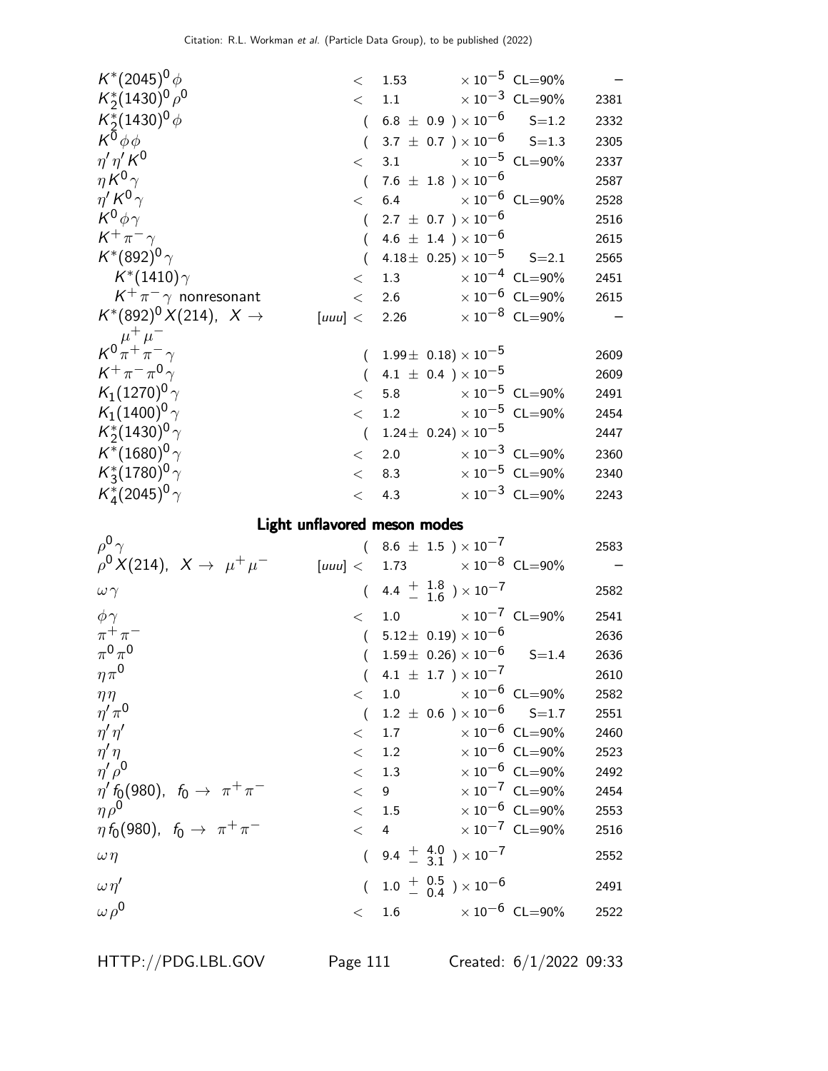| Mode | | Fraction | | Scale/CL | p (MeV/c) |
|---|---|---|---|---|---|
| $K^*(2045)^0\phi$ | | $<$ 1.53 | $\times 10^{-5}$ | CL=90% | – |
| $K_2^*(1430)^0\rho^0$ | | $<$ 1.1 | $\times 10^{-3}$ | CL=90% | 2381 |
| $K_2^*(1430)^0\phi$ | | ( 6.8 $\pm$ 0.9 ) | $\times 10^{-6}$ | S=1.2 | 2332 |
| $K^0\phi\phi$ | | ( 3.7 $\pm$ 0.7 ) | $\times 10^{-6}$ | S=1.3 | 2305 |
| $\eta'\eta' K^0$ | | $<$ 3.1 | $\times 10^{-5}$ | CL=90% | 2337 |
| $\eta K^0\gamma$ | | ( 7.6 $\pm$ 1.8 ) | $\times 10^{-6}$ | | 2587 |
| $\eta' K^0\gamma$ | | $<$ 6.4 | $\times 10^{-6}$ | CL=90% | 2528 |
| $K^0\phi\gamma$ | | ( 2.7 $\pm$ 0.7 ) | $\times 10^{-6}$ | | 2516 |
| $K^+\pi^-\gamma$ | | ( 4.6 $\pm$ 1.4 ) | $\times 10^{-6}$ | | 2615 |
| $K^*(892)^0\gamma$ | | ( 4.18$\pm$ 0.25) | $\times 10^{-5}$ | S=2.1 | 2565 |
| $K^*(1410)\gamma$ | | $<$ 1.3 | $\times 10^{-4}$ | CL=90% | 2451 |
| $K^+\pi^-\gamma$ nonresonant | | $<$ 2.6 | $\times 10^{-6}$ | CL=90% | 2615 |
| $K^*(892)^0 X(214)$, $X \to \mu^+\mu^-$ | [uuu] | $<$ 2.26 | $\times 10^{-8}$ | CL=90% | – |
| $K^0\pi^+\pi^-\gamma$ | | ( 1.99$\pm$ 0.18) | $\times 10^{-5}$ | | 2609 |
| $K^+\pi^-\pi^0\gamma$ | | ( 4.1 $\pm$ 0.4 ) | $\times 10^{-5}$ | | 2609 |
| $K_1(1270)^0\gamma$ | | $<$ 5.8 | $\times 10^{-5}$ | CL=90% | 2491 |
| $K_1(1400)^0\gamma$ | | $<$ 1.2 | $\times 10^{-5}$ | CL=90% | 2454 |
| $K_2^*(1430)^0\gamma$ | | ( 1.24$\pm$ 0.24) | $\times 10^{-5}$ | | 2447 |
| $K^*(1680)^0\gamma$ | | $<$ 2.0 | $\times 10^{-3}$ | CL=90% | 2360 |
| $K_3^*(1780)^0\gamma$ | | $<$ 8.3 | $\times 10^{-5}$ | CL=90% | 2340 |
| $K_4^*(2045)^0\gamma$ | | $<$ 4.3 | $\times 10^{-3}$ | CL=90% | 2243 |

## Light unflavored meson modes

| Mode | | Fraction | | Scale/CL | p (MeV/c) |
|---|---|---|---|---|---|
| $\rho^0\gamma$ | | ( 8.6 $\pm$ 1.5 ) | $\times 10^{-7}$ | | 2583 |
| $\rho^0 X(214)$, $X \to \mu^+\mu^-$ | [uuu] | $<$ 1.73 | $\times 10^{-8}$ | CL=90% | – |
| $\omega\gamma$ | | ( 4.4 $^{+1.8}_{-1.6}$ ) | $\times 10^{-7}$ | | 2582 |
| $\phi\gamma$ | | $<$ 1.0 | $\times 10^{-7}$ | CL=90% | 2541 |
| $\pi^+\pi^-$ | | ( 5.12$\pm$ 0.19) | $\times 10^{-6}$ | | 2636 |
| $\pi^0\pi^0$ | | ( 1.59$\pm$ 0.26) | $\times 10^{-6}$ | S=1.4 | 2636 |
| $\eta\pi^0$ | | ( 4.1 $\pm$ 1.7 ) | $\times 10^{-7}$ | | 2610 |
| $\eta\eta$ | | $<$ 1.0 | $\times 10^{-6}$ | CL=90% | 2582 |
| $\eta'\pi^0$ | | ( 1.2 $\pm$ 0.6 ) | $\times 10^{-6}$ | S=1.7 | 2551 |
| $\eta'\eta'$ | | $<$ 1.7 | $\times 10^{-6}$ | CL=90% | 2460 |
| $\eta'\eta$ | | $<$ 1.2 | $\times 10^{-6}$ | CL=90% | 2523 |
| $\eta'\rho^0$ | | $<$ 1.3 | $\times 10^{-6}$ | CL=90% | 2492 |
| $\eta' f_0(980)$, $f_0 \to \pi^+\pi^-$ | | $<$ 9 | $\times 10^{-7}$ | CL=90% | 2454 |
| $\eta\rho^0$ | | $<$ 1.5 | $\times 10^{-6}$ | CL=90% | 2553 |
| $\eta f_0(980)$, $f_0 \to \pi^+\pi^-$ | | $<$ 4 | $\times 10^{-7}$ | CL=90% | 2516 |
| $\omega\eta$ | | ( 9.4 $^{+4.0}_{-3.1}$ ) | $\times 10^{-7}$ | | 2552 |
| $\omega\eta'$ | | ( 1.0 $^{+0.5}_{-0.4}$ ) | $\times 10^{-6}$ | | 2491 |
| $\omega\rho^0$ | | $<$ 1.6 | $\times 10^{-6}$ | CL=90% | 2522 |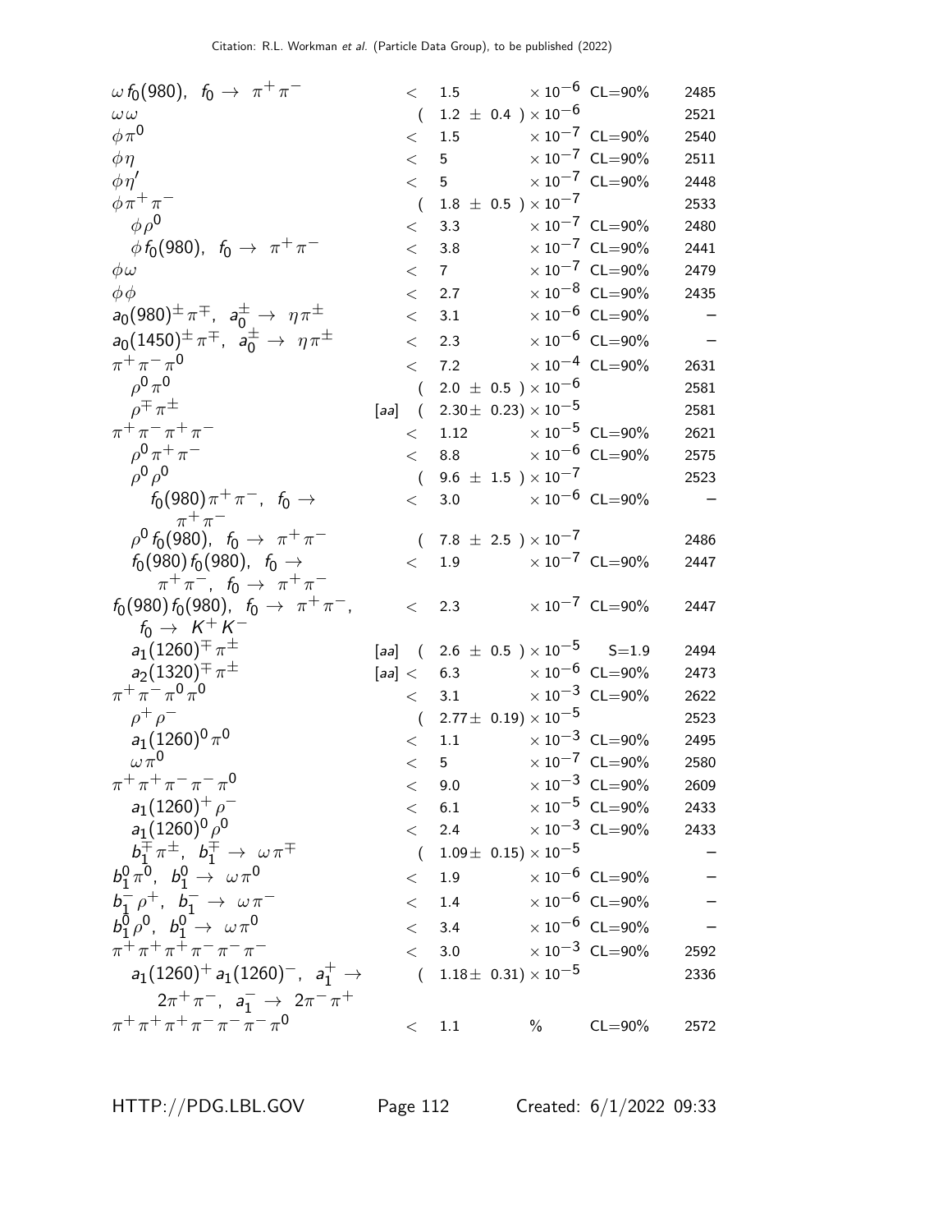| Mode | | Fraction | | | p (MeV/c) |
|---|---|---|---|---|---|
| $\omega f_0(980)$, $f_0 \to \pi^+\pi^-$ | | $<$ 1.5 | $\times 10^{-6}$ | CL=90% | 2485 |
| $\omega\omega$ | | ( 1.2 $\pm$ 0.4 ) $\times 10^{-6}$ | | | 2521 |
| $\phi\pi^0$ | | $<$ 1.5 | $\times 10^{-7}$ | CL=90% | 2540 |
| $\phi\eta$ | | $<$ 5 | $\times 10^{-7}$ | CL=90% | 2511 |
| $\phi\eta'$ | | $<$ 5 | $\times 10^{-7}$ | CL=90% | 2448 |
| $\phi\pi^+\pi^-$ | | ( 1.8 $\pm$ 0.5 ) $\times 10^{-7}$ | | | 2533 |
| $\phi\rho^0$ | | $<$ 3.3 | $\times 10^{-7}$ | CL=90% | 2480 |
| $\phi f_0(980)$, $f_0 \to \pi^+\pi^-$ | | $<$ 3.8 | $\times 10^{-7}$ | CL=90% | 2441 |
| $\phi\omega$ | | $<$ 7 | $\times 10^{-7}$ | CL=90% | 2479 |
| $\phi\phi$ | | $<$ 2.7 | $\times 10^{-8}$ | CL=90% | 2435 |
| $a_0(980)^\pm\pi^\mp$, $a_0^\pm \to \eta\pi^\pm$ | | $<$ 3.1 | $\times 10^{-6}$ | CL=90% | – |
| $a_0(1450)^\pm\pi^\mp$, $a_0^\pm \to \eta\pi^\pm$ | | $<$ 2.3 | $\times 10^{-6}$ | CL=90% | – |
| $\pi^+\pi^-\pi^0$ | | $<$ 7.2 | $\times 10^{-4}$ | CL=90% | 2631 |
| $\rho^0\pi^0$ | | ( 2.0 $\pm$ 0.5 ) $\times 10^{-6}$ | | | 2581 |
| $\rho^\mp\pi^\pm$ | [aa] | ( 2.30$\pm$ 0.23) $\times 10^{-5}$ | | | 2581 |
| $\pi^+\pi^-\pi^+\pi^-$ | | $<$ 1.12 | $\times 10^{-5}$ | CL=90% | 2621 |
| $\rho^0\pi^+\pi^-$ | | $<$ 8.8 | $\times 10^{-6}$ | CL=90% | 2575 |
| $\rho^0\rho^0$ | | ( 9.6 $\pm$ 1.5 ) $\times 10^{-7}$ | | | 2523 |
| $f_0(980)\pi^+\pi^-$, $f_0 \to \pi^+\pi^-$ | | $<$ 3.0 | $\times 10^{-6}$ | CL=90% | – |
| $\rho^0 f_0(980)$, $f_0 \to \pi^+\pi^-$ | | ( 7.8 $\pm$ 2.5 ) $\times 10^{-7}$ | | | 2486 |
| $f_0(980) f_0(980)$, $f_0 \to \pi^+\pi^-$, $f_0 \to \pi^+\pi^-$ | | $<$ 1.9 | $\times 10^{-7}$ | CL=90% | 2447 |
| $f_0(980) f_0(980)$, $f_0 \to \pi^+\pi^-$, $f_0 \to K^+K^-$ | | $<$ 2.3 | $\times 10^{-7}$ | CL=90% | 2447 |
| $a_1(1260)^\mp\pi^\pm$ | [aa] | ( 2.6 $\pm$ 0.5 ) $\times 10^{-5}$ | | S=1.9 | 2494 |
| $a_2(1320)^\mp\pi^\pm$ | [aa] | $<$ 6.3 | $\times 10^{-6}$ | CL=90% | 2473 |
| $\pi^+\pi^-\pi^0\pi^0$ | | $<$ 3.1 | $\times 10^{-3}$ | CL=90% | 2622 |
| $\rho^+\rho^-$ | | ( 2.77$\pm$ 0.19) $\times 10^{-5}$ | | | 2523 |
| $a_1(1260)^0\pi^0$ | | $<$ 1.1 | $\times 10^{-3}$ | CL=90% | 2495 |
| $\omega\pi^0$ | | $<$ 5 | $\times 10^{-7}$ | CL=90% | 2580 |
| $\pi^+\pi^+\pi^-\pi^-\pi^0$ | | $<$ 9.0 | $\times 10^{-3}$ | CL=90% | 2609 |
| $a_1(1260)^+\rho^-$ | | $<$ 6.1 | $\times 10^{-5}$ | CL=90% | 2433 |
| $a_1(1260)^0\rho^0$ | | $<$ 2.4 | $\times 10^{-3}$ | CL=90% | 2433 |
| $b_1^\mp\pi^\pm$, $b_1^\mp \to \omega\pi^\mp$ | | ( 1.09$\pm$ 0.15) $\times 10^{-5}$ | | | – |
| $b_1^0\pi^0$, $b_1^0 \to \omega\pi^0$ | | $<$ 1.9 | $\times 10^{-6}$ | CL=90% | – |
| $b_1^-\rho^+$, $b_1^- \to \omega\pi^-$ | | $<$ 1.4 | $\times 10^{-6}$ | CL=90% | – |
| $b_1^0\rho^0$, $b_1^0 \to \omega\pi^0$ | | $<$ 3.4 | $\times 10^{-6}$ | CL=90% | – |
| $\pi^+\pi^+\pi^+\pi^-\pi^-\pi^-$ | | $<$ 3.0 | $\times 10^{-3}$ | CL=90% | 2592 |
| $a_1(1260)^+ a_1(1260)^-$, $a_1^+ \to 2\pi^+\pi^-$, $a_1^- \to 2\pi^-\pi^+$ | | ( 1.18$\pm$ 0.31) $\times 10^{-5}$ | | | 2336 |
| $\pi^+\pi^+\pi^+\pi^-\pi^-\pi^-\pi^0$ | | $<$ 1.1 | % | CL=90% | 2572 |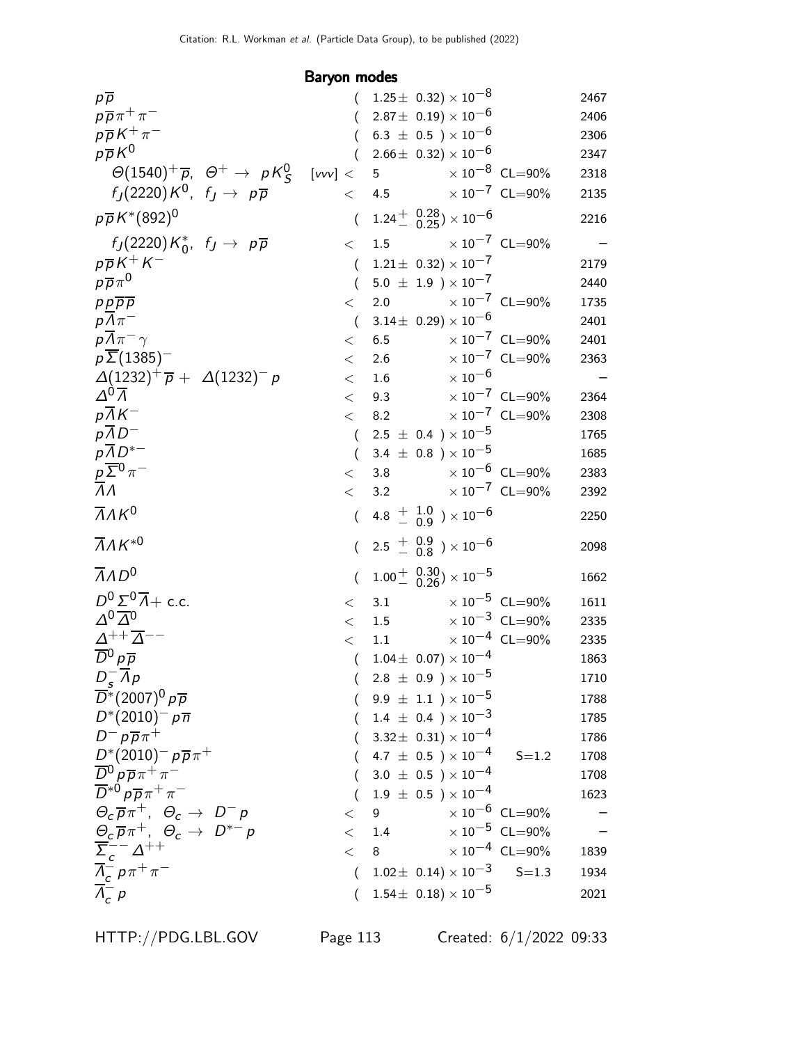Citation: R.L. Workman et al. (Particle Data Group), to be published (2022)

## Baryon modes

| Mode | Fraction ($\Gamma_i/\Gamma$) | Scale factor/ Confidence level | $p$ (MeV/c) |
|---|---|---|---|
| $p\overline{p}$ | $(1.25\pm 0.32)\times 10^{-8}$ | | 2467 |
| $p\overline{p}\pi^+\pi^-$ | $(2.87\pm 0.19)\times 10^{-6}$ | | 2406 |
| $p\overline{p}K^+\pi^-$ | $(6.3\ \pm 0.5\ )\times 10^{-6}$ | | 2306 |
| $p\overline{p}K^0$ | $(2.66\pm 0.32)\times 10^{-6}$ | | 2347 |
| $\Theta(1540)^+\overline{p}$, $\Theta^+ \to pK^0_S$ [vvv] | $<5 \times 10^{-8}$ | CL=90% | 2318 |
| $f_J(2220)K^0$, $f_J \to p\overline{p}$ | $<4.5 \times 10^{-7}$ | CL=90% | 2135 |
| $p\overline{p}K^*(892)^0$ | $(1.24^{+0.28}_{-0.25})\times 10^{-6}$ | | 2216 |
| $f_J(2220)K^*_0$, $f_J \to p\overline{p}$ | $<1.5 \times 10^{-7}$ | CL=90% | – |
| $p\overline{p}K^+K^-$ | $(1.21\pm 0.32)\times 10^{-7}$ | | 2179 |
| $p\overline{p}\pi^0$ | $(5.0\ \pm 1.9\ )\times 10^{-7}$ | | 2440 |
| $pp\overline{p}\overline{p}$ | $<2.0 \times 10^{-7}$ | CL=90% | 1735 |
| $p\overline{\Lambda}\pi^-$ | $(3.14\pm 0.29)\times 10^{-6}$ | | 2401 |
| $p\overline{\Lambda}\pi^-\gamma$ | $<6.5 \times 10^{-7}$ | CL=90% | 2401 |
| $p\overline{\Sigma}(1385)^-$ | $<2.6 \times 10^{-7}$ | CL=90% | 2363 |
| $\Delta(1232)^+\overline{p} + \Delta(1232)^- p$ | $<1.6 \times 10^{-6}$ | | – |
| $\Delta^0\overline{\Lambda}$ | $<9.3 \times 10^{-7}$ | CL=90% | 2364 |
| $p\overline{\Lambda}K^-$ | $<8.2 \times 10^{-7}$ | CL=90% | 2308 |
| $p\overline{\Lambda}D^-$ | $(2.5\ \pm 0.4\ )\times 10^{-5}$ | | 1765 |
| $p\overline{\Lambda}D^{*-}$ | $(3.4\ \pm 0.8\ )\times 10^{-5}$ | | 1685 |
| $p\overline{\Sigma}^0\pi^-$ | $<3.8 \times 10^{-6}$ | CL=90% | 2383 |
| $\overline{\Lambda}\Lambda$ | $<3.2 \times 10^{-7}$ | CL=90% | 2392 |
| $\overline{\Lambda}\Lambda K^0$ | $(4.8\ ^{+1.0}_{-0.9}\ )\times 10^{-6}$ | | 2250 |
| $\overline{\Lambda}\Lambda K^{*0}$ | $(2.5\ ^{+0.9}_{-0.8}\ )\times 10^{-6}$ | | 2098 |
| $\overline{\Lambda}\Lambda D^0$ | $(1.00^{+0.30}_{-0.26})\times 10^{-5}$ | | 1662 |
| $D^0\Sigma^0\overline{\Lambda}$+ c.c. | $<3.1 \times 10^{-5}$ | CL=90% | 1611 |
| $\Delta^0\overline{\Delta}^0$ | $<1.5 \times 10^{-3}$ | CL=90% | 2335 |
| $\Delta^{++}\overline{\Delta}^{--}$ | $<1.1 \times 10^{-4}$ | CL=90% | 2335 |
| $\overline{D}^0 p\overline{p}$ | $(1.04\pm 0.07)\times 10^{-4}$ | | 1863 |
| $D^-_s\overline{\Lambda}p$ | $(2.8\ \pm 0.9\ )\times 10^{-5}$ | | 1710 |
| $\overline{D}^*(2007)^0 p\overline{p}$ | $(9.9\ \pm 1.1\ )\times 10^{-5}$ | | 1788 |
| $D^*(2010)^- p\overline{n}$ | $(1.4\ \pm 0.4\ )\times 10^{-3}$ | | 1785 |
| $D^- p\overline{p}\pi^+$ | $(3.32\pm 0.31)\times 10^{-4}$ | | 1786 |
| $D^*(2010)^- p\overline{p}\pi^+$ | $(4.7\ \pm 0.5\ )\times 10^{-4}$ | S=1.2 | 1708 |
| $\overline{D}^0 p\overline{p}\pi^+\pi^-$ | $(3.0\ \pm 0.5\ )\times 10^{-4}$ | | 1708 |
| $\overline{D}^{*0} p\overline{p}\pi^+\pi^-$ | $(1.9\ \pm 0.5\ )\times 10^{-4}$ | | 1623 |
| $\Theta_c\overline{p}\pi^+$, $\Theta_c \to D^- p$ | $<9 \times 10^{-6}$ | CL=90% | – |
| $\Theta_c\overline{p}\pi^+$, $\Theta_c \to D^{*-} p$ | $<1.4 \times 10^{-5}$ | CL=90% | – |
| $\overline{\Sigma}^{--}_c\Delta^{++}$ | $<8 \times 10^{-4}$ | CL=90% | 1839 |
| $\overline{\Lambda}^-_c p\pi^+\pi^-$ | $(1.02\pm 0.14)\times 10^{-3}$ | S=1.3 | 1934 |
| $\overline{\Lambda}^-_c p$ | $(1.54\pm 0.18)\times 10^{-5}$ | | 2021 |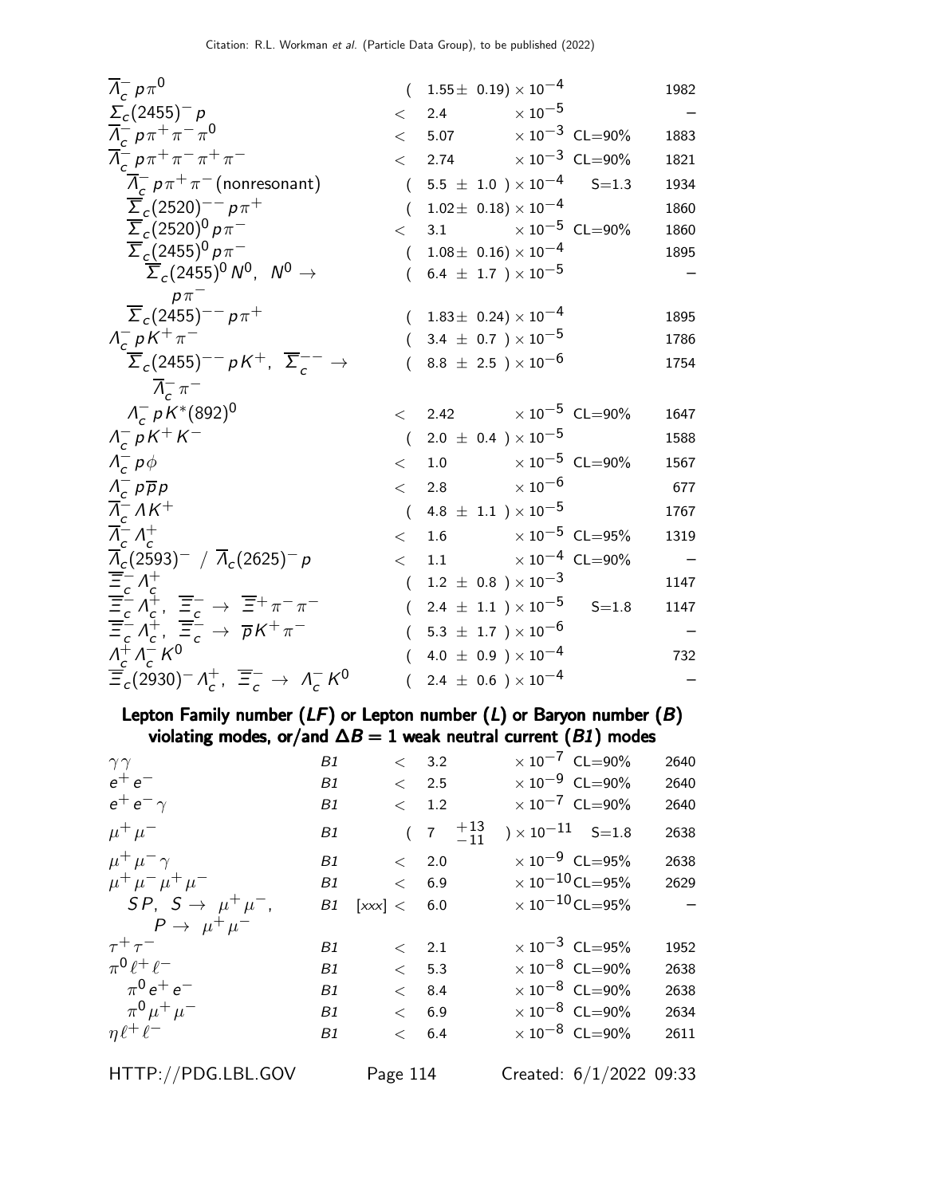| Mode | | | Fraction | | | p (MeV/c) |
|---|---|---|---|---|---|---|
| $\overline{\Lambda}_c^- p \pi^0$ | | | $(1.55\pm 0.19)\times 10^{-4}$ | | | 1982 |
| $\Sigma_c(2455)^- p$ | | | $< 2.4$ | $\times 10^{-5}$ | | – |
| $\overline{\Lambda}_c^- p \pi^+ \pi^- \pi^0$ | | | $< 5.07$ | $\times 10^{-3}$ | CL=90% | 1883 |
| $\overline{\Lambda}_c^- p \pi^+ \pi^- \pi^+ \pi^-$ | | | $< 2.74$ | $\times 10^{-3}$ | CL=90% | 1821 |
| $\overline{\Lambda}_c^- p \pi^+ \pi^-$ (nonresonant) | | | $(5.5\pm 1.0)\times 10^{-4}$ | | S=1.3 | 1934 |
| $\overline{\Sigma}_c(2520)^{--} p \pi^+$ | | | $(1.02\pm 0.18)\times 10^{-4}$ | | | 1860 |
| $\overline{\Sigma}_c(2520)^0 p \pi^-$ | | | $< 3.1$ | $\times 10^{-5}$ | CL=90% | 1860 |
| $\overline{\Sigma}_c(2455)^0 p \pi^-$ | | | $(1.08\pm 0.16)\times 10^{-4}$ | | | 1895 |
| $\overline{\Sigma}_c(2455)^0 N^0$, $N^0 \to p \pi^-$ | | | $(6.4\pm 1.7)\times 10^{-5}$ | | | – |
| $\overline{\Sigma}_c(2455)^{--} p \pi^+$ | | | $(1.83\pm 0.24)\times 10^{-4}$ | | | 1895 |
| $\Lambda_c^- p K^+ \pi^-$ | | | $(3.4\pm 0.7)\times 10^{-5}$ | | | 1786 |
| $\overline{\Sigma}_c(2455)^{--} p K^+$, $\overline{\Sigma}_c^{--} \to \overline{\Lambda}_c^- \pi^-$ | | | $(8.8\pm 2.5)\times 10^{-6}$ | | | 1754 |
| $\Lambda_c^- p K^*(892)^0$ | | | $< 2.42$ | $\times 10^{-5}$ | CL=90% | 1647 |
| $\Lambda_c^- p K^+ K^-$ | | | $(2.0\pm 0.4)\times 10^{-5}$ | | | 1588 |
| $\Lambda_c^- p \phi$ | | | $< 1.0$ | $\times 10^{-5}$ | CL=90% | 1567 |
| $\Lambda_c^- p \overline{p} p$ | | | $< 2.8$ | $\times 10^{-6}$ | | 677 |
| $\overline{\Lambda}_c^- \Lambda K^+$ | | | $(4.8\pm 1.1)\times 10^{-5}$ | | | 1767 |
| $\overline{\Lambda}_c^- \Lambda_c^+$ | | | $< 1.6$ | $\times 10^{-5}$ | CL=95% | 1319 |
| $\overline{\Lambda}_c(2593)^-$ / $\overline{\Lambda}_c(2625)^- p$ | | | $< 1.1$ | $\times 10^{-4}$ | CL=90% | – |
| $\overline{\Xi}_c^- \Lambda_c^+$ | | | $(1.2\pm 0.8)\times 10^{-3}$ | | | 1147 |
| $\overline{\Xi}_c^- \Lambda_c^+$, $\overline{\Xi}_c^- \to \overline{\Xi}^+ \pi^- \pi^-$ | | | $(2.4\pm 1.1)\times 10^{-5}$ | | S=1.8 | 1147 |
| $\overline{\Xi}_c^- \Lambda_c^+$, $\overline{\Xi}_c^- \to \overline{p} K^+ \pi^-$ | | | $(5.3\pm 1.7)\times 10^{-6}$ | | | – |
| $\Lambda_c^+ \Lambda_c^- K^0$ | | | $(4.0\pm 0.9)\times 10^{-4}$ | | | 732 |
| $\overline{\Xi}_c(2930)^- \Lambda_c^+$, $\overline{\Xi}_c^- \to \Lambda_c^- K^0$ | | | $(2.4\pm 0.6)\times 10^{-4}$ | | | – |

## Lepton Family number (*LF*) or Lepton number (*L*) or Baryon number (*B*) violating modes, or/and $\Delta B = 1$ weak neutral current (*B1*) modes

| Mode | | | Fraction | | | p (MeV/c) |
|---|---|---|---|---|---|---|
| $\gamma\gamma$ | B1 | | $< 3.2$ | $\times 10^{-7}$ | CL=90% | 2640 |
| $e^+ e^-$ | B1 | | $< 2.5$ | $\times 10^{-9}$ | CL=90% | 2640 |
| $e^+ e^- \gamma$ | B1 | | $< 1.2$ | $\times 10^{-7}$ | CL=90% | 2640 |
| $\mu^+ \mu^-$ | B1 | | $(7\ {}^{+13}_{-11})\times 10^{-11}$ | | S=1.8 | 2638 |
| $\mu^+ \mu^- \gamma$ | B1 | | $< 2.0$ | $\times 10^{-9}$ | CL=95% | 2638 |
| $\mu^+ \mu^- \mu^+ \mu^-$ | B1 | | $< 6.9$ | $\times 10^{-10}$ | CL=95% | 2629 |
| $SP$, $S \to \mu^+ \mu^-$, $P \to \mu^+ \mu^-$ | B1 | [xxx] | $< 6.0$ | $\times 10^{-10}$ | CL=95% | – |
| $\tau^+ \tau^-$ | B1 | | $< 2.1$ | $\times 10^{-3}$ | CL=95% | 1952 |
| $\pi^0 \ell^+ \ell^-$ | B1 | | $< 5.3$ | $\times 10^{-8}$ | CL=90% | 2638 |
| $\pi^0 e^+ e^-$ | B1 | | $< 8.4$ | $\times 10^{-8}$ | CL=90% | 2638 |
| $\pi^0 \mu^+ \mu^-$ | B1 | | $< 6.9$ | $\times 10^{-8}$ | CL=90% | 2634 |
| $\eta \ell^+ \ell^-$ | B1 | | $< 6.4$ | $\times 10^{-8}$ | CL=90% | 2611 |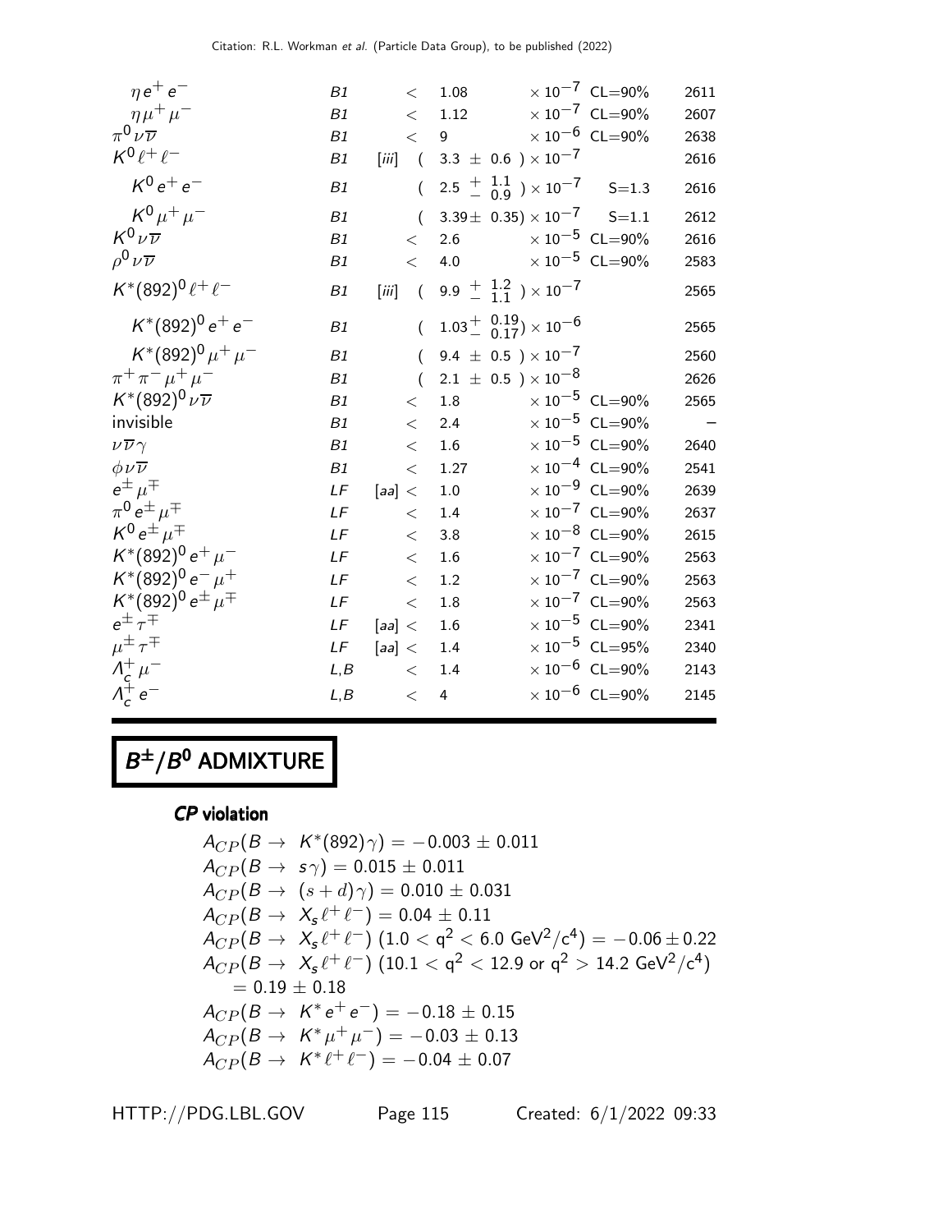| Mode | | | Fraction | | $p$ (MeV/c) |
|---|---|---|---|---|---|
| $\eta e^+ e^-$ | B1 | | $< 1.08$ $\times 10^{-7}$ | CL=90% | 2611 |
| $\eta \mu^+ \mu^-$ | B1 | | $< 1.12$ $\times 10^{-7}$ | CL=90% | 2607 |
| $\pi^0 \nu \overline{\nu}$ | B1 | | $< 9$ $\times 10^{-6}$ | CL=90% | 2638 |
| $K^0 \ell^+ \ell^-$ | B1 | [iii] | $(3.3 \pm 0.6) \times 10^{-7}$ | | 2616 |
| $K^0 e^+ e^-$ | B1 | | $(2.5 {}^{+1.1}_{-0.9}) \times 10^{-7}$ | S=1.3 | 2616 |
| $K^0 \mu^+ \mu^-$ | B1 | | $(3.39 \pm 0.35) \times 10^{-7}$ | S=1.1 | 2612 |
| $K^0 \nu \overline{\nu}$ | B1 | | $< 2.6$ $\times 10^{-5}$ | CL=90% | 2616 |
| $\rho^0 \nu \overline{\nu}$ | B1 | | $< 4.0$ $\times 10^{-5}$ | CL=90% | 2583 |
| $K^*(892)^0 \ell^+ \ell^-$ | B1 | [iii] | $(9.9 {}^{+1.2}_{-1.1}) \times 10^{-7}$ | | 2565 |
| $K^*(892)^0 e^+ e^-$ | B1 | | $(1.03 {}^{+0.19}_{-0.17}) \times 10^{-6}$ | | 2565 |
| $K^*(892)^0 \mu^+ \mu^-$ | B1 | | $(9.4 \pm 0.5) \times 10^{-7}$ | | 2560 |
| $\pi^+ \pi^- \mu^+ \mu^-$ | B1 | | $(2.1 \pm 0.5) \times 10^{-8}$ | | 2626 |
| $K^*(892)^0 \nu \overline{\nu}$ | B1 | | $< 1.8$ $\times 10^{-5}$ | CL=90% | 2565 |
| invisible | B1 | | $< 2.4$ $\times 10^{-5}$ | CL=90% | – |
| $\nu \overline{\nu} \gamma$ | B1 | | $< 1.6$ $\times 10^{-5}$ | CL=90% | 2640 |
| $\phi \nu \overline{\nu}$ | B1 | | $< 1.27$ $\times 10^{-4}$ | CL=90% | 2541 |
| $e^\pm \mu^\mp$ | LF | [aa] | $< 1.0$ $\times 10^{-9}$ | CL=90% | 2639 |
| $\pi^0 e^\pm \mu^\mp$ | LF | | $< 1.4$ $\times 10^{-7}$ | CL=90% | 2637 |
| $K^0 e^\pm \mu^\mp$ | LF | | $< 3.8$ $\times 10^{-8}$ | CL=90% | 2615 |
| $K^*(892)^0 e^+ \mu^-$ | LF | | $< 1.6$ $\times 10^{-7}$ | CL=90% | 2563 |
| $K^*(892)^0 e^- \mu^+$ | LF | | $< 1.2$ $\times 10^{-7}$ | CL=90% | 2563 |
| $K^*(892)^0 e^\pm \mu^\mp$ | LF | | $< 1.8$ $\times 10^{-7}$ | CL=90% | 2563 |
| $e^\pm \tau^\mp$ | LF | [aa] | $< 1.6$ $\times 10^{-5}$ | CL=90% | 2341 |
| $\mu^\pm \tau^\mp$ | LF | [aa] | $< 1.4$ $\times 10^{-5}$ | CL=95% | 2340 |
| $\Lambda_c^+ \mu^-$ | L,B | | $< 1.4$ $\times 10^{-6}$ | CL=90% | 2143 |
| $\Lambda_c^+ e^-$ | L,B | | $< 4$ $\times 10^{-6}$ | CL=90% | 2145 |

# $B^\pm/B^0$ ADMIXTURE

### *CP* violation

$A_{CP}(B \rightarrow K^*(892)\gamma) = -0.003 \pm 0.011$

$A_{CP}(B \rightarrow s\gamma) = 0.015 \pm 0.011$

$A_{CP}(B \rightarrow (s+d)\gamma) = 0.010 \pm 0.031$

$A_{CP}(B \rightarrow X_s \ell^+ \ell^-) = 0.04 \pm 0.11$

$A_{CP}(B \rightarrow X_s \ell^+ \ell^-)$ $(1.0 < q^2 < 6.0\ \mathrm{GeV}^2/c^4) = -0.06 \pm 0.22$

$A_{CP}(B \rightarrow X_s \ell^+ \ell^-)$ $(10.1 < q^2 < 12.9$ or $q^2 > 14.2\ \mathrm{GeV}^2/c^4)$ $= 0.19 \pm 0.18$

$A_{CP}(B \rightarrow K^* e^+ e^-) = -0.18 \pm 0.15$

$A_{CP}(B \rightarrow K^* \mu^+ \mu^-) = -0.03 \pm 0.13$

$A_{CP}(B \rightarrow K^* \ell^+ \ell^-) = -0.04 \pm 0.07$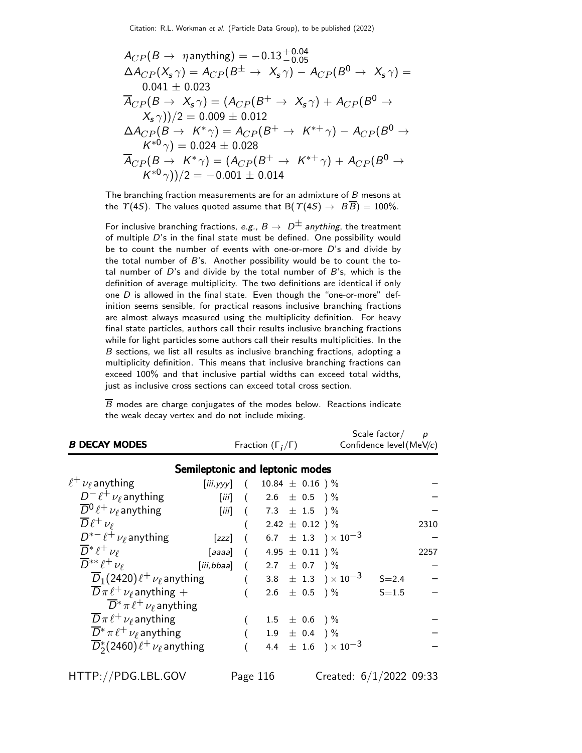$A_{CP}(B \to \ \eta \text{anything}) = -0.13^{+0.04}_{-0.05}$

$\Delta A_{CP}(X_s\gamma) = A_{CP}(B^{\pm} \to \ X_s\gamma) - A_{CP}(B^0 \to \ X_s\gamma) = 0.041 \pm 0.023$

$\overline{A}_{CP}(B \to \ X_s\gamma) = (A_{CP}(B^+ \to \ X_s\gamma) + A_{CP}(B^0 \to X_s\gamma))/2 = 0.009 \pm 0.012$

$\Delta A_{CP}(B \to \ K^*\gamma) = A_{CP}(B^+ \to \ K^{*+}\gamma) - A_{CP}(B^0 \to K^{*0}\gamma) = 0.024 \pm 0.028$

$\overline{A}_{CP}(B \to \ K^*\gamma) = (A_{CP}(B^+ \to \ K^{*+}\gamma) + A_{CP}(B^0 \to K^{*0}\gamma))/2 = -0.001 \pm 0.014$

The branching fraction measurements are for an admixture of $B$ mesons at the $\Upsilon(4S)$. The values quoted assume that $B(\Upsilon(4S) \to \ B\overline{B}) = 100\%$.

For inclusive branching fractions, *e.g.*, $B \to \ D^{\pm}$ *anything*, the treatment of multiple $D$'s in the final state must be defined. One possibility would be to count the number of events with one-or-more $D$'s and divide by the total number of $B$'s. Another possibility would be to count the total number of $D$'s and divide by the total number of $B$'s, which is the definition of average multiplicity. The two definitions are identical if only one $D$ is allowed in the final state. Even though the "one-or-more" definition seems sensible, for practical reasons inclusive branching fractions are almost always measured using the multiplicity definition. For heavy final state particles, authors call their results inclusive branching fractions while for light particles some authors call their results multiplicities. In the $B$ sections, we list all results as inclusive branching fractions, adopting a multiplicity definition. This means that inclusive branching fractions can exceed 100% and that inclusive partial widths can exceed total widths, just as inclusive cross sections can exceed total cross section.

$\overline{B}$ modes are charge conjugates of the modes below. Reactions indicate the weak decay vertex and do not include mixing.

| **B DECAY MODES** | | Fraction $(\Gamma_i/\Gamma)$ | Scale factor/ Confidence level | $p$ (MeV/$c$) |
|---|---|---|---|---|
| **Semileptonic and leptonic modes** | | | | |
| $\ell^+\nu_\ell$ anything | [iii,yyy] | $(10.84 \pm 0.16)$ % | | – |
| $D^-\ell^+\nu_\ell$ anything | [iii] | $(2.6 \pm 0.5)$ % | | – |
| $\overline{D}^0\ell^+\nu_\ell$ anything | [iii] | $(7.3 \pm 1.5)$ % | | – |
| $\overline{D}\ell^+\nu_\ell$ | | $(2.42 \pm 0.12)$ % | | 2310 |
| $D^{*-}\ell^+\nu_\ell$ anything | [zzz] | $(6.7 \pm 1.3) \times 10^{-3}$ | | – |
| $\overline{D}^*\ell^+\nu_\ell$ | [aaaa] | $(4.95 \pm 0.11)$ % | | 2257 |
| $\overline{D}^{**}\ell^+\nu_\ell$ | [iii,bbaa] | $(2.7 \pm 0.7)$ % | | – |
| $\overline{D}_1(2420)\ell^+\nu_\ell$ anything | | $(3.8 \pm 1.3) \times 10^{-3}$ | S=2.4 | – |
| $\overline{D}\pi\ell^+\nu_\ell$ anything + $\overline{D}^*\pi\ell^+\nu_\ell$ anything | | $(2.6 \pm 0.5)$ % | S=1.5 | – |
| $\overline{D}\pi\ell^+\nu_\ell$ anything | | $(1.5 \pm 0.6)$ % | | – |
| $\overline{D}^*\pi\ell^+\nu_\ell$ anything | | $(1.9 \pm 0.4)$ % | | – |
| $\overline{D}^*_2(2460)\ell^+\nu_\ell$ anything | | $(4.4 \pm 1.6) \times 10^{-3}$ | | – |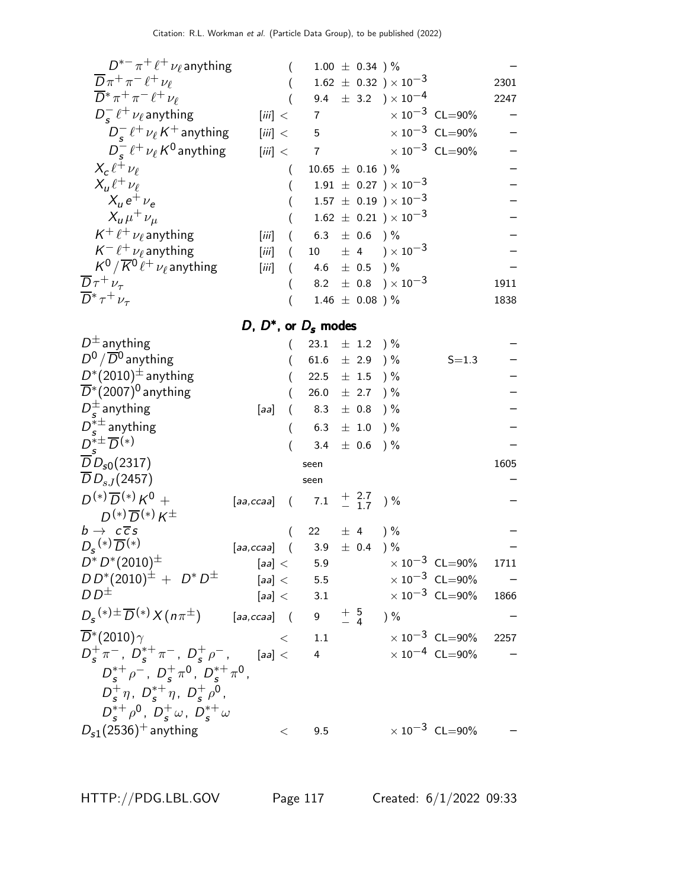| Mode | | Fraction | | p (MeV/c) |
|---|---|---|---|---|
| $D^{*-}\pi^+\ell^+\nu_\ell$ anything | | ( 1.00 ± 0.34 ) % | | – |
| $\overline{D}\pi^+\pi^-\ell^+\nu_\ell$ | | ( 1.62 ± 0.32 ) $\times 10^{-3}$ | | 2301 |
| $\overline{D}^*\pi^+\pi^-\ell^+\nu_\ell$ | | ( 9.4 ± 3.2 ) $\times 10^{-4}$ | | 2247 |
| $D_s^-\ell^+\nu_\ell$ anything | [iii] | < 7 $\times 10^{-3}$ | CL=90% | – |
| $D_s^-\ell^+\nu_\ell K^+$ anything | [iii] | < 5 $\times 10^{-3}$ | CL=90% | – |
| $D_s^-\ell^+\nu_\ell K^0$ anything | [iii] | < 7 $\times 10^{-3}$ | CL=90% | – |
| $X_c\ell^+\nu_\ell$ | | ( 10.65 ± 0.16 ) % | | – |
| $X_u\ell^+\nu_\ell$ | | ( 1.91 ± 0.27 ) $\times 10^{-3}$ | | – |
| $X_u e^+\nu_e$ | | ( 1.57 ± 0.19 ) $\times 10^{-3}$ | | – |
| $X_u\mu^+\nu_\mu$ | | ( 1.62 ± 0.21 ) $\times 10^{-3}$ | | – |
| $K^+\ell^+\nu_\ell$ anything | [iii] | ( 6.3 ± 0.6 ) % | | – |
| $K^-\ell^+\nu_\ell$ anything | [iii] | ( 10 ± 4 ) $\times 10^{-3}$ | | – |
| $K^0/\overline{K}^0\ell^+\nu_\ell$ anything | [iii] | ( 4.6 ± 0.5 ) % | | – |
| $\overline{D}\tau^+\nu_\tau$ | | ( 8.2 ± 0.8 ) $\times 10^{-3}$ | | 1911 |
| $\overline{D}^*\tau^+\nu_\tau$ | | ( 1.46 ± 0.08 ) % | | 1838 |

## $D$, $D^*$, or $D_s$ modes

| Mode | | Fraction | | p (MeV/c) |
|---|---|---|---|---|
| $D^\pm$ anything | | ( 23.1 ± 1.2 ) % | | – |
| $D^0/\overline{D}^0$ anything | | ( 61.6 ± 2.9 ) % | S=1.3 | – |
| $D^*(2010)^\pm$ anything | | ( 22.5 ± 1.5 ) % | | – |
| $\overline{D}^*(2007)^0$ anything | | ( 26.0 ± 2.7 ) % | | – |
| $D_s^\pm$ anything | [aa] | ( 8.3 ± 0.8 ) % | | – |
| $D_s^{*\pm}$ anything | | ( 6.3 ± 1.0 ) % | | – |
| $D_s^{*\pm}\overline{D}^{(*)}$ | | ( 3.4 ± 0.6 ) % | | – |
| $\overline{D}D_{s0}(2317)$ | | seen | | 1605 |
| $\overline{D}D_{sJ}(2457)$ | | seen | | – |
| $D^{(*)}\overline{D}^{(*)}K^0$ + $D^{(*)}\overline{D}^{(*)}K^\pm$ | [aa,ccaa] | ( $7.1^{+2.7}_{-1.7}$ ) % | | – |
| $b \to c\overline{c}s$ | | ( 22 ± 4 ) % | | – |
| $D_s^{(*)}\overline{D}^{(*)}$ | [aa,ccaa] | ( 3.9 ± 0.4 ) % | | – |
| $D^*D^*(2010)^\pm$ | [aa] | < 5.9 $\times 10^{-3}$ | CL=90% | 1711 |
| $DD^*(2010)^\pm$ + $D^*D^\pm$ | [aa] | < 5.5 $\times 10^{-3}$ | CL=90% | – |
| $DD^\pm$ | [aa] | < 3.1 $\times 10^{-3}$ | CL=90% | 1866 |
| $D_s^{(*)\pm}\overline{D}^{(*)}X(n\pi^\pm)$ | [aa,ccaa] | ( $9^{+5}_{-4}$ ) % | | – |
| $\overline{D}^*(2010)\gamma$ | | < 1.1 $\times 10^{-3}$ | CL=90% | 2257 |
| $D_s^+\pi^-$, $D_s^{*+}\pi^-$, $D_s^+\rho^-$, $D_s^{*+}\rho^-$, $D_s^+\pi^0$, $D_s^{*+}\pi^0$, $D_s^+\eta$, $D_s^{*+}\eta$, $D_s^+\rho^0$, $D_s^{*+}\rho^0$, $D_s^+\omega$, $D_s^{*+}\omega$ | [aa] | < 4 $\times 10^{-4}$ | CL=90% | – |
| $D_{s1}(2536)^+$ anything | | < 9.5 $\times 10^{-3}$ | CL=90% | – |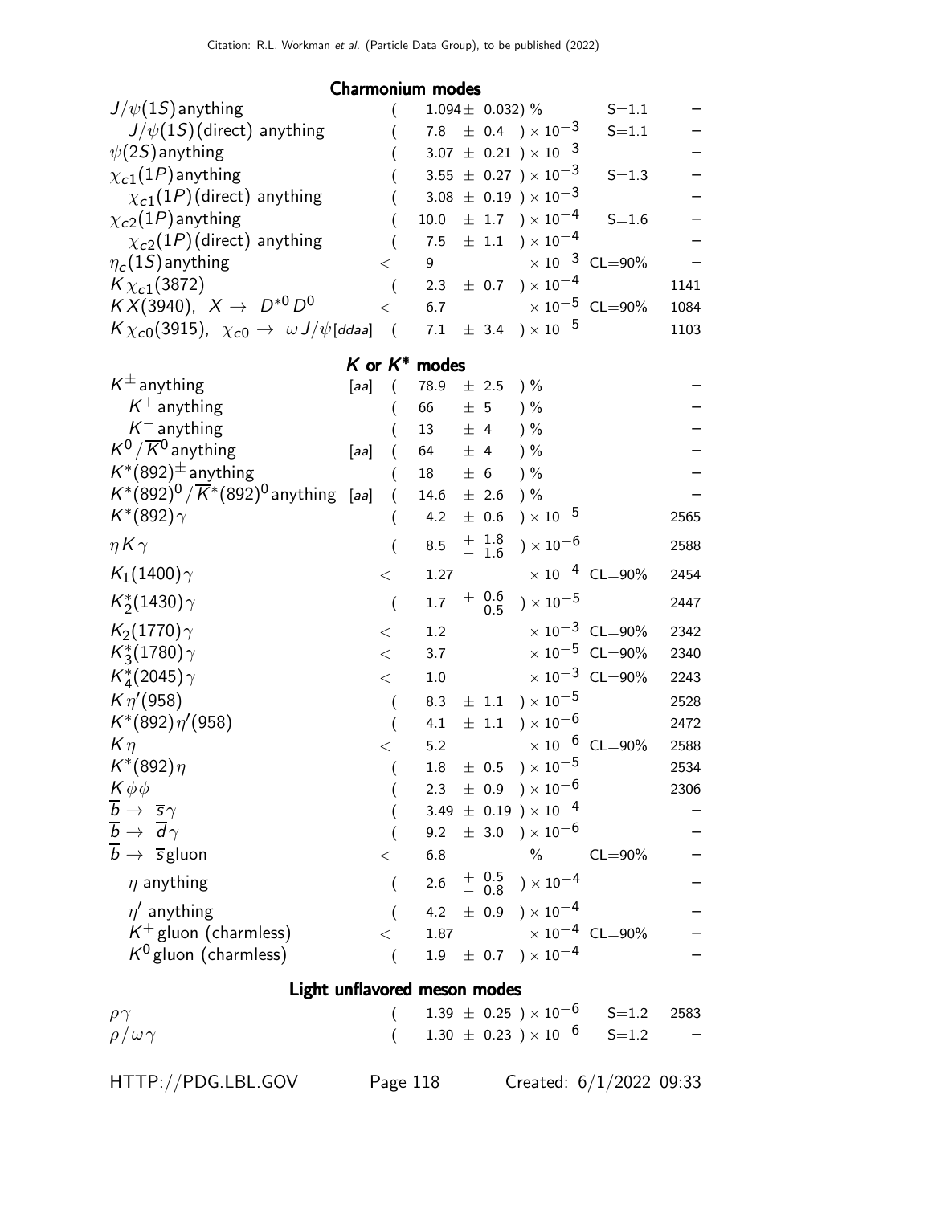### Charmonium modes

| Mode | | Fraction | Scale/CL | p (MeV/c) |
|---|---|---|---|---|
| $J/\psi(1S)$ anything | | $(1.094 \pm 0.032)$ % | S=1.1 | – |
| $J/\psi(1S)$(direct) anything | | $(7.8 \pm 0.4) \times 10^{-3}$ | S=1.1 | – |
| $\psi(2S)$ anything | | $(3.07 \pm 0.21) \times 10^{-3}$ | | – |
| $\chi_{c1}(1P)$ anything | | $(3.55 \pm 0.27) \times 10^{-3}$ | S=1.3 | – |
| $\chi_{c1}(1P)$(direct) anything | | $(3.08 \pm 0.19) \times 10^{-3}$ | | – |
| $\chi_{c2}(1P)$ anything | | $(10.0 \pm 1.7) \times 10^{-4}$ | S=1.6 | – |
| $\chi_{c2}(1P)$(direct) anything | | $(7.5 \pm 1.1) \times 10^{-4}$ | | – |
| $\eta_c(1S)$ anything | | $< 9 \times 10^{-3}$ | CL=90% | – |
| $K \chi_{c1}(3872)$ | | $(2.3 \pm 0.7) \times 10^{-4}$ | | 1141 |
| $K X(3940)$, $X \to D^{*0} D^0$ | | $< 6.7 \times 10^{-5}$ | CL=90% | 1084 |
| $K \chi_{c0}(3915)$, $\chi_{c0} \to \omega J/\psi$ | [ddaa] | $(7.1 \pm 3.4) \times 10^{-5}$ | | 1103 |

### $K$ or $K^*$ modes

| Mode | | Fraction | Scale/CL | p (MeV/c) |
|---|---|---|---|---|
| $K^{\pm}$ anything | [aa] | $(78.9 \pm 2.5)$ % | | – |
| $K^+$ anything | | $(66 \pm 5)$ % | | – |
| $K^-$ anything | | $(13 \pm 4)$ % | | – |
| $K^0/\overline{K}^0$ anything | [aa] | $(64 \pm 4)$ % | | – |
| $K^*(892)^{\pm}$ anything | | $(18 \pm 6)$ % | | – |
| $K^*(892)^0/\overline{K}^*(892)^0$ anything | [aa] | $(14.6 \pm 2.6)$ % | | – |
| $K^*(892)\gamma$ | | $(4.2 \pm 0.6) \times 10^{-5}$ | | 2565 |
| $\eta K \gamma$ | | $(8.5 ^{+1.8}_{-1.6}) \times 10^{-6}$ | | 2588 |
| $K_1(1400)\gamma$ | | $< 1.27 \times 10^{-4}$ | CL=90% | 2454 |
| $K_2^*(1430)\gamma$ | | $(1.7 ^{+0.6}_{-0.5}) \times 10^{-5}$ | | 2447 |
| $K_2(1770)\gamma$ | | $< 1.2 \times 10^{-3}$ | CL=90% | 2342 |
| $K_3^*(1780)\gamma$ | | $< 3.7 \times 10^{-5}$ | CL=90% | 2340 |
| $K_4^*(2045)\gamma$ | | $< 1.0 \times 10^{-3}$ | CL=90% | 2243 |
| $K \eta'(958)$ | | $(8.3 \pm 1.1) \times 10^{-5}$ | | 2528 |
| $K^*(892)\eta'(958)$ | | $(4.1 \pm 1.1) \times 10^{-6}$ | | 2472 |
| $K \eta$ | | $< 5.2 \times 10^{-6}$ | CL=90% | 2588 |
| $K^*(892)\eta$ | | $(1.8 \pm 0.5) \times 10^{-5}$ | | 2534 |
| $K \phi \phi$ | | $(2.3 \pm 0.9) \times 10^{-6}$ | | 2306 |
| $\overline{b} \to \overline{s}\gamma$ | | $(3.49 \pm 0.19) \times 10^{-4}$ | | – |
| $\overline{b} \to \overline{d}\gamma$ | | $(9.2 \pm 3.0) \times 10^{-6}$ | | – |
| $\overline{b} \to \overline{s}$gluon | | $< 6.8$ % | CL=90% | – |
| $\eta$ anything | | $(2.6 ^{+0.5}_{-0.8}) \times 10^{-4}$ | | – |
| $\eta'$ anything | | $(4.2 \pm 0.9) \times 10^{-4}$ | | – |
| $K^+$ gluon (charmless) | | $< 1.87 \times 10^{-4}$ | CL=90% | – |
| $K^0$ gluon (charmless) | | $(1.9 \pm 0.7) \times 10^{-4}$ | | – |

### Light unflavored meson modes

| Mode | | Fraction | Scale/CL | p (MeV/c) |
|---|---|---|---|---|
| $\rho\gamma$ | | $(1.39 \pm 0.25) \times 10^{-6}$ | S=1.2 | 2583 |
| $\rho/\omega\gamma$ | | $(1.30 \pm 0.23) \times 10^{-6}$ | S=1.2 | – |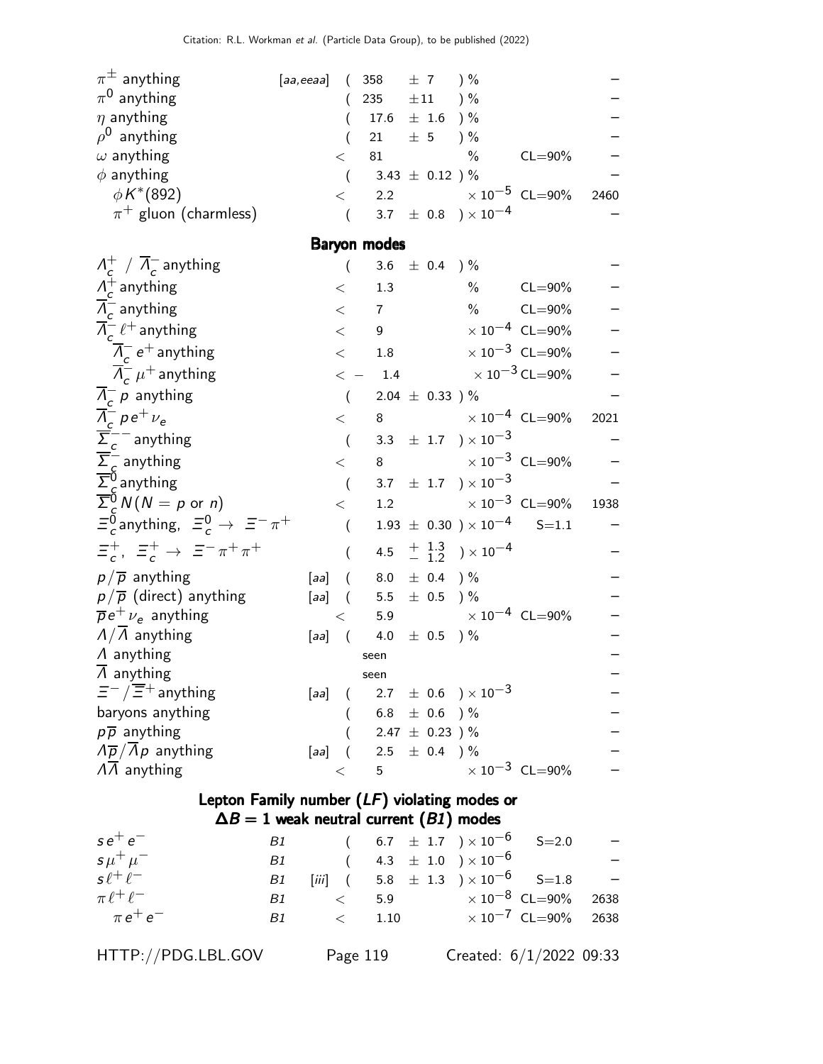| Mode | | Fraction | Confidence level | p (MeV/c) |
|---|---|---|---|---|
| $\pi^{\pm}$ anything | [aa,eeaa] | ( 358 $\pm$ 7 ) % | | – |
| $\pi^0$ anything | | ( 235 $\pm$11 ) % | | – |
| $\eta$ anything | | ( 17.6 $\pm$ 1.6 ) % | | – |
| $\rho^0$ anything | | ( 21 $\pm$ 5 ) % | | – |
| $\omega$ anything | | < 81 % | CL=90% | – |
| $\phi$ anything | | ( 3.43 $\pm$ 0.12 ) % | | – |
| $\phi K^*(892)$ | | < 2.2 $\times 10^{-5}$ | CL=90% | 2460 |
| $\pi^+$ gluon (charmless) | | ( 3.7 $\pm$ 0.8 ) $\times 10^{-4}$ | | – |

## Baryon modes

| Mode | | Fraction | Confidence level | p (MeV/c) |
|---|---|---|---|---|
| $\Lambda_c^+$ / $\overline{\Lambda}_c^-$ anything | | ( 3.6 $\pm$ 0.4 ) % | | – |
| $\Lambda_c^+$ anything | | < 1.3 % | CL=90% | – |
| $\overline{\Lambda}_c^-$ anything | | < 7 % | CL=90% | – |
| $\overline{\Lambda}_c^- \ell^+$ anything | | < 9 $\times 10^{-4}$ | CL=90% | – |
| $\overline{\Lambda}_c^- e^+$ anything | | < 1.8 $\times 10^{-3}$ | CL=90% | – |
| $\overline{\Lambda}_c^- \mu^+$ anything | | < – 1.4 $\times 10^{-3}$ | CL=90% | – |
| $\overline{\Lambda}_c^- p$ anything | | ( 2.04 $\pm$ 0.33 ) % | | – |
| $\overline{\Lambda}_c^- p e^+ \nu_e$ | | < 8 $\times 10^{-4}$ | CL=90% | 2021 |
| $\overline{\Sigma}_c^{--}$ anything | | ( 3.3 $\pm$ 1.7 ) $\times 10^{-3}$ | | – |
| $\overline{\Sigma}_c^-$ anything | | < 8 $\times 10^{-3}$ | CL=90% | – |
| $\overline{\Sigma}_c^0$ anything | | ( 3.7 $\pm$ 1.7 ) $\times 10^{-3}$ | | – |
| $\overline{\Sigma}_c^0 N (N = p$ or $n)$ | | < 1.2 $\times 10^{-3}$ | CL=90% | 1938 |
| $\Xi_c^0$ anything, $\Xi_c^0 \to \Xi^- \pi^+$ | | ( 1.93 $\pm$ 0.30 ) $\times 10^{-4}$ | S=1.1 | – |
| $\Xi_c^+$, $\Xi_c^+ \to \Xi^- \pi^+ \pi^+$ | | ( 4.5 $^{+1.3}_{-1.2}$ ) $\times 10^{-4}$ | | – |
| $p/\overline{p}$ anything | [aa] | ( 8.0 $\pm$ 0.4 ) % | | – |
| $p/\overline{p}$ (direct) anything | [aa] | ( 5.5 $\pm$ 0.5 ) % | | – |
| $\overline{p} e^+ \nu_e$ anything | | < 5.9 $\times 10^{-4}$ | CL=90% | – |
| $\Lambda/\overline{\Lambda}$ anything | [aa] | ( 4.0 $\pm$ 0.5 ) % | | – |
| $\Lambda$ anything | | seen | | – |
| $\overline{\Lambda}$ anything | | seen | | – |
| $\Xi^-/\overline{\Xi}^+$ anything | [aa] | ( 2.7 $\pm$ 0.6 ) $\times 10^{-3}$ | | – |
| baryons anything | | ( 6.8 $\pm$ 0.6 ) % | | – |
| $p\overline{p}$ anything | | ( 2.47 $\pm$ 0.23 ) % | | – |
| $\Lambda\overline{p}/\overline{\Lambda}p$ anything | [aa] | ( 2.5 $\pm$ 0.4 ) % | | – |
| $\Lambda\overline{\Lambda}$ anything | | < 5 $\times 10^{-3}$ | CL=90% | – |

## Lepton Family number ($LF$) violating modes or $\Delta B = 1$ weak neutral current ($B1$) modes

| Mode | | | Fraction | Confidence level | p (MeV/c) |
|---|---|---|---|---|---|
| $s e^+ e^-$ | B1 | | ( 6.7 $\pm$ 1.7 ) $\times 10^{-6}$ | S=2.0 | – |
| $s \mu^+ \mu^-$ | B1 | | ( 4.3 $\pm$ 1.0 ) $\times 10^{-6}$ | | – |
| $s \ell^+ \ell^-$ | B1 | [iii] | ( 5.8 $\pm$ 1.3 ) $\times 10^{-6}$ | S=1.8 | – |
| $\pi \ell^+ \ell^-$ | B1 | | < 5.9 $\times 10^{-8}$ | CL=90% | 2638 |
| $\pi e^+ e^-$ | B1 | | < 1.10 $\times 10^{-7}$ | CL=90% | 2638 |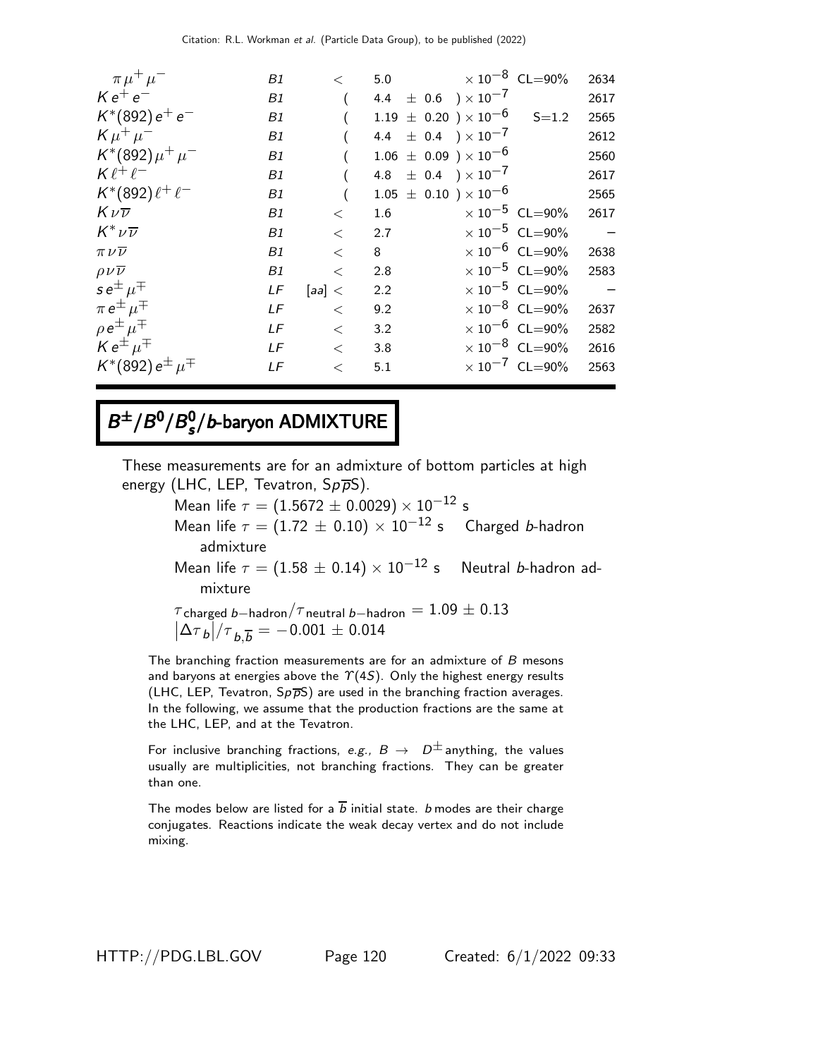| Mode | | | Fraction | | |
|---|---|---|---|---|---|
| $\pi \mu^+ \mu^-$ | B1 | < | $5.0 \times 10^{-8}$ | CL=90% | 2634 |
| $K e^+ e^-$ | B1 | | $(4.4 \pm 0.6) \times 10^{-7}$ | | 2617 |
| $K^*(892) e^+ e^-$ | B1 | | $(1.19 \pm 0.20) \times 10^{-6}$ | S=1.2 | 2565 |
| $K \mu^+ \mu^-$ | B1 | | $(4.4 \pm 0.4) \times 10^{-7}$ | | 2612 |
| $K^*(892) \mu^+ \mu^-$ | B1 | | $(1.06 \pm 0.09) \times 10^{-6}$ | | 2560 |
| $K \ell^+ \ell^-$ | B1 | | $(4.8 \pm 0.4) \times 10^{-7}$ | | 2617 |
| $K^*(892) \ell^+ \ell^-$ | B1 | | $(1.05 \pm 0.10) \times 10^{-6}$ | | 2565 |
| $K \nu \overline{\nu}$ | B1 | < | $1.6 \times 10^{-5}$ | CL=90% | 2617 |
| $K^* \nu \overline{\nu}$ | B1 | < | $2.7 \times 10^{-5}$ | CL=90% | – |
| $\pi \nu \overline{\nu}$ | B1 | < | $8 \times 10^{-6}$ | CL=90% | 2638 |
| $\rho \nu \overline{\nu}$ | B1 | < | $2.8 \times 10^{-5}$ | CL=90% | 2583 |
| $s e^{\pm} \mu^{\mp}$ | LF | [aa] < | $2.2 \times 10^{-5}$ | CL=90% | – |
| $\pi e^{\pm} \mu^{\mp}$ | LF | < | $9.2 \times 10^{-8}$ | CL=90% | 2637 |
| $\rho e^{\pm} \mu^{\mp}$ | LF | < | $3.2 \times 10^{-6}$ | CL=90% | 2582 |
| $K e^{\pm} \mu^{\mp}$ | LF | < | $3.8 \times 10^{-8}$ | CL=90% | 2616 |
| $K^*(892) e^{\pm} \mu^{\mp}$ | LF | < | $5.1 \times 10^{-7}$ | CL=90% | 2563 |

# $B^{\pm}/B^0/B_s^0/b$-baryon ADMIXTURE

These measurements are for an admixture of bottom particles at high energy (LHC, LEP, Tevatron, $Sp\overline{p}S$).

Mean life $\tau = (1.5672 \pm 0.0029) \times 10^{-12}$ s

Mean life $\tau = (1.72 \pm 0.10) \times 10^{-12}$ s Charged $b$-hadron admixture

Mean life $\tau = (1.58 \pm 0.14) \times 10^{-12}$ s Neutral $b$-hadron admixture

$\tau_{\text{charged } b\text{-hadron}} / \tau_{\text{neutral } b\text{-hadron}} = 1.09 \pm 0.13$

$|\Delta\tau_b| / \tau_{b,\overline{b}} = -0.001 \pm 0.014$

The branching fraction measurements are for an admixture of $B$ mesons and baryons at energies above the $\Upsilon(4S)$. Only the highest energy results (LHC, LEP, Tevatron, $Sp\overline{p}S$) are used in the branching fraction averages. In the following, we assume that the production fractions are the same at the LHC, LEP, and at the Tevatron.

For inclusive branching fractions, *e.g.,* $B \rightarrow D^{\pm}$ anything, the values usually are multiplicities, not branching fractions. They can be greater than one.

The modes below are listed for a $\overline{b}$ initial state. $b$ modes are their charge conjugates. Reactions indicate the weak decay vertex and do not include mixing.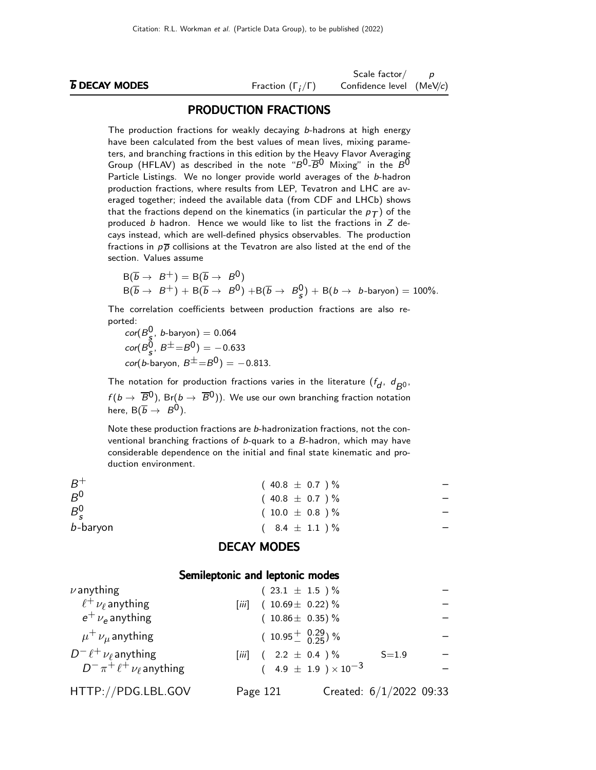| $\overline{b}$ DECAY MODES | | Fraction ($\Gamma_i/\Gamma$) | Scale factor/ Confidence level | $p$ (MeV/$c$) |
|---|---|---|---|---|

## PRODUCTION FRACTIONS

The production fractions for weakly decaying $b$-hadrons at high energy have been calculated from the best values of mean lives, mixing parameters, and branching fractions in this edition by the Heavy Flavor Averaging Group (HFLAV) as described in the note "$B^0$-$\overline{B}^0$ Mixing" in the $B^0$ Particle Listings. We no longer provide world averages of the $b$-hadron production fractions, where results from LEP, Tevatron and LHC are averaged together; indeed the available data (from CDF and LHCb) shows that the fractions depend on the kinematics (in particular the $p_T$) of the produced $b$ hadron. Hence we would like to list the fractions in $Z$ decays instead, which are well-defined physics observables. The production fractions in $p\overline{p}$ collisions at the Tevatron are also listed at the end of the section. Values assume

$$\mathrm{B}(\overline{b} \to B^+) = \mathrm{B}(\overline{b} \to B^0)$$

$$\mathrm{B}(\overline{b} \to B^+) + \mathrm{B}(\overline{b} \to B^0) + \mathrm{B}(\overline{b} \to B^0_s) + \mathrm{B}(b \to b\text{-baryon}) = 100\%.$$

The correlation coefficients between production fractions are also reported:

$cor(B^0_s,\ b\text{-baryon}) = 0.064$
$cor(B^0_s,\ B^\pm{=}B^0) = -0.633$
$cor(b\text{-baryon},\ B^\pm{=}B^0) = -0.813$.

The notation for production fractions varies in the literature ($f_d$, $d_{B^0}$, $f(b \to \overline{B}^0)$, $\mathrm{Br}(b \to \overline{B}^0)$). We use our own branching fraction notation here, $\mathrm{B}(\overline{b} \to B^0)$.

Note these production fractions are $b$-hadronization fractions, not the conventional branching fractions of $b$-quark to a $B$-hadron, which may have considerable dependence on the initial and final state kinematic and production environment.

| Mode | | Fraction ($\Gamma_i/\Gamma$) | Scale factor/ Confidence level | $p$ (MeV/$c$) |
|---|---|---|---|---|
| $B^+$ | | $(40.8 \pm 0.7)\%$ | | – |
| $B^0$ | | $(40.8 \pm 0.7)\%$ | | – |
| $B^0_s$ | | $(10.0 \pm 0.8)\%$ | | – |
| $b$-baryon | | $(8.4 \pm 1.1)\%$ | | – |

## DECAY MODES

### Semileptonic and leptonic modes

| Mode | | Fraction ($\Gamma_i/\Gamma$) | Scale factor/ Confidence level | $p$ (MeV/$c$) |
|---|---|---|---|---|
| $\nu$ anything | | $(23.1 \pm 1.5)\%$ | | – |
| $\ell^+ \nu_\ell$ anything | [iii] | $(10.69 \pm 0.22)\%$ | | – |
| $e^+ \nu_e$ anything | | $(10.86 \pm 0.35)\%$ | | – |
| $\mu^+ \nu_\mu$ anything | | $(10.95 ^{+0.29}_{-0.25})\%$ | | – |
| $D^- \ell^+ \nu_\ell$ anything | [iii] | $(2.2 \pm 0.4)\%$ | S=1.9 | – |
| $D^- \pi^+ \ell^+ \nu_\ell$ anything | | $(4.9 \pm 1.9) \times 10^{-3}$ | | – |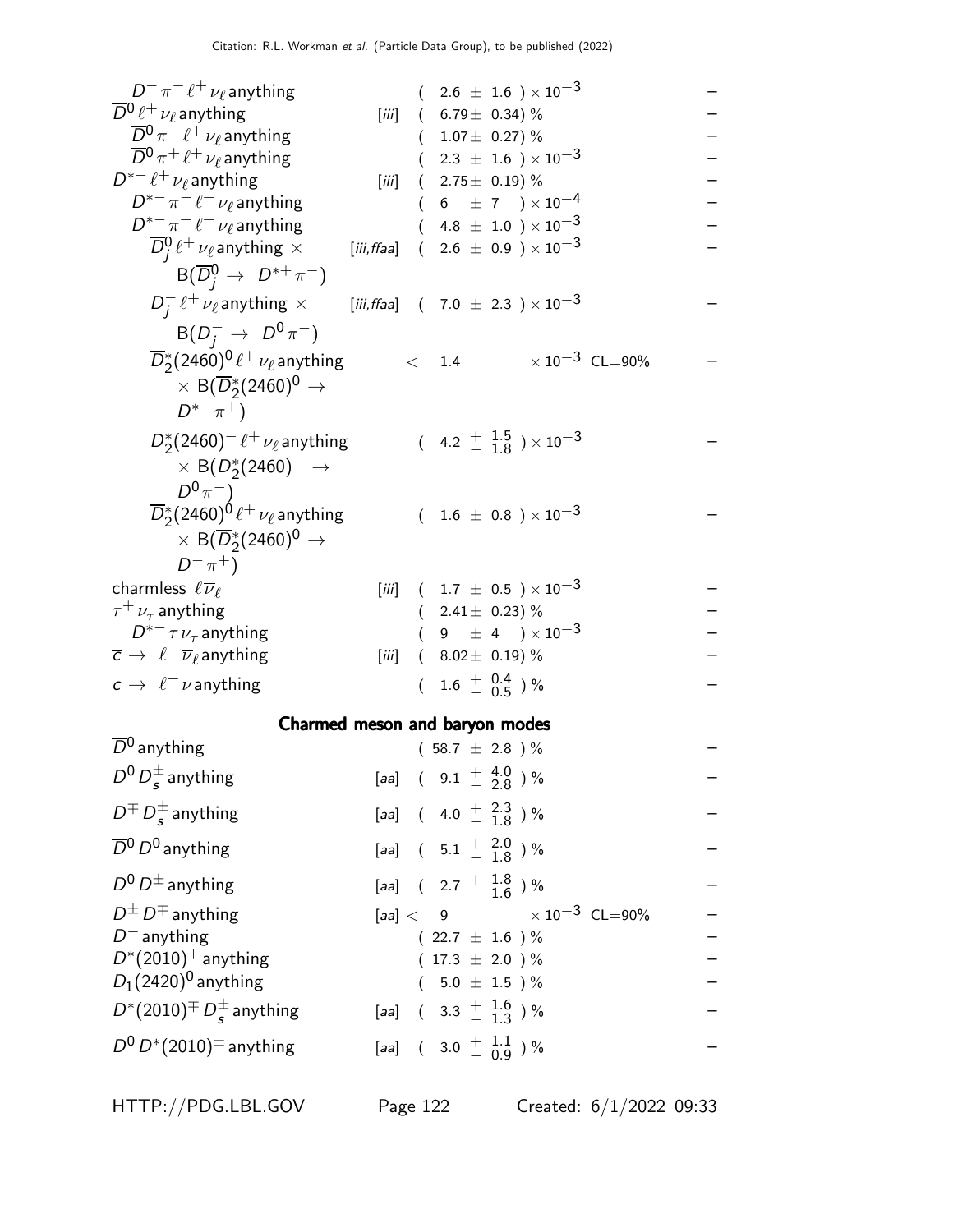| Mode | | Fraction | | |
|---|---|---|---|---|
| $D^- \pi^- \ell^+ \nu_\ell$ anything | | $( 2.6 \pm 1.6 ) \times 10^{-3}$ | | – |
| $\overline{D}^0 \ell^+ \nu_\ell$ anything | [iii] | $( 6.79 \pm 0.34) \%$ | | – |
| $\overline{D}^0 \pi^- \ell^+ \nu_\ell$ anything | | $( 1.07 \pm 0.27) \%$ | | – |
| $\overline{D}^0 \pi^+ \ell^+ \nu_\ell$ anything | | $( 2.3 \pm 1.6 ) \times 10^{-3}$ | | – |
| $D^{*-} \ell^+ \nu_\ell$ anything | [iii] | $( 2.75 \pm 0.19) \%$ | | – |
| $D^{*-} \pi^- \ell^+ \nu_\ell$ anything | | $( 6 \pm 7 ) \times 10^{-4}$ | | – |
| $D^{*-} \pi^+ \ell^+ \nu_\ell$ anything | | $( 4.8 \pm 1.0 ) \times 10^{-3}$ | | – |
| $\overline{D}^0_j \ell^+ \nu_\ell$ anything $\times$ $\mathrm{B}(\overline{D}^0_j \to D^{*+} \pi^-)$ | [iii,ffaa] | $( 2.6 \pm 0.9 ) \times 10^{-3}$ | | – |
| $D^-_j \ell^+ \nu_\ell$ anything $\times$ $\mathrm{B}(D^-_j \to D^0 \pi^-)$ | [iii,ffaa] | $( 7.0 \pm 2.3 ) \times 10^{-3}$ | | – |
| $\overline{D}^*_2(2460)^0 \ell^+ \nu_\ell$ anything $\times$ $\mathrm{B}(\overline{D}^*_2(2460)^0 \to D^{*-} \pi^+)$ | | $< 1.4 \times 10^{-3}$ | CL=90% | – |
| $D^*_2(2460)^- \ell^+ \nu_\ell$ anything $\times$ $\mathrm{B}(D^*_2(2460)^- \to D^0 \pi^-)$ | | $( 4.2 {}^{+1.5}_{-1.8} ) \times 10^{-3}$ | | – |
| $\overline{D}^*_2(2460)^0 \ell^+ \nu_\ell$ anything $\times$ $\mathrm{B}(\overline{D}^*_2(2460)^0 \to D^- \pi^+)$ | | $( 1.6 \pm 0.8 ) \times 10^{-3}$ | | – |
| charmless $\ell \overline{\nu}_\ell$ | [iii] | $( 1.7 \pm 0.5 ) \times 10^{-3}$ | | – |
| $\tau^+ \nu_\tau$ anything | | $( 2.41 \pm 0.23) \%$ | | – |
| $D^{*-} \tau \nu_\tau$ anything | | $( 9 \pm 4 ) \times 10^{-3}$ | | – |
| $\overline{c} \to \ell^- \overline{\nu}_\ell$ anything | [iii] | $( 8.02 \pm 0.19) \%$ | | – |
| $c \to \ell^+ \nu$ anything | | $( 1.6 {}^{+0.4}_{-0.5} ) \%$ | | – |

**Charmed meson and baryon modes**

| Mode | | Fraction | | |
|---|---|---|---|---|
| $\overline{D}^0$ anything | | $( 58.7 \pm 2.8 ) \%$ | | – |
| $D^0 D^\pm_s$ anything | [aa] | $( 9.1 {}^{+4.0}_{-2.8} ) \%$ | | – |
| $D^\mp D^\pm_s$ anything | [aa] | $( 4.0 {}^{+2.3}_{-1.8} ) \%$ | | – |
| $\overline{D}^0 D^0$ anything | [aa] | $( 5.1 {}^{+2.0}_{-1.8} ) \%$ | | – |
| $D^0 D^\pm$ anything | [aa] | $( 2.7 {}^{+1.8}_{-1.6} ) \%$ | | – |
| $D^\pm D^\mp$ anything | [aa] | $< 9 \times 10^{-3}$ | CL=90% | – |
| $D^-$ anything | | $( 22.7 \pm 1.6 ) \%$ | | – |
| $D^*(2010)^+$ anything | | $( 17.3 \pm 2.0 ) \%$ | | – |
| $D_1(2420)^0$ anything | | $( 5.0 \pm 1.5 ) \%$ | | – |
| $D^*(2010)^\mp D^\pm_s$ anything | [aa] | $( 3.3 {}^{+1.6}_{-1.3} ) \%$ | | – |
| $D^0 D^*(2010)^\pm$ anything | [aa] | $( 3.0 {}^{+1.1}_{-0.9} ) \%$ | | – |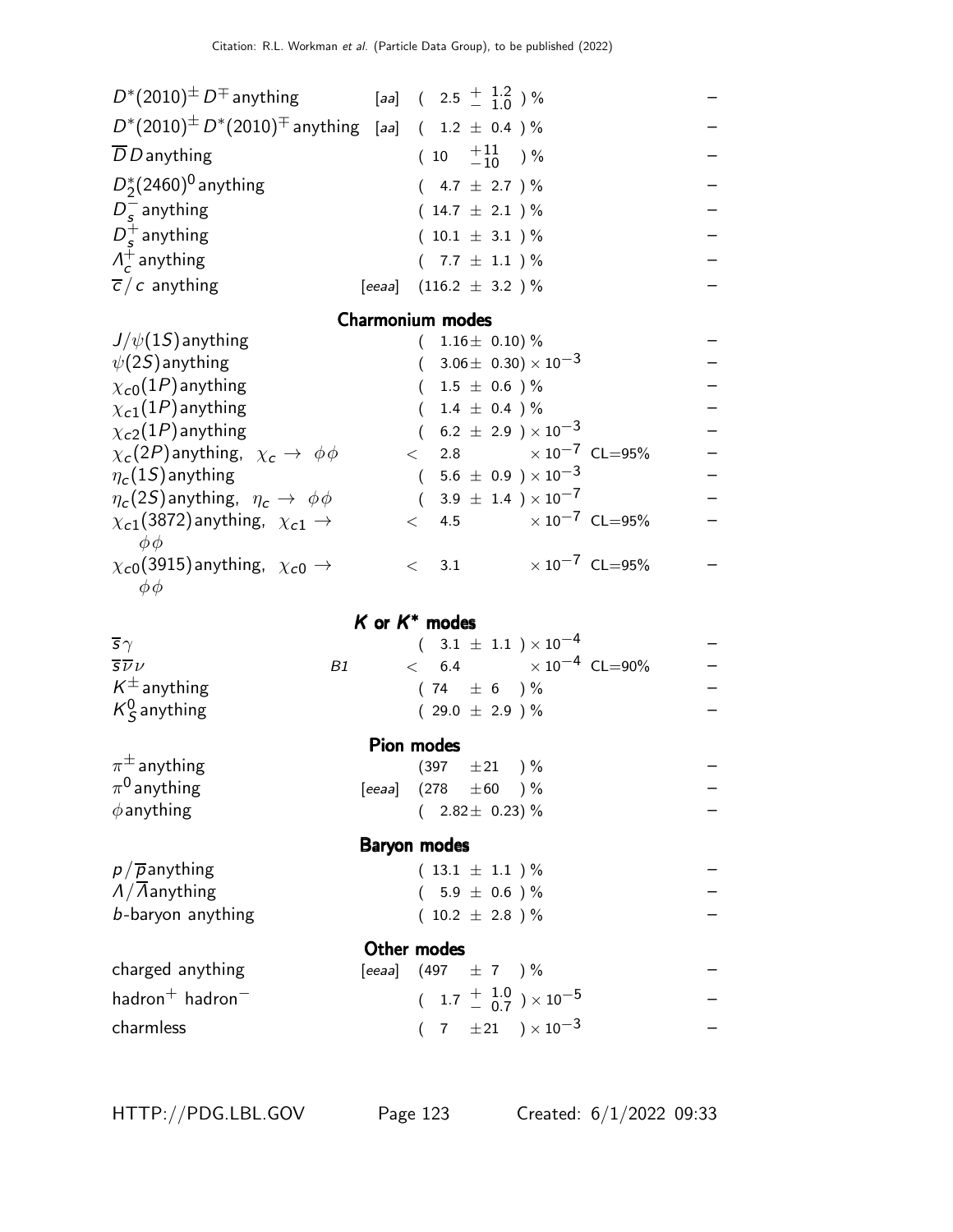| Mode | | Fraction | |
|---|---|---|---|
| $D^*(2010)^{\pm} D^{\mp}$ anything | [aa] | $( 2.5 ^{+1.2}_{-1.0} )$ % | – |
| $D^*(2010)^{\pm} D^*(2010)^{\mp}$ anything | [aa] | $( 1.2 \pm 0.4 )$ % | – |
| $\overline{D} D$ anything | | $( 10 ^{+11}_{-10} )$ % | – |
| $D_2^*(2460)^0$ anything | | $( 4.7 \pm 2.7 )$ % | – |
| $D_s^-$ anything | | $( 14.7 \pm 2.1 )$ % | – |
| $D_s^+$ anything | | $( 10.1 \pm 3.1 )$ % | – |
| $\Lambda_c^+$ anything | | $( 7.7 \pm 1.1 )$ % | – |
| $\overline{c} / c$ anything | [eeaa] | $(116.2 \pm 3.2 )$ % | – |

## Charmonium modes

| Mode | | Fraction | |
|---|---|---|---|
| $J/\psi(1S)$ anything | | $( 1.16 \pm 0.10)$ % | – |
| $\psi(2S)$ anything | | $( 3.06 \pm 0.30) \times 10^{-3}$ | – |
| $\chi_{c0}(1P)$ anything | | $( 1.5 \pm 0.6 )$ % | – |
| $\chi_{c1}(1P)$ anything | | $( 1.4 \pm 0.4 )$ % | – |
| $\chi_{c2}(1P)$ anything | | $( 6.2 \pm 2.9 ) \times 10^{-3}$ | – |
| $\chi_c(2P)$ anything, $\chi_c \to \phi\phi$ | | $< 2.8 \times 10^{-7}$ CL=95% | – |
| $\eta_c(1S)$ anything | | $( 5.6 \pm 0.9 ) \times 10^{-3}$ | – |
| $\eta_c(2S)$ anything, $\eta_c \to \phi\phi$ | | $( 3.9 \pm 1.4 ) \times 10^{-7}$ | – |
| $\chi_{c1}(3872)$ anything, $\chi_{c1} \to \phi\phi$ | | $< 4.5 \times 10^{-7}$ CL=95% | – |
| $\chi_{c0}(3915)$ anything, $\chi_{c0} \to \phi\phi$ | | $< 3.1 \times 10^{-7}$ CL=95% | – |

## $K$ or $K^*$ modes

| Mode | | Fraction | |
|---|---|---|---|
| $\overline{s}\gamma$ | | $( 3.1 \pm 1.1 ) \times 10^{-4}$ | – |
| $\overline{s}\overline{\nu}\nu$ | B1 | $< 6.4 \times 10^{-4}$ CL=90% | – |
| $K^{\pm}$ anything | | $( 74 \pm 6 )$ % | – |
| $K_S^0$ anything | | $( 29.0 \pm 2.9 )$ % | – |

## Pion modes

| Mode | | Fraction | |
|---|---|---|---|
| $\pi^{\pm}$ anything | | $(397 \pm 21 )$ % | – |
| $\pi^0$ anything | [eeaa] | $(278 \pm 60 )$ % | – |
| $\phi$ anything | | $( 2.82 \pm 0.23)$ % | – |

## Baryon modes

| Mode | | Fraction | |
|---|---|---|---|
| $p / \overline{p}$ anything | | $( 13.1 \pm 1.1 )$ % | – |
| $\Lambda / \overline{\Lambda}$ anything | | $( 5.9 \pm 0.6 )$ % | – |
| $b$-baryon anything | | $( 10.2 \pm 2.8 )$ % | – |

## Other modes

| Mode | | Fraction | |
|---|---|---|---|
| charged anything | [eeaa] | $(497 \pm 7 )$ % | – |
| hadron$^+$ hadron$^-$ | | $( 1.7 ^{+1.0}_{-0.7} ) \times 10^{-5}$ | – |
| charmless | | $( 7 \pm 21 ) \times 10^{-3}$ | – |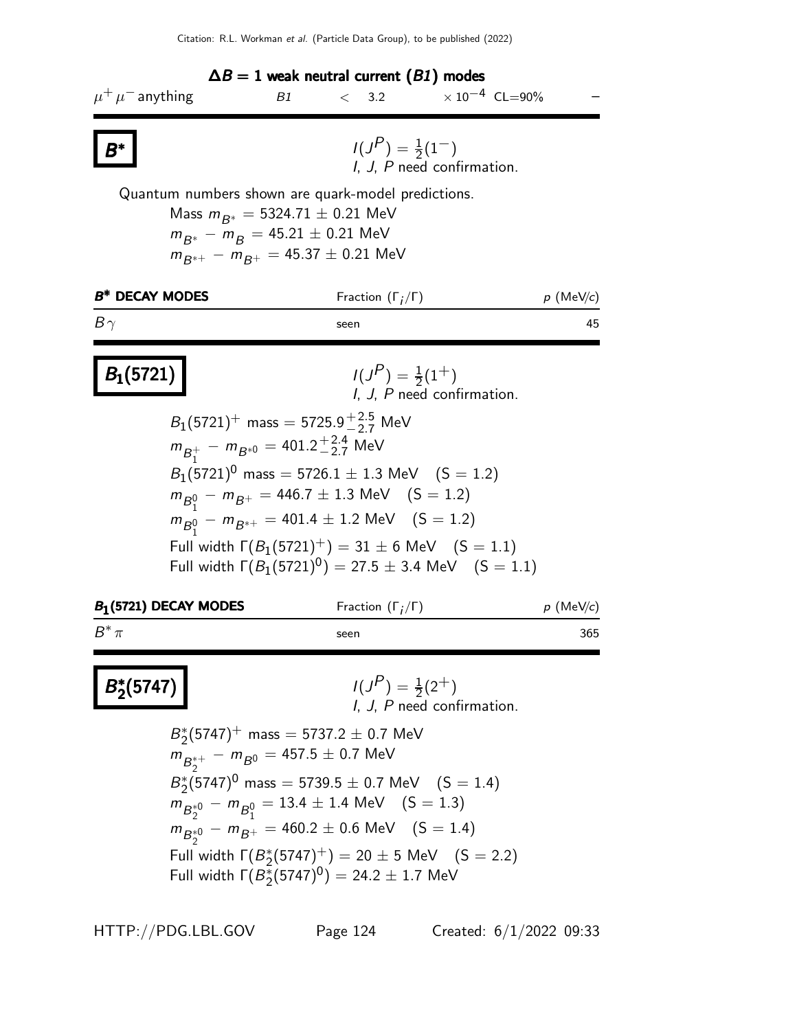### $\Delta B = 1$ weak neutral current ($B1$) modes

| | | | | |
|---|---|---|---|---|
| $\mu^+ \mu^-$ anything | $B1$ | $< 3.2$ | $\times 10^{-4}$ CL=90% | – |

## $B^*$

$I(J^P) = \frac{1}{2}(1^-)$
I, J, P need confirmation.

Quantum numbers shown are quark-model predictions.

Mass $m_{B^*} = 5324.71 \pm 0.21$ MeV
$m_{B^*} - m_B = 45.21 \pm 0.21$ MeV
$m_{B^{*+}} - m_{B^+} = 45.37 \pm 0.21$ MeV

| $B^*$ DECAY MODES | Fraction $(\Gamma_i/\Gamma)$ | $p$ (MeV/$c$) |
|---|---|---|
| $B\gamma$ | seen | 45 |

## $B_1(5721)$

$I(J^P) = \frac{1}{2}(1^+)$
I, J, P need confirmation.

$B_1(5721)^+$ mass $= 5725.9^{+2.5}_{-2.7}$ MeV
$m_{B_1^+} - m_{B^{*0}} = 401.2^{+2.4}_{-2.7}$ MeV
$B_1(5721)^0$ mass $= 5726.1 \pm 1.3$ MeV (S = 1.2)
$m_{B_1^0} - m_{B^+} = 446.7 \pm 1.3$ MeV (S = 1.2)
$m_{B_1^0} - m_{B^{*+}} = 401.4 \pm 1.2$ MeV (S = 1.2)
Full width $\Gamma(B_1(5721)^+) = 31 \pm 6$ MeV (S = 1.1)
Full width $\Gamma(B_1(5721)^0) = 27.5 \pm 3.4$ MeV (S = 1.1)

| $B_1(5721)$ DECAY MODES | Fraction $(\Gamma_i/\Gamma)$ | $p$ (MeV/$c$) |
|---|---|---|
| $B^*\pi$ | seen | 365 |

## $B_2^*(5747)$

$I(J^P) = \frac{1}{2}(2^+)$
I, J, P need confirmation.

$B_2^*(5747)^+$ mass $= 5737.2 \pm 0.7$ MeV
$m_{B_2^{*+}} - m_{B^0} = 457.5 \pm 0.7$ MeV
$B_2^*(5747)^0$ mass $= 5739.5 \pm 0.7$ MeV (S = 1.4)
$m_{B_2^{*0}} - m_{B_1^0} = 13.4 \pm 1.4$ MeV (S = 1.3)
$m_{B_2^{*0}} - m_{B^+} = 460.2 \pm 0.6$ MeV (S = 1.4)
Full width $\Gamma(B_2^*(5747)^+) = 20 \pm 5$ MeV (S = 2.2)
Full width $\Gamma(B_2^*(5747)^0) = 24.2 \pm 1.7$ MeV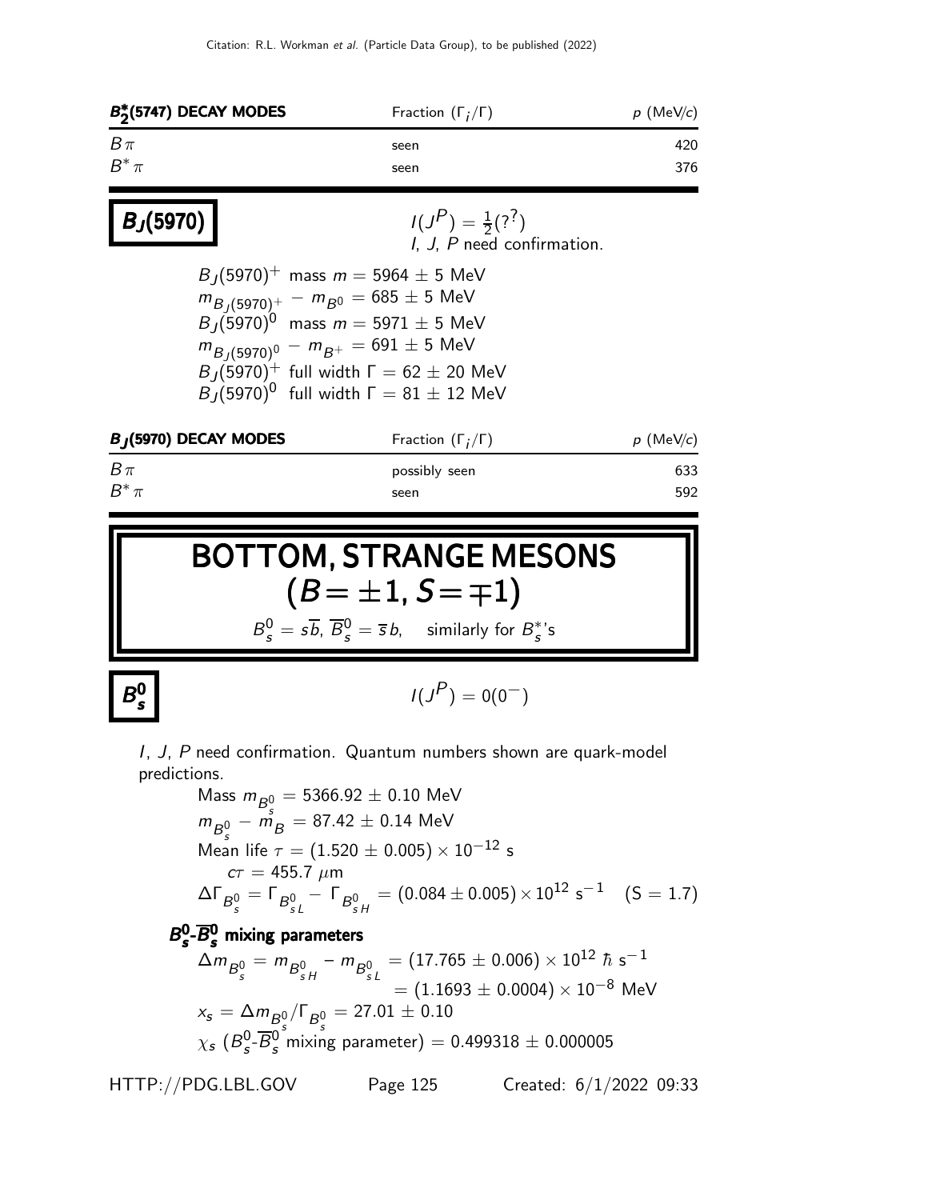| $B_2^*(5747)$ DECAY MODES | Fraction ($\Gamma_i/\Gamma$) | $p$ (MeV/$c$) |
|---|---|---|
| $B\pi$ | seen | 420 |
| $B^*\pi$ | seen | 376 |

## $B_J(5970)$

$I(J^P) = \frac{1}{2}(?^?)$
$I$, $J$, $P$ need confirmation.

$B_J(5970)^+$ mass $m = 5964 \pm 5$ MeV
$m_{B_J(5970)^+} - m_{B^0} = 685 \pm 5$ MeV
$B_J(5970)^0$ mass $m = 5971 \pm 5$ MeV
$m_{B_J(5970)^0} - m_{B^+} = 691 \pm 5$ MeV
$B_J(5970)^+$ full width $\Gamma = 62 \pm 20$ MeV
$B_J(5970)^0$ full width $\Gamma = 81 \pm 12$ MeV

| $B_J(5970)$ DECAY MODES | Fraction ($\Gamma_i/\Gamma$) | $p$ (MeV/$c$) |
|---|---|---|
| $B\pi$ | possibly seen | 633 |
| $B^*\pi$ | seen | 592 |

# BOTTOM, STRANGE MESONS $(B = \pm1, S = \mp1)$

$B_s^0 = s\overline{b}$, $\overline{B}_s^0 = \overline{s}b$, similarly for $B_s^*$'s

## $B_s^0$

$I(J^P) = 0(0^-)$

$I$, $J$, $P$ need confirmation. Quantum numbers shown are quark-model predictions.

Mass $m_{B_s^0} = 5366.92 \pm 0.10$ MeV
$m_{B_s^0} - m_B = 87.42 \pm 0.14$ MeV
Mean life $\tau = (1.520 \pm 0.005) \times 10^{-12}$ s
$c\tau = 455.7$ $\mu$m
$\Delta\Gamma_{B_s^0} = \Gamma_{B_{sL}^0} - \Gamma_{B_{sH}^0} = (0.084 \pm 0.005) \times 10^{12}$ s$^{-1}$ (S = 1.7)

### $B_s^0$-$\overline{B}_s^0$ mixing parameters

$\Delta m_{B_s^0} = m_{B_{sH}^0} - m_{B_{sL}^0} = (17.765 \pm 0.006) \times 10^{12}$ $\hbar$ s$^{-1}$
$= (1.1693 \pm 0.0004) \times 10^{-8}$ MeV
$x_s = \Delta m_{B_s^0}/\Gamma_{B_s^0} = 27.01 \pm 0.10$
$\chi_s$ ($B_s^0$-$\overline{B}_s^0$ mixing parameter) $= 0.499318 \pm 0.000005$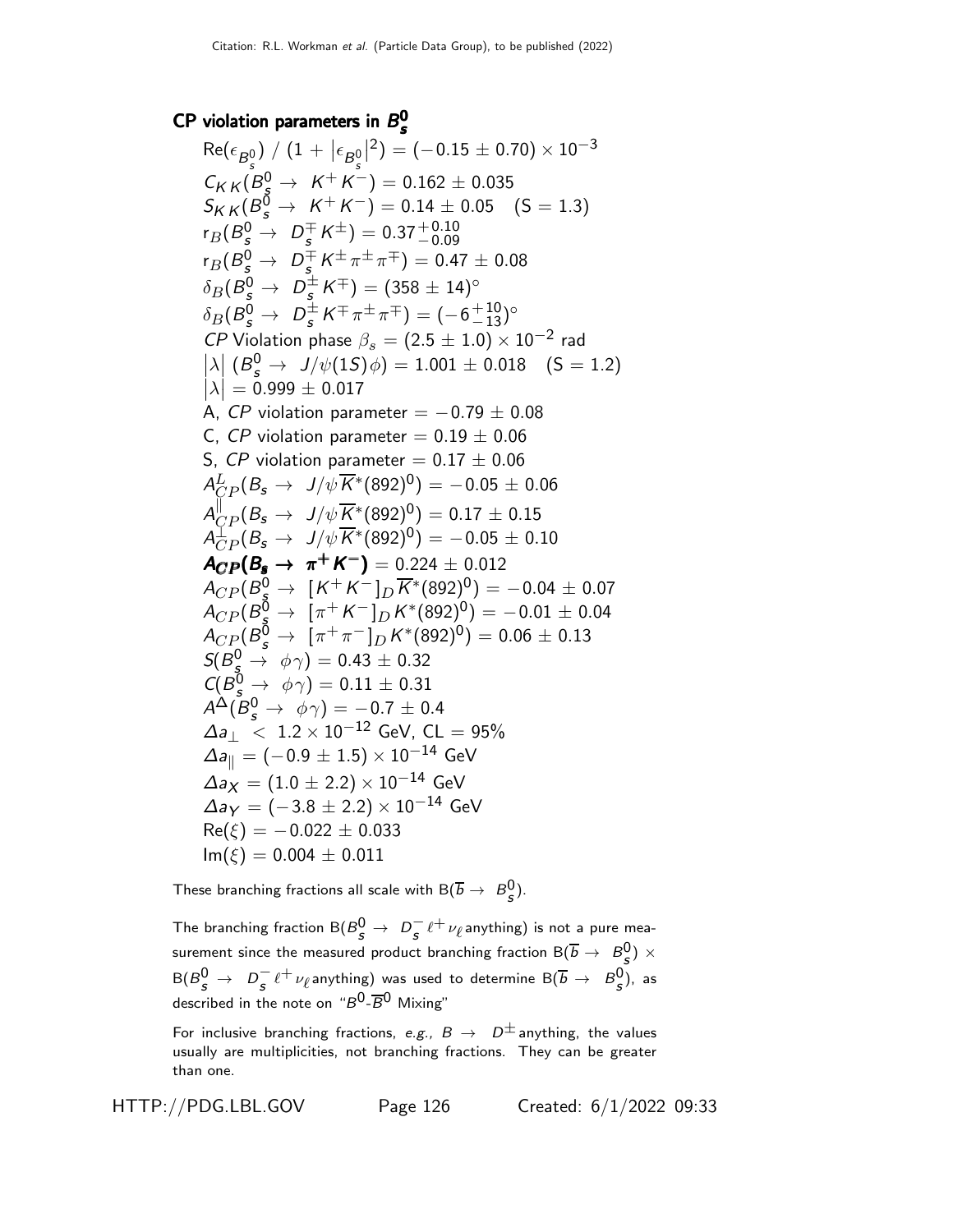## CP violation parameters in $B_s^0$

$\text{Re}(\epsilon_{B_s^0}) \;/\; (1 + |\epsilon_{B_s^0}|^2) = (-0.15 \pm 0.70) \times 10^{-3}$

$C_{KK}(B_s^0 \to K^+ K^-) = 0.162 \pm 0.035$

$S_{KK}(B_s^0 \to K^+ K^-) = 0.14 \pm 0.05 \quad (\text{S} = 1.3)$

$r_B(B_s^0 \to D_s^\mp K^\pm) = 0.37^{+0.10}_{-0.09}$

$r_B(B_s^0 \to D_s^\mp K^\pm \pi^\pm \pi^\mp) = 0.47 \pm 0.08$

$\delta_B(B_s^0 \to D_s^\pm K^\mp) = (358 \pm 14)^\circ$

$\delta_B(B_s^0 \to D_s^\pm K^\mp \pi^\pm \pi^\mp) = (-6^{+10}_{-13})^\circ$

*CP* Violation phase $\beta_s = (2.5 \pm 1.0) \times 10^{-2}$ rad

$|\lambda| \; (B_s^0 \to J/\psi(1S)\phi) = 1.001 \pm 0.018 \quad (\text{S} = 1.2)$

$|\lambda| = 0.999 \pm 0.017$

A, *CP* violation parameter $= -0.79 \pm 0.08$

C, *CP* violation parameter $= 0.19 \pm 0.06$

S, *CP* violation parameter $= 0.17 \pm 0.06$

$A^L_{CP}(B_s \to J/\psi \overline{K}^*(892)^0) = -0.05 \pm 0.06$

$A^\parallel_{CP}(B_s \to J/\psi \overline{K}^*(892)^0) = 0.17 \pm 0.15$

$A^\perp_{CP}(B_s \to J/\psi \overline{K}^*(892)^0) = -0.05 \pm 0.10$

$\boldsymbol{A_{CP}(B_s \to \pi^+ K^-)} = 0.224 \pm 0.012$

$A_{CP}(B_s^0 \to [K^+ K^-]_D \overline{K}^*(892)^0) = -0.04 \pm 0.07$

$A_{CP}(B_s^0 \to [\pi^+ K^-]_D K^*(892)^0) = -0.01 \pm 0.04$

$A_{CP}(B_s^0 \to [\pi^+ \pi^-]_D K^*(892)^0) = 0.06 \pm 0.13$

$S(B_s^0 \to \phi\gamma) = 0.43 \pm 0.32$

$C(B_s^0 \to \phi\gamma) = 0.11 \pm 0.31$

$A^\Delta(B_s^0 \to \phi\gamma) = -0.7 \pm 0.4$

$\Delta a_\perp < 1.2 \times 10^{-12}$ GeV, CL = 95%

$\Delta a_\parallel = (-0.9 \pm 1.5) \times 10^{-14}$ GeV

$\Delta a_X = (1.0 \pm 2.2) \times 10^{-14}$ GeV

$\Delta a_Y = (-3.8 \pm 2.2) \times 10^{-14}$ GeV

$\text{Re}(\xi) = -0.022 \pm 0.033$

$\text{Im}(\xi) = 0.004 \pm 0.011$

These branching fractions all scale with $B(\overline{b} \to B_s^0)$.

The branching fraction $B(B_s^0 \to D_s^- \ell^+ \nu_\ell \text{anything})$ is not a pure measurement since the measured product branching fraction $B(\overline{b} \to B_s^0) \times B(B_s^0 \to D_s^- \ell^+ \nu_\ell \text{anything})$ was used to determine $B(\overline{b} \to B_s^0)$, as described in the note on "$B^0$-$\overline{B}^0$ Mixing"

For inclusive branching fractions, *e.g.*, $B \to D^\pm$ anything, the values usually are multiplicities, not branching fractions. They can be greater than one.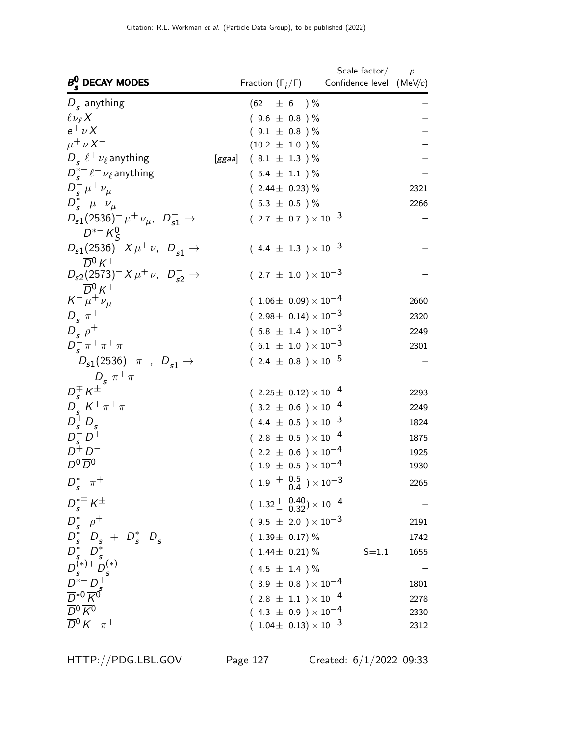| $B_s^0$ DECAY MODES | | Fraction ($\Gamma_i/\Gamma$) | Scale factor/ Confidence level | $p$ (MeV/$c$) |
|---|---|---|---|---|
| $D_s^-$ anything | | (62 $\pm$ 6 ) % | | – |
| $\ell \nu_\ell X$ | | ( 9.6 $\pm$ 0.8 ) % | | – |
| $e^+ \nu X^-$ | | ( 9.1 $\pm$ 0.8 ) % | | – |
| $\mu^+ \nu X^-$ | | (10.2 $\pm$ 1.0 ) % | | – |
| $D_s^- \ell^+ \nu_\ell$ anything | [ggaa] | ( 8.1 $\pm$ 1.3 ) % | | – |
| $D_s^{*-} \ell^+ \nu_\ell$ anything | | ( 5.4 $\pm$ 1.1 ) % | | – |
| $D_s^- \mu^+ \nu_\mu$ | | ( 2.44 $\pm$ 0.23) % | | 2321 |
| $D_s^{*-} \mu^+ \nu_\mu$ | | ( 5.3 $\pm$ 0.5 ) % | | 2266 |
| $D_{s1}(2536)^- \mu^+ \nu_\mu$, $D_{s1}^- \to D^{*-} K_S^0$ | | ( 2.7 $\pm$ 0.7 ) $\times 10^{-3}$ | | – |
| $D_{s1}(2536)^- X \mu^+ \nu$, $D_{s1}^- \to \overline{D}^0 K^+$ | | ( 4.4 $\pm$ 1.3 ) $\times 10^{-3}$ | | – |
| $D_{s2}(2573)^- X \mu^+ \nu$, $D_{s2}^- \to \overline{D}^0 K^+$ | | ( 2.7 $\pm$ 1.0 ) $\times 10^{-3}$ | | – |
| $K^- \mu^+ \nu_\mu$ | | ( 1.06 $\pm$ 0.09) $\times 10^{-4}$ | | 2660 |
| $D_s^- \pi^+$ | | ( 2.98 $\pm$ 0.14) $\times 10^{-3}$ | | 2320 |
| $D_s^- \rho^+$ | | ( 6.8 $\pm$ 1.4 ) $\times 10^{-3}$ | | 2249 |
| $D_s^- \pi^+ \pi^+ \pi^-$ | | ( 6.1 $\pm$ 1.0 ) $\times 10^{-3}$ | | 2301 |
| $D_{s1}(2536)^- \pi^+$, $D_{s1}^- \to D_s^- \pi^+ \pi^-$ | | ( 2.4 $\pm$ 0.8 ) $\times 10^{-5}$ | | – |
| $D_s^{\mp} K^{\pm}$ | | ( 2.25 $\pm$ 0.12) $\times 10^{-4}$ | | 2293 |
| $D_s^- K^+ \pi^+ \pi^-$ | | ( 3.2 $\pm$ 0.6 ) $\times 10^{-4}$ | | 2249 |
| $D_s^+ D_s^-$ | | ( 4.4 $\pm$ 0.5 ) $\times 10^{-3}$ | | 1824 |
| $D_s^- D^+$ | | ( 2.8 $\pm$ 0.5 ) $\times 10^{-4}$ | | 1875 |
| $D^+ D^-$ | | ( 2.2 $\pm$ 0.6 ) $\times 10^{-4}$ | | 1925 |
| $D^0 \overline{D}^0$ | | ( 1.9 $\pm$ 0.5 ) $\times 10^{-4}$ | | 1930 |
| $D_s^{*-} \pi^+$ | | ( 1.9 $^{+0.5}_{-0.4}$ ) $\times 10^{-3}$ | | 2265 |
| $D_s^{*\mp} K^{\pm}$ | | ( 1.32 $^{+0.40}_{-0.32}$) $\times 10^{-4}$ | | – |
| $D_s^{*-} \rho^+$ | | ( 9.5 $\pm$ 2.0 ) $\times 10^{-3}$ | | 2191 |
| $D_s^{*+} D_s^- + D_s^{*-} D_s^+$ | | ( 1.39 $\pm$ 0.17) % | | 1742 |
| $D_s^{*+} D_s^{*-}$ | | ( 1.44 $\pm$ 0.21) % | S=1.1 | 1655 |
| $D_s^{(*)+} D_s^{(*)-}$ | | ( 4.5 $\pm$ 1.4 ) % | | – |
| $D^{*-} D_s^+$ | | ( 3.9 $\pm$ 0.8 ) $\times 10^{-4}$ | | 1801 |
| $\overline{D}^{*0} \overline{K}^0$ | | ( 2.8 $\pm$ 1.1 ) $\times 10^{-4}$ | | 2278 |
| $\overline{D}^0 \overline{K}^0$ | | ( 4.3 $\pm$ 0.9 ) $\times 10^{-4}$ | | 2330 |
| $\overline{D}^0 K^- \pi^+$ | | ( 1.04 $\pm$ 0.13) $\times 10^{-3}$ | | 2312 |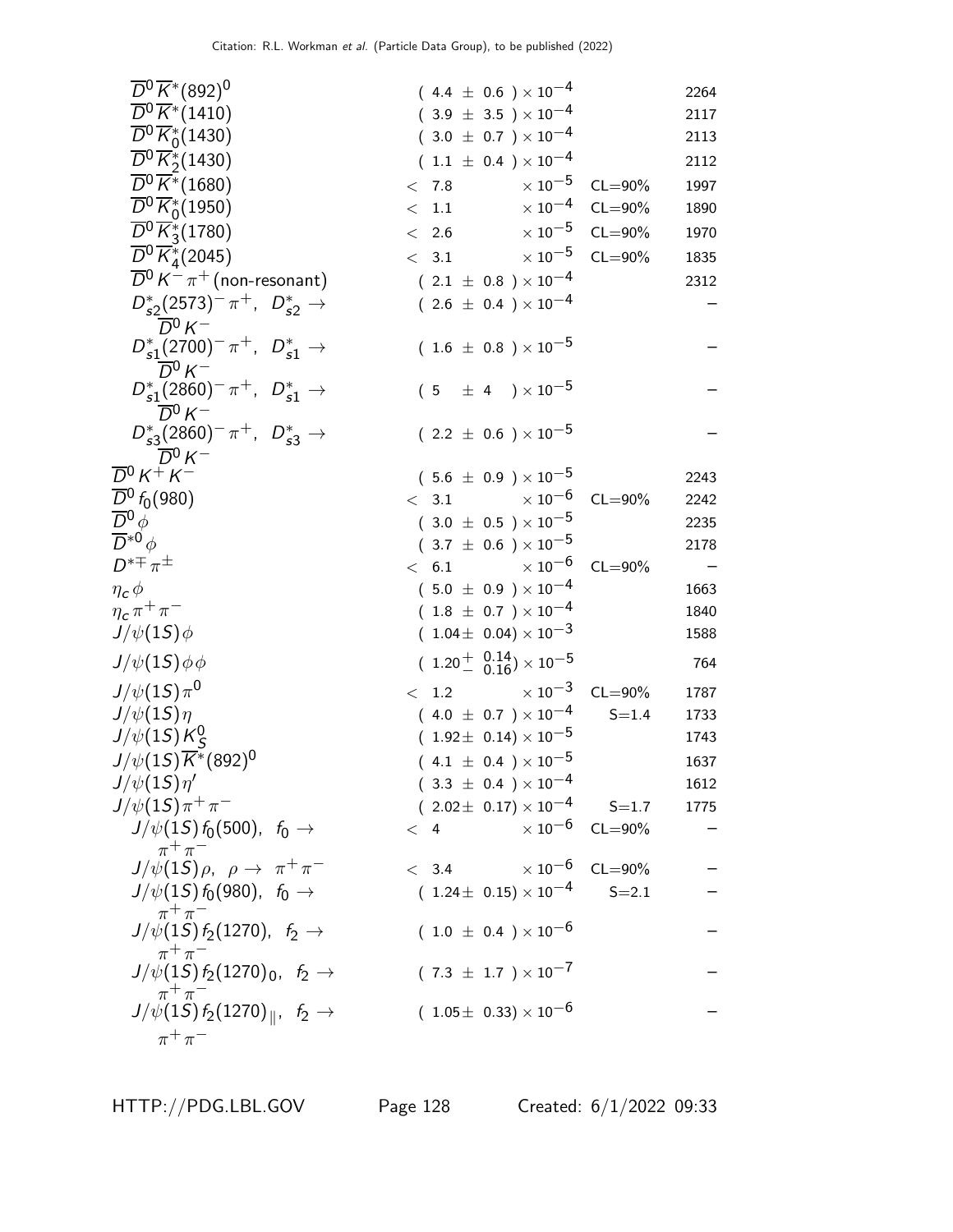| Mode | Fraction | Scale/CL | p (MeV/c) |
|---|---|---|---|
| $\overline{D}^0 \overline{K}^*(892)^0$ | $(4.4 \pm 0.6) \times 10^{-4}$ | | 2264 |
| $\overline{D}^0 \overline{K}^*(1410)$ | $(3.9 \pm 3.5) \times 10^{-4}$ | | 2117 |
| $\overline{D}^0 \overline{K}^*_0(1430)$ | $(3.0 \pm 0.7) \times 10^{-4}$ | | 2113 |
| $\overline{D}^0 \overline{K}^*_2(1430)$ | $(1.1 \pm 0.4) \times 10^{-4}$ | | 2112 |
| $\overline{D}^0 \overline{K}^*(1680)$ | $< 7.8 \times 10^{-5}$ | CL=90% | 1997 |
| $\overline{D}^0 \overline{K}^*_0(1950)$ | $< 1.1 \times 10^{-4}$ | CL=90% | 1890 |
| $\overline{D}^0 \overline{K}^*_3(1780)$ | $< 2.6 \times 10^{-5}$ | CL=90% | 1970 |
| $\overline{D}^0 \overline{K}^*_4(2045)$ | $< 3.1 \times 10^{-5}$ | CL=90% | 1835 |
| $\overline{D}^0 K^- \pi^+$ (non-resonant) | $(2.1 \pm 0.8) \times 10^{-4}$ | | 2312 |
| $D^*_{s2}(2573)^- \pi^+$, $D^*_{s2} \to \overline{D}^0 K^-$ | $(2.6 \pm 0.4) \times 10^{-4}$ | | – |
| $D^*_{s1}(2700)^- \pi^+$, $D^*_{s1} \to \overline{D}^0 K^-$ | $(1.6 \pm 0.8) \times 10^{-5}$ | | – |
| $D^*_{s1}(2860)^- \pi^+$, $D^*_{s1} \to \overline{D}^0 K^-$ | $(5 \pm 4) \times 10^{-5}$ | | – |
| $D^*_{s3}(2860)^- \pi^+$, $D^*_{s3} \to \overline{D}^0 K^-$ | $(2.2 \pm 0.6) \times 10^{-5}$ | | – |
| $\overline{D}^0 K^+ K^-$ | $(5.6 \pm 0.9) \times 10^{-5}$ | | 2243 |
| $\overline{D}^0 f_0(980)$ | $< 3.1 \times 10^{-6}$ | CL=90% | 2242 |
| $\overline{D}^0 \phi$ | $(3.0 \pm 0.5) \times 10^{-5}$ | | 2235 |
| $\overline{D}^{*0} \phi$ | $(3.7 \pm 0.6) \times 10^{-5}$ | | 2178 |
| $D^{*\mp} \pi^\pm$ | $< 6.1 \times 10^{-6}$ | CL=90% | – |
| $\eta_c \phi$ | $(5.0 \pm 0.9) \times 10^{-4}$ | | 1663 |
| $\eta_c \pi^+ \pi^-$ | $(1.8 \pm 0.7) \times 10^{-4}$ | | 1840 |
| $J/\psi(1S) \phi$ | $(1.04 \pm 0.04) \times 10^{-3}$ | | 1588 |
| $J/\psi(1S) \phi \phi$ | $(1.20^{+0.14}_{-0.16}) \times 10^{-5}$ | | 764 |
| $J/\psi(1S) \pi^0$ | $< 1.2 \times 10^{-3}$ | CL=90% | 1787 |
| $J/\psi(1S) \eta$ | $(4.0 \pm 0.7) \times 10^{-4}$ | S=1.4 | 1733 |
| $J/\psi(1S) K^0_S$ | $(1.92 \pm 0.14) \times 10^{-5}$ | | 1743 |
| $J/\psi(1S) \overline{K}^*(892)^0$ | $(4.1 \pm 0.4) \times 10^{-5}$ | | 1637 |
| $J/\psi(1S) \eta'$ | $(3.3 \pm 0.4) \times 10^{-4}$ | | 1612 |
| $J/\psi(1S) \pi^+ \pi^-$ | $(2.02 \pm 0.17) \times 10^{-4}$ | S=1.7 | 1775 |
| $J/\psi(1S) f_0(500)$, $f_0 \to \pi^+ \pi^-$ | $< 4 \times 10^{-6}$ | CL=90% | – |
| $J/\psi(1S) \rho$, $\rho \to \pi^+ \pi^-$ | $< 3.4 \times 10^{-6}$ | CL=90% | – |
| $J/\psi(1S) f_0(980)$, $f_0 \to \pi^+ \pi^-$ | $(1.24 \pm 0.15) \times 10^{-4}$ | S=2.1 | – |
| $J/\psi(1S) f_2(1270)$, $f_2 \to \pi^+ \pi^-$ | $(1.0 \pm 0.4) \times 10^{-6}$ | | – |
| $J/\psi(1S) f_2(1270)_0$, $f_2 \to \pi^+ \pi^-$ | $(7.3 \pm 1.7) \times 10^{-7}$ | | – |
| $J/\psi(1S) f_2(1270)_\parallel$, $f_2 \to \pi^+ \pi^-$ | $(1.05 \pm 0.33) \times 10^{-6}$ | | – |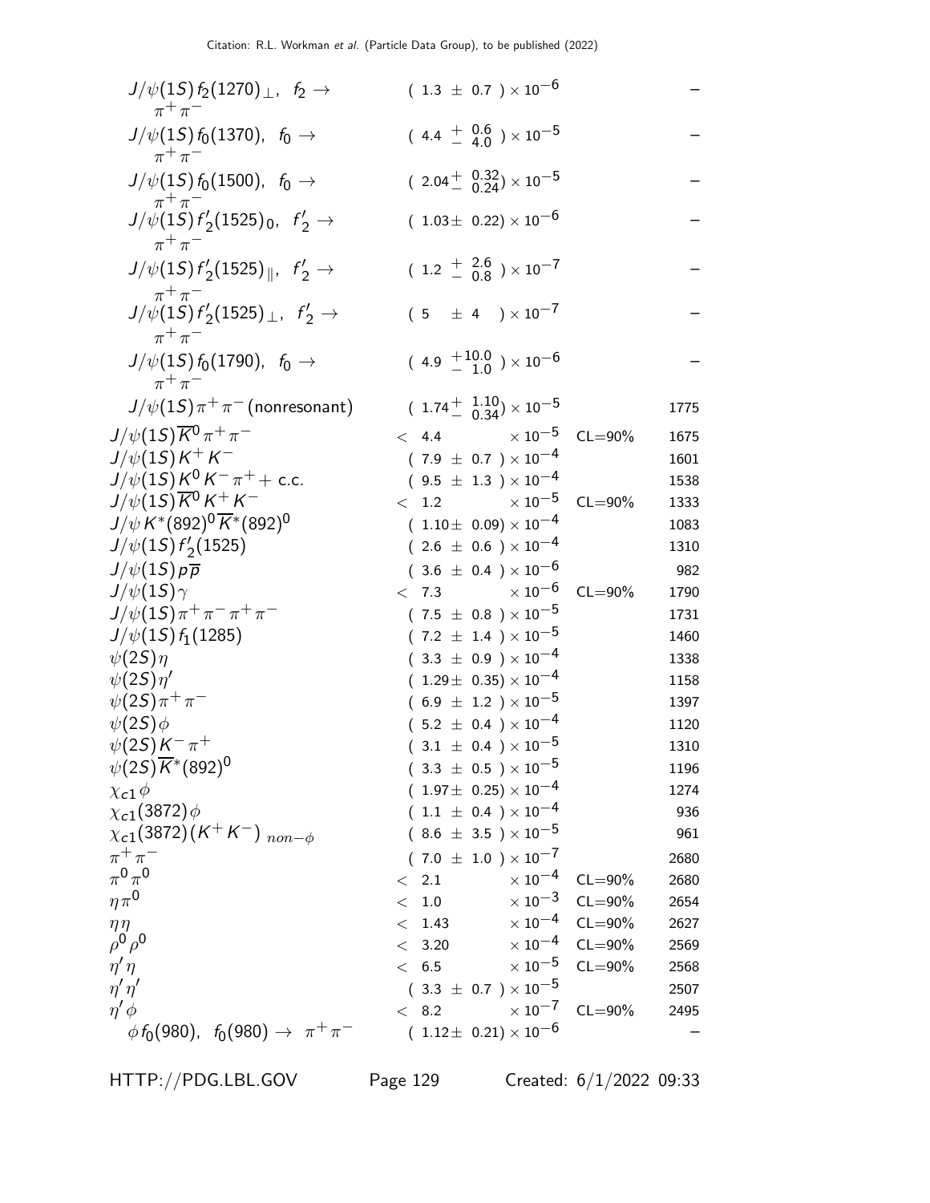| Mode | Fraction ($\Gamma_i/\Gamma$) | Confidence level | $p$ (MeV/c) |
|---|---|---|---|
| $J/\psi(1S) f_2(1270)_{\perp}$, $f_2 \to \pi^+\pi^-$ | $(1.3 \pm 0.7) \times 10^{-6}$ | | – |
| $J/\psi(1S) f_0(1370)$, $f_0 \to \pi^+\pi^-$ | $(4.4\ ^{+\ 0.6}_{-\ 4.0}) \times 10^{-5}$ | | – |
| $J/\psi(1S) f_0(1500)$, $f_0 \to \pi^+\pi^-$ | $(2.04^{+\ 0.32}_{-\ 0.24}) \times 10^{-5}$ | | – |
| $J/\psi(1S) f'_2(1525)_0$, $f'_2 \to \pi^+\pi^-$ | $(1.03 \pm 0.22) \times 10^{-6}$ | | – |
| $J/\psi(1S) f'_2(1525)_{\parallel}$, $f'_2 \to \pi^+\pi^-$ | $(1.2\ ^{+\ 2.6}_{-\ 0.8}) \times 10^{-7}$ | | – |
| $J/\psi(1S) f'_2(1525)_{\perp}$, $f'_2 \to \pi^+\pi^-$ | $(5 \pm 4) \times 10^{-7}$ | | – |
| $J/\psi(1S) f_0(1790)$, $f_0 \to \pi^+\pi^-$ | $(4.9\ ^{+10.0}_{-\ 1.0}) \times 10^{-6}$ | | – |
| $J/\psi(1S)\pi^+\pi^-$(nonresonant) | $(1.74^{+\ 1.10}_{-\ 0.34}) \times 10^{-5}$ | | 1775 |
| $J/\psi(1S)\overline{K}^0\pi^+\pi^-$ | $< 4.4 \times 10^{-5}$ | CL=90% | 1675 |
| $J/\psi(1S) K^+K^-$ | $(7.9 \pm 0.7) \times 10^{-4}$ | | 1601 |
| $J/\psi(1S) K^0 K^-\pi^+ +$ c.c. | $(9.5 \pm 1.3) \times 10^{-4}$ | | 1538 |
| $J/\psi(1S)\overline{K}^0 K^+K^-$ | $< 1.2 \times 10^{-5}$ | CL=90% | 1333 |
| $J/\psi K^*(892)^0\overline{K}^*(892)^0$ | $(1.10 \pm 0.09) \times 10^{-4}$ | | 1083 |
| $J/\psi(1S) f'_2(1525)$ | $(2.6 \pm 0.6) \times 10^{-4}$ | | 1310 |
| $J/\psi(1S) p\overline{p}$ | $(3.6 \pm 0.4) \times 10^{-6}$ | | 982 |
| $J/\psi(1S)\gamma$ | $< 7.3 \times 10^{-6}$ | CL=90% | 1790 |
| $J/\psi(1S)\pi^+\pi^-\pi^+\pi^-$ | $(7.5 \pm 0.8) \times 10^{-5}$ | | 1731 |
| $J/\psi(1S) f_1(1285)$ | $(7.2 \pm 1.4) \times 10^{-5}$ | | 1460 |
| $\psi(2S)\eta$ | $(3.3 \pm 0.9) \times 10^{-4}$ | | 1338 |
| $\psi(2S)\eta'$ | $(1.29 \pm 0.35) \times 10^{-4}$ | | 1158 |
| $\psi(2S)\pi^+\pi^-$ | $(6.9 \pm 1.2) \times 10^{-5}$ | | 1397 |
| $\psi(2S)\phi$ | $(5.2 \pm 0.4) \times 10^{-4}$ | | 1120 |
| $\psi(2S) K^-\pi^+$ | $(3.1 \pm 0.4) \times 10^{-5}$ | | 1310 |
| $\psi(2S)\overline{K}^*(892)^0$ | $(3.3 \pm 0.5) \times 10^{-5}$ | | 1196 |
| $\chi_{c1}\phi$ | $(1.97 \pm 0.25) \times 10^{-4}$ | | 1274 |
| $\chi_{c1}(3872)\phi$ | $(1.1 \pm 0.4) \times 10^{-4}$ | | 936 |
| $\chi_{c1}(3872)(K^+K^-)_{\ non-\phi}$ | $(8.6 \pm 3.5) \times 10^{-5}$ | | 961 |
| $\pi^+\pi^-$ | $(7.0 \pm 1.0) \times 10^{-7}$ | | 2680 |
| $\pi^0\pi^0$ | $< 2.1 \times 10^{-4}$ | CL=90% | 2680 |
| $\eta\pi^0$ | $< 1.0 \times 10^{-3}$ | CL=90% | 2654 |
| $\eta\eta$ | $< 1.43 \times 10^{-4}$ | CL=90% | 2627 |
| $\rho^0\rho^0$ | $< 3.20 \times 10^{-4}$ | CL=90% | 2569 |
| $\eta'\eta$ | $< 6.5 \times 10^{-5}$ | CL=90% | 2568 |
| $\eta'\eta'$ | $(3.3 \pm 0.7) \times 10^{-5}$ | | 2507 |
| $\eta'\phi$ | $< 8.2 \times 10^{-7}$ | CL=90% | 2495 |
| $\phi f_0(980)$, $f_0(980) \to \pi^+\pi^-$ | $(1.12 \pm 0.21) \times 10^{-6}$ | | – |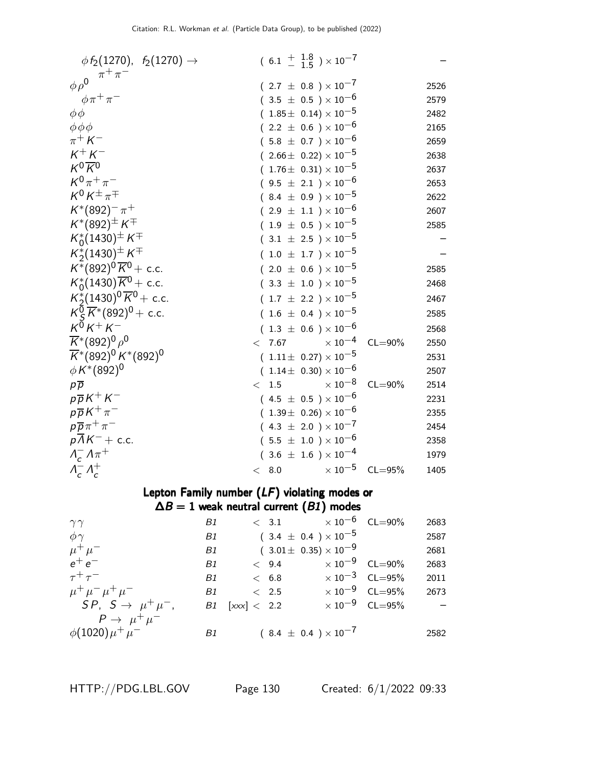| Mode | | Fraction ($\Gamma_i/\Gamma$) | Confidence level | $p$ (MeV/$c$) |
|---|---|---|---|---|
| $\phi f_2(1270)$, $f_2(1270) \rightarrow \pi^+\pi^-$ | | $(6.1\ ^{+\ 1.8}_{-\ 1.5}) \times 10^{-7}$ | | – |
| $\phi\rho^0$ | | $(2.7 \pm 0.8) \times 10^{-7}$ | | 2526 |
| $\phi\pi^+\pi^-$ | | $(3.5 \pm 0.5) \times 10^{-6}$ | | 2579 |
| $\phi\phi$ | | $(1.85 \pm 0.14) \times 10^{-5}$ | | 2482 |
| $\phi\phi\phi$ | | $(2.2 \pm 0.6) \times 10^{-6}$ | | 2165 |
| $\pi^+ K^-$ | | $(5.8 \pm 0.7) \times 10^{-6}$ | | 2659 |
| $K^+ K^-$ | | $(2.66 \pm 0.22) \times 10^{-5}$ | | 2638 |
| $K^0 \overline{K}^0$ | | $(1.76 \pm 0.31) \times 10^{-5}$ | | 2637 |
| $K^0 \pi^+\pi^-$ | | $(9.5 \pm 2.1) \times 10^{-6}$ | | 2653 |
| $K^0 K^\pm \pi^\mp$ | | $(8.4 \pm 0.9) \times 10^{-5}$ | | 2622 |
| $K^*(892)^-\pi^+$ | | $(2.9 \pm 1.1) \times 10^{-6}$ | | 2607 |
| $K^*(892)^\pm K^\mp$ | | $(1.9 \pm 0.5) \times 10^{-5}$ | | 2585 |
| $K_0^*(1430)^\pm K^\mp$ | | $(3.1 \pm 2.5) \times 10^{-5}$ | | – |
| $K_2^*(1430)^\pm K^\mp$ | | $(1.0 \pm 1.7) \times 10^{-5}$ | | – |
| $K^*(892)^0 \overline{K}^0$ + c.c. | | $(2.0 \pm 0.6) \times 10^{-5}$ | | 2585 |
| $K_0^*(1430)\overline{K}^0$ + c.c. | | $(3.3 \pm 1.0) \times 10^{-5}$ | | 2468 |
| $K_2^*(1430)^0 \overline{K}^0$ + c.c. | | $(1.7 \pm 2.2) \times 10^{-5}$ | | 2467 |
| $K_S^0 \overline{K}^*(892)^0$ + c.c. | | $(1.6 \pm 0.4) \times 10^{-5}$ | | 2585 |
| $K^0 K^+ K^-$ | | $(1.3 \pm 0.6) \times 10^{-6}$ | | 2568 |
| $\overline{K}^*(892)^0 \rho^0$ | | $< 7.67 \times 10^{-4}$ | CL=90% | 2550 |
| $\overline{K}^*(892)^0 K^*(892)^0$ | | $(1.11 \pm 0.27) \times 10^{-5}$ | | 2531 |
| $\phi K^*(892)^0$ | | $(1.14 \pm 0.30) \times 10^{-6}$ | | 2507 |
| $p\overline{p}$ | | $< 1.5 \times 10^{-8}$ | CL=90% | 2514 |
| $p\overline{p} K^+ K^-$ | | $(4.5 \pm 0.5) \times 10^{-6}$ | | 2231 |
| $p\overline{p} K^+ \pi^-$ | | $(1.39 \pm 0.26) \times 10^{-6}$ | | 2355 |
| $p\overline{p}\pi^+\pi^-$ | | $(4.3 \pm 2.0) \times 10^{-7}$ | | 2454 |
| $p\overline{\Lambda} K^-$ + c.c. | | $(5.5 \pm 1.0) \times 10^{-6}$ | | 2358 |
| $\Lambda_c^- \Lambda \pi^+$ | | $(3.6 \pm 1.6) \times 10^{-4}$ | | 1979 |
| $\Lambda_c^- \Lambda_c^+$ | | $< 8.0 \times 10^{-5}$ | CL=95% | 1405 |

## Lepton Family number (*LF*) violating modes or $\Delta B = 1$ weak neutral current (*B1*) modes

| Mode | | Fraction ($\Gamma_i/\Gamma$) | Confidence level | $p$ (MeV/$c$) |
|---|---|---|---|---|
| $\gamma\gamma$ | *B1* | $< 3.1 \times 10^{-6}$ | CL=90% | 2683 |
| $\phi\gamma$ | *B1* | $(3.4 \pm 0.4) \times 10^{-5}$ | | 2587 |
| $\mu^+\mu^-$ | *B1* | $(3.01 \pm 0.35) \times 10^{-9}$ | | 2681 |
| $e^+ e^-$ | *B1* | $< 9.4 \times 10^{-9}$ | CL=90% | 2683 |
| $\tau^+\tau^-$ | *B1* | $< 6.8 \times 10^{-3}$ | CL=95% | 2011 |
| $\mu^+\mu^-\mu^+\mu^-$ | *B1* | $< 2.5 \times 10^{-9}$ | CL=95% | 2673 |
| $SP$, $S \rightarrow \mu^+\mu^-$, $P \rightarrow \mu^+\mu^-$ | *B1* | [xxx] $< 2.2 \times 10^{-9}$ | CL=95% | – |
| $\phi(1020)\mu^+\mu^-$ | *B1* | $(8.4 \pm 0.4) \times 10^{-7}$ | | 2582 |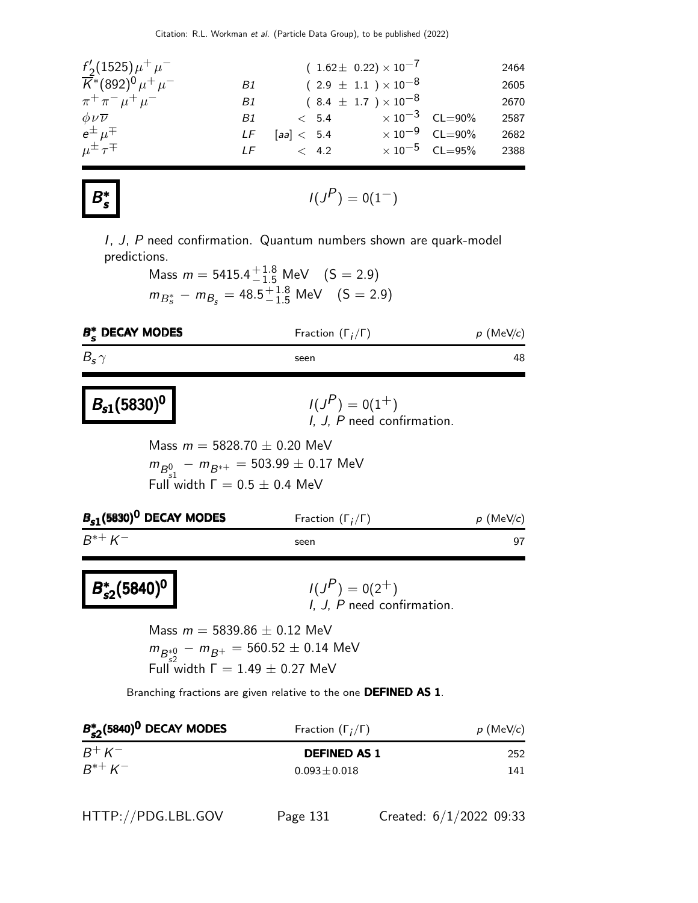| | | | | |
|---|---|---|---|---|
| $f_2'(1525)\mu^+\mu^-$ | | $(1.62\pm 0.22)\times 10^{-7}$ | | 2464 |
| $\overline{K}^*(892)^0\mu^+\mu^-$ | B1 | $(2.9 \pm 1.1)\times 10^{-8}$ | | 2605 |
| $\pi^+\pi^-\mu^+\mu^-$ | B1 | $(8.4 \pm 1.7)\times 10^{-8}$ | | 2670 |
| $\phi\nu\overline{\nu}$ | B1 | $< 5.4 \times 10^{-3}$ | CL=90% | 2587 |
| $e^\pm\mu^\mp$ | LF | [aa] $< 5.4 \times 10^{-9}$ | CL=90% | 2682 |
| $\mu^\pm\tau^\mp$ | LF | $< 4.2 \times 10^{-5}$ | CL=95% | 2388 |

## $B_s^*$

$I(J^P) = 0(1^-)$

*I*, *J*, *P* need confirmation. Quantum numbers shown are quark-model predictions.

Mass $m = 5415.4^{+1.8}_{-1.5}$ MeV (S = 2.9)

$m_{B_s^*} - m_{B_s} = 48.5^{+1.8}_{-1.5}$ MeV (S = 2.9)

| $B_s^*$ DECAY MODES | Fraction ($\Gamma_i/\Gamma$) | $p$ (MeV/$c$) |
|---|---|---|
| $B_s\gamma$ | seen | 48 |

## $B_{s1}(5830)^0$

$I(J^P) = 0(1^+)$
*I*, *J*, *P* need confirmation.

Mass $m = 5828.70 \pm 0.20$ MeV

$m_{B_{s1}^0} - m_{B^{*+}} = 503.99 \pm 0.17$ MeV

Full width $\Gamma = 0.5 \pm 0.4$ MeV

| $B_{s1}(5830)^0$ DECAY MODES | Fraction ($\Gamma_i/\Gamma$) | $p$ (MeV/$c$) |
|---|---|---|
| $B^{*+}K^-$ | seen | 97 |

## $B_{s2}^*(5840)^0$

$I(J^P) = 0(2^+)$
*I*, *J*, *P* need confirmation.

Mass $m = 5839.86 \pm 0.12$ MeV

$m_{B_{s2}^{*0}} - m_{B^+} = 560.52 \pm 0.14$ MeV

Full width $\Gamma = 1.49 \pm 0.27$ MeV

Branching fractions are given relative to the one **DEFINED AS 1**.

| $B_{s2}^*(5840)^0$ DECAY MODES | Fraction ($\Gamma_i/\Gamma$) | $p$ (MeV/$c$) |
|---|---|---|
| $B^+K^-$ | **DEFINED AS 1** | 252 |
| $B^{*+}K^-$ | $0.093\pm0.018$ | 141 |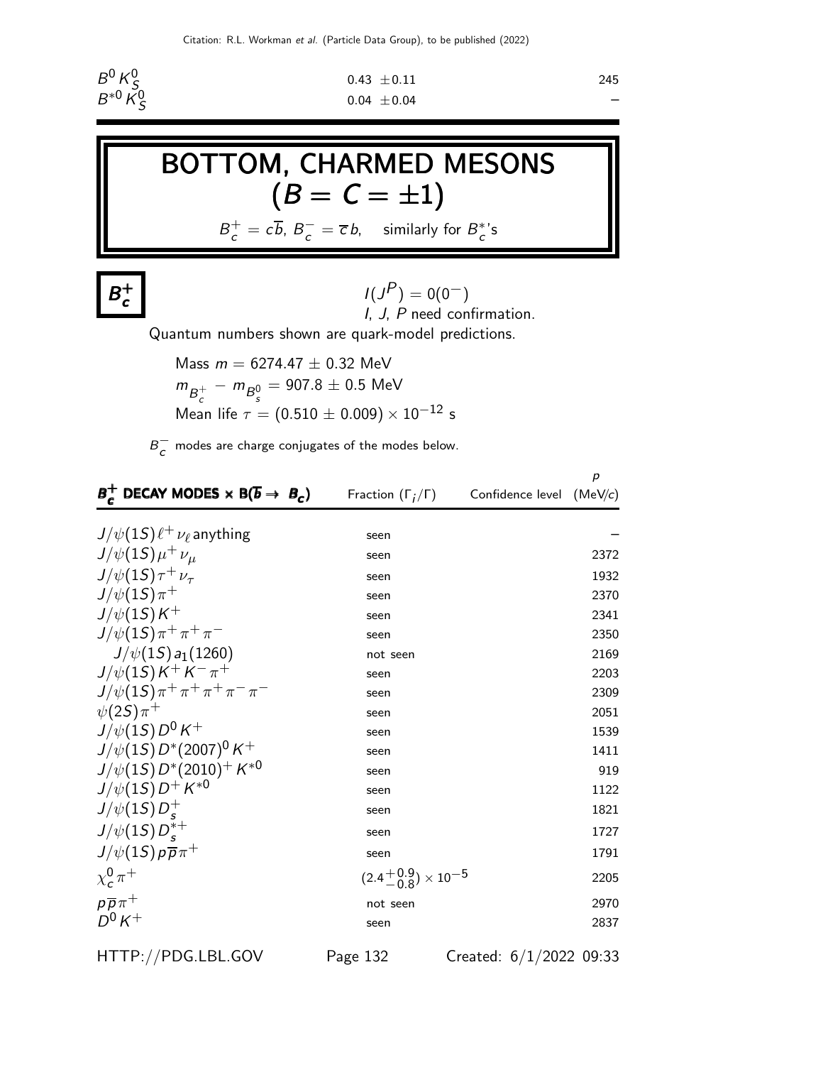| | | |
|---|---|---|
| $B^0 K^0_S$ | $0.43 \pm 0.11$ | 245 |
| $B^{*0} K^0_S$ | $0.04 \pm 0.04$ | – |

# BOTTOM, CHARMED MESONS $(B = C = \pm 1)$

$B_c^+ = c\overline{b}$, $B_c^- = \overline{c}b$, similarly for $B_c^*$'s

## $B_c^+$

$I(J^P) = 0(0^-)$
$I$, $J$, $P$ need confirmation.

Quantum numbers shown are quark-model predictions.

Mass $m = 6274.47 \pm 0.32$ MeV
$m_{B_c^+} - m_{B_s^0} = 907.8 \pm 0.5$ MeV
Mean life $\tau = (0.510 \pm 0.009) \times 10^{-12}$ s

$B_c^-$ modes are charge conjugates of the modes below.

| $B_c^+$ DECAY MODES $\times$ B($\overline{b} \to B_c$) | Fraction ($\Gamma_i/\Gamma$) | Confidence level | $p$ (MeV/c) |
|---|---|---|---|
| $J/\psi(1S)\ell^+\nu_\ell$ anything | seen | | – |
| $J/\psi(1S)\mu^+\nu_\mu$ | seen | | 2372 |
| $J/\psi(1S)\tau^+\nu_\tau$ | seen | | 1932 |
| $J/\psi(1S)\pi^+$ | seen | | 2370 |
| $J/\psi(1S)K^+$ | seen | | 2341 |
| $J/\psi(1S)\pi^+\pi^+\pi^-$ | seen | | 2350 |
| $J/\psi(1S)a_1(1260)$ | not seen | | 2169 |
| $J/\psi(1S)K^+K^-\pi^+$ | seen | | 2203 |
| $J/\psi(1S)\pi^+\pi^+\pi^+\pi^-\pi^-$ | seen | | 2309 |
| $\psi(2S)\pi^+$ | seen | | 2051 |
| $J/\psi(1S)D^0K^+$ | seen | | 1539 |
| $J/\psi(1S)D^*(2007)^0K^+$ | seen | | 1411 |
| $J/\psi(1S)D^*(2010)^+K^{*0}$ | seen | | 919 |
| $J/\psi(1S)D^+K^{*0}$ | seen | | 1122 |
| $J/\psi(1S)D_s^+$ | seen | | 1821 |
| $J/\psi(1S)D_s^{*+}$ | seen | | 1727 |
| $J/\psi(1S)p\overline{p}\pi^+$ | seen | | 1791 |
| $\chi_c^0\pi^+$ | $(2.4^{+0.9}_{-0.8}) \times 10^{-5}$ | | 2205 |
| $p\overline{p}\pi^+$ | not seen | | 2970 |
| $D^0K^+$ | seen | | 2837 |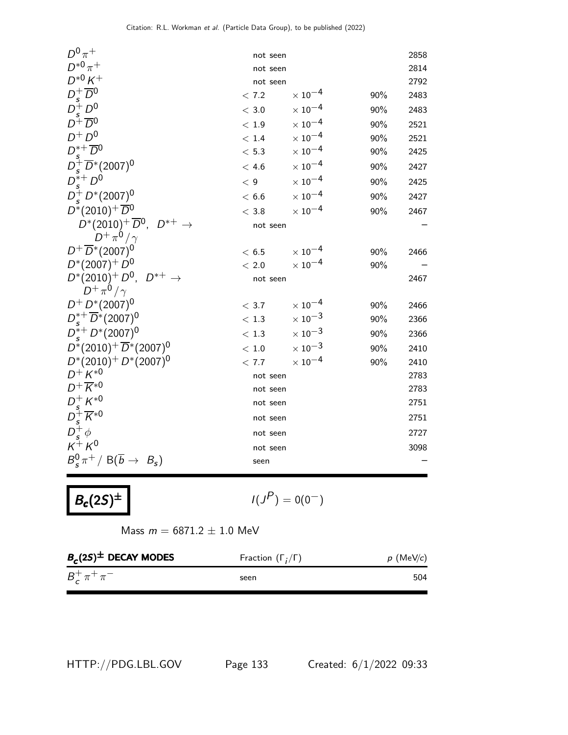| | | | | |
|---|---|---|---|---|
| $D^0 \pi^+$ | not seen | | | 2858 |
| $D^{*0} \pi^+$ | not seen | | | 2814 |
| $D^{*0} K^+$ | not seen | | | 2792 |
| $D_s^+ \overline{D}^0$ | $< 7.2$ | $\times 10^{-4}$ | 90% | 2483 |
| $D_s^+ D^0$ | $< 3.0$ | $\times 10^{-4}$ | 90% | 2483 |
| $D^+ \overline{D}^0$ | $< 1.9$ | $\times 10^{-4}$ | 90% | 2521 |
| $D^+ D^0$ | $< 1.4$ | $\times 10^{-4}$ | 90% | 2521 |
| $D_s^{*+} \overline{D}^0$ | $< 5.3$ | $\times 10^{-4}$ | 90% | 2425 |
| $D_s^+ \overline{D}^*(2007)^0$ | $< 4.6$ | $\times 10^{-4}$ | 90% | 2427 |
| $D_s^{*+} D^0$ | $< 9$ | $\times 10^{-4}$ | 90% | 2425 |
| $D_s^+ D^*(2007)^0$ | $< 6.6$ | $\times 10^{-4}$ | 90% | 2427 |
| $D^*(2010)^+ \overline{D}^0$ | $< 3.8$ | $\times 10^{-4}$ | 90% | 2467 |
| $D^*(2010)^+ \overline{D}^0$, $D^{*+} \to D^+ \pi^0 / \gamma$ | not seen | | | – |
| $D^+ \overline{D}^*(2007)^0$ | $< 6.5$ | $\times 10^{-4}$ | 90% | 2466 |
| $D^*(2007)^+ D^0$ | $< 2.0$ | $\times 10^{-4}$ | 90% | – |
| $D^*(2010)^+ D^0$, $D^{*+} \to D^+ \pi^0 / \gamma$ | not seen | | | 2467 |
| $D^+ D^*(2007)^0$ | $< 3.7$ | $\times 10^{-4}$ | 90% | 2466 |
| $D_s^{*+} \overline{D}^*(2007)^0$ | $< 1.3$ | $\times 10^{-3}$ | 90% | 2366 |
| $D_s^{*+} D^*(2007)^0$ | $< 1.3$ | $\times 10^{-3}$ | 90% | 2366 |
| $D^*(2010)^+ \overline{D}^*(2007)^0$ | $< 1.0$ | $\times 10^{-3}$ | 90% | 2410 |
| $D^*(2010)^+ D^*(2007)^0$ | $< 7.7$ | $\times 10^{-4}$ | 90% | 2410 |
| $D^+ K^{*0}$ | not seen | | | 2783 |
| $D^+ \overline{K}^{*0}$ | not seen | | | 2783 |
| $D_s^+ K^{*0}$ | not seen | | | 2751 |
| $D_s^+ \overline{K}^{*0}$ | not seen | | | 2751 |
| $D_s^+ \phi$ | not seen | | | 2727 |
| $K^+ K^0$ | not seen | | | 3098 |
| $B_s^0 \pi^+ /$ B$(\overline{b} \to B_s)$ | seen | | | – |

# $B_c(2S)^{\pm}$

$I(J^P) = 0(0^-)$

Mass $m = 6871.2 \pm 1.0$ MeV

| $B_c(2S)^{\pm}$ DECAY MODES | Fraction $(\Gamma_i/\Gamma)$ | $p$ (MeV/$c$) |
|---|---|---|
| $B_c^+ \pi^+ \pi^-$ | seen | 504 |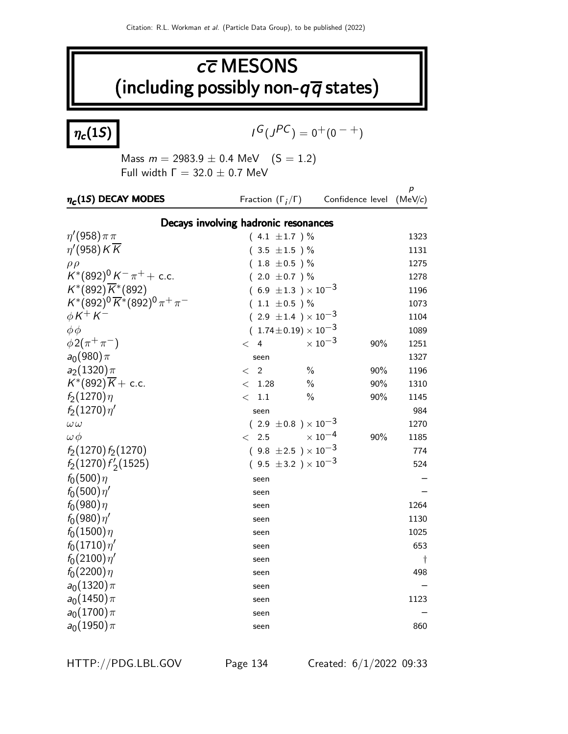# $c\overline{c}$ MESONS (including possibly non-$q\overline{q}$ states)

## $\eta_c(1S)$

$I^G(J^{PC}) = 0^+(0^{-+})$

Mass $m = 2983.9 \pm 0.4$ MeV (S = 1.2)
Full width $\Gamma = 32.0 \pm 0.7$ MeV

| $\eta_c(1S)$ DECAY MODES | Fraction ($\Gamma_i/\Gamma$) | Confidence level | $p$ (MeV/$c$) |
|---|---|---|---|
| **Decays involving hadronic resonances** | | | |
| $\eta'(958)\pi\pi$ | $(4.1 \pm 1.7)$ % | | 1323 |
| $\eta'(958)K\overline{K}$ | $(3.5 \pm 1.5)$ % | | 1131 |
| $\rho\rho$ | $(1.8 \pm 0.5)$ % | | 1275 |
| $K^*(892)^0K^-\pi^+$ + c.c. | $(2.0 \pm 0.7)$ % | | 1278 |
| $K^*(892)\overline{K}^*(892)$ | $(6.9 \pm 1.3) \times 10^{-3}$ | | 1196 |
| $K^*(892)^0\overline{K}^*(892)^0\pi^+\pi^-$ | $(1.1 \pm 0.5)$ % | | 1073 |
| $\phi K^+K^-$ | $(2.9 \pm 1.4) \times 10^{-3}$ | | 1104 |
| $\phi\phi$ | $(1.74 \pm 0.19) \times 10^{-3}$ | | 1089 |
| $\phi 2(\pi^+\pi^-)$ | $< 4 \times 10^{-3}$ | 90% | 1251 |
| $a_0(980)\pi$ | seen | | 1327 |
| $a_2(1320)\pi$ | $< 2$ % | 90% | 1196 |
| $K^*(892)\overline{K}$ + c.c. | $< 1.28$ % | 90% | 1310 |
| $f_2(1270)\eta$ | $< 1.1$ % | 90% | 1145 |
| $f_2(1270)\eta'$ | seen | | 984 |
| $\omega\omega$ | $(2.9 \pm 0.8) \times 10^{-3}$ | | 1270 |
| $\omega\phi$ | $< 2.5 \times 10^{-4}$ | 90% | 1185 |
| $f_2(1270)f_2(1270)$ | $(9.8 \pm 2.5) \times 10^{-3}$ | | 774 |
| $f_2(1270)f'_2(1525)$ | $(9.5 \pm 3.2) \times 10^{-3}$ | | 524 |
| $f_0(500)\eta$ | seen | | – |
| $f_0(500)\eta'$ | seen | | – |
| $f_0(980)\eta$ | seen | | 1264 |
| $f_0(980)\eta'$ | seen | | 1130 |
| $f_0(1500)\eta$ | seen | | 1025 |
| $f_0(1710)\eta'$ | seen | | 653 |
| $f_0(2100)\eta'$ | seen | | † |
| $f_0(2200)\eta$ | seen | | 498 |
| $a_0(1320)\pi$ | seen | | – |
| $a_0(1450)\pi$ | seen | | 1123 |
| $a_0(1700)\pi$ | seen | | – |
| $a_0(1950)\pi$ | seen | | 860 |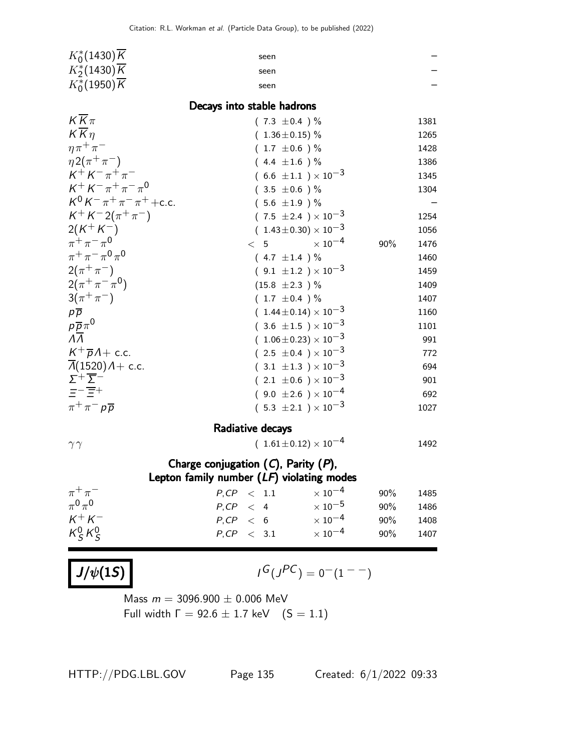| | | | |
|---|---|---|---|
| $K_0^*(1430)\overline{K}$ | seen | | – |
| $K_2^*(1430)\overline{K}$ | seen | | – |
| $K_0^*(1950)\overline{K}$ | seen | | – |

### Decays into stable hadrons

| | | | |
|---|---|---|---|
| $K\overline{K}\pi$ | $(7.3 \pm 0.4)$ % | | 1381 |
| $K\overline{K}\eta$ | $(1.36 \pm 0.15)$ % | | 1265 |
| $\eta\pi^+\pi^-$ | $(1.7 \pm 0.6)$ % | | 1428 |
| $\eta 2(\pi^+\pi^-)$ | $(4.4 \pm 1.6)$ % | | 1386 |
| $K^+K^-\pi^+\pi^-$ | $(6.6 \pm 1.1) \times 10^{-3}$ | | 1345 |
| $K^+K^-\pi^+\pi^-\pi^0$ | $(3.5 \pm 0.6)$ % | | 1304 |
| $K^0K^-\pi^+\pi^-\pi^+$+c.c. | $(5.6 \pm 1.9)$ % | | – |
| $K^+K^-2(\pi^+\pi^-)$ | $(7.5 \pm 2.4) \times 10^{-3}$ | | 1254 |
| $2(K^+K^-)$ | $(1.43 \pm 0.30) \times 10^{-3}$ | | 1056 |
| $\pi^+\pi^-\pi^0$ | $< 5 \times 10^{-4}$ | 90% | 1476 |
| $\pi^+\pi^-\pi^0\pi^0$ | $(4.7 \pm 1.4)$ % | | 1460 |
| $2(\pi^+\pi^-)$ | $(9.1 \pm 1.2) \times 10^{-3}$ | | 1459 |
| $2(\pi^+\pi^-\pi^0)$ | $(15.8 \pm 2.3)$ % | | 1409 |
| $3(\pi^+\pi^-)$ | $(1.7 \pm 0.4)$ % | | 1407 |
| $p\overline{p}$ | $(1.44 \pm 0.14) \times 10^{-3}$ | | 1160 |
| $p\overline{p}\pi^0$ | $(3.6 \pm 1.5) \times 10^{-3}$ | | 1101 |
| $\Lambda\overline{\Lambda}$ | $(1.06 \pm 0.23) \times 10^{-3}$ | | 991 |
| $K^+\overline{p}\Lambda$+ c.c. | $(2.5 \pm 0.4) \times 10^{-3}$ | | 772 |
| $\overline{\Lambda}(1520)\Lambda$+ c.c. | $(3.1 \pm 1.3) \times 10^{-3}$ | | 694 |
| $\Sigma^+\overline{\Sigma}^-$ | $(2.1 \pm 0.6) \times 10^{-3}$ | | 901 |
| $\Xi^-\overline{\Xi}^+$ | $(9.0 \pm 2.6) \times 10^{-4}$ | | 692 |
| $\pi^+\pi^-p\overline{p}$ | $(5.3 \pm 2.1) \times 10^{-3}$ | | 1027 |

### Radiative decays

| | | | |
|---|---|---|---|
| $\gamma\gamma$ | $(1.61 \pm 0.12) \times 10^{-4}$ | | 1492 |

### Charge conjugation ($C$), Parity ($P$), Lepton family number ($LF$) violating modes

| | | | | |
|---|---|---|---|---|
| $\pi^+\pi^-$ | $P,CP$ | $< 1.1 \times 10^{-4}$ | 90% | 1485 |
| $\pi^0\pi^0$ | $P,CP$ | $< 4 \times 10^{-5}$ | 90% | 1486 |
| $K^+K^-$ | $P,CP$ | $< 6 \times 10^{-4}$ | 90% | 1408 |
| $K_S^0K_S^0$ | $P,CP$ | $< 3.1 \times 10^{-4}$ | 90% | 1407 |

## $J/\psi(1S)$

$I^G(J^{PC}) = 0^-(1^{--})$

Mass $m = 3096.900 \pm 0.006$ MeV

Full width $\Gamma = 92.6 \pm 1.7$ keV (S = 1.1)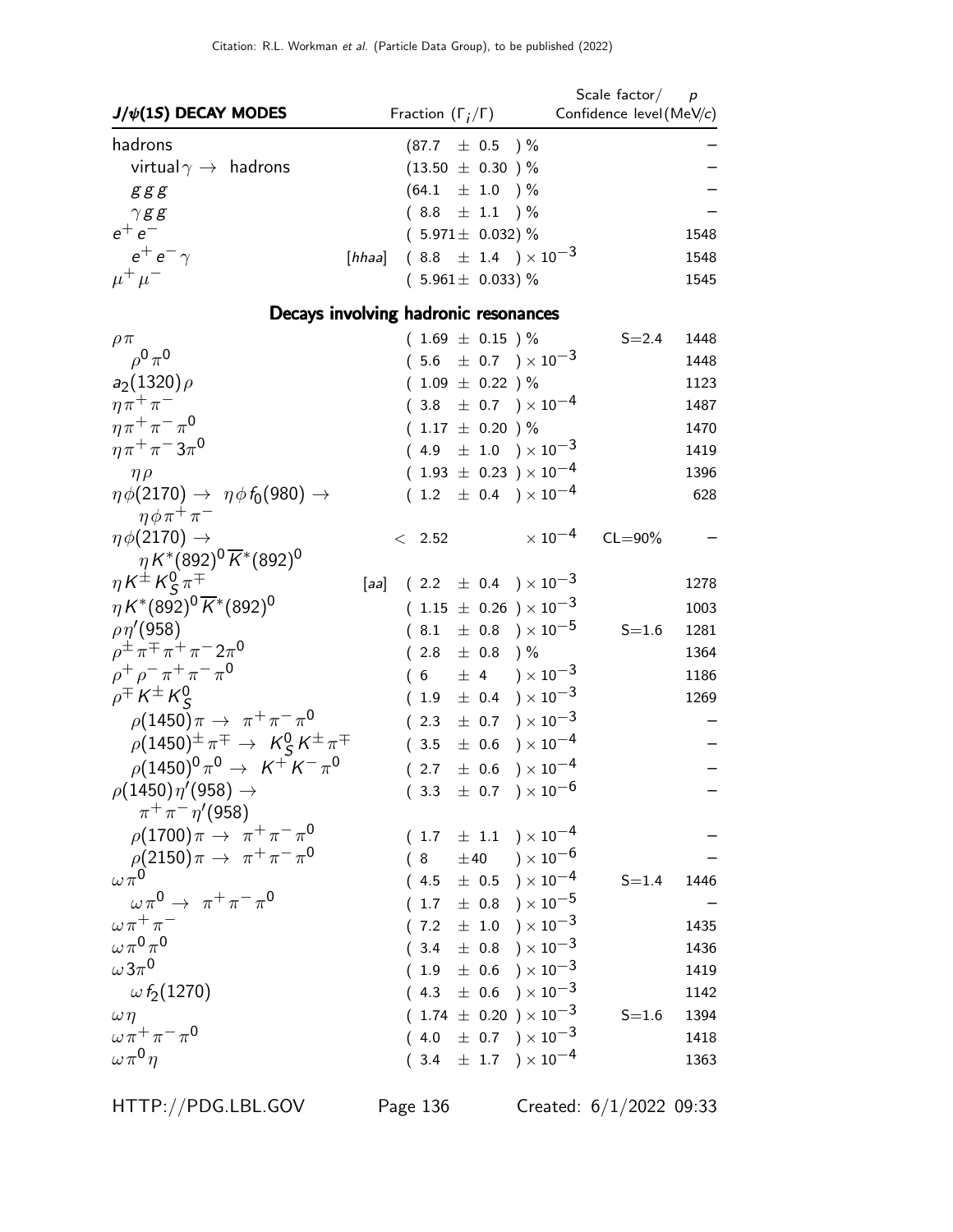| $J/\psi(1S)$ DECAY MODES | | Fraction ($\Gamma_i/\Gamma$) | Scale factor/ Confidence level | $p$ (MeV/$c$) |
|---|---|---|---|---|
| hadrons | | $(87.7 \pm 0.5)$ % | | – |
| virtual$\gamma \to$ hadrons | | $(13.50 \pm 0.30)$ % | | – |
| $ggg$ | | $(64.1 \pm 1.0)$ % | | – |
| $\gamma gg$ | | $(8.8 \pm 1.1)$ % | | – |
| $e^+e^-$ | | $(5.971 \pm 0.032)$ % | | 1548 |
| $e^+e^-\gamma$ | [hhaa] | $(8.8 \pm 1.4) \times 10^{-3}$ | | 1548 |
| $\mu^+\mu^-$ | | $(5.961 \pm 0.033)$ % | | 1545 |

## Decays involving hadronic resonances

| Mode | | Fraction ($\Gamma_i/\Gamma$) | Scale factor/ Confidence level | $p$ (MeV/$c$) |
|---|---|---|---|---|
| $\rho\pi$ | | $(1.69 \pm 0.15)$ % | S=2.4 | 1448 |
| $\rho^0\pi^0$ | | $(5.6 \pm 0.7) \times 10^{-3}$ | | 1448 |
| $a_2(1320)\rho$ | | $(1.09 \pm 0.22)$ % | | 1123 |
| $\eta\pi^+\pi^-$ | | $(3.8 \pm 0.7) \times 10^{-4}$ | | 1487 |
| $\eta\pi^+\pi^-\pi^0$ | | $(1.17 \pm 0.20)$ % | | 1470 |
| $\eta\pi^+\pi^-3\pi^0$ | | $(4.9 \pm 1.0) \times 10^{-3}$ | | 1419 |
| $\eta\rho$ | | $(1.93 \pm 0.23) \times 10^{-4}$ | | 1396 |
| $\eta\phi(2170) \to \eta\phi f_0(980) \to \eta\phi\pi^+\pi^-$ | | $(1.2 \pm 0.4) \times 10^{-4}$ | | 628 |
| $\eta\phi(2170) \to \eta K^*(892)^0\overline{K}^*(892)^0$ | | $< 2.52 \times 10^{-4}$ | CL=90% | – |
| $\eta K^\pm K^0_S\pi^\mp$ | [aa] | $(2.2 \pm 0.4) \times 10^{-3}$ | | 1278 |
| $\eta K^*(892)^0\overline{K}^*(892)^0$ | | $(1.15 \pm 0.26) \times 10^{-3}$ | | 1003 |
| $\rho\eta'(958)$ | | $(8.1 \pm 0.8) \times 10^{-5}$ | S=1.6 | 1281 |
| $\rho^\pm\pi^\mp\pi^+\pi^-2\pi^0$ | | $(2.8 \pm 0.8)$ % | | 1364 |
| $\rho^+\rho^-\pi^+\pi^-\pi^0$ | | $(6 \pm 4) \times 10^{-3}$ | | 1186 |
| $\rho^\mp K^\pm K^0_S$ | | $(1.9 \pm 0.4) \times 10^{-3}$ | | 1269 |
| $\rho(1450)\pi \to \pi^+\pi^-\pi^0$ | | $(2.3 \pm 0.7) \times 10^{-3}$ | | – |
| $\rho(1450)^\pm\pi^\mp \to K^0_S K^\pm\pi^\mp$ | | $(3.5 \pm 0.6) \times 10^{-4}$ | | – |
| $\rho(1450)^0\pi^0 \to K^+K^-\pi^0$ | | $(2.7 \pm 0.6) \times 10^{-4}$ | | – |
| $\rho(1450)\eta'(958) \to \pi^+\pi^-\eta'(958)$ | | $(3.3 \pm 0.7) \times 10^{-6}$ | | – |
| $\rho(1700)\pi \to \pi^+\pi^-\pi^0$ | | $(1.7 \pm 1.1) \times 10^{-4}$ | | – |
| $\rho(2150)\pi \to \pi^+\pi^-\pi^0$ | | $(8 \pm 40) \times 10^{-6}$ | | – |
| $\omega\pi^0$ | | $(4.5 \pm 0.5) \times 10^{-4}$ | S=1.4 | 1446 |
| $\omega\pi^0 \to \pi^+\pi^-\pi^0$ | | $(1.7 \pm 0.8) \times 10^{-5}$ | | – |
| $\omega\pi^+\pi^-$ | | $(7.2 \pm 1.0) \times 10^{-3}$ | | 1435 |
| $\omega\pi^0\pi^0$ | | $(3.4 \pm 0.8) \times 10^{-3}$ | | 1436 |
| $\omega 3\pi^0$ | | $(1.9 \pm 0.6) \times 10^{-3}$ | | 1419 |
| $\omega f_2(1270)$ | | $(4.3 \pm 0.6) \times 10^{-3}$ | | 1142 |
| $\omega\eta$ | | $(1.74 \pm 0.20) \times 10^{-3}$ | S=1.6 | 1394 |
| $\omega\pi^+\pi^-\pi^0$ | | $(4.0 \pm 0.7) \times 10^{-3}$ | | 1418 |
| $\omega\pi^0\eta$ | | $(3.4 \pm 1.7) \times 10^{-4}$ | | 1363 |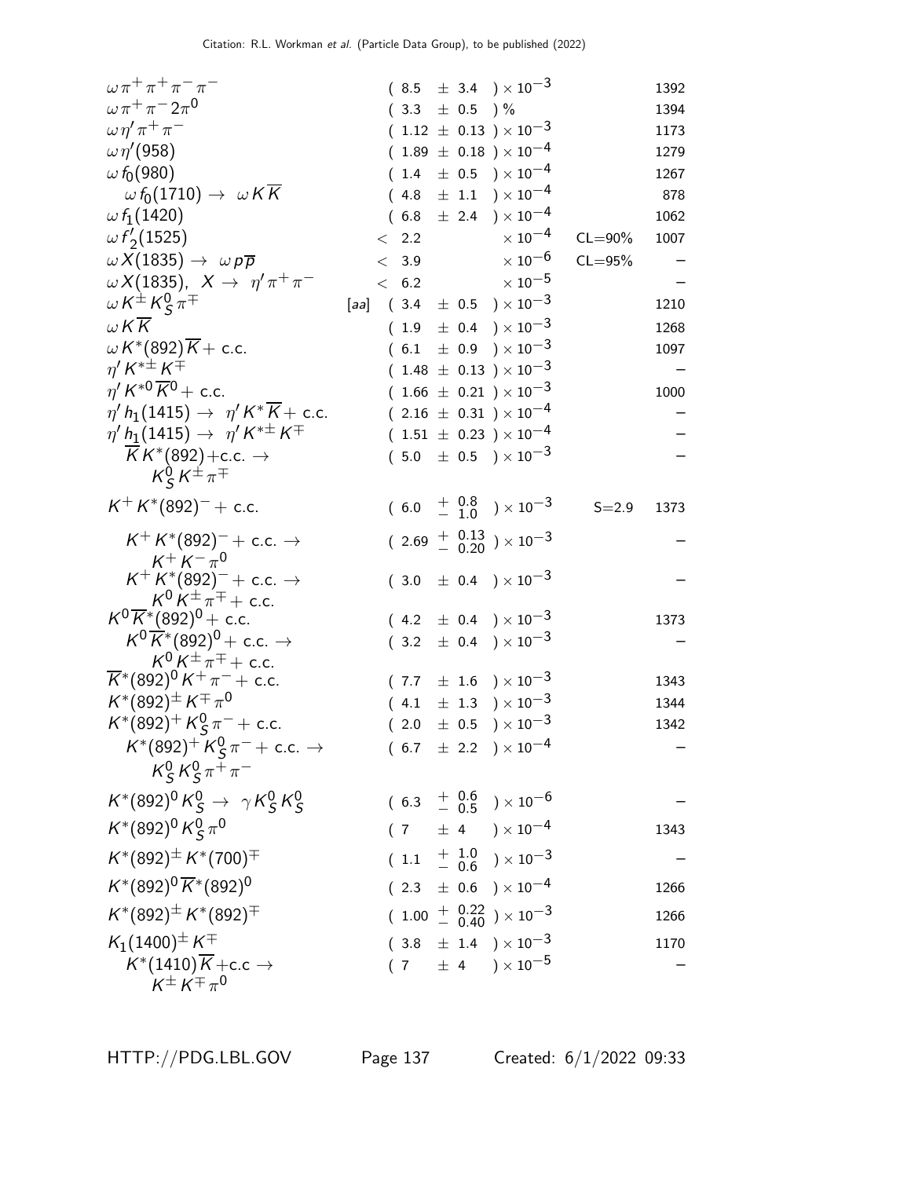| Mode | | Fraction ($\Gamma_i/\Gamma$) | Scale factor/ Confidence level | $p$ (MeV/c) |
|---|---|---|---|---|
| $\omega \pi^+ \pi^+ \pi^- \pi^-$ | | $(8.5 \pm 3.4) \times 10^{-3}$ | | 1392 |
| $\omega \pi^+ \pi^- 2\pi^0$ | | $(3.3 \pm 0.5)$ % | | 1394 |
| $\omega \eta' \pi^+ \pi^-$ | | $(1.12 \pm 0.13) \times 10^{-3}$ | | 1173 |
| $\omega \eta'(958)$ | | $(1.89 \pm 0.18) \times 10^{-4}$ | | 1279 |
| $\omega f_0(980)$ | | $(1.4 \pm 0.5) \times 10^{-4}$ | | 1267 |
| $\omega f_0(1710) \to \omega K \overline{K}$ | | $(4.8 \pm 1.1) \times 10^{-4}$ | | 878 |
| $\omega f_1(1420)$ | | $(6.8 \pm 2.4) \times 10^{-4}$ | | 1062 |
| $\omega f'_2(1525)$ | | $< 2.2 \times 10^{-4}$ | CL=90% | 1007 |
| $\omega X(1835) \to \omega p \overline{p}$ | | $< 3.9 \times 10^{-6}$ | CL=95% | – |
| $\omega X(1835)$, $X \to \eta' \pi^+ \pi^-$ | | $< 6.2 \times 10^{-5}$ | | – |
| $\omega K^{\pm} K^0_S \pi^{\mp}$ | [aa] | $(3.4 \pm 0.5) \times 10^{-3}$ | | 1210 |
| $\omega K \overline{K}$ | | $(1.9 \pm 0.4) \times 10^{-3}$ | | 1268 |
| $\omega K^*(892) \overline{K}$ + c.c. | | $(6.1 \pm 0.9) \times 10^{-3}$ | | 1097 |
| $\eta' K^{*\pm} K^{\mp}$ | | $(1.48 \pm 0.13) \times 10^{-3}$ | | – |
| $\eta' K^{*0} \overline{K}^0$ + c.c. | | $(1.66 \pm 0.21) \times 10^{-3}$ | | 1000 |
| $\eta' h_1(1415) \to \eta' K^* \overline{K}$ + c.c. | | $(2.16 \pm 0.31) \times 10^{-4}$ | | – |
| $\eta' h_1(1415) \to \eta' K^{*\pm} K^{\mp}$ | | $(1.51 \pm 0.23) \times 10^{-4}$ | | – |
| $\overline{K} K^*(892)$+c.c. $\to K^0_S K^{\pm} \pi^{\mp}$ | | $(5.0 \pm 0.5) \times 10^{-3}$ | | – |
| $K^+ K^*(892)^-$ + c.c. | | $(6.0 {}^{+0.8}_{-1.0}) \times 10^{-3}$ | S=2.9 | 1373 |
| $K^+ K^*(892)^-$ + c.c. $\to K^+ K^- \pi^0$ | | $(2.69 {}^{+0.13}_{-0.20}) \times 10^{-3}$ | | – |
| $K^+ K^*(892)^-$ + c.c. $\to K^0 K^{\pm} \pi^{\mp}$ + c.c. | | $(3.0 \pm 0.4) \times 10^{-3}$ | | – |
| $K^0 \overline{K}^*(892)^0$ + c.c. | | $(4.2 \pm 0.4) \times 10^{-3}$ | | 1373 |
| $K^0 \overline{K}^*(892)^0$ + c.c. $\to K^0 K^{\pm} \pi^{\mp}$ + c.c. | | $(3.2 \pm 0.4) \times 10^{-3}$ | | – |
| $\overline{K}^*(892)^0 K^+ \pi^-$ + c.c. | | $(7.7 \pm 1.6) \times 10^{-3}$ | | 1343 |
| $K^*(892)^{\pm} K^{\mp} \pi^0$ | | $(4.1 \pm 1.3) \times 10^{-3}$ | | 1344 |
| $K^*(892)^+ K^0_S \pi^-$ + c.c. | | $(2.0 \pm 0.5) \times 10^{-3}$ | | 1342 |
| $K^*(892)^+ K^0_S \pi^-$ + c.c. $\to K^0_S K^0_S \pi^+ \pi^-$ | | $(6.7 \pm 2.2) \times 10^{-4}$ | | – |
| $K^*(892)^0 K^0_S \to \gamma K^0_S K^0_S$ | | $(6.3 {}^{+0.6}_{-0.5}) \times 10^{-6}$ | | – |
| $K^*(892)^0 K^0_S \pi^0$ | | $(7 \pm 4) \times 10^{-4}$ | | 1343 |
| $K^*(892)^{\pm} K^*(700)^{\mp}$ | | $(1.1 {}^{+1.0}_{-0.6}) \times 10^{-3}$ | | – |
| $K^*(892)^0 \overline{K}^*(892)^0$ | | $(2.3 \pm 0.6) \times 10^{-4}$ | | 1266 |
| $K^*(892)^{\pm} K^*(892)^{\mp}$ | | $(1.00 {}^{+0.22}_{-0.40}) \times 10^{-3}$ | | 1266 |
| $K_1(1400)^{\pm} K^{\mp}$ | | $(3.8 \pm 1.4) \times 10^{-3}$ | | 1170 |
| $K^*(1410) \overline{K}$+c.c $\to K^{\pm} K^{\mp} \pi^0$ | | $(7 \pm 4) \times 10^{-5}$ | | – |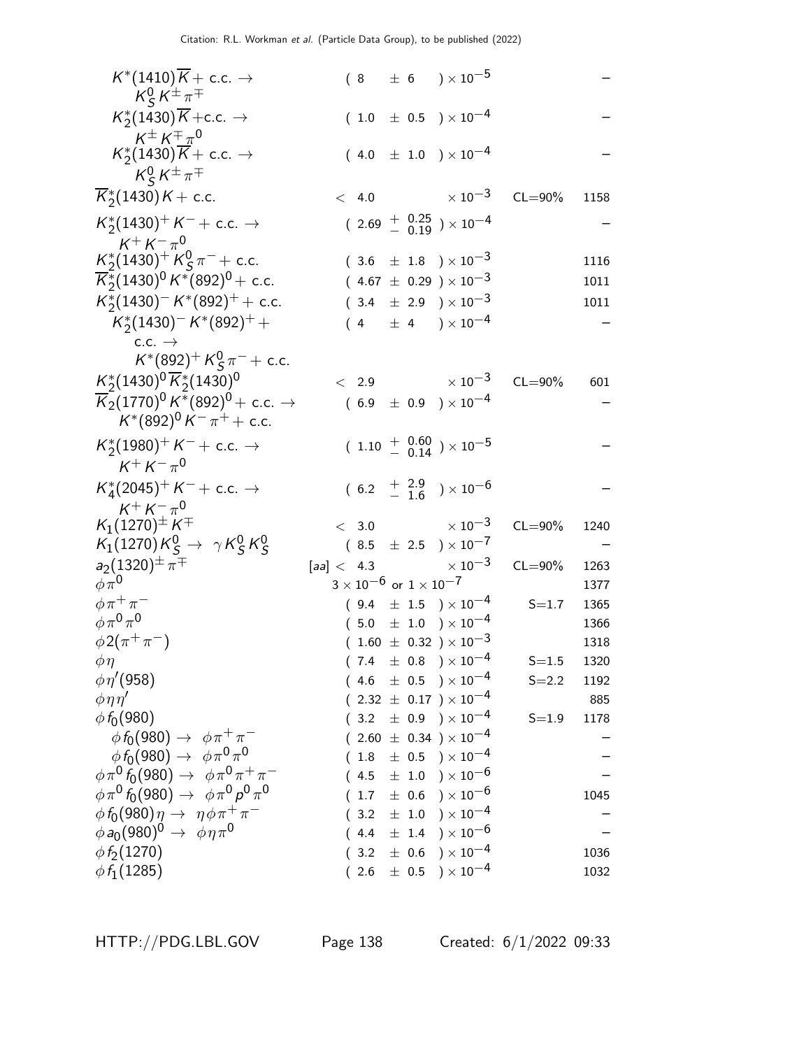| Mode | Fraction | | Scale factor/ Conf. level | p (MeV/c) |
|---|---|---|---|---|
| $K^*(1410)\overline{K}$ + c.c. → $K^0_S K^\pm \pi^\mp$ | | $(8 \pm 6) \times 10^{-5}$ | | – |
| $K^*_2(1430)\overline{K}$+c.c. → $K^\pm K^\mp \pi^0$ | | $(1.0 \pm 0.5) \times 10^{-4}$ | | – |
| $K^*_2(1430)\overline{K}$ + c.c. → $K^0_S K^\pm \pi^\mp$ | | $(4.0 \pm 1.0) \times 10^{-4}$ | | – |
| $\overline{K}^*_2(1430) K$ + c.c. | | $< 4.0 \times 10^{-3}$ | CL=90% | 1158 |
| $K^*_2(1430)^+ K^-$ + c.c. → $K^+ K^- \pi^0$ | | $(2.69 ^{+0.25}_{-0.19}) \times 10^{-4}$ | | – |
| $K^*_2(1430)^+ K^0_S \pi^-$ + c.c. | | $(3.6 \pm 1.8) \times 10^{-3}$ | | 1116 |
| $\overline{K}^*_2(1430)^0 K^*(892)^0$ + c.c. | | $(4.67 \pm 0.29) \times 10^{-3}$ | | 1011 |
| $K^*_2(1430)^- K^*(892)^+$ + c.c. | | $(3.4 \pm 2.9) \times 10^{-3}$ | | 1011 |
| $K^*_2(1430)^- K^*(892)^+$ + c.c. → $K^*(892)^+ K^0_S \pi^-$ + c.c. | | $(4 \pm 4) \times 10^{-4}$ | | – |
| $K^*_2(1430)^0 \overline{K}^*_2(1430)^0$ | | $< 2.9 \times 10^{-3}$ | CL=90% | 601 |
| $\overline{K}_2(1770)^0 K^*(892)^0$ + c.c. → $K^*(892)^0 K^- \pi^+$ + c.c. | | $(6.9 \pm 0.9) \times 10^{-4}$ | | – |
| $K^*_2(1980)^+ K^-$ + c.c. → $K^+ K^- \pi^0$ | | $(1.10 ^{+0.60}_{-0.14}) \times 10^{-5}$ | | – |
| $K^*_4(2045)^+ K^-$ + c.c. → $K^+ K^- \pi^0$ | | $(6.2 ^{+2.9}_{-1.6}) \times 10^{-6}$ | | – |
| $K_1(1270)^\pm K^\mp$ | | $< 3.0 \times 10^{-3}$ | CL=90% | 1240 |
| $K_1(1270) K^0_S$ → $\gamma K^0_S K^0_S$ | | $(8.5 \pm 2.5) \times 10^{-7}$ | | – |
| $a_2(1320)^\pm \pi^\mp$ | [aa] | $< 4.3 \times 10^{-3}$ | CL=90% | 1263 |
| $\phi \pi^0$ | | $3 \times 10^{-6}$ or $1 \times 10^{-7}$ | | 1377 |
| $\phi \pi^+ \pi^-$ | | $(9.4 \pm 1.5) \times 10^{-4}$ | S=1.7 | 1365 |
| $\phi \pi^0 \pi^0$ | | $(5.0 \pm 1.0) \times 10^{-4}$ | | 1366 |
| $\phi 2(\pi^+ \pi^-)$ | | $(1.60 \pm 0.32) \times 10^{-3}$ | | 1318 |
| $\phi \eta$ | | $(7.4 \pm 0.8) \times 10^{-4}$ | S=1.5 | 1320 |
| $\phi \eta'(958)$ | | $(4.6 \pm 0.5) \times 10^{-4}$ | S=2.2 | 1192 |
| $\phi \eta \eta'$ | | $(2.32 \pm 0.17) \times 10^{-4}$ | | 885 |
| $\phi f_0(980)$ | | $(3.2 \pm 0.9) \times 10^{-4}$ | S=1.9 | 1178 |
| $\phi f_0(980)$ → $\phi \pi^+ \pi^-$ | | $(2.60 \pm 0.34) \times 10^{-4}$ | | – |
| $\phi f_0(980)$ → $\phi \pi^0 \pi^0$ | | $(1.8 \pm 0.5) \times 10^{-4}$ | | – |
| $\phi \pi^0 f_0(980)$ → $\phi \pi^0 \pi^+ \pi^-$ | | $(4.5 \pm 1.0) \times 10^{-6}$ | | – |
| $\phi \pi^0 f_0(980)$ → $\phi \pi^0 p^0 \pi^0$ | | $(1.7 \pm 0.6) \times 10^{-6}$ | | 1045 |
| $\phi f_0(980) \eta$ → $\eta \phi \pi^+ \pi^-$ | | $(3.2 \pm 1.0) \times 10^{-4}$ | | – |
| $\phi a_0(980)^0$ → $\phi \eta \pi^0$ | | $(4.4 \pm 1.4) \times 10^{-6}$ | | – |
| $\phi f_2(1270)$ | | $(3.2 \pm 0.6) \times 10^{-4}$ | | 1036 |
| $\phi f_1(1285)$ | | $(2.6 \pm 0.5) \times 10^{-4}$ | | 1032 |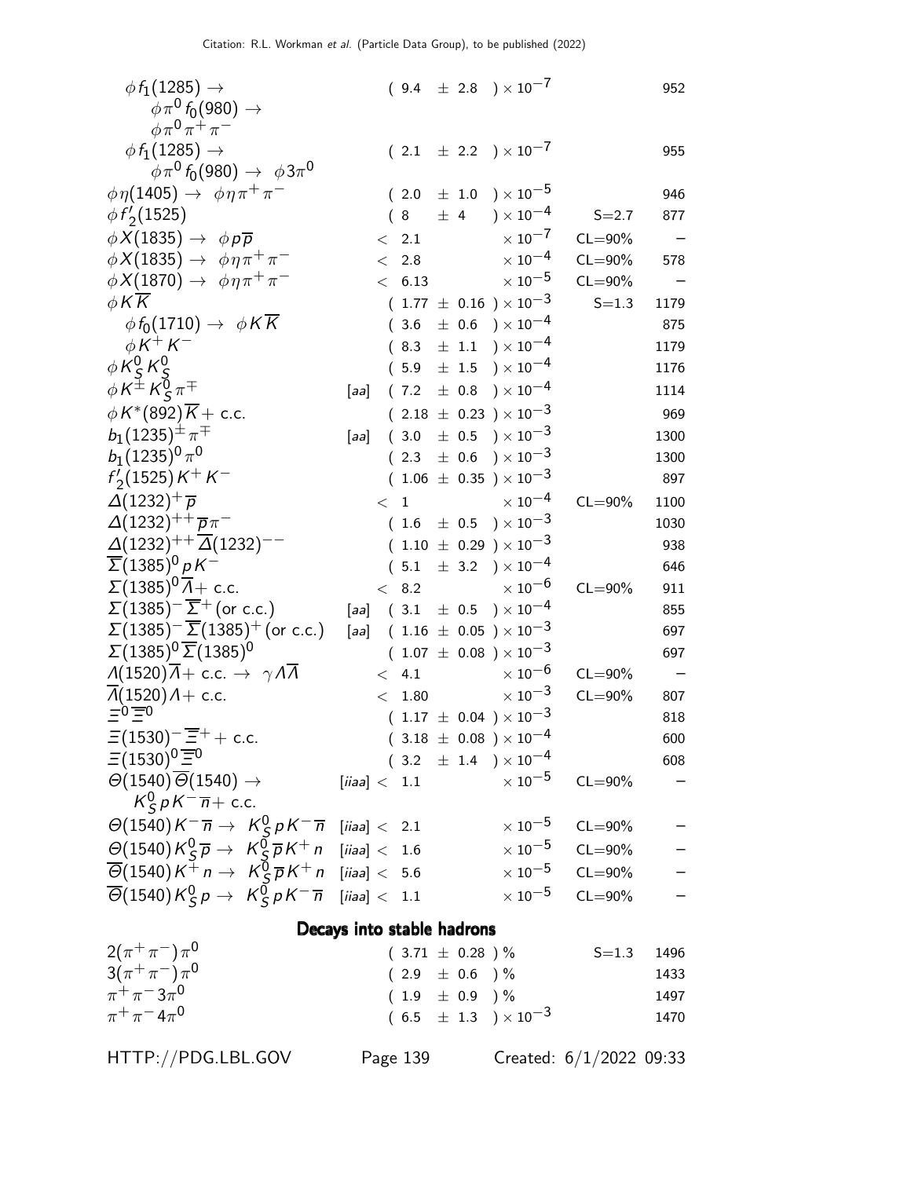| Mode | | Fraction | | Scale/CL | p (MeV/c) |
|---|---|---|---|---|---|
| $\phi f_1(1285) \to \phi \pi^0 f_0(980) \to \phi \pi^0 \pi^+ \pi^-$ | | $(9.4 \pm 2.8) \times 10^{-7}$ | | | 952 |
| $\phi f_1(1285) \to \phi \pi^0 f_0(980) \to \phi 3\pi^0$ | | $(2.1 \pm 2.2) \times 10^{-7}$ | | | 955 |
| $\phi \eta(1405) \to \phi \eta \pi^+ \pi^-$ | | $(2.0 \pm 1.0) \times 10^{-5}$ | | | 946 |
| $\phi f'_2(1525)$ | | $(8 \pm 4) \times 10^{-4}$ | | S=2.7 | 877 |
| $\phi X(1835) \to \phi p \overline{p}$ | | $< 2.1$ | $\times 10^{-7}$ | CL=90% | – |
| $\phi X(1835) \to \phi \eta \pi^+ \pi^-$ | | $< 2.8$ | $\times 10^{-4}$ | CL=90% | 578 |
| $\phi X(1870) \to \phi \eta \pi^+ \pi^-$ | | $< 6.13$ | $\times 10^{-5}$ | CL=90% | – |
| $\phi K \overline{K}$ | | $(1.77 \pm 0.16) \times 10^{-3}$ | | S=1.3 | 1179 |
| $\phi f_0(1710) \to \phi K \overline{K}$ | | $(3.6 \pm 0.6) \times 10^{-4}$ | | | 875 |
| $\phi K^+ K^-$ | | $(8.3 \pm 1.1) \times 10^{-4}$ | | | 1179 |
| $\phi K^0_S K^0_S$ | | $(5.9 \pm 1.5) \times 10^{-4}$ | | | 1176 |
| $\phi K^{\pm} K^0_S \pi^{\mp}$ | [aa] | $(7.2 \pm 0.8) \times 10^{-4}$ | | | 1114 |
| $\phi K^*(892) \overline{K}$ + c.c. | | $(2.18 \pm 0.23) \times 10^{-3}$ | | | 969 |
| $b_1(1235)^{\pm} \pi^{\mp}$ | [aa] | $(3.0 \pm 0.5) \times 10^{-3}$ | | | 1300 |
| $b_1(1235)^0 \pi^0$ | | $(2.3 \pm 0.6) \times 10^{-3}$ | | | 1300 |
| $f'_2(1525) K^+ K^-$ | | $(1.06 \pm 0.35) \times 10^{-3}$ | | | 897 |
| $\Delta(1232)^+ \overline{p}$ | | $< 1$ | $\times 10^{-4}$ | CL=90% | 1100 |
| $\Delta(1232)^{++} \overline{p} \pi^-$ | | $(1.6 \pm 0.5) \times 10^{-3}$ | | | 1030 |
| $\Delta(1232)^{++} \overline{\Delta}(1232)^{--}$ | | $(1.10 \pm 0.29) \times 10^{-3}$ | | | 938 |
| $\overline{\Sigma}(1385)^0 p K^-$ | | $(5.1 \pm 3.2) \times 10^{-4}$ | | | 646 |
| $\Sigma(1385)^0 \overline{\Lambda}$ + c.c. | | $< 8.2$ | $\times 10^{-6}$ | CL=90% | 911 |
| $\Sigma(1385)^- \overline{\Sigma}^+$ (or c.c.) | [aa] | $(3.1 \pm 0.5) \times 10^{-4}$ | | | 855 |
| $\Sigma(1385)^- \overline{\Sigma}(1385)^+$ (or c.c.) | [aa] | $(1.16 \pm 0.05) \times 10^{-3}$ | | | 697 |
| $\Sigma(1385)^0 \overline{\Sigma}(1385)^0$ | | $(1.07 \pm 0.08) \times 10^{-3}$ | | | 697 |
| $\Lambda(1520) \overline{\Lambda}$ + c.c. $\to \gamma \Lambda \overline{\Lambda}$ | | $< 4.1$ | $\times 10^{-6}$ | CL=90% | – |
| $\overline{\Lambda}(1520) \Lambda$ + c.c. | | $< 1.80$ | $\times 10^{-3}$ | CL=90% | 807 |
| $\Xi^0 \overline{\Xi}^0$ | | $(1.17 \pm 0.04) \times 10^{-3}$ | | | 818 |
| $\Xi(1530)^- \overline{\Xi}^+$ + c.c. | | $(3.18 \pm 0.08) \times 10^{-4}$ | | | 600 |
| $\Xi(1530)^0 \overline{\Xi}^0$ | | $(3.2 \pm 1.4) \times 10^{-4}$ | | | 608 |
| $\Theta(1540) \overline{\Theta}(1540) \to K^0_S p K^- \overline{n}$ + c.c. | [iiaa] | $< 1.1$ | $\times 10^{-5}$ | CL=90% | – |
| $\Theta(1540) K^- \overline{n} \to K^0_S p K^- \overline{n}$ | [iiaa] | $< 2.1$ | $\times 10^{-5}$ | CL=90% | – |
| $\Theta(1540) K^0_S \overline{p} \to K^0_S \overline{p} K^+ n$ | [iiaa] | $< 1.6$ | $\times 10^{-5}$ | CL=90% | – |
| $\overline{\Theta}(1540) K^+ n \to K^0_S \overline{p} K^+ n$ | [iiaa] | $< 5.6$ | $\times 10^{-5}$ | CL=90% | – |
| $\overline{\Theta}(1540) K^0_S p \to K^0_S p K^- \overline{n}$ | [iiaa] | $< 1.1$ | $\times 10^{-5}$ | CL=90% | – |

## Decays into stable hadrons

| Mode | Fraction | Scale | p (MeV/c) |
|---|---|---|---|
| $2(\pi^+ \pi^-) \pi^0$ | $(3.71 \pm 0.28)$ % | S=1.3 | 1496 |
| $3(\pi^+ \pi^-) \pi^0$ | $(2.9 \pm 0.6)$ % | | 1433 |
| $\pi^+ \pi^- 3\pi^0$ | $(1.9 \pm 0.9)$ % | | 1497 |
| $\pi^+ \pi^- 4\pi^0$ | $(6.5 \pm 1.3) \times 10^{-3}$ | | 1470 |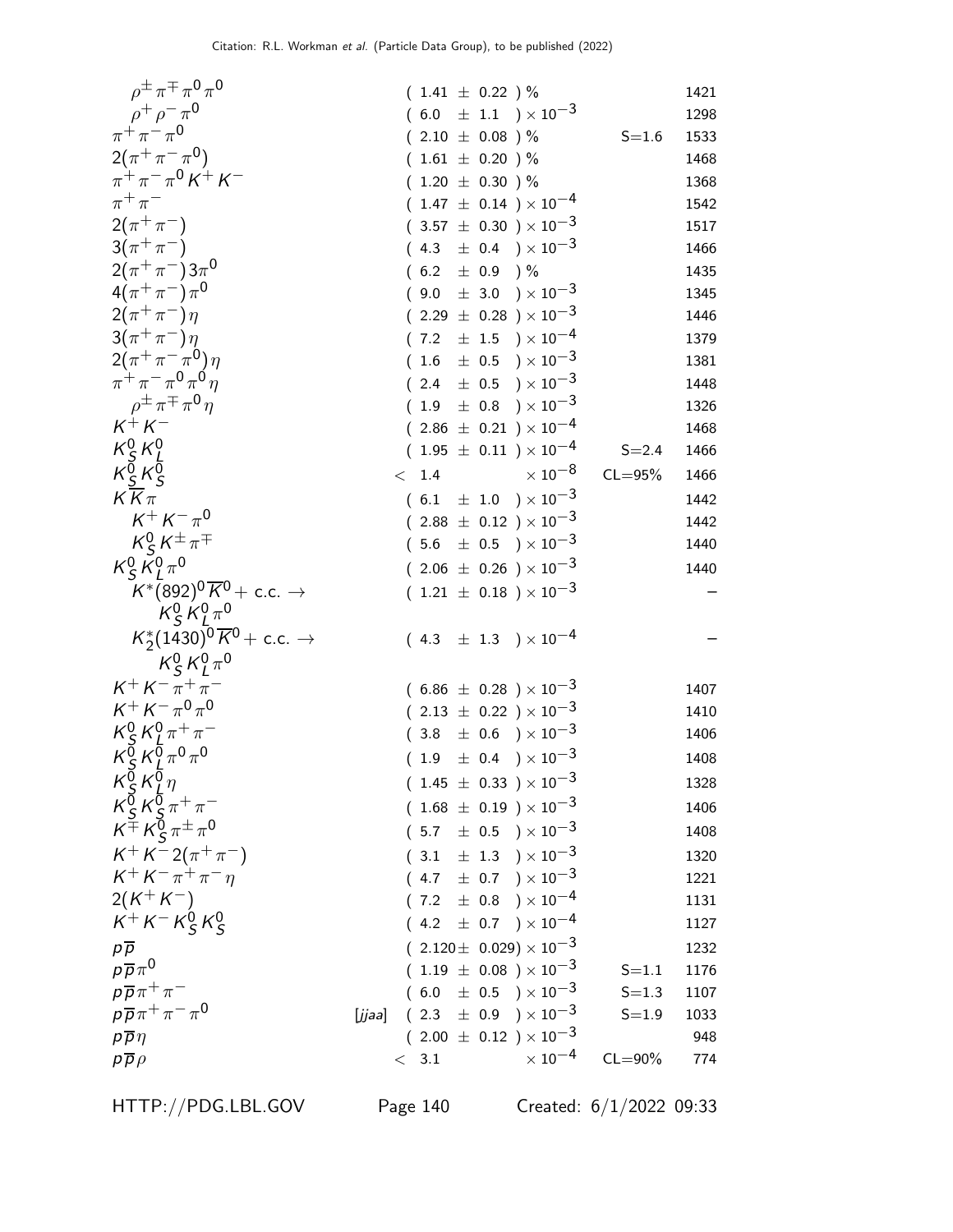| Mode | | Fraction | Scale/CL | p (MeV/c) |
|---|---|---|---|---|
| $\rho^{\pm}\pi^{\mp}\pi^0\pi^0$ | | $(1.41 \pm 0.22)$ % | | 1421 |
| $\rho^+\rho^-\pi^0$ | | $(6.0 \pm 1.1) \times 10^{-3}$ | | 1298 |
| $\pi^+\pi^-\pi^0$ | | $(2.10 \pm 0.08)$ % | S=1.6 | 1533 |
| $2(\pi^+\pi^-\pi^0)$ | | $(1.61 \pm 0.20)$ % | | 1468 |
| $\pi^+\pi^-\pi^0 K^+ K^-$ | | $(1.20 \pm 0.30)$ % | | 1368 |
| $\pi^+\pi^-$ | | $(1.47 \pm 0.14) \times 10^{-4}$ | | 1542 |
| $2(\pi^+\pi^-)$ | | $(3.57 \pm 0.30) \times 10^{-3}$ | | 1517 |
| $3(\pi^+\pi^-)$ | | $(4.3 \pm 0.4) \times 10^{-3}$ | | 1466 |
| $2(\pi^+\pi^-)3\pi^0$ | | $(6.2 \pm 0.9)$ % | | 1435 |
| $4(\pi^+\pi^-)\pi^0$ | | $(9.0 \pm 3.0) \times 10^{-3}$ | | 1345 |
| $2(\pi^+\pi^-)\eta$ | | $(2.29 \pm 0.28) \times 10^{-3}$ | | 1446 |
| $3(\pi^+\pi^-)\eta$ | | $(7.2 \pm 1.5) \times 10^{-4}$ | | 1379 |
| $2(\pi^+\pi^-\pi^0)\eta$ | | $(1.6 \pm 0.5) \times 10^{-3}$ | | 1381 |
| $\pi^+\pi^-\pi^0\pi^0\eta$ | | $(2.4 \pm 0.5) \times 10^{-3}$ | | 1448 |
| $\rho^{\pm}\pi^{\mp}\pi^0\eta$ | | $(1.9 \pm 0.8) \times 10^{-3}$ | | 1326 |
| $K^+K^-$ | | $(2.86 \pm 0.21) \times 10^{-4}$ | | 1468 |
| $K^0_S K^0_L$ | | $(1.95 \pm 0.11) \times 10^{-4}$ | S=2.4 | 1466 |
| $K^0_S K^0_S$ | | $< 1.4 \times 10^{-8}$ | CL=95% | 1466 |
| $K\overline{K}\pi$ | | $(6.1 \pm 1.0) \times 10^{-3}$ | | 1442 |
| $K^+K^-\pi^0$ | | $(2.88 \pm 0.12) \times 10^{-3}$ | | 1442 |
| $K^0_S K^{\pm}\pi^{\mp}$ | | $(5.6 \pm 0.5) \times 10^{-3}$ | | 1440 |
| $K^0_S K^0_L \pi^0$ | | $(2.06 \pm 0.26) \times 10^{-3}$ | | 1440 |
| $K^*(892)^0\overline{K}^0$ + c.c. $\to K^0_S K^0_L \pi^0$ | | $(1.21 \pm 0.18) \times 10^{-3}$ | | – |
| $K^*_2(1430)^0\overline{K}^0$ + c.c. $\to K^0_S K^0_L \pi^0$ | | $(4.3 \pm 1.3) \times 10^{-4}$ | | – |
| $K^+K^-\pi^+\pi^-$ | | $(6.86 \pm 0.28) \times 10^{-3}$ | | 1407 |
| $K^+K^-\pi^0\pi^0$ | | $(2.13 \pm 0.22) \times 10^{-3}$ | | 1410 |
| $K^0_S K^0_L \pi^+\pi^-$ | | $(3.8 \pm 0.6) \times 10^{-3}$ | | 1406 |
| $K^0_S K^0_L \pi^0\pi^0$ | | $(1.9 \pm 0.4) \times 10^{-3}$ | | 1408 |
| $K^0_S K^0_L \eta$ | | $(1.45 \pm 0.33) \times 10^{-3}$ | | 1328 |
| $K^0_S K^0_S \pi^+\pi^-$ | | $(1.68 \pm 0.19) \times 10^{-3}$ | | 1406 |
| $K^{\mp} K^0_S \pi^{\pm}\pi^0$ | | $(5.7 \pm 0.5) \times 10^{-3}$ | | 1408 |
| $K^+K^-2(\pi^+\pi^-)$ | | $(3.1 \pm 1.3) \times 10^{-3}$ | | 1320 |
| $K^+K^-\pi^+\pi^-\eta$ | | $(4.7 \pm 0.7) \times 10^{-3}$ | | 1221 |
| $2(K^+K^-)$ | | $(7.2 \pm 0.8) \times 10^{-4}$ | | 1131 |
| $K^+K^- K^0_S K^0_S$ | | $(4.2 \pm 0.7) \times 10^{-4}$ | | 1127 |
| $p\overline{p}$ | | $(2.120 \pm 0.029) \times 10^{-3}$ | | 1232 |
| $p\overline{p}\pi^0$ | | $(1.19 \pm 0.08) \times 10^{-3}$ | S=1.1 | 1176 |
| $p\overline{p}\pi^+\pi^-$ | | $(6.0 \pm 0.5) \times 10^{-3}$ | S=1.3 | 1107 |
| $p\overline{p}\pi^+\pi^-\pi^0$ | [jjaa] | $(2.3 \pm 0.9) \times 10^{-3}$ | S=1.9 | 1033 |
| $p\overline{p}\eta$ | | $(2.00 \pm 0.12) \times 10^{-3}$ | | 948 |
| $p\overline{p}\rho$ | | $< 3.1 \times 10^{-4}$ | CL=90% | 774 |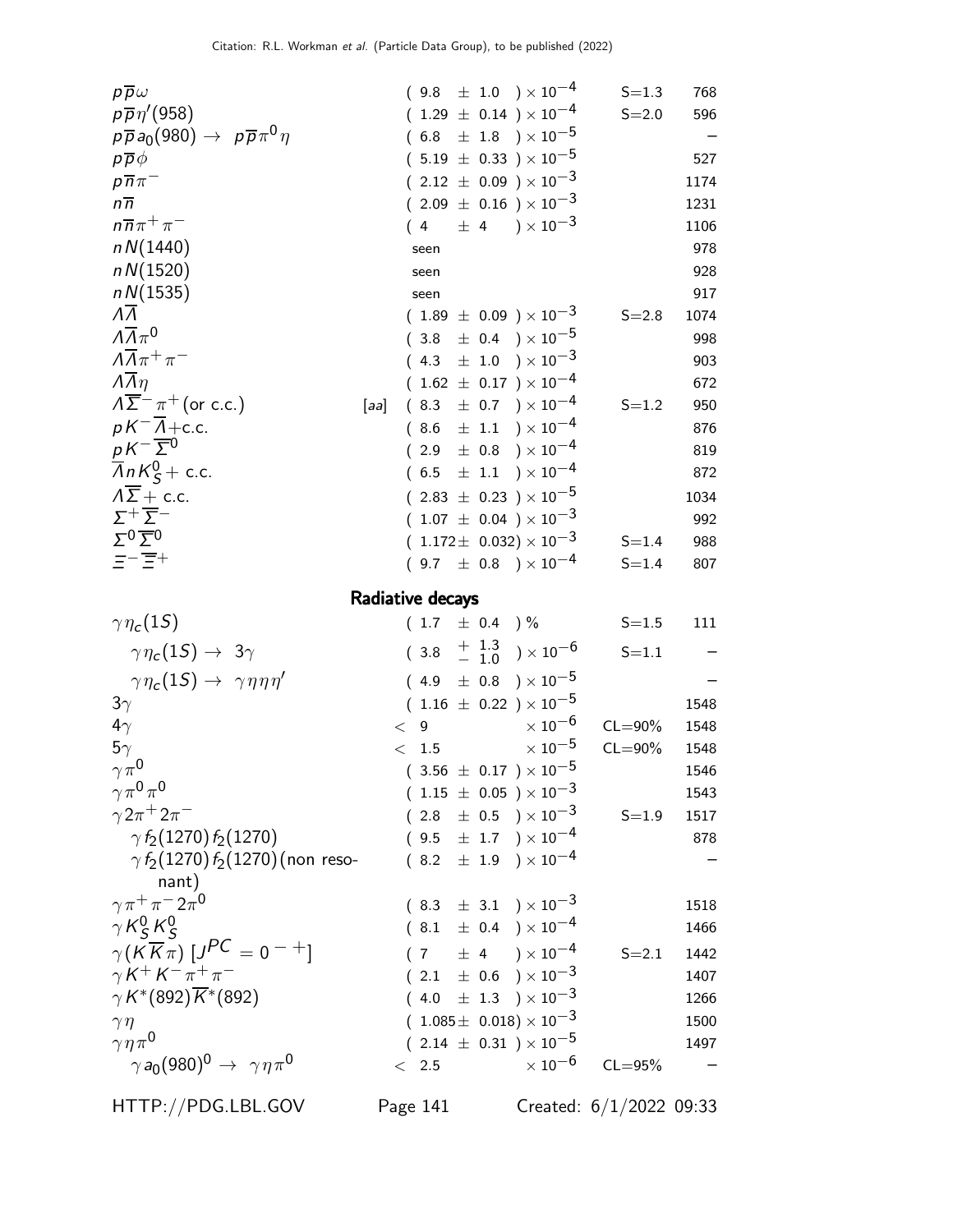| Mode | | Fraction | Scale factor/ Confidence level | p (MeV/c) |
|---|---|---|---|---|
| $p\overline{p}\omega$ | | $(9.8 \pm 1.0) \times 10^{-4}$ | S=1.3 | 768 |
| $p\overline{p}\eta'(958)$ | | $(1.29 \pm 0.14) \times 10^{-4}$ | S=2.0 | 596 |
| $p\overline{p}a_0(980) \rightarrow p\overline{p}\pi^0\eta$ | | $(6.8 \pm 1.8) \times 10^{-5}$ | | – |
| $p\overline{p}\phi$ | | $(5.19 \pm 0.33) \times 10^{-5}$ | | 527 |
| $p\overline{n}\pi^-$ | | $(2.12 \pm 0.09) \times 10^{-3}$ | | 1174 |
| $n\overline{n}$ | | $(2.09 \pm 0.16) \times 10^{-3}$ | | 1231 |
| $n\overline{n}\pi^+\pi^-$ | | $(4 \pm 4) \times 10^{-3}$ | | 1106 |
| $nN(1440)$ | | seen | | 978 |
| $nN(1520)$ | | seen | | 928 |
| $nN(1535)$ | | seen | | 917 |
| $\Lambda\overline{\Lambda}$ | | $(1.89 \pm 0.09) \times 10^{-3}$ | S=2.8 | 1074 |
| $\Lambda\overline{\Lambda}\pi^0$ | | $(3.8 \pm 0.4) \times 10^{-5}$ | | 998 |
| $\Lambda\overline{\Lambda}\pi^+\pi^-$ | | $(4.3 \pm 1.0) \times 10^{-3}$ | | 903 |
| $\Lambda\overline{\Lambda}\eta$ | | $(1.62 \pm 0.17) \times 10^{-4}$ | | 672 |
| $\Lambda\overline{\Sigma}^-\pi^+$ (or c.c.) | [aa] | $(8.3 \pm 0.7) \times 10^{-4}$ | S=1.2 | 950 |
| $pK^-\overline{\Lambda}$+c.c. | | $(8.6 \pm 1.1) \times 10^{-4}$ | | 876 |
| $pK^-\overline{\Sigma}^0$ | | $(2.9 \pm 0.8) \times 10^{-4}$ | | 819 |
| $\overline{\Lambda}nK^0_S$ + c.c. | | $(6.5 \pm 1.1) \times 10^{-4}$ | | 872 |
| $\Lambda\overline{\Sigma}$ + c.c. | | $(2.83 \pm 0.23) \times 10^{-5}$ | | 1034 |
| $\Sigma^+\overline{\Sigma}^-$ | | $(1.07 \pm 0.04) \times 10^{-3}$ | | 992 |
| $\Sigma^0\overline{\Sigma}^0$ | | $(1.172 \pm 0.032) \times 10^{-3}$ | S=1.4 | 988 |
| $\Xi^-\overline{\Xi}^+$ | | $(9.7 \pm 0.8) \times 10^{-4}$ | S=1.4 | 807 |

## Radiative decays

| Mode | | Fraction | Scale factor/ Confidence level | p (MeV/c) |
|---|---|---|---|---|
| $\gamma\eta_c(1S)$ | | $(1.7 \pm 0.4)$ % | S=1.5 | 111 |
| $\gamma\eta_c(1S) \rightarrow 3\gamma$ | | $(3.8 \ ^{+1.3}_{-1.0}) \times 10^{-6}$ | S=1.1 | – |
| $\gamma\eta_c(1S) \rightarrow \gamma\eta\eta\eta'$ | | $(4.9 \pm 0.8) \times 10^{-5}$ | | – |
| $3\gamma$ | | $(1.16 \pm 0.22) \times 10^{-5}$ | | 1548 |
| $4\gamma$ | | $< 9 \times 10^{-6}$ | CL=90% | 1548 |
| $5\gamma$ | | $< 1.5 \times 10^{-5}$ | CL=90% | 1548 |
| $\gamma\pi^0$ | | $(3.56 \pm 0.17) \times 10^{-5}$ | | 1546 |
| $\gamma\pi^0\pi^0$ | | $(1.15 \pm 0.05) \times 10^{-3}$ | | 1543 |
| $\gamma 2\pi^+ 2\pi^-$ | | $(2.8 \pm 0.5) \times 10^{-3}$ | S=1.9 | 1517 |
| $\gamma f_2(1270) f_2(1270)$ | | $(9.5 \pm 1.7) \times 10^{-4}$ | | 878 |
| $\gamma f_2(1270) f_2(1270)$(non resonant) | | $(8.2 \pm 1.9) \times 10^{-4}$ | | – |
| $\gamma\pi^+\pi^- 2\pi^0$ | | $(8.3 \pm 3.1) \times 10^{-3}$ | | 1518 |
| $\gamma K^0_S K^0_S$ | | $(8.1 \pm 0.4) \times 10^{-4}$ | | 1466 |
| $\gamma(K\overline{K}\pi)$ $[J^{PC} = 0^{-+}]$ | | $(7 \pm 4) \times 10^{-4}$ | S=2.1 | 1442 |
| $\gamma K^+ K^- \pi^+ \pi^-$ | | $(2.1 \pm 0.6) \times 10^{-3}$ | | 1407 |
| $\gamma K^*(892)\overline{K}^*(892)$ | | $(4.0 \pm 1.3) \times 10^{-3}$ | | 1266 |
| $\gamma\eta$ | | $(1.085 \pm 0.018) \times 10^{-3}$ | | 1500 |
| $\gamma\eta\pi^0$ | | $(2.14 \pm 0.31) \times 10^{-5}$ | | 1497 |
| $\gamma a_0(980)^0 \rightarrow \gamma\eta\pi^0$ | | $< 2.5 \times 10^{-6}$ | CL=95% | – |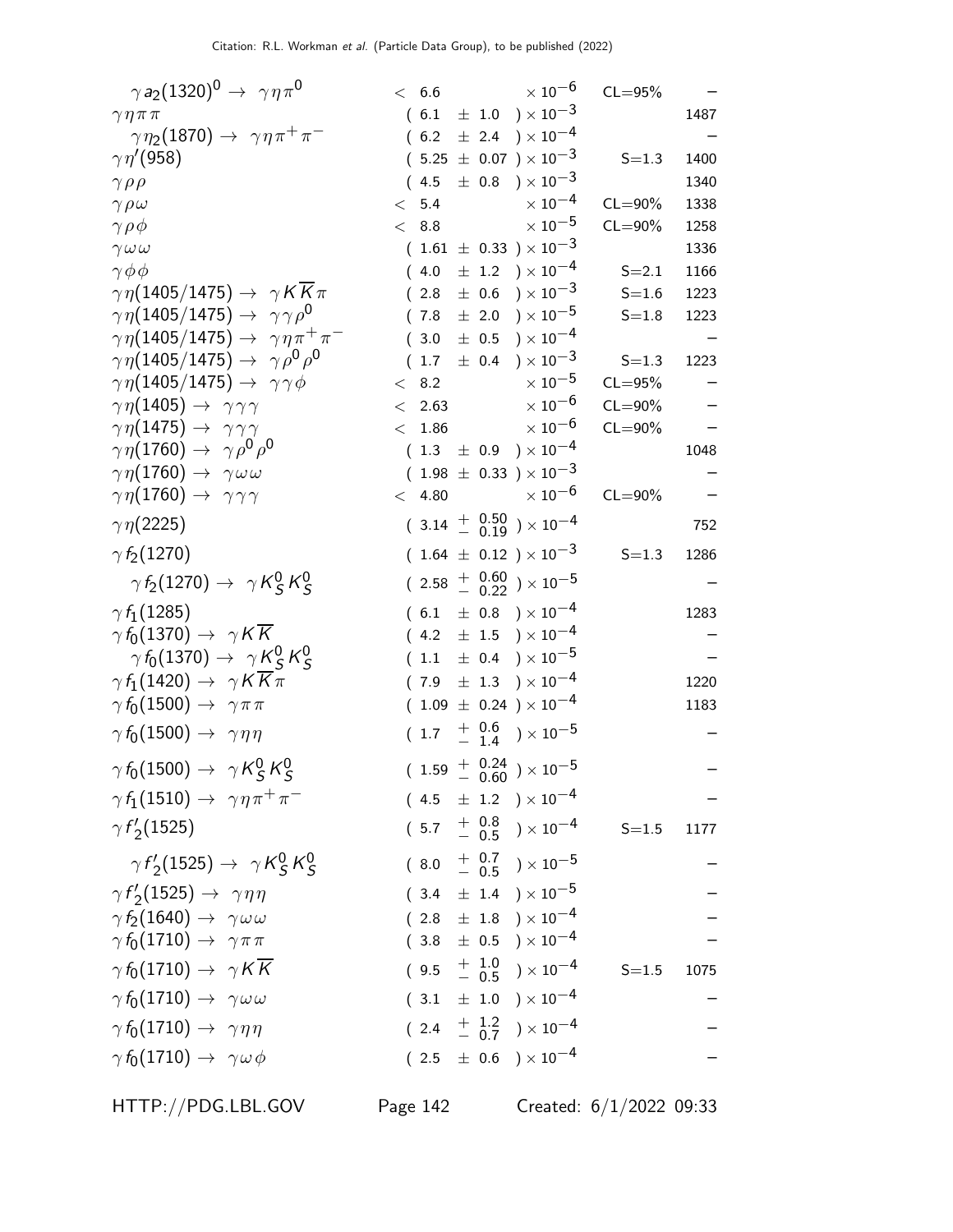| Mode | Fraction | | Scale/CL | p (MeV/c) |
|---|---|---|---|---|
| $\gamma a_2(1320)^0 \rightarrow \gamma \eta \pi^0$ | $< 6.6$ | $\times 10^{-6}$ | CL=95% | – |
| $\gamma \eta \pi \pi$ | $(6.1 \pm 1.0) \times 10^{-3}$ | | | 1487 |
| $\gamma \eta_2(1870) \rightarrow \gamma \eta \pi^+ \pi^-$ | $(6.2 \pm 2.4) \times 10^{-4}$ | | | – |
| $\gamma \eta'(958)$ | $(5.25 \pm 0.07) \times 10^{-3}$ | | S=1.3 | 1400 |
| $\gamma \rho \rho$ | $(4.5 \pm 0.8) \times 10^{-3}$ | | | 1340 |
| $\gamma \rho \omega$ | $< 5.4$ | $\times 10^{-4}$ | CL=90% | 1338 |
| $\gamma \rho \phi$ | $< 8.8$ | $\times 10^{-5}$ | CL=90% | 1258 |
| $\gamma \omega \omega$ | $(1.61 \pm 0.33) \times 10^{-3}$ | | | 1336 |
| $\gamma \phi \phi$ | $(4.0 \pm 1.2) \times 10^{-4}$ | | S=2.1 | 1166 |
| $\gamma \eta(1405/1475) \rightarrow \gamma K \overline{K} \pi$ | $(2.8 \pm 0.6) \times 10^{-3}$ | | S=1.6 | 1223 |
| $\gamma \eta(1405/1475) \rightarrow \gamma \gamma \rho^0$ | $(7.8 \pm 2.0) \times 10^{-5}$ | | S=1.8 | 1223 |
| $\gamma \eta(1405/1475) \rightarrow \gamma \eta \pi^+ \pi^-$ | $(3.0 \pm 0.5) \times 10^{-4}$ | | | – |
| $\gamma \eta(1405/1475) \rightarrow \gamma \rho^0 \rho^0$ | $(1.7 \pm 0.4) \times 10^{-3}$ | | S=1.3 | 1223 |
| $\gamma \eta(1405/1475) \rightarrow \gamma \gamma \phi$ | $< 8.2$ | $\times 10^{-5}$ | CL=95% | – |
| $\gamma \eta(1405) \rightarrow \gamma \gamma \gamma$ | $< 2.63$ | $\times 10^{-6}$ | CL=90% | – |
| $\gamma \eta(1475) \rightarrow \gamma \gamma \gamma$ | $< 1.86$ | $\times 10^{-6}$ | CL=90% | – |
| $\gamma \eta(1760) \rightarrow \gamma \rho^0 \rho^0$ | $(1.3 \pm 0.9) \times 10^{-4}$ | | | 1048 |
| $\gamma \eta(1760) \rightarrow \gamma \omega \omega$ | $(1.98 \pm 0.33) \times 10^{-3}$ | | | – |
| $\gamma \eta(1760) \rightarrow \gamma \gamma \gamma$ | $< 4.80$ | $\times 10^{-6}$ | CL=90% | – |
| $\gamma \eta(2225)$ | $(3.14 \,^{+\,0.50}_{-\,0.19}) \times 10^{-4}$ | | | 752 |
| $\gamma f_2(1270)$ | $(1.64 \pm 0.12) \times 10^{-3}$ | | S=1.3 | 1286 |
| $\gamma f_2(1270) \rightarrow \gamma K^0_S K^0_S$ | $(2.58 \,^{+\,0.60}_{-\,0.22}) \times 10^{-5}$ | | | – |
| $\gamma f_1(1285)$ | $(6.1 \pm 0.8) \times 10^{-4}$ | | | 1283 |
| $\gamma f_0(1370) \rightarrow \gamma K \overline{K}$ | $(4.2 \pm 1.5) \times 10^{-4}$ | | | – |
| $\gamma f_0(1370) \rightarrow \gamma K^0_S K^0_S$ | $(1.1 \pm 0.4) \times 10^{-5}$ | | | – |
| $\gamma f_1(1420) \rightarrow \gamma K \overline{K} \pi$ | $(7.9 \pm 1.3) \times 10^{-4}$ | | | 1220 |
| $\gamma f_0(1500) \rightarrow \gamma \pi \pi$ | $(1.09 \pm 0.24) \times 10^{-4}$ | | | 1183 |
| $\gamma f_0(1500) \rightarrow \gamma \eta \eta$ | $(1.7 \,^{+\,0.6}_{-\,1.4}) \times 10^{-5}$ | | | – |
| $\gamma f_0(1500) \rightarrow \gamma K^0_S K^0_S$ | $(1.59 \,^{+\,0.24}_{-\,0.60}) \times 10^{-5}$ | | | – |
| $\gamma f_1(1510) \rightarrow \gamma \eta \pi^+ \pi^-$ | $(4.5 \pm 1.2) \times 10^{-4}$ | | | – |
| $\gamma f'_2(1525)$ | $(5.7 \,^{+\,0.8}_{-\,0.5}) \times 10^{-4}$ | | S=1.5 | 1177 |
| $\gamma f'_2(1525) \rightarrow \gamma K^0_S K^0_S$ | $(8.0 \,^{+\,0.7}_{-\,0.5}) \times 10^{-5}$ | | | – |
| $\gamma f'_2(1525) \rightarrow \gamma \eta \eta$ | $(3.4 \pm 1.4) \times 10^{-5}$ | | | – |
| $\gamma f_2(1640) \rightarrow \gamma \omega \omega$ | $(2.8 \pm 1.8) \times 10^{-4}$ | | | – |
| $\gamma f_0(1710) \rightarrow \gamma \pi \pi$ | $(3.8 \pm 0.5) \times 10^{-4}$ | | | – |
| $\gamma f_0(1710) \rightarrow \gamma K \overline{K}$ | $(9.5 \,^{+\,1.0}_{-\,0.5}) \times 10^{-4}$ | | S=1.5 | 1075 |
| $\gamma f_0(1710) \rightarrow \gamma \omega \omega$ | $(3.1 \pm 1.0) \times 10^{-4}$ | | | – |
| $\gamma f_0(1710) \rightarrow \gamma \eta \eta$ | $(2.4 \,^{+\,1.2}_{-\,0.7}) \times 10^{-4}$ | | | – |
| $\gamma f_0(1710) \rightarrow \gamma \omega \phi$ | $(2.5 \pm 0.6) \times 10^{-4}$ | | | – |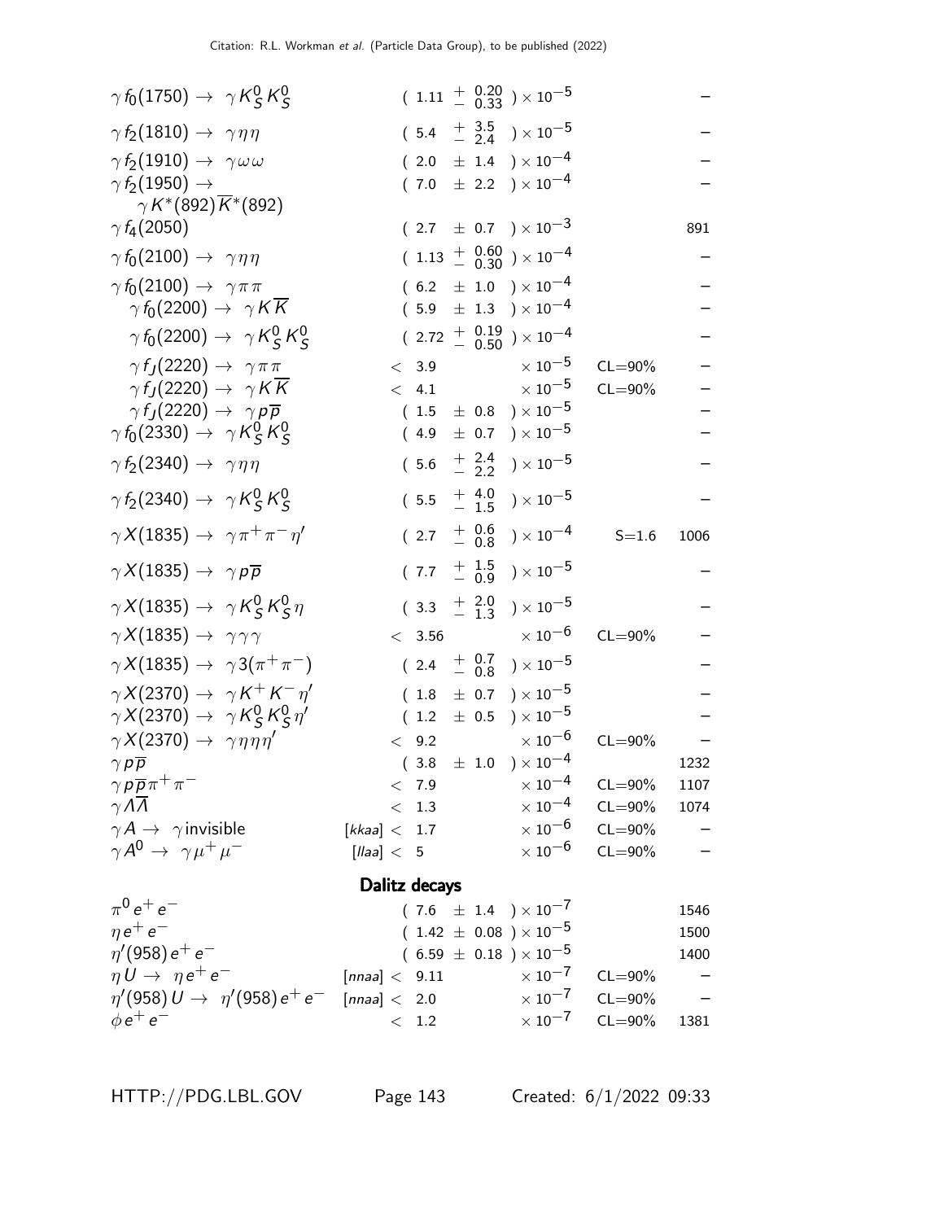| Mode | Fraction | Scale/CL | p (MeV/c) |
|---|---|---|---|
| $\gamma f_0(1750) \to \gamma K^0_S K^0_S$ | $(1.11 \, {}^{+\,0.20}_{-\,0.33}) \times 10^{-5}$ | | – |
| $\gamma f_2(1810) \to \gamma \eta\eta$ | $(5.4 \, {}^{+\,3.5}_{-\,2.4}) \times 10^{-5}$ | | – |
| $\gamma f_2(1910) \to \gamma \omega\omega$ | $(2.0 \pm 1.4) \times 10^{-4}$ | | – |
| $\gamma f_2(1950) \to \gamma K^*(892)\overline{K}^*(892)$ | $(7.0 \pm 2.2) \times 10^{-4}$ | | – |
| $\gamma f_4(2050)$ | $(2.7 \pm 0.7) \times 10^{-3}$ | | 891 |
| $\gamma f_0(2100) \to \gamma \eta\eta$ | $(1.13 \, {}^{+\,0.60}_{-\,0.30}) \times 10^{-4}$ | | – |
| $\gamma f_0(2100) \to \gamma \pi\pi$ | $(6.2 \pm 1.0) \times 10^{-4}$ | | – |
| $\gamma f_0(2200) \to \gamma K\overline{K}$ | $(5.9 \pm 1.3) \times 10^{-4}$ | | – |
| $\gamma f_0(2200) \to \gamma K^0_S K^0_S$ | $(2.72 \, {}^{+\,0.19}_{-\,0.50}) \times 10^{-4}$ | | – |
| $\gamma f_J(2220) \to \gamma \pi\pi$ | $< 3.9 \times 10^{-5}$ | CL=90% | – |
| $\gamma f_J(2220) \to \gamma K\overline{K}$ | $< 4.1 \times 10^{-5}$ | CL=90% | – |
| $\gamma f_J(2220) \to \gamma p\overline{p}$ | $(1.5 \pm 0.8) \times 10^{-5}$ | | – |
| $\gamma f_0(2330) \to \gamma K^0_S K^0_S$ | $(4.9 \pm 0.7) \times 10^{-5}$ | | – |
| $\gamma f_2(2340) \to \gamma \eta\eta$ | $(5.6 \, {}^{+\,2.4}_{-\,2.2}) \times 10^{-5}$ | | – |
| $\gamma f_2(2340) \to \gamma K^0_S K^0_S$ | $(5.5 \, {}^{+\,4.0}_{-\,1.5}) \times 10^{-5}$ | | – |
| $\gamma X(1835) \to \gamma \pi^+\pi^-\eta'$ | $(2.7 \, {}^{+\,0.6}_{-\,0.8}) \times 10^{-4}$ | S=1.6 | 1006 |
| $\gamma X(1835) \to \gamma p\overline{p}$ | $(7.7 \, {}^{+\,1.5}_{-\,0.9}) \times 10^{-5}$ | | – |
| $\gamma X(1835) \to \gamma K^0_S K^0_S \eta$ | $(3.3 \, {}^{+\,2.0}_{-\,1.3}) \times 10^{-5}$ | | – |
| $\gamma X(1835) \to \gamma\gamma\gamma$ | $< 3.56 \times 10^{-6}$ | CL=90% | – |
| $\gamma X(1835) \to \gamma 3(\pi^+\pi^-)$ | $(2.4 \, {}^{+\,0.7}_{-\,0.8}) \times 10^{-5}$ | | – |
| $\gamma X(2370) \to \gamma K^+K^-\eta'$ | $(1.8 \pm 0.7) \times 10^{-5}$ | | – |
| $\gamma X(2370) \to \gamma K^0_S K^0_S \eta'$ | $(1.2 \pm 0.5) \times 10^{-5}$ | | – |
| $\gamma X(2370) \to \gamma \eta\eta\eta'$ | $< 9.2 \times 10^{-6}$ | CL=90% | – |
| $\gamma p\overline{p}$ | $(3.8 \pm 1.0) \times 10^{-4}$ | | 1232 |
| $\gamma p\overline{p}\pi^+\pi^-$ | $< 7.9 \times 10^{-4}$ | CL=90% | 1107 |
| $\gamma \Lambda\overline{\Lambda}$ | $< 1.3 \times 10^{-4}$ | CL=90% | 1074 |
| $\gamma A \to \gamma$ invisible | [kkaa] $< 1.7 \times 10^{-6}$ | CL=90% | – |
| $\gamma A^0 \to \gamma \mu^+\mu^-$ | [llaa] $< 5 \times 10^{-6}$ | CL=90% | – |

## Dalitz decays

| Mode | Fraction | Scale/CL | p (MeV/c) |
|---|---|---|---|
| $\pi^0 e^+e^-$ | $(7.6 \pm 1.4) \times 10^{-7}$ | | 1546 |
| $\eta e^+e^-$ | $(1.42 \pm 0.08) \times 10^{-5}$ | | 1500 |
| $\eta'(958) e^+e^-$ | $(6.59 \pm 0.18) \times 10^{-5}$ | | 1400 |
| $\eta U \to \eta e^+e^-$ | [nnaa] $< 9.11 \times 10^{-7}$ | CL=90% | – |
| $\eta'(958) U \to \eta'(958) e^+e^-$ | [nnaa] $< 2.0 \times 10^{-7}$ | CL=90% | – |
| $\phi e^+e^-$ | $< 1.2 \times 10^{-7}$ | CL=90% | 1381 |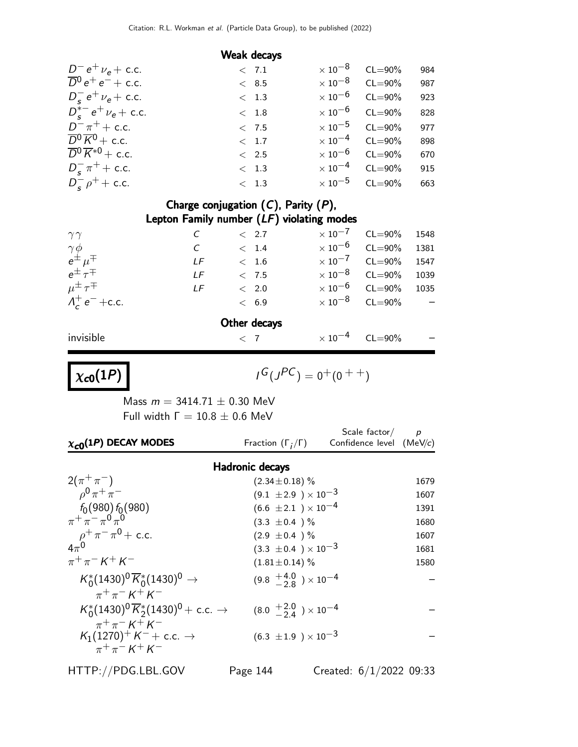### Weak decays

| | | | | | |
|---|---|---|---|---|---|
| $D^- e^+ \nu_e$ + c.c. | | < 7.1 | $\times 10^{-8}$ | CL=90% | 984 |
| $\overline{D}^0 e^+ e^-$ + c.c. | | < 8.5 | $\times 10^{-8}$ | CL=90% | 987 |
| $D_s^- e^+ \nu_e$ + c.c. | | < 1.3 | $\times 10^{-6}$ | CL=90% | 923 |
| $D_s^{*-} e^+ \nu_e$ + c.c. | | < 1.8 | $\times 10^{-6}$ | CL=90% | 828 |
| $D^- \pi^+$ + c.c. | | < 7.5 | $\times 10^{-5}$ | CL=90% | 977 |
| $\overline{D}^0 \overline{K}^0$ + c.c. | | < 1.7 | $\times 10^{-4}$ | CL=90% | 898 |
| $\overline{D}^0 \overline{K}^{*0}$ + c.c. | | < 2.5 | $\times 10^{-6}$ | CL=90% | 670 |
| $D_s^- \pi^+$ + c.c. | | < 1.3 | $\times 10^{-4}$ | CL=90% | 915 |
| $D_s^- \rho^+$ + c.c. | | < 1.3 | $\times 10^{-5}$ | CL=90% | 663 |

### Charge conjugation ($C$), Parity ($P$), Lepton Family number ($LF$) violating modes

| | | | | | |
|---|---|---|---|---|---|
| $\gamma\gamma$ | $C$ | < 2.7 | $\times 10^{-7}$ | CL=90% | 1548 |
| $\gamma\phi$ | $C$ | < 1.4 | $\times 10^{-6}$ | CL=90% | 1381 |
| $e^\pm \mu^\mp$ | $LF$ | < 1.6 | $\times 10^{-7}$ | CL=90% | 1547 |
| $e^\pm \tau^\mp$ | $LF$ | < 7.5 | $\times 10^{-8}$ | CL=90% | 1039 |
| $\mu^\pm \tau^\mp$ | $LF$ | < 2.0 | $\times 10^{-6}$ | CL=90% | 1035 |
| $\Lambda_c^+ e^-$ +c.c. | | < 6.9 | $\times 10^{-8}$ | CL=90% | – |

### Other decays

| | | | | | |
|---|---|---|---|---|---|
| invisible | | < 7 | $\times 10^{-4}$ | CL=90% | – |

## $\chi_{c0}(1P)$

$I^G(J^{PC}) = 0^+(0^{++})$

Mass $m = 3414.71 \pm 0.30$ MeV

Full width $\Gamma = 10.8 \pm 0.6$ MeV

| $\chi_{c0}(1P)$ DECAY MODES | Fraction ($\Gamma_i/\Gamma$) | Scale factor/ Confidence level | $p$ (MeV/c) |
|---|---|---|---|
| **Hadronic decays** | | | |
| $2(\pi^+\pi^-)$ | $(2.34 \pm 0.18)$ % | | 1679 |
| $\rho^0 \pi^+ \pi^-$ | $(9.1 \pm 2.9) \times 10^{-3}$ | | 1607 |
| $f_0(980) f_0(980)$ | $(6.6 \pm 2.1) \times 10^{-4}$ | | 1391 |
| $\pi^+\pi^-\pi^0\pi^0$ | $(3.3 \pm 0.4)$ % | | 1680 |
| $\rho^+\pi^-\pi^0$ + c.c. | $(2.9 \pm 0.4)$ % | | 1607 |
| $4\pi^0$ | $(3.3 \pm 0.4) \times 10^{-3}$ | | 1681 |
| $\pi^+\pi^- K^+ K^-$ | $(1.81 \pm 0.14)$ % | | 1580 |
| $K_0^*(1430)^0 \overline{K}_0^*(1430)^0 \to \pi^+\pi^- K^+ K^-$ | $(9.8 \, ^{+4.0}_{-2.8}) \times 10^{-4}$ | | – |
| $K_0^*(1430)^0 \overline{K}_2^*(1430)^0$ + c.c. $\to \pi^+\pi^- K^+ K^-$ | $(8.0 \, ^{+2.0}_{-2.4}) \times 10^{-4}$ | | – |
| $K_1(1270)^+ K^-$ + c.c. $\to \pi^+\pi^- K^+ K^-$ | $(6.3 \pm 1.9) \times 10^{-3}$ | | – |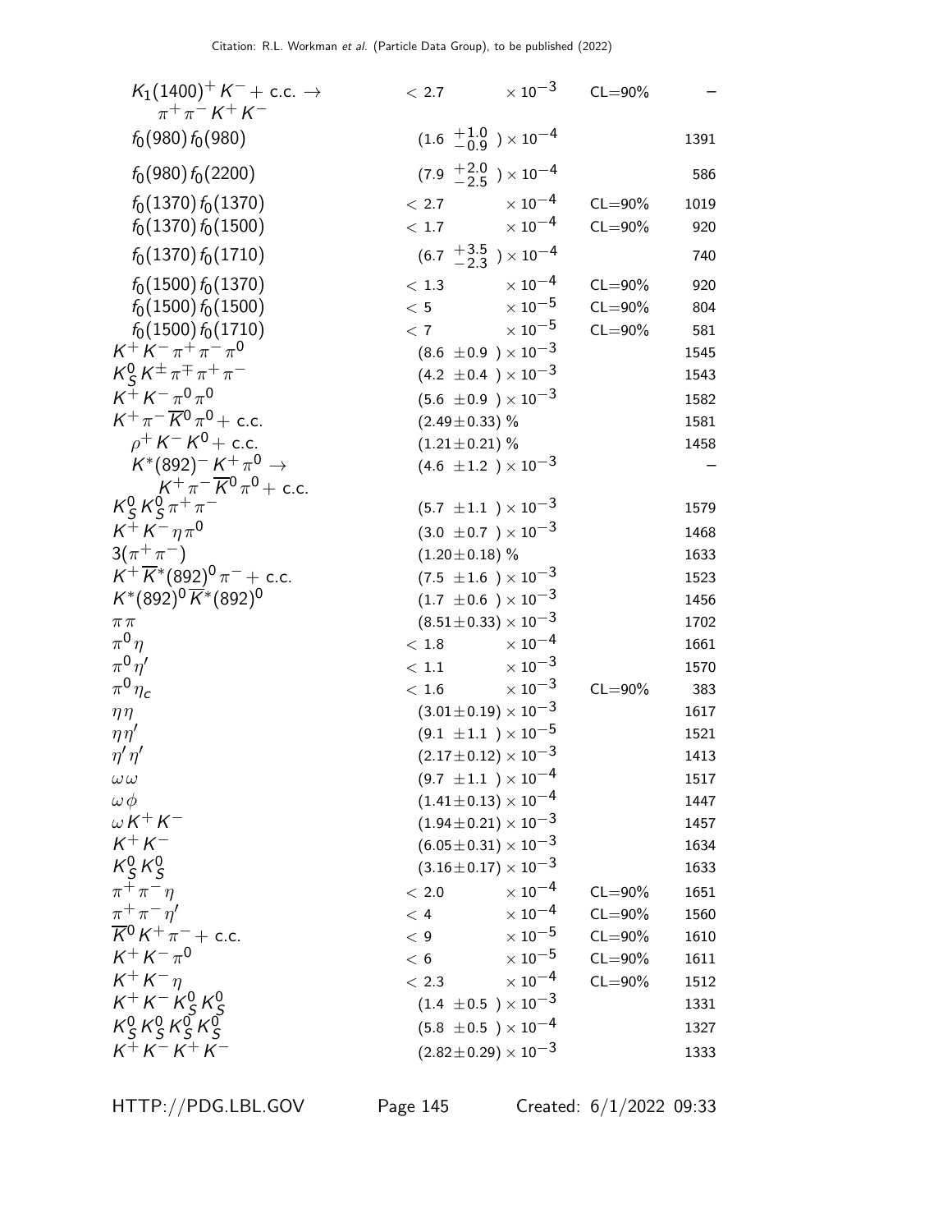| Mode | Fraction | | Confidence level | p (MeV/c) |
|---|---|---|---|---|
| $K_1(1400)^+ K^- +$ c.c. $\to \pi^+\pi^- K^+ K^-$ | $< 2.7$ | $\times 10^{-3}$ | CL=90% | – |
| $f_0(980) f_0(980)$ | $(1.6\ ^{+1.0}_{-0.9}\ ) \times 10^{-4}$ | | | 1391 |
| $f_0(980) f_0(2200)$ | $(7.9\ ^{+2.0}_{-2.5}\ ) \times 10^{-4}$ | | | 586 |
| $f_0(1370) f_0(1370)$ | $< 2.7$ | $\times 10^{-4}$ | CL=90% | 1019 |
| $f_0(1370) f_0(1500)$ | $< 1.7$ | $\times 10^{-4}$ | CL=90% | 920 |
| $f_0(1370) f_0(1710)$ | $(6.7\ ^{+3.5}_{-2.3}\ ) \times 10^{-4}$ | | | 740 |
| $f_0(1500) f_0(1370)$ | $< 1.3$ | $\times 10^{-4}$ | CL=90% | 920 |
| $f_0(1500) f_0(1500)$ | $< 5$ | $\times 10^{-5}$ | CL=90% | 804 |
| $f_0(1500) f_0(1710)$ | $< 7$ | $\times 10^{-5}$ | CL=90% | 581 |
| $K^+ K^- \pi^+ \pi^- \pi^0$ | $(8.6\ \pm 0.9\ ) \times 10^{-3}$ | | | 1545 |
| $K^0_S K^\pm \pi^\mp \pi^+ \pi^-$ | $(4.2\ \pm 0.4\ ) \times 10^{-3}$ | | | 1543 |
| $K^+ K^- \pi^0 \pi^0$ | $(5.6\ \pm 0.9\ ) \times 10^{-3}$ | | | 1582 |
| $K^+ \pi^- \overline{K}^0 \pi^0 +$ c.c. | $(2.49 \pm 0.33)$ % | | | 1581 |
| $\rho^+ K^- K^0 +$ c.c. | $(1.21 \pm 0.21)$ % | | | 1458 |
| $K^*(892)^- K^+ \pi^0 \to K^+ \pi^- \overline{K}^0 \pi^0 +$ c.c. | $(4.6\ \pm 1.2\ ) \times 10^{-3}$ | | | – |
| $K^0_S K^0_S \pi^+ \pi^-$ | $(5.7\ \pm 1.1\ ) \times 10^{-3}$ | | | 1579 |
| $K^+ K^- \eta \pi^0$ | $(3.0\ \pm 0.7\ ) \times 10^{-3}$ | | | 1468 |
| $3(\pi^+ \pi^-)$ | $(1.20 \pm 0.18)$ % | | | 1633 |
| $K^+ \overline{K}^*(892)^0 \pi^- +$ c.c. | $(7.5\ \pm 1.6\ ) \times 10^{-3}$ | | | 1523 |
| $K^*(892)^0 \overline{K}^*(892)^0$ | $(1.7\ \pm 0.6\ ) \times 10^{-3}$ | | | 1456 |
| $\pi \pi$ | $(8.51 \pm 0.33) \times 10^{-3}$ | | | 1702 |
| $\pi^0 \eta$ | $< 1.8$ | $\times 10^{-4}$ | | 1661 |
| $\pi^0 \eta'$ | $< 1.1$ | $\times 10^{-3}$ | | 1570 |
| $\pi^0 \eta_c$ | $< 1.6$ | $\times 10^{-3}$ | CL=90% | 383 |
| $\eta \eta$ | $(3.01 \pm 0.19) \times 10^{-3}$ | | | 1617 |
| $\eta \eta'$ | $(9.1\ \pm 1.1\ ) \times 10^{-5}$ | | | 1521 |
| $\eta' \eta'$ | $(2.17 \pm 0.12) \times 10^{-3}$ | | | 1413 |
| $\omega \omega$ | $(9.7\ \pm 1.1\ ) \times 10^{-4}$ | | | 1517 |
| $\omega \phi$ | $(1.41 \pm 0.13) \times 10^{-4}$ | | | 1447 |
| $\omega K^+ K^-$ | $(1.94 \pm 0.21) \times 10^{-3}$ | | | 1457 |
| $K^+ K^-$ | $(6.05 \pm 0.31) \times 10^{-3}$ | | | 1634 |
| $K^0_S K^0_S$ | $(3.16 \pm 0.17) \times 10^{-3}$ | | | 1633 |
| $\pi^+ \pi^- \eta$ | $< 2.0$ | $\times 10^{-4}$ | CL=90% | 1651 |
| $\pi^+ \pi^- \eta'$ | $< 4$ | $\times 10^{-4}$ | CL=90% | 1560 |
| $\overline{K}^0 K^+ \pi^- +$ c.c. | $< 9$ | $\times 10^{-5}$ | CL=90% | 1610 |
| $K^+ K^- \pi^0$ | $< 6$ | $\times 10^{-5}$ | CL=90% | 1611 |
| $K^+ K^- \eta$ | $< 2.3$ | $\times 10^{-4}$ | CL=90% | 1512 |
| $K^+ K^- K^0_S K^0_S$ | $(1.4\ \pm 0.5\ ) \times 10^{-3}$ | | | 1331 |
| $K^0_S K^0_S K^0_S K^0_S$ | $(5.8\ \pm 0.5\ ) \times 10^{-4}$ | | | 1327 |
| $K^+ K^- K^+ K^-$ | $(2.82 \pm 0.29) \times 10^{-3}$ | | | 1333 |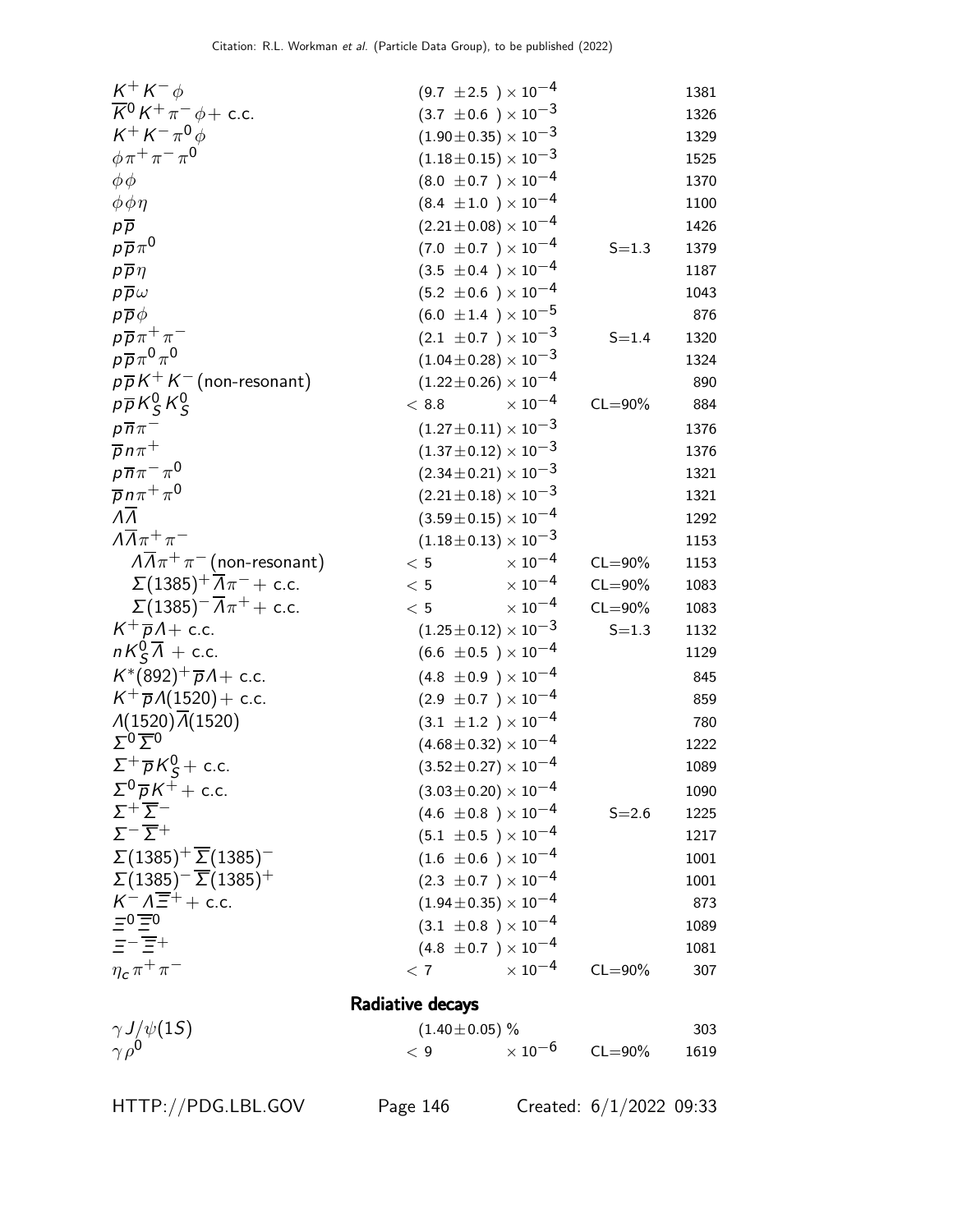| Mode | Fraction ($\Gamma_i/\Gamma$) | Scale factor/ Confidence level | $p$ (MeV/$c$) |
|---|---|---|---|
| $K^+ K^- \phi$ | $(9.7 \pm 2.5) \times 10^{-4}$ | | 1381 |
| $\overline{K}^0 K^+ \pi^- \phi +$ c.c. | $(3.7 \pm 0.6) \times 10^{-3}$ | | 1326 |
| $K^+ K^- \pi^0 \phi$ | $(1.90 \pm 0.35) \times 10^{-3}$ | | 1329 |
| $\phi \pi^+ \pi^- \pi^0$ | $(1.18 \pm 0.15) \times 10^{-3}$ | | 1525 |
| $\phi \phi$ | $(8.0 \pm 0.7) \times 10^{-4}$ | | 1370 |
| $\phi \phi \eta$ | $(8.4 \pm 1.0) \times 10^{-4}$ | | 1100 |
| $p \overline{p}$ | $(2.21 \pm 0.08) \times 10^{-4}$ | | 1426 |
| $p \overline{p} \pi^0$ | $(7.0 \pm 0.7) \times 10^{-4}$ | S=1.3 | 1379 |
| $p \overline{p} \eta$ | $(3.5 \pm 0.4) \times 10^{-4}$ | | 1187 |
| $p \overline{p} \omega$ | $(5.2 \pm 0.6) \times 10^{-4}$ | | 1043 |
| $p \overline{p} \phi$ | $(6.0 \pm 1.4) \times 10^{-5}$ | | 876 |
| $p \overline{p} \pi^+ \pi^-$ | $(2.1 \pm 0.7) \times 10^{-3}$ | S=1.4 | 1320 |
| $p \overline{p} \pi^0 \pi^0$ | $(1.04 \pm 0.28) \times 10^{-3}$ | | 1324 |
| $p \overline{p} K^+ K^-$ (non-resonant) | $(1.22 \pm 0.26) \times 10^{-4}$ | | 890 |
| $p \overline{p} K^0_S K^0_S$ | $< 8.8 \times 10^{-4}$ | CL=90% | 884 |
| $p \overline{n} \pi^-$ | $(1.27 \pm 0.11) \times 10^{-3}$ | | 1376 |
| $\overline{p} n \pi^+$ | $(1.37 \pm 0.12) \times 10^{-3}$ | | 1376 |
| $p \overline{n} \pi^- \pi^0$ | $(2.34 \pm 0.21) \times 10^{-3}$ | | 1321 |
| $\overline{p} n \pi^+ \pi^0$ | $(2.21 \pm 0.18) \times 10^{-3}$ | | 1321 |
| $\Lambda \overline{\Lambda}$ | $(3.59 \pm 0.15) \times 10^{-4}$ | | 1292 |
| $\Lambda \overline{\Lambda} \pi^+ \pi^-$ | $(1.18 \pm 0.13) \times 10^{-3}$ | | 1153 |
| $\Lambda \overline{\Lambda} \pi^+ \pi^-$ (non-resonant) | $< 5 \times 10^{-4}$ | CL=90% | 1153 |
| $\Sigma(1385)^+ \overline{\Lambda} \pi^- +$ c.c. | $< 5 \times 10^{-4}$ | CL=90% | 1083 |
| $\Sigma(1385)^- \overline{\Lambda} \pi^+ +$ c.c. | $< 5 \times 10^{-4}$ | CL=90% | 1083 |
| $K^+ \overline{p} \Lambda +$ c.c. | $(1.25 \pm 0.12) \times 10^{-3}$ | S=1.3 | 1132 |
| $n K^0_S \overline{\Lambda}$ + c.c. | $(6.6 \pm 0.5) \times 10^{-4}$ | | 1129 |
| $K^*(892)^+ \overline{p} \Lambda +$ c.c. | $(4.8 \pm 0.9) \times 10^{-4}$ | | 845 |
| $K^+ \overline{p} \Lambda(1520) +$ c.c. | $(2.9 \pm 0.7) \times 10^{-4}$ | | 859 |
| $\Lambda(1520) \overline{\Lambda}(1520)$ | $(3.1 \pm 1.2) \times 10^{-4}$ | | 780 |
| $\Sigma^0 \overline{\Sigma}^0$ | $(4.68 \pm 0.32) \times 10^{-4}$ | | 1222 |
| $\Sigma^+ \overline{p} K^0_S +$ c.c. | $(3.52 \pm 0.27) \times 10^{-4}$ | | 1089 |
| $\Sigma^0 \overline{p} K^+ +$ c.c. | $(3.03 \pm 0.20) \times 10^{-4}$ | | 1090 |
| $\Sigma^+ \overline{\Sigma}^-$ | $(4.6 \pm 0.8) \times 10^{-4}$ | S=2.6 | 1225 |
| $\Sigma^- \overline{\Sigma}^+$ | $(5.1 \pm 0.5) \times 10^{-4}$ | | 1217 |
| $\Sigma(1385)^+ \overline{\Sigma}(1385)^-$ | $(1.6 \pm 0.6) \times 10^{-4}$ | | 1001 |
| $\Sigma(1385)^- \overline{\Sigma}(1385)^+$ | $(2.3 \pm 0.7) \times 10^{-4}$ | | 1001 |
| $K^- \Lambda \overline{\Xi}^+ +$ c.c. | $(1.94 \pm 0.35) \times 10^{-4}$ | | 873 |
| $\Xi^0 \overline{\Xi}^0$ | $(3.1 \pm 0.8) \times 10^{-4}$ | | 1089 |
| $\Xi^- \overline{\Xi}^+$ | $(4.8 \pm 0.7) \times 10^{-4}$ | | 1081 |
| $\eta_c \pi^+ \pi^-$ | $< 7 \times 10^{-4}$ | CL=90% | 307 |

## Radiative decays

| Mode | Fraction ($\Gamma_i/\Gamma$) | Scale factor/ Confidence level | $p$ (MeV/$c$) |
|---|---|---|---|
| $\gamma J/\psi(1S)$ | $(1.40 \pm 0.05)$ % | | 303 |
| $\gamma \rho^0$ | $< 9 \times 10^{-6}$ | CL=90% | 1619 |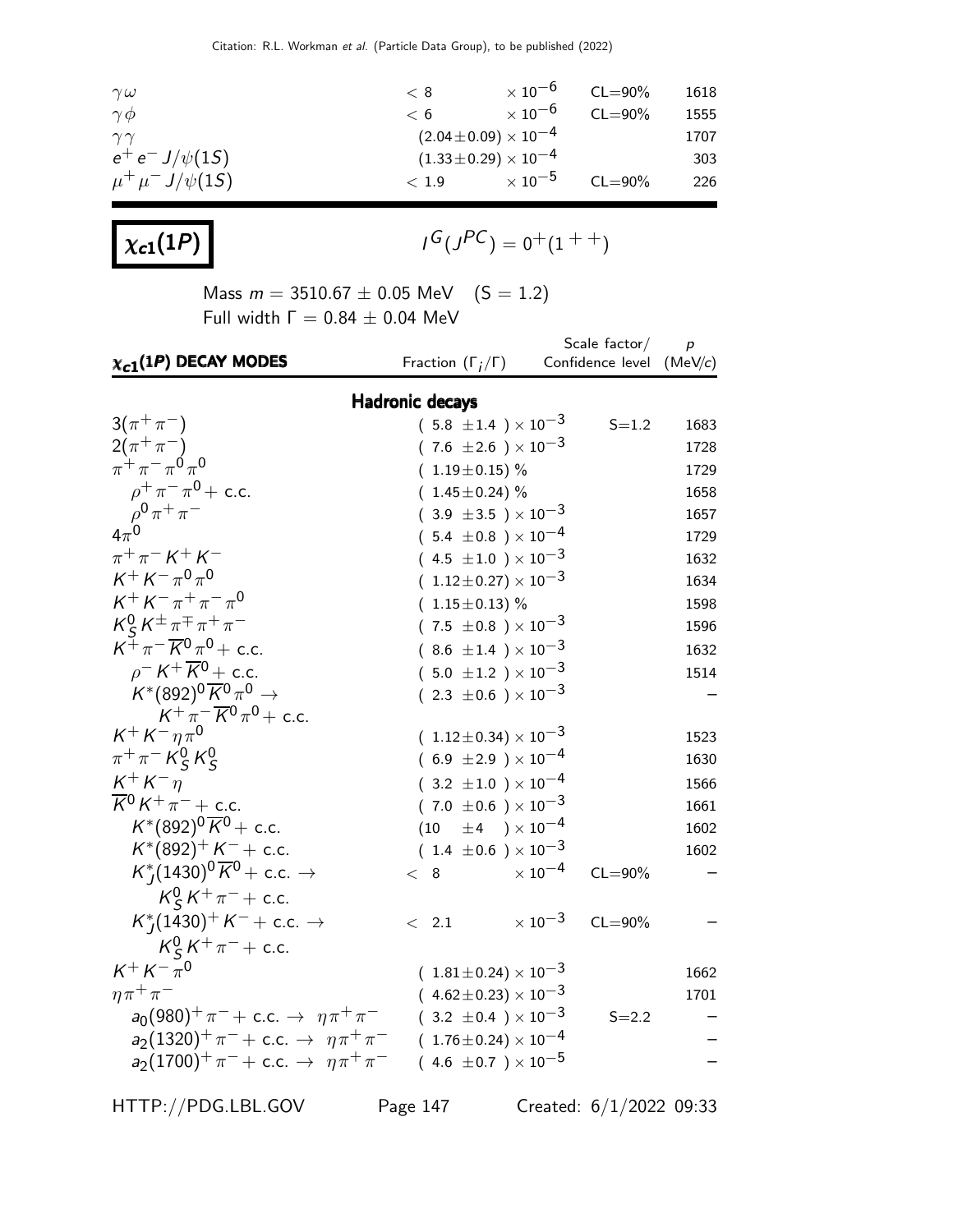| | | | | |
|---|---|---|---|---|
| $\gamma\omega$ | $< 8$ | $\times 10^{-6}$ | CL=90% | 1618 |
| $\gamma\phi$ | $< 6$ | $\times 10^{-6}$ | CL=90% | 1555 |
| $\gamma\gamma$ | $(2.04 \pm 0.09) \times 10^{-4}$ | | | 1707 |
| $e^+ e^- J/\psi(1S)$ | $(1.33 \pm 0.29) \times 10^{-4}$ | | | 303 |
| $\mu^+ \mu^- J/\psi(1S)$ | $< 1.9$ | $\times 10^{-5}$ | CL=90% | 226 |

# $\chi_{c1}(1P)$

$I^G(J^{PC}) = 0^+(1^{++})$

Mass $m = 3510.67 \pm 0.05$ MeV (S = 1.2)
Full width $\Gamma = 0.84 \pm 0.04$ MeV

| $\chi_{c1}(1P)$ DECAY MODES | Fraction $(\Gamma_i/\Gamma)$ | Scale factor/ Confidence level | $p$ (MeV/$c$) |
|---|---|---|---|
| **Hadronic decays** | | | |
| $3(\pi^+\pi^-)$ | $(5.8 \pm 1.4) \times 10^{-3}$ | S=1.2 | 1683 |
| $2(\pi^+\pi^-)$ | $(7.6 \pm 2.6) \times 10^{-3}$ | | 1728 |
| $\pi^+\pi^-\pi^0\pi^0$ | $(1.19 \pm 0.15)$ % | | 1729 |
| $\rho^+\pi^-\pi^0$ + c.c. | $(1.45 \pm 0.24)$ % | | 1658 |
| $\rho^0\pi^+\pi^-$ | $(3.9 \pm 3.5) \times 10^{-3}$ | | 1657 |
| $4\pi^0$ | $(5.4 \pm 0.8) \times 10^{-4}$ | | 1729 |
| $\pi^+\pi^- K^+ K^-$ | $(4.5 \pm 1.0) \times 10^{-3}$ | | 1632 |
| $K^+ K^- \pi^0\pi^0$ | $(1.12 \pm 0.27) \times 10^{-3}$ | | 1634 |
| $K^+ K^- \pi^+\pi^-\pi^0$ | $(1.15 \pm 0.13)$ % | | 1598 |
| $K^0_S K^\pm \pi^\mp \pi^+\pi^-$ | $(7.5 \pm 0.8) \times 10^{-3}$ | | 1596 |
| $K^+\pi^-\overline{K}^0\pi^0$ + c.c. | $(8.6 \pm 1.4) \times 10^{-3}$ | | 1632 |
| $\rho^- K^+ \overline{K}^0$ + c.c. | $(5.0 \pm 1.2) \times 10^{-3}$ | | 1514 |
| $K^*(892)^0 \overline{K}^0 \pi^0 \to K^+\pi^-\overline{K}^0\pi^0$ + c.c. | $(2.3 \pm 0.6) \times 10^{-3}$ | | – |
| $K^+ K^- \eta\pi^0$ | $(1.12 \pm 0.34) \times 10^{-3}$ | | 1523 |
| $\pi^+\pi^- K^0_S K^0_S$ | $(6.9 \pm 2.9) \times 10^{-4}$ | | 1630 |
| $K^+ K^- \eta$ | $(3.2 \pm 1.0) \times 10^{-4}$ | | 1566 |
| $\overline{K}^0 K^+ \pi^-$ + c.c. | $(7.0 \pm 0.6) \times 10^{-3}$ | | 1661 |
| $K^*(892)^0 \overline{K}^0$ + c.c. | $(10 \pm 4) \times 10^{-4}$ | | 1602 |
| $K^*(892)^+ K^-$ + c.c. | $(1.4 \pm 0.6) \times 10^{-3}$ | | 1602 |
| $K^*_J(1430)^0 \overline{K}^0$ + c.c. $\to K^0_S K^+\pi^-$ + c.c. | $< 8 \times 10^{-4}$ | CL=90% | – |
| $K^*_J(1430)^+ K^-$ + c.c. $\to K^0_S K^+\pi^-$ + c.c. | $< 2.1 \times 10^{-3}$ | CL=90% | – |
| $K^+ K^- \pi^0$ | $(1.81 \pm 0.24) \times 10^{-3}$ | | 1662 |
| $\eta\pi^+\pi^-$ | $(4.62 \pm 0.23) \times 10^{-3}$ | | 1701 |
| $a_0(980)^+\pi^-$ + c.c. $\to \eta\pi^+\pi^-$ | $(3.2 \pm 0.4) \times 10^{-3}$ | S=2.2 | – |
| $a_2(1320)^+\pi^-$ + c.c. $\to \eta\pi^+\pi^-$ | $(1.76 \pm 0.24) \times 10^{-4}$ | | – |
| $a_2(1700)^+\pi^-$ + c.c. $\to \eta\pi^+\pi^-$ | $(4.6 \pm 0.7) \times 10^{-5}$ | | – |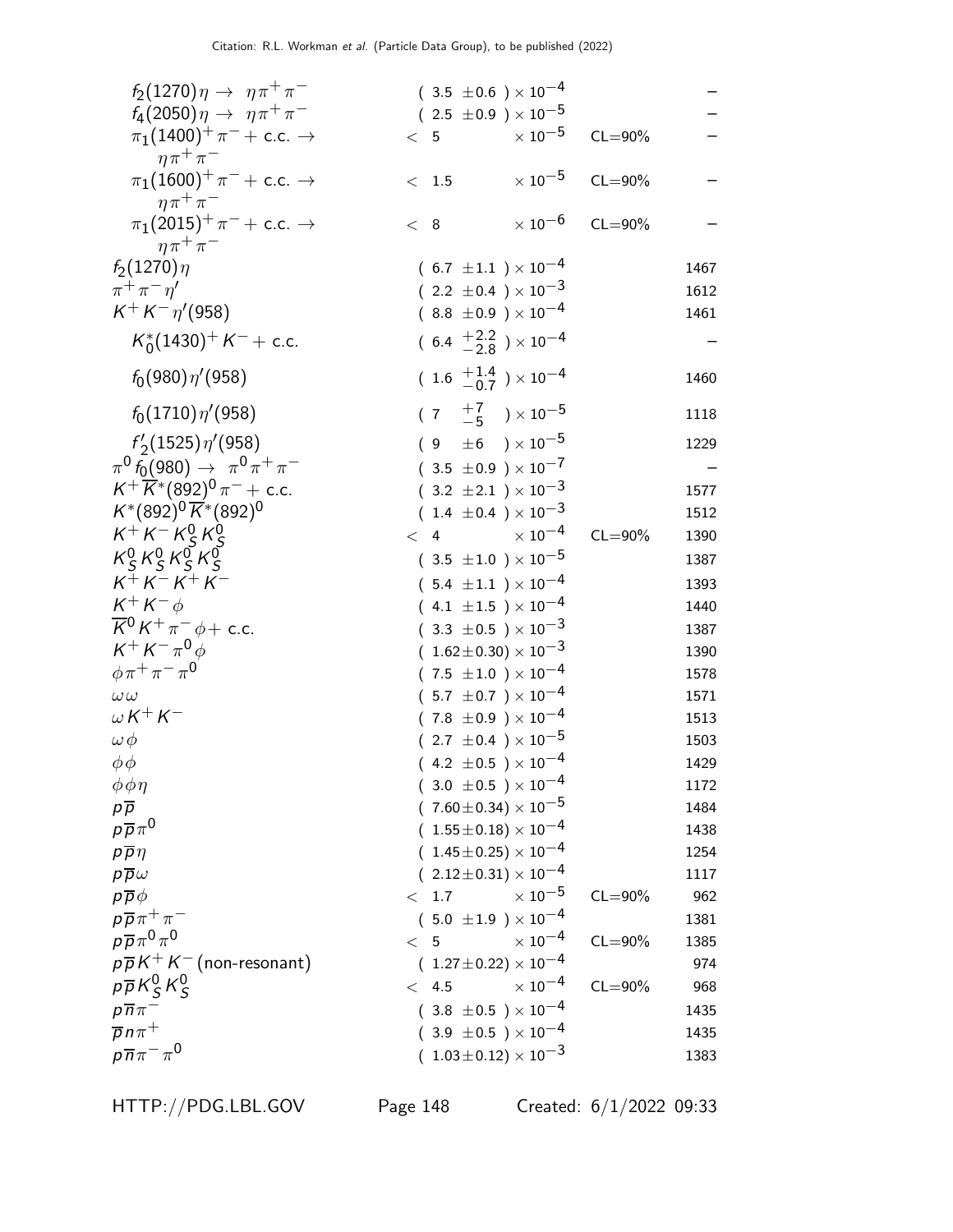| Mode | Fraction ($\Gamma_i/\Gamma$) | Confidence level | p (MeV/c) |
|---|---|---|---|
| $f_2(1270)\eta \rightarrow \eta\pi^+\pi^-$ | $(3.5 \pm 0.6) \times 10^{-4}$ | | – |
| $f_4(2050)\eta \rightarrow \eta\pi^+\pi^-$ | $(2.5 \pm 0.9) \times 10^{-5}$ | | – |
| $\pi_1(1400)^+\pi^-$ + c.c. $\rightarrow \eta\pi^+\pi^-$ | $< 5 \times 10^{-5}$ | CL=90% | – |
| $\pi_1(1600)^+\pi^-$ + c.c. $\rightarrow \eta\pi^+\pi^-$ | $< 1.5 \times 10^{-5}$ | CL=90% | – |
| $\pi_1(2015)^+\pi^-$ + c.c. $\rightarrow \eta\pi^+\pi^-$ | $< 8 \times 10^{-6}$ | CL=90% | – |
| $f_2(1270)\eta$ | $(6.7 \pm 1.1) \times 10^{-4}$ | | 1467 |
| $\pi^+\pi^-\eta'$ | $(2.2 \pm 0.4) \times 10^{-3}$ | | 1612 |
| $K^+K^-\eta'(958)$ | $(8.8 \pm 0.9) \times 10^{-4}$ | | 1461 |
| $K_0^*(1430)^+K^-$ + c.c. | $(6.4 {}^{+2.2}_{-2.8}) \times 10^{-4}$ | | – |
| $f_0(980)\eta'(958)$ | $(1.6 {}^{+1.4}_{-0.7}) \times 10^{-4}$ | | 1460 |
| $f_0(1710)\eta'(958)$ | $(7 {}^{+7}_{-5}) \times 10^{-5}$ | | 1118 |
| $f'_2(1525)\eta'(958)$ | $(9 \pm 6) \times 10^{-5}$ | | 1229 |
| $\pi^0 f_0(980) \rightarrow \pi^0\pi^+\pi^-$ | $(3.5 \pm 0.9) \times 10^{-7}$ | | – |
| $K^+\overline{K}^*(892)^0\pi^-$ + c.c. | $(3.2 \pm 2.1) \times 10^{-3}$ | | 1577 |
| $K^*(892)^0\overline{K}^*(892)^0$ | $(1.4 \pm 0.4) \times 10^{-3}$ | | 1512 |
| $K^+K^-K_S^0K_S^0$ | $< 4 \times 10^{-4}$ | CL=90% | 1390 |
| $K_S^0K_S^0K_S^0K_S^0$ | $(3.5 \pm 1.0) \times 10^{-5}$ | | 1387 |
| $K^+K^-K^+K^-$ | $(5.4 \pm 1.1) \times 10^{-4}$ | | 1393 |
| $K^+K^-\phi$ | $(4.1 \pm 1.5) \times 10^{-4}$ | | 1440 |
| $\overline{K}^0K^+\pi^-\phi$ + c.c. | $(3.3 \pm 0.5) \times 10^{-3}$ | | 1387 |
| $K^+K^-\pi^0\phi$ | $(1.62 \pm 0.30) \times 10^{-3}$ | | 1390 |
| $\phi\pi^+\pi^-\pi^0$ | $(7.5 \pm 1.0) \times 10^{-4}$ | | 1578 |
| $\omega\omega$ | $(5.7 \pm 0.7) \times 10^{-4}$ | | 1571 |
| $\omega K^+K^-$ | $(7.8 \pm 0.9) \times 10^{-4}$ | | 1513 |
| $\omega\phi$ | $(2.7 \pm 0.4) \times 10^{-5}$ | | 1503 |
| $\phi\phi$ | $(4.2 \pm 0.5) \times 10^{-4}$ | | 1429 |
| $\phi\phi\eta$ | $(3.0 \pm 0.5) \times 10^{-4}$ | | 1172 |
| $p\overline{p}$ | $(7.60 \pm 0.34) \times 10^{-5}$ | | 1484 |
| $p\overline{p}\pi^0$ | $(1.55 \pm 0.18) \times 10^{-4}$ | | 1438 |
| $p\overline{p}\eta$ | $(1.45 \pm 0.25) \times 10^{-4}$ | | 1254 |
| $p\overline{p}\omega$ | $(2.12 \pm 0.31) \times 10^{-4}$ | | 1117 |
| $p\overline{p}\phi$ | $< 1.7 \times 10^{-5}$ | CL=90% | 962 |
| $p\overline{p}\pi^+\pi^-$ | $(5.0 \pm 1.9) \times 10^{-4}$ | | 1381 |
| $p\overline{p}\pi^0\pi^0$ | $< 5 \times 10^{-4}$ | CL=90% | 1385 |
| $p\overline{p}K^+K^-$ (non-resonant) | $(1.27 \pm 0.22) \times 10^{-4}$ | | 974 |
| $p\overline{p}K_S^0K_S^0$ | $< 4.5 \times 10^{-4}$ | CL=90% | 968 |
| $p\overline{n}\pi^-$ | $(3.8 \pm 0.5) \times 10^{-4}$ | | 1435 |
| $\overline{p}n\pi^+$ | $(3.9 \pm 0.5) \times 10^{-4}$ | | 1435 |
| $p\overline{n}\pi^-\pi^0$ | $(1.03 \pm 0.12) \times 10^{-3}$ | | 1383 |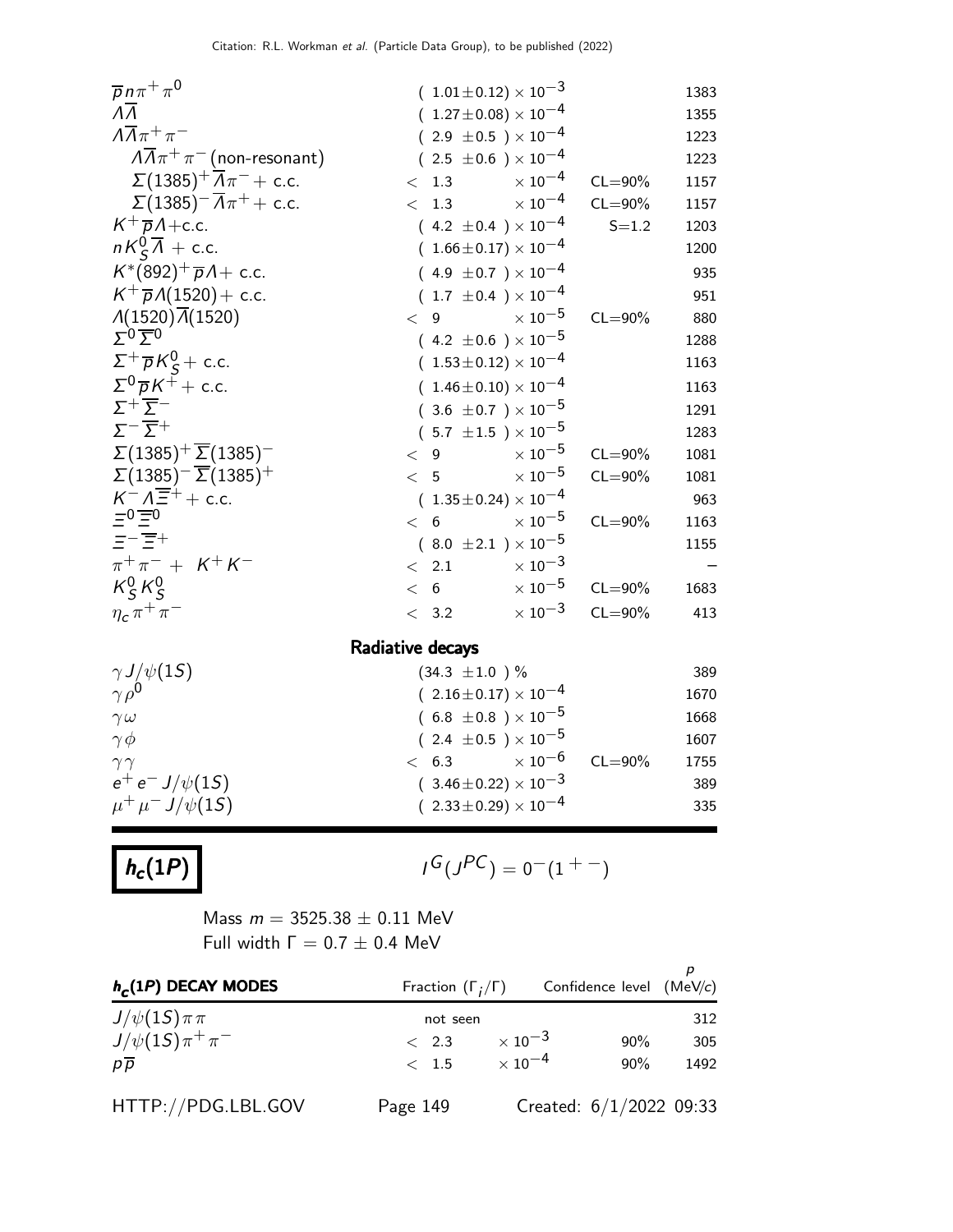| | | | |
|---|---|---|---|
| $\overline{p} n \pi^+ \pi^0$ | $(1.01 \pm 0.12) \times 10^{-3}$ | | 1383 |
| $\Lambda \overline{\Lambda}$ | $(1.27 \pm 0.08) \times 10^{-4}$ | | 1355 |
| $\Lambda \overline{\Lambda} \pi^+ \pi^-$ | $(2.9 \pm 0.5) \times 10^{-4}$ | | 1223 |
| $\Lambda \overline{\Lambda} \pi^+ \pi^-$ (non-resonant) | $(2.5 \pm 0.6) \times 10^{-4}$ | | 1223 |
| $\Sigma(1385)^+ \overline{\Lambda} \pi^- +$ c.c. | $< 1.3 \times 10^{-4}$ | CL=90% | 1157 |
| $\Sigma(1385)^- \overline{\Lambda} \pi^+ +$ c.c. | $< 1.3 \times 10^{-4}$ | CL=90% | 1157 |
| $K^+ \overline{p} \Lambda +$c.c. | $(4.2 \pm 0.4) \times 10^{-4}$ | S=1.2 | 1203 |
| $n K^0_S \overline{\Lambda}$ + c.c. | $(1.66 \pm 0.17) \times 10^{-4}$ | | 1200 |
| $K^*(892)^+ \overline{p} \Lambda +$ c.c. | $(4.9 \pm 0.7) \times 10^{-4}$ | | 935 |
| $K^+ \overline{p} \Lambda(1520) +$ c.c. | $(1.7 \pm 0.4) \times 10^{-4}$ | | 951 |
| $\Lambda(1520) \overline{\Lambda}(1520)$ | $< 9 \times 10^{-5}$ | CL=90% | 880 |
| $\Sigma^0 \overline{\Sigma}^0$ | $(4.2 \pm 0.6) \times 10^{-5}$ | | 1288 |
| $\Sigma^+ \overline{p} K^0_S +$ c.c. | $(1.53 \pm 0.12) \times 10^{-4}$ | | 1163 |
| $\Sigma^0 \overline{p} K^+ +$ c.c. | $(1.46 \pm 0.10) \times 10^{-4}$ | | 1163 |
| $\Sigma^+ \overline{\Sigma}^-$ | $(3.6 \pm 0.7) \times 10^{-5}$ | | 1291 |
| $\Sigma^- \overline{\Sigma}^+$ | $(5.7 \pm 1.5) \times 10^{-5}$ | | 1283 |
| $\Sigma(1385)^+ \overline{\Sigma}(1385)^-$ | $< 9 \times 10^{-5}$ | CL=90% | 1081 |
| $\Sigma(1385)^- \overline{\Sigma}(1385)^+$ | $< 5 \times 10^{-5}$ | CL=90% | 1081 |
| $K^- \Lambda \overline{\Xi}^+ +$ c.c. | $(1.35 \pm 0.24) \times 10^{-4}$ | | 963 |
| $\Xi^0 \overline{\Xi}^0$ | $< 6 \times 10^{-5}$ | CL=90% | 1163 |
| $\Xi^- \overline{\Xi}^+$ | $(8.0 \pm 2.1) \times 10^{-5}$ | | 1155 |
| $\pi^+ \pi^- + K^+ K^-$ | $< 2.1 \times 10^{-3}$ | | – |
| $K^0_S K^0_S$ | $< 6 \times 10^{-5}$ | CL=90% | 1683 |
| $\eta_c \pi^+ \pi^-$ | $< 3.2 \times 10^{-3}$ | CL=90% | 413 |

**Radiative decays**

| | | | |
|---|---|---|---|
| $\gamma J/\psi(1S)$ | $(34.3 \pm 1.0)$ % | | 389 |
| $\gamma \rho^0$ | $(2.16 \pm 0.17) \times 10^{-4}$ | | 1670 |
| $\gamma \omega$ | $(6.8 \pm 0.8) \times 10^{-5}$ | | 1668 |
| $\gamma \phi$ | $(2.4 \pm 0.5) \times 10^{-5}$ | | 1607 |
| $\gamma \gamma$ | $< 6.3 \times 10^{-6}$ | CL=90% | 1755 |
| $e^+ e^- J/\psi(1S)$ | $(3.46 \pm 0.22) \times 10^{-3}$ | | 389 |
| $\mu^+ \mu^- J/\psi(1S)$ | $(2.33 \pm 0.29) \times 10^{-4}$ | | 335 |

# $h_c(1P)$

$I^G(J^{PC}) = 0^-(1^{+-})$

Mass $m = 3525.38 \pm 0.11$ MeV
Full width $\Gamma = 0.7 \pm 0.4$ MeV

| $h_c(1P)$ DECAY MODES | Fraction ($\Gamma_i/\Gamma$) | Confidence level | $p$ (MeV/$c$) |
|---|---|---|---|
| $J/\psi(1S) \pi \pi$ | not seen | | 312 |
| $J/\psi(1S) \pi^+ \pi^-$ | $< 2.3 \times 10^{-3}$ | 90% | 305 |
| $p \overline{p}$ | $< 1.5 \times 10^{-4}$ | 90% | 1492 |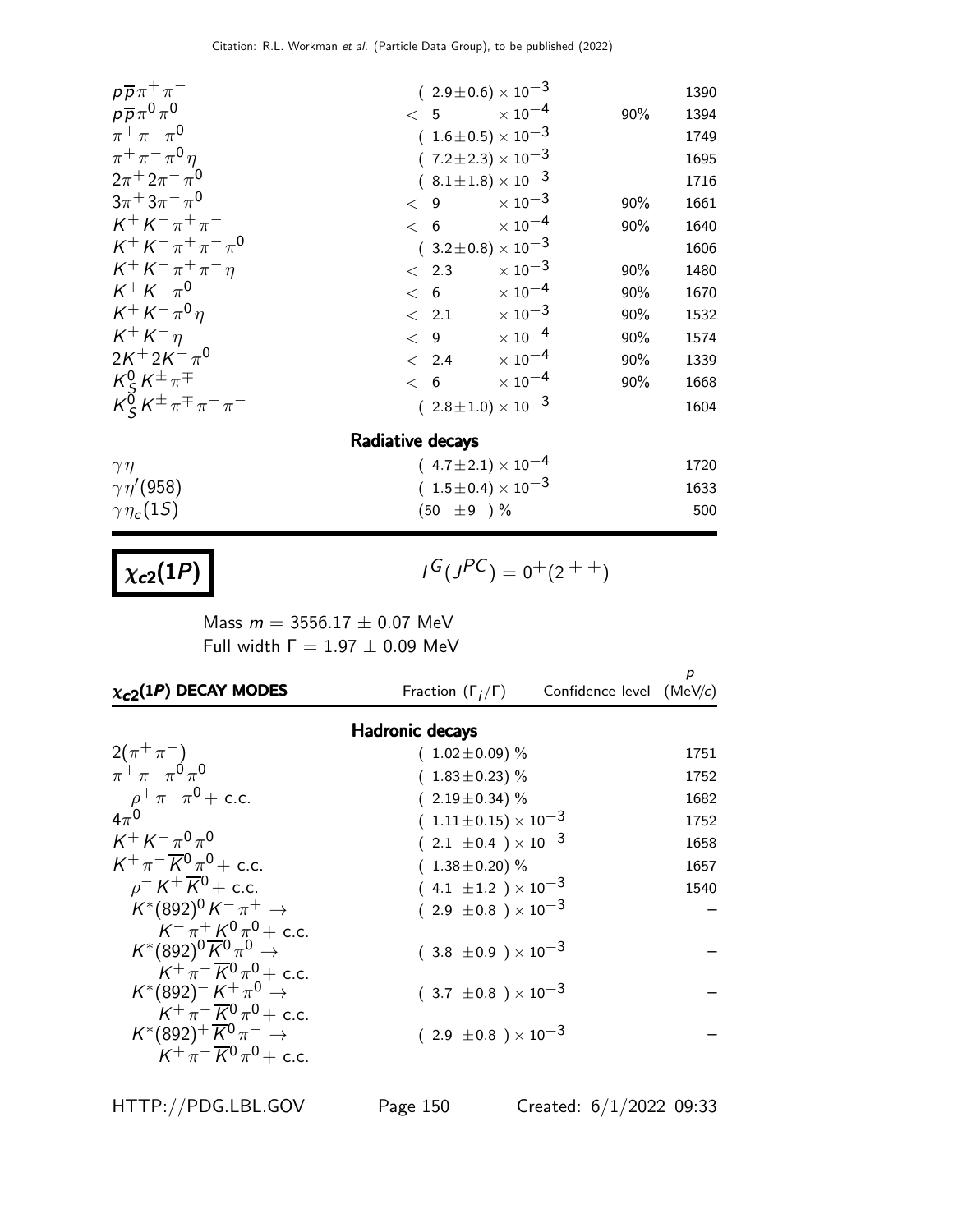| | | | |
|---|---|---|---|
| $p\overline{p}\pi^+\pi^-$ | $(2.9\pm0.6)\times10^{-3}$ | | 1390 |
| $p\overline{p}\pi^0\pi^0$ | $<5\quad\times10^{-4}$ | 90% | 1394 |
| $\pi^+\pi^-\pi^0$ | $(1.6\pm0.5)\times10^{-3}$ | | 1749 |
| $\pi^+\pi^-\pi^0\eta$ | $(7.2\pm2.3)\times10^{-3}$ | | 1695 |
| $2\pi^+2\pi^-\pi^0$ | $(8.1\pm1.8)\times10^{-3}$ | | 1716 |
| $3\pi^+3\pi^-\pi^0$ | $<9\quad\times10^{-3}$ | 90% | 1661 |
| $K^+K^-\pi^+\pi^-$ | $<6\quad\times10^{-4}$ | 90% | 1640 |
| $K^+K^-\pi^+\pi^-\pi^0$ | $(3.2\pm0.8)\times10^{-3}$ | | 1606 |
| $K^+K^-\pi^+\pi^-\eta$ | $<2.3\quad\times10^{-3}$ | 90% | 1480 |
| $K^+K^-\pi^0$ | $<6\quad\times10^{-4}$ | 90% | 1670 |
| $K^+K^-\pi^0\eta$ | $<2.1\quad\times10^{-3}$ | 90% | 1532 |
| $K^+K^-\eta$ | $<9\quad\times10^{-4}$ | 90% | 1574 |
| $2K^+2K^-\pi^0$ | $<2.4\quad\times10^{-4}$ | 90% | 1339 |
| $K^0_S K^\pm\pi^\mp$ | $<6\quad\times10^{-4}$ | 90% | 1668 |
| $K^0_S K^\pm\pi^\mp\pi^+\pi^-$ | $(2.8\pm1.0)\times10^{-3}$ | | 1604 |

**Radiative decays**

| | | | |
|---|---|---|---|
| $\gamma\eta$ | $(4.7\pm2.1)\times10^{-4}$ | | 1720 |
| $\gamma\eta'(958)$ | $(1.5\pm0.4)\times10^{-3}$ | | 1633 |
| $\gamma\eta_c(1S)$ | $(50\ \pm9\ )\ \%$ | | 500 |

# $\chi_{c2}(1P)$

$I^G(J^{PC}) = 0^+(2^{++})$

Mass $m = 3556.17 \pm 0.07$ MeV
Full width $\Gamma = 1.97 \pm 0.09$ MeV

| $\chi_{c2}(1P)$ DECAY MODES | Fraction $(\Gamma_i/\Gamma)$ | Confidence level | $p$ (MeV/$c$) |
|---|---|---|---|
| **Hadronic decays** | | | |
| $2(\pi^+\pi^-)$ | $(1.02\pm0.09)\ \%$ | | 1751 |
| $\pi^+\pi^-\pi^0\pi^0$ | $(1.83\pm0.23)\ \%$ | | 1752 |
| $\rho^+\pi^-\pi^0+$ c.c. | $(2.19\pm0.34)\ \%$ | | 1682 |
| $4\pi^0$ | $(1.11\pm0.15)\times10^{-3}$ | | 1752 |
| $K^+K^-\pi^0\pi^0$ | $(2.1\ \pm0.4\ )\times10^{-3}$ | | 1658 |
| $K^+\pi^-\overline{K}^0\pi^0+$ c.c. | $(1.38\pm0.20)\ \%$ | | 1657 |
| $\rho^-K^+\overline{K}^0+$ c.c. | $(4.1\ \pm1.2\ )\times10^{-3}$ | | 1540 |
| $K^*(892)^0K^-\pi^+\to K^-\pi^+K^0\pi^0+$ c.c. | $(2.9\ \pm0.8\ )\times10^{-3}$ | | – |
| $K^*(892)^0\overline{K}^0\pi^0\to K^+\pi^-\overline{K}^0\pi^0+$ c.c. | $(3.8\ \pm0.9\ )\times10^{-3}$ | | – |
| $K^*(892)^-K^+\pi^0\to K^+\pi^-\overline{K}^0\pi^0+$ c.c. | $(3.7\ \pm0.8\ )\times10^{-3}$ | | – |
| $K^*(892)^+\overline{K}^0\pi^-\to K^+\pi^-\overline{K}^0\pi^0+$ c.c. | $(2.9\ \pm0.8\ )\times10^{-3}$ | | – |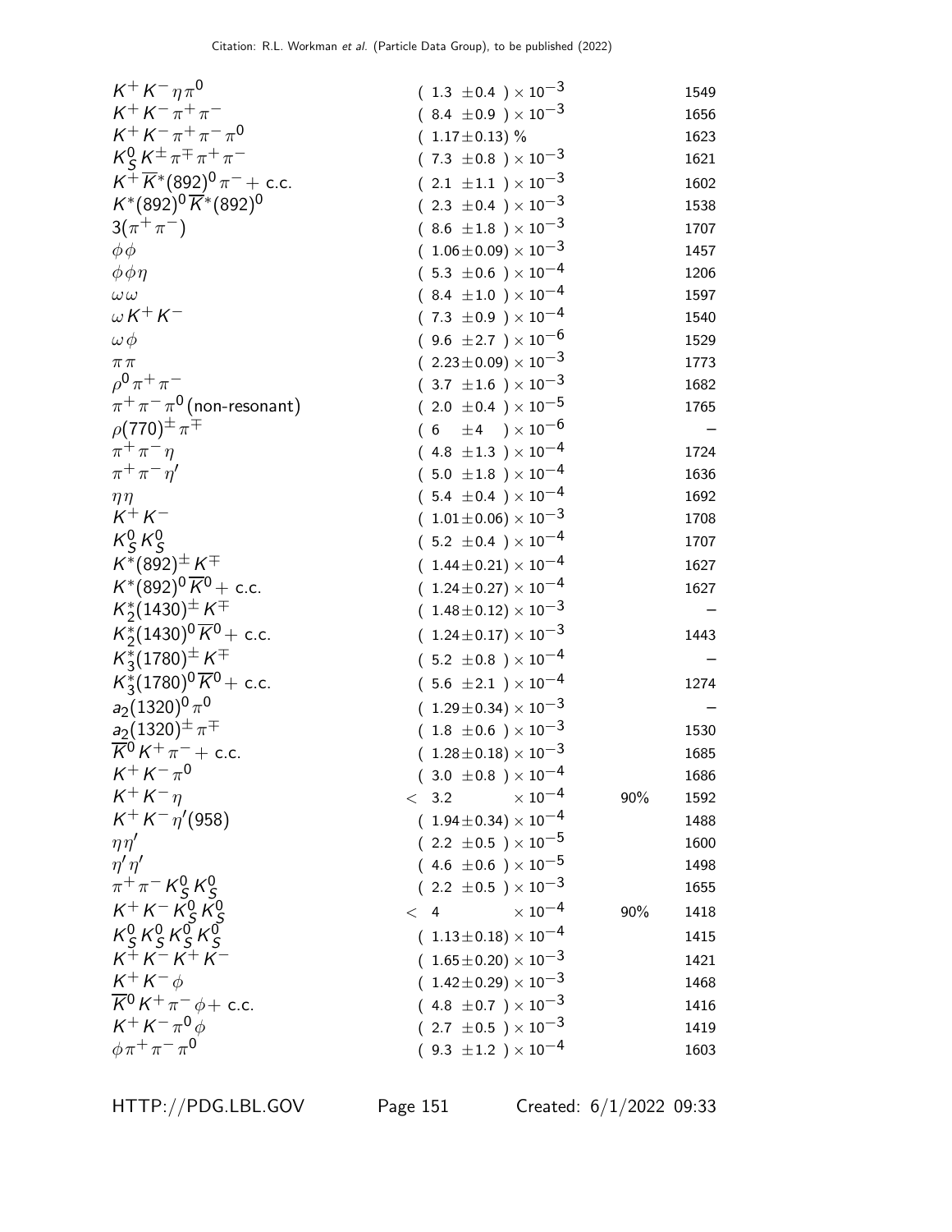| Mode | Fraction | Confidence level | p (MeV/c) |
|---|---|---|---|
| $K^+ K^- \eta \pi^0$ | $(1.3 \pm 0.4) \times 10^{-3}$ | | 1549 |
| $K^+ K^- \pi^+ \pi^-$ | $(8.4 \pm 0.9) \times 10^{-3}$ | | 1656 |
| $K^+ K^- \pi^+ \pi^- \pi^0$ | $(1.17 \pm 0.13)$ % | | 1623 |
| $K^0_S K^\pm \pi^\mp \pi^+ \pi^-$ | $(7.3 \pm 0.8) \times 10^{-3}$ | | 1621 |
| $K^+ \overline{K}^*(892)^0 \pi^- +$ c.c. | $(2.1 \pm 1.1) \times 10^{-3}$ | | 1602 |
| $K^*(892)^0 \overline{K}^*(892)^0$ | $(2.3 \pm 0.4) \times 10^{-3}$ | | 1538 |
| $3(\pi^+ \pi^-)$ | $(8.6 \pm 1.8) \times 10^{-3}$ | | 1707 |
| $\phi \phi$ | $(1.06 \pm 0.09) \times 10^{-3}$ | | 1457 |
| $\phi \phi \eta$ | $(5.3 \pm 0.6) \times 10^{-4}$ | | 1206 |
| $\omega \omega$ | $(8.4 \pm 1.0) \times 10^{-4}$ | | 1597 |
| $\omega K^+ K^-$ | $(7.3 \pm 0.9) \times 10^{-4}$ | | 1540 |
| $\omega \phi$ | $(9.6 \pm 2.7) \times 10^{-6}$ | | 1529 |
| $\pi \pi$ | $(2.23 \pm 0.09) \times 10^{-3}$ | | 1773 |
| $\rho^0 \pi^+ \pi^-$ | $(3.7 \pm 1.6) \times 10^{-3}$ | | 1682 |
| $\pi^+ \pi^- \pi^0$ (non-resonant) | $(2.0 \pm 0.4) \times 10^{-5}$ | | 1765 |
| $\rho(770)^\pm \pi^\mp$ | $(6 \pm 4) \times 10^{-6}$ | | – |
| $\pi^+ \pi^- \eta$ | $(4.8 \pm 1.3) \times 10^{-4}$ | | 1724 |
| $\pi^+ \pi^- \eta'$ | $(5.0 \pm 1.8) \times 10^{-4}$ | | 1636 |
| $\eta \eta$ | $(5.4 \pm 0.4) \times 10^{-4}$ | | 1692 |
| $K^+ K^-$ | $(1.01 \pm 0.06) \times 10^{-3}$ | | 1708 |
| $K^0_S K^0_S$ | $(5.2 \pm 0.4) \times 10^{-4}$ | | 1707 |
| $K^*(892)^\pm K^\mp$ | $(1.44 \pm 0.21) \times 10^{-4}$ | | 1627 |
| $K^*(892)^0 \overline{K}^0 +$ c.c. | $(1.24 \pm 0.27) \times 10^{-4}$ | | 1627 |
| $K^*_2(1430)^\pm K^\mp$ | $(1.48 \pm 0.12) \times 10^{-3}$ | | – |
| $K^*_2(1430)^0 \overline{K}^0 +$ c.c. | $(1.24 \pm 0.17) \times 10^{-3}$ | | 1443 |
| $K^*_3(1780)^\pm K^\mp$ | $(5.2 \pm 0.8) \times 10^{-4}$ | | – |
| $K^*_3(1780)^0 \overline{K}^0 +$ c.c. | $(5.6 \pm 2.1) \times 10^{-4}$ | | 1274 |
| $a_2(1320)^0 \pi^0$ | $(1.29 \pm 0.34) \times 10^{-3}$ | | – |
| $a_2(1320)^\pm \pi^\mp$ | $(1.8 \pm 0.6) \times 10^{-3}$ | | 1530 |
| $\overline{K}^0 K^+ \pi^- +$ c.c. | $(1.28 \pm 0.18) \times 10^{-3}$ | | 1685 |
| $K^+ K^- \pi^0$ | $(3.0 \pm 0.8) \times 10^{-4}$ | | 1686 |
| $K^+ K^- \eta$ | $< 3.2 \times 10^{-4}$ | 90% | 1592 |
| $K^+ K^- \eta'(958)$ | $(1.94 \pm 0.34) \times 10^{-4}$ | | 1488 |
| $\eta \eta'$ | $(2.2 \pm 0.5) \times 10^{-5}$ | | 1600 |
| $\eta' \eta'$ | $(4.6 \pm 0.6) \times 10^{-5}$ | | 1498 |
| $\pi^+ \pi^- K^0_S K^0_S$ | $(2.2 \pm 0.5) \times 10^{-3}$ | | 1655 |
| $K^+ K^- K^0_S K^0_S$ | $< 4 \times 10^{-4}$ | 90% | 1418 |
| $K^0_S K^0_S K^0_S K^0_S$ | $(1.13 \pm 0.18) \times 10^{-4}$ | | 1415 |
| $K^+ K^- K^+ K^-$ | $(1.65 \pm 0.20) \times 10^{-3}$ | | 1421 |
| $K^+ K^- \phi$ | $(1.42 \pm 0.29) \times 10^{-3}$ | | 1468 |
| $\overline{K}^0 K^+ \pi^- \phi +$ c.c. | $(4.8 \pm 0.7) \times 10^{-3}$ | | 1416 |
| $K^+ K^- \pi^0 \phi$ | $(2.7 \pm 0.5) \times 10^{-3}$ | | 1419 |
| $\phi \pi^+ \pi^- \pi^0$ | $(9.3 \pm 1.2) \times 10^{-4}$ | | 1603 |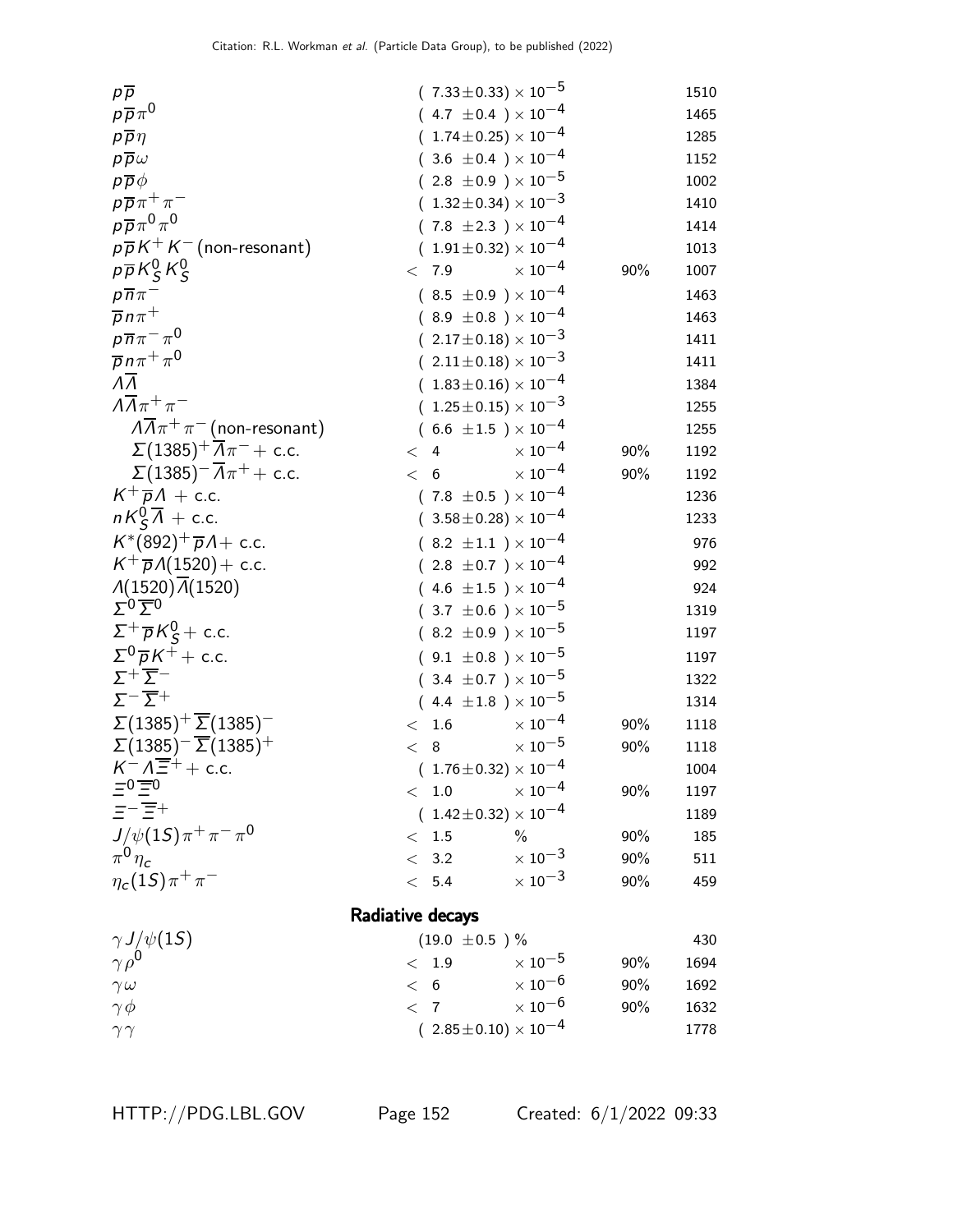| Mode | Fraction ($\Gamma_i/\Gamma$) | Confidence level | $p$ (MeV/$c$) |
|---|---|---|---|
| $p\overline{p}$ | $(7.33\pm0.33)\times10^{-5}$ | | 1510 |
| $p\overline{p}\pi^0$ | $(4.7\pm0.4)\times10^{-4}$ | | 1465 |
| $p\overline{p}\eta$ | $(1.74\pm0.25)\times10^{-4}$ | | 1285 |
| $p\overline{p}\omega$ | $(3.6\pm0.4)\times10^{-4}$ | | 1152 |
| $p\overline{p}\phi$ | $(2.8\pm0.9)\times10^{-5}$ | | 1002 |
| $p\overline{p}\pi^+\pi^-$ | $(1.32\pm0.34)\times10^{-3}$ | | 1410 |
| $p\overline{p}\pi^0\pi^0$ | $(7.8\pm2.3)\times10^{-4}$ | | 1414 |
| $p\overline{p}K^+K^-$ (non-resonant) | $(1.91\pm0.32)\times10^{-4}$ | | 1013 |
| $p\overline{p}K^0_SK^0_S$ | $<7.9\times10^{-4}$ | 90% | 1007 |
| $p\overline{n}\pi^-$ | $(8.5\pm0.9)\times10^{-4}$ | | 1463 |
| $\overline{p}n\pi^+$ | $(8.9\pm0.8)\times10^{-4}$ | | 1463 |
| $p\overline{n}\pi^-\pi^0$ | $(2.17\pm0.18)\times10^{-3}$ | | 1411 |
| $\overline{p}n\pi^+\pi^0$ | $(2.11\pm0.18)\times10^{-3}$ | | 1411 |
| $\Lambda\overline{\Lambda}$ | $(1.83\pm0.16)\times10^{-4}$ | | 1384 |
| $\Lambda\overline{\Lambda}\pi^+\pi^-$ | $(1.25\pm0.15)\times10^{-3}$ | | 1255 |
| $\Lambda\overline{\Lambda}\pi^+\pi^-$ (non-resonant) | $(6.6\pm1.5)\times10^{-4}$ | | 1255 |
| $\Sigma(1385)^+\overline{\Lambda}\pi^-$ + c.c. | $<4\times10^{-4}$ | 90% | 1192 |
| $\Sigma(1385)^-\overline{\Lambda}\pi^+$ + c.c. | $<6\times10^{-4}$ | 90% | 1192 |
| $K^+\overline{p}\Lambda$ + c.c. | $(7.8\pm0.5)\times10^{-4}$ | | 1236 |
| $nK^0_S\overline{\Lambda}$ + c.c. | $(3.58\pm0.28)\times10^{-4}$ | | 1233 |
| $K^*(892)^+\overline{p}\Lambda$ + c.c. | $(8.2\pm1.1)\times10^{-4}$ | | 976 |
| $K^+\overline{p}\Lambda(1520)$ + c.c. | $(2.8\pm0.7)\times10^{-4}$ | | 992 |
| $\Lambda(1520)\overline{\Lambda}(1520)$ | $(4.6\pm1.5)\times10^{-4}$ | | 924 |
| $\Sigma^0\overline{\Sigma}^0$ | $(3.7\pm0.6)\times10^{-5}$ | | 1319 |
| $\Sigma^+\overline{p}K^0_S$ + c.c. | $(8.2\pm0.9)\times10^{-5}$ | | 1197 |
| $\Sigma^0\overline{p}K^+$ + c.c. | $(9.1\pm0.8)\times10^{-5}$ | | 1197 |
| $\Sigma^+\overline{\Sigma}^-$ | $(3.4\pm0.7)\times10^{-5}$ | | 1322 |
| $\Sigma^-\overline{\Sigma}^+$ | $(4.4\pm1.8)\times10^{-5}$ | | 1314 |
| $\Sigma(1385)^+\overline{\Sigma}(1385)^-$ | $<1.6\times10^{-4}$ | 90% | 1118 |
| $\Sigma(1385)^-\overline{\Sigma}(1385)^+$ | $<8\times10^{-5}$ | 90% | 1118 |
| $K^-\Lambda\overline{\Xi}^+$ + c.c. | $(1.76\pm0.32)\times10^{-4}$ | | 1004 |
| $\Xi^0\overline{\Xi}^0$ | $<1.0\times10^{-4}$ | 90% | 1197 |
| $\Xi^-\overline{\Xi}^+$ | $(1.42\pm0.32)\times10^{-4}$ | | 1189 |
| $J/\psi(1S)\pi^+\pi^-\pi^0$ | $<1.5$ % | 90% | 185 |
| $\pi^0\eta_c$ | $<3.2\times10^{-3}$ | 90% | 511 |
| $\eta_c(1S)\pi^+\pi^-$ | $<5.4\times10^{-3}$ | 90% | 459 |

## Radiative decays

| Mode | Fraction ($\Gamma_i/\Gamma$) | Confidence level | $p$ (MeV/$c$) |
|---|---|---|---|
| $\gamma J/\psi(1S)$ | $(19.0\pm0.5)$ % | | 430 |
| $\gamma\rho^0$ | $<1.9\times10^{-5}$ | 90% | 1694 |
| $\gamma\omega$ | $<6\times10^{-6}$ | 90% | 1692 |
| $\gamma\phi$ | $<7\times10^{-6}$ | 90% | 1632 |
| $\gamma\gamma$ | $(2.85\pm0.10)\times10^{-4}$ | | 1778 |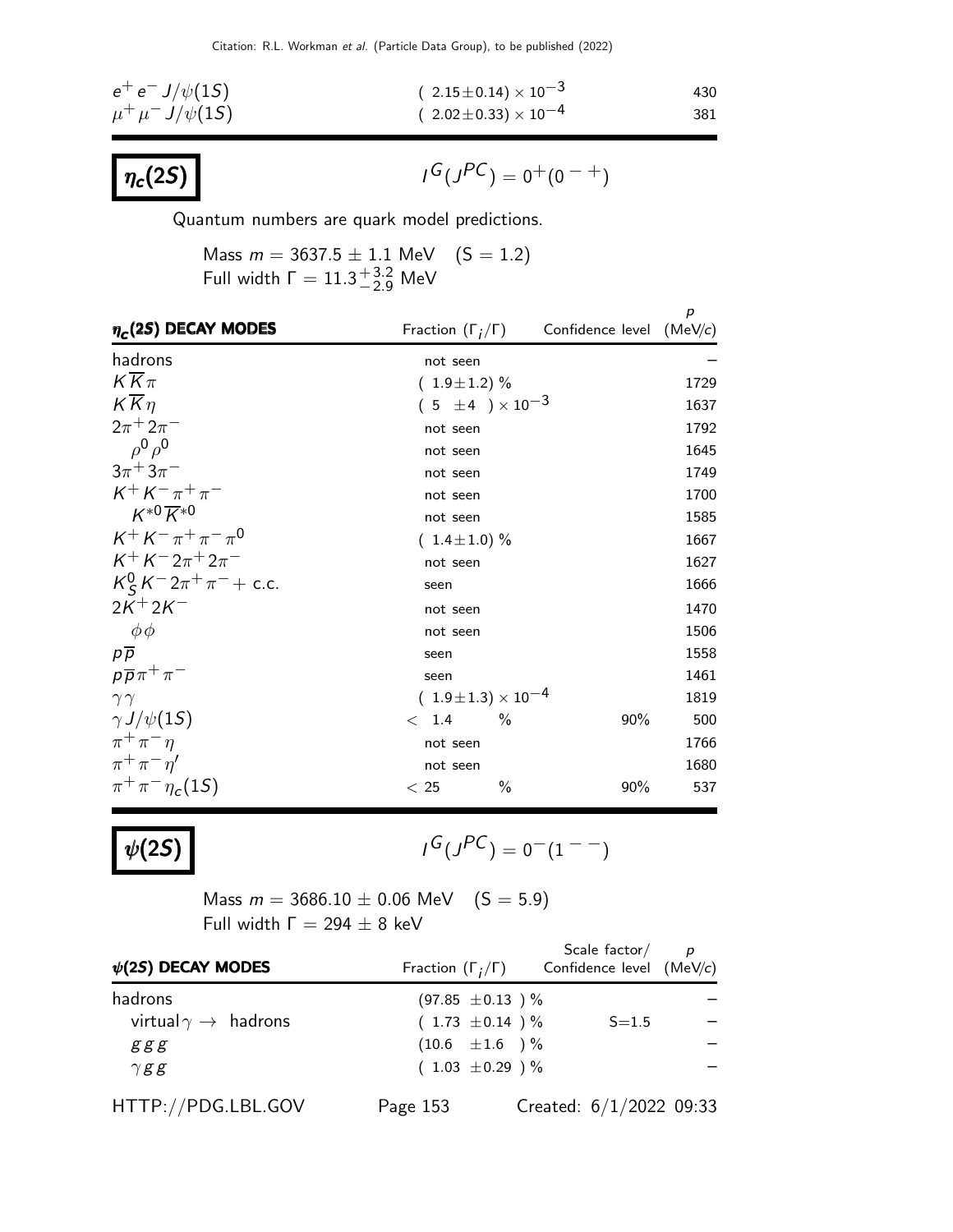| | | |
|---|---|---|
| $e^+ e^- J/\psi(1S)$ | $(2.15 \pm 0.14) \times 10^{-3}$ | 430 |
| $\mu^+ \mu^- J/\psi(1S)$ | $(2.02 \pm 0.33) \times 10^{-4}$ | 381 |

## $\eta_c(2S)$

$I^G(J^{PC}) = 0^+(0^{-+})$

Quantum numbers are quark model predictions.

Mass $m = 3637.5 \pm 1.1$ MeV (S = 1.2)
Full width $\Gamma = 11.3^{+3.2}_{-2.9}$ MeV

| $\eta_c(2S)$ DECAY MODES | Fraction ($\Gamma_i/\Gamma$) | Confidence level | $p$ (MeV/$c$) |
|---|---|---|---|
| hadrons | not seen | | – |
| $K\overline{K}\pi$ | $(1.9 \pm 1.2)$ % | | 1729 |
| $K\overline{K}\eta$ | $(5 \pm 4) \times 10^{-3}$ | | 1637 |
| $2\pi^+ 2\pi^-$ | not seen | | 1792 |
| $\rho^0 \rho^0$ | not seen | | 1645 |
| $3\pi^+ 3\pi^-$ | not seen | | 1749 |
| $K^+ K^- \pi^+ \pi^-$ | not seen | | 1700 |
| $K^{*0} \overline{K}^{*0}$ | not seen | | 1585 |
| $K^+ K^- \pi^+ \pi^- \pi^0$ | $(1.4 \pm 1.0)$ % | | 1667 |
| $K^+ K^- 2\pi^+ 2\pi^-$ | not seen | | 1627 |
| $K^0_S K^- 2\pi^+ \pi^-$ + c.c. | seen | | 1666 |
| $2K^+ 2K^-$ | not seen | | 1470 |
| $\phi\phi$ | not seen | | 1506 |
| $p\overline{p}$ | seen | | 1558 |
| $p\overline{p}\pi^+\pi^-$ | seen | | 1461 |
| $\gamma\gamma$ | $(1.9 \pm 1.3) \times 10^{-4}$ | | 1819 |
| $\gamma J/\psi(1S)$ | $< 1.4$ % | 90% | 500 |
| $\pi^+\pi^-\eta$ | not seen | | 1766 |
| $\pi^+\pi^-\eta'$ | not seen | | 1680 |
| $\pi^+\pi^-\eta_c(1S)$ | $< 25$ % | 90% | 537 |

## $\psi(2S)$

$I^G(J^{PC}) = 0^-(1^{--})$

Mass $m = 3686.10 \pm 0.06$ MeV (S = 5.9)
Full width $\Gamma = 294 \pm 8$ keV

| $\psi(2S)$ DECAY MODES | Fraction ($\Gamma_i/\Gamma$) | Scale factor/ Confidence level | $p$ (MeV/$c$) |
|---|---|---|---|
| hadrons | $(97.85 \pm 0.13)$ % | | – |
| virtual$\gamma \to$ hadrons | $(1.73 \pm 0.14)$ % | S=1.5 | – |
| $ggg$ | $(10.6 \pm 1.6)$ % | | – |
| $\gamma gg$ | $(1.03 \pm 0.29)$ % | | – |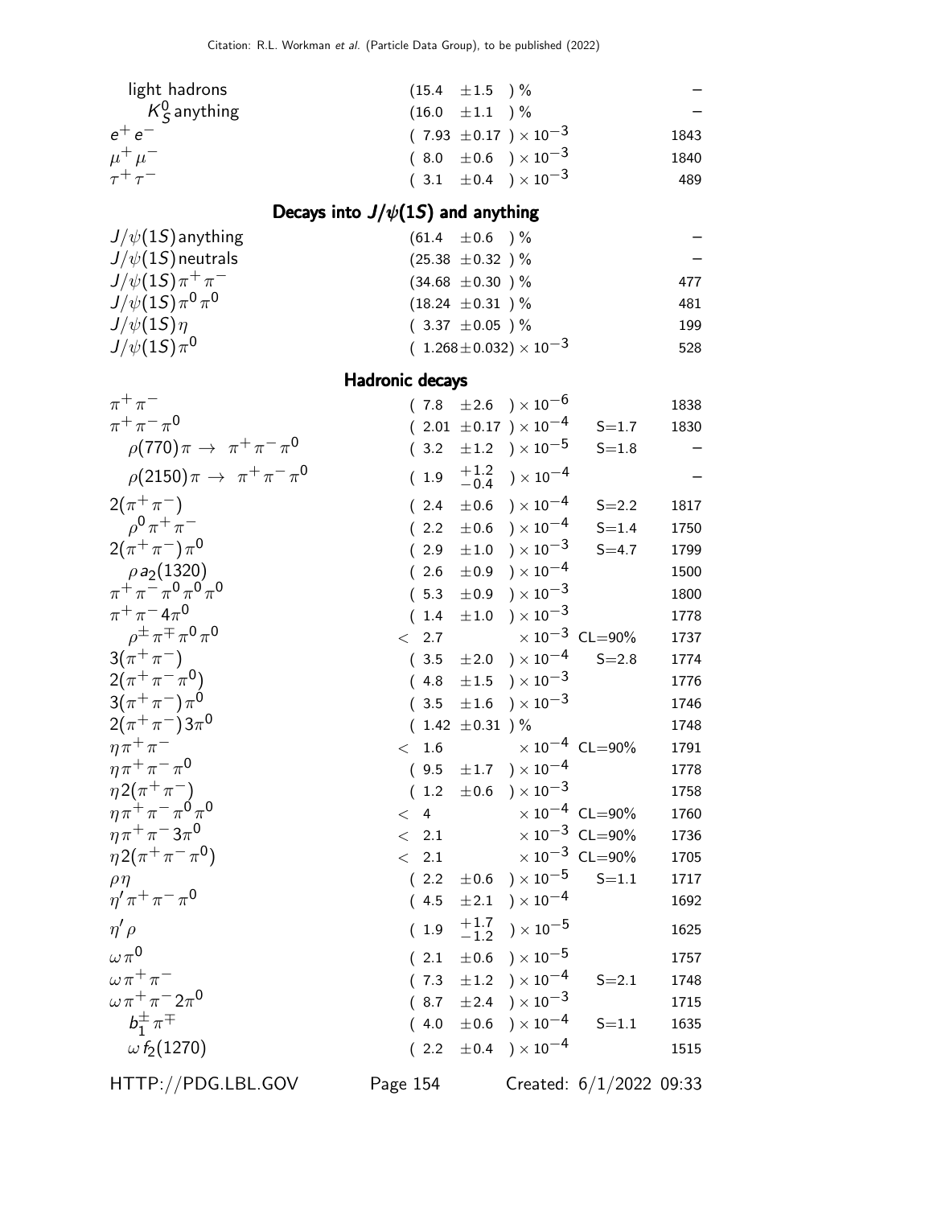| Mode | Fraction ($\Gamma_i/\Gamma$) | Scale factor/ Confidence level | $p$ (MeV/$c$) |
|---|---|---|---|
| light hadrons | $(15.4 \pm 1.5)$ % | | – |
| $K^0_S$ anything | $(16.0 \pm 1.1)$ % | | – |
| $e^+ e^-$ | $(7.93 \pm 0.17) \times 10^{-3}$ | | 1843 |
| $\mu^+ \mu^-$ | $(8.0 \pm 0.6) \times 10^{-3}$ | | 1840 |
| $\tau^+ \tau^-$ | $(3.1 \pm 0.4) \times 10^{-3}$ | | 489 |

## Decays into $J/\psi(1S)$ and anything

| Mode | Fraction ($\Gamma_i/\Gamma$) | Scale factor/ Confidence level | $p$ (MeV/$c$) |
|---|---|---|---|
| $J/\psi(1S)$ anything | $(61.4 \pm 0.6)$ % | | – |
| $J/\psi(1S)$ neutrals | $(25.38 \pm 0.32)$ % | | – |
| $J/\psi(1S)\pi^+\pi^-$ | $(34.68 \pm 0.30)$ % | | 477 |
| $J/\psi(1S)\pi^0\pi^0$ | $(18.24 \pm 0.31)$ % | | 481 |
| $J/\psi(1S)\eta$ | $(3.37 \pm 0.05)$ % | | 199 |
| $J/\psi(1S)\pi^0$ | $(1.268 \pm 0.032) \times 10^{-3}$ | | 528 |

## Hadronic decays

| Mode | Fraction ($\Gamma_i/\Gamma$) | Scale factor/ Confidence level | $p$ (MeV/$c$) |
|---|---|---|---|
| $\pi^+\pi^-$ | $(7.8 \pm 2.6) \times 10^{-6}$ | | 1838 |
| $\pi^+\pi^-\pi^0$ | $(2.01 \pm 0.17) \times 10^{-4}$ | S=1.7 | 1830 |
| $\rho(770)\pi \rightarrow \pi^+\pi^-\pi^0$ | $(3.2 \pm 1.2) \times 10^{-5}$ | S=1.8 | – |
| $\rho(2150)\pi \rightarrow \pi^+\pi^-\pi^0$ | $(1.9 ^{+1.2}_{-0.4}) \times 10^{-4}$ | | – |
| $2(\pi^+\pi^-)$ | $(2.4 \pm 0.6) \times 10^{-4}$ | S=2.2 | 1817 |
| $\rho^0\pi^+\pi^-$ | $(2.2 \pm 0.6) \times 10^{-4}$ | S=1.4 | 1750 |
| $2(\pi^+\pi^-)\pi^0$ | $(2.9 \pm 1.0) \times 10^{-3}$ | S=4.7 | 1799 |
| $\rho a_2(1320)$ | $(2.6 \pm 0.9) \times 10^{-4}$ | | 1500 |
| $\pi^+\pi^-\pi^0\pi^0\pi^0$ | $(5.3 \pm 0.9) \times 10^{-3}$ | | 1800 |
| $\pi^+\pi^- 4\pi^0$ | $(1.4 \pm 1.0) \times 10^{-3}$ | | 1778 |
| $\rho^\pm\pi^\mp\pi^0\pi^0$ | $< 2.7 \times 10^{-3}$ | CL=90% | 1737 |
| $3(\pi^+\pi^-)$ | $(3.5 \pm 2.0) \times 10^{-4}$ | S=2.8 | 1774 |
| $2(\pi^+\pi^-\pi^0)$ | $(4.8 \pm 1.5) \times 10^{-3}$ | | 1776 |
| $3(\pi^+\pi^-)\pi^0$ | $(3.5 \pm 1.6) \times 10^{-3}$ | | 1746 |
| $2(\pi^+\pi^-)3\pi^0$ | $(1.42 \pm 0.31)$ % | | 1748 |
| $\eta\pi^+\pi^-$ | $< 1.6 \times 10^{-4}$ | CL=90% | 1791 |
| $\eta\pi^+\pi^-\pi^0$ | $(9.5 \pm 1.7) \times 10^{-4}$ | | 1778 |
| $\eta 2(\pi^+\pi^-)$ | $(1.2 \pm 0.6) \times 10^{-3}$ | | 1758 |
| $\eta\pi^+\pi^-\pi^0\pi^0$ | $< 4 \times 10^{-4}$ | CL=90% | 1760 |
| $\eta\pi^+\pi^- 3\pi^0$ | $< 2.1 \times 10^{-3}$ | CL=90% | 1736 |
| $\eta 2(\pi^+\pi^-\pi^0)$ | $< 2.1 \times 10^{-3}$ | CL=90% | 1705 |
| $\rho\eta$ | $(2.2 \pm 0.6) \times 10^{-5}$ | S=1.1 | 1717 |
| $\eta'\pi^+\pi^-\pi^0$ | $(4.5 \pm 2.1) \times 10^{-4}$ | | 1692 |
| $\eta'\rho$ | $(1.9 ^{+1.7}_{-1.2}) \times 10^{-5}$ | | 1625 |
| $\omega\pi^0$ | $(2.1 \pm 0.6) \times 10^{-5}$ | | 1757 |
| $\omega\pi^+\pi^-$ | $(7.3 \pm 1.2) \times 10^{-4}$ | S=2.1 | 1748 |
| $\omega\pi^+\pi^- 2\pi^0$ | $(8.7 \pm 2.4) \times 10^{-3}$ | | 1715 |
| $b_1^\pm\pi^\mp$ | $(4.0 \pm 0.6) \times 10^{-4}$ | S=1.1 | 1635 |
| $\omega f_2(1270)$ | $(2.2 \pm 0.4) \times 10^{-4}$ | | 1515 |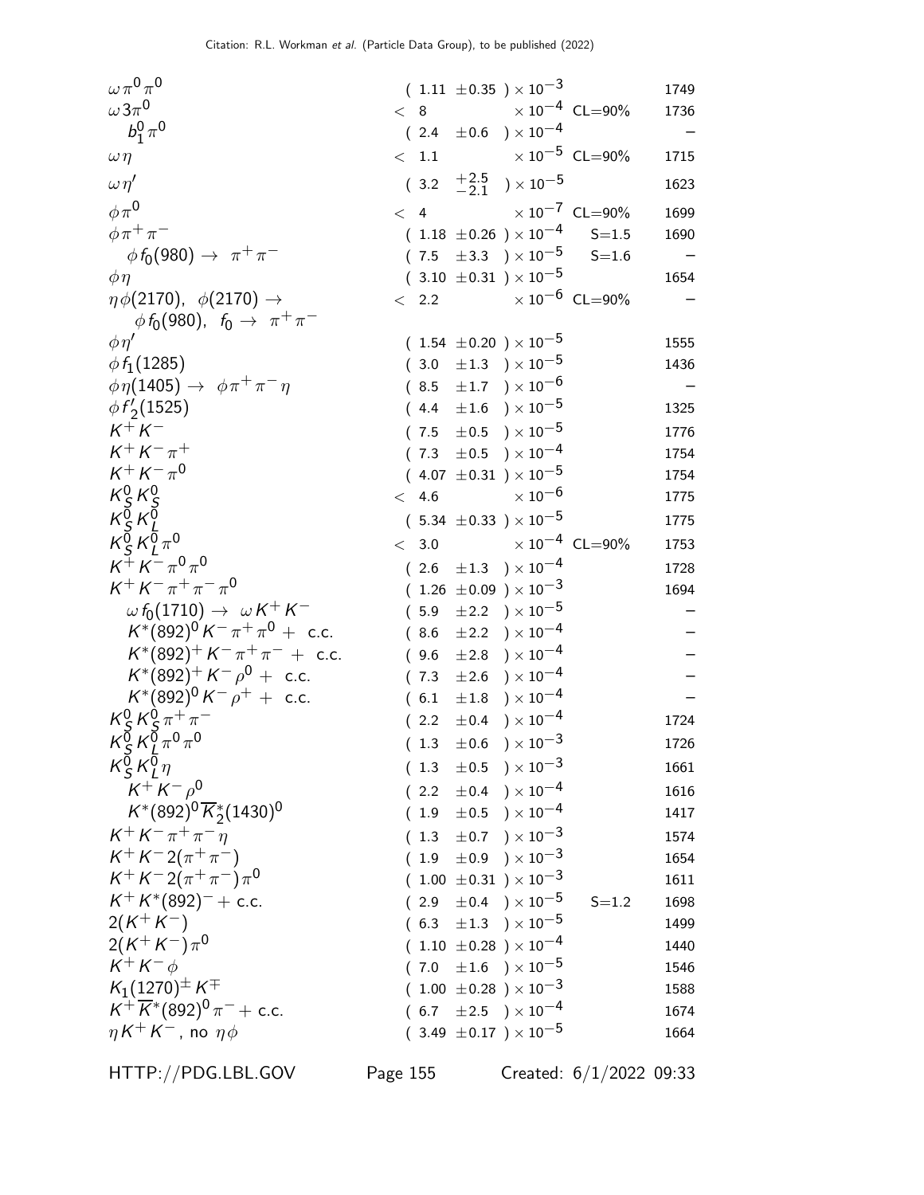| Mode | Fraction ($\Gamma_i/\Gamma$) | Scale factor/ Confidence level | $p$ (MeV/$c$) |
|---|---|---|---|
| $\omega\pi^0\pi^0$ | $(1.11 \pm 0.35) \times 10^{-3}$ | | 1749 |
| $\omega 3\pi^0$ | $< 8 \times 10^{-4}$ | CL=90% | 1736 |
| $b_1^0\pi^0$ | $(2.4 \pm 0.6) \times 10^{-4}$ | | – |
| $\omega\eta$ | $< 1.1 \times 10^{-5}$ | CL=90% | 1715 |
| $\omega\eta'$ | $(3.2 {}^{+2.5}_{-2.1}) \times 10^{-5}$ | | 1623 |
| $\phi\pi^0$ | $< 4 \times 10^{-7}$ | CL=90% | 1699 |
| $\phi\pi^+\pi^-$ | $(1.18 \pm 0.26) \times 10^{-4}$ | S=1.5 | 1690 |
| $\phi f_0(980) \to \pi^+\pi^-$ | $(7.5 \pm 3.3) \times 10^{-5}$ | S=1.6 | – |
| $\phi\eta$ | $(3.10 \pm 0.31) \times 10^{-5}$ | | 1654 |
| $\eta\phi(2170)$, $\phi(2170) \to \phi f_0(980)$, $f_0 \to \pi^+\pi^-$ | $< 2.2 \times 10^{-6}$ | CL=90% | – |
| $\phi\eta'$ | $(1.54 \pm 0.20) \times 10^{-5}$ | | 1555 |
| $\phi f_1(1285)$ | $(3.0 \pm 1.3) \times 10^{-5}$ | | 1436 |
| $\phi\eta(1405) \to \phi\pi^+\pi^-\eta$ | $(8.5 \pm 1.7) \times 10^{-6}$ | | – |
| $\phi f_2'(1525)$ | $(4.4 \pm 1.6) \times 10^{-5}$ | | 1325 |
| $K^+K^-$ | $(7.5 \pm 0.5) \times 10^{-5}$ | | 1776 |
| $K^+K^-\pi^+$ | $(7.3 \pm 0.5) \times 10^{-4}$ | | 1754 |
| $K^+K^-\pi^0$ | $(4.07 \pm 0.31) \times 10^{-5}$ | | 1754 |
| $K_S^0K_S^0$ | $< 4.6 \times 10^{-6}$ | | 1775 |
| $K_S^0K_L^0$ | $(5.34 \pm 0.33) \times 10^{-5}$ | | 1775 |
| $K_S^0K_L^0\pi^0$ | $< 3.0 \times 10^{-4}$ | CL=90% | 1753 |
| $K^+K^-\pi^0\pi^0$ | $(2.6 \pm 1.3) \times 10^{-4}$ | | 1728 |
| $K^+K^-\pi^+\pi^-\pi^0$ | $(1.26 \pm 0.09) \times 10^{-3}$ | | 1694 |
| $\omega f_0(1710) \to \omega K^+K^-$ | $(5.9 \pm 2.2) \times 10^{-5}$ | | – |
| $K^*(892)^0K^-\pi^+\pi^0 +$ c.c. | $(8.6 \pm 2.2) \times 10^{-4}$ | | – |
| $K^*(892)^+K^-\pi^+\pi^- +$ c.c. | $(9.6 \pm 2.8) \times 10^{-4}$ | | – |
| $K^*(892)^+K^-\rho^0 +$ c.c. | $(7.3 \pm 2.6) \times 10^{-4}$ | | – |
| $K^*(892)^0K^-\rho^+ +$ c.c. | $(6.1 \pm 1.8) \times 10^{-4}$ | | – |
| $K_S^0K_S^0\pi^+\pi^-$ | $(2.2 \pm 0.4) \times 10^{-4}$ | | 1724 |
| $K_S^0K_L^0\pi^0\pi^0$ | $(1.3 \pm 0.6) \times 10^{-3}$ | | 1726 |
| $K_S^0K_L^0\eta$ | $(1.3 \pm 0.5) \times 10^{-3}$ | | 1661 |
| $K^+K^-\rho^0$ | $(2.2 \pm 0.4) \times 10^{-4}$ | | 1616 |
| $K^*(892)^0\overline{K}_2^*(1430)^0$ | $(1.9 \pm 0.5) \times 10^{-4}$ | | 1417 |
| $K^+K^-\pi^+\pi^-\eta$ | $(1.3 \pm 0.7) \times 10^{-3}$ | | 1574 |
| $K^+K^-2(\pi^+\pi^-)$ | $(1.9 \pm 0.9) \times 10^{-3}$ | | 1654 |
| $K^+K^-2(\pi^+\pi^-)\pi^0$ | $(1.00 \pm 0.31) \times 10^{-3}$ | | 1611 |
| $K^+K^*(892)^- +$ c.c. | $(2.9 \pm 0.4) \times 10^{-5}$ | S=1.2 | 1698 |
| $2(K^+K^-)$ | $(6.3 \pm 1.3) \times 10^{-5}$ | | 1499 |
| $2(K^+K^-)\pi^0$ | $(1.10 \pm 0.28) \times 10^{-4}$ | | 1440 |
| $K^+K^-\phi$ | $(7.0 \pm 1.6) \times 10^{-5}$ | | 1546 |
| $K_1(1270)^\pm K^\mp$ | $(1.00 \pm 0.28) \times 10^{-3}$ | | 1588 |
| $K^+\overline{K}^*(892)^0\pi^- +$ c.c. | $(6.7 \pm 2.5) \times 10^{-4}$ | | 1674 |
| $\eta K^+K^-$, no $\eta\phi$ | $(3.49 \pm 0.17) \times 10^{-5}$ | | 1664 |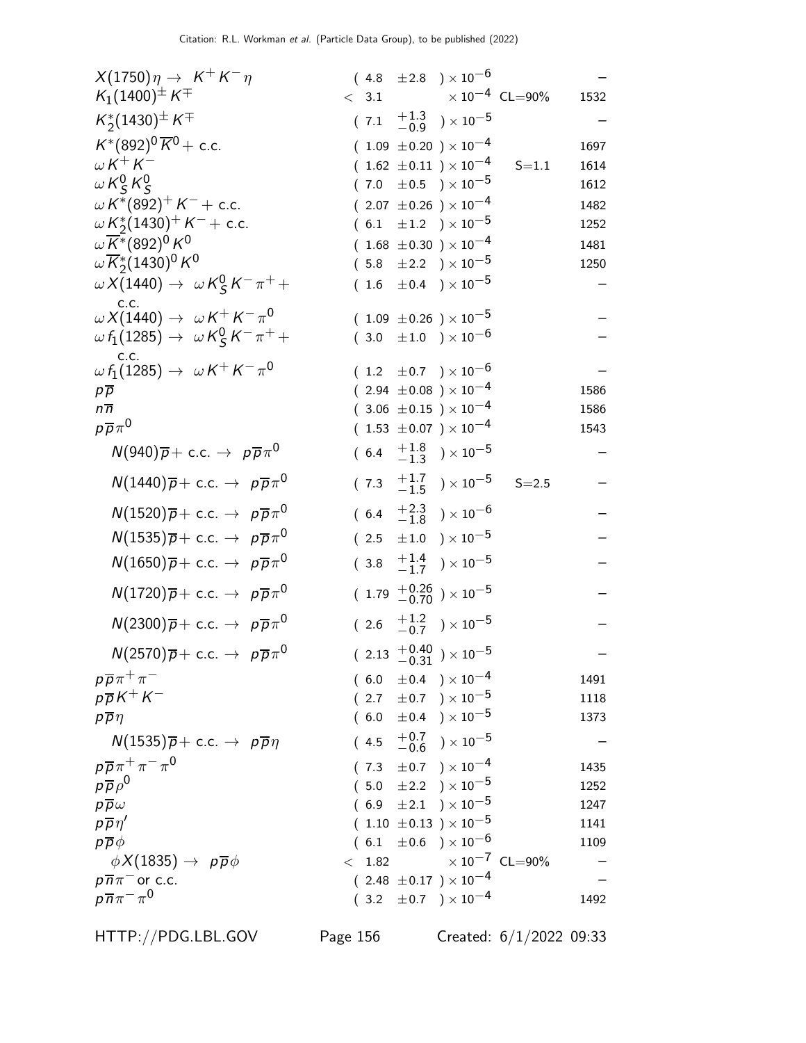| Mode | Fraction | Scale factor/CL | p (MeV/c) |
|---|---|---|---|
| $X(1750)\eta \to K^+K^-\eta$ | $(4.8 \pm 2.8) \times 10^{-6}$ | | – |
| $K_1(1400)^\pm K^\mp$ | $< 3.1 \times 10^{-4}$ | CL=90% | 1532 |
| $K_2^*(1430)^\pm K^\mp$ | $(7.1 {}^{+1.3}_{-0.9}) \times 10^{-5}$ | | – |
| $K^*(892)^0 \overline{K}^0$ + c.c. | $(1.09 \pm 0.20) \times 10^{-4}$ | | 1697 |
| $\omega K^+K^-$ | $(1.62 \pm 0.11) \times 10^{-4}$ | S=1.1 | 1614 |
| $\omega K^0_S K^0_S$ | $(7.0 \pm 0.5) \times 10^{-5}$ | | 1612 |
| $\omega K^*(892)^+ K^-$ + c.c. | $(2.07 \pm 0.26) \times 10^{-4}$ | | 1482 |
| $\omega K_2^*(1430)^+ K^-$ + c.c. | $(6.1 \pm 1.2) \times 10^{-5}$ | | 1252 |
| $\omega \overline{K}^*(892)^0 K^0$ | $(1.68 \pm 0.30) \times 10^{-4}$ | | 1481 |
| $\omega \overline{K}_2^*(1430)^0 K^0$ | $(5.8 \pm 2.2) \times 10^{-5}$ | | 1250 |
| $\omega X(1440) \to \omega K^0_S K^- \pi^+$ + c.c. | $(1.6 \pm 0.4) \times 10^{-5}$ | | – |
| $\omega X(1440) \to \omega K^+ K^- \pi^0$ | $(1.09 \pm 0.26) \times 10^{-5}$ | | – |
| $\omega f_1(1285) \to \omega K^0_S K^- \pi^+$ + c.c. | $(3.0 \pm 1.0) \times 10^{-6}$ | | – |
| $\omega f_1(1285) \to \omega K^+ K^- \pi^0$ | $(1.2 \pm 0.7) \times 10^{-6}$ | | – |
| $p\overline{p}$ | $(2.94 \pm 0.08) \times 10^{-4}$ | | 1586 |
| $n\overline{n}$ | $(3.06 \pm 0.15) \times 10^{-4}$ | | 1586 |
| $p\overline{p}\pi^0$ | $(1.53 \pm 0.07) \times 10^{-4}$ | | 1543 |
| $N(940)\overline{p}$ + c.c. $\to p\overline{p}\pi^0$ | $(6.4 {}^{+1.8}_{-1.3}) \times 10^{-5}$ | | – |
| $N(1440)\overline{p}$ + c.c. $\to p\overline{p}\pi^0$ | $(7.3 {}^{+1.7}_{-1.5}) \times 10^{-5}$ | S=2.5 | – |
| $N(1520)\overline{p}$ + c.c. $\to p\overline{p}\pi^0$ | $(6.4 {}^{+2.3}_{-1.8}) \times 10^{-6}$ | | – |
| $N(1535)\overline{p}$ + c.c. $\to p\overline{p}\pi^0$ | $(2.5 \pm 1.0) \times 10^{-5}$ | | – |
| $N(1650)\overline{p}$ + c.c. $\to p\overline{p}\pi^0$ | $(3.8 {}^{+1.4}_{-1.7}) \times 10^{-5}$ | | – |
| $N(1720)\overline{p}$ + c.c. $\to p\overline{p}\pi^0$ | $(1.79 {}^{+0.26}_{-0.70}) \times 10^{-5}$ | | – |
| $N(2300)\overline{p}$ + c.c. $\to p\overline{p}\pi^0$ | $(2.6 {}^{+1.2}_{-0.7}) \times 10^{-5}$ | | – |
| $N(2570)\overline{p}$ + c.c. $\to p\overline{p}\pi^0$ | $(2.13 {}^{+0.40}_{-0.31}) \times 10^{-5}$ | | – |
| $p\overline{p}\pi^+\pi^-$ | $(6.0 \pm 0.4) \times 10^{-4}$ | | 1491 |
| $p\overline{p}K^+K^-$ | $(2.7 \pm 0.7) \times 10^{-5}$ | | 1118 |
| $p\overline{p}\eta$ | $(6.0 \pm 0.4) \times 10^{-5}$ | | 1373 |
| $N(1535)\overline{p}$ + c.c. $\to p\overline{p}\eta$ | $(4.5 {}^{+0.7}_{-0.6}) \times 10^{-5}$ | | – |
| $p\overline{p}\pi^+\pi^-\pi^0$ | $(7.3 \pm 0.7) \times 10^{-4}$ | | 1435 |
| $p\overline{p}\rho^0$ | $(5.0 \pm 2.2) \times 10^{-5}$ | | 1252 |
| $p\overline{p}\omega$ | $(6.9 \pm 2.1) \times 10^{-5}$ | | 1247 |
| $p\overline{p}\eta'$ | $(1.10 \pm 0.13) \times 10^{-5}$ | | 1141 |
| $p\overline{p}\phi$ | $(6.1 \pm 0.6) \times 10^{-6}$ | | 1109 |
| $\phi X(1835) \to p\overline{p}\phi$ | $< 1.82 \times 10^{-7}$ | CL=90% | – |
| $p\overline{n}\pi^-$ or c.c. | $(2.48 \pm 0.17) \times 10^{-4}$ | | – |
| $p\overline{n}\pi^-\pi^0$ | $(3.2 \pm 0.7) \times 10^{-4}$ | | 1492 |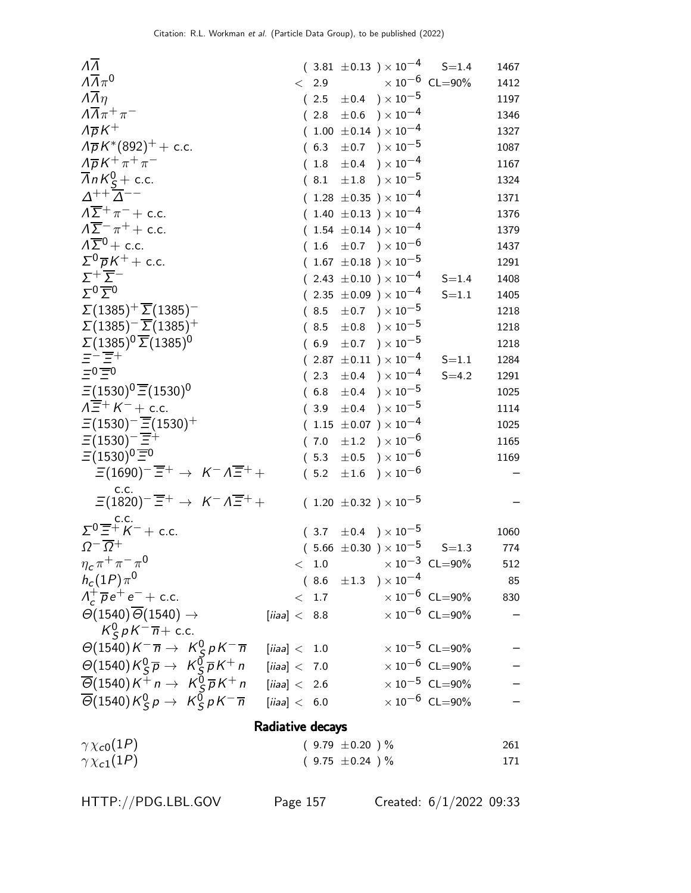| Mode | Fraction ($\Gamma_i/\Gamma$) | Scale factor/ Confidence level | $p$ (MeV/$c$) |
|---|---|---|---|
| $\Lambda\overline{\Lambda}$ | $(3.81 \pm 0.13) \times 10^{-4}$ | S=1.4 | 1467 |
| $\Lambda\overline{\Lambda}\pi^0$ | $< 2.9 \times 10^{-6}$ | CL=90% | 1412 |
| $\Lambda\overline{\Lambda}\eta$ | $(2.5 \pm 0.4) \times 10^{-5}$ | | 1197 |
| $\Lambda\overline{\Lambda}\pi^+\pi^-$ | $(2.8 \pm 0.6) \times 10^{-4}$ | | 1346 |
| $\Lambda\overline{p}K^+$ | $(1.00 \pm 0.14) \times 10^{-4}$ | | 1327 |
| $\Lambda\overline{p}K^*(892)^+$ + c.c. | $(6.3 \pm 0.7) \times 10^{-5}$ | | 1087 |
| $\Lambda\overline{p}K^+\pi^+\pi^-$ | $(1.8 \pm 0.4) \times 10^{-4}$ | | 1167 |
| $\overline{\Lambda}nK^0_S$ + c.c. | $(8.1 \pm 1.8) \times 10^{-5}$ | | 1324 |
| $\Delta^{++}\overline{\Delta}^{--}$ | $(1.28 \pm 0.35) \times 10^{-4}$ | | 1371 |
| $\Lambda\overline{\Sigma}^+\pi^-$ + c.c. | $(1.40 \pm 0.13) \times 10^{-4}$ | | 1376 |
| $\Lambda\overline{\Sigma}^-\pi^+$ + c.c. | $(1.54 \pm 0.14) \times 10^{-4}$ | | 1379 |
| $\Lambda\overline{\Sigma}^0$ + c.c. | $(1.6 \pm 0.7) \times 10^{-6}$ | | 1437 |
| $\Sigma^0\overline{p}K^+$ + c.c. | $(1.67 \pm 0.18) \times 10^{-5}$ | | 1291 |
| $\Sigma^+\overline{\Sigma}^-$ | $(2.43 \pm 0.10) \times 10^{-4}$ | S=1.4 | 1408 |
| $\Sigma^0\overline{\Sigma}^0$ | $(2.35 \pm 0.09) \times 10^{-4}$ | S=1.1 | 1405 |
| $\Sigma(1385)^+\overline{\Sigma}(1385)^-$ | $(8.5 \pm 0.7) \times 10^{-5}$ | | 1218 |
| $\Sigma(1385)^-\overline{\Sigma}(1385)^+$ | $(8.5 \pm 0.8) \times 10^{-5}$ | | 1218 |
| $\Sigma(1385)^0\overline{\Sigma}(1385)^0$ | $(6.9 \pm 0.7) \times 10^{-5}$ | | 1218 |
| $\Xi^-\overline{\Xi}^+$ | $(2.87 \pm 0.11) \times 10^{-4}$ | S=1.1 | 1284 |
| $\Xi^0\overline{\Xi}^0$ | $(2.3 \pm 0.4) \times 10^{-4}$ | S=4.2 | 1291 |
| $\Xi(1530)^0\overline{\Xi}(1530)^0$ | $(6.8 \pm 0.4) \times 10^{-5}$ | | 1025 |
| $\Lambda\overline{\Xi}^+K^-$ + c.c. | $(3.9 \pm 0.4) \times 10^{-5}$ | | 1114 |
| $\Xi(1530)^-\overline{\Xi}(1530)^+$ | $(1.15 \pm 0.07) \times 10^{-4}$ | | 1025 |
| $\Xi(1530)^-\overline{\Xi}^+$ | $(7.0 \pm 1.2) \times 10^{-6}$ | | 1165 |
| $\Xi(1530)^0\overline{\Xi}^0$ | $(5.3 \pm 0.5) \times 10^{-6}$ | | 1169 |
| $\Xi(1690)^-\overline{\Xi}^+ \to K^-\Lambda\overline{\Xi}^+$ + c.c. | $(5.2 \pm 1.6) \times 10^{-6}$ | | – |
| $\Xi(1820)^-\overline{\Xi}^+ \to K^-\Lambda\overline{\Xi}^+$ + c.c. | $(1.20 \pm 0.32) \times 10^{-5}$ | | – |
| $\Sigma^0\overline{\Xi}^+K^-$ + c.c. | $(3.7 \pm 0.4) \times 10^{-5}$ | | 1060 |
| $\Omega^-\overline{\Omega}^+$ | $(5.66 \pm 0.30) \times 10^{-5}$ | S=1.3 | 774 |
| $\eta_c\pi^+\pi^-\pi^0$ | $< 1.0 \times 10^{-3}$ | CL=90% | 512 |
| $h_c(1P)\pi^0$ | $(8.6 \pm 1.3) \times 10^{-4}$ | | 85 |
| $\Lambda_c^+\overline{p}e^+e^-$ + c.c. | $< 1.7 \times 10^{-6}$ | CL=90% | 830 |
| $\Theta(1540)\overline{\Theta}(1540) \to K^0_S pK^-\overline{n}$ + c.c. | [iiaa] $< 8.8 \times 10^{-6}$ | CL=90% | – |
| $\Theta(1540)K^-\overline{n} \to K^0_S pK^-\overline{n}$ | [iiaa] $< 1.0 \times 10^{-5}$ | CL=90% | – |
| $\Theta(1540)K^0_S\overline{p} \to K^0_S\overline{p}K^+n$ | [iiaa] $< 7.0 \times 10^{-6}$ | CL=90% | – |
| $\overline{\Theta}(1540)K^+n \to K^0_S\overline{p}K^+n$ | [iiaa] $< 2.6 \times 10^{-5}$ | CL=90% | – |
| $\overline{\Theta}(1540)K^0_S p \to K^0_S pK^-\overline{n}$ | [iiaa] $< 6.0 \times 10^{-6}$ | CL=90% | – |

## Radiative decays

| Mode | Fraction ($\Gamma_i/\Gamma$) | Scale factor/ Confidence level | $p$ (MeV/$c$) |
|---|---|---|---|
| $\gamma\chi_{c0}(1P)$ | $(9.79 \pm 0.20)$ % | | 261 |
| $\gamma\chi_{c1}(1P)$ | $(9.75 \pm 0.24)$ % | | 171 |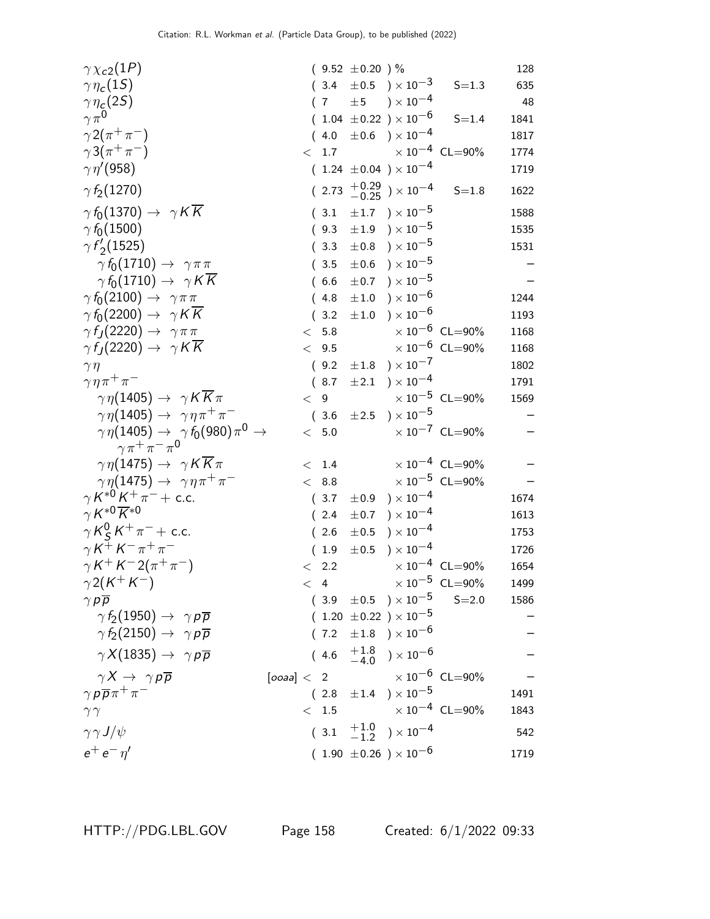| Mode | Fraction ($\Gamma_i/\Gamma$) | Scale factor/Conf. level | p (MeV/c) |
|---|---|---|---|
| $\gamma\chi_{c2}(1P)$ | $(9.52 \pm 0.20)$ % | | 128 |
| $\gamma\eta_c(1S)$ | $(3.4 \pm 0.5) \times 10^{-3}$ | S=1.3 | 635 |
| $\gamma\eta_c(2S)$ | $(7 \pm 5) \times 10^{-4}$ | | 48 |
| $\gamma\pi^0$ | $(1.04 \pm 0.22) \times 10^{-6}$ | S=1.4 | 1841 |
| $\gamma 2(\pi^+\pi^-)$ | $(4.0 \pm 0.6) \times 10^{-4}$ | | 1817 |
| $\gamma 3(\pi^+\pi^-)$ | $< 1.7 \times 10^{-4}$ | CL=90% | 1774 |
| $\gamma\eta'(958)$ | $(1.24 \pm 0.04) \times 10^{-4}$ | | 1719 |
| $\gamma f_2(1270)$ | $(2.73 ^{+0.29}_{-0.25}) \times 10^{-4}$ | S=1.8 | 1622 |
| $\gamma f_0(1370) \rightarrow \gamma K\overline{K}$ | $(3.1 \pm 1.7) \times 10^{-5}$ | | 1588 |
| $\gamma f_0(1500)$ | $(9.3 \pm 1.9) \times 10^{-5}$ | | 1535 |
| $\gamma f'_2(1525)$ | $(3.3 \pm 0.8) \times 10^{-5}$ | | 1531 |
| $\gamma f_0(1710) \rightarrow \gamma\pi\pi$ | $(3.5 \pm 0.6) \times 10^{-5}$ | | – |
| $\gamma f_0(1710) \rightarrow \gamma K\overline{K}$ | $(6.6 \pm 0.7) \times 10^{-5}$ | | – |
| $\gamma f_0(2100) \rightarrow \gamma\pi\pi$ | $(4.8 \pm 1.0) \times 10^{-6}$ | | 1244 |
| $\gamma f_0(2200) \rightarrow \gamma K\overline{K}$ | $(3.2 \pm 1.0) \times 10^{-6}$ | | 1193 |
| $\gamma f_J(2220) \rightarrow \gamma\pi\pi$ | $< 5.8 \times 10^{-6}$ | CL=90% | 1168 |
| $\gamma f_J(2220) \rightarrow \gamma K\overline{K}$ | $< 9.5 \times 10^{-6}$ | CL=90% | 1168 |
| $\gamma\eta$ | $(9.2 \pm 1.8) \times 10^{-7}$ | | 1802 |
| $\gamma\eta\pi^+\pi^-$ | $(8.7 \pm 2.1) \times 10^{-4}$ | | 1791 |
| $\gamma\eta(1405) \rightarrow \gamma K\overline{K}\pi$ | $< 9 \times 10^{-5}$ | CL=90% | 1569 |
| $\gamma\eta(1405) \rightarrow \gamma\eta\pi^+\pi^-$ | $(3.6 \pm 2.5) \times 10^{-5}$ | | – |
| $\gamma\eta(1405) \rightarrow \gamma f_0(980)\pi^0 \rightarrow \gamma\pi^+\pi^-\pi^0$ | $< 5.0 \times 10^{-7}$ | CL=90% | – |
| $\gamma\eta(1475) \rightarrow \gamma K\overline{K}\pi$ | $< 1.4 \times 10^{-4}$ | CL=90% | – |
| $\gamma\eta(1475) \rightarrow \gamma\eta\pi^+\pi^-$ | $< 8.8 \times 10^{-5}$ | CL=90% | – |
| $\gamma K^{*0}K^+\pi^- +$ c.c. | $(3.7 \pm 0.9) \times 10^{-4}$ | | 1674 |
| $\gamma K^{*0}\overline{K}^{*0}$ | $(2.4 \pm 0.7) \times 10^{-4}$ | | 1613 |
| $\gamma K^0_S K^+\pi^- +$ c.c. | $(2.6 \pm 0.5) \times 10^{-4}$ | | 1753 |
| $\gamma K^+K^-\pi^+\pi^-$ | $(1.9 \pm 0.5) \times 10^{-4}$ | | 1726 |
| $\gamma K^+K^- 2(\pi^+\pi^-)$ | $< 2.2 \times 10^{-4}$ | CL=90% | 1654 |
| $\gamma 2(K^+K^-)$ | $< 4 \times 10^{-5}$ | CL=90% | 1499 |
| $\gamma p\overline{p}$ | $(3.9 \pm 0.5) \times 10^{-5}$ | S=2.0 | 1586 |
| $\gamma f_2(1950) \rightarrow \gamma p\overline{p}$ | $(1.20 \pm 0.22) \times 10^{-5}$ | | – |
| $\gamma f_2(2150) \rightarrow \gamma p\overline{p}$ | $(7.2 \pm 1.8) \times 10^{-6}$ | | – |
| $\gamma X(1835) \rightarrow \gamma p\overline{p}$ | $(4.6 ^{+1.8}_{-4.0}) \times 10^{-6}$ | | – |
| $\gamma X \rightarrow \gamma p\overline{p}$ [ooaa] | $< 2 \times 10^{-6}$ | CL=90% | – |
| $\gamma p\overline{p}\pi^+\pi^-$ | $(2.8 \pm 1.4) \times 10^{-5}$ | | 1491 |
| $\gamma\gamma$ | $< 1.5 \times 10^{-4}$ | CL=90% | 1843 |
| $\gamma\gamma J/\psi$ | $(3.1 ^{+1.0}_{-1.2}) \times 10^{-4}$ | | 542 |
| $e^+e^-\eta'$ | $(1.90 \pm 0.26) \times 10^{-6}$ | | 1719 |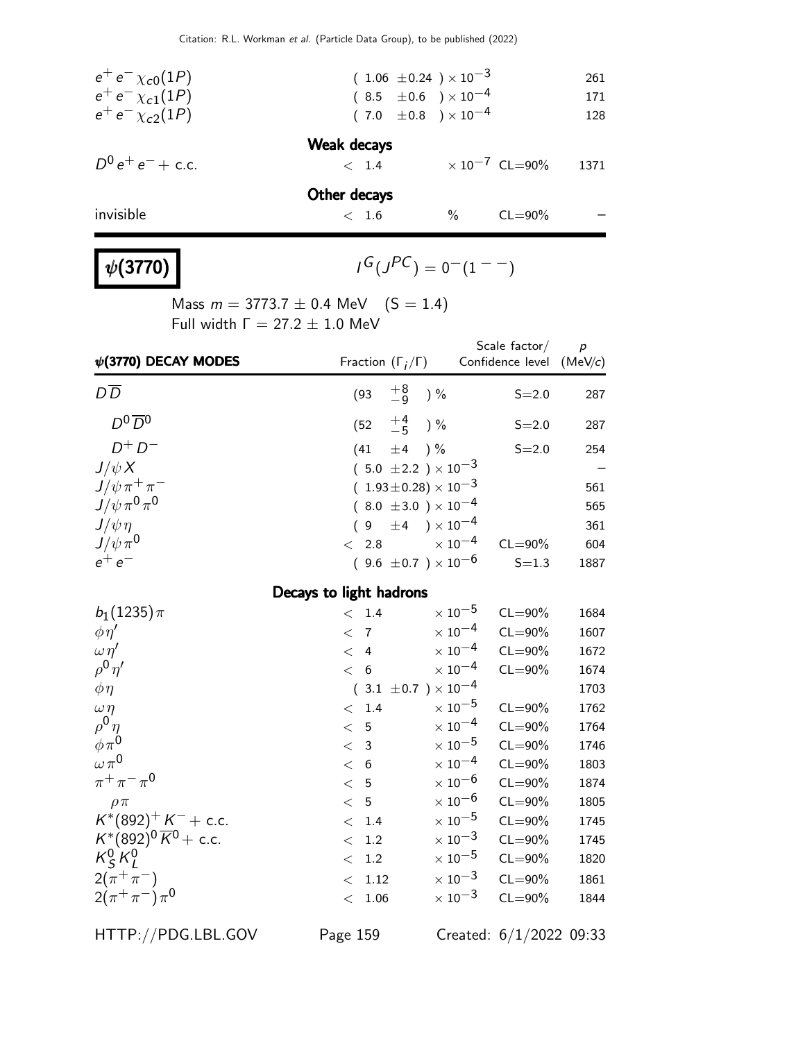| | | | |
|---|---|---|---|
| $e^+ e^- \chi_{c0}(1P)$ | $(1.06 \pm 0.24) \times 10^{-3}$ | | 261 |
| $e^+ e^- \chi_{c1}(1P)$ | $(8.5 \pm 0.6) \times 10^{-4}$ | | 171 |
| $e^+ e^- \chi_{c2}(1P)$ | $(7.0 \pm 0.8) \times 10^{-4}$ | | 128 |
| **Weak decays** | | | |
| $D^0 e^+ e^- +$ c.c. | $< 1.4 \times 10^{-7}$ | CL=90% | 1371 |
| **Other decays** | | | |
| invisible | $< 1.6$ % | CL=90% | – |

# $\psi(3770)$

$I^G(J^{PC}) = 0^-(1^{--})$

Mass $m = 3773.7 \pm 0.4$ MeV (S = 1.4)
Full width $\Gamma = 27.2 \pm 1.0$ MeV

| $\psi$(3770) DECAY MODES | Fraction ($\Gamma_i/\Gamma$) | Scale factor/ Confidence level | $p$ (MeV/$c$) |
|---|---|---|---|
| $D\overline{D}$ | $(93 \ {}^{+8}_{-9})$ % | S=2.0 | 287 |
| $D^0\overline{D}^0$ | $(52 \ {}^{+4}_{-5})$ % | S=2.0 | 287 |
| $D^+D^-$ | $(41 \pm 4)$ % | S=2.0 | 254 |
| $J/\psi X$ | $(5.0 \pm 2.2) \times 10^{-3}$ | | – |
| $J/\psi \pi^+\pi^-$ | $(1.93 \pm 0.28) \times 10^{-3}$ | | 561 |
| $J/\psi \pi^0\pi^0$ | $(8.0 \pm 3.0) \times 10^{-4}$ | | 565 |
| $J/\psi \eta$ | $(9 \pm 4) \times 10^{-4}$ | | 361 |
| $J/\psi \pi^0$ | $< 2.8 \times 10^{-4}$ | CL=90% | 604 |
| $e^+e^-$ | $(9.6 \pm 0.7) \times 10^{-6}$ | S=1.3 | 1887 |
| **Decays to light hadrons** | | | |
| $b_1(1235)\pi$ | $< 1.4 \times 10^{-5}$ | CL=90% | 1684 |
| $\phi\eta'$ | $< 7 \times 10^{-4}$ | CL=90% | 1607 |
| $\omega\eta'$ | $< 4 \times 10^{-4}$ | CL=90% | 1672 |
| $\rho^0\eta'$ | $< 6 \times 10^{-4}$ | CL=90% | 1674 |
| $\phi\eta$ | $(3.1 \pm 0.7) \times 10^{-4}$ | | 1703 |
| $\omega\eta$ | $< 1.4 \times 10^{-5}$ | CL=90% | 1762 |
| $\rho^0\eta$ | $< 5 \times 10^{-4}$ | CL=90% | 1764 |
| $\phi\pi^0$ | $< 3 \times 10^{-5}$ | CL=90% | 1746 |
| $\omega\pi^0$ | $< 6 \times 10^{-4}$ | CL=90% | 1803 |
| $\pi^+\pi^-\pi^0$ | $< 5 \times 10^{-6}$ | CL=90% | 1874 |
| $\rho\pi$ | $< 5 \times 10^{-6}$ | CL=90% | 1805 |
| $K^*(892)^+K^- +$ c.c. | $< 1.4 \times 10^{-5}$ | CL=90% | 1745 |
| $K^*(892)^0\overline{K}^0 +$ c.c. | $< 1.2 \times 10^{-3}$ | CL=90% | 1745 |
| $K^0_S K^0_L$ | $< 1.2 \times 10^{-5}$ | CL=90% | 1820 |
| $2(\pi^+\pi^-)$ | $< 1.12 \times 10^{-3}$ | CL=90% | 1861 |
| $2(\pi^+\pi^-)\pi^0$ | $< 1.06 \times 10^{-3}$ | CL=90% | 1844 |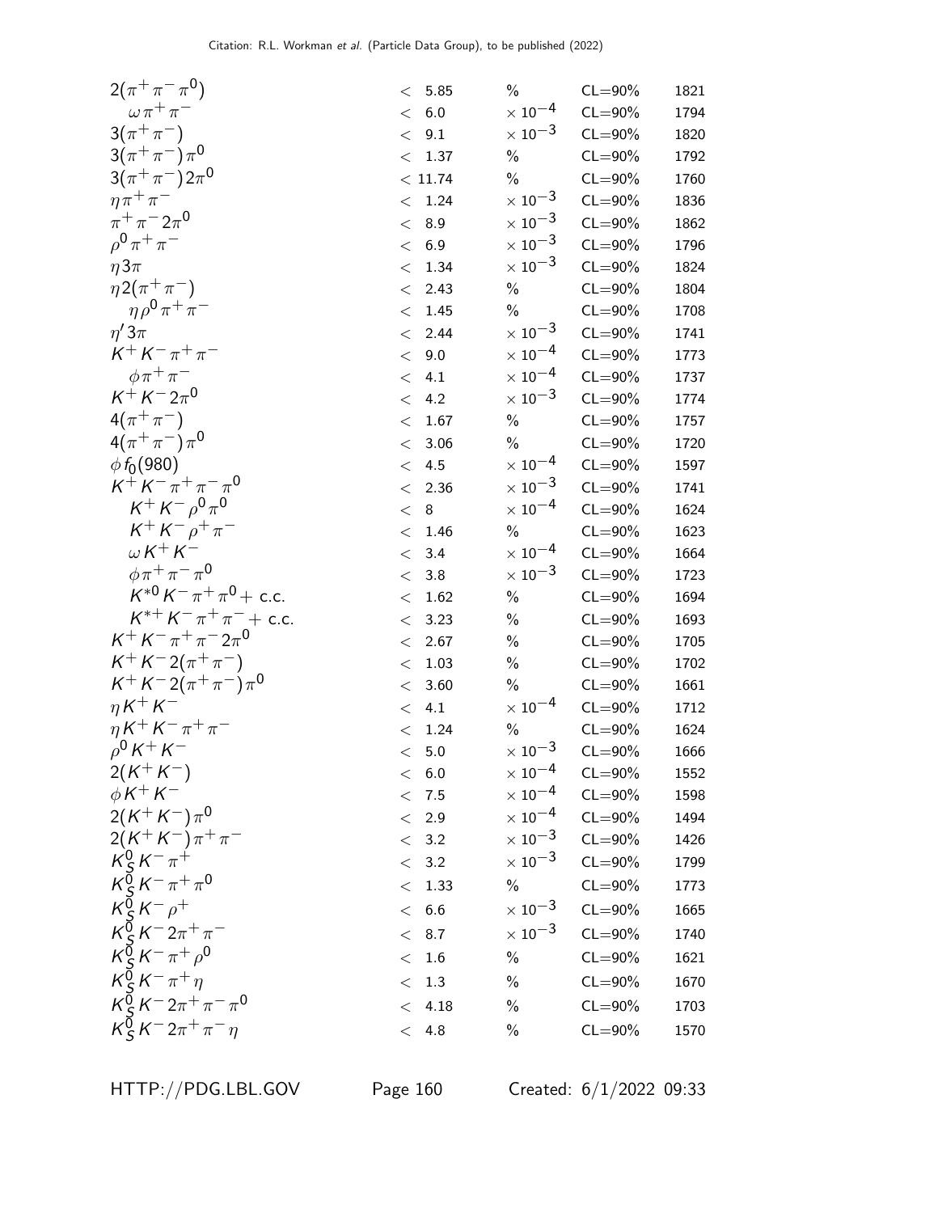| Mode | | Fraction | | Confidence level | p (MeV/c) |
|---|---|---|---|---|---|
| $2(\pi^+\pi^-\pi^0)$ | < | 5.85 | % | CL=90% | 1821 |
| $\omega\pi^+\pi^-$ | < | 6.0 | $\times 10^{-4}$ | CL=90% | 1794 |
| $3(\pi^+\pi^-)$ | < | 9.1 | $\times 10^{-3}$ | CL=90% | 1820 |
| $3(\pi^+\pi^-)\pi^0$ | < | 1.37 | % | CL=90% | 1792 |
| $3(\pi^+\pi^-)2\pi^0$ | < | 11.74 | % | CL=90% | 1760 |
| $\eta\pi^+\pi^-$ | < | 1.24 | $\times 10^{-3}$ | CL=90% | 1836 |
| $\pi^+\pi^-2\pi^0$ | < | 8.9 | $\times 10^{-3}$ | CL=90% | 1862 |
| $\rho^0\pi^+\pi^-$ | < | 6.9 | $\times 10^{-3}$ | CL=90% | 1796 |
| $\eta 3\pi$ | < | 1.34 | $\times 10^{-3}$ | CL=90% | 1824 |
| $\eta 2(\pi^+\pi^-)$ | < | 2.43 | % | CL=90% | 1804 |
| $\eta\rho^0\pi^+\pi^-$ | < | 1.45 | % | CL=90% | 1708 |
| $\eta' 3\pi$ | < | 2.44 | $\times 10^{-3}$ | CL=90% | 1741 |
| $K^+K^-\pi^+\pi^-$ | < | 9.0 | $\times 10^{-4}$ | CL=90% | 1773 |
| $\phi\pi^+\pi^-$ | < | 4.1 | $\times 10^{-4}$ | CL=90% | 1737 |
| $K^+K^-2\pi^0$ | < | 4.2 | $\times 10^{-3}$ | CL=90% | 1774 |
| $4(\pi^+\pi^-)$ | < | 1.67 | % | CL=90% | 1757 |
| $4(\pi^+\pi^-)\pi^0$ | < | 3.06 | % | CL=90% | 1720 |
| $\phi f_0(980)$ | < | 4.5 | $\times 10^{-4}$ | CL=90% | 1597 |
| $K^+K^-\pi^+\pi^-\pi^0$ | < | 2.36 | $\times 10^{-3}$ | CL=90% | 1741 |
| $K^+K^-\rho^0\pi^0$ | < | 8 | $\times 10^{-4}$ | CL=90% | 1624 |
| $K^+K^-\rho^+\pi^-$ | < | 1.46 | % | CL=90% | 1623 |
| $\omega K^+K^-$ | < | 3.4 | $\times 10^{-4}$ | CL=90% | 1664 |
| $\phi\pi^+\pi^-\pi^0$ | < | 3.8 | $\times 10^{-3}$ | CL=90% | 1723 |
| $K^{*0}K^-\pi^+\pi^0$ + c.c. | < | 1.62 | % | CL=90% | 1694 |
| $K^{*+}K^-\pi^+\pi^-$ + c.c. | < | 3.23 | % | CL=90% | 1693 |
| $K^+K^-\pi^+\pi^-2\pi^0$ | < | 2.67 | % | CL=90% | 1705 |
| $K^+K^-2(\pi^+\pi^-)$ | < | 1.03 | % | CL=90% | 1702 |
| $K^+K^-2(\pi^+\pi^-)\pi^0$ | < | 3.60 | % | CL=90% | 1661 |
| $\eta K^+K^-$ | < | 4.1 | $\times 10^{-4}$ | CL=90% | 1712 |
| $\eta K^+K^-\pi^+\pi^-$ | < | 1.24 | % | CL=90% | 1624 |
| $\rho^0K^+K^-$ | < | 5.0 | $\times 10^{-3}$ | CL=90% | 1666 |
| $2(K^+K^-)$ | < | 6.0 | $\times 10^{-4}$ | CL=90% | 1552 |
| $\phi K^+K^-$ | < | 7.5 | $\times 10^{-4}$ | CL=90% | 1598 |
| $2(K^+K^-)\pi^0$ | < | 2.9 | $\times 10^{-4}$ | CL=90% | 1494 |
| $2(K^+K^-)\pi^+\pi^-$ | < | 3.2 | $\times 10^{-3}$ | CL=90% | 1426 |
| $K^0_SK^-\pi^+$ | < | 3.2 | $\times 10^{-3}$ | CL=90% | 1799 |
| $K^0_SK^-\pi^+\pi^0$ | < | 1.33 | % | CL=90% | 1773 |
| $K^0_SK^-\rho^+$ | < | 6.6 | $\times 10^{-3}$ | CL=90% | 1665 |
| $K^0_SK^-2\pi^+\pi^-$ | < | 8.7 | $\times 10^{-3}$ | CL=90% | 1740 |
| $K^0_SK^-\pi^+\rho^0$ | < | 1.6 | % | CL=90% | 1621 |
| $K^0_SK^-\pi^+\eta$ | < | 1.3 | % | CL=90% | 1670 |
| $K^0_SK^-2\pi^+\pi^-\pi^0$ | < | 4.18 | % | CL=90% | 1703 |
| $K^0_SK^-2\pi^+\pi^-\eta$ | < | 4.8 | % | CL=90% | 1570 |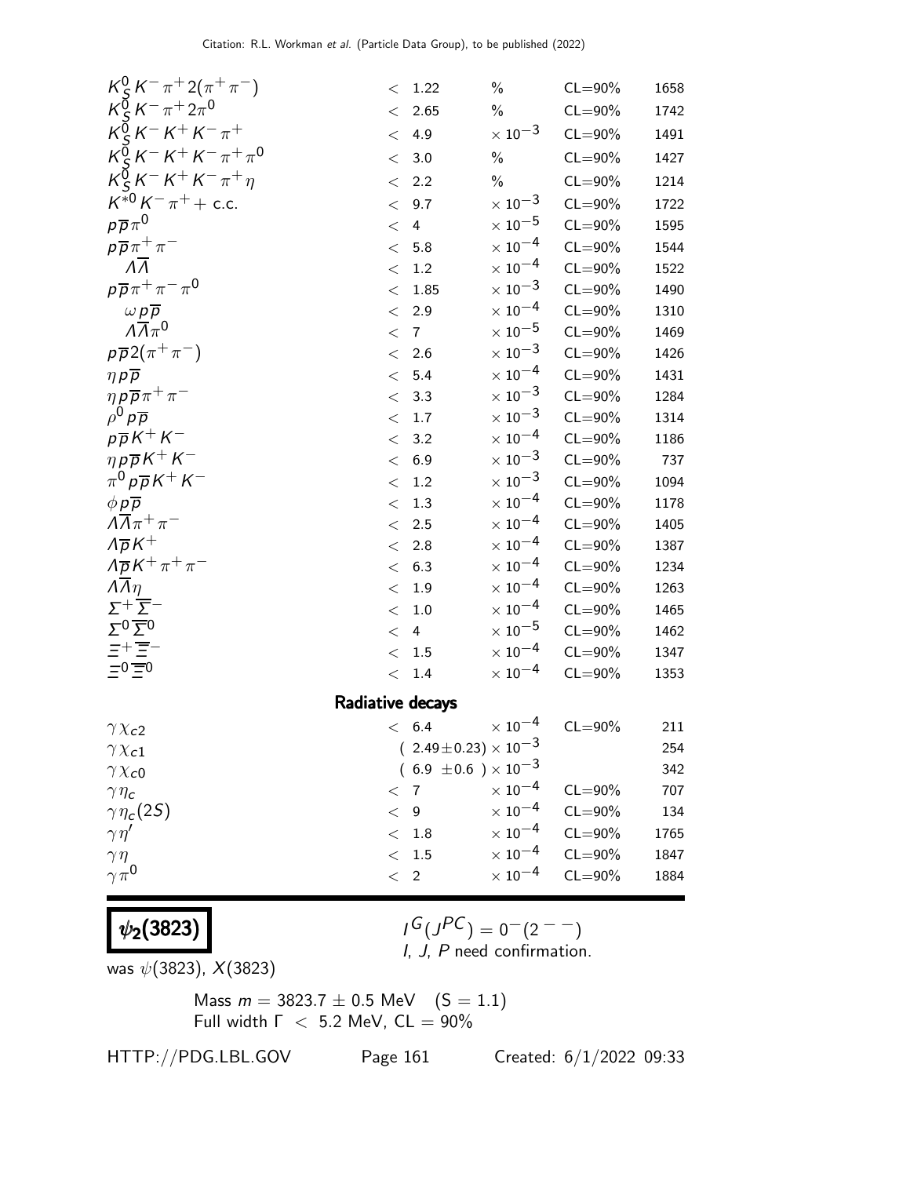| Mode | | Fraction | | Confidence level | p (MeV/c) |
|---|---|---|---|---|---|
| $K^0_S K^- \pi^+ 2(\pi^+\pi^-)$ | < | 1.22 | % | CL=90% | 1658 |
| $K^0_S K^- \pi^+ 2\pi^0$ | < | 2.65 | % | CL=90% | 1742 |
| $K^0_S K^- K^+ K^- \pi^+$ | < | 4.9 | $\times 10^{-3}$ | CL=90% | 1491 |
| $K^0_S K^- K^+ K^- \pi^+ \pi^0$ | < | 3.0 | % | CL=90% | 1427 |
| $K^0_S K^- K^+ K^- \pi^+ \eta$ | < | 2.2 | % | CL=90% | 1214 |
| $K^{*0} K^- \pi^+ +$ c.c. | < | 9.7 | $\times 10^{-3}$ | CL=90% | 1722 |
| $p\overline{p}\pi^0$ | < | 4 | $\times 10^{-5}$ | CL=90% | 1595 |
| $p\overline{p}\pi^+\pi^-$ | < | 5.8 | $\times 10^{-4}$ | CL=90% | 1544 |
| $\Lambda\overline{\Lambda}$ | < | 1.2 | $\times 10^{-4}$ | CL=90% | 1522 |
| $p\overline{p}\pi^+\pi^-\pi^0$ | < | 1.85 | $\times 10^{-3}$ | CL=90% | 1490 |
| $\omega p\overline{p}$ | < | 2.9 | $\times 10^{-4}$ | CL=90% | 1310 |
| $\Lambda\overline{\Lambda}\pi^0$ | < | 7 | $\times 10^{-5}$ | CL=90% | 1469 |
| $p\overline{p}2(\pi^+\pi^-)$ | < | 2.6 | $\times 10^{-3}$ | CL=90% | 1426 |
| $\eta p\overline{p}$ | < | 5.4 | $\times 10^{-4}$ | CL=90% | 1431 |
| $\eta p\overline{p}\pi^+\pi^-$ | < | 3.3 | $\times 10^{-3}$ | CL=90% | 1284 |
| $\rho^0 p\overline{p}$ | < | 1.7 | $\times 10^{-3}$ | CL=90% | 1314 |
| $p\overline{p}K^+K^-$ | < | 3.2 | $\times 10^{-4}$ | CL=90% | 1186 |
| $\eta p\overline{p}K^+K^-$ | < | 6.9 | $\times 10^{-3}$ | CL=90% | 737 |
| $\pi^0 p\overline{p}K^+K^-$ | < | 1.2 | $\times 10^{-3}$ | CL=90% | 1094 |
| $\phi p\overline{p}$ | < | 1.3 | $\times 10^{-4}$ | CL=90% | 1178 |
| $\Lambda\overline{\Lambda}\pi^+\pi^-$ | < | 2.5 | $\times 10^{-4}$ | CL=90% | 1405 |
| $\Lambda\overline{p}K^+$ | < | 2.8 | $\times 10^{-4}$ | CL=90% | 1387 |
| $\Lambda\overline{p}K^+\pi^+\pi^-$ | < | 6.3 | $\times 10^{-4}$ | CL=90% | 1234 |
| $\Lambda\overline{\Lambda}\eta$ | < | 1.9 | $\times 10^{-4}$ | CL=90% | 1263 |
| $\Sigma^+\overline{\Sigma}^-$ | < | 1.0 | $\times 10^{-4}$ | CL=90% | 1465 |
| $\Sigma^0\overline{\Sigma}^0$ | < | 4 | $\times 10^{-5}$ | CL=90% | 1462 |
| $\Xi^+\overline{\Xi}^-$ | < | 1.5 | $\times 10^{-4}$ | CL=90% | 1347 |
| $\Xi^0\overline{\Xi}^0$ | < | 1.4 | $\times 10^{-4}$ | CL=90% | 1353 |
| **Radiative decays** | | | | | |
| $\gamma\chi_{c2}$ | < | 6.4 | $\times 10^{-4}$ | CL=90% | 211 |
| $\gamma\chi_{c1}$ | | $(2.49\pm0.23)\times 10^{-3}$ | | | 254 |
| $\gamma\chi_{c0}$ | | $(6.9\ \pm0.6\ )\times 10^{-3}$ | | | 342 |
| $\gamma\eta_c$ | < | 7 | $\times 10^{-4}$ | CL=90% | 707 |
| $\gamma\eta_c(2S)$ | < | 9 | $\times 10^{-4}$ | CL=90% | 134 |
| $\gamma\eta'$ | < | 1.8 | $\times 10^{-4}$ | CL=90% | 1765 |
| $\gamma\eta$ | < | 1.5 | $\times 10^{-4}$ | CL=90% | 1847 |
| $\gamma\pi^0$ | < | 2 | $\times 10^{-4}$ | CL=90% | 1884 |

# $\psi_2(3823)$

$I^G(J^{PC}) = 0^-(2^{--})$
I, J, P need confirmation.

was $\psi(3823)$, $X(3823)$

Mass $m = 3823.7 \pm 0.5$ MeV (S = 1.1)
Full width $\Gamma < 5.2$ MeV, CL = 90%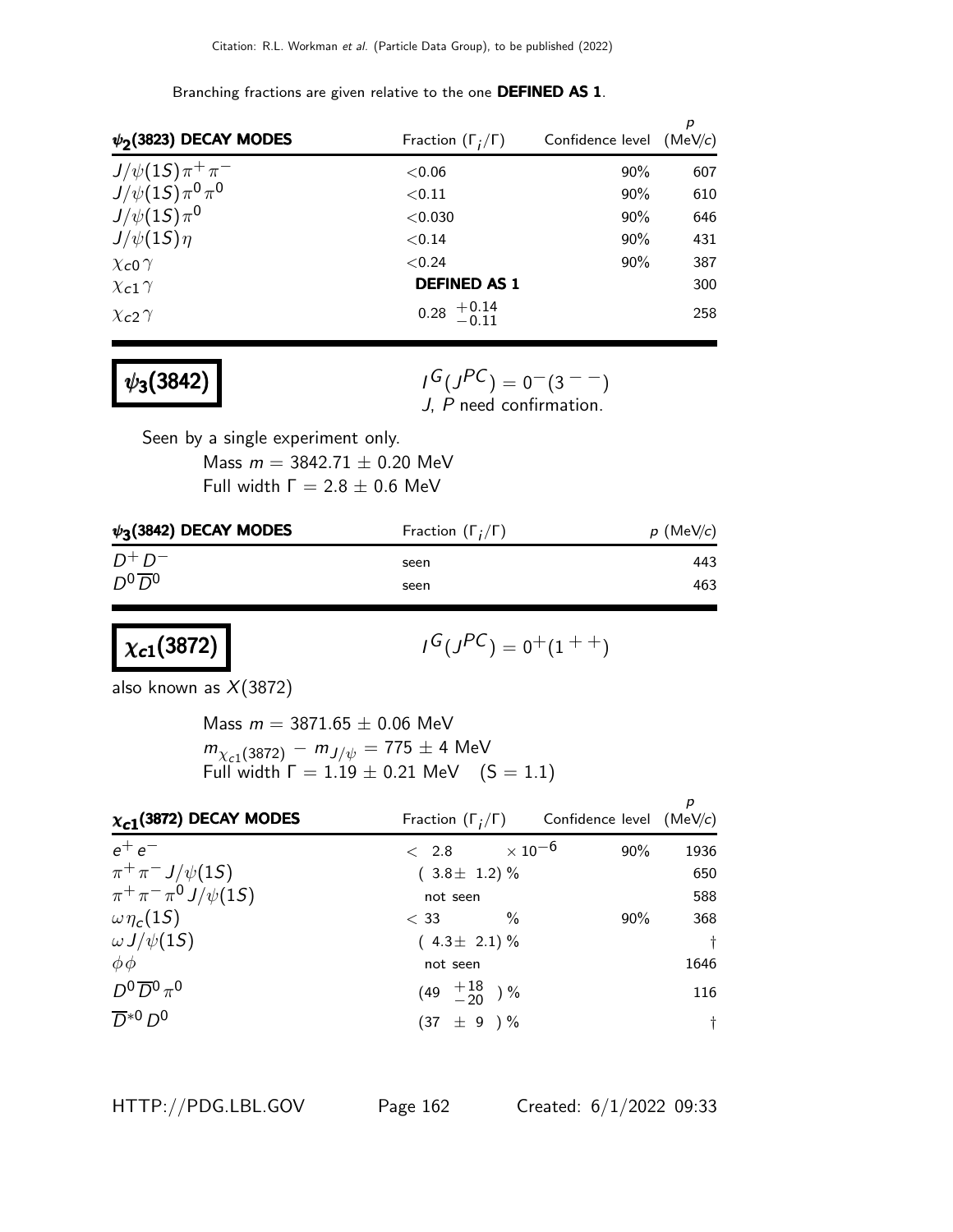Branching fractions are given relative to the one **DEFINED AS 1**.

| $\psi_2(3823)$ DECAY MODES | Fraction ($\Gamma_i/\Gamma$) | Confidence level | $p$ (MeV/$c$) |
|---|---|---|---|
| $J/\psi(1S)\pi^+\pi^-$ | $<0.06$ | 90% | 607 |
| $J/\psi(1S)\pi^0\pi^0$ | $<0.11$ | 90% | 610 |
| $J/\psi(1S)\pi^0$ | $<0.030$ | 90% | 646 |
| $J/\psi(1S)\eta$ | $<0.14$ | 90% | 431 |
| $\chi_{c0}\gamma$ | $<0.24$ | 90% | 387 |
| $\chi_{c1}\gamma$ | **DEFINED AS 1** | | 300 |
| $\chi_{c2}\gamma$ | $0.28\ ^{+0.14}_{-0.11}$ | | 258 |

## $\psi_3(3842)$

$I^G(J^{PC}) = 0^-(3^{--})$
$J$, $P$ need confirmation.

Seen by a single experiment only.

Mass $m = 3842.71 \pm 0.20$ MeV
Full width $\Gamma = 2.8 \pm 0.6$ MeV

| $\psi_3(3842)$ DECAY MODES | Fraction ($\Gamma_i/\Gamma$) | $p$ (MeV/$c$) |
|---|---|---|
| $D^+D^-$ | seen | 443 |
| $D^0\overline{D}^0$ | seen | 463 |

## $\chi_{c1}(3872)$

$I^G(J^{PC}) = 0^+(1^{++})$

also known as $X(3872)$

Mass $m = 3871.65 \pm 0.06$ MeV
$m_{\chi_{c1}(3872)} - m_{J/\psi} = 775 \pm 4$ MeV
Full width $\Gamma = 1.19 \pm 0.21$ MeV (S = 1.1)

| $\chi_{c1}(3872)$ DECAY MODES | Fraction ($\Gamma_i/\Gamma$) | Confidence level | $p$ (MeV/$c$) |
|---|---|---|---|
| $e^+e^-$ | $< 2.8 \times 10^{-6}$ | 90% | 1936 |
| $\pi^+\pi^- J/\psi(1S)$ | $(3.8 \pm 1.2)$ % | | 650 |
| $\pi^+\pi^-\pi^0 J/\psi(1S)$ | not seen | | 588 |
| $\omega\eta_c(1S)$ | $< 33$ % | 90% | 368 |
| $\omega J/\psi(1S)$ | $(4.3 \pm 2.1)$ % | | † |
| $\phi\phi$ | not seen | | 1646 |
| $D^0\overline{D}^0\pi^0$ | $(49\ ^{+18}_{-20})$ % | | 116 |
| $\overline{D}^{*0}D^0$ | $(37 \pm 9)$ % | | † |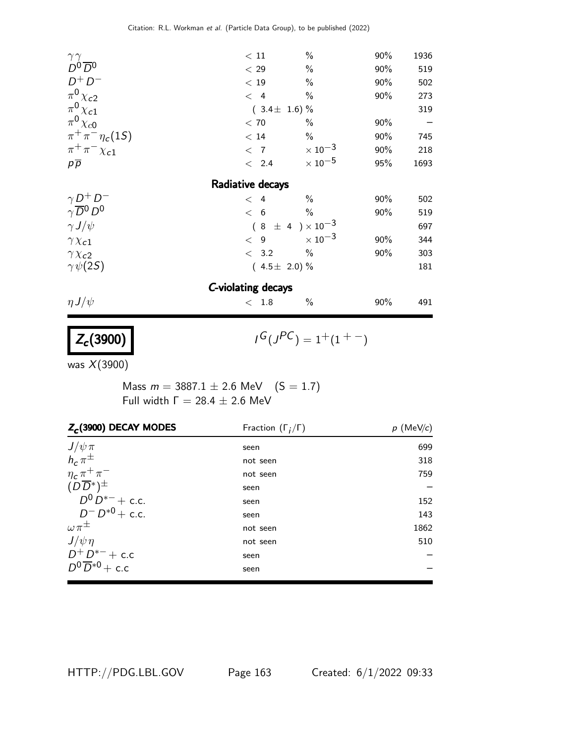| | | | | |
|---|---|---|---|---|
| $\gamma\gamma$ | $< 11$ | % | 90% | 1936 |
| $D^0\overline{D}^0$ | $< 29$ | % | 90% | 519 |
| $D^+D^-$ | $< 19$ | % | 90% | 502 |
| $\pi^0\chi_{c2}$ | $< 4$ | % | 90% | 273 |
| $\pi^0\chi_{c1}$ | $(3.4\pm 1.6)$ % | | | 319 |
| $\pi^0\chi_{c0}$ | $< 70$ | % | 90% | – |
| $\pi^+\pi^-\eta_c(1S)$ | $< 14$ | % | 90% | 745 |
| $\pi^+\pi^-\chi_{c1}$ | $< 7$ | $\times 10^{-3}$ | 90% | 218 |
| $p\overline{p}$ | $< 2.4$ | $\times 10^{-5}$ | 95% | 1693 |
| **Radiative decays** | | | | |
| $\gamma D^+D^-$ | $< 4$ | % | 90% | 502 |
| $\gamma\overline{D}^0D^0$ | $< 6$ | % | 90% | 519 |
| $\gamma J/\psi$ | $(8 \pm 4) \times 10^{-3}$ | | | 697 |
| $\gamma\chi_{c1}$ | $< 9$ | $\times 10^{-3}$ | 90% | 344 |
| $\gamma\chi_{c2}$ | $< 3.2$ | % | 90% | 303 |
| $\gamma\psi(2S)$ | $(4.5\pm 2.0)$ % | | | 181 |
| ***C*-violating decays** | | | | |
| $\eta J/\psi$ | $< 1.8$ | % | 90% | 491 |

# $Z_c(3900)$

$I^G(J^{PC}) = 1^+(1^{+-})$

was $X(3900)$

Mass $m = 3887.1 \pm 2.6$ MeV $(S = 1.7)$
Full width $\Gamma = 28.4 \pm 2.6$ MeV

| $Z_c$(3900) DECAY MODES | Fraction $(\Gamma_i/\Gamma)$ | $p$ (MeV/c) |
|---|---|---|
| $J/\psi\pi$ | seen | 699 |
| $h_c\pi^\pm$ | not seen | 318 |
| $\eta_c\pi^+\pi^-$ | not seen | 759 |
| $(D\overline{D}^*)^\pm$ | seen | – |
| $D^0D^{*-}$ + c.c. | seen | 152 |
| $D^-D^{*0}$ + c.c. | seen | 143 |
| $\omega\pi^\pm$ | not seen | 1862 |
| $J/\psi\eta$ | not seen | 510 |
| $D^+D^{*-}$ + c.c | seen | – |
| $D^0\overline{D}^{*0}$ + c.c | seen | – |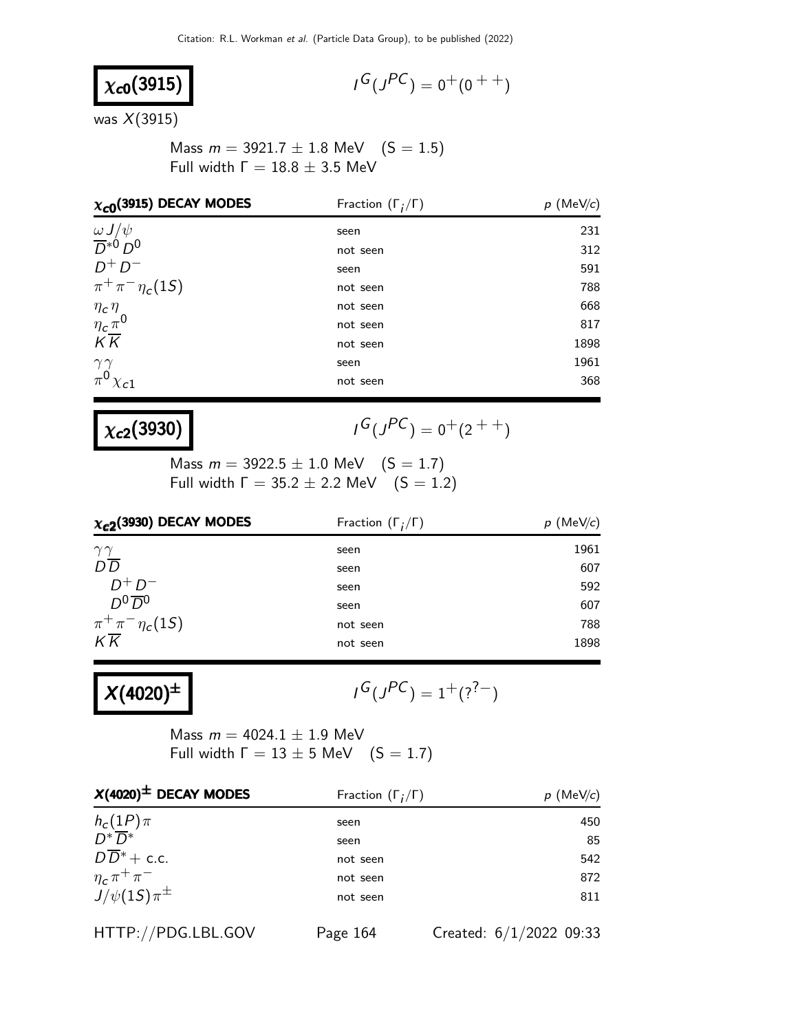# $\chi_{c0}(3915)$

$I^G(J^{PC}) = 0^+(0^{++})$

was $X(3915)$

Mass $m = 3921.7 \pm 1.8$ MeV (S = 1.5)
Full width $\Gamma = 18.8 \pm 3.5$ MeV

| $\chi_{c0}$(3915) DECAY MODES | Fraction ($\Gamma_i/\Gamma$) | $p$ (MeV/$c$) |
|---|---|---|
| $\omega J/\psi$ | seen | 231 |
| $\overline{D}^{*0} D^0$ | not seen | 312 |
| $D^+ D^-$ | seen | 591 |
| $\pi^+\pi^-\eta_c(1S)$ | not seen | 788 |
| $\eta_c\eta$ | not seen | 668 |
| $\eta_c\pi^0$ | not seen | 817 |
| $K\overline{K}$ | not seen | 1898 |
| $\gamma\gamma$ | seen | 1961 |
| $\pi^0\chi_{c1}$ | not seen | 368 |

# $\chi_{c2}(3930)$

$I^G(J^{PC}) = 0^+(2^{++})$

Mass $m = 3922.5 \pm 1.0$ MeV (S = 1.7)
Full width $\Gamma = 35.2 \pm 2.2$ MeV (S = 1.2)

| $\chi_{c2}$(3930) DECAY MODES | Fraction ($\Gamma_i/\Gamma$) | $p$ (MeV/$c$) |
|---|---|---|
| $\gamma\gamma$ | seen | 1961 |
| $D\overline{D}$ | seen | 607 |
| $\quad D^+ D^-$ | seen | 592 |
| $\quad D^0\overline{D}^0$ | seen | 607 |
| $\pi^+\pi^-\eta_c(1S)$ | not seen | 788 |
| $K\overline{K}$ | not seen | 1898 |

# $X(4020)^{\pm}$

$I^G(J^{PC}) = 1^+(?^{?-})$

Mass $m = 4024.1 \pm 1.9$ MeV
Full width $\Gamma = 13 \pm 5$ MeV (S = 1.7)

| $X(4020)^{\pm}$ DECAY MODES | Fraction ($\Gamma_i/\Gamma$) | $p$ (MeV/$c$) |
|---|---|---|
| $h_c(1P)\pi$ | seen | 450 |
| $D^*\overline{D}^*$ | seen | 85 |
| $D\overline{D}^*$ + c.c. | not seen | 542 |
| $\eta_c\pi^+\pi^-$ | not seen | 872 |
| $J/\psi(1S)\pi^{\pm}$ | not seen | 811 |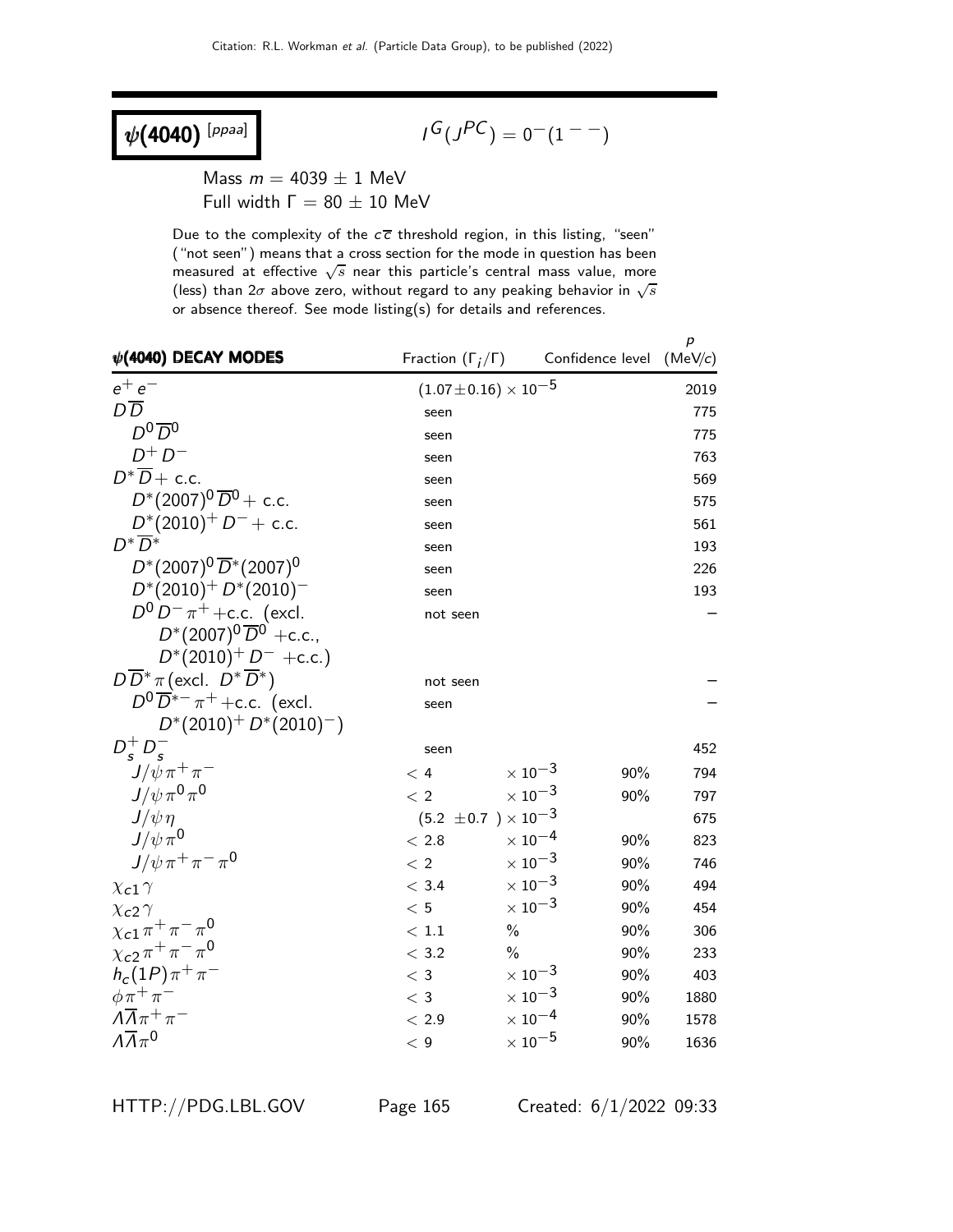# $\psi(4040)$ [ppaa]

$I^G(J^{PC}) = 0^-(1^{--})$

Mass $m = 4039 \pm 1$ MeV
Full width $\Gamma = 80 \pm 10$ MeV

Due to the complexity of the $c\overline{c}$ threshold region, in this listing, "seen" ("not seen") means that a cross section for the mode in question has been measured at effective $\sqrt{s}$ near this particle's central mass value, more (less) than $2\sigma$ above zero, without regard to any peaking behavior in $\sqrt{s}$ or absence thereof. See mode listing(s) for details and references.

| $\psi(4040)$ DECAY MODES | Fraction ($\Gamma_i/\Gamma$) | Confidence level | $p$ (MeV/$c$) |
|---|---|---|---|
| $e^+e^-$ | $(1.07\pm0.16)\times10^{-5}$ | | 2019 |
| $D\overline{D}$ | seen | | 775 |
| $D^0\overline{D}^0$ | seen | | 775 |
| $D^+D^-$ | seen | | 763 |
| $D^*\overline{D}$ + c.c. | seen | | 569 |
| $D^*(2007)^0\overline{D}^0$ + c.c. | seen | | 575 |
| $D^*(2010)^+D^-$ + c.c. | seen | | 561 |
| $D^*\overline{D}^*$ | seen | | 193 |
| $D^*(2007)^0\overline{D}^*(2007)^0$ | seen | | 226 |
| $D^*(2010)^+D^*(2010)^-$ | seen | | 193 |
| $D^0D^-\pi^+$+c.c. (excl. $D^*(2007)^0\overline{D}^0$ +c.c., $D^*(2010)^+D^-$ +c.c.) | not seen | | – |
| $D\overline{D}^*\pi$ (excl. $D^*\overline{D}^*$) | not seen | | – |
| $D^0\overline{D}^{*-}\pi^+$+c.c. (excl. $D^*(2010)^+D^*(2010)^-$) | seen | | – |
| $D_s^+D_s^-$ | seen | | 452 |
| $J/\psi\pi^+\pi^-$ | $< 4 \times10^{-3}$ | 90% | 794 |
| $J/\psi\pi^0\pi^0$ | $< 2 \times10^{-3}$ | 90% | 797 |
| $J/\psi\eta$ | $(5.2\pm0.7)\times10^{-3}$ | | 675 |
| $J/\psi\pi^0$ | $< 2.8 \times10^{-4}$ | 90% | 823 |
| $J/\psi\pi^+\pi^-\pi^0$ | $< 2 \times10^{-3}$ | 90% | 746 |
| $\chi_{c1}\gamma$ | $< 3.4 \times10^{-3}$ | 90% | 494 |
| $\chi_{c2}\gamma$ | $< 5 \times10^{-3}$ | 90% | 454 |
| $\chi_{c1}\pi^+\pi^-\pi^0$ | $< 1.1$ % | 90% | 306 |
| $\chi_{c2}\pi^+\pi^-\pi^0$ | $< 3.2$ % | 90% | 233 |
| $h_c(1P)\pi^+\pi^-$ | $< 3 \times10^{-3}$ | 90% | 403 |
| $\phi\pi^+\pi^-$ | $< 3 \times10^{-3}$ | 90% | 1880 |
| $\Lambda\overline{\Lambda}\pi^+\pi^-$ | $< 2.9 \times10^{-4}$ | 90% | 1578 |
| $\Lambda\overline{\Lambda}\pi^0$ | $< 9 \times10^{-5}$ | 90% | 1636 |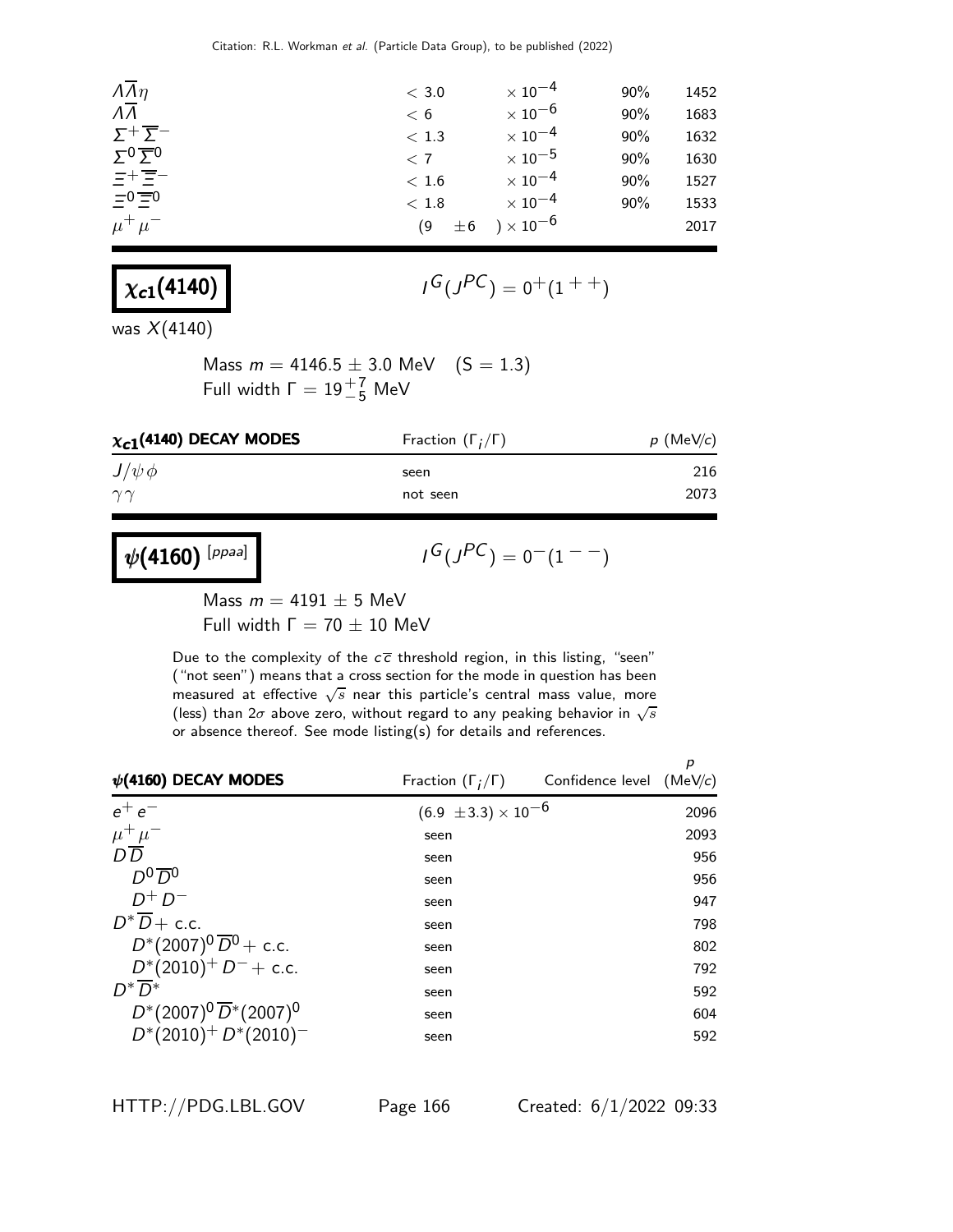| | | | | |
|---|---|---|---|---|
| $\Lambda\overline{\Lambda}\eta$ | $< 3.0$ | $\times 10^{-4}$ | 90% | 1452 |
| $\Lambda\overline{\Lambda}$ | $< 6$ | $\times 10^{-6}$ | 90% | 1683 |
| $\Sigma^+\overline{\Sigma}^-$ | $< 1.3$ | $\times 10^{-4}$ | 90% | 1632 |
| $\Sigma^0\overline{\Sigma}^0$ | $< 7$ | $\times 10^{-5}$ | 90% | 1630 |
| $\Xi^+\overline{\Xi}^-$ | $< 1.6$ | $\times 10^{-4}$ | 90% | 1527 |
| $\Xi^0\overline{\Xi}^0$ | $< 1.8$ | $\times 10^{-4}$ | 90% | 1533 |
| $\mu^+\mu^-$ | $(9 \pm 6) \times 10^{-6}$ | | | 2017 |

## $\chi_{c1}(4140)$

$I^G(J^{PC}) = 0^+(1^{++})$

was $X(4140)$

Mass $m = 4146.5 \pm 3.0$ MeV (S = 1.3)
Full width $\Gamma = 19^{+7}_{-5}$ MeV

| $\chi_{c1}$(4140) DECAY MODES | Fraction ($\Gamma_i/\Gamma$) | $p$ (MeV/$c$) |
|---|---|---|
| $J/\psi\phi$ | seen | 216 |
| $\gamma\gamma$ | not seen | 2073 |

## $\psi(4160)$ [ppaa]

$I^G(J^{PC}) = 0^-(1^{--})$

Mass $m = 4191 \pm 5$ MeV
Full width $\Gamma = 70 \pm 10$ MeV

Due to the complexity of the $c\overline{c}$ threshold region, in this listing, "seen" ("not seen") means that a cross section for the mode in question has been measured at effective $\sqrt{s}$ near this particle's central mass value, more (less) than $2\sigma$ above zero, without regard to any peaking behavior in $\sqrt{s}$ or absence thereof. See mode listing(s) for details and references.

| $\psi$(4160) DECAY MODES | Fraction ($\Gamma_i/\Gamma$) | Confidence level | $p$ (MeV/$c$) |
|---|---|---|---|
| $e^+e^-$ | $(6.9 \pm 3.3) \times 10^{-6}$ | | 2096 |
| $\mu^+\mu^-$ | seen | | 2093 |
| $D\overline{D}$ | seen | | 956 |
| $D^0\overline{D}^0$ | seen | | 956 |
| $D^+D^-$ | seen | | 947 |
| $D^*\overline{D}$ + c.c. | seen | | 798 |
| $D^*(2007)^0\overline{D}^0$ + c.c. | seen | | 802 |
| $D^*(2010)^+D^-$ + c.c. | seen | | 792 |
| $D^*\overline{D}^*$ | seen | | 592 |
| $D^*(2007)^0\overline{D}^*(2007)^0$ | seen | | 604 |
| $D^*(2010)^+D^*(2010)^-$ | seen | | 592 |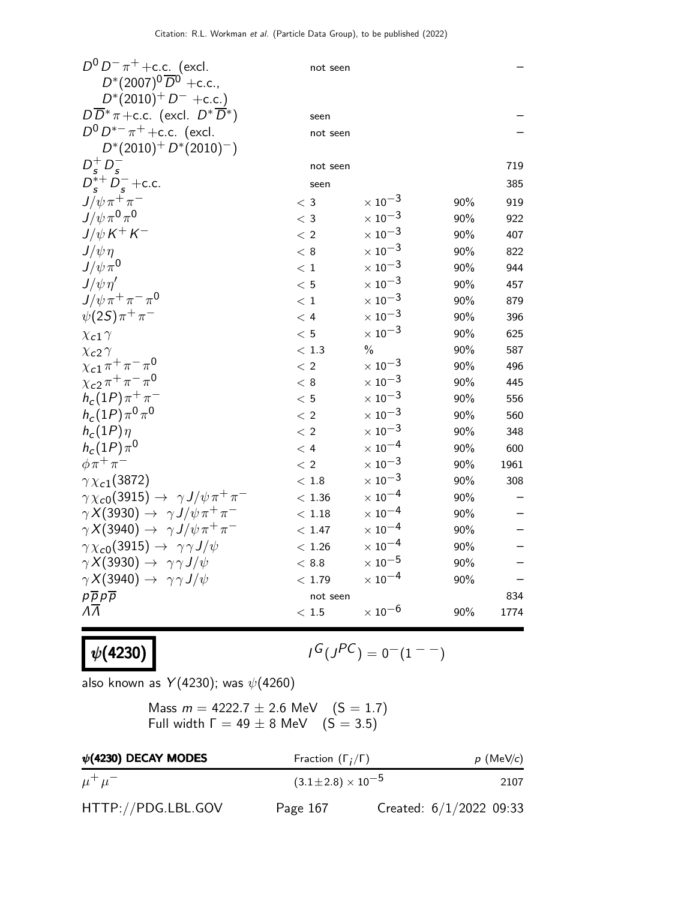| | | | | |
|---|---|---|---|---|
| $D^0 D^- \pi^+$ + c.c. (excl. $D^*(2007)^0 \overline{D}^0$ + c.c., $D^*(2010)^+ D^-$ + c.c.) | not seen | | | – |
| $D \overline{D}^* \pi$ + c.c. (excl. $D^* \overline{D}^*$) | seen | | | – |
| $D^0 D^{*-} \pi^+$ + c.c. (excl. $D^*(2010)^+ D^*(2010)^-$) | not seen | | | – |
| $D_s^+ D_s^-$ | not seen | | | 719 |
| $D_s^{*+} D_s^-$ + c.c. | seen | | | 385 |
| $J/\psi \pi^+ \pi^-$ | $< 3$ | $\times 10^{-3}$ | 90% | 919 |
| $J/\psi \pi^0 \pi^0$ | $< 3$ | $\times 10^{-3}$ | 90% | 922 |
| $J/\psi K^+ K^-$ | $< 2$ | $\times 10^{-3}$ | 90% | 407 |
| $J/\psi \eta$ | $< 8$ | $\times 10^{-3}$ | 90% | 822 |
| $J/\psi \pi^0$ | $< 1$ | $\times 10^{-3}$ | 90% | 944 |
| $J/\psi \eta'$ | $< 5$ | $\times 10^{-3}$ | 90% | 457 |
| $J/\psi \pi^+ \pi^- \pi^0$ | $< 1$ | $\times 10^{-3}$ | 90% | 879 |
| $\psi(2S) \pi^+ \pi^-$ | $< 4$ | $\times 10^{-3}$ | 90% | 396 |
| $\chi_{c1} \gamma$ | $< 5$ | $\times 10^{-3}$ | 90% | 625 |
| $\chi_{c2} \gamma$ | $< 1.3$ | % | 90% | 587 |
| $\chi_{c1} \pi^+ \pi^- \pi^0$ | $< 2$ | $\times 10^{-3}$ | 90% | 496 |
| $\chi_{c2} \pi^+ \pi^- \pi^0$ | $< 8$ | $\times 10^{-3}$ | 90% | 445 |
| $h_c(1P) \pi^+ \pi^-$ | $< 5$ | $\times 10^{-3}$ | 90% | 556 |
| $h_c(1P) \pi^0 \pi^0$ | $< 2$ | $\times 10^{-3}$ | 90% | 560 |
| $h_c(1P) \eta$ | $< 2$ | $\times 10^{-3}$ | 90% | 348 |
| $h_c(1P) \pi^0$ | $< 4$ | $\times 10^{-4}$ | 90% | 600 |
| $\phi \pi^+ \pi^-$ | $< 2$ | $\times 10^{-3}$ | 90% | 1961 |
| $\gamma \chi_{c1}(3872)$ | $< 1.8$ | $\times 10^{-3}$ | 90% | 308 |
| $\gamma \chi_{c0}(3915) \to \gamma J/\psi \pi^+ \pi^-$ | $< 1.36$ | $\times 10^{-4}$ | 90% | – |
| $\gamma X(3930) \to \gamma J/\psi \pi^+ \pi^-$ | $< 1.18$ | $\times 10^{-4}$ | 90% | – |
| $\gamma X(3940) \to \gamma J/\psi \pi^+ \pi^-$ | $< 1.47$ | $\times 10^{-4}$ | 90% | – |
| $\gamma \chi_{c0}(3915) \to \gamma \gamma J/\psi$ | $< 1.26$ | $\times 10^{-4}$ | 90% | – |
| $\gamma X(3930) \to \gamma \gamma J/\psi$ | $< 8.8$ | $\times 10^{-5}$ | 90% | – |
| $\gamma X(3940) \to \gamma \gamma J/\psi$ | $< 1.79$ | $\times 10^{-4}$ | 90% | – |
| $p \overline{p} p \overline{p}$ | not seen | | | 834 |
| $\Lambda \overline{\Lambda}$ | $< 1.5$ | $\times 10^{-6}$ | 90% | 1774 |

# $\psi(4230)$

$I^G(J^{PC}) = 0^-(1^{--})$

also known as $Y(4230)$; was $\psi(4260)$

Mass $m = 4222.7 \pm 2.6$ MeV  (S = 1.7)
Full width $\Gamma = 49 \pm 8$ MeV  (S = 3.5)

| $\psi$(4230) DECAY MODES | Fraction ($\Gamma_i/\Gamma$) | $p$ (MeV/$c$) |
|---|---|---|
| $\mu^+ \mu^-$ | $(3.1 \pm 2.8) \times 10^{-5}$ | 2107 |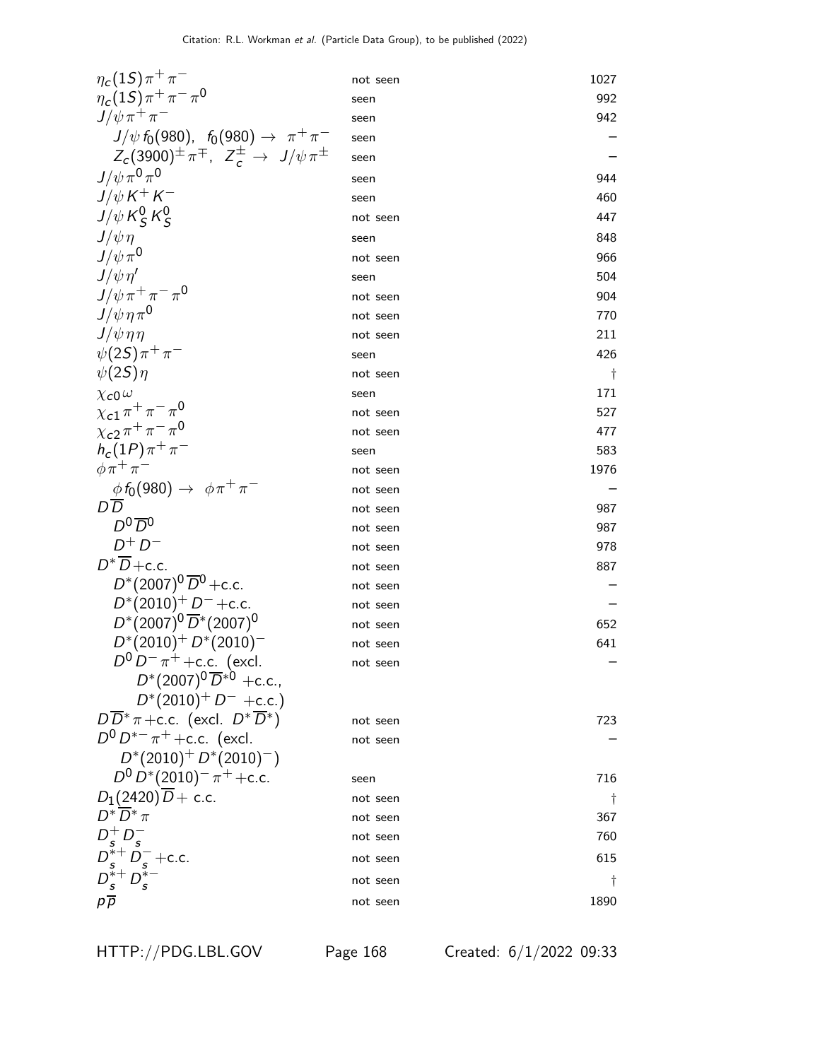| | | |
|---|---|---|
| $\eta_c(1S)\pi^+\pi^-$ | not seen | 1027 |
| $\eta_c(1S)\pi^+\pi^-\pi^0$ | seen | 992 |
| $J/\psi\pi^+\pi^-$ | seen | 942 |
| $J/\psi f_0(980)$, $f_0(980) \to \pi^+\pi^-$ | seen | – |
| $Z_c(3900)^{\pm}\pi^{\mp}$, $Z_c^{\pm} \to J/\psi\pi^{\pm}$ | seen | – |
| $J/\psi\pi^0\pi^0$ | seen | 944 |
| $J/\psi K^+K^-$ | seen | 460 |
| $J/\psi K^0_S K^0_S$ | not seen | 447 |
| $J/\psi\eta$ | seen | 848 |
| $J/\psi\pi^0$ | not seen | 966 |
| $J/\psi\eta'$ | seen | 504 |
| $J/\psi\pi^+\pi^-\pi^0$ | not seen | 904 |
| $J/\psi\eta\pi^0$ | not seen | 770 |
| $J/\psi\eta\eta$ | not seen | 211 |
| $\psi(2S)\pi^+\pi^-$ | seen | 426 |
| $\psi(2S)\eta$ | not seen | † |
| $\chi_{c0}\omega$ | seen | 171 |
| $\chi_{c1}\pi^+\pi^-\pi^0$ | not seen | 527 |
| $\chi_{c2}\pi^+\pi^-\pi^0$ | not seen | 477 |
| $h_c(1P)\pi^+\pi^-$ | seen | 583 |
| $\phi\pi^+\pi^-$ | not seen | 1976 |
| $\phi f_0(980) \to \phi\pi^+\pi^-$ | not seen | – |
| $D\overline{D}$ | not seen | 987 |
| $D^0\overline{D}^0$ | not seen | 987 |
| $D^+D^-$ | not seen | 978 |
| $D^*\overline{D}$+c.c. | not seen | 887 |
| $D^*(2007)^0\overline{D}^0$+c.c. | not seen | – |
| $D^*(2010)^+D^-$+c.c. | not seen | – |
| $D^*(2007)^0\overline{D}^*(2007)^0$ | not seen | 652 |
| $D^*(2010)^+D^*(2010)^-$ | not seen | 641 |
| $D^0D^-\pi^+$+c.c. (excl. $D^*(2007)^0\overline{D}^{*0}$ +c.c., $D^*(2010)^+D^-$ +c.c.) | not seen | – |
| $D\overline{D}^*\pi$+c.c. (excl. $D^*\overline{D}^*$) | not seen | 723 |
| $D^0D^{*-}\pi^+$+c.c. (excl. $D^*(2010)^+D^*(2010)^-$) | not seen | – |
| $D^0D^*(2010)^-\pi^+$+c.c. | seen | 716 |
| $D_1(2420)\overline{D}$+ c.c. | not seen | † |
| $D^*\overline{D}^*\pi$ | not seen | 367 |
| $D_s^+D_s^-$ | not seen | 760 |
| $D_s^{*+}D_s^-$+c.c. | not seen | 615 |
| $D_s^{*+}D_s^{*-}$ | not seen | † |
| $p\overline{p}$ | not seen | 1890 |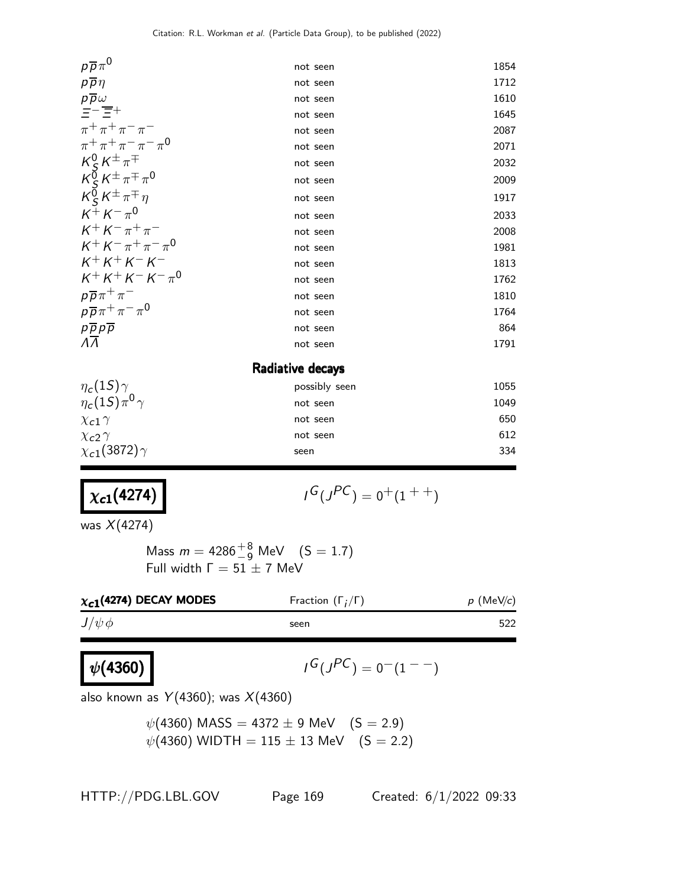| | | |
|---|---|---|
| $p\overline{p}\pi^0$ | not seen | 1854 |
| $p\overline{p}\eta$ | not seen | 1712 |
| $p\overline{p}\omega$ | not seen | 1610 |
| $\Xi^-\overline{\Xi}^+$ | not seen | 1645 |
| $\pi^+\pi^+\pi^-\pi^-$ | not seen | 2087 |
| $\pi^+\pi^+\pi^-\pi^-\pi^0$ | not seen | 2071 |
| $K^0_S K^\pm\pi^\mp$ | not seen | 2032 |
| $K^0_S K^\pm\pi^\mp\pi^0$ | not seen | 2009 |
| $K^0_S K^\pm\pi^\mp\eta$ | not seen | 1917 |
| $K^+K^-\pi^0$ | not seen | 2033 |
| $K^+K^-\pi^+\pi^-$ | not seen | 2008 |
| $K^+K^-\pi^+\pi^-\pi^0$ | not seen | 1981 |
| $K^+K^+K^-K^-$ | not seen | 1813 |
| $K^+K^+K^-K^-\pi^0$ | not seen | 1762 |
| $p\overline{p}\pi^+\pi^-$ | not seen | 1810 |
| $p\overline{p}\pi^+\pi^-\pi^0$ | not seen | 1764 |
| $p\overline{p}p\overline{p}$ | not seen | 864 |
| $\Lambda\overline{\Lambda}$ | not seen | 1791 |
| **Radiative decays** | | |
| $\eta_c(1S)\gamma$ | possibly seen | 1055 |
| $\eta_c(1S)\pi^0\gamma$ | not seen | 1049 |
| $\chi_{c1}\gamma$ | not seen | 650 |
| $\chi_{c2}\gamma$ | not seen | 612 |
| $\chi_{c1}(3872)\gamma$ | seen | 334 |

## $\chi_{c1}(4274)$

$I^G(J^{PC}) = 0^+(1^{++})$

was $X(4274)$

Mass $m = 4286^{+8}_{-9}$ MeV (S = 1.7)
Full width $\Gamma = 51 \pm 7$ MeV

| $\chi_{c1}$(4274) DECAY MODES | Fraction ($\Gamma_i/\Gamma$) | $p$ (MeV/$c$) |
|---|---|---|
| $J/\psi\phi$ | seen | 522 |

## $\psi(4360)$

$I^G(J^{PC}) = 0^-(1^{--})$

also known as $Y(4360)$; was $X(4360)$

$\psi(4360)$ MASS = $4372 \pm 9$ MeV (S = 2.9)
$\psi(4360)$ WIDTH = $115 \pm 13$ MeV (S = 2.2)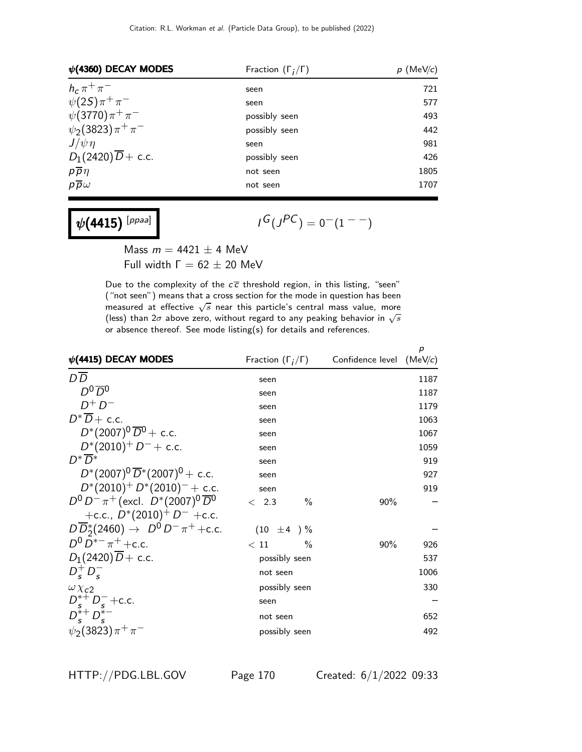| $\psi(4360)$ DECAY MODES | Fraction ($\Gamma_i/\Gamma$) | $p$ (MeV/$c$) |
|---|---|---|
| $h_c \pi^+ \pi^-$ | seen | 721 |
| $\psi(2S)\pi^+\pi^-$ | seen | 577 |
| $\psi(3770)\pi^+\pi^-$ | possibly seen | 493 |
| $\psi_2(3823)\pi^+\pi^-$ | possibly seen | 442 |
| $J/\psi\eta$ | seen | 981 |
| $D_1(2420)\overline{D}+$ c.c. | possibly seen | 426 |
| $p\overline{p}\eta$ | not seen | 1805 |
| $p\overline{p}\omega$ | not seen | 1707 |

# $\psi(4415)$ [ppaa]

$I^G(J^{PC}) = 0^-(1^{--})$

Mass $m = 4421 \pm 4$ MeV

Full width $\Gamma = 62 \pm 20$ MeV

Due to the complexity of the $c\overline{c}$ threshold region, in this listing, "seen" ("not seen") means that a cross section for the mode in question has been measured at effective $\sqrt{s}$ near this particle's central mass value, more (less) than $2\sigma$ above zero, without regard to any peaking behavior in $\sqrt{s}$ or absence thereof. See mode listing(s) for details and references.

| $\psi(4415)$ DECAY MODES | Fraction ($\Gamma_i/\Gamma$) | Confidence level | $p$ (MeV/$c$) |
|---|---|---|---|
| $D\overline{D}$ | seen | | 1187 |
| $D^0\overline{D}^0$ | seen | | 1187 |
| $D^+D^-$ | seen | | 1179 |
| $D^*\overline{D}+$ c.c. | seen | | 1063 |
| $D^*(2007)^0\overline{D}^0+$ c.c. | seen | | 1067 |
| $D^*(2010)^+D^-+$ c.c. | seen | | 1059 |
| $D^*\overline{D}^*$ | seen | | 919 |
| $D^*(2007)^0\overline{D}^*(2007)^0+$ c.c. | seen | | 927 |
| $D^*(2010)^+D^*(2010)^-+$ c.c. | seen | | 919 |
| $D^0D^-\pi^+$ (excl. $D^*(2007)^0\overline{D}^0$ +c.c., $D^*(2010)^+D^-$ +c.c. | $< 2.3$ % | 90% | – |
| $D\overline{D}_2^*(2460) \rightarrow D^0D^-\pi^+$+c.c. | $(10 \pm 4)$ % | | – |
| $D^0D^{*-}\pi^+$+c.c. | $< 11$ % | 90% | 926 |
| $D_1(2420)\overline{D}+$ c.c. | possibly seen | | 537 |
| $D_s^+D_s^-$ | not seen | | 1006 |
| $\omega\chi_{c2}$ | possibly seen | | 330 |
| $D_s^{*+}D_s^-$+c.c. | seen | | – |
| $D_s^{*+}D_s^{*-}$ | not seen | | 652 |
| $\psi_2(3823)\pi^+\pi^-$ | possibly seen | | 492 |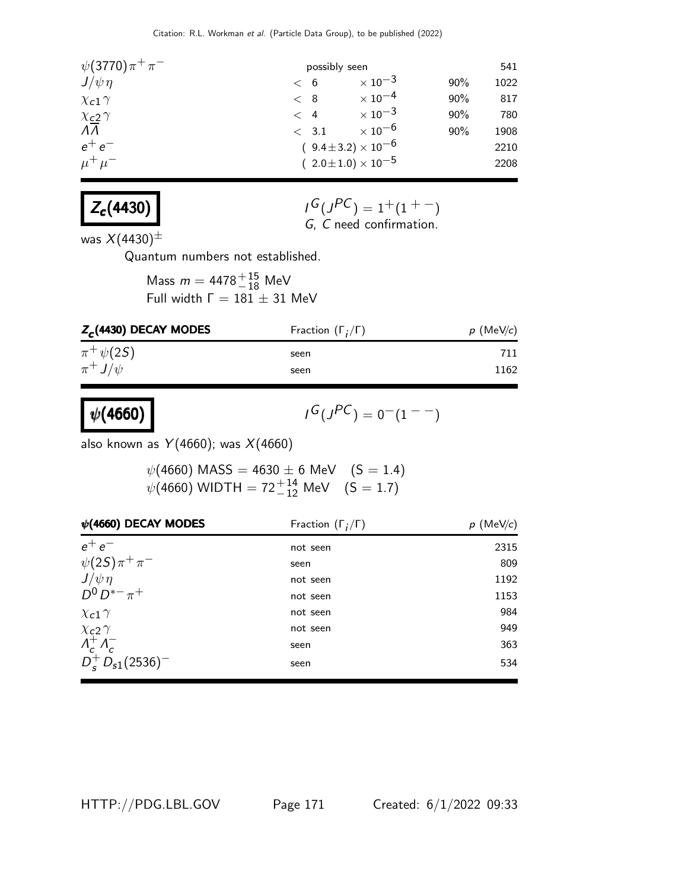| | | | |
|---|---|---|---|
| $\psi(3770)\pi^+\pi^-$ | possibly seen | | 541 |
| $J/\psi\eta$ | $< 6 \times 10^{-3}$ | 90% | 1022 |
| $\chi_{c1}\gamma$ | $< 8 \times 10^{-4}$ | 90% | 817 |
| $\chi_{c2}\gamma$ | $< 4 \times 10^{-3}$ | 90% | 780 |
| $\Lambda\overline{\Lambda}$ | $< 3.1 \times 10^{-6}$ | 90% | 1908 |
| $e^+e^-$ | $(9.4\pm3.2) \times 10^{-6}$ | | 2210 |
| $\mu^+\mu^-$ | $(2.0\pm1.0) \times 10^{-5}$ | | 2208 |

# $Z_c(4430)$

$I^G(J^{PC}) = 1^+(1^{+-})$
$G$, $C$ need confirmation.

was $X(4430)^\pm$

Quantum numbers not established.

Mass $m = 4478^{+15}_{-18}$ MeV
Full width $\Gamma = 181 \pm 31$ MeV

| $Z_c(4430)$ DECAY MODES | Fraction ($\Gamma_i/\Gamma$) | $p$ (MeV/$c$) |
|---|---|---|
| $\pi^+\psi(2S)$ | seen | 711 |
| $\pi^+J/\psi$ | seen | 1162 |

# $\psi(4660)$

$I^G(J^{PC}) = 0^-(1^{--})$

also known as $Y(4660)$; was $X(4660)$

$\psi(4660)$ MASS $= 4630 \pm 6$ MeV (S = 1.4)
$\psi(4660)$ WIDTH $= 72^{+14}_{-12}$ MeV (S = 1.7)

| $\psi(4660)$ DECAY MODES | Fraction ($\Gamma_i/\Gamma$) | $p$ (MeV/$c$) |
|---|---|---|
| $e^+e^-$ | not seen | 2315 |
| $\psi(2S)\pi^+\pi^-$ | seen | 809 |
| $J/\psi\eta$ | not seen | 1192 |
| $D^0D^{*-}\pi^+$ | not seen | 1153 |
| $\chi_{c1}\gamma$ | not seen | 984 |
| $\chi_{c2}\gamma$ | not seen | 949 |
| $\Lambda_c^+\Lambda_c^-$ | seen | 363 |
| $D_s^+D_{s1}(2536)^-$ | seen | 534 |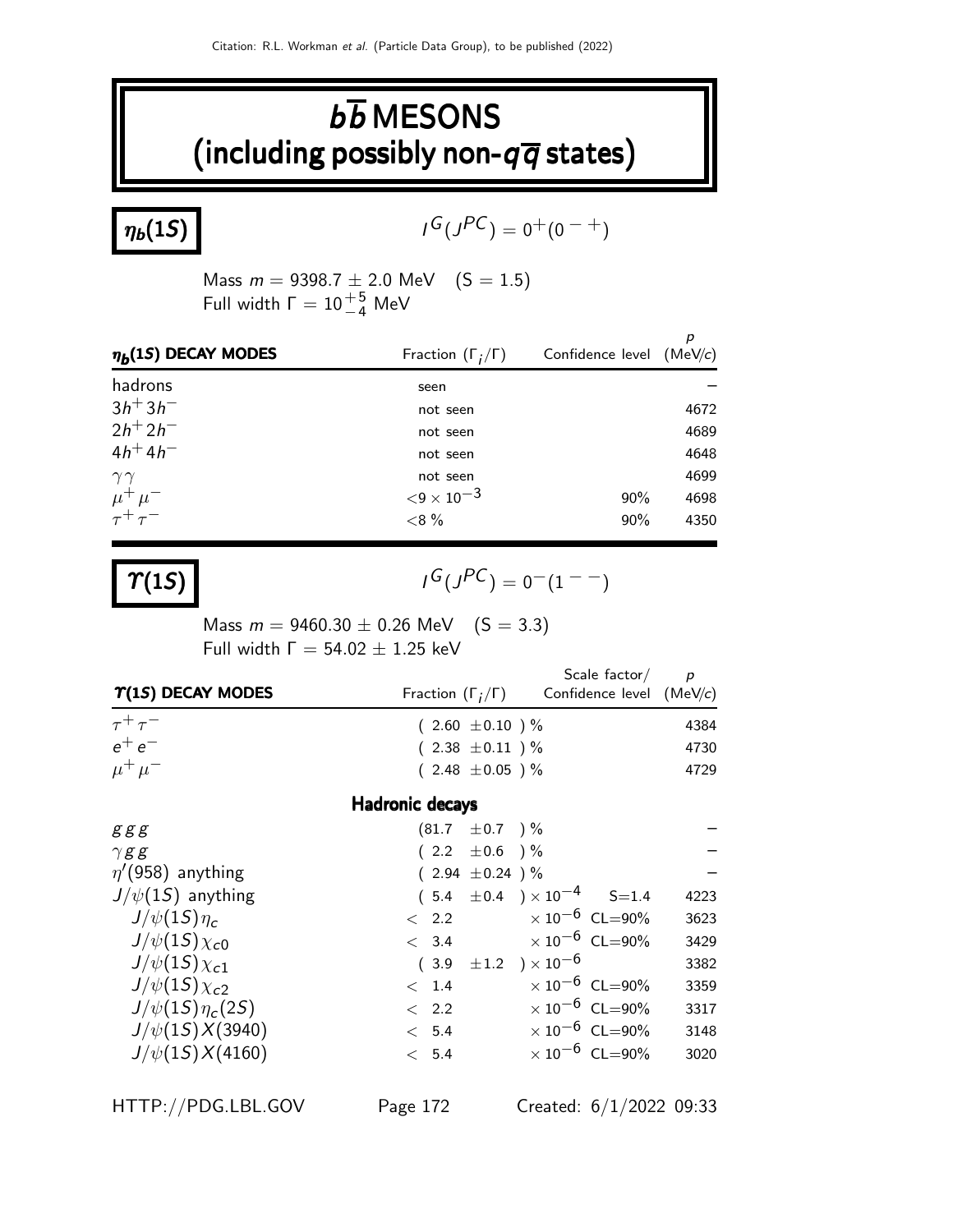# $b\overline{b}$ MESONS (including possibly non-$q\overline{q}$ states)

## $\eta_b(1S)$

$I^G(J^{PC}) = 0^+(0^{-+})$

Mass $m = 9398.7 \pm 2.0$ MeV  (S = 1.5)
Full width $\Gamma = 10^{+5}_{-4}$ MeV

| $\eta_b(1S)$ DECAY MODES | Fraction ($\Gamma_i/\Gamma$) | Confidence level | $p$ (MeV/$c$) |
|---|---|---|---|
| hadrons | seen | | – |
| $3h^+3h^-$ | not seen | | 4672 |
| $2h^+2h^-$ | not seen | | 4689 |
| $4h^+4h^-$ | not seen | | 4648 |
| $\gamma\gamma$ | not seen | | 4699 |
| $\mu^+\mu^-$ | $<9 \times 10^{-3}$ | 90% | 4698 |
| $\tau^+\tau^-$ | $<8$ % | 90% | 4350 |

## $\Upsilon(1S)$

$I^G(J^{PC}) = 0^-(1^{--})$

Mass $m = 9460.30 \pm 0.26$ MeV  (S = 3.3)
Full width $\Gamma = 54.02 \pm 1.25$ keV

| $\Upsilon(1S)$ DECAY MODES | Fraction ($\Gamma_i/\Gamma$) | Scale factor/ Confidence level | $p$ (MeV/$c$) |
|---|---|---|---|
| $\tau^+\tau^-$ | $(2.60 \pm 0.10)$ % | | 4384 |
| $e^+e^-$ | $(2.38 \pm 0.11)$ % | | 4730 |
| $\mu^+\mu^-$ | $(2.48 \pm 0.05)$ % | | 4729 |
| **Hadronic decays** | | | |
| $ggg$ | $(81.7 \pm 0.7)$ % | | – |
| $\gamma gg$ | $(2.2 \pm 0.6)$ % | | – |
| $\eta'(958)$ anything | $(2.94 \pm 0.24)$ % | | – |
| $J/\psi(1S)$ anything | $(5.4 \pm 0.4) \times 10^{-4}$ | S=1.4 | 4223 |
| $J/\psi(1S)\eta_c$ | $< 2.2 \times 10^{-6}$ | CL=90% | 3623 |
| $J/\psi(1S)\chi_{c0}$ | $< 3.4 \times 10^{-6}$ | CL=90% | 3429 |
| $J/\psi(1S)\chi_{c1}$ | $(3.9 \pm 1.2) \times 10^{-6}$ | | 3382 |
| $J/\psi(1S)\chi_{c2}$ | $< 1.4 \times 10^{-6}$ | CL=90% | 3359 |
| $J/\psi(1S)\eta_c(2S)$ | $< 2.2 \times 10^{-6}$ | CL=90% | 3317 |
| $J/\psi(1S)X(3940)$ | $< 5.4 \times 10^{-6}$ | CL=90% | 3148 |
| $J/\psi(1S)X(4160)$ | $< 5.4 \times 10^{-6}$ | CL=90% | 3020 |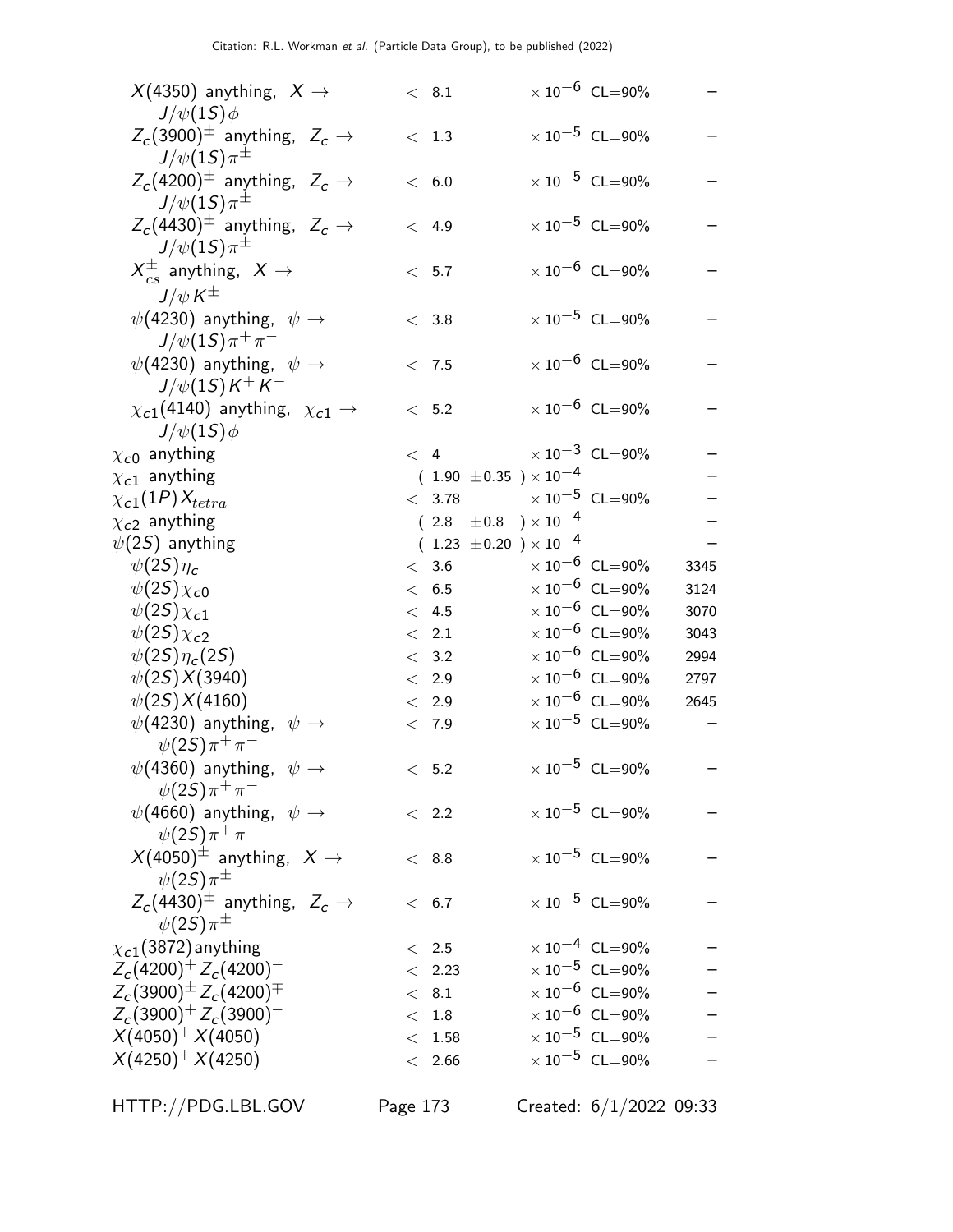| Mode | Fraction ($\Gamma_i/\Gamma$) | | p (MeV/c) |
|---|---|---|---|
| $X(4350)$ anything, $X \to J/\psi(1S)\phi$ | $< 8.1 \times 10^{-6}$ | CL=90% | – |
| $Z_c(3900)^{\pm}$ anything, $Z_c \to J/\psi(1S)\pi^{\pm}$ | $< 1.3 \times 10^{-5}$ | CL=90% | – |
| $Z_c(4200)^{\pm}$ anything, $Z_c \to J/\psi(1S)\pi^{\pm}$ | $< 6.0 \times 10^{-5}$ | CL=90% | – |
| $Z_c(4430)^{\pm}$ anything, $Z_c \to J/\psi(1S)\pi^{\pm}$ | $< 4.9 \times 10^{-5}$ | CL=90% | – |
| $X^{\pm}_{cs}$ anything, $X \to J/\psi K^{\pm}$ | $< 5.7 \times 10^{-6}$ | CL=90% | – |
| $\psi(4230)$ anything, $\psi \to J/\psi(1S)\pi^+\pi^-$ | $< 3.8 \times 10^{-5}$ | CL=90% | – |
| $\psi(4230)$ anything, $\psi \to J/\psi(1S)K^+K^-$ | $< 7.5 \times 10^{-6}$ | CL=90% | – |
| $\chi_{c1}(4140)$ anything, $\chi_{c1} \to J/\psi(1S)\phi$ | $< 5.2 \times 10^{-6}$ | CL=90% | – |
| $\chi_{c0}$ anything | $< 4 \times 10^{-3}$ | CL=90% | – |
| $\chi_{c1}$ anything | $(1.90 \pm 0.35) \times 10^{-4}$ | | – |
| $\chi_{c1}(1P)X_{tetra}$ | $< 3.78 \times 10^{-5}$ | CL=90% | – |
| $\chi_{c2}$ anything | $(2.8 \pm 0.8) \times 10^{-4}$ | | – |
| $\psi(2S)$ anything | $(1.23 \pm 0.20) \times 10^{-4}$ | | – |
| $\psi(2S)\eta_c$ | $< 3.6 \times 10^{-6}$ | CL=90% | 3345 |
| $\psi(2S)\chi_{c0}$ | $< 6.5 \times 10^{-6}$ | CL=90% | 3124 |
| $\psi(2S)\chi_{c1}$ | $< 4.5 \times 10^{-6}$ | CL=90% | 3070 |
| $\psi(2S)\chi_{c2}$ | $< 2.1 \times 10^{-6}$ | CL=90% | 3043 |
| $\psi(2S)\eta_c(2S)$ | $< 3.2 \times 10^{-6}$ | CL=90% | 2994 |
| $\psi(2S)X(3940)$ | $< 2.9 \times 10^{-6}$ | CL=90% | 2797 |
| $\psi(2S)X(4160)$ | $< 2.9 \times 10^{-6}$ | CL=90% | 2645 |
| $\psi(4230)$ anything, $\psi \to \psi(2S)\pi^+\pi^-$ | $< 7.9 \times 10^{-5}$ | CL=90% | – |
| $\psi(4360)$ anything, $\psi \to \psi(2S)\pi^+\pi^-$ | $< 5.2 \times 10^{-5}$ | CL=90% | – |
| $\psi(4660)$ anything, $\psi \to \psi(2S)\pi^+\pi^-$ | $< 2.2 \times 10^{-5}$ | CL=90% | – |
| $X(4050)^{\pm}$ anything, $X \to \psi(2S)\pi^{\pm}$ | $< 8.8 \times 10^{-5}$ | CL=90% | – |
| $Z_c(4430)^{\pm}$ anything, $Z_c \to \psi(2S)\pi^{\pm}$ | $< 6.7 \times 10^{-5}$ | CL=90% | – |
| $\chi_{c1}(3872)$anything | $< 2.5 \times 10^{-4}$ | CL=90% | – |
| $Z_c(4200)^+Z_c(4200)^-$ | $< 2.23 \times 10^{-5}$ | CL=90% | – |
| $Z_c(3900)^{\pm}Z_c(4200)^{\mp}$ | $< 8.1 \times 10^{-6}$ | CL=90% | – |
| $Z_c(3900)^+Z_c(3900)^-$ | $< 1.8 \times 10^{-6}$ | CL=90% | – |
| $X(4050)^+X(4050)^-$ | $< 1.58 \times 10^{-5}$ | CL=90% | – |
| $X(4250)^+X(4250)^-$ | $< 2.66 \times 10^{-5}$ | CL=90% | – |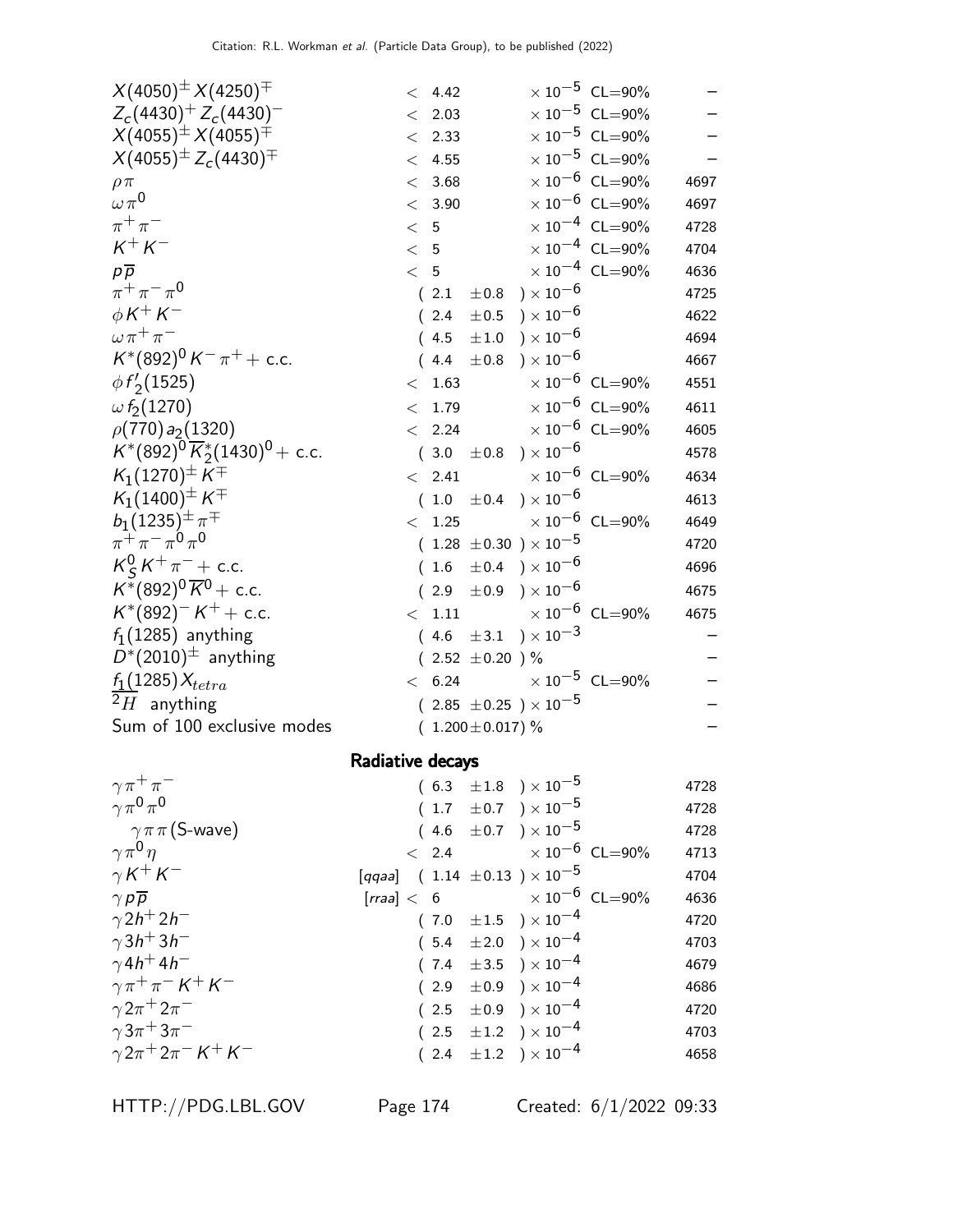| Mode | Fraction ($\Gamma_i/\Gamma$) | Scale / CL | p (MeV/c) |
|---|---|---|---|
| $X(4050)^{\pm} X(4250)^{\mp}$ | $< 4.42$ | $\times 10^{-5}$ CL=90% | – |
| $Z_c(4430)^{+} Z_c(4430)^{-}$ | $< 2.03$ | $\times 10^{-5}$ CL=90% | – |
| $X(4055)^{\pm} X(4055)^{\mp}$ | $< 2.33$ | $\times 10^{-5}$ CL=90% | – |
| $X(4055)^{\pm} Z_c(4430)^{\mp}$ | $< 4.55$ | $\times 10^{-5}$ CL=90% | – |
| $\rho\pi$ | $< 3.68$ | $\times 10^{-6}$ CL=90% | 4697 |
| $\omega\pi^0$ | $< 3.90$ | $\times 10^{-6}$ CL=90% | 4697 |
| $\pi^+\pi^-$ | $< 5$ | $\times 10^{-4}$ CL=90% | 4728 |
| $K^+K^-$ | $< 5$ | $\times 10^{-4}$ CL=90% | 4704 |
| $p\overline{p}$ | $< 5$ | $\times 10^{-4}$ CL=90% | 4636 |
| $\pi^+\pi^-\pi^0$ | $(2.1 \pm 0.8) \times 10^{-6}$ | | 4725 |
| $\phi K^+ K^-$ | $(2.4 \pm 0.5) \times 10^{-6}$ | | 4622 |
| $\omega\pi^+\pi^-$ | $(4.5 \pm 1.0) \times 10^{-6}$ | | 4694 |
| $K^*(892)^0 K^- \pi^+ +$ c.c. | $(4.4 \pm 0.8) \times 10^{-6}$ | | 4667 |
| $\phi f_2'(1525)$ | $< 1.63$ | $\times 10^{-6}$ CL=90% | 4551 |
| $\omega f_2(1270)$ | $< 1.79$ | $\times 10^{-6}$ CL=90% | 4611 |
| $\rho(770) a_2(1320)$ | $< 2.24$ | $\times 10^{-6}$ CL=90% | 4605 |
| $K^*(892)^0 \overline{K}{}^*_2(1430)^0 +$ c.c. | $(3.0 \pm 0.8) \times 10^{-6}$ | | 4578 |
| $K_1(1270)^{\pm} K^{\mp}$ | $< 2.41$ | $\times 10^{-6}$ CL=90% | 4634 |
| $K_1(1400)^{\pm} K^{\mp}$ | $(1.0 \pm 0.4) \times 10^{-6}$ | | 4613 |
| $b_1(1235)^{\pm} \pi^{\mp}$ | $< 1.25$ | $\times 10^{-6}$ CL=90% | 4649 |
| $\pi^+\pi^-\pi^0\pi^0$ | $(1.28 \pm 0.30) \times 10^{-5}$ | | 4720 |
| $K^0_S K^+ \pi^- +$ c.c. | $(1.6 \pm 0.4) \times 10^{-6}$ | | 4696 |
| $K^*(892)^0 \overline{K}{}^0 +$ c.c. | $(2.9 \pm 0.9) \times 10^{-6}$ | | 4675 |
| $K^*(892)^- K^+ +$ c.c. | $< 1.11$ | $\times 10^{-6}$ CL=90% | 4675 |
| $f_1(1285)$ anything | $(4.6 \pm 3.1) \times 10^{-3}$ | | – |
| $D^*(2010)^{\pm}$ anything | $(2.52 \pm 0.20)$ % | | – |
| $f_1(1285) X_{tetra}$ | $< 6.24$ | $\times 10^{-5}$ CL=90% | – |
| $\overline{{}^2H}$ anything | $(2.85 \pm 0.25) \times 10^{-5}$ | | – |
| Sum of 100 exclusive modes | $(1.200 \pm 0.017)$ % | | – |

## Radiative decays

| Mode | Fraction ($\Gamma_i/\Gamma$) | Scale / CL | p (MeV/c) |
|---|---|---|---|
| $\gamma\pi^+\pi^-$ | $(6.3 \pm 1.8) \times 10^{-5}$ | | 4728 |
| $\gamma\pi^0\pi^0$ | $(1.7 \pm 0.7) \times 10^{-5}$ | | 4728 |
| $\gamma\pi\pi$ (S-wave) | $(4.6 \pm 0.7) \times 10^{-5}$ | | 4728 |
| $\gamma\pi^0\eta$ | $< 2.4$ | $\times 10^{-6}$ CL=90% | 4713 |
| $\gamma K^+ K^-$ | [qqaa] $(1.14 \pm 0.13) \times 10^{-5}$ | | 4704 |
| $\gamma p\overline{p}$ | [rraa] $< 6$ | $\times 10^{-6}$ CL=90% | 4636 |
| $\gamma 2h^+ 2h^-$ | $(7.0 \pm 1.5) \times 10^{-4}$ | | 4720 |
| $\gamma 3h^+ 3h^-$ | $(5.4 \pm 2.0) \times 10^{-4}$ | | 4703 |
| $\gamma 4h^+ 4h^-$ | $(7.4 \pm 3.5) \times 10^{-4}$ | | 4679 |
| $\gamma\pi^+\pi^- K^+ K^-$ | $(2.9 \pm 0.9) \times 10^{-4}$ | | 4686 |
| $\gamma 2\pi^+ 2\pi^-$ | $(2.5 \pm 0.9) \times 10^{-4}$ | | 4720 |
| $\gamma 3\pi^+ 3\pi^-$ | $(2.5 \pm 1.2) \times 10^{-4}$ | | 4703 |
| $\gamma 2\pi^+ 2\pi^- K^+ K^-$ | $(2.4 \pm 1.2) \times 10^{-4}$ | | 4658 |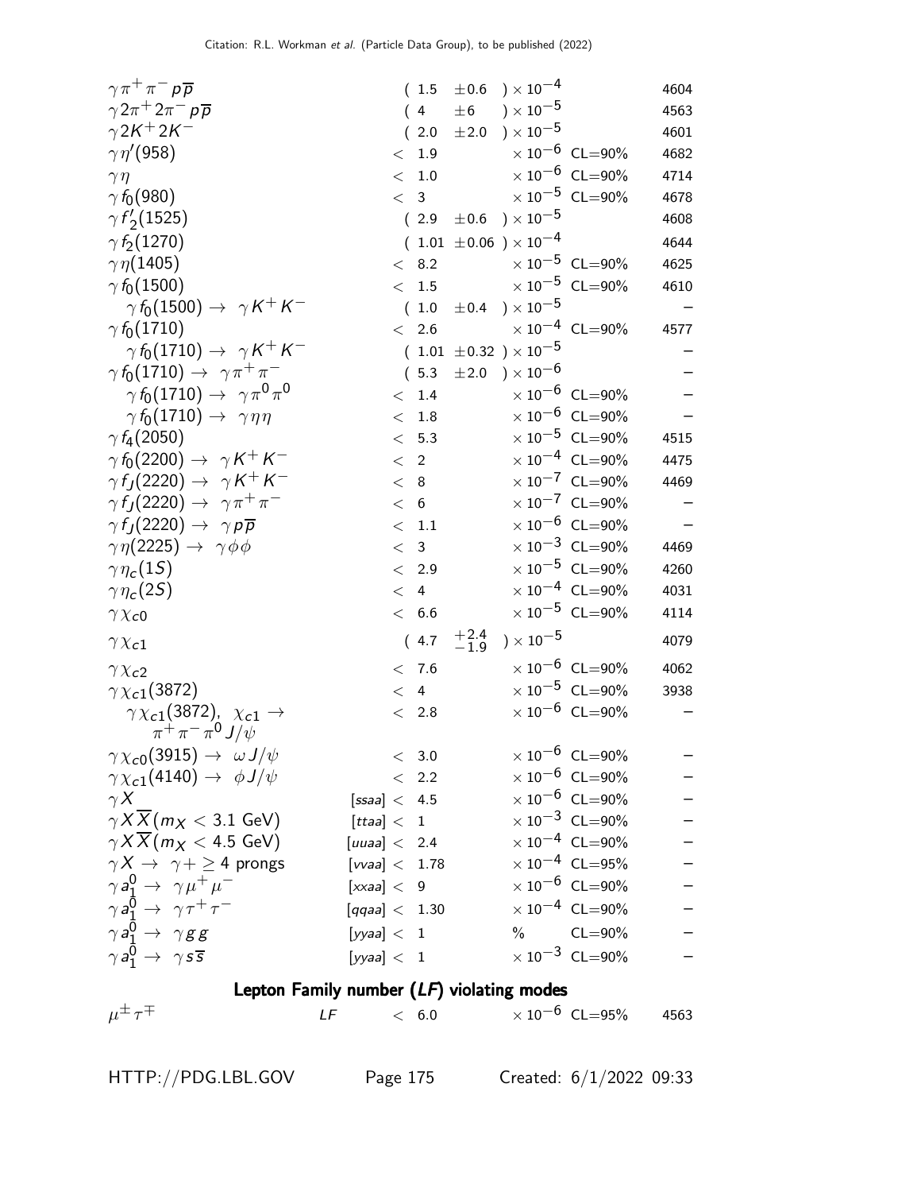| Mode | | Fraction ($\Gamma_i/\Gamma$) | Confidence level | $p$ (MeV/$c$) |
|---|---|---|---|---|
| $\gamma \pi^+ \pi^- p \overline{p}$ | | $(1.5 \pm 0.6) \times 10^{-4}$ | | 4604 |
| $\gamma 2\pi^+ 2\pi^- p \overline{p}$ | | $(4 \pm 6) \times 10^{-5}$ | | 4563 |
| $\gamma 2K^+ 2K^-$ | | $(2.0 \pm 2.0) \times 10^{-5}$ | | 4601 |
| $\gamma \eta'(958)$ | | $< 1.9 \times 10^{-6}$ | CL=90% | 4682 |
| $\gamma \eta$ | | $< 1.0 \times 10^{-6}$ | CL=90% | 4714 |
| $\gamma f_0(980)$ | | $< 3 \times 10^{-5}$ | CL=90% | 4678 |
| $\gamma f'_2(1525)$ | | $(2.9 \pm 0.6) \times 10^{-5}$ | | 4608 |
| $\gamma f_2(1270)$ | | $(1.01 \pm 0.06) \times 10^{-4}$ | | 4644 |
| $\gamma \eta(1405)$ | | $< 8.2 \times 10^{-5}$ | CL=90% | 4625 |
| $\gamma f_0(1500)$ | | $< 1.5 \times 10^{-5}$ | CL=90% | 4610 |
| $\gamma f_0(1500) \rightarrow \gamma K^+ K^-$ | | $(1.0 \pm 0.4) \times 10^{-5}$ | | – |
| $\gamma f_0(1710)$ | | $< 2.6 \times 10^{-4}$ | CL=90% | 4577 |
| $\gamma f_0(1710) \rightarrow \gamma K^+ K^-$ | | $(1.01 \pm 0.32) \times 10^{-5}$ | | – |
| $\gamma f_0(1710) \rightarrow \gamma \pi^+ \pi^-$ | | $(5.3 \pm 2.0) \times 10^{-6}$ | | – |
| $\gamma f_0(1710) \rightarrow \gamma \pi^0 \pi^0$ | | $< 1.4 \times 10^{-6}$ | CL=90% | – |
| $\gamma f_0(1710) \rightarrow \gamma \eta \eta$ | | $< 1.8 \times 10^{-6}$ | CL=90% | – |
| $\gamma f_4(2050)$ | | $< 5.3 \times 10^{-5}$ | CL=90% | 4515 |
| $\gamma f_0(2200) \rightarrow \gamma K^+ K^-$ | | $< 2 \times 10^{-4}$ | CL=90% | 4475 |
| $\gamma f_J(2220) \rightarrow \gamma K^+ K^-$ | | $< 8 \times 10^{-7}$ | CL=90% | 4469 |
| $\gamma f_J(2220) \rightarrow \gamma \pi^+ \pi^-$ | | $< 6 \times 10^{-7}$ | CL=90% | – |
| $\gamma f_J(2220) \rightarrow \gamma p \overline{p}$ | | $< 1.1 \times 10^{-6}$ | CL=90% | – |
| $\gamma \eta(2225) \rightarrow \gamma \phi \phi$ | | $< 3 \times 10^{-3}$ | CL=90% | 4469 |
| $\gamma \eta_c(1S)$ | | $< 2.9 \times 10^{-5}$ | CL=90% | 4260 |
| $\gamma \eta_c(2S)$ | | $< 4 \times 10^{-4}$ | CL=90% | 4031 |
| $\gamma \chi_{c0}$ | | $< 6.6 \times 10^{-5}$ | CL=90% | 4114 |
| $\gamma \chi_{c1}$ | | $(4.7 {}^{+2.4}_{-1.9}) \times 10^{-5}$ | | 4079 |
| $\gamma \chi_{c2}$ | | $< 7.6 \times 10^{-6}$ | CL=90% | 4062 |
| $\gamma \chi_{c1}(3872)$ | | $< 4 \times 10^{-5}$ | CL=90% | 3938 |
| $\gamma \chi_{c1}(3872)$, $\chi_{c1} \rightarrow \pi^+ \pi^- \pi^0 J/\psi$ | | $< 2.8 \times 10^{-6}$ | CL=90% | – |
| $\gamma \chi_{c0}(3915) \rightarrow \omega J/\psi$ | | $< 3.0 \times 10^{-6}$ | CL=90% | – |
| $\gamma \chi_{c1}(4140) \rightarrow \phi J/\psi$ | | $< 2.2 \times 10^{-6}$ | CL=90% | – |
| $\gamma X$ | [ssaa] | $< 4.5 \times 10^{-6}$ | CL=90% | – |
| $\gamma X \overline{X} (m_X < 3.1$ GeV$)$ | [ttaa] | $< 1 \times 10^{-3}$ | CL=90% | – |
| $\gamma X \overline{X} (m_X < 4.5$ GeV$)$ | [uuaa] | $< 2.4 \times 10^{-4}$ | CL=90% | – |
| $\gamma X \rightarrow \gamma + \geq 4$ prongs | [vvaa] | $< 1.78 \times 10^{-4}$ | CL=95% | – |
| $\gamma a_1^0 \rightarrow \gamma \mu^+ \mu^-$ | [xxaa] | $< 9 \times 10^{-6}$ | CL=90% | – |
| $\gamma a_1^0 \rightarrow \gamma \tau^+ \tau^-$ | [qqaa] | $< 1.30 \times 10^{-4}$ | CL=90% | – |
| $\gamma a_1^0 \rightarrow \gamma g g$ | [yyaa] | $< 1$ % | CL=90% | – |
| $\gamma a_1^0 \rightarrow \gamma s \overline{s}$ | [yyaa] | $< 1 \times 10^{-3}$ | CL=90% | – |

## Lepton Family number (*LF*) violating modes

| Mode | | Fraction ($\Gamma_i/\Gamma$) | Confidence level | $p$ (MeV/$c$) |
|---|---|---|---|---|
| $\mu^\pm \tau^\mp$ | *LF* | $< 6.0 \times 10^{-6}$ | CL=95% | 4563 |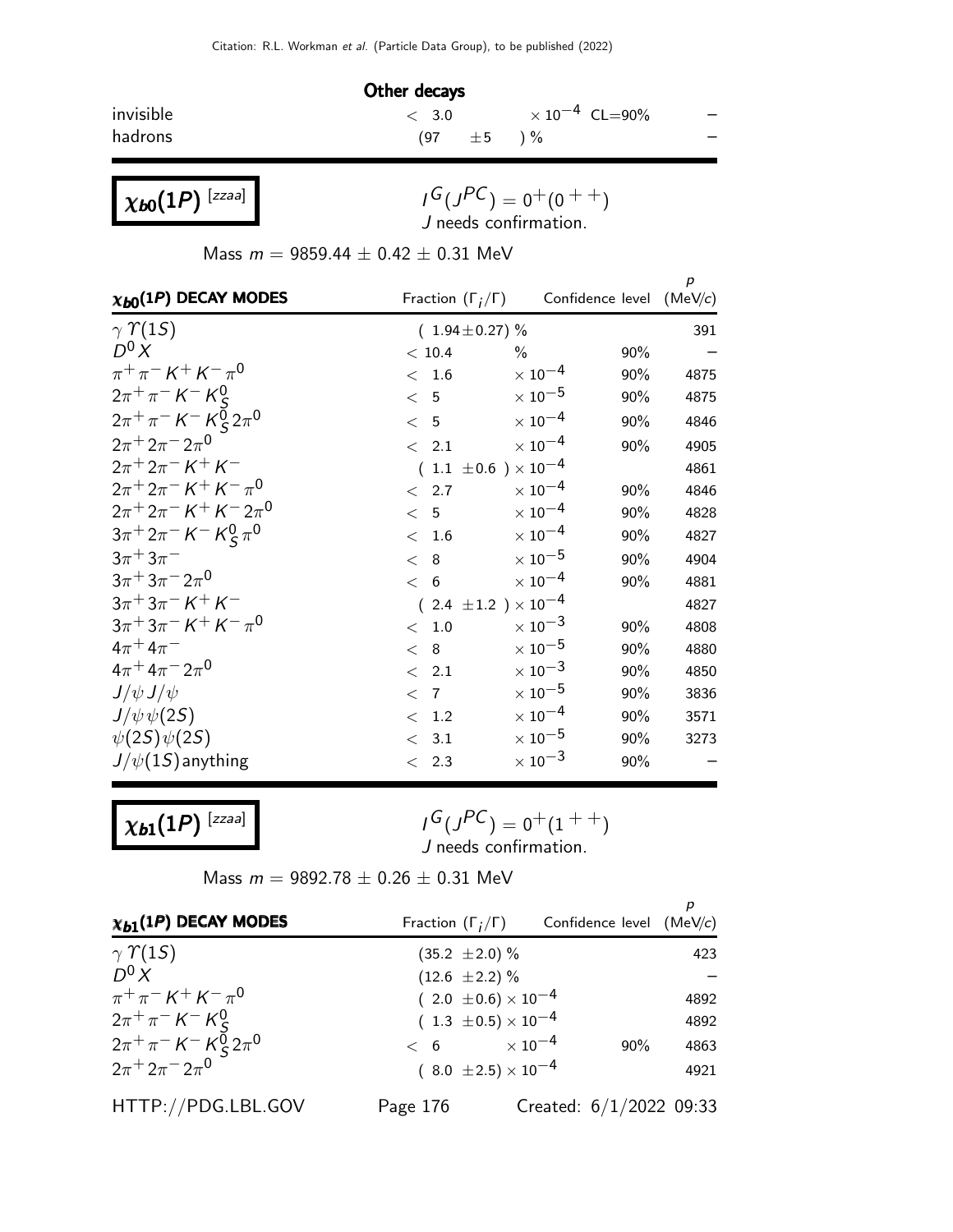### Other decays

| | | | |
|---|---|---|---|
| invisible | $< 3.0$ | $\times 10^{-4}$ CL=90% | – |
| hadrons | $(97 \pm 5)$ % | | – |

## $\chi_{b0}(1P)$ [zzaa]

$I^G(J^{PC}) = 0^+(0^{++})$
J needs confirmation.

Mass $m = 9859.44 \pm 0.42 \pm 0.31$ MeV

| $\chi_{b0}(1P)$ DECAY MODES | Fraction $(\Gamma_i/\Gamma)$ | Confidence level | $p$ (MeV/$c$) |
|---|---|---|---|
| $\gamma\, \Upsilon(1S)$ | $(1.94 \pm 0.27)$ % | | 391 |
| $D^0 X$ | $< 10.4$ % | 90% | – |
| $\pi^+\pi^- K^+ K^- \pi^0$ | $< 1.6 \times 10^{-4}$ | 90% | 4875 |
| $2\pi^+\pi^- K^- K^0_S$ | $< 5 \times 10^{-5}$ | 90% | 4875 |
| $2\pi^+\pi^- K^- K^0_S 2\pi^0$ | $< 5 \times 10^{-4}$ | 90% | 4846 |
| $2\pi^+ 2\pi^- 2\pi^0$ | $< 2.1 \times 10^{-4}$ | 90% | 4905 |
| $2\pi^+ 2\pi^- K^+ K^-$ | $(1.1 \pm 0.6) \times 10^{-4}$ | | 4861 |
| $2\pi^+ 2\pi^- K^+ K^- \pi^0$ | $< 2.7 \times 10^{-4}$ | 90% | 4846 |
| $2\pi^+ 2\pi^- K^+ K^- 2\pi^0$ | $< 5 \times 10^{-4}$ | 90% | 4828 |
| $3\pi^+ 2\pi^- K^- K^0_S \pi^0$ | $< 1.6 \times 10^{-4}$ | 90% | 4827 |
| $3\pi^+ 3\pi^-$ | $< 8 \times 10^{-5}$ | 90% | 4904 |
| $3\pi^+ 3\pi^- 2\pi^0$ | $< 6 \times 10^{-4}$ | 90% | 4881 |
| $3\pi^+ 3\pi^- K^+ K^-$ | $(2.4 \pm 1.2) \times 10^{-4}$ | | 4827 |
| $3\pi^+ 3\pi^- K^+ K^- \pi^0$ | $< 1.0 \times 10^{-3}$ | 90% | 4808 |
| $4\pi^+ 4\pi^-$ | $< 8 \times 10^{-5}$ | 90% | 4880 |
| $4\pi^+ 4\pi^- 2\pi^0$ | $< 2.1 \times 10^{-3}$ | 90% | 4850 |
| $J/\psi J/\psi$ | $< 7 \times 10^{-5}$ | 90% | 3836 |
| $J/\psi\, \psi(2S)$ | $< 1.2 \times 10^{-4}$ | 90% | 3571 |
| $\psi(2S)\psi(2S)$ | $< 3.1 \times 10^{-5}$ | 90% | 3273 |
| $J/\psi(1S)$ anything | $< 2.3 \times 10^{-3}$ | 90% | – |

## $\chi_{b1}(1P)$ [zzaa]

$I^G(J^{PC}) = 0^+(1^{++})$
J needs confirmation.

Mass $m = 9892.78 \pm 0.26 \pm 0.31$ MeV

| $\chi_{b1}(1P)$ DECAY MODES | Fraction $(\Gamma_i/\Gamma)$ | Confidence level | $p$ (MeV/$c$) |
|---|---|---|---|
| $\gamma\, \Upsilon(1S)$ | $(35.2 \pm 2.0)$ % | | 423 |
| $D^0 X$ | $(12.6 \pm 2.2)$ % | | – |
| $\pi^+\pi^- K^+ K^- \pi^0$ | $(2.0 \pm 0.6) \times 10^{-4}$ | | 4892 |
| $2\pi^+\pi^- K^- K^0_S$ | $(1.3 \pm 0.5) \times 10^{-4}$ | | 4892 |
| $2\pi^+\pi^- K^- K^0_S 2\pi^0$ | $< 6 \times 10^{-4}$ | 90% | 4863 |
| $2\pi^+ 2\pi^- 2\pi^0$ | $(8.0 \pm 2.5) \times 10^{-4}$ | | 4921 |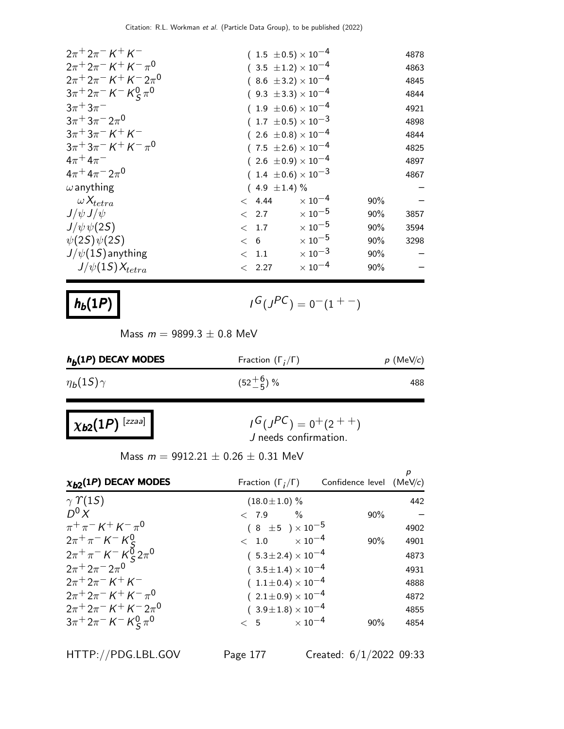| | | | |
|---|---|---|---|
| $2\pi^+ 2\pi^- K^+ K^-$ | $(1.5 \pm 0.5) \times 10^{-4}$ | | 4878 |
| $2\pi^+ 2\pi^- K^+ K^- \pi^0$ | $(3.5 \pm 1.2) \times 10^{-4}$ | | 4863 |
| $2\pi^+ 2\pi^- K^+ K^- 2\pi^0$ | $(8.6 \pm 3.2) \times 10^{-4}$ | | 4845 |
| $3\pi^+ 2\pi^- K^- K^0_S \pi^0$ | $(9.3 \pm 3.3) \times 10^{-4}$ | | 4844 |
| $3\pi^+ 3\pi^-$ | $(1.9 \pm 0.6) \times 10^{-4}$ | | 4921 |
| $3\pi^+ 3\pi^- 2\pi^0$ | $(1.7 \pm 0.5) \times 10^{-3}$ | | 4898 |
| $3\pi^+ 3\pi^- K^+ K^-$ | $(2.6 \pm 0.8) \times 10^{-4}$ | | 4844 |
| $3\pi^+ 3\pi^- K^+ K^- \pi^0$ | $(7.5 \pm 2.6) \times 10^{-4}$ | | 4825 |
| $4\pi^+ 4\pi^-$ | $(2.6 \pm 0.9) \times 10^{-4}$ | | 4897 |
| $4\pi^+ 4\pi^- 2\pi^0$ | $(1.4 \pm 0.6) \times 10^{-3}$ | | 4867 |
| $\omega$ anything | $(4.9 \pm 1.4)$ % | | – |
| $\omega X_{tetra}$ | $< 4.44 \times 10^{-4}$ | 90% | – |
| $J/\psi J/\psi$ | $< 2.7 \times 10^{-5}$ | 90% | 3857 |
| $J/\psi \psi(2S)$ | $< 1.7 \times 10^{-5}$ | 90% | 3594 |
| $\psi(2S) \psi(2S)$ | $< 6 \times 10^{-5}$ | 90% | 3298 |
| $J/\psi(1S)$ anything | $< 1.1 \times 10^{-3}$ | 90% | – |
| $J/\psi(1S) X_{tetra}$ | $< 2.27 \times 10^{-4}$ | 90% | – |

# $h_b(1P)$

$I^G(J^{PC}) = 0^-(1^{+-})$

Mass $m = 9899.3 \pm 0.8$ MeV

| $h_b(1P)$ DECAY MODES | Fraction $(\Gamma_i/\Gamma)$ | $p$ (MeV/$c$) |
|---|---|---|
| $\eta_b(1S)\gamma$ | $(52^{+6}_{-5})$ % | 488 |

# $\chi_{b2}(1P)$ [zzaa]

$I^G(J^{PC}) = 0^+(2^{++})$
$J$ needs confirmation.

Mass $m = 9912.21 \pm 0.26 \pm 0.31$ MeV

| $\chi_{b2}(1P)$ DECAY MODES | Fraction $(\Gamma_i/\Gamma)$ | Confidence level | $p$ (MeV/$c$) |
|---|---|---|---|
| $\gamma \Upsilon(1S)$ | $(18.0 \pm 1.0)$ % | | 442 |
| $D^0 X$ | $< 7.9$ % | 90% | – |
| $\pi^+ \pi^- K^+ K^- \pi^0$ | $(8 \pm 5) \times 10^{-5}$ | | 4902 |
| $2\pi^+ \pi^- K^- K^0_S$ | $< 1.0 \times 10^{-4}$ | 90% | 4901 |
| $2\pi^+ \pi^- K^- K^0_S 2\pi^0$ | $(5.3 \pm 2.4) \times 10^{-4}$ | | 4873 |
| $2\pi^+ 2\pi^- 2\pi^0$ | $(3.5 \pm 1.4) \times 10^{-4}$ | | 4931 |
| $2\pi^+ 2\pi^- K^+ K^-$ | $(1.1 \pm 0.4) \times 10^{-4}$ | | 4888 |
| $2\pi^+ 2\pi^- K^+ K^- \pi^0$ | $(2.1 \pm 0.9) \times 10^{-4}$ | | 4872 |
| $2\pi^+ 2\pi^- K^+ K^- 2\pi^0$ | $(3.9 \pm 1.8) \times 10^{-4}$ | | 4855 |
| $3\pi^+ 2\pi^- K^- K^0_S \pi^0$ | $< 5 \times 10^{-4}$ | 90% | 4854 |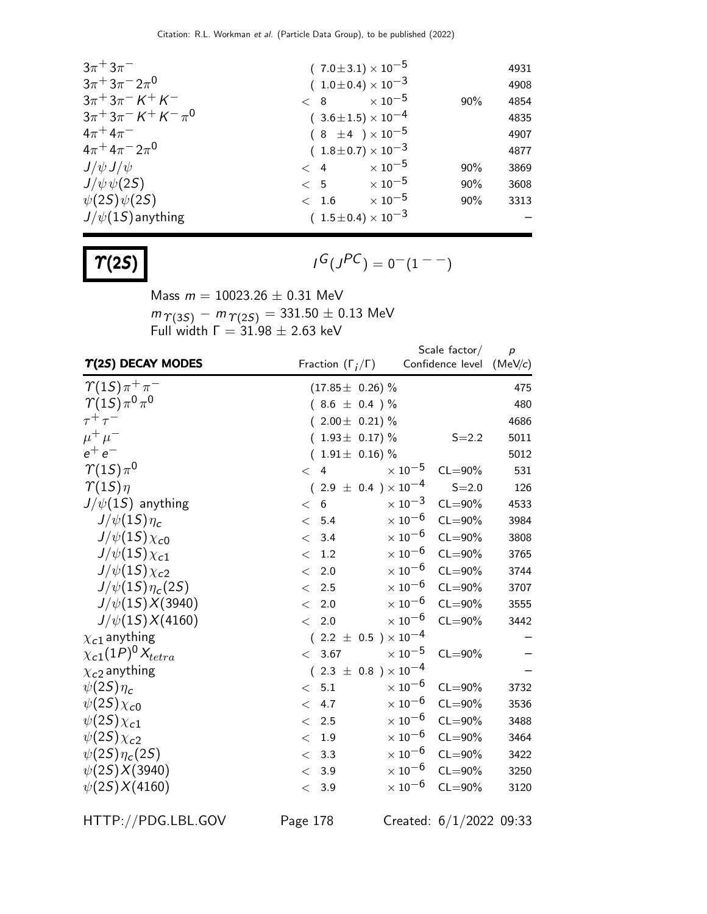| | | | |
|---|---|---|---|
| $3\pi^+3\pi^-$ | $(7.0\pm3.1)\times10^{-5}$ | | 4931 |
| $3\pi^+3\pi^-2\pi^0$ | $(1.0\pm0.4)\times10^{-3}$ | | 4908 |
| $3\pi^+3\pi^-K^+K^-$ | $< 8 \times10^{-5}$ | 90% | 4854 |
| $3\pi^+3\pi^-K^+K^-\pi^0$ | $(3.6\pm1.5)\times10^{-4}$ | | 4835 |
| $4\pi^+4\pi^-$ | $(8 \pm4)\times10^{-5}$ | | 4907 |
| $4\pi^+4\pi^-2\pi^0$ | $(1.8\pm0.7)\times10^{-3}$ | | 4877 |
| $J/\psi J/\psi$ | $< 4 \times10^{-5}$ | 90% | 3869 |
| $J/\psi\psi(2S)$ | $< 5 \times10^{-5}$ | 90% | 3608 |
| $\psi(2S)\psi(2S)$ | $< 1.6 \times10^{-5}$ | 90% | 3313 |
| $J/\psi(1S)$ anything | $(1.5\pm0.4)\times10^{-3}$ | | – |

# $\Upsilon(2S)$

$I^G(J^{PC}) = 0^-(1^{--})$

Mass $m = 10023.26 \pm 0.31$ MeV
$m_{\Upsilon(3S)} - m_{\Upsilon(2S)} = 331.50 \pm 0.13$ MeV
Full width $\Gamma = 31.98 \pm 2.63$ keV

| $\Upsilon$(2S) DECAY MODES | Fraction ($\Gamma_i/\Gamma$) | Scale factor/ Confidence level | $p$ (MeV/c) |
|---|---|---|---|
| $\Upsilon(1S)\pi^+\pi^-$ | $(17.85\pm 0.26)$ % | | 475 |
| $\Upsilon(1S)\pi^0\pi^0$ | $(8.6 \pm 0.4)$ % | | 480 |
| $\tau^+\tau^-$ | $(2.00\pm 0.21)$ % | | 4686 |
| $\mu^+\mu^-$ | $(1.93\pm 0.17)$ % | S=2.2 | 5011 |
| $e^+e^-$ | $(1.91\pm 0.16)$ % | | 5012 |
| $\Upsilon(1S)\pi^0$ | $< 4 \times10^{-5}$ | CL=90% | 531 |
| $\Upsilon(1S)\eta$ | $(2.9 \pm 0.4)\times10^{-4}$ | S=2.0 | 126 |
| $J/\psi(1S)$ anything | $< 6 \times10^{-3}$ | CL=90% | 4533 |
| $J/\psi(1S)\eta_c$ | $< 5.4 \times10^{-6}$ | CL=90% | 3984 |
| $J/\psi(1S)\chi_{c0}$ | $< 3.4 \times10^{-6}$ | CL=90% | 3808 |
| $J/\psi(1S)\chi_{c1}$ | $< 1.2 \times10^{-6}$ | CL=90% | 3765 |
| $J/\psi(1S)\chi_{c2}$ | $< 2.0 \times10^{-6}$ | CL=90% | 3744 |
| $J/\psi(1S)\eta_c(2S)$ | $< 2.5 \times10^{-6}$ | CL=90% | 3707 |
| $J/\psi(1S)X(3940)$ | $< 2.0 \times10^{-6}$ | CL=90% | 3555 |
| $J/\psi(1S)X(4160)$ | $< 2.0 \times10^{-6}$ | CL=90% | 3442 |
| $\chi_{c1}$ anything | $(2.2 \pm 0.5)\times10^{-4}$ | | – |
| $\chi_{c1}(1P)^0X_{tetra}$ | $< 3.67 \times10^{-5}$ | CL=90% | – |
| $\chi_{c2}$ anything | $(2.3 \pm 0.8)\times10^{-4}$ | | – |
| $\psi(2S)\eta_c$ | $< 5.1 \times10^{-6}$ | CL=90% | 3732 |
| $\psi(2S)\chi_{c0}$ | $< 4.7 \times10^{-6}$ | CL=90% | 3536 |
| $\psi(2S)\chi_{c1}$ | $< 2.5 \times10^{-6}$ | CL=90% | 3488 |
| $\psi(2S)\chi_{c2}$ | $< 1.9 \times10^{-6}$ | CL=90% | 3464 |
| $\psi(2S)\eta_c(2S)$ | $< 3.3 \times10^{-6}$ | CL=90% | 3422 |
| $\psi(2S)X(3940)$ | $< 3.9 \times10^{-6}$ | CL=90% | 3250 |
| $\psi(2S)X(4160)$ | $< 3.9 \times10^{-6}$ | CL=90% | 3120 |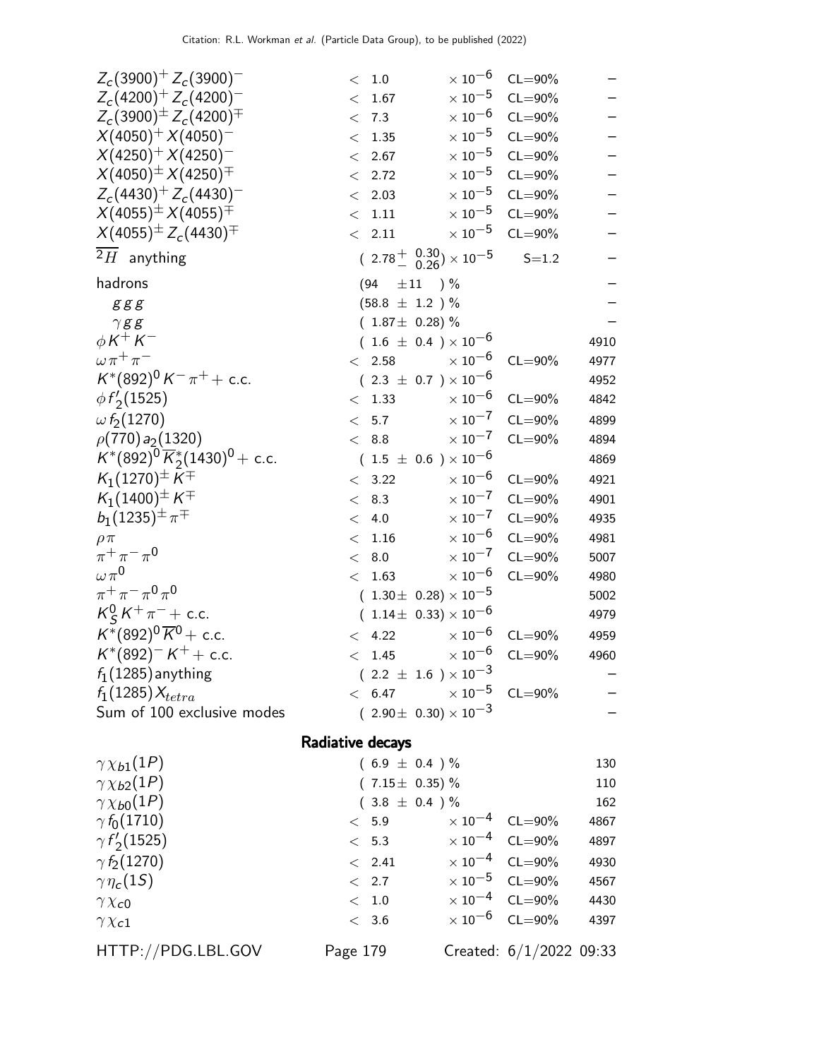| Mode | Fraction | | Scale / CL | p (MeV/c) |
|---|---|---|---|---|
| $Z_c(3900)^+ Z_c(3900)^-$ | $< 1.0$ | $\times 10^{-6}$ | CL=90% | – |
| $Z_c(4200)^+ Z_c(4200)^-$ | $< 1.67$ | $\times 10^{-5}$ | CL=90% | – |
| $Z_c(3900)^\pm Z_c(4200)^\mp$ | $< 7.3$ | $\times 10^{-6}$ | CL=90% | – |
| $X(4050)^+ X(4050)^-$ | $< 1.35$ | $\times 10^{-5}$ | CL=90% | – |
| $X(4250)^+ X(4250)^-$ | $< 2.67$ | $\times 10^{-5}$ | CL=90% | – |
| $X(4050)^\pm X(4250)^\mp$ | $< 2.72$ | $\times 10^{-5}$ | CL=90% | – |
| $Z_c(4430)^+ Z_c(4430)^-$ | $< 2.03$ | $\times 10^{-5}$ | CL=90% | – |
| $X(4055)^\pm X(4055)^\mp$ | $< 1.11$ | $\times 10^{-5}$ | CL=90% | – |
| $X(4055)^\pm Z_c(4430)^\mp$ | $< 2.11$ | $\times 10^{-5}$ | CL=90% | – |
| $\overline{^2H}$ anything | $(2.78^{+0.30}_{-0.26}) \times 10^{-5}$ | | S=1.2 | – |
| hadrons | $(94 \pm 11)$ % | | | – |
| $ggg$ | $(58.8 \pm 1.2)$ % | | | – |
| $\gamma gg$ | $(1.87 \pm 0.28)$ % | | | – |
| $\phi K^+ K^-$ | $(1.6 \pm 0.4) \times 10^{-6}$ | | | 4910 |
| $\omega \pi^+ \pi^-$ | $< 2.58$ | $\times 10^{-6}$ | CL=90% | 4977 |
| $K^*(892)^0 K^- \pi^+ +$ c.c. | $(2.3 \pm 0.7) \times 10^{-6}$ | | | 4952 |
| $\phi f_2'(1525)$ | $< 1.33$ | $\times 10^{-6}$ | CL=90% | 4842 |
| $\omega f_2(1270)$ | $< 5.7$ | $\times 10^{-7}$ | CL=90% | 4899 |
| $\rho(770) a_2(1320)$ | $< 8.8$ | $\times 10^{-7}$ | CL=90% | 4894 |
| $K^*(892)^0 \overline{K}{}^*_2(1430)^0 +$ c.c. | $(1.5 \pm 0.6) \times 10^{-6}$ | | | 4869 |
| $K_1(1270)^\pm K^\mp$ | $< 3.22$ | $\times 10^{-6}$ | CL=90% | 4921 |
| $K_1(1400)^\pm K^\mp$ | $< 8.3$ | $\times 10^{-7}$ | CL=90% | 4901 |
| $b_1(1235)^\pm \pi^\mp$ | $< 4.0$ | $\times 10^{-7}$ | CL=90% | 4935 |
| $\rho \pi$ | $< 1.16$ | $\times 10^{-6}$ | CL=90% | 4981 |
| $\pi^+ \pi^- \pi^0$ | $< 8.0$ | $\times 10^{-7}$ | CL=90% | 5007 |
| $\omega \pi^0$ | $< 1.63$ | $\times 10^{-6}$ | CL=90% | 4980 |
| $\pi^+ \pi^- \pi^0 \pi^0$ | $(1.30 \pm 0.28) \times 10^{-5}$ | | | 5002 |
| $K^0_S K^+ \pi^- +$ c.c. | $(1.14 \pm 0.33) \times 10^{-6}$ | | | 4979 |
| $K^*(892)^0 \overline{K}{}^0 +$ c.c. | $< 4.22$ | $\times 10^{-6}$ | CL=90% | 4959 |
| $K^*(892)^- K^+ +$ c.c. | $< 1.45$ | $\times 10^{-6}$ | CL=90% | 4960 |
| $f_1(1285)$ anything | $(2.2 \pm 1.6) \times 10^{-3}$ | | | – |
| $f_1(1285) X_{tetra}$ | $< 6.47$ | $\times 10^{-5}$ | CL=90% | – |
| Sum of 100 exclusive modes | $(2.90 \pm 0.30) \times 10^{-3}$ | | | – |

## Radiative decays

| Mode | Fraction | | Scale / CL | p (MeV/c) |
|---|---|---|---|---|
| $\gamma \chi_{b1}(1P)$ | $(6.9 \pm 0.4)$ % | | | 130 |
| $\gamma \chi_{b2}(1P)$ | $(7.15 \pm 0.35)$ % | | | 110 |
| $\gamma \chi_{b0}(1P)$ | $(3.8 \pm 0.4)$ % | | | 162 |
| $\gamma f_0(1710)$ | $< 5.9$ | $\times 10^{-4}$ | CL=90% | 4867 |
| $\gamma f_2'(1525)$ | $< 5.3$ | $\times 10^{-4}$ | CL=90% | 4897 |
| $\gamma f_2(1270)$ | $< 2.41$ | $\times 10^{-4}$ | CL=90% | 4930 |
| $\gamma \eta_c(1S)$ | $< 2.7$ | $\times 10^{-5}$ | CL=90% | 4567 |
| $\gamma \chi_{c0}$ | $< 1.0$ | $\times 10^{-4}$ | CL=90% | 4430 |
| $\gamma \chi_{c1}$ | $< 3.6$ | $\times 10^{-6}$ | CL=90% | 4397 |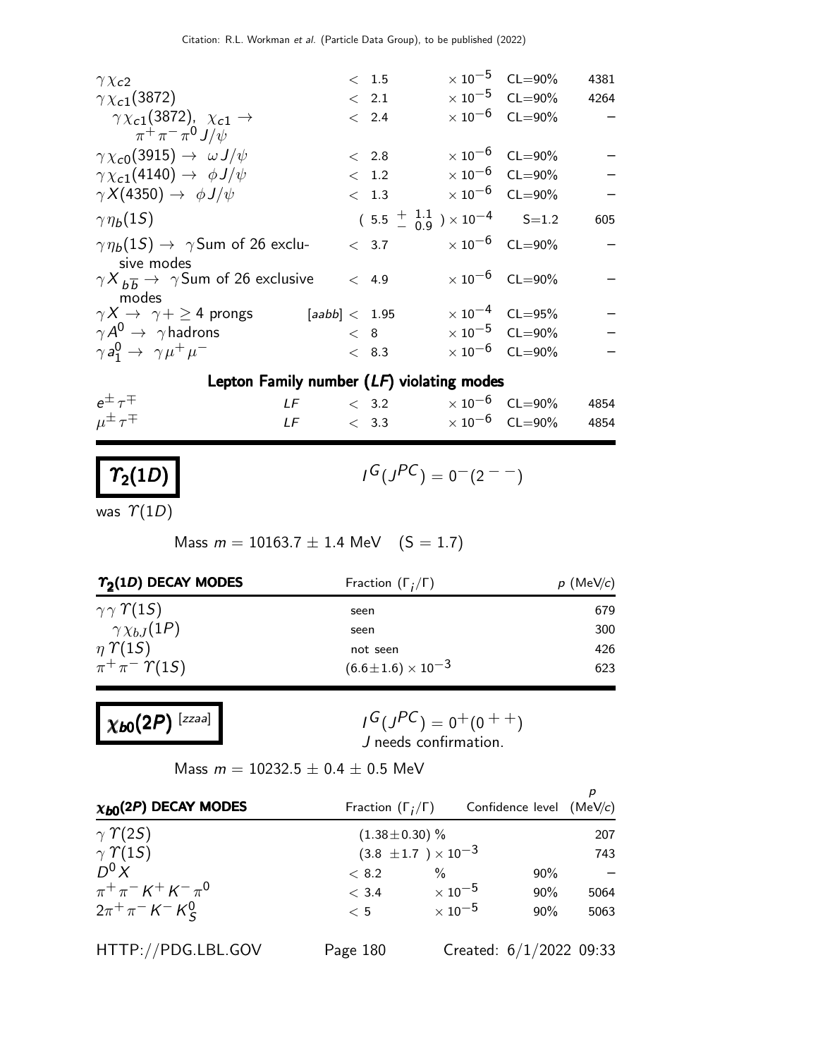| | | | | | |
|---|---|---|---|---|---|
| $\gamma \chi_{c2}$ | | $< 1.5$ | $\times 10^{-5}$ | CL=90% | 4381 |
| $\gamma \chi_{c1}(3872)$ | | $< 2.1$ | $\times 10^{-5}$ | CL=90% | 4264 |
| $\gamma \chi_{c1}(3872)$, $\chi_{c1} \to \pi^+ \pi^- \pi^0 J/\psi$ | | $< 2.4$ | $\times 10^{-6}$ | CL=90% | – |
| $\gamma \chi_{c0}(3915) \to \omega J/\psi$ | | $< 2.8$ | $\times 10^{-6}$ | CL=90% | – |
| $\gamma \chi_{c1}(4140) \to \phi J/\psi$ | | $< 1.2$ | $\times 10^{-6}$ | CL=90% | – |
| $\gamma X(4350) \to \phi J/\psi$ | | $< 1.3$ | $\times 10^{-6}$ | CL=90% | – |
| $\gamma \eta_b(1S)$ | | $( 5.5 {}^{+1.1}_{-0.9} ) \times 10^{-4}$ | | S=1.2 | 605 |
| $\gamma \eta_b(1S) \to \gamma$ Sum of 26 exclusive modes | | $< 3.7$ | $\times 10^{-6}$ | CL=90% | – |
| $\gamma X_{b \overline{b}} \to \gamma$ Sum of 26 exclusive modes | | $< 4.9$ | $\times 10^{-6}$ | CL=90% | – |
| $\gamma X \to \gamma + \geq 4$ prongs | [aabb] | $< 1.95$ | $\times 10^{-4}$ | CL=95% | – |
| $\gamma A^0 \to \gamma$ hadrons | | $< 8$ | $\times 10^{-5}$ | CL=90% | – |
| $\gamma a_1^0 \to \gamma \mu^+ \mu^-$ | | $< 8.3$ | $\times 10^{-6}$ | CL=90% | – |

### Lepton Family number (*LF*) violating modes

| | | | | | |
|---|---|---|---|---|---|
| $e^{\pm} \tau^{\mp}$ | *LF* | $< 3.2$ | $\times 10^{-6}$ | CL=90% | 4854 |
| $\mu^{\pm} \tau^{\mp}$ | *LF* | $< 3.3$ | $\times 10^{-6}$ | CL=90% | 4854 |

## $\Upsilon_2(1D)$

$I^G(J^{PC}) = 0^-(2^{--})$

was $\Upsilon(1D)$

Mass $m = 10163.7 \pm 1.4$ MeV (S = 1.7)

| $\Upsilon_2(1D)$ DECAY MODES | Fraction $(\Gamma_i/\Gamma)$ | $p$ (MeV/$c$) |
|---|---|---|
| $\gamma \gamma \Upsilon(1S)$ | seen | 679 |
| $\gamma \chi_{bJ}(1P)$ | seen | 300 |
| $\eta \Upsilon(1S)$ | not seen | 426 |
| $\pi^+ \pi^- \Upsilon(1S)$ | $(6.6 \pm 1.6) \times 10^{-3}$ | 623 |

## $\chi_{b0}(2P)$ [zzaa]

$I^G(J^{PC}) = 0^+(0^{++})$
J needs confirmation.

Mass $m = 10232.5 \pm 0.4 \pm 0.5$ MeV

| $\chi_{b0}(2P)$ DECAY MODES | Fraction $(\Gamma_i/\Gamma)$ | | Confidence level | $p$ (MeV/$c$) |
|---|---|---|---|---|
| $\gamma \Upsilon(2S)$ | $(1.38 \pm 0.30)$ % | | | 207 |
| $\gamma \Upsilon(1S)$ | $(3.8 \pm 1.7) \times 10^{-3}$ | | | 743 |
| $D^0 X$ | $< 8.2$ | % | 90% | – |
| $\pi^+ \pi^- K^+ K^- \pi^0$ | $< 3.4$ | $\times 10^{-5}$ | 90% | 5064 |
| $2\pi^+ \pi^- K^- K^0_S$ | $< 5$ | $\times 10^{-5}$ | 90% | 5063 |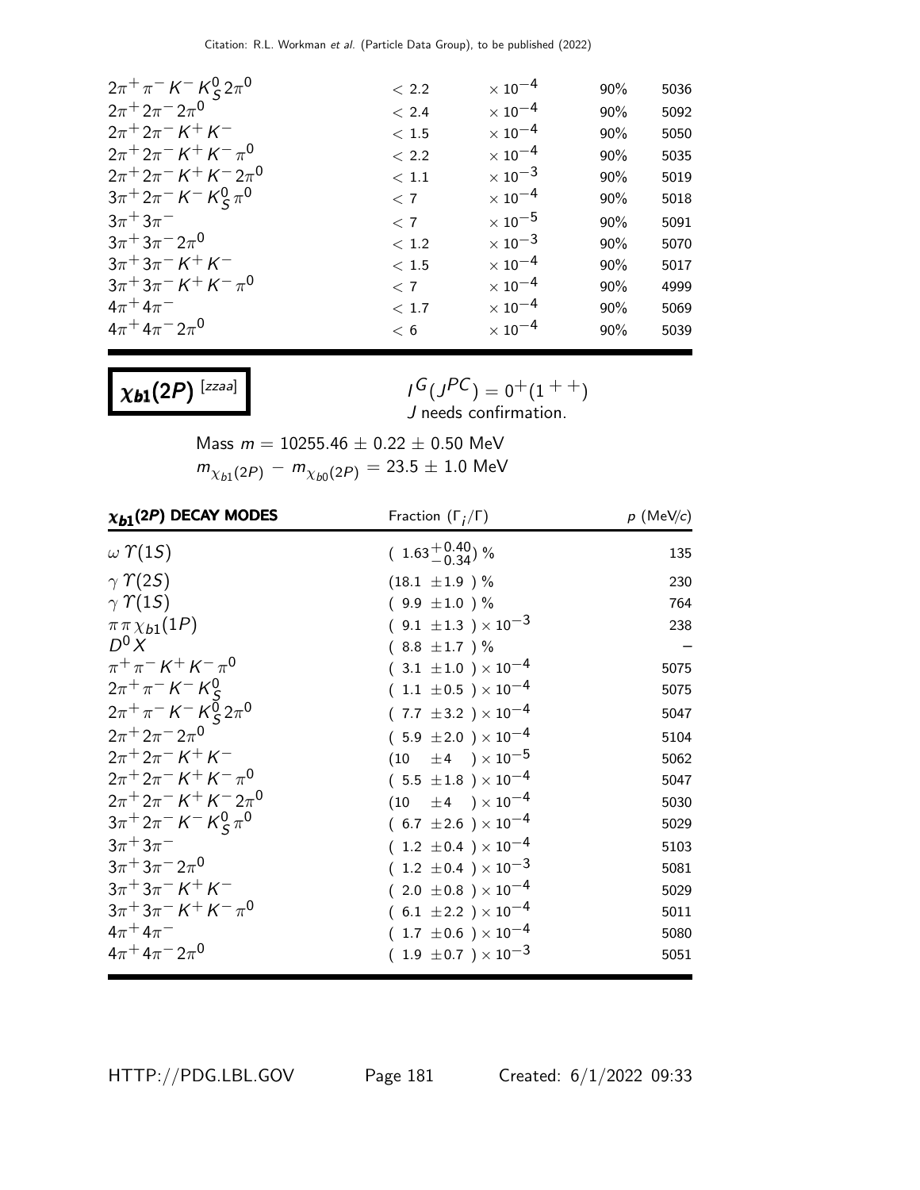| | | | | |
|---|---|---|---|---|
| $2\pi^+\pi^-K^-K^0_S 2\pi^0$ | $< 2.2$ | $\times 10^{-4}$ | 90% | 5036 |
| $2\pi^+ 2\pi^- 2\pi^0$ | $< 2.4$ | $\times 10^{-4}$ | 90% | 5092 |
| $2\pi^+ 2\pi^- K^+ K^-$ | $< 1.5$ | $\times 10^{-4}$ | 90% | 5050 |
| $2\pi^+ 2\pi^- K^+ K^- \pi^0$ | $< 2.2$ | $\times 10^{-4}$ | 90% | 5035 |
| $2\pi^+ 2\pi^- K^+ K^- 2\pi^0$ | $< 1.1$ | $\times 10^{-3}$ | 90% | 5019 |
| $3\pi^+ 2\pi^- K^- K^0_S \pi^0$ | $< 7$ | $\times 10^{-4}$ | 90% | 5018 |
| $3\pi^+ 3\pi^-$ | $< 7$ | $\times 10^{-5}$ | 90% | 5091 |
| $3\pi^+ 3\pi^- 2\pi^0$ | $< 1.2$ | $\times 10^{-3}$ | 90% | 5070 |
| $3\pi^+ 3\pi^- K^+ K^-$ | $< 1.5$ | $\times 10^{-4}$ | 90% | 5017 |
| $3\pi^+ 3\pi^- K^+ K^- \pi^0$ | $< 7$ | $\times 10^{-4}$ | 90% | 4999 |
| $4\pi^+ 4\pi^-$ | $< 1.7$ | $\times 10^{-4}$ | 90% | 5069 |
| $4\pi^+ 4\pi^- 2\pi^0$ | $< 6$ | $\times 10^{-4}$ | 90% | 5039 |

## $\chi_{b1}(2P)$ [zzaa]

$I^G(J^{PC}) = 0^+(1^{++})$
J needs confirmation.

Mass $m = 10255.46 \pm 0.22 \pm 0.50$ MeV
$m_{\chi_{b1}(2P)} - m_{\chi_{b0}(2P)} = 23.5 \pm 1.0$ MeV

| $\chi_{b1}(2P)$ DECAY MODES | Fraction ($\Gamma_i/\Gamma$) | $p$ (MeV/$c$) |
|---|---|---|
| $\omega \Upsilon(1S)$ | $(1.63^{+0.40}_{-0.34})$ % | 135 |
| $\gamma \Upsilon(2S)$ | $(18.1 \pm 1.9)$ % | 230 |
| $\gamma \Upsilon(1S)$ | $(9.9 \pm 1.0)$ % | 764 |
| $\pi\pi\chi_{b1}(1P)$ | $(9.1 \pm 1.3) \times 10^{-3}$ | 238 |
| $D^0 X$ | $(8.8 \pm 1.7)$ % | – |
| $\pi^+\pi^- K^+ K^- \pi^0$ | $(3.1 \pm 1.0) \times 10^{-4}$ | 5075 |
| $2\pi^+\pi^- K^- K^0_S$ | $(1.1 \pm 0.5) \times 10^{-4}$ | 5075 |
| $2\pi^+\pi^- K^- K^0_S 2\pi^0$ | $(7.7 \pm 3.2) \times 10^{-4}$ | 5047 |
| $2\pi^+ 2\pi^- 2\pi^0$ | $(5.9 \pm 2.0) \times 10^{-4}$ | 5104 |
| $2\pi^+ 2\pi^- K^+ K^-$ | $(10 \pm 4) \times 10^{-5}$ | 5062 |
| $2\pi^+ 2\pi^- K^+ K^- \pi^0$ | $(5.5 \pm 1.8) \times 10^{-4}$ | 5047 |
| $2\pi^+ 2\pi^- K^+ K^- 2\pi^0$ | $(10 \pm 4) \times 10^{-4}$ | 5030 |
| $3\pi^+ 2\pi^- K^- K^0_S \pi^0$ | $(6.7 \pm 2.6) \times 10^{-4}$ | 5029 |
| $3\pi^+ 3\pi^-$ | $(1.2 \pm 0.4) \times 10^{-4}$ | 5103 |
| $3\pi^+ 3\pi^- 2\pi^0$ | $(1.2 \pm 0.4) \times 10^{-3}$ | 5081 |
| $3\pi^+ 3\pi^- K^+ K^-$ | $(2.0 \pm 0.8) \times 10^{-4}$ | 5029 |
| $3\pi^+ 3\pi^- K^+ K^- \pi^0$ | $(6.1 \pm 2.2) \times 10^{-4}$ | 5011 |
| $4\pi^+ 4\pi^-$ | $(1.7 \pm 0.6) \times 10^{-4}$ | 5080 |
| $4\pi^+ 4\pi^- 2\pi^0$ | $(1.9 \pm 0.7) \times 10^{-3}$ | 5051 |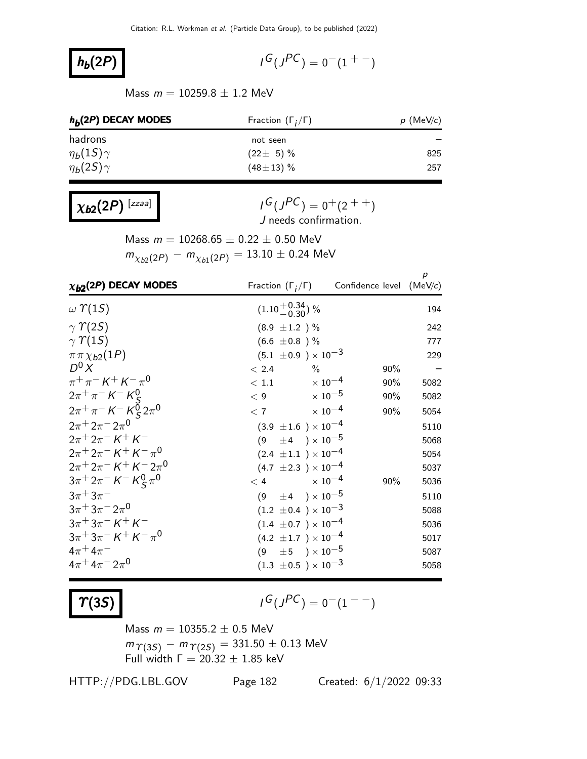# $h_b(2P)$

$I^G(J^{PC}) = 0^-(1^{+-})$

Mass $m = 10259.8 \pm 1.2$ MeV

| $h_b(2P)$ DECAY MODES | Fraction ($\Gamma_i/\Gamma$) | $p$ (MeV/$c$) |
|---|---|---|
| hadrons | not seen | – |
| $\eta_b(1S)\gamma$ | $(22 \pm 5)$ % | 825 |
| $\eta_b(2S)\gamma$ | $(48 \pm 13)$ % | 257 |

# $\chi_{b2}(2P)$ [zzaa]

$I^G(J^{PC}) = 0^+(2^{++})$
$J$ needs confirmation.

Mass $m = 10268.65 \pm 0.22 \pm 0.50$ MeV
$m_{\chi_{b2}(2P)} - m_{\chi_{b1}(2P)} = 13.10 \pm 0.24$ MeV

| $\chi_{b2}(2P)$ DECAY MODES | Fraction ($\Gamma_i/\Gamma$) | Confidence level | $p$ (MeV/$c$) |
|---|---|---|---|
| $\omega\,\Upsilon(1S)$ | $(1.10^{+0.34}_{-0.30})$ % | | 194 |
| $\gamma\,\Upsilon(2S)$ | $(8.9 \pm 1.2)$ % | | 242 |
| $\gamma\,\Upsilon(1S)$ | $(6.6 \pm 0.8)$ % | | 777 |
| $\pi\pi\chi_{b2}(1P)$ | $(5.1 \pm 0.9) \times 10^{-3}$ | | 229 |
| $D^0 X$ | $< 2.4$ % | 90% | – |
| $\pi^+\pi^-K^+K^-\pi^0$ | $< 1.1 \times 10^{-4}$ | 90% | 5082 |
| $2\pi^+\pi^-K^-K^0_S$ | $< 9 \times 10^{-5}$ | 90% | 5082 |
| $2\pi^+\pi^-K^-K^0_S 2\pi^0$ | $< 7 \times 10^{-4}$ | 90% | 5054 |
| $2\pi^+2\pi^-2\pi^0$ | $(3.9 \pm 1.6) \times 10^{-4}$ | | 5110 |
| $2\pi^+2\pi^-K^+K^-$ | $(9 \pm 4) \times 10^{-5}$ | | 5068 |
| $2\pi^+2\pi^-K^+K^-\pi^0$ | $(2.4 \pm 1.1) \times 10^{-4}$ | | 5054 |
| $2\pi^+2\pi^-K^+K^-2\pi^0$ | $(4.7 \pm 2.3) \times 10^{-4}$ | | 5037 |
| $3\pi^+2\pi^-K^-K^0_S\pi^0$ | $< 4 \times 10^{-4}$ | 90% | 5036 |
| $3\pi^+3\pi^-$ | $(9 \pm 4) \times 10^{-5}$ | | 5110 |
| $3\pi^+3\pi^-2\pi^0$ | $(1.2 \pm 0.4) \times 10^{-3}$ | | 5088 |
| $3\pi^+3\pi^-K^+K^-$ | $(1.4 \pm 0.7) \times 10^{-4}$ | | 5036 |
| $3\pi^+3\pi^-K^+K^-\pi^0$ | $(4.2 \pm 1.7) \times 10^{-4}$ | | 5017 |
| $4\pi^+4\pi^-$ | $(9 \pm 5) \times 10^{-5}$ | | 5087 |
| $4\pi^+4\pi^-2\pi^0$ | $(1.3 \pm 0.5) \times 10^{-3}$ | | 5058 |

# $\Upsilon(3S)$

$I^G(J^{PC}) = 0^-(1^{--})$

Mass $m = 10355.2 \pm 0.5$ MeV
$m_{\Upsilon(3S)} - m_{\Upsilon(2S)} = 331.50 \pm 0.13$ MeV
Full width $\Gamma = 20.32 \pm 1.85$ keV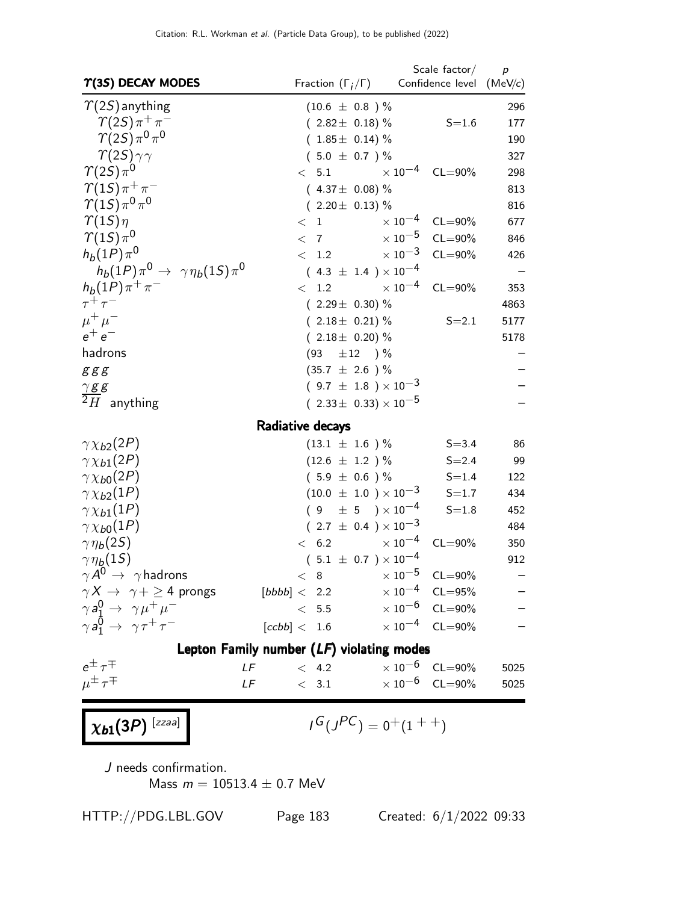| $\Upsilon(3S)$ DECAY MODES | Fraction ($\Gamma_i/\Gamma$) | Scale factor/ Confidence level | $p$ (MeV/$c$) |
|---|---|---|---|
| $\Upsilon(2S)$ anything | $(10.6 \pm 0.8)$ % | | 296 |
| $\Upsilon(2S)\pi^+\pi^-$ | $(2.82 \pm 0.18)$ % | S=1.6 | 177 |
| $\Upsilon(2S)\pi^0\pi^0$ | $(1.85 \pm 0.14)$ % | | 190 |
| $\Upsilon(2S)\gamma\gamma$ | $(5.0 \pm 0.7)$ % | | 327 |
| $\Upsilon(2S)\pi^0$ | $< 5.1 \times 10^{-4}$ | CL=90% | 298 |
| $\Upsilon(1S)\pi^+\pi^-$ | $(4.37 \pm 0.08)$ % | | 813 |
| $\Upsilon(1S)\pi^0\pi^0$ | $(2.20 \pm 0.13)$ % | | 816 |
| $\Upsilon(1S)\eta$ | $< 1 \times 10^{-4}$ | CL=90% | 677 |
| $\Upsilon(1S)\pi^0$ | $< 7 \times 10^{-5}$ | CL=90% | 846 |
| $h_b(1P)\pi^0$ | $< 1.2 \times 10^{-3}$ | CL=90% | 426 |
| $h_b(1P)\pi^0 \rightarrow \gamma\eta_b(1S)\pi^0$ | $(4.3 \pm 1.4) \times 10^{-4}$ | | – |
| $h_b(1P)\pi^+\pi^-$ | $< 1.2 \times 10^{-4}$ | CL=90% | 353 |
| $\tau^+\tau^-$ | $(2.29 \pm 0.30)$ % | | 4863 |
| $\mu^+\mu^-$ | $(2.18 \pm 0.21)$ % | S=2.1 | 5177 |
| $e^+e^-$ | $(2.18 \pm 0.20)$ % | | 5178 |
| hadrons | $(93 \pm 12)$ % | | – |
| $ggg$ | $(35.7 \pm 2.6)$ % | | – |
| $\gamma gg$ | $(9.7 \pm 1.8) \times 10^{-3}$ | | – |
| $^2H$ anything | $(2.33 \pm 0.33) \times 10^{-5}$ | | – |
| **Radiative decays** | | | |
| $\gamma\chi_{b2}(2P)$ | $(13.1 \pm 1.6)$ % | S=3.4 | 86 |
| $\gamma\chi_{b1}(2P)$ | $(12.6 \pm 1.2)$ % | S=2.4 | 99 |
| $\gamma\chi_{b0}(2P)$ | $(5.9 \pm 0.6)$ % | S=1.4 | 122 |
| $\gamma\chi_{b2}(1P)$ | $(10.0 \pm 1.0) \times 10^{-3}$ | S=1.7 | 434 |
| $\gamma\chi_{b1}(1P)$ | $(9 \pm 5) \times 10^{-4}$ | S=1.8 | 452 |
| $\gamma\chi_{b0}(1P)$ | $(2.7 \pm 0.4) \times 10^{-3}$ | | 484 |
| $\gamma\eta_b(2S)$ | $< 6.2 \times 10^{-4}$ | CL=90% | 350 |
| $\gamma\eta_b(1S)$ | $(5.1 \pm 0.7) \times 10^{-4}$ | | 912 |
| $\gamma A^0 \rightarrow \gamma$ hadrons | $< 8 \times 10^{-5}$ | CL=90% | – |
| $\gamma X \rightarrow \gamma + \geq 4$ prongs | [bbbb] $< 2.2 \times 10^{-4}$ | CL=95% | – |
| $\gamma a_1^0 \rightarrow \gamma\mu^+\mu^-$ | $< 5.5 \times 10^{-6}$ | CL=90% | – |
| $\gamma a_1^0 \rightarrow \gamma\tau^+\tau^-$ | [ccbb] $< 1.6 \times 10^{-4}$ | CL=90% | – |
| **Lepton Family number (*LF*) violating modes** | | | |
| $e^\pm\tau^\mp$ *LF* | $< 4.2 \times 10^{-6}$ | CL=90% | 5025 |
| $\mu^\pm\tau^\mp$ *LF* | $< 3.1 \times 10^{-6}$ | CL=90% | 5025 |

## $\chi_{b1}(3P)$ [zzaa]

$I^G(J^{PC}) = 0^+(1^{++})$

$J$ needs confirmation.

Mass $m = 10513.4 \pm 0.7$ MeV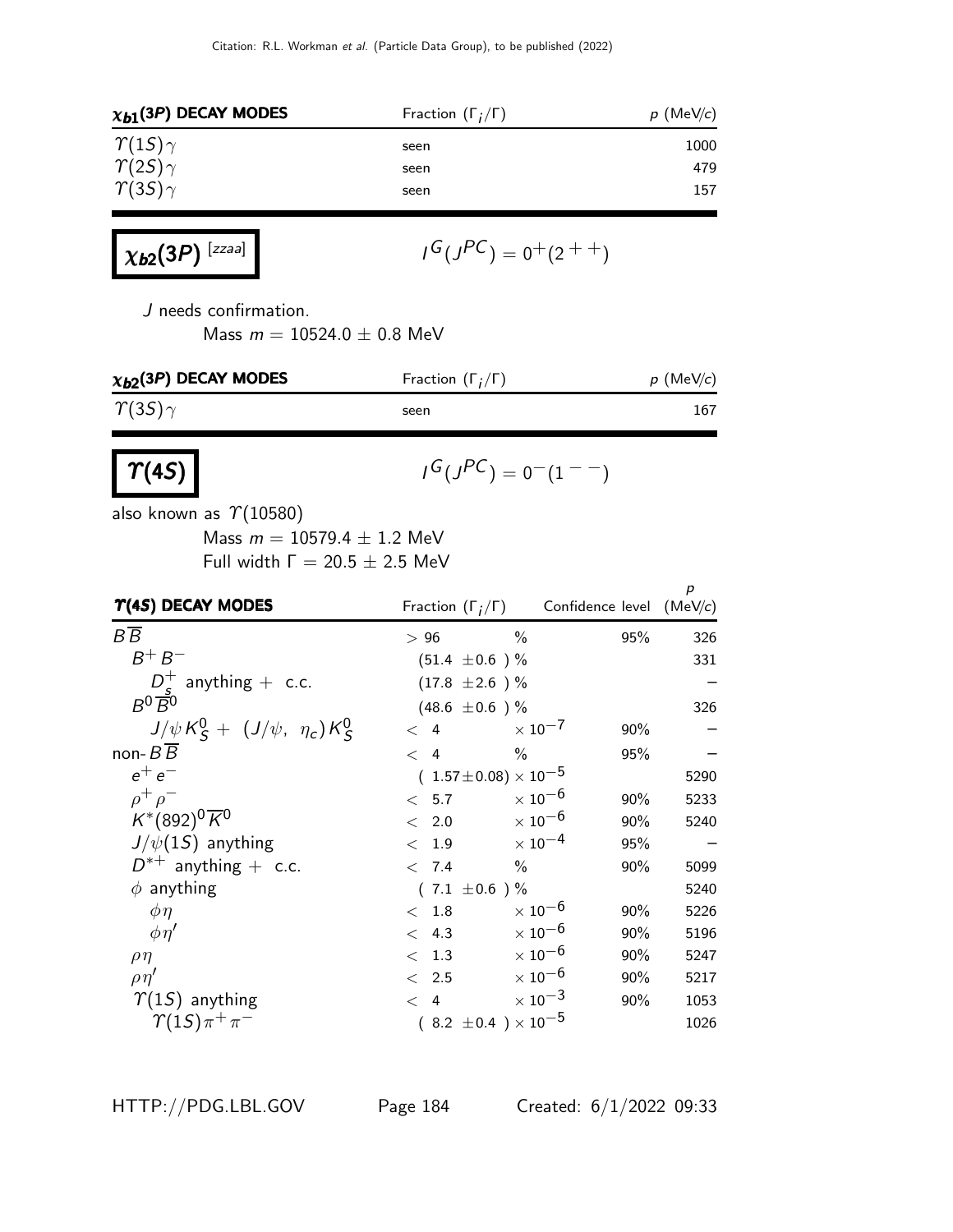| $\chi_{b1}(3P)$ DECAY MODES | Fraction ($\Gamma_i/\Gamma$) | $p$ (MeV/$c$) |
|---|---|---|
| $\Upsilon(1S)\gamma$ | seen | 1000 |
| $\Upsilon(2S)\gamma$ | seen | 479 |
| $\Upsilon(3S)\gamma$ | seen | 157 |

## $\chi_{b2}(3P)$ [zzaa]

$I^G(J^{PC}) = 0^+(2^{++})$

$J$ needs confirmation.

Mass $m = 10524.0 \pm 0.8$ MeV

| $\chi_{b2}(3P)$ DECAY MODES | Fraction ($\Gamma_i/\Gamma$) | $p$ (MeV/$c$) |
|---|---|---|
| $\Upsilon(3S)\gamma$ | seen | 167 |

## $\Upsilon(4S)$

$I^G(J^{PC}) = 0^-(1^{--})$

also known as $\Upsilon(10580)$

Mass $m = 10579.4 \pm 1.2$ MeV

Full width $\Gamma = 20.5 \pm 2.5$ MeV

| $\Upsilon(4S)$ DECAY MODES | Fraction ($\Gamma_i/\Gamma$) | Confidence level | $p$ (MeV/$c$) |
|---|---|---|---|
| $B\overline{B}$ | $> 96$ % | 95% | 326 |
| $B^+B^-$ | $(51.4 \pm 0.6)$ % | | 331 |
| $D_s^+$ anything + c.c. | $(17.8 \pm 2.6)$ % | | – |
| $B^0\overline{B}^0$ | $(48.6 \pm 0.6)$ % | | 326 |
| $J/\psi K_S^0 + (J/\psi, \eta_c)K_S^0$ | $< 4 \times 10^{-7}$ | 90% | – |
| non-$B\overline{B}$ | $< 4$ % | 95% | – |
| $e^+e^-$ | $(1.57 \pm 0.08) \times 10^{-5}$ | | 5290 |
| $\rho^+\rho^-$ | $< 5.7 \times 10^{-6}$ | 90% | 5233 |
| $K^*(892)^0\overline{K}^0$ | $< 2.0 \times 10^{-6}$ | 90% | 5240 |
| $J/\psi(1S)$ anything | $< 1.9 \times 10^{-4}$ | 95% | – |
| $D^{*+}$ anything + c.c. | $< 7.4$ % | 90% | 5099 |
| $\phi$ anything | $(7.1 \pm 0.6)$ % | | 5240 |
| $\phi\eta$ | $< 1.8 \times 10^{-6}$ | 90% | 5226 |
| $\phi\eta'$ | $< 4.3 \times 10^{-6}$ | 90% | 5196 |
| $\rho\eta$ | $< 1.3 \times 10^{-6}$ | 90% | 5247 |
| $\rho\eta'$ | $< 2.5 \times 10^{-6}$ | 90% | 5217 |
| $\Upsilon(1S)$ anything | $< 4 \times 10^{-3}$ | 90% | 1053 |
| $\Upsilon(1S)\pi^+\pi^-$ | $(8.2 \pm 0.4) \times 10^{-5}$ | | 1026 |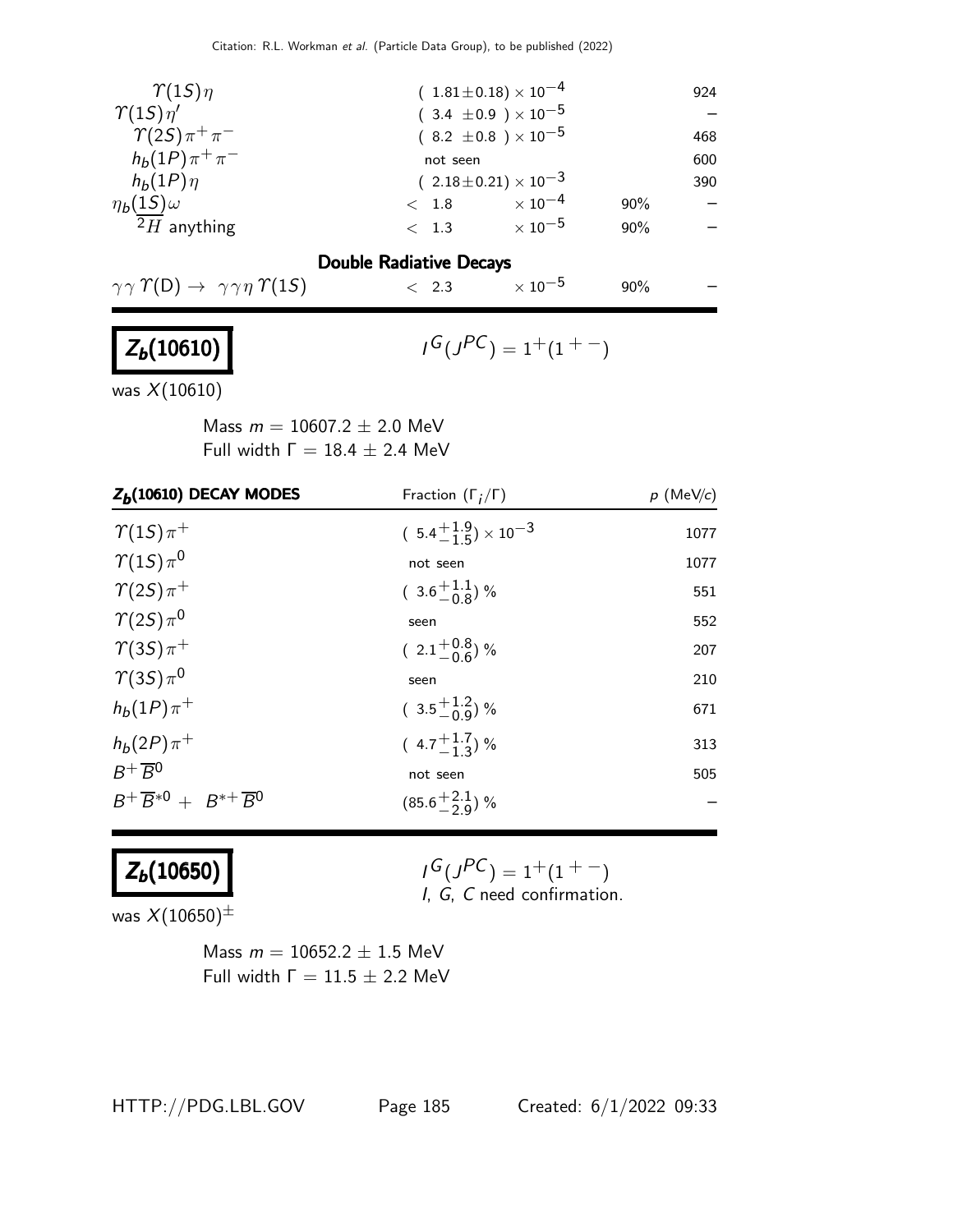| | | | |
|---|---|---|---|
| $\Upsilon(1S)\eta$ | $(1.81\pm0.18)\times10^{-4}$ | | 924 |
| $\Upsilon(1S)\eta'$ | $(3.4\ \pm0.9\ )\times10^{-5}$ | | – |
| $\Upsilon(2S)\pi^+\pi^-$ | $(8.2\ \pm0.8\ )\times10^{-5}$ | | 468 |
| $h_b(1P)\pi^+\pi^-$ | not seen | | 600 |
| $h_b(1P)\eta$ | $(2.18\pm0.21)\times10^{-3}$ | | 390 |
| $\eta_b(1S)\omega$ | $< 1.8 \quad \times10^{-4}$ | 90% | – |
| $\overline{^2H}$ anything | $< 1.3 \quad \times10^{-5}$ | 90% | – |

**Double Radiative Decays**

| | | | |
|---|---|---|---|
| $\gamma\gamma\,\Upsilon(\mathrm{D}) \to\ \gamma\gamma\eta\,\Upsilon(1S)$ | $< 2.3 \quad \times10^{-5}$ | 90% | – |

## $Z_b(10610)$

$I^G(J^{PC}) = 1^+(1^{+\,-})$

was $X(10610)$

Mass $m = 10607.2 \pm 2.0$ MeV
Full width $\Gamma = 18.4 \pm 2.4$ MeV

| $Z_b$(10610) DECAY MODES | Fraction ($\Gamma_i/\Gamma$) | $p$ (MeV/$c$) |
|---|---|---|
| $\Upsilon(1S)\pi^+$ | $(5.4^{+1.9}_{-1.5})\times10^{-3}$ | 1077 |
| $\Upsilon(1S)\pi^0$ | not seen | 1077 |
| $\Upsilon(2S)\pi^+$ | $(3.6^{+1.1}_{-0.8})$ % | 551 |
| $\Upsilon(2S)\pi^0$ | seen | 552 |
| $\Upsilon(3S)\pi^+$ | $(2.1^{+0.8}_{-0.6})$ % | 207 |
| $\Upsilon(3S)\pi^0$ | seen | 210 |
| $h_b(1P)\pi^+$ | $(3.5^{+1.2}_{-0.9})$ % | 671 |
| $h_b(2P)\pi^+$ | $(4.7^{+1.7}_{-1.3})$ % | 313 |
| $B^+\overline{B}{}^0$ | not seen | 505 |
| $B^+\overline{B}{}^{*0}\ +\ B^{*+}\overline{B}{}^0$ | $(85.6^{+2.1}_{-2.9})$ % | – |

## $Z_b(10650)$

$I^G(J^{PC}) = 1^+(1^{+\,-})$
$I$, $G$, $C$ need confirmation.

was $X(10650)^\pm$

Mass $m = 10652.2 \pm 1.5$ MeV
Full width $\Gamma = 11.5 \pm 2.2$ MeV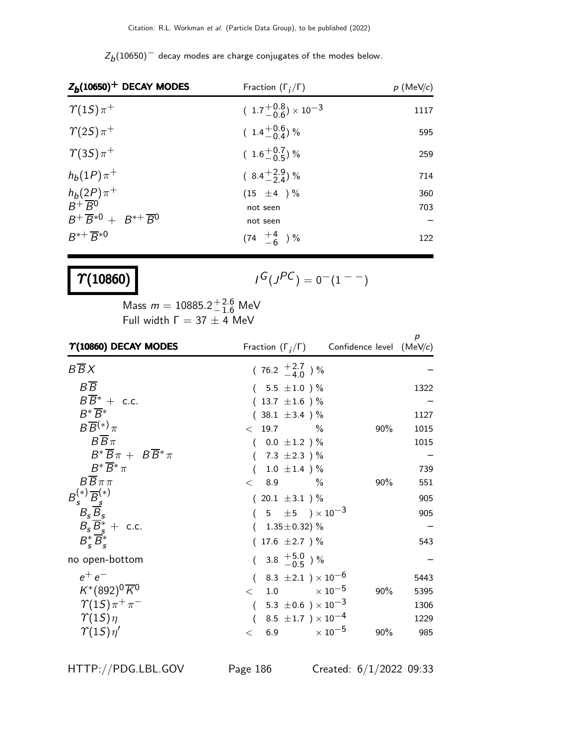$Z_b(10650)^-$ decay modes are charge conjugates of the modes below.

| $Z_b(10650)^+$ DECAY MODES | Fraction ($\Gamma_i/\Gamma$) | $p$ (MeV/$c$) |
|---|---|---|
| $\Upsilon(1S)\pi^+$ | $(1.7^{+0.8}_{-0.6}) \times 10^{-3}$ | 1117 |
| $\Upsilon(2S)\pi^+$ | $(1.4^{+0.6}_{-0.4})$ % | 595 |
| $\Upsilon(3S)\pi^+$ | $(1.6^{+0.7}_{-0.5})$ % | 259 |
| $h_b(1P)\pi^+$ | $(8.4^{+2.9}_{-2.4})$ % | 714 |
| $h_b(2P)\pi^+$ | $(15 \pm 4)$ % | 360 |
| $B^+\overline{B}^0$ | not seen | 703 |
| $B^+\overline{B}^{*0} + B^{*+}\overline{B}^0$ | not seen | – |
| $B^{*+}\overline{B}^{*0}$ | $(74 ^{+4}_{-6})$ % | 122 |

# $\Upsilon(10860)$

$I^G(J^{PC}) = 0^-(1^{--})$

Mass $m = 10885.2^{+2.6}_{-1.6}$ MeV
Full width $\Gamma = 37 \pm 4$ MeV

| $\Upsilon(10860)$ DECAY MODES | Fraction ($\Gamma_i/\Gamma$) | Confidence level | $p$ (MeV/$c$) |
|---|---|---|---|
| $B\overline{B}X$ | $(76.2 ^{+2.7}_{-4.0})$ % | | – |
| $B\overline{B}$ | $(5.5 \pm 1.0)$ % | | 1322 |
| $B\overline{B}^* +$ c.c. | $(13.7 \pm 1.6)$ % | | – |
| $B^*\overline{B}^*$ | $(38.1 \pm 3.4)$ % | | 1127 |
| $B\overline{B}^{(*)}\pi$ | $< 19.7$ % | 90% | 1015 |
| $B\overline{B}\pi$ | $(0.0 \pm 1.2)$ % | | 1015 |
| $B^*\overline{B}\pi + B\overline{B}^*\pi$ | $(7.3 \pm 2.3)$ % | | – |
| $B^*\overline{B}^*\pi$ | $(1.0 \pm 1.4)$ % | | 739 |
| $B\overline{B}\pi\pi$ | $< 8.9$ % | 90% | 551 |
| $B_s^{(*)}\overline{B}_s^{(*)}$ | $(20.1 \pm 3.1)$ % | | 905 |
| $B_s\overline{B}_s$ | $(5 \pm 5) \times 10^{-3}$ | | 905 |
| $B_s\overline{B}_s^* +$ c.c. | $(1.35 \pm 0.32)$ % | | – |
| $B_s^*\overline{B}_s^*$ | $(17.6 \pm 2.7)$ % | | 543 |
| no open-bottom | $(3.8 ^{+5.0}_{-0.5})$ % | | – |
| $e^+e^-$ | $(8.3 \pm 2.1) \times 10^{-6}$ | | 5443 |
| $K^*(892)^0\overline{K}^0$ | $< 1.0 \times 10^{-5}$ | 90% | 5395 |
| $\Upsilon(1S)\pi^+\pi^-$ | $(5.3 \pm 0.6) \times 10^{-3}$ | | 1306 |
| $\Upsilon(1S)\eta$ | $(8.5 \pm 1.7) \times 10^{-4}$ | | 1229 |
| $\Upsilon(1S)\eta'$ | $< 6.9 \times 10^{-5}$ | 90% | 985 |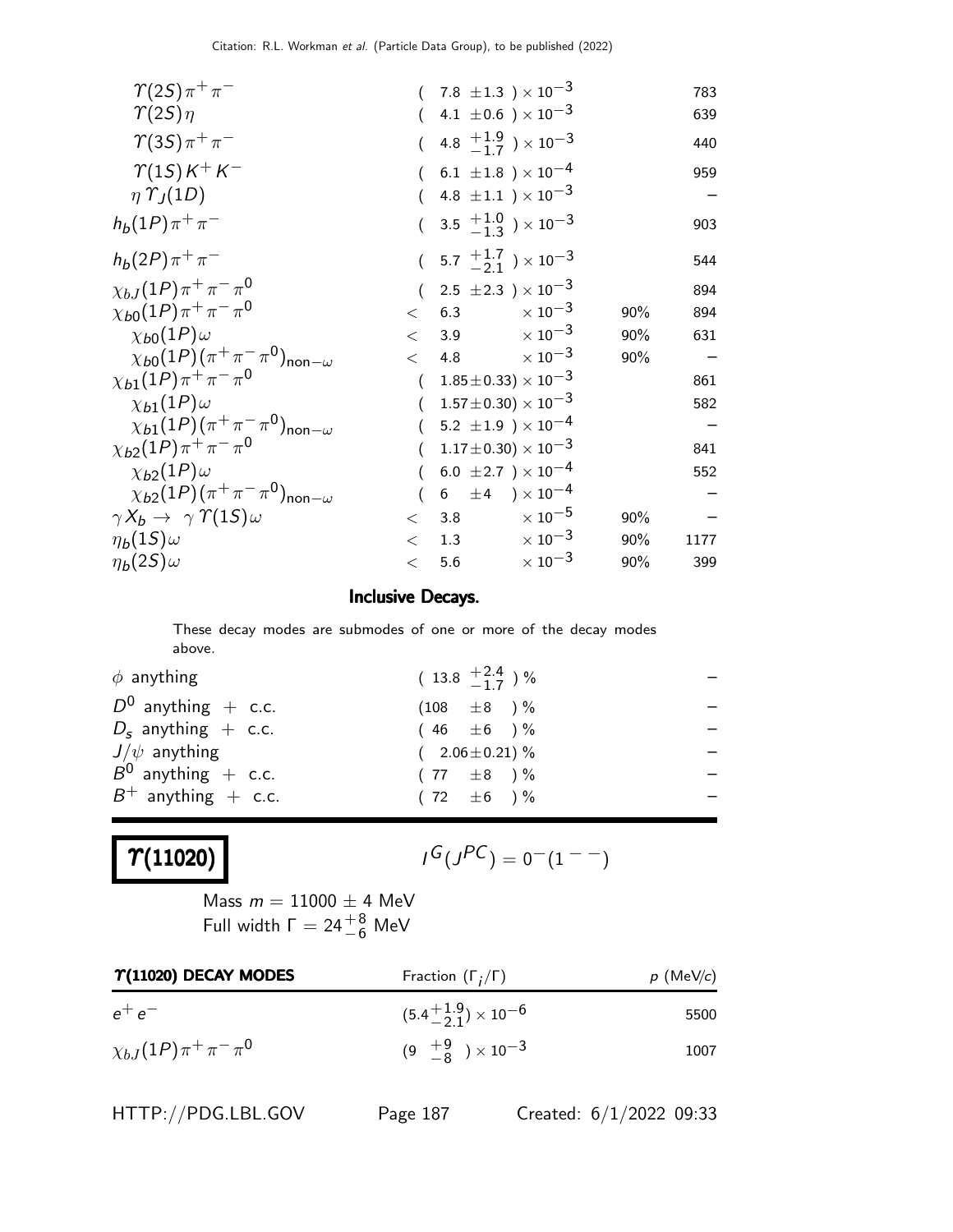| | | | |
|---|---|---|---|
| $\Upsilon(2S)\pi^+\pi^-$ | $(7.8 \pm 1.3) \times 10^{-3}$ | | 783 |
| $\Upsilon(2S)\eta$ | $(4.1 \pm 0.6) \times 10^{-3}$ | | 639 |
| $\Upsilon(3S)\pi^+\pi^-$ | $(4.8\ ^{+1.9}_{-1.7}) \times 10^{-3}$ | | 440 |
| $\Upsilon(1S)K^+K^-$ | $(6.1 \pm 1.8) \times 10^{-4}$ | | 959 |
| $\eta\,\Upsilon_J(1D)$ | $(4.8 \pm 1.1) \times 10^{-3}$ | | – |
| $h_b(1P)\pi^+\pi^-$ | $(3.5\ ^{+1.0}_{-1.3}) \times 10^{-3}$ | | 903 |
| $h_b(2P)\pi^+\pi^-$ | $(5.7\ ^{+1.7}_{-2.1}) \times 10^{-3}$ | | 544 |
| $\chi_{bJ}(1P)\pi^+\pi^-\pi^0$ | $(2.5 \pm 2.3) \times 10^{-3}$ | | 894 |
| $\chi_{b0}(1P)\pi^+\pi^-\pi^0$ | $< 6.3 \times 10^{-3}$ | 90% | 894 |
| $\chi_{b0}(1P)\omega$ | $< 3.9 \times 10^{-3}$ | 90% | 631 |
| $\chi_{b0}(1P)(\pi^+\pi^-\pi^0)_{\text{non}-\omega}$ | $< 4.8 \times 10^{-3}$ | 90% | – |
| $\chi_{b1}(1P)\pi^+\pi^-\pi^0$ | $(1.85 \pm 0.33) \times 10^{-3}$ | | 861 |
| $\chi_{b1}(1P)\omega$ | $(1.57 \pm 0.30) \times 10^{-3}$ | | 582 |
| $\chi_{b1}(1P)(\pi^+\pi^-\pi^0)_{\text{non}-\omega}$ | $(5.2 \pm 1.9) \times 10^{-4}$ | | – |
| $\chi_{b2}(1P)\pi^+\pi^-\pi^0$ | $(1.17 \pm 0.30) \times 10^{-3}$ | | 841 |
| $\chi_{b2}(1P)\omega$ | $(6.0 \pm 2.7) \times 10^{-4}$ | | 552 |
| $\chi_{b2}(1P)(\pi^+\pi^-\pi^0)_{\text{non}-\omega}$ | $(6 \pm 4) \times 10^{-4}$ | | – |
| $\gamma X_b \to \gamma\,\Upsilon(1S)\omega$ | $< 3.8 \times 10^{-5}$ | 90% | – |
| $\eta_b(1S)\omega$ | $< 1.3 \times 10^{-3}$ | 90% | 1177 |
| $\eta_b(2S)\omega$ | $< 5.6 \times 10^{-3}$ | 90% | 399 |

### Inclusive Decays.

These decay modes are submodes of one or more of the decay modes above.

| | | |
|---|---|---|
| $\phi$ anything | $(13.8\ ^{+2.4}_{-1.7})$ % | – |
| $D^0$ anything + c.c. | $(108 \pm 8)$ % | – |
| $D_s$ anything + c.c. | $(46 \pm 6)$ % | – |
| $J/\psi$ anything | $(2.06 \pm 0.21)$ % | – |
| $B^0$ anything + c.c. | $(77 \pm 8)$ % | – |
| $B^+$ anything + c.c. | $(72 \pm 6)$ % | – |

## $\Upsilon(11020)$

$I^G(J^{PC}) = 0^-(1^{--})$

Mass $m = 11000 \pm 4$ MeV
Full width $\Gamma = 24^{+8}_{-6}$ MeV

| $\Upsilon(11020)$ DECAY MODES | Fraction $(\Gamma_i/\Gamma)$ | $p$ (MeV/$c$) |
|---|---|---|
| $e^+e^-$ | $(5.4^{+1.9}_{-2.1}) \times 10^{-6}$ | 5500 |
| $\chi_{bJ}(1P)\pi^+\pi^-\pi^0$ | $(9\ ^{+9}_{-8}) \times 10^{-3}$ | 1007 |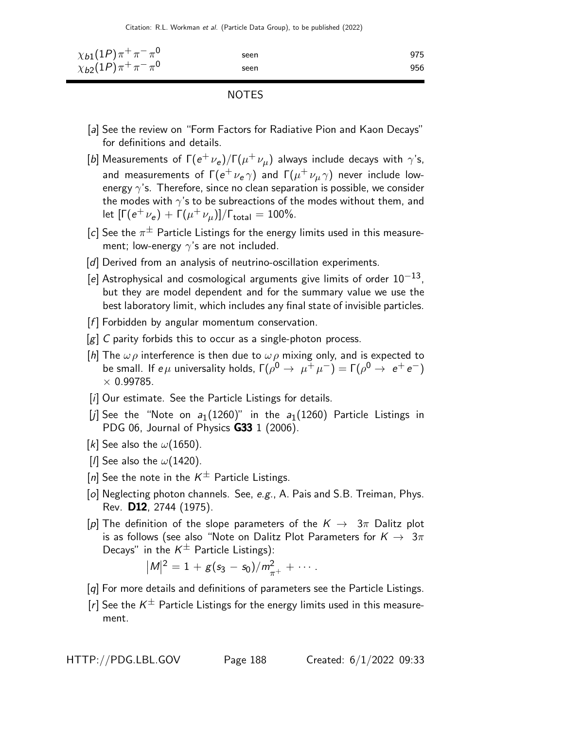| | | |
|---|---|---|
| $\chi_{b1}(1P)\pi^+\pi^-\pi^0$ | seen | 975 |
| $\chi_{b2}(1P)\pi^+\pi^-\pi^0$ | seen | 956 |

## NOTES

[a] See the review on "Form Factors for Radiative Pion and Kaon Decays" for definitions and details.

[b] Measurements of $\Gamma(e^+\nu_e)/\Gamma(\mu^+\nu_\mu)$ always include decays with $\gamma$'s, and measurements of $\Gamma(e^+\nu_e\gamma)$ and $\Gamma(\mu^+\nu_\mu\gamma)$ never include low-energy $\gamma$'s. Therefore, since no clean separation is possible, we consider the modes with $\gamma$'s to be subreactions of the modes without them, and let $[\Gamma(e^+\nu_e) + \Gamma(\mu^+\nu_\mu)]/\Gamma_{\text{total}} = 100\%$.

[c] See the $\pi^\pm$ Particle Listings for the energy limits used in this measurement; low-energy $\gamma$'s are not included.

[d] Derived from an analysis of neutrino-oscillation experiments.

[e] Astrophysical and cosmological arguments give limits of order $10^{-13}$, but they are model dependent and for the summary value we use the best laboratory limit, which includes any final state of invisible particles.

[f] Forbidden by angular momentum conservation.

[g] $C$ parity forbids this to occur as a single-photon process.

[h] The $\omega\rho$ interference is then due to $\omega\rho$ mixing only, and is expected to be small. If $e\mu$ universality holds, $\Gamma(\rho^0 \to \mu^+\mu^-) = \Gamma(\rho^0 \to e^+e^-) \times 0.99785$.

[i] Our estimate. See the Particle Listings for details.

[j] See the "Note on $a_1(1260)$" in the $a_1(1260)$ Particle Listings in PDG 06, Journal of Physics **G33** 1 (2006).

[k] See also the $\omega(1650)$.

[l] See also the $\omega(1420)$.

[n] See the note in the $K^\pm$ Particle Listings.

[o] Neglecting photon channels. See, *e.g.*, A. Pais and S.B. Treiman, Phys. Rev. **D12**, 2744 (1975).

[p] The definition of the slope parameters of the $K \to 3\pi$ Dalitz plot is as follows (see also "Note on Dalitz Plot Parameters for $K \to 3\pi$ Decays" in the $K^\pm$ Particle Listings):

$$\left|M\right|^2 = 1 + g(s_3 - s_0)/m^2_{\pi^+} + \cdots .$$

[q] For more details and definitions of parameters see the Particle Listings.

[r] See the $K^\pm$ Particle Listings for the energy limits used in this measurement.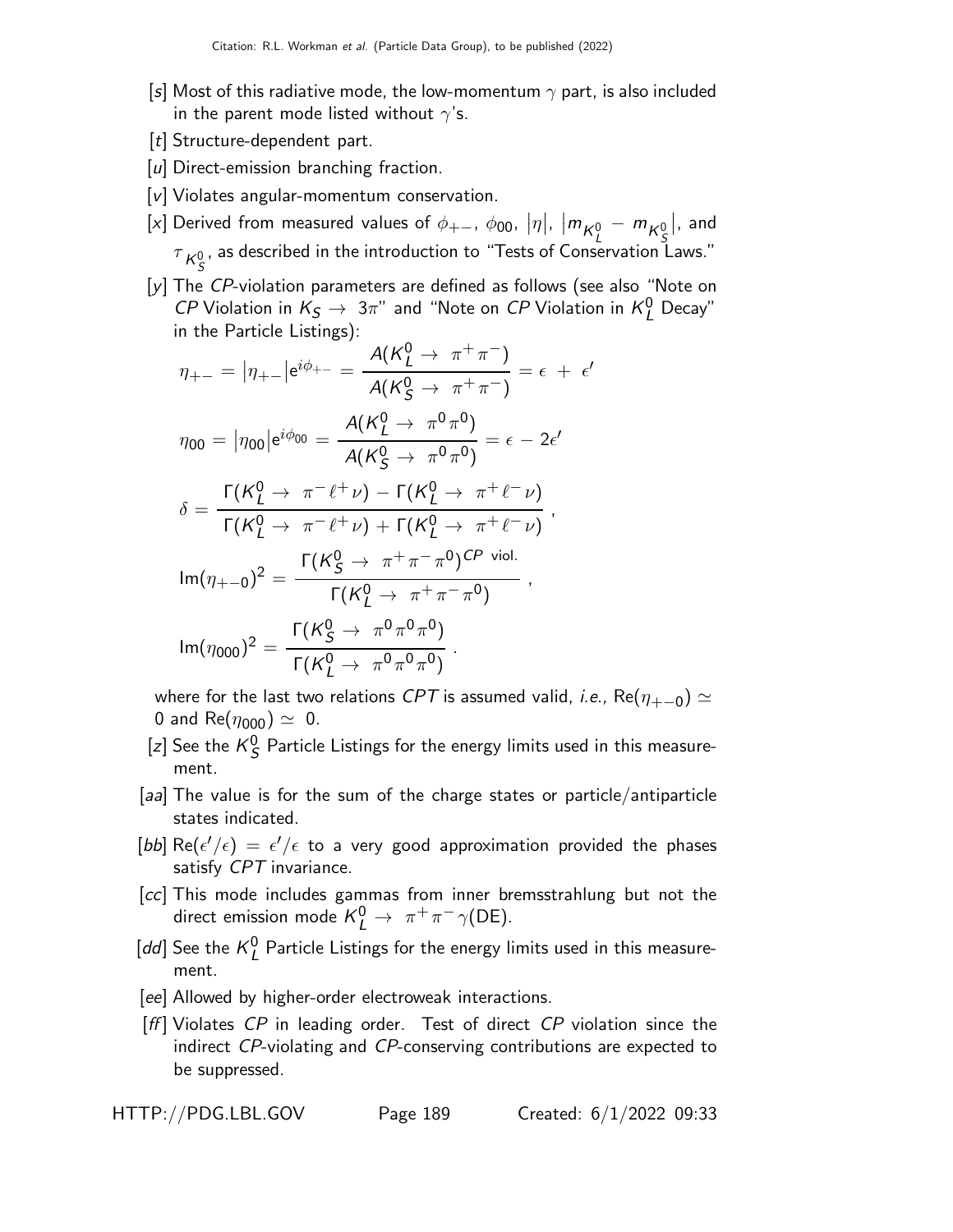[s] Most of this radiative mode, the low-momentum $\gamma$ part, is also included in the parent mode listed without $\gamma$'s.

[t] Structure-dependent part.

[u] Direct-emission branching fraction.

[v] Violates angular-momentum conservation.

[x] Derived from measured values of $\phi_{+-}$, $\phi_{00}$, $|\eta|$, $|m_{K_L^0} - m_{K_S^0}|$, and $\tau_{K_S^0}$, as described in the introduction to "Tests of Conservation Laws."

[y] The *CP*-violation parameters are defined as follows (see also "Note on *CP* Violation in $K_S \rightarrow 3\pi$" and "Note on *CP* Violation in $K_L^0$ Decay" in the Particle Listings):

$$\eta_{+-} = |\eta_{+-}|e^{i\phi_{+-}} = \frac{A(K_L^0 \rightarrow \pi^+\pi^-)}{A(K_S^0 \rightarrow \pi^+\pi^-)} = \epsilon + \epsilon'$$

$$\eta_{00} = |\eta_{00}|e^{i\phi_{00}} = \frac{A(K_L^0 \rightarrow \pi^0\pi^0)}{A(K_S^0 \rightarrow \pi^0\pi^0)} = \epsilon - 2\epsilon'$$

$$\delta = \frac{\Gamma(K_L^0 \rightarrow \pi^-\ell^+\nu) - \Gamma(K_L^0 \rightarrow \pi^+\ell^-\nu)}{\Gamma(K_L^0 \rightarrow \pi^-\ell^+\nu) + \Gamma(K_L^0 \rightarrow \pi^+\ell^-\nu)} ,$$

$$\mathrm{Im}(\eta_{+-0})^2 = \frac{\Gamma(K_S^0 \rightarrow \pi^+\pi^-\pi^0)^{CP\ \text{viol.}}}{\Gamma(K_L^0 \rightarrow \pi^+\pi^-\pi^0)} ,$$

$$\mathrm{Im}(\eta_{000})^2 = \frac{\Gamma(K_S^0 \rightarrow \pi^0\pi^0\pi^0)}{\Gamma(K_L^0 \rightarrow \pi^0\pi^0\pi^0)} .$$

where for the last two relations *CPT* is assumed valid, *i.e.,* $\mathrm{Re}(\eta_{+-0}) \simeq 0$ and $\mathrm{Re}(\eta_{000}) \simeq 0$.

[z] See the $K_S^0$ Particle Listings for the energy limits used in this measurement.

[aa] The value is for the sum of the charge states or particle/antiparticle states indicated.

[bb] $\mathrm{Re}(\epsilon'/\epsilon) = \epsilon'/\epsilon$ to a very good approximation provided the phases satisfy *CPT* invariance.

[cc] This mode includes gammas from inner bremsstrahlung but not the direct emission mode $K_L^0 \rightarrow \pi^+\pi^-\gamma(\mathrm{DE})$.

[dd] See the $K_L^0$ Particle Listings for the energy limits used in this measurement.

[ee] Allowed by higher-order electroweak interactions.

[ff] Violates *CP* in leading order. Test of direct *CP* violation since the indirect *CP*-violating and *CP*-conserving contributions are expected to be suppressed.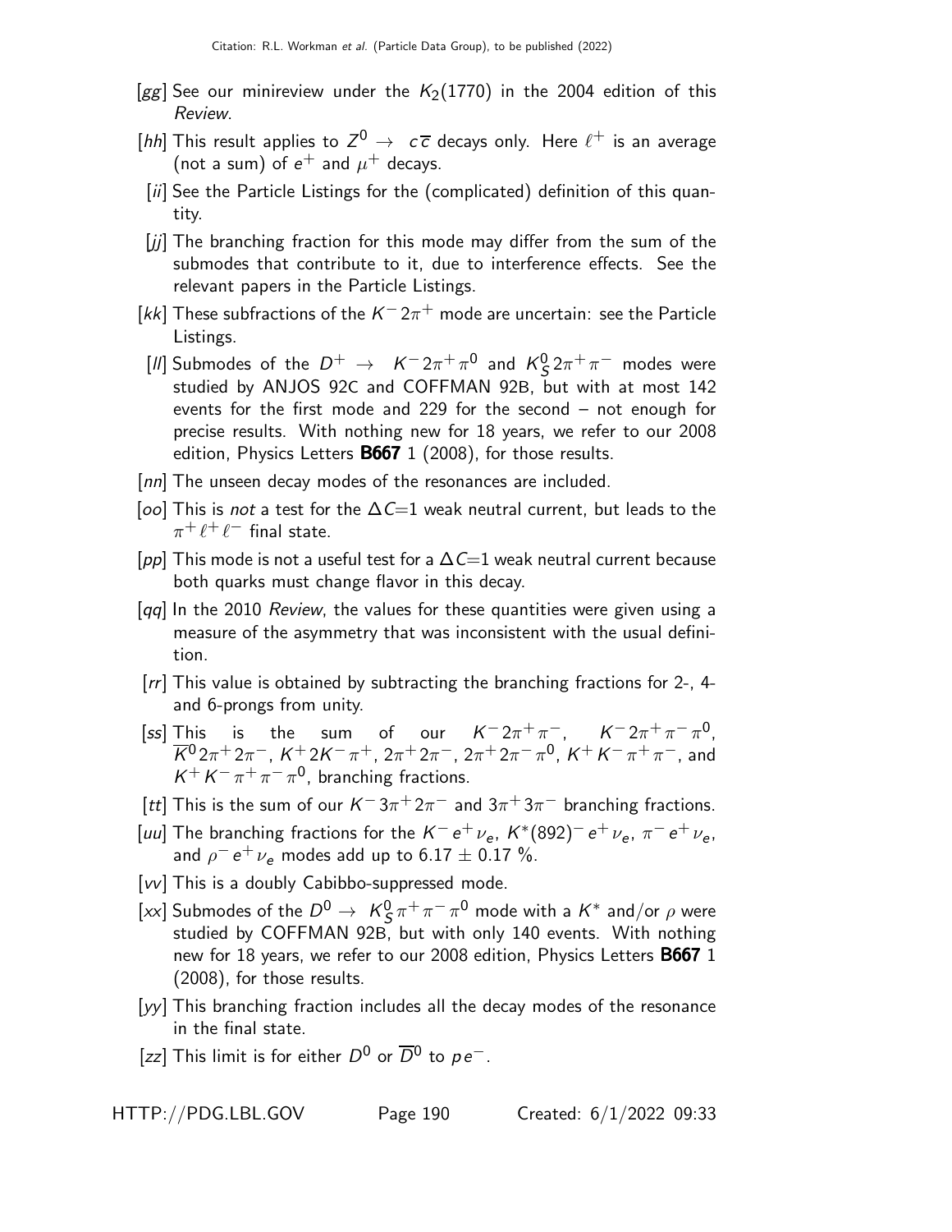[gg] See our minireview under the $K_2(1770)$ in the 2004 edition of this *Review*.

[hh] This result applies to $Z^0 \to c\overline{c}$ decays only. Here $\ell^+$ is an average (not a sum) of $e^+$ and $\mu^+$ decays.

[ii] See the Particle Listings for the (complicated) definition of this quantity.

[jj] The branching fraction for this mode may differ from the sum of the submodes that contribute to it, due to interference effects. See the relevant papers in the Particle Listings.

[kk] These subfractions of the $K^- 2\pi^+$ mode are uncertain: see the Particle Listings.

[ll] Submodes of the $D^+ \to K^- 2\pi^+ \pi^0$ and $K^0_S 2\pi^+ \pi^-$ modes were studied by ANJOS 92C and COFFMAN 92B, but with at most 142 events for the first mode and 229 for the second – not enough for precise results. With nothing new for 18 years, we refer to our 2008 edition, Physics Letters **B667** 1 (2008), for those results.

[nn] The unseen decay modes of the resonances are included.

[oo] This is *not* a test for the $\Delta C$=1 weak neutral current, but leads to the $\pi^+ \ell^+ \ell^-$ final state.

[pp] This mode is not a useful test for a $\Delta C$=1 weak neutral current because both quarks must change flavor in this decay.

[qq] In the 2010 *Review*, the values for these quantities were given using a measure of the asymmetry that was inconsistent with the usual definition.

[rr] This value is obtained by subtracting the branching fractions for 2-, 4- and 6-prongs from unity.

[ss] This is the sum of our $K^- 2\pi^+ \pi^-$, $K^- 2\pi^+ \pi^- \pi^0$, $\overline{K}^0 2\pi^+ 2\pi^-$, $K^+ 2K^- \pi^+$, $2\pi^+ 2\pi^-$, $2\pi^+ 2\pi^- \pi^0$, $K^+ K^- \pi^+ \pi^-$, and $K^+ K^- \pi^+ \pi^- \pi^0$, branching fractions.

[tt] This is the sum of our $K^- 3\pi^+ 2\pi^-$ and $3\pi^+ 3\pi^-$ branching fractions.

[uu] The branching fractions for the $K^- e^+ \nu_e$, $K^*(892)^- e^+ \nu_e$, $\pi^- e^+ \nu_e$, and $\rho^- e^+ \nu_e$ modes add up to $6.17 \pm 0.17$ %.

[vv] This is a doubly Cabibbo-suppressed mode.

[xx] Submodes of the $D^0 \to K^0_S \pi^+ \pi^- \pi^0$ mode with a $K^*$ and/or $\rho$ were studied by COFFMAN 92B, but with only 140 events. With nothing new for 18 years, we refer to our 2008 edition, Physics Letters **B667** 1 (2008), for those results.

[yy] This branching fraction includes all the decay modes of the resonance in the final state.

[zz] This limit is for either $D^0$ or $\overline{D}^0$ to $p e^-$.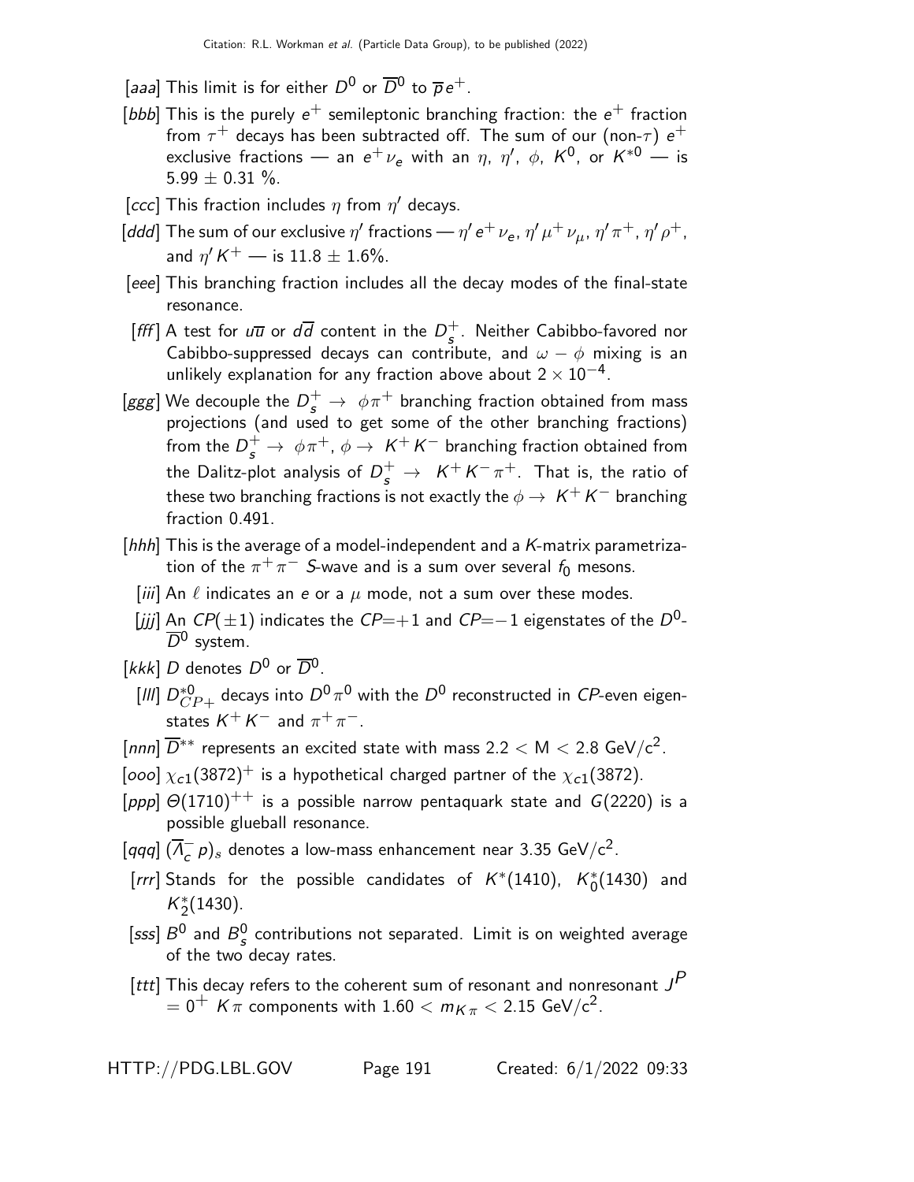[aaa] This limit is for either $D^0$ or $\overline{D}^0$ to $\overline{p}e^+$.

[bbb] This is the purely $e^+$ semileptonic branching fraction: the $e^+$ fraction from $\tau^+$ decays has been subtracted off. The sum of our (non-$\tau$) $e^+$ exclusive fractions — an $e^+\nu_e$ with an $\eta$, $\eta'$, $\phi$, $K^0$, or $K^{*0}$ — is $5.99 \pm 0.31$ %.

[ccc] This fraction includes $\eta$ from $\eta'$ decays.

[ddd] The sum of our exclusive $\eta'$ fractions — $\eta' e^+\nu_e$, $\eta'\mu^+\nu_\mu$, $\eta'\pi^+$, $\eta'\rho^+$, and $\eta' K^+$ — is $11.8 \pm 1.6$%.

[eee] This branching fraction includes all the decay modes of the final-state resonance.

[fff] A test for $u\overline{u}$ or $d\overline{d}$ content in the $D_s^+$. Neither Cabibbo-favored nor Cabibbo-suppressed decays can contribute, and $\omega - \phi$ mixing is an unlikely explanation for any fraction above about $2 \times 10^{-4}$.

[ggg] We decouple the $D_s^+ \to \phi\pi^+$ branching fraction obtained from mass projections (and used to get some of the other branching fractions) from the $D_s^+ \to \phi\pi^+$, $\phi \to K^+K^-$ branching fraction obtained from the Dalitz-plot analysis of $D_s^+ \to K^+K^-\pi^+$. That is, the ratio of these two branching fractions is not exactly the $\phi \to K^+K^-$ branching fraction 0.491.

[hhh] This is the average of a model-independent and a $K$-matrix parametrization of the $\pi^+\pi^-$ $S$-wave and is a sum over several $f_0$ mesons.

[iii] An $\ell$ indicates an $e$ or a $\mu$ mode, not a sum over these modes.

[jjj] An $CP(\pm 1)$ indicates the $CP$=+1 and $CP$=−1 eigenstates of the $D^0$-$\overline{D}^0$ system.

[kkk] $D$ denotes $D^0$ or $\overline{D}^0$.

[lll] $D^{*0}_{CP+}$ decays into $D^0\pi^0$ with the $D^0$ reconstructed in $CP$-even eigenstates $K^+K^-$ and $\pi^+\pi^-$.

[nnn] $\overline{D}^{**}$ represents an excited state with mass $2.2 < \text{M} < 2.8$ GeV/c$^2$.

[ooo] $\chi_{c1}(3872)^+$ is a hypothetical charged partner of the $\chi_{c1}(3872)$.

[ppp] $\Theta(1710)^{++}$ is a possible narrow pentaquark state and $G(2220)$ is a possible glueball resonance.

[qqq] $(\overline{\Lambda}_c^- p)_s$ denotes a low-mass enhancement near 3.35 GeV/c$^2$.

[rrr] Stands for the possible candidates of $K^*(1410)$, $K_0^*(1430)$ and $K_2^*(1430)$.

[sss] $B^0$ and $B_s^0$ contributions not separated. Limit is on weighted average of the two decay rates.

[ttt] This decay refers to the coherent sum of resonant and nonresonant $J^P = 0^+$ $K\pi$ components with $1.60 < m_{K\pi} < 2.15$ GeV/c$^2$.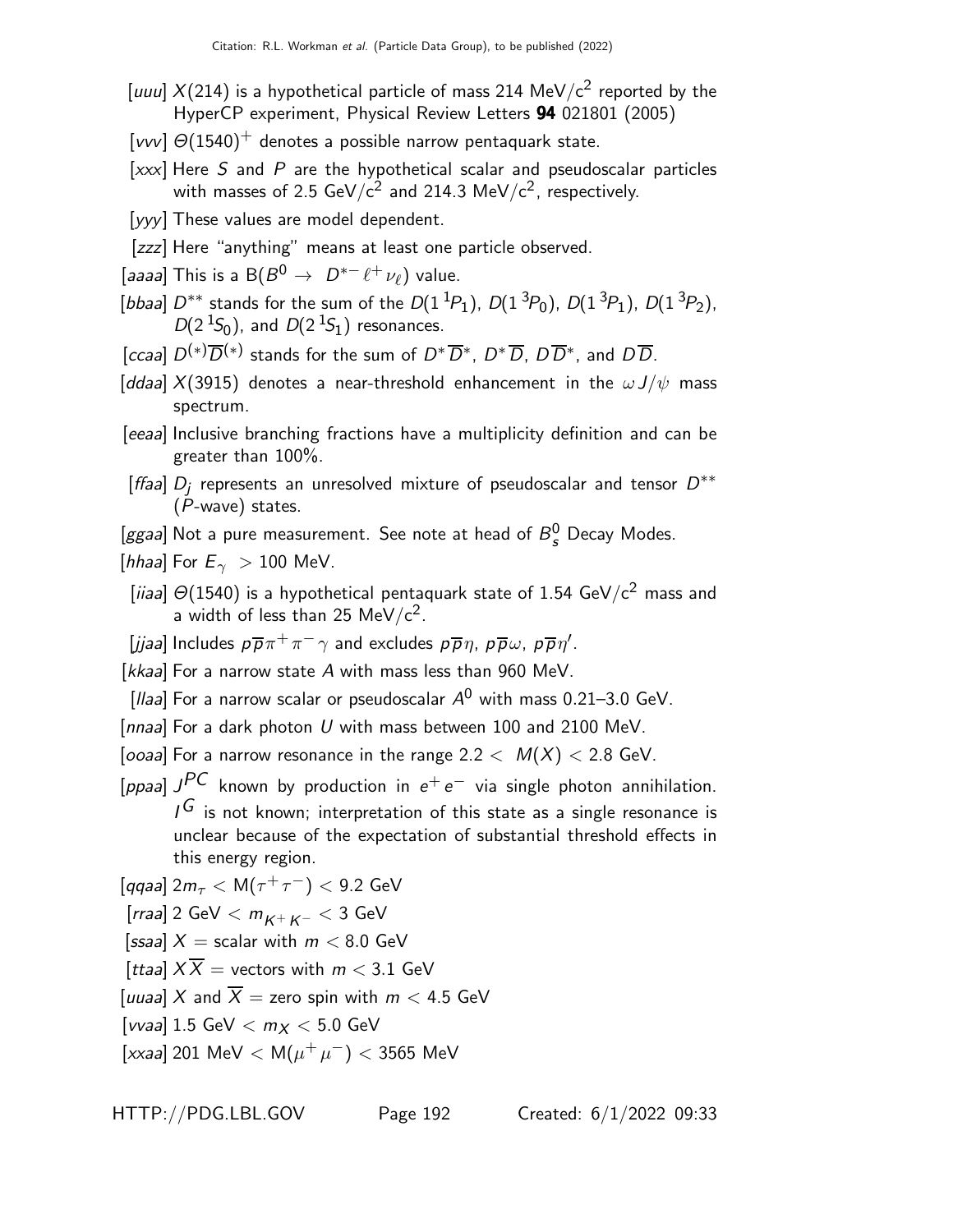[uuu] $X(214)$ is a hypothetical particle of mass 214 MeV/$c^2$ reported by the HyperCP experiment, Physical Review Letters **94** 021801 (2005)

[vvv] $\Theta(1540)^+$ denotes a possible narrow pentaquark state.

[xxx] Here $S$ and $P$ are the hypothetical scalar and pseudoscalar particles with masses of 2.5 GeV/$c^2$ and 214.3 MeV/$c^2$, respectively.

[yyy] These values are model dependent.

[zzz] Here "anything" means at least one particle observed.

[aaaa] This is a $B(B^0 \to D^{*-} \ell^+ \nu_\ell)$ value.

[bbaa] $D^{**}$ stands for the sum of the $D(1\,^1P_1)$, $D(1\,^3P_0)$, $D(1\,^3P_1)$, $D(1\,^3P_2)$, $D(2\,^1S_0)$, and $D(2\,^1S_1)$ resonances.

[ccaa] $D^{(*)}\overline{D}^{(*)}$ stands for the sum of $D^*\overline{D}^*$, $D^*\overline{D}$, $D\overline{D}^*$, and $D\overline{D}$.

[ddaa] $X(3915)$ denotes a near-threshold enhancement in the $\omega J/\psi$ mass spectrum.

[eeaa] Inclusive branching fractions have a multiplicity definition and can be greater than 100%.

[ffaa] $D_j$ represents an unresolved mixture of pseudoscalar and tensor $D^{**}$ ($P$-wave) states.

[ggaa] Not a pure measurement. See note at head of $B_s^0$ Decay Modes.

[hhaa] For $E_\gamma > 100$ MeV.

[iiaa] $\Theta(1540)$ is a hypothetical pentaquark state of 1.54 GeV/$c^2$ mass and a width of less than 25 MeV/$c^2$.

[jjaa] Includes $p\overline{p}\pi^+\pi^-\gamma$ and excludes $p\overline{p}\eta$, $p\overline{p}\omega$, $p\overline{p}\eta'$.

[kkaa] For a narrow state $A$ with mass less than 960 MeV.

[llaa] For a narrow scalar or pseudoscalar $A^0$ with mass 0.21–3.0 GeV.

[nnaa] For a dark photon $U$ with mass between 100 and 2100 MeV.

[ooaa] For a narrow resonance in the range $2.2 < M(X) < 2.8$ GeV.

[ppaa] $J^{PC}$ known by production in $e^+e^-$ via single photon annihilation. $I^G$ is not known; interpretation of this state as a single resonance is unclear because of the expectation of substantial threshold effects in this energy region.

[qqaa] $2m_\tau < M(\tau^+\tau^-) < 9.2$ GeV

[rraa] 2 GeV $< m_{K^+K^-} <$ 3 GeV

[ssaa] $X$ = scalar with $m < 8.0$ GeV

[ttaa] $X\overline{X}$ = vectors with $m < 3.1$ GeV

[uuaa] $X$ and $\overline{X}$ = zero spin with $m < 4.5$ GeV

[vvaa] 1.5 GeV $< m_X <$ 5.0 GeV

[xxaa] 201 MeV $< M(\mu^+\mu^-) <$ 3565 MeV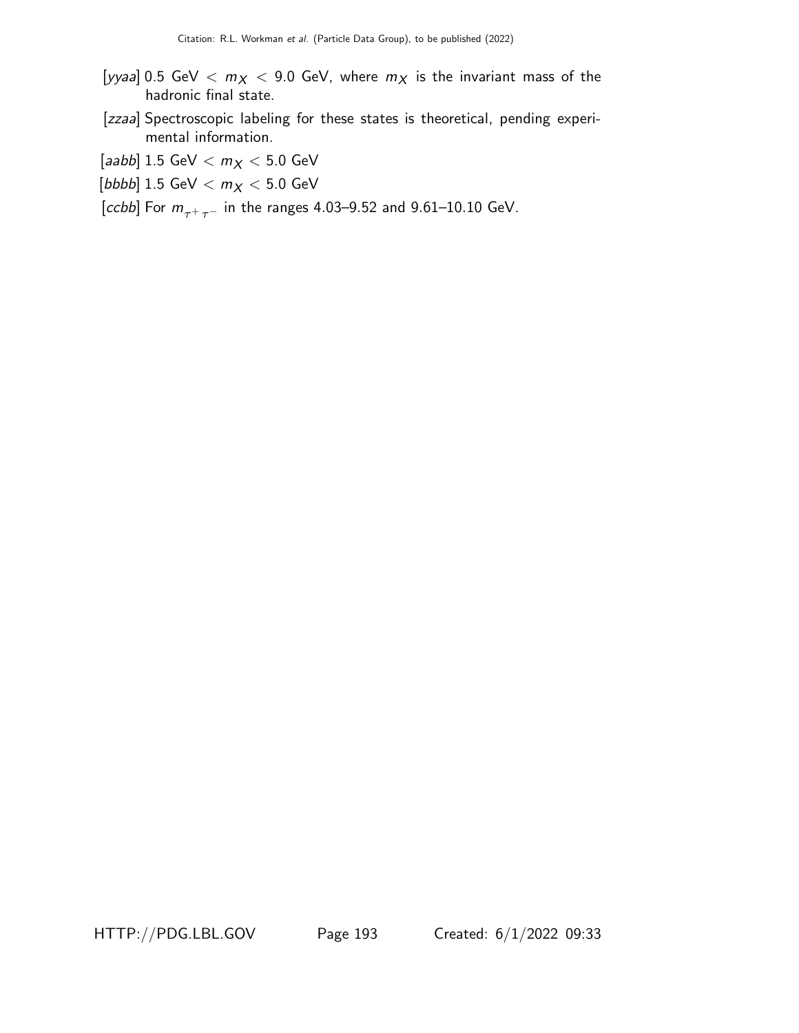[*yyaa*] 0.5 GeV $< m_X <$ 9.0 GeV, where $m_X$ is the invariant mass of the hadronic final state.

[*zzaa*] Spectroscopic labeling for these states is theoretical, pending experimental information.

[*aabb*] 1.5 GeV $< m_X <$ 5.0 GeV

[*bbbb*] 1.5 GeV $< m_X <$ 5.0 GeV

[*ccbb*] For $m_{\tau^+\tau^-}$ in the ranges 4.03–9.52 and 9.61–10.10 GeV.